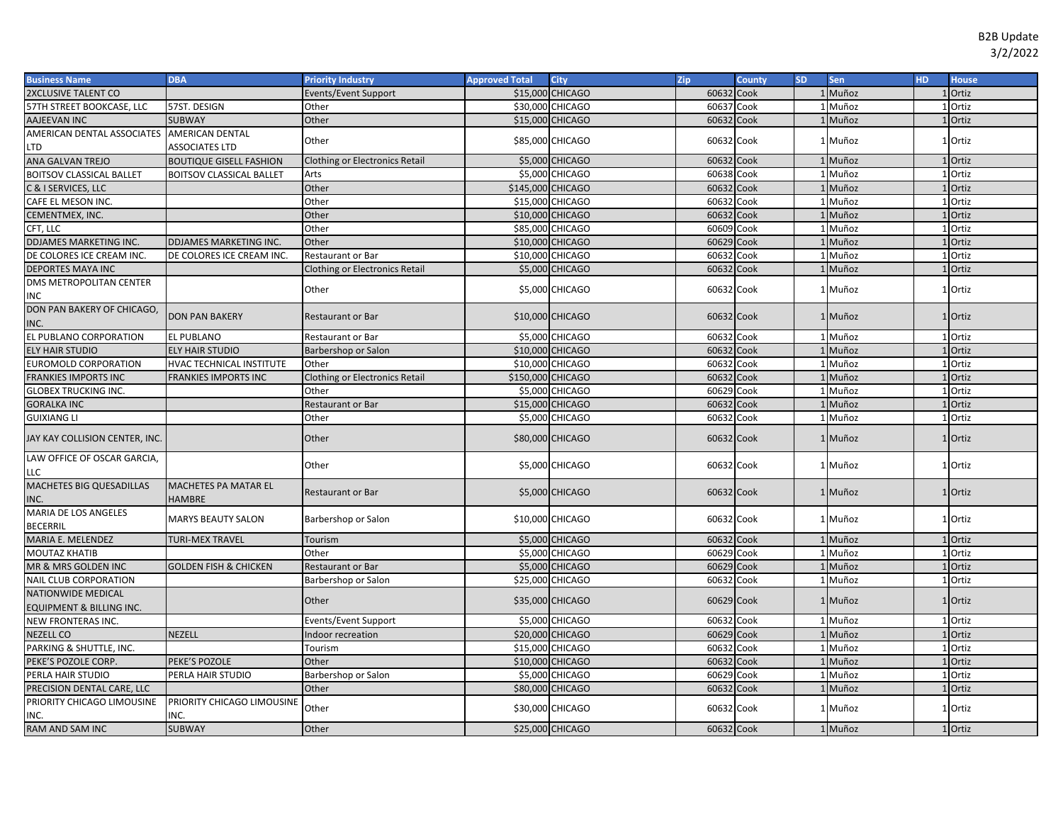B2B Update
3/2/2022

| Business Name | DBA | Priority Industry | Approved Total | City | Zip | County | SD | Sen | HD | House |
|---|---|---|---|---|---|---|---|---|---|---|
| 2XCLUSIVE TALENT CO | | Events/Event Support | $15,000 | CHICAGO | 60632 | Cook | 1 | Muñoz | 1 | Ortiz |
| 57TH STREET BOOKCASE, LLC | 57ST. DESIGN | Other | $30,000 | CHICAGO | 60637 | Cook | 1 | Muñoz | 1 | Ortiz |
| AAJEEVAN INC | SUBWAY | Other | $15,000 | CHICAGO | 60632 | Cook | 1 | Muñoz | 1 | Ortiz |
| AMERICAN DENTAL ASSOCIATES LTD | AMERICAN DENTAL ASSOCIATES LTD | Other | $85,000 | CHICAGO | 60632 | Cook | 1 | Muñoz | 1 | Ortiz |
| ANA GALVAN TREJO | BOUTIQUE GISELL FASHION | Clothing or Electronics Retail | $5,000 | CHICAGO | 60632 | Cook | 1 | Muñoz | 1 | Ortiz |
| BOITSOV CLASSICAL BALLET | BOITSOV CLASSICAL BALLET | Arts | $5,000 | CHICAGO | 60638 | Cook | 1 | Muñoz | 1 | Ortiz |
| C & I SERVICES, LLC | | Other | $145,000 | CHICAGO | 60632 | Cook | 1 | Muñoz | 1 | Ortiz |
| CAFE EL MESON INC. | | Other | $15,000 | CHICAGO | 60632 | Cook | 1 | Muñoz | 1 | Ortiz |
| CEMENTMEX, INC. | | Other | $10,000 | CHICAGO | 60632 | Cook | 1 | Muñoz | 1 | Ortiz |
| CFT, LLC | | Other | $85,000 | CHICAGO | 60609 | Cook | 1 | Muñoz | 1 | Ortiz |
| DDJAMES MARKETING INC. | DDJAMES MARKETING INC. | Other | $10,000 | CHICAGO | 60629 | Cook | 1 | Muñoz | 1 | Ortiz |
| DE COLORES ICE CREAM INC. | DE COLORES ICE CREAM INC. | Restaurant or Bar | $10,000 | CHICAGO | 60632 | Cook | 1 | Muñoz | 1 | Ortiz |
| DEPORTES MAYA INC | | Clothing or Electronics Retail | $5,000 | CHICAGO | 60632 | Cook | 1 | Muñoz | 1 | Ortiz |
| DMS METROPOLITAN CENTER INC | | Other | $5,000 | CHICAGO | 60632 | Cook | 1 | Muñoz | 1 | Ortiz |
| DON PAN BAKERY OF CHICAGO, INC. | DON PAN BAKERY | Restaurant or Bar | $10,000 | CHICAGO | 60632 | Cook | 1 | Muñoz | 1 | Ortiz |
| EL PUBLANO CORPORATION | EL PUBLANO | Restaurant or Bar | $5,000 | CHICAGO | 60632 | Cook | 1 | Muñoz | 1 | Ortiz |
| ELY HAIR STUDIO | ELY HAIR STUDIO | Barbershop or Salon | $10,000 | CHICAGO | 60632 | Cook | 1 | Muñoz | 1 | Ortiz |
| EUROMOLD CORPORATION | HVAC TECHNICAL INSTITUTE | Other | $10,000 | CHICAGO | 60632 | Cook | 1 | Muñoz | 1 | Ortiz |
| FRANKIES IMPORTS INC | FRANKIES IMPORTS INC | Clothing or Electronics Retail | $150,000 | CHICAGO | 60632 | Cook | 1 | Muñoz | 1 | Ortiz |
| GLOBEX TRUCKING INC. | | Other | $5,000 | CHICAGO | 60629 | Cook | 1 | Muñoz | 1 | Ortiz |
| GORALKA INC | | Restaurant or Bar | $15,000 | CHICAGO | 60632 | Cook | 1 | Muñoz | 1 | Ortiz |
| GUIXIANG LI | | Other | $5,000 | CHICAGO | 60632 | Cook | 1 | Muñoz | 1 | Ortiz |
| JAY KAY COLLISION CENTER, INC. | | Other | $80,000 | CHICAGO | 60632 | Cook | 1 | Muñoz | 1 | Ortiz |
| LAW OFFICE OF OSCAR GARCIA, LLC | | Other | $5,000 | CHICAGO | 60632 | Cook | 1 | Muñoz | 1 | Ortiz |
| MACHETES BIG QUESADILLAS INC. | MACHETES PA MATAR EL HAMBRE | Restaurant or Bar | $5,000 | CHICAGO | 60632 | Cook | 1 | Muñoz | 1 | Ortiz |
| MARIA DE LOS ANGELES BECERRIL | MARYS BEAUTY SALON | Barbershop or Salon | $10,000 | CHICAGO | 60632 | Cook | 1 | Muñoz | 1 | Ortiz |
| MARIA E. MELENDEZ | TURI-MEX TRAVEL | Tourism | $5,000 | CHICAGO | 60632 | Cook | 1 | Muñoz | 1 | Ortiz |
| MOUTAZ KHATIB | | Other | $5,000 | CHICAGO | 60629 | Cook | 1 | Muñoz | 1 | Ortiz |
| MR & MRS GOLDEN INC | GOLDEN FISH & CHICKEN | Restaurant or Bar | $5,000 | CHICAGO | 60629 | Cook | 1 | Muñoz | 1 | Ortiz |
| NAIL CLUB CORPORATION | | Barbershop or Salon | $25,000 | CHICAGO | 60632 | Cook | 1 | Muñoz | 1 | Ortiz |
| NATIONWIDE MEDICAL EQUIPMENT & BILLING INC. | | Other | $35,000 | CHICAGO | 60629 | Cook | 1 | Muñoz | 1 | Ortiz |
| NEW FRONTERAS INC. | | Events/Event Support | $5,000 | CHICAGO | 60632 | Cook | 1 | Muñoz | 1 | Ortiz |
| NEZELL CO | NEZELL | Indoor recreation | $20,000 | CHICAGO | 60629 | Cook | 1 | Muñoz | 1 | Ortiz |
| PARKING & SHUTTLE, INC. | | Tourism | $15,000 | CHICAGO | 60632 | Cook | 1 | Muñoz | 1 | Ortiz |
| PEKE'S POZOLE CORP. | PEKE'S POZOLE | Other | $10,000 | CHICAGO | 60632 | Cook | 1 | Muñoz | 1 | Ortiz |
| PERLA HAIR STUDIO | PERLA HAIR STUDIO | Barbershop or Salon | $5,000 | CHICAGO | 60629 | Cook | 1 | Muñoz | 1 | Ortiz |
| PRECISION DENTAL CARE, LLC | | Other | $80,000 | CHICAGO | 60632 | Cook | 1 | Muñoz | 1 | Ortiz |
| PRIORITY CHICAGO LIMOUSINE INC. | PRIORITY CHICAGO LIMOUSINE INC. | Other | $30,000 | CHICAGO | 60632 | Cook | 1 | Muñoz | 1 | Ortiz |
| RAM AND SAM INC | SUBWAY | Other | $25,000 | CHICAGO | 60632 | Cook | 1 | Muñoz | 1 | Ortiz |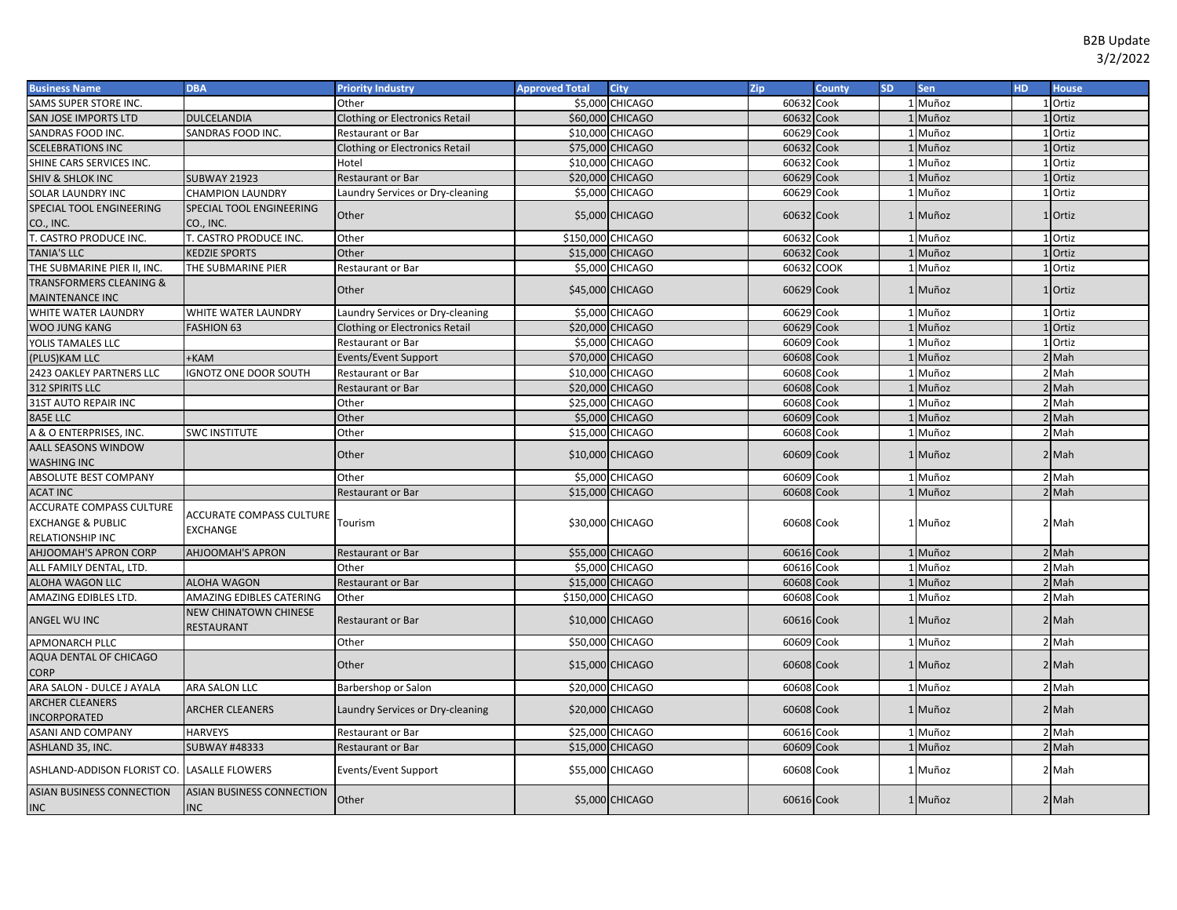B2B Update
3/2/2022

| Business Name | DBA | Priority Industry | Approved Total | City | Zip | County | SD | Sen | HD | House |
|---|---|---|---|---|---|---|---|---|---|---|
| SAMS SUPER STORE INC. | | Other | $5,000 | CHICAGO | 60632 | Cook | 1 | Muñoz | 1 | Ortiz |
| SAN JOSE IMPORTS LTD | DULCELANDIA | Clothing or Electronics Retail | $60,000 | CHICAGO | 60632 | Cook | 1 | Muñoz | 1 | Ortiz |
| SANDRAS FOOD INC. | SANDRAS FOOD INC. | Restaurant or Bar | $10,000 | CHICAGO | 60629 | Cook | 1 | Muñoz | 1 | Ortiz |
| SCELEBRATIONS INC | | Clothing or Electronics Retail | $75,000 | CHICAGO | 60632 | Cook | 1 | Muñoz | 1 | Ortiz |
| SHINE CARS SERVICES INC. | | Hotel | $10,000 | CHICAGO | 60632 | Cook | 1 | Muñoz | 1 | Ortiz |
| SHIV & SHLOK INC | SUBWAY 21923 | Restaurant or Bar | $20,000 | CHICAGO | 60629 | Cook | 1 | Muñoz | 1 | Ortiz |
| SOLAR LAUNDRY INC | CHAMPION LAUNDRY | Laundry Services or Dry-cleaning | $5,000 | CHICAGO | 60629 | Cook | 1 | Muñoz | 1 | Ortiz |
| SPECIAL TOOL ENGINEERING CO., INC. | SPECIAL TOOL ENGINEERING CO., INC. | Other | $5,000 | CHICAGO | 60632 | Cook | 1 | Muñoz | 1 | Ortiz |
| T. CASTRO PRODUCE INC. | T. CASTRO PRODUCE INC. | Other | $150,000 | CHICAGO | 60632 | Cook | 1 | Muñoz | 1 | Ortiz |
| TANIA'S LLC | KEDZIE SPORTS | Other | $15,000 | CHICAGO | 60632 | Cook | 1 | Muñoz | 1 | Ortiz |
| THE SUBMARINE PIER II, INC. | THE SUBMARINE PIER | Restaurant or Bar | $5,000 | CHICAGO | 60632 | COOK | 1 | Muñoz | 1 | Ortiz |
| TRANSFORMERS CLEANING & MAINTENANCE INC | | Other | $45,000 | CHICAGO | 60629 | Cook | 1 | Muñoz | 1 | Ortiz |
| WHITE WATER LAUNDRY | WHITE WATER LAUNDRY | Laundry Services or Dry-cleaning | $5,000 | CHICAGO | 60629 | Cook | 1 | Muñoz | 1 | Ortiz |
| WOO JUNG KANG | FASHION 63 | Clothing or Electronics Retail | $20,000 | CHICAGO | 60629 | Cook | 1 | Muñoz | 1 | Ortiz |
| YOLIS TAMALES LLC | | Restaurant or Bar | $5,000 | CHICAGO | 60609 | Cook | 1 | Muñoz | 1 | Ortiz |
| (PLUS)KAM LLC | +KAM | Events/Event Support | $70,000 | CHICAGO | 60608 | Cook | 1 | Muñoz | 2 | Mah |
| 2423 OAKLEY PARTNERS LLC | IGNOTZ ONE DOOR SOUTH | Restaurant or Bar | $10,000 | CHICAGO | 60608 | Cook | 1 | Muñoz | 2 | Mah |
| 312 SPIRITS LLC | | Restaurant or Bar | $20,000 | CHICAGO | 60608 | Cook | 1 | Muñoz | 2 | Mah |
| 31ST AUTO REPAIR INC | | Other | $25,000 | CHICAGO | 60608 | Cook | 1 | Muñoz | 2 | Mah |
| 8A5E LLC | | Other | $5,000 | CHICAGO | 60609 | Cook | 1 | Muñoz | 2 | Mah |
| A & O ENTERPRISES, INC. | SWC INSTITUTE | Other | $15,000 | CHICAGO | 60608 | Cook | 1 | Muñoz | 2 | Mah |
| AALL SEASONS WINDOW WASHING INC | | Other | $10,000 | CHICAGO | 60609 | Cook | 1 | Muñoz | 2 | Mah |
| ABSOLUTE BEST COMPANY | | Other | $5,000 | CHICAGO | 60609 | Cook | 1 | Muñoz | 2 | Mah |
| ACAT INC | | Restaurant or Bar | $15,000 | CHICAGO | 60608 | Cook | 1 | Muñoz | 2 | Mah |
| ACCURATE COMPASS CULTURE EXCHANGE & PUBLIC RELATIONSHIP INC | ACCURATE COMPASS CULTURE EXCHANGE | Tourism | $30,000 | CHICAGO | 60608 | Cook | 1 | Muñoz | 2 | Mah |
| AHJOOMAH'S APRON CORP | AHJOOMAH'S APRON | Restaurant or Bar | $55,000 | CHICAGO | 60616 | Cook | 1 | Muñoz | 2 | Mah |
| ALL FAMILY DENTAL, LTD. | | Other | $5,000 | CHICAGO | 60616 | Cook | 1 | Muñoz | 2 | Mah |
| ALOHA WAGON LLC | ALOHA WAGON | Restaurant or Bar | $15,000 | CHICAGO | 60608 | Cook | 1 | Muñoz | 2 | Mah |
| AMAZING EDIBLES LTD. | AMAZING EDIBLES CATERING | Other | $150,000 | CHICAGO | 60608 | Cook | 1 | Muñoz | 2 | Mah |
| ANGEL WU INC | NEW CHINATOWN CHINESE RESTAURANT | Restaurant or Bar | $10,000 | CHICAGO | 60616 | Cook | 1 | Muñoz | 2 | Mah |
| APMONARCH PLLC | | Other | $50,000 | CHICAGO | 60609 | Cook | 1 | Muñoz | 2 | Mah |
| AQUA DENTAL OF CHICAGO CORP | | Other | $15,000 | CHICAGO | 60608 | Cook | 1 | Muñoz | 2 | Mah |
| ARA SALON - DULCE J AYALA | ARA SALON LLC | Barbershop or Salon | $20,000 | CHICAGO | 60608 | Cook | 1 | Muñoz | 2 | Mah |
| ARCHER CLEANERS INCORPORATED | ARCHER CLEANERS | Laundry Services or Dry-cleaning | $20,000 | CHICAGO | 60608 | Cook | 1 | Muñoz | 2 | Mah |
| ASANI AND COMPANY | HARVEYS | Restaurant or Bar | $25,000 | CHICAGO | 60616 | Cook | 1 | Muñoz | 2 | Mah |
| ASHLAND 35, INC. | SUBWAY #48333 | Restaurant or Bar | $15,000 | CHICAGO | 60609 | Cook | 1 | Muñoz | 2 | Mah |
| ASHLAND-ADDISON FLORIST CO. | LASALLE FLOWERS | Events/Event Support | $55,000 | CHICAGO | 60608 | Cook | 1 | Muñoz | 2 | Mah |
| ASIAN BUSINESS CONNECTION INC | ASIAN BUSINESS CONNECTION INC | Other | $5,000 | CHICAGO | 60616 | Cook | 1 | Muñoz | 2 | Mah |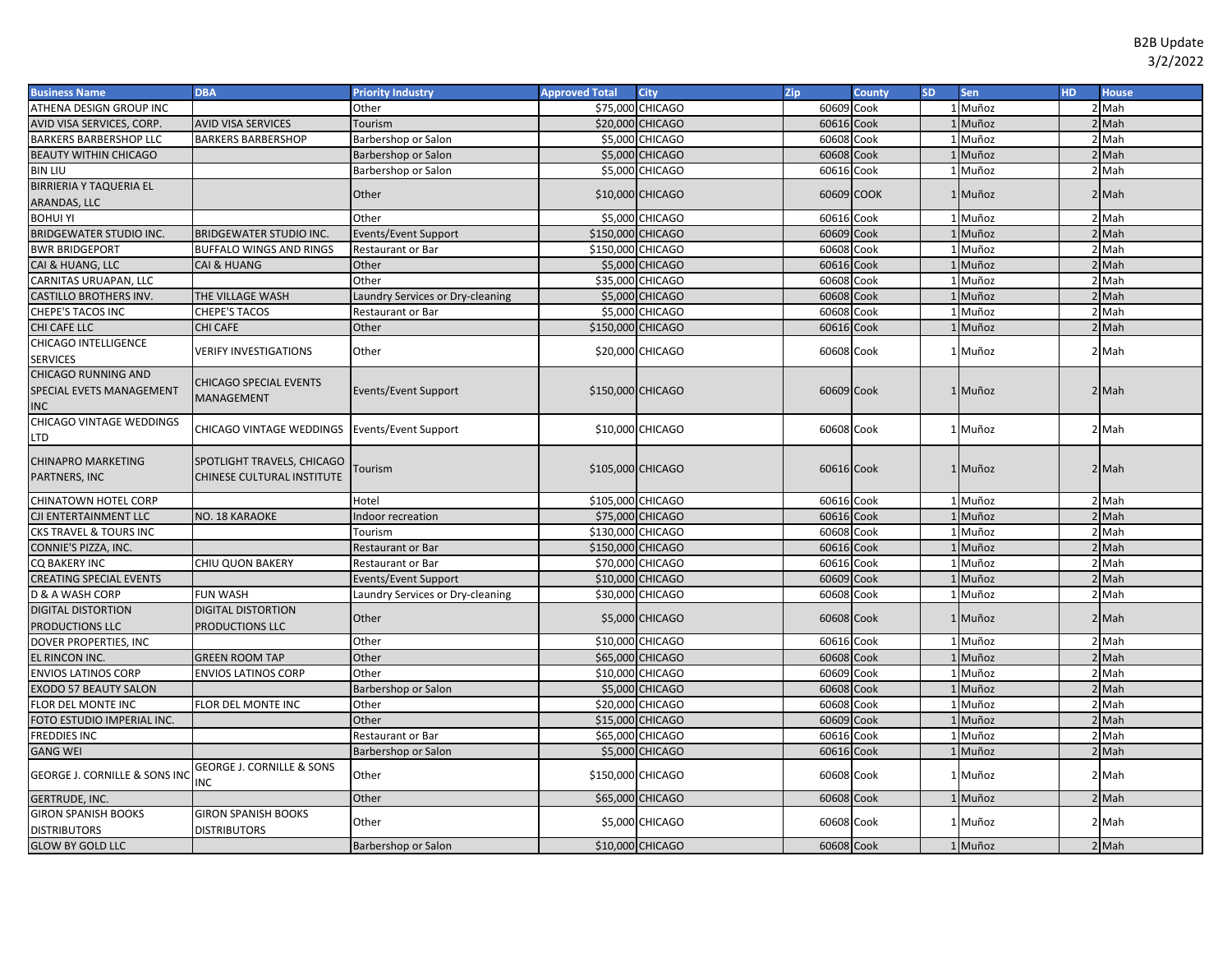B2B Update
3/2/2022

| Business Name | DBA | Priority Industry | Approved Total | City | Zip | County | SD | Sen | HD | House |
|---|---|---|---|---|---|---|---|---|---|---|
| ATHENA DESIGN GROUP INC | | Other | $75,000 | CHICAGO | 60609 | Cook | 1 | Muñoz | 2 | Mah |
| AVID VISA SERVICES, CORP. | AVID VISA SERVICES | Tourism | $20,000 | CHICAGO | 60616 | Cook | 1 | Muñoz | 2 | Mah |
| BARKERS BARBERSHOP LLC | BARKERS BARBERSHOP | Barbershop or Salon | $5,000 | CHICAGO | 60608 | Cook | 1 | Muñoz | 2 | Mah |
| BEAUTY WITHIN CHICAGO | | Barbershop or Salon | $5,000 | CHICAGO | 60608 | Cook | 1 | Muñoz | 2 | Mah |
| BIN LIU | | Barbershop or Salon | $5,000 | CHICAGO | 60616 | Cook | 1 | Muñoz | 2 | Mah |
| BIRRIERIA Y TAQUERIA EL ARANDAS, LLC | | Other | $10,000 | CHICAGO | 60609 | COOK | 1 | Muñoz | 2 | Mah |
| BOHUI YI | | Other | $5,000 | CHICAGO | 60616 | Cook | 1 | Muñoz | 2 | Mah |
| BRIDGEWATER STUDIO INC. | BRIDGEWATER STUDIO INC. | Events/Event Support | $150,000 | CHICAGO | 60609 | Cook | 1 | Muñoz | 2 | Mah |
| BWR BRIDGEPORT | BUFFALO WINGS AND RINGS | Restaurant or Bar | $150,000 | CHICAGO | 60608 | Cook | 1 | Muñoz | 2 | Mah |
| CAI & HUANG, LLC | CAI & HUANG | Other | $5,000 | CHICAGO | 60616 | Cook | 1 | Muñoz | 2 | Mah |
| CARNITAS URUAPAN, LLC | | Other | $35,000 | CHICAGO | 60608 | Cook | 1 | Muñoz | 2 | Mah |
| CASTILLO BROTHERS INV. | THE VILLAGE WASH | Laundry Services or Dry-cleaning | $5,000 | CHICAGO | 60608 | Cook | 1 | Muñoz | 2 | Mah |
| CHEPE'S TACOS INC | CHEPE'S TACOS | Restaurant or Bar | $5,000 | CHICAGO | 60608 | Cook | 1 | Muñoz | 2 | Mah |
| CHI CAFE LLC | CHI CAFE | Other | $150,000 | CHICAGO | 60616 | Cook | 1 | Muñoz | 2 | Mah |
| CHICAGO INTELLIGENCE SERVICES | VERIFY INVESTIGATIONS | Other | $20,000 | CHICAGO | 60608 | Cook | 1 | Muñoz | 2 | Mah |
| CHICAGO RUNNING AND SPECIAL EVETS MANAGEMENT INC | CHICAGO SPECIAL EVENTS MANAGEMENT | Events/Event Support | $150,000 | CHICAGO | 60609 | Cook | 1 | Muñoz | 2 | Mah |
| CHICAGO VINTAGE WEDDINGS LTD | CHICAGO VINTAGE WEDDINGS | Events/Event Support | $10,000 | CHICAGO | 60608 | Cook | 1 | Muñoz | 2 | Mah |
| CHINAPRO MARKETING PARTNERS, INC | SPOTLIGHT TRAVELS, CHICAGO CHINESE CULTURAL INSTITUTE | Tourism | $105,000 | CHICAGO | 60616 | Cook | 1 | Muñoz | 2 | Mah |
| CHINATOWN HOTEL CORP | | Hotel | $105,000 | CHICAGO | 60616 | Cook | 1 | Muñoz | 2 | Mah |
| CJI ENTERTAINMENT LLC | NO. 18 KARAOKE | Indoor recreation | $75,000 | CHICAGO | 60616 | Cook | 1 | Muñoz | 2 | Mah |
| CKS TRAVEL & TOURS INC | | Tourism | $130,000 | CHICAGO | 60608 | Cook | 1 | Muñoz | 2 | Mah |
| CONNIE'S PIZZA, INC. | | Restaurant or Bar | $150,000 | CHICAGO | 60616 | Cook | 1 | Muñoz | 2 | Mah |
| CQ BAKERY INC | CHIU QUON BAKERY | Restaurant or Bar | $70,000 | CHICAGO | 60616 | Cook | 1 | Muñoz | 2 | Mah |
| CREATING SPECIAL EVENTS | | Events/Event Support | $10,000 | CHICAGO | 60609 | Cook | 1 | Muñoz | 2 | Mah |
| D & A WASH CORP | FUN WASH | Laundry Services or Dry-cleaning | $30,000 | CHICAGO | 60608 | Cook | 1 | Muñoz | 2 | Mah |
| DIGITAL DISTORTION PRODUCTIONS LLC | DIGITAL DISTORTION PRODUCTIONS LLC | Other | $5,000 | CHICAGO | 60608 | Cook | 1 | Muñoz | 2 | Mah |
| DOVER PROPERTIES, INC | | Other | $10,000 | CHICAGO | 60616 | Cook | 1 | Muñoz | 2 | Mah |
| EL RINCON INC. | GREEN ROOM TAP | Other | $65,000 | CHICAGO | 60608 | Cook | 1 | Muñoz | 2 | Mah |
| ENVIOS LATINOS CORP | ENVIOS LATINOS CORP | Other | $10,000 | CHICAGO | 60609 | Cook | 1 | Muñoz | 2 | Mah |
| EXODO 57 BEAUTY SALON | | Barbershop or Salon | $5,000 | CHICAGO | 60608 | Cook | 1 | Muñoz | 2 | Mah |
| FLOR DEL MONTE INC | FLOR DEL MONTE INC | Other | $20,000 | CHICAGO | 60608 | Cook | 1 | Muñoz | 2 | Mah |
| FOTO ESTUDIO IMPERIAL INC. | | Other | $15,000 | CHICAGO | 60609 | Cook | 1 | Muñoz | 2 | Mah |
| FREDDIES INC | | Restaurant or Bar | $65,000 | CHICAGO | 60616 | Cook | 1 | Muñoz | 2 | Mah |
| GANG WEI | | Barbershop or Salon | $5,000 | CHICAGO | 60616 | Cook | 1 | Muñoz | 2 | Mah |
| GEORGE J. CORNILLE & SONS INC | GEORGE J. CORNILLE & SONS INC | Other | $150,000 | CHICAGO | 60608 | Cook | 1 | Muñoz | 2 | Mah |
| GERTRUDE, INC. | | Other | $65,000 | CHICAGO | 60608 | Cook | 1 | Muñoz | 2 | Mah |
| GIRON SPANISH BOOKS DISTRIBUTORS | GIRON SPANISH BOOKS DISTRIBUTORS | Other | $5,000 | CHICAGO | 60608 | Cook | 1 | Muñoz | 2 | Mah |
| GLOW BY GOLD LLC | | Barbershop or Salon | $10,000 | CHICAGO | 60608 | Cook | 1 | Muñoz | 2 | Mah |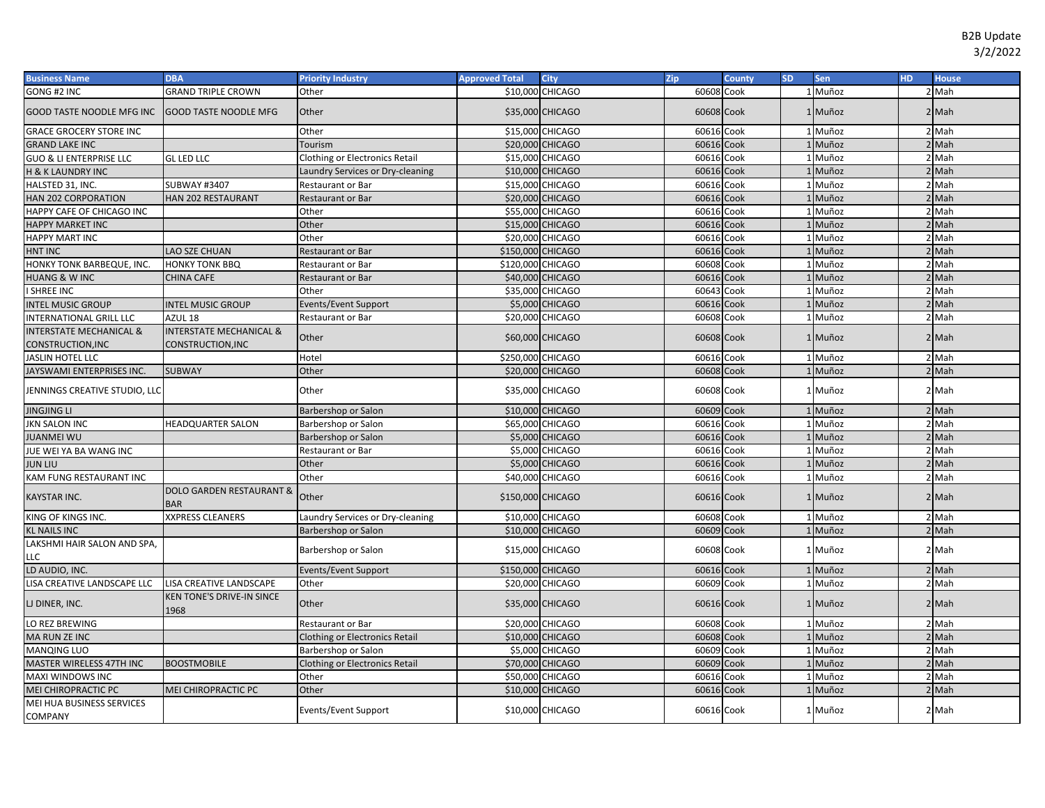| Business Name | DBA | Priority Industry | Approved Total | City | Zip | County | SD | Sen | HD | House |
|---|---|---|---|---|---|---|---|---|---|---|
| GONG #2 INC | GRAND TRIPLE CROWN | Other | $10,000 | CHICAGO | 60608 | Cook | 1 | Muñoz | 2 | Mah |
| GOOD TASTE NOODLE MFG INC | GOOD TASTE NOODLE MFG | Other | $35,000 | CHICAGO | 60608 | Cook | 1 | Muñoz | 2 | Mah |
| GRACE GROCERY STORE INC | | Other | $15,000 | CHICAGO | 60616 | Cook | 1 | Muñoz | 2 | Mah |
| GRAND LAKE INC | | Tourism | $20,000 | CHICAGO | 60616 | Cook | 1 | Muñoz | 2 | Mah |
| GUO & LI ENTERPRISE LLC | GL LED LLC | Clothing or Electronics Retail | $15,000 | CHICAGO | 60616 | Cook | 1 | Muñoz | 2 | Mah |
| H & K LAUNDRY INC | | Laundry Services or Dry-cleaning | $10,000 | CHICAGO | 60616 | Cook | 1 | Muñoz | 2 | Mah |
| HALSTED 31, INC. | SUBWAY #3407 | Restaurant or Bar | $15,000 | CHICAGO | 60616 | Cook | 1 | Muñoz | 2 | Mah |
| HAN 202 CORPORATION | HAN 202 RESTAURANT | Restaurant or Bar | $20,000 | CHICAGO | 60616 | Cook | 1 | Muñoz | 2 | Mah |
| HAPPY CAFE OF CHICAGO INC | | Other | $55,000 | CHICAGO | 60616 | Cook | 1 | Muñoz | 2 | Mah |
| HAPPY MARKET INC | | Other | $15,000 | CHICAGO | 60616 | Cook | 1 | Muñoz | 2 | Mah |
| HAPPY MART INC | | Other | $20,000 | CHICAGO | 60616 | Cook | 1 | Muñoz | 2 | Mah |
| HNT INC | LAO SZE CHUAN | Restaurant or Bar | $150,000 | CHICAGO | 60616 | Cook | 1 | Muñoz | 2 | Mah |
| HONKY TONK BARBEQUE, INC. | HONKY TONK BBQ | Restaurant or Bar | $120,000 | CHICAGO | 60608 | Cook | 1 | Muñoz | 2 | Mah |
| HUANG & W INC | CHINA CAFE | Restaurant or Bar | $40,000 | CHICAGO | 60616 | Cook | 1 | Muñoz | 2 | Mah |
| I SHREE INC | | Other | $35,000 | CHICAGO | 60643 | Cook | 1 | Muñoz | 2 | Mah |
| INTEL MUSIC GROUP | INTEL MUSIC GROUP | Events/Event Support | $5,000 | CHICAGO | 60616 | Cook | 1 | Muñoz | 2 | Mah |
| INTERNATIONAL GRILL LLC | AZUL 18 | Restaurant or Bar | $20,000 | CHICAGO | 60608 | Cook | 1 | Muñoz | 2 | Mah |
| INTERSTATE MECHANICAL & CONSTRUCTION,INC | INTERSTATE MECHANICAL & CONSTRUCTION,INC | Other | $60,000 | CHICAGO | 60608 | Cook | 1 | Muñoz | 2 | Mah |
| JASLIN HOTEL LLC | | Hotel | $250,000 | CHICAGO | 60616 | Cook | 1 | Muñoz | 2 | Mah |
| JAYSWAMI ENTERPRISES INC. | SUBWAY | Other | $20,000 | CHICAGO | 60608 | Cook | 1 | Muñoz | 2 | Mah |
| JENNINGS CREATIVE STUDIO, LLC | | Other | $35,000 | CHICAGO | 60608 | Cook | 1 | Muñoz | 2 | Mah |
| JINGJING LI | | Barbershop or Salon | $10,000 | CHICAGO | 60609 | Cook | 1 | Muñoz | 2 | Mah |
| JKN SALON INC | HEADQUARTER SALON | Barbershop or Salon | $65,000 | CHICAGO | 60616 | Cook | 1 | Muñoz | 2 | Mah |
| JUANMEI WU | | Barbershop or Salon | $5,000 | CHICAGO | 60616 | Cook | 1 | Muñoz | 2 | Mah |
| JUE WEI YA BA WANG INC | | Restaurant or Bar | $5,000 | CHICAGO | 60616 | Cook | 1 | Muñoz | 2 | Mah |
| JUN LIU | | Other | $5,000 | CHICAGO | 60616 | Cook | 1 | Muñoz | 2 | Mah |
| KAM FUNG RESTAURANT INC | | Other | $40,000 | CHICAGO | 60616 | Cook | 1 | Muñoz | 2 | Mah |
| KAYSTAR INC. | DOLO GARDEN RESTAURANT & BAR | Other | $150,000 | CHICAGO | 60616 | Cook | 1 | Muñoz | 2 | Mah |
| KING OF KINGS INC. | XXPRESS CLEANERS | Laundry Services or Dry-cleaning | $10,000 | CHICAGO | 60608 | Cook | 1 | Muñoz | 2 | Mah |
| KL NAILS INC | | Barbershop or Salon | $10,000 | CHICAGO | 60609 | Cook | 1 | Muñoz | 2 | Mah |
| LAKSHMI HAIR SALON AND SPA, LLC | | Barbershop or Salon | $15,000 | CHICAGO | 60608 | Cook | 1 | Muñoz | 2 | Mah |
| LD AUDIO, INC. | | Events/Event Support | $150,000 | CHICAGO | 60616 | Cook | 1 | Muñoz | 2 | Mah |
| LISA CREATIVE LANDSCAPE LLC | LISA CREATIVE LANDSCAPE | Other | $20,000 | CHICAGO | 60609 | Cook | 1 | Muñoz | 2 | Mah |
| LJ DINER, INC. | KEN TONE'S DRIVE-IN SINCE 1968 | Other | $35,000 | CHICAGO | 60616 | Cook | 1 | Muñoz | 2 | Mah |
| LO REZ BREWING | | Restaurant or Bar | $20,000 | CHICAGO | 60608 | Cook | 1 | Muñoz | 2 | Mah |
| MA RUN ZE INC | | Clothing or Electronics Retail | $10,000 | CHICAGO | 60608 | Cook | 1 | Muñoz | 2 | Mah |
| MANQING LUO | | Barbershop or Salon | $5,000 | CHICAGO | 60609 | Cook | 1 | Muñoz | 2 | Mah |
| MASTER WIRELESS 47TH INC | BOOSTMOBILE | Clothing or Electronics Retail | $70,000 | CHICAGO | 60609 | Cook | 1 | Muñoz | 2 | Mah |
| MAXI WINDOWS INC | | Other | $50,000 | CHICAGO | 60616 | Cook | 1 | Muñoz | 2 | Mah |
| MEI CHIROPRACTIC PC | MEI CHIROPRACTIC PC | Other | $10,000 | CHICAGO | 60616 | Cook | 1 | Muñoz | 2 | Mah |
| MEI HUA BUSINESS SERVICES COMPANY | | Events/Event Support | $10,000 | CHICAGO | 60616 | Cook | 1 | Muñoz | 2 | Mah |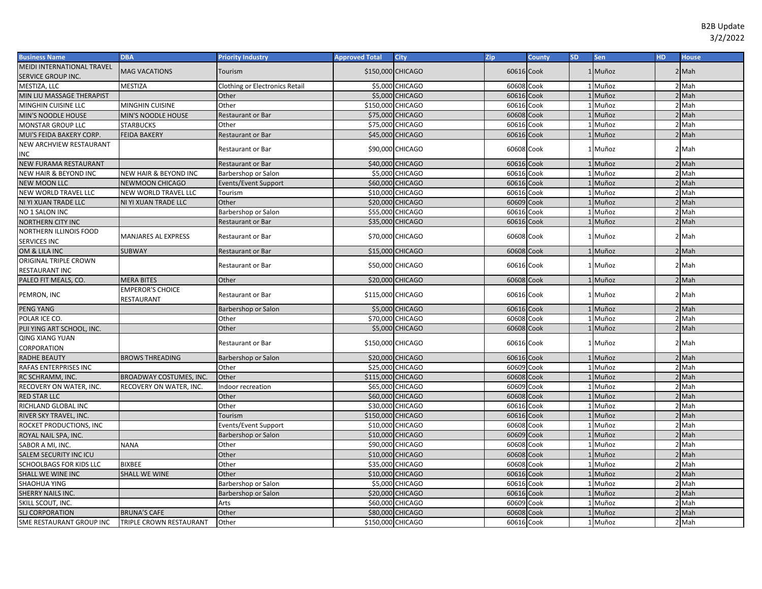B2B Update
3/2/2022

| Business Name | DBA | Priority Industry | Approved Total | City | Zip | County | SD | Sen | HD | House |
|---|---|---|---|---|---|---|---|---|---|---|
| MEIDI INTERNATIONAL TRAVEL SERVICE GROUP INC. | MAG VACATIONS | Tourism | $150,000 | CHICAGO | 60616 | Cook | 1 | Muñoz | 2 | Mah |
| MESTIZA, LLC | MESTIZA | Clothing or Electronics Retail | $5,000 | CHICAGO | 60608 | Cook | 1 | Muñoz | 2 | Mah |
| MIN LIU MASSAGE THERAPIST | | Other | $5,000 | CHICAGO | 60616 | Cook | 1 | Muñoz | 2 | Mah |
| MINGHIN CUISINE LLC | MINGHIN CUISINE | Other | $150,000 | CHICAGO | 60616 | Cook | 1 | Muñoz | 2 | Mah |
| MIN'S NOODLE HOUSE | MIN'S NOODLE HOUSE | Restaurant or Bar | $75,000 | CHICAGO | 60608 | Cook | 1 | Muñoz | 2 | Mah |
| MONSTAR GROUP LLC | STARBUCKS | Other | $75,000 | CHICAGO | 60616 | Cook | 1 | Muñoz | 2 | Mah |
| MUI'S FEIDA BAKERY CORP. | FEIDA BAKERY | Restaurant or Bar | $45,000 | CHICAGO | 60616 | Cook | 1 | Muñoz | 2 | Mah |
| NEW ARCHVIEW RESTAURANT INC | | Restaurant or Bar | $90,000 | CHICAGO | 60608 | Cook | 1 | Muñoz | 2 | Mah |
| NEW FURAMA RESTAURANT | | Restaurant or Bar | $40,000 | CHICAGO | 60616 | Cook | 1 | Muñoz | 2 | Mah |
| NEW HAIR & BEYOND INC | NEW HAIR & BEYOND INC | Barbershop or Salon | $5,000 | CHICAGO | 60616 | Cook | 1 | Muñoz | 2 | Mah |
| NEW MOON LLC | NEWMOON CHICAGO | Events/Event Support | $60,000 | CHICAGO | 60616 | Cook | 1 | Muñoz | 2 | Mah |
| NEW WORLD TRAVEL LLC | NEW WORLD TRAVEL LLC | Tourism | $10,000 | CHICAGO | 60616 | Cook | 1 | Muñoz | 2 | Mah |
| NI YI XUAN TRADE LLC | NI YI XUAN TRADE LLC | Other | $20,000 | CHICAGO | 60609 | Cook | 1 | Muñoz | 2 | Mah |
| NO 1 SALON INC | | Barbershop or Salon | $55,000 | CHICAGO | 60616 | Cook | 1 | Muñoz | 2 | Mah |
| NORTHERN CITY INC | | Restaurant or Bar | $35,000 | CHICAGO | 60616 | Cook | 1 | Muñoz | 2 | Mah |
| NORTHERN ILLINOIS FOOD SERVICES INC | MANJARES AL EXPRESS | Restaurant or Bar | $70,000 | CHICAGO | 60608 | Cook | 1 | Muñoz | 2 | Mah |
| OM & LILA INC | SUBWAY | Restaurant or Bar | $15,000 | CHICAGO | 60608 | Cook | 1 | Muñoz | 2 | Mah |
| ORIGINAL TRIPLE CROWN RESTAURANT INC | | Restaurant or Bar | $50,000 | CHICAGO | 60616 | Cook | 1 | Muñoz | 2 | Mah |
| PALEO FIT MEALS, CO. | MERA BITES | Other | $20,000 | CHICAGO | 60608 | Cook | 1 | Muñoz | 2 | Mah |
| PEMRON, INC | EMPEROR'S CHOICE RESTAURANT | Restaurant or Bar | $115,000 | CHICAGO | 60616 | Cook | 1 | Muñoz | 2 | Mah |
| PENG YANG | | Barbershop or Salon | $5,000 | CHICAGO | 60616 | Cook | 1 | Muñoz | 2 | Mah |
| POLAR ICE CO. | | Other | $70,000 | CHICAGO | 60608 | Cook | 1 | Muñoz | 2 | Mah |
| PUI YING ART SCHOOL, INC. | | Other | $5,000 | CHICAGO | 60608 | Cook | 1 | Muñoz | 2 | Mah |
| QING XIANG YUAN CORPORATION | | Restaurant or Bar | $150,000 | CHICAGO | 60616 | Cook | 1 | Muñoz | 2 | Mah |
| RADHE BEAUTY | BROWS THREADING | Barbershop or Salon | $20,000 | CHICAGO | 60616 | Cook | 1 | Muñoz | 2 | Mah |
| RAFAS ENTERPRISES INC | | Other | $25,000 | CHICAGO | 60609 | Cook | 1 | Muñoz | 2 | Mah |
| RC SCHRAMM, INC. | BROADWAY COSTUMES, INC. | Other | $115,000 | CHICAGO | 60608 | Cook | 1 | Muñoz | 2 | Mah |
| RECOVERY ON WATER, INC. | RECOVERY ON WATER, INC. | Indoor recreation | $65,000 | CHICAGO | 60609 | Cook | 1 | Muñoz | 2 | Mah |
| RED STAR LLC | | Other | $60,000 | CHICAGO | 60608 | Cook | 1 | Muñoz | 2 | Mah |
| RICHLAND GLOBAL INC | | Other | $30,000 | CHICAGO | 60616 | Cook | 1 | Muñoz | 2 | Mah |
| RIVER SKY TRAVEL, INC. | | Tourism | $150,000 | CHICAGO | 60616 | Cook | 1 | Muñoz | 2 | Mah |
| ROCKET PRODUCTIONS, INC | | Events/Event Support | $10,000 | CHICAGO | 60608 | Cook | 1 | Muñoz | 2 | Mah |
| ROYAL NAIL SPA, INC. | | Barbershop or Salon | $10,000 | CHICAGO | 60609 | Cook | 1 | Muñoz | 2 | Mah |
| SABOR A MI, INC. | NANA | Other | $90,000 | CHICAGO | 60608 | Cook | 1 | Muñoz | 2 | Mah |
| SALEM SECURITY INC ICU | | Other | $10,000 | CHICAGO | 60608 | Cook | 1 | Muñoz | 2 | Mah |
| SCHOOLBAGS FOR KIDS LLC | BIXBEE | Other | $35,000 | CHICAGO | 60608 | Cook | 1 | Muñoz | 2 | Mah |
| SHALL WE WINE INC | SHALL WE WINE | Other | $10,000 | CHICAGO | 60616 | Cook | 1 | Muñoz | 2 | Mah |
| SHAOHUA YING | | Barbershop or Salon | $5,000 | CHICAGO | 60616 | Cook | 1 | Muñoz | 2 | Mah |
| SHERRY NAILS INC. | | Barbershop or Salon | $20,000 | CHICAGO | 60616 | Cook | 1 | Muñoz | 2 | Mah |
| SKILL SCOUT, INC. | | Arts | $60,000 | CHICAGO | 60609 | Cook | 1 | Muñoz | 2 | Mah |
| SLJ CORPORATION | BRUNA'S CAFE | Other | $80,000 | CHICAGO | 60608 | Cook | 1 | Muñoz | 2 | Mah |
| SME RESTAURANT GROUP INC | TRIPLE CROWN RESTAURANT | Other | $150,000 | CHICAGO | 60616 | Cook | 1 | Muñoz | 2 | Mah |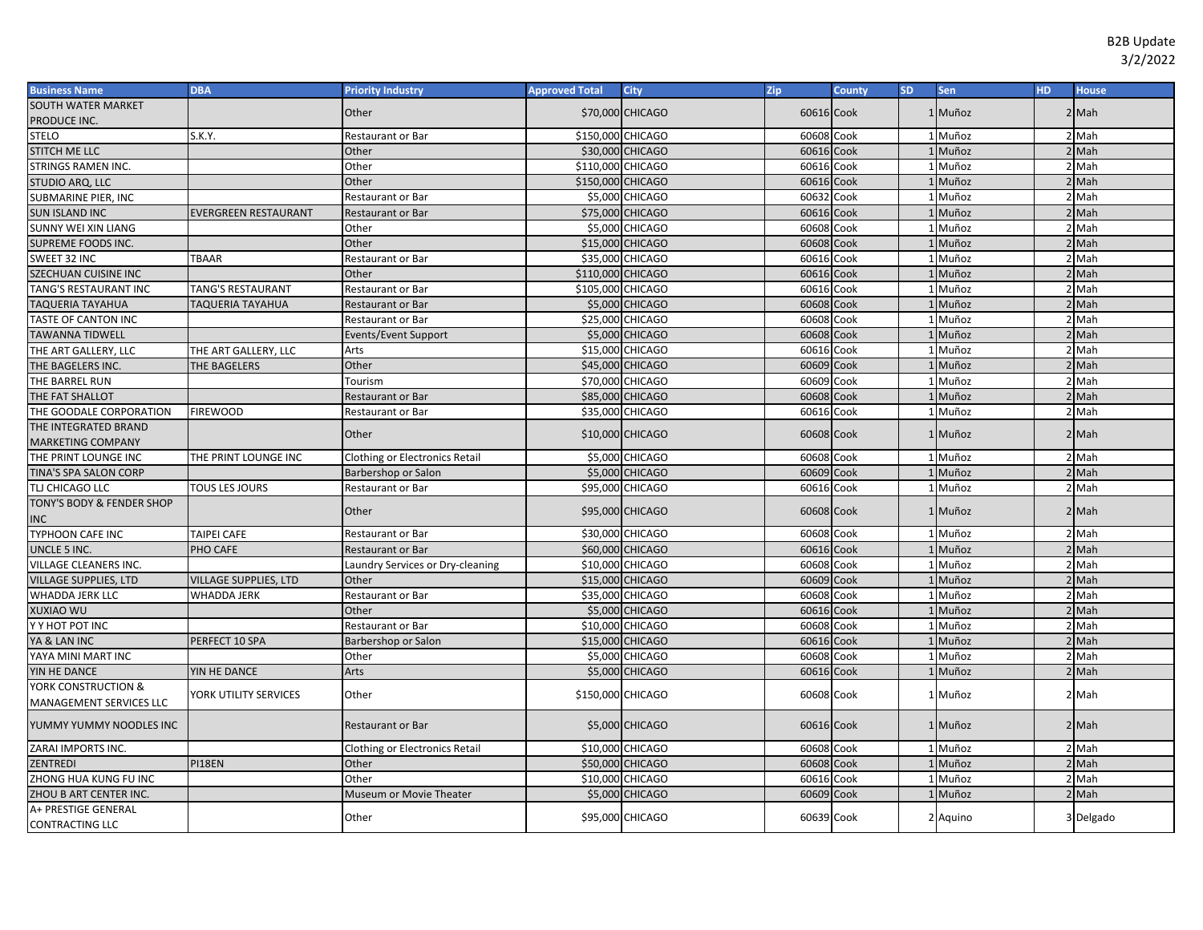B2B Update
3/2/2022

| Business Name | DBA | Priority Industry | Approved Total | City | Zip | County | SD | Sen | HD | House |
|---|---|---|---|---|---|---|---|---|---|---|
| SOUTH WATER MARKET PRODUCE INC. | | Other | $70,000 | CHICAGO | 60616 | Cook | 1 | Muñoz | 2 | Mah |
| STELO | S.K.Y. | Restaurant or Bar | $150,000 | CHICAGO | 60608 | Cook | 1 | Muñoz | 2 | Mah |
| STITCH ME LLC | | Other | $30,000 | CHICAGO | 60616 | Cook | 1 | Muñoz | 2 | Mah |
| STRINGS RAMEN INC. | | Other | $110,000 | CHICAGO | 60616 | Cook | 1 | Muñoz | 2 | Mah |
| STUDIO ARQ, LLC | | Other | $150,000 | CHICAGO | 60616 | Cook | 1 | Muñoz | 2 | Mah |
| SUBMARINE PIER, INC | | Restaurant or Bar | $5,000 | CHICAGO | 60632 | Cook | 1 | Muñoz | 2 | Mah |
| SUN ISLAND INC | EVERGREEN RESTAURANT | Restaurant or Bar | $75,000 | CHICAGO | 60616 | Cook | 1 | Muñoz | 2 | Mah |
| SUNNY WEI XIN LIANG | | Other | $5,000 | CHICAGO | 60608 | Cook | 1 | Muñoz | 2 | Mah |
| SUPREME FOODS INC. | | Other | $15,000 | CHICAGO | 60608 | Cook | 1 | Muñoz | 2 | Mah |
| SWEET 32 INC | TBAAR | Restaurant or Bar | $35,000 | CHICAGO | 60616 | Cook | 1 | Muñoz | 2 | Mah |
| SZECHUAN CUISINE INC | | Other | $110,000 | CHICAGO | 60616 | Cook | 1 | Muñoz | 2 | Mah |
| TANG'S RESTAURANT INC | TANG'S RESTAURANT | Restaurant or Bar | $105,000 | CHICAGO | 60616 | Cook | 1 | Muñoz | 2 | Mah |
| TAQUERIA TAYAHUA | TAQUERIA TAYAHUA | Restaurant or Bar | $5,000 | CHICAGO | 60608 | Cook | 1 | Muñoz | 2 | Mah |
| TASTE OF CANTON INC | | Restaurant or Bar | $25,000 | CHICAGO | 60608 | Cook | 1 | Muñoz | 2 | Mah |
| TAWANNA TIDWELL | | Events/Event Support | $5,000 | CHICAGO | 60608 | Cook | 1 | Muñoz | 2 | Mah |
| THE ART GALLERY, LLC | THE ART GALLERY, LLC | Arts | $15,000 | CHICAGO | 60616 | Cook | 1 | Muñoz | 2 | Mah |
| THE BAGELERS INC. | THE BAGELERS | Other | $45,000 | CHICAGO | 60609 | Cook | 1 | Muñoz | 2 | Mah |
| THE BARREL RUN | | Tourism | $70,000 | CHICAGO | 60609 | Cook | 1 | Muñoz | 2 | Mah |
| THE FAT SHALLOT | | Restaurant or Bar | $85,000 | CHICAGO | 60608 | Cook | 1 | Muñoz | 2 | Mah |
| THE GOODALE CORPORATION | FIREWOOD | Restaurant or Bar | $35,000 | CHICAGO | 60616 | Cook | 1 | Muñoz | 2 | Mah |
| THE INTEGRATED BRAND MARKETING COMPANY | | Other | $10,000 | CHICAGO | 60608 | Cook | 1 | Muñoz | 2 | Mah |
| THE PRINT LOUNGE INC | THE PRINT LOUNGE INC | Clothing or Electronics Retail | $5,000 | CHICAGO | 60608 | Cook | 1 | Muñoz | 2 | Mah |
| TINA'S SPA SALON CORP | | Barbershop or Salon | $5,000 | CHICAGO | 60609 | Cook | 1 | Muñoz | 2 | Mah |
| TLJ CHICAGO LLC | TOUS LES JOURS | Restaurant or Bar | $95,000 | CHICAGO | 60616 | Cook | 1 | Muñoz | 2 | Mah |
| TONY'S BODY & FENDER SHOP INC | | Other | $95,000 | CHICAGO | 60608 | Cook | 1 | Muñoz | 2 | Mah |
| TYPHOON CAFE INC | TAIPEI CAFE | Restaurant or Bar | $30,000 | CHICAGO | 60608 | Cook | 1 | Muñoz | 2 | Mah |
| UNCLE 5 INC. | PHO CAFE | Restaurant or Bar | $60,000 | CHICAGO | 60616 | Cook | 1 | Muñoz | 2 | Mah |
| VILLAGE CLEANERS INC. | | Laundry Services or Dry-cleaning | $10,000 | CHICAGO | 60608 | Cook | 1 | Muñoz | 2 | Mah |
| VILLAGE SUPPLIES, LTD | VILLAGE SUPPLIES, LTD | Other | $15,000 | CHICAGO | 60609 | Cook | 1 | Muñoz | 2 | Mah |
| WHADDA JERK LLC | WHADDA JERK | Restaurant or Bar | $35,000 | CHICAGO | 60608 | Cook | 1 | Muñoz | 2 | Mah |
| XUXIAO WU | | Other | $5,000 | CHICAGO | 60616 | Cook | 1 | Muñoz | 2 | Mah |
| Y Y HOT POT INC | | Restaurant or Bar | $10,000 | CHICAGO | 60608 | Cook | 1 | Muñoz | 2 | Mah |
| YA & LAN INC | PERFECT 10 SPA | Barbershop or Salon | $15,000 | CHICAGO | 60616 | Cook | 1 | Muñoz | 2 | Mah |
| YAYA MINI MART INC | | Other | $5,000 | CHICAGO | 60608 | Cook | 1 | Muñoz | 2 | Mah |
| YIN HE DANCE | YIN HE DANCE | Arts | $5,000 | CHICAGO | 60616 | Cook | 1 | Muñoz | 2 | Mah |
| YORK CONSTRUCTION & MANAGEMENT SERVICES LLC | YORK UTILITY SERVICES | Other | $150,000 | CHICAGO | 60608 | Cook | 1 | Muñoz | 2 | Mah |
| YUMMY YUMMY NOODLES INC | | Restaurant or Bar | $5,000 | CHICAGO | 60616 | Cook | 1 | Muñoz | 2 | Mah |
| ZARAI IMPORTS INC. | | Clothing or Electronics Retail | $10,000 | CHICAGO | 60608 | Cook | 1 | Muñoz | 2 | Mah |
| ZENTREDI | PI18EN | Other | $50,000 | CHICAGO | 60608 | Cook | 1 | Muñoz | 2 | Mah |
| ZHONG HUA KUNG FU INC | | Other | $10,000 | CHICAGO | 60616 | Cook | 1 | Muñoz | 2 | Mah |
| ZHOU B ART CENTER INC. | | Museum or Movie Theater | $5,000 | CHICAGO | 60609 | Cook | 1 | Muñoz | 2 | Mah |
| A+ PRESTIGE GENERAL CONTRACTING LLC | | Other | $95,000 | CHICAGO | 60639 | Cook | 2 | Aquino | 3 | Delgado |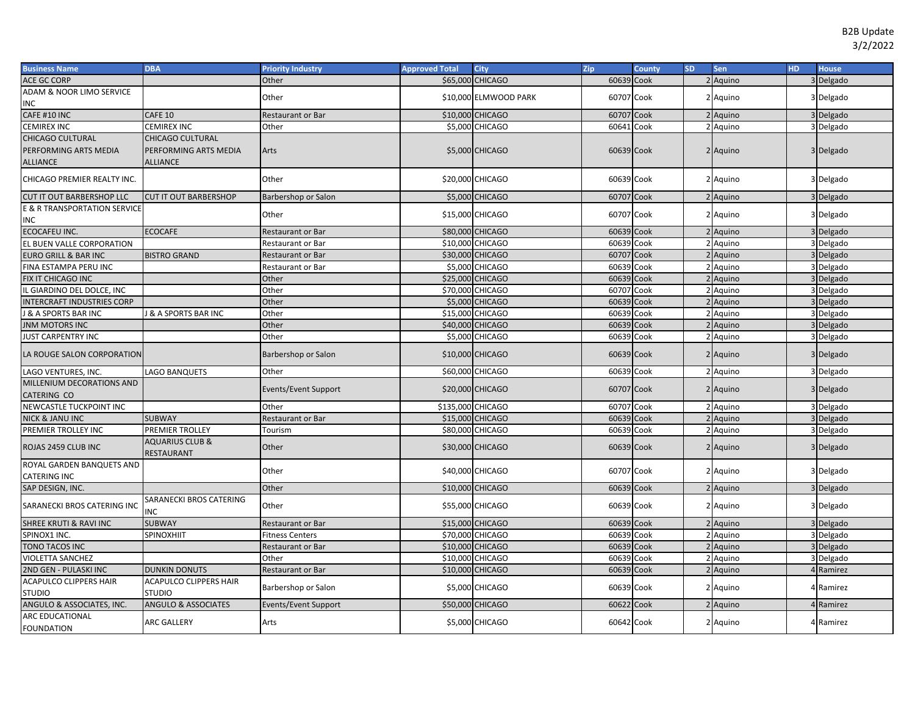B2B Update
3/2/2022

| Business Name | DBA | Priority Industry | Approved Total | City | Zip | County | SD | Sen | HD | House |
|---|---|---|---|---|---|---|---|---|---|---|
| ACE GC CORP | | Other | $65,000 | CHICAGO | 60639 | Cook | 2 | Aquino | 3 | Delgado |
| ADAM & NOOR LIMO SERVICE INC | | Other | $10,000 | ELMWOOD PARK | 60707 | Cook | 2 | Aquino | 3 | Delgado |
| CAFE #10 INC | CAFE 10 | Restaurant or Bar | $10,000 | CHICAGO | 60707 | Cook | 2 | Aquino | 3 | Delgado |
| CEMIREX INC | CEMIREX INC | Other | $5,000 | CHICAGO | 60641 | Cook | 2 | Aquino | 3 | Delgado |
| CHICAGO CULTURAL PERFORMING ARTS MEDIA ALLIANCE | CHICAGO CULTURAL PERFORMING ARTS MEDIA ALLIANCE | Arts | $5,000 | CHICAGO | 60639 | Cook | 2 | Aquino | 3 | Delgado |
| CHICAGO PREMIER REALTY INC. | | Other | $20,000 | CHICAGO | 60639 | Cook | 2 | Aquino | 3 | Delgado |
| CUT IT OUT BARBERSHOP LLC | CUT IT OUT BARBERSHOP | Barbershop or Salon | $5,000 | CHICAGO | 60707 | Cook | 2 | Aquino | 3 | Delgado |
| E & R TRANSPORTATION SERVICE INC | | Other | $15,000 | CHICAGO | 60707 | Cook | 2 | Aquino | 3 | Delgado |
| ECOCAFEU INC. | ECOCAFE | Restaurant or Bar | $80,000 | CHICAGO | 60639 | Cook | 2 | Aquino | 3 | Delgado |
| EL BUEN VALLE CORPORATION | | Restaurant or Bar | $10,000 | CHICAGO | 60639 | Cook | 2 | Aquino | 3 | Delgado |
| EURO GRILL & BAR INC | BISTRO GRAND | Restaurant or Bar | $30,000 | CHICAGO | 60707 | Cook | 2 | Aquino | 3 | Delgado |
| FINA ESTAMPA PERU INC | | Restaurant or Bar | $5,000 | CHICAGO | 60639 | Cook | 2 | Aquino | 3 | Delgado |
| FIX IT CHICAGO INC | | Other | $25,000 | CHICAGO | 60639 | Cook | 2 | Aquino | 3 | Delgado |
| IL GIARDINO DEL DOLCE, INC | | Other | $70,000 | CHICAGO | 60707 | Cook | 2 | Aquino | 3 | Delgado |
| INTERCRAFT INDUSTRIES CORP | | Other | $5,000 | CHICAGO | 60639 | Cook | 2 | Aquino | 3 | Delgado |
| J & A SPORTS BAR INC | J & A SPORTS BAR INC | Other | $15,000 | CHICAGO | 60639 | Cook | 2 | Aquino | 3 | Delgado |
| JNM MOTORS INC | | Other | $40,000 | CHICAGO | 60639 | Cook | 2 | Aquino | 3 | Delgado |
| JUST CARPENTRY INC | | Other | $5,000 | CHICAGO | 60639 | Cook | 2 | Aquino | 3 | Delgado |
| LA ROUGE SALON CORPORATION | | Barbershop or Salon | $10,000 | CHICAGO | 60639 | Cook | 2 | Aquino | 3 | Delgado |
| LAGO VENTURES, INC. | LAGO BANQUETS | Other | $60,000 | CHICAGO | 60639 | Cook | 2 | Aquino | 3 | Delgado |
| MILLENIUM DECORATIONS AND CATERING CO | | Events/Event Support | $20,000 | CHICAGO | 60707 | Cook | 2 | Aquino | 3 | Delgado |
| NEWCASTLE TUCKPOINT INC | | Other | $135,000 | CHICAGO | 60707 | Cook | 2 | Aquino | 3 | Delgado |
| NICK & JANU INC | SUBWAY | Restaurant or Bar | $15,000 | CHICAGO | 60639 | Cook | 2 | Aquino | 3 | Delgado |
| PREMIER TROLLEY INC | PREMIER TROLLEY | Tourism | $80,000 | CHICAGO | 60639 | Cook | 2 | Aquino | 3 | Delgado |
| ROJAS 2459 CLUB INC | AQUARIUS CLUB & RESTAURANT | Other | $30,000 | CHICAGO | 60639 | Cook | 2 | Aquino | 3 | Delgado |
| ROYAL GARDEN BANQUETS AND CATERING INC | | Other | $40,000 | CHICAGO | 60707 | Cook | 2 | Aquino | 3 | Delgado |
| SAP DESIGN, INC. | | Other | $10,000 | CHICAGO | 60639 | Cook | 2 | Aquino | 3 | Delgado |
| SARANECKI BROS CATERING INC | SARANECKI BROS CATERING INC | Other | $55,000 | CHICAGO | 60639 | Cook | 2 | Aquino | 3 | Delgado |
| SHREE KRUTI & RAVI INC | SUBWAY | Restaurant or Bar | $15,000 | CHICAGO | 60639 | Cook | 2 | Aquino | 3 | Delgado |
| SPINOX1 INC. | SPINOXHIIT | Fitness Centers | $70,000 | CHICAGO | 60639 | Cook | 2 | Aquino | 3 | Delgado |
| TONO TACOS INC | | Restaurant or Bar | $10,000 | CHICAGO | 60639 | Cook | 2 | Aquino | 3 | Delgado |
| VIOLETTA SANCHEZ | | Other | $10,000 | CHICAGO | 60639 | Cook | 2 | Aquino | 3 | Delgado |
| 2ND GEN - PULASKI INC | DUNKIN DONUTS | Restaurant or Bar | $10,000 | CHICAGO | 60639 | Cook | 2 | Aquino | 4 | Ramirez |
| ACAPULCO CLIPPERS HAIR STUDIO | ACAPULCO CLIPPERS HAIR STUDIO | Barbershop or Salon | $5,000 | CHICAGO | 60639 | Cook | 2 | Aquino | 4 | Ramirez |
| ANGULO & ASSOCIATES, INC. | ANGULO & ASSOCIATES | Events/Event Support | $50,000 | CHICAGO | 60622 | Cook | 2 | Aquino | 4 | Ramirez |
| ARC EDUCATIONAL FOUNDATION | ARC GALLERY | Arts | $5,000 | CHICAGO | 60642 | Cook | 2 | Aquino | 4 | Ramirez |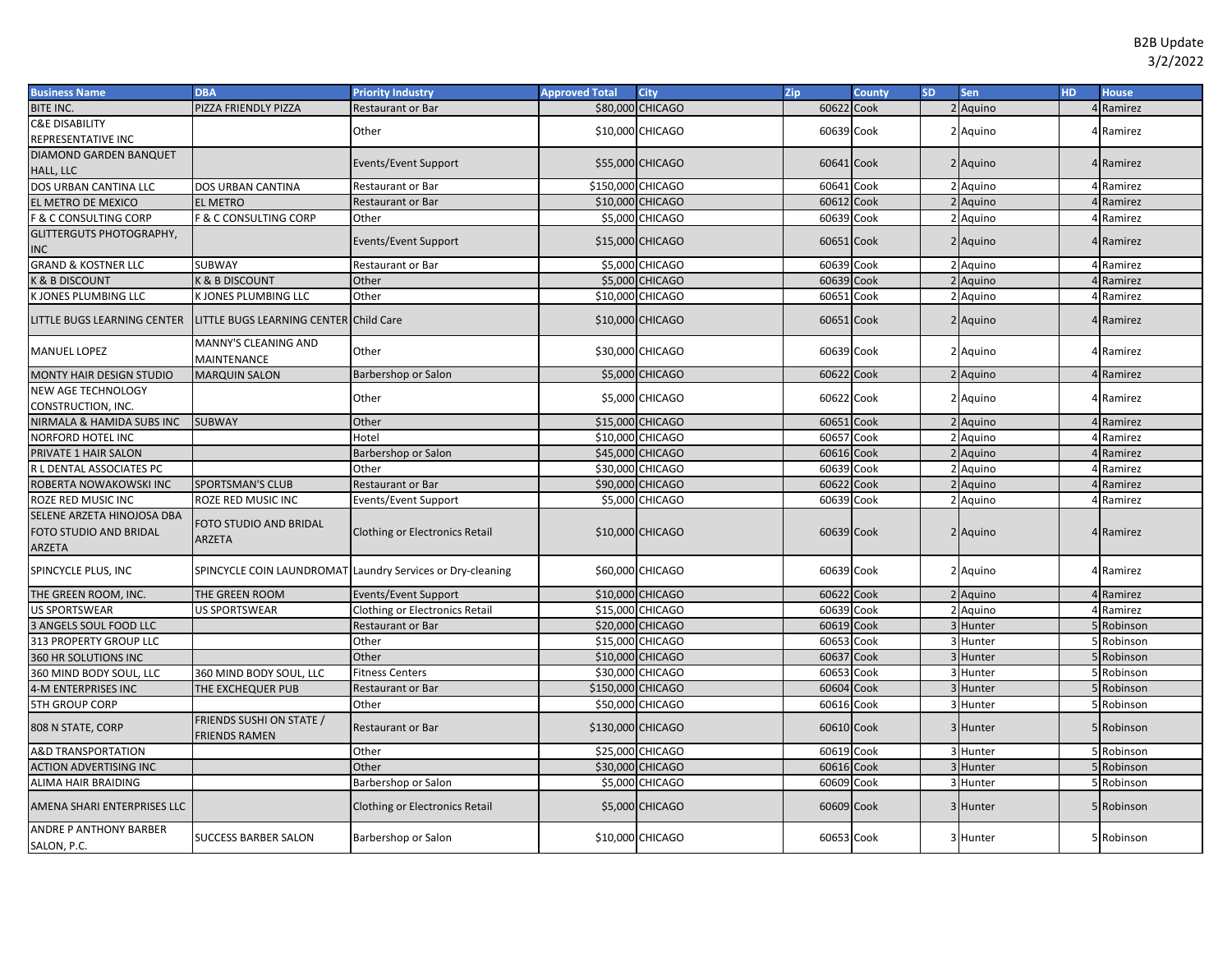B2B Update
3/2/2022

| Business Name | DBA | Priority Industry | Approved Total | City | Zip | County | SD | Sen | HD | House |
|---|---|---|---|---|---|---|---|---|---|---|
| BITE INC. | PIZZA FRIENDLY PIZZA | Restaurant or Bar | $80,000 | CHICAGO | 60622 | Cook | 2 | Aquino | 4 | Ramirez |
| C&E DISABILITY REPRESENTATIVE INC | | Other | $10,000 | CHICAGO | 60639 | Cook | 2 | Aquino | 4 | Ramirez |
| DIAMOND GARDEN BANQUET HALL, LLC | | Events/Event Support | $55,000 | CHICAGO | 60641 | Cook | 2 | Aquino | 4 | Ramirez |
| DOS URBAN CANTINA LLC | DOS URBAN CANTINA | Restaurant or Bar | $150,000 | CHICAGO | 60641 | Cook | 2 | Aquino | 4 | Ramirez |
| EL METRO DE MEXICO | EL METRO | Restaurant or Bar | $10,000 | CHICAGO | 60612 | Cook | 2 | Aquino | 4 | Ramirez |
| F & C CONSULTING CORP | F & C CONSULTING CORP | Other | $5,000 | CHICAGO | 60639 | Cook | 2 | Aquino | 4 | Ramirez |
| GLITTERGUTS PHOTOGRAPHY, INC | | Events/Event Support | $15,000 | CHICAGO | 60651 | Cook | 2 | Aquino | 4 | Ramirez |
| GRAND & KOSTNER LLC | SUBWAY | Restaurant or Bar | $5,000 | CHICAGO | 60639 | Cook | 2 | Aquino | 4 | Ramirez |
| K & B DISCOUNT | K & B DISCOUNT | Other | $5,000 | CHICAGO | 60639 | Cook | 2 | Aquino | 4 | Ramirez |
| K JONES PLUMBING LLC | K JONES PLUMBING LLC | Other | $10,000 | CHICAGO | 60651 | Cook | 2 | Aquino | 4 | Ramirez |
| LITTLE BUGS LEARNING CENTER | LITTLE BUGS LEARNING CENTER | Child Care | $10,000 | CHICAGO | 60651 | Cook | 2 | Aquino | 4 | Ramirez |
| MANUEL LOPEZ | MANNY'S CLEANING AND MAINTENANCE | Other | $30,000 | CHICAGO | 60639 | Cook | 2 | Aquino | 4 | Ramirez |
| MONTY HAIR DESIGN STUDIO | MARQUIN SALON | Barbershop or Salon | $5,000 | CHICAGO | 60622 | Cook | 2 | Aquino | 4 | Ramirez |
| NEW AGE TECHNOLOGY CONSTRUCTION, INC. | | Other | $5,000 | CHICAGO | 60622 | Cook | 2 | Aquino | 4 | Ramirez |
| NIRMALA & HAMIDA SUBS INC | SUBWAY | Other | $15,000 | CHICAGO | 60651 | Cook | 2 | Aquino | 4 | Ramirez |
| NORFORD HOTEL INC | | Hotel | $10,000 | CHICAGO | 60657 | Cook | 2 | Aquino | 4 | Ramirez |
| PRIVATE 1 HAIR SALON | | Barbershop or Salon | $45,000 | CHICAGO | 60616 | Cook | 2 | Aquino | 4 | Ramirez |
| R L DENTAL ASSOCIATES PC | | Other | $30,000 | CHICAGO | 60639 | Cook | 2 | Aquino | 4 | Ramirez |
| ROBERTA NOWAKOWSKI INC | SPORTSMAN'S CLUB | Restaurant or Bar | $90,000 | CHICAGO | 60622 | Cook | 2 | Aquino | 4 | Ramirez |
| ROZE RED MUSIC INC | ROZE RED MUSIC INC | Events/Event Support | $5,000 | CHICAGO | 60639 | Cook | 2 | Aquino | 4 | Ramirez |
| SELENE ARZETA HINOJOSA DBA FOTO STUDIO AND BRIDAL ARZETA | FOTO STUDIO AND BRIDAL ARZETA | Clothing or Electronics Retail | $10,000 | CHICAGO | 60639 | Cook | 2 | Aquino | 4 | Ramirez |
| SPINCYCLE PLUS, INC | SPINCYCLE COIN LAUNDROMAT | Laundry Services or Dry-cleaning | $60,000 | CHICAGO | 60639 | Cook | 2 | Aquino | 4 | Ramirez |
| THE GREEN ROOM, INC. | THE GREEN ROOM | Events/Event Support | $10,000 | CHICAGO | 60622 | Cook | 2 | Aquino | 4 | Ramirez |
| US SPORTSWEAR | US SPORTSWEAR | Clothing or Electronics Retail | $15,000 | CHICAGO | 60639 | Cook | 2 | Aquino | 4 | Ramirez |
| 3 ANGELS SOUL FOOD LLC | | Restaurant or Bar | $20,000 | CHICAGO | 60619 | Cook | 3 | Hunter | 5 | Robinson |
| 313 PROPERTY GROUP LLC | | Other | $15,000 | CHICAGO | 60653 | Cook | 3 | Hunter | 5 | Robinson |
| 360 HR SOLUTIONS INC | | Other | $10,000 | CHICAGO | 60637 | Cook | 3 | Hunter | 5 | Robinson |
| 360 MIND BODY SOUL, LLC | 360 MIND BODY SOUL, LLC | Fitness Centers | $30,000 | CHICAGO | 60653 | Cook | 3 | Hunter | 5 | Robinson |
| 4-M ENTERPRISES INC | THE EXCHEQUER PUB | Restaurant or Bar | $150,000 | CHICAGO | 60604 | Cook | 3 | Hunter | 5 | Robinson |
| 5TH GROUP CORP | | Other | $50,000 | CHICAGO | 60616 | Cook | 3 | Hunter | 5 | Robinson |
| 808 N STATE, CORP | FRIENDS SUSHI ON STATE / FRIENDS RAMEN | Restaurant or Bar | $130,000 | CHICAGO | 60610 | Cook | 3 | Hunter | 5 | Robinson |
| A&D TRANSPORTATION | | Other | $25,000 | CHICAGO | 60619 | Cook | 3 | Hunter | 5 | Robinson |
| ACTION ADVERTISING INC | | Other | $30,000 | CHICAGO | 60616 | Cook | 3 | Hunter | 5 | Robinson |
| ALIMA HAIR BRAIDING | | Barbershop or Salon | $5,000 | CHICAGO | 60609 | Cook | 3 | Hunter | 5 | Robinson |
| AMENA SHARI ENTERPRISES LLC | | Clothing or Electronics Retail | $5,000 | CHICAGO | 60609 | Cook | 3 | Hunter | 5 | Robinson |
| ANDRE P ANTHONY BARBER SALON, P.C. | SUCCESS BARBER SALON | Barbershop or Salon | $10,000 | CHICAGO | 60653 | Cook | 3 | Hunter | 5 | Robinson |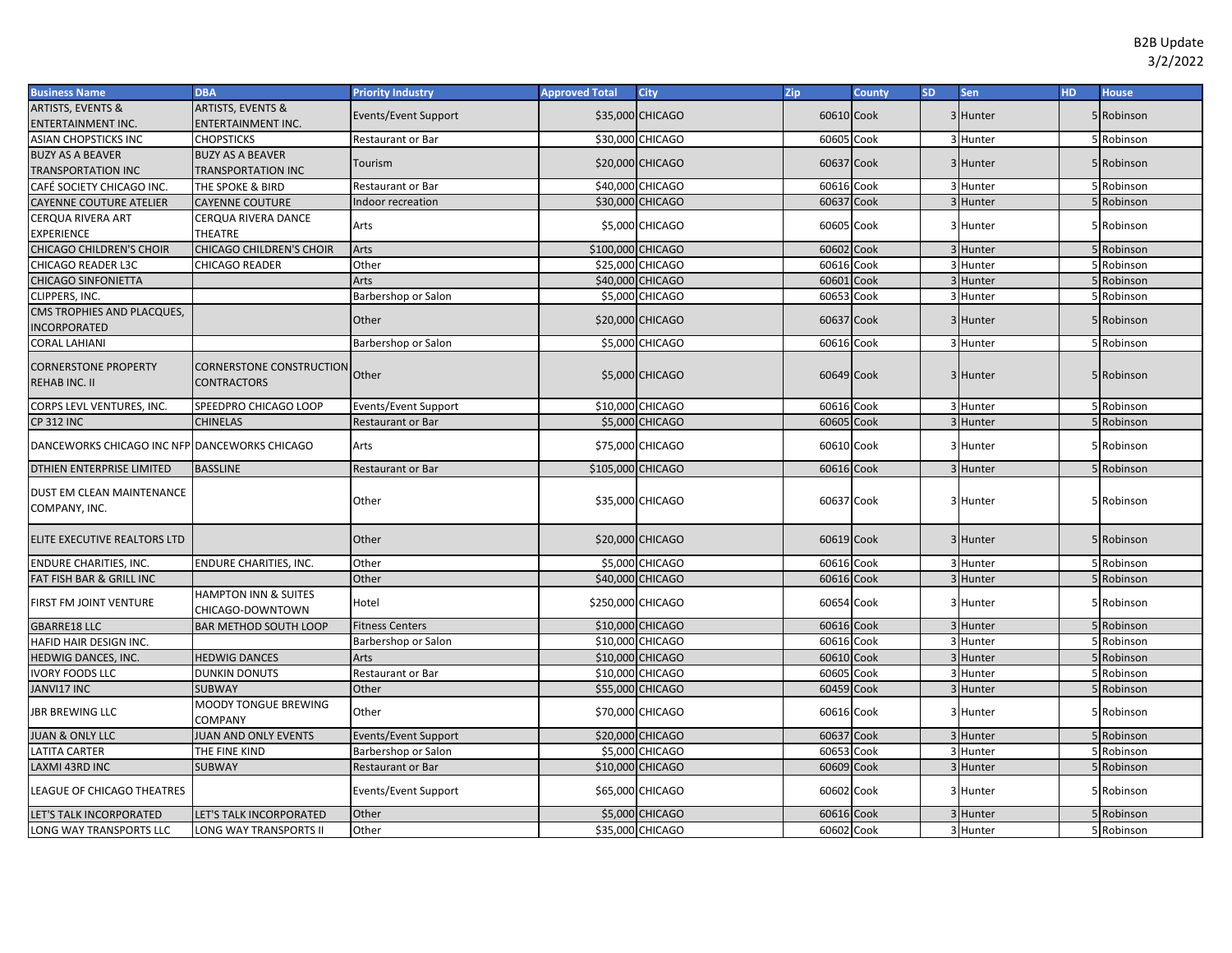B2B Update
3/2/2022

| Business Name | DBA | Priority Industry | Approved Total | City | Zip | County | SD | Sen | HD | House |
|---|---|---|---|---|---|---|---|---|---|---|
| ARTISTS, EVENTS & ENTERTAINMENT INC. | ARTISTS, EVENTS & ENTERTAINMENT INC. | Events/Event Support | $35,000 | CHICAGO | 60610 | Cook | 3 | Hunter | 5 | Robinson |
| ASIAN CHOPSTICKS INC | CHOPSTICKS | Restaurant or Bar | $30,000 | CHICAGO | 60605 | Cook | 3 | Hunter | 5 | Robinson |
| BUZY AS A BEAVER TRANSPORTATION INC | BUZY AS A BEAVER TRANSPORTATION INC | Tourism | $20,000 | CHICAGO | 60637 | Cook | 3 | Hunter | 5 | Robinson |
| CAFÉ SOCIETY CHICAGO INC. | THE SPOKE & BIRD | Restaurant or Bar | $40,000 | CHICAGO | 60616 | Cook | 3 | Hunter | 5 | Robinson |
| CAYENNE COUTURE ATELIER | CAYENNE COUTURE | Indoor recreation | $30,000 | CHICAGO | 60637 | Cook | 3 | Hunter | 5 | Robinson |
| CERQUA RIVERA ART EXPERIENCE | CERQUA RIVERA DANCE THEATRE | Arts | $5,000 | CHICAGO | 60605 | Cook | 3 | Hunter | 5 | Robinson |
| CHICAGO CHILDREN'S CHOIR | CHICAGO CHILDREN'S CHOIR | Arts | $100,000 | CHICAGO | 60602 | Cook | 3 | Hunter | 5 | Robinson |
| CHICAGO READER L3C | CHICAGO READER | Other | $25,000 | CHICAGO | 60616 | Cook | 3 | Hunter | 5 | Robinson |
| CHICAGO SINFONIETTA | | Arts | $40,000 | CHICAGO | 60601 | Cook | 3 | Hunter | 5 | Robinson |
| CLIPPERS, INC. | | Barbershop or Salon | $5,000 | CHICAGO | 60653 | Cook | 3 | Hunter | 5 | Robinson |
| CMS TROPHIES AND PLACQUES, INCORPORATED | | Other | $20,000 | CHICAGO | 60637 | Cook | 3 | Hunter | 5 | Robinson |
| CORAL LAHIANI | | Barbershop or Salon | $5,000 | CHICAGO | 60616 | Cook | 3 | Hunter | 5 | Robinson |
| CORNERSTONE PROPERTY REHAB INC. II | CORNERSTONE CONSTRUCTION CONTRACTORS | Other | $5,000 | CHICAGO | 60649 | Cook | 3 | Hunter | 5 | Robinson |
| CORPS LEVL VENTURES, INC. | SPEEDPRO CHICAGO LOOP | Events/Event Support | $10,000 | CHICAGO | 60616 | Cook | 3 | Hunter | 5 | Robinson |
| CP 312 INC | CHINELAS | Restaurant or Bar | $5,000 | CHICAGO | 60605 | Cook | 3 | Hunter | 5 | Robinson |
| DANCEWORKS CHICAGO INC NFP | DANCEWORKS CHICAGO | Arts | $75,000 | CHICAGO | 60610 | Cook | 3 | Hunter | 5 | Robinson |
| DTHIEN ENTERPRISE LIMITED | BASSLINE | Restaurant or Bar | $105,000 | CHICAGO | 60616 | Cook | 3 | Hunter | 5 | Robinson |
| DUST EM CLEAN MAINTENANCE COMPANY, INC. | | Other | $35,000 | CHICAGO | 60637 | Cook | 3 | Hunter | 5 | Robinson |
| ELITE EXECUTIVE REALTORS LTD | | Other | $20,000 | CHICAGO | 60619 | Cook | 3 | Hunter | 5 | Robinson |
| ENDURE CHARITIES, INC. | ENDURE CHARITIES, INC. | Other | $5,000 | CHICAGO | 60616 | Cook | 3 | Hunter | 5 | Robinson |
| FAT FISH BAR & GRILL INC | | Other | $40,000 | CHICAGO | 60616 | Cook | 3 | Hunter | 5 | Robinson |
| FIRST FM JOINT VENTURE | HAMPTON INN & SUITES CHICAGO-DOWNTOWN | Hotel | $250,000 | CHICAGO | 60654 | Cook | 3 | Hunter | 5 | Robinson |
| GBARRE18 LLC | BAR METHOD SOUTH LOOP | Fitness Centers | $10,000 | CHICAGO | 60616 | Cook | 3 | Hunter | 5 | Robinson |
| HAFID HAIR DESIGN INC. | | Barbershop or Salon | $10,000 | CHICAGO | 60616 | Cook | 3 | Hunter | 5 | Robinson |
| HEDWIG DANCES, INC. | HEDWIG DANCES | Arts | $10,000 | CHICAGO | 60610 | Cook | 3 | Hunter | 5 | Robinson |
| IVORY FOODS LLC | DUNKIN DONUTS | Restaurant or Bar | $10,000 | CHICAGO | 60605 | Cook | 3 | Hunter | 5 | Robinson |
| JANVI17 INC | SUBWAY | Other | $55,000 | CHICAGO | 60459 | Cook | 3 | Hunter | 5 | Robinson |
| JBR BREWING LLC | MOODY TONGUE BREWING COMPANY | Other | $70,000 | CHICAGO | 60616 | Cook | 3 | Hunter | 5 | Robinson |
| JUAN & ONLY LLC | JUAN AND ONLY EVENTS | Events/Event Support | $20,000 | CHICAGO | 60637 | Cook | 3 | Hunter | 5 | Robinson |
| LATITA CARTER | THE FINE KIND | Barbershop or Salon | $5,000 | CHICAGO | 60653 | Cook | 3 | Hunter | 5 | Robinson |
| LAXMI 43RD INC | SUBWAY | Restaurant or Bar | $10,000 | CHICAGO | 60609 | Cook | 3 | Hunter | 5 | Robinson |
| LEAGUE OF CHICAGO THEATRES | | Events/Event Support | $65,000 | CHICAGO | 60602 | Cook | 3 | Hunter | 5 | Robinson |
| LET'S TALK INCORPORATED | LET'S TALK INCORPORATED | Other | $5,000 | CHICAGO | 60616 | Cook | 3 | Hunter | 5 | Robinson |
| LONG WAY TRANSPORTS LLC | LONG WAY TRANSPORTS II | Other | $35,000 | CHICAGO | 60602 | Cook | 3 | Hunter | 5 | Robinson |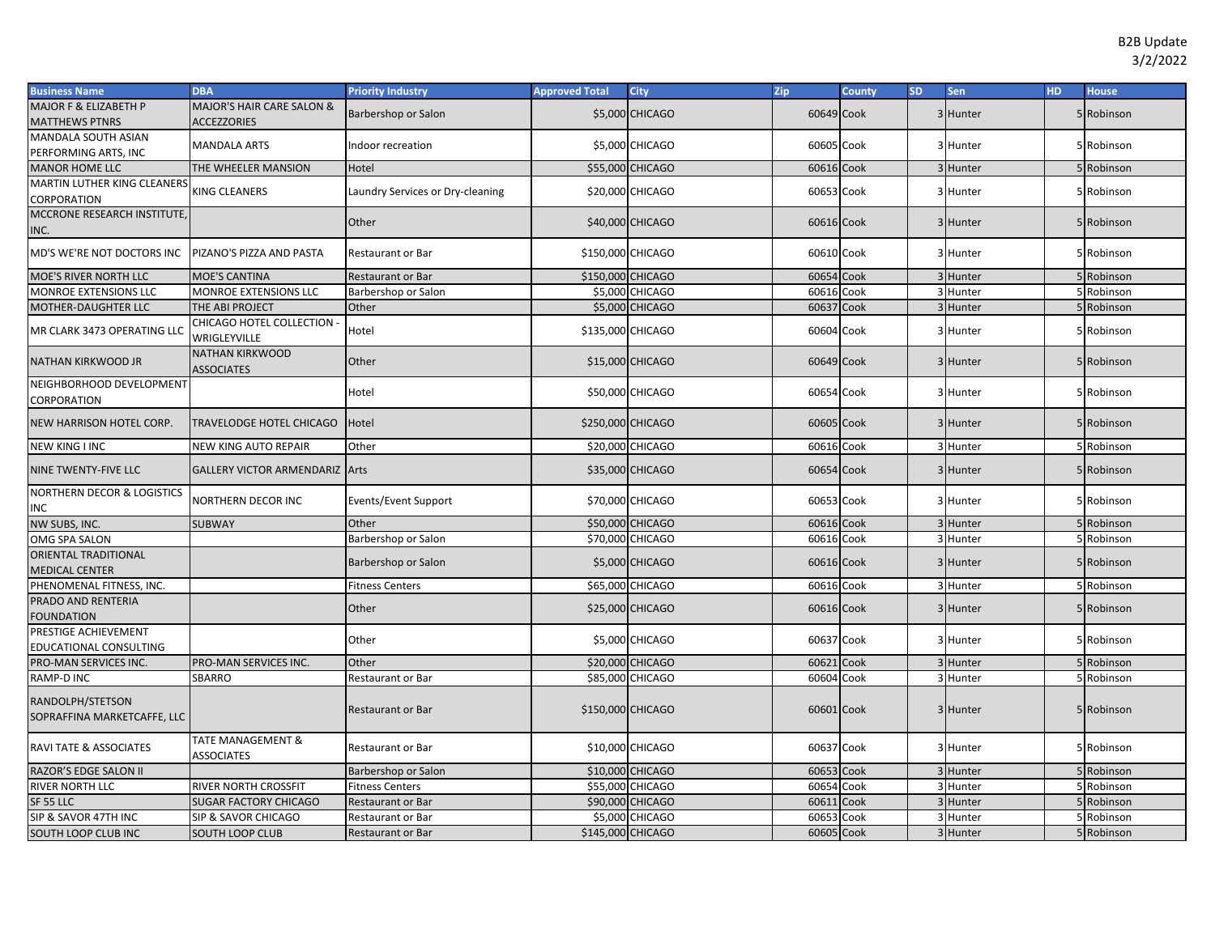B2B Update
3/2/2022

| Business Name | DBA | Priority Industry | Approved Total | City | Zip | County | SD | Sen | HD | House |
|---|---|---|---|---|---|---|---|---|---|---|
| MAJOR F & ELIZABETH P MATTHEWS PTNRS | MAJOR'S HAIR CARE SALON & ACCEZZORIES | Barbershop or Salon | $5,000 | CHICAGO | 60649 | Cook | 3 | Hunter | 5 | Robinson |
| MANDALA SOUTH ASIAN PERFORMING ARTS, INC | MANDALA ARTS | Indoor recreation | $5,000 | CHICAGO | 60605 | Cook | 3 | Hunter | 5 | Robinson |
| MANOR HOME LLC | THE WHEELER MANSION | Hotel | $55,000 | CHICAGO | 60616 | Cook | 3 | Hunter | 5 | Robinson |
| MARTIN LUTHER KING CLEANERS CORPORATION | KING CLEANERS | Laundry Services or Dry-cleaning | $20,000 | CHICAGO | 60653 | Cook | 3 | Hunter | 5 | Robinson |
| MCCRONE RESEARCH INSTITUTE, INC. | | Other | $40,000 | CHICAGO | 60616 | Cook | 3 | Hunter | 5 | Robinson |
| MD'S WE'RE NOT DOCTORS INC | PIZANO'S PIZZA AND PASTA | Restaurant or Bar | $150,000 | CHICAGO | 60610 | Cook | 3 | Hunter | 5 | Robinson |
| MOE'S RIVER NORTH LLC | MOE'S CANTINA | Restaurant or Bar | $150,000 | CHICAGO | 60654 | Cook | 3 | Hunter | 5 | Robinson |
| MONROE EXTENSIONS LLC | MONROE EXTENSIONS LLC | Barbershop or Salon | $5,000 | CHICAGO | 60616 | Cook | 3 | Hunter | 5 | Robinson |
| MOTHER-DAUGHTER LLC | THE ABI PROJECT | Other | $5,000 | CHICAGO | 60637 | Cook | 3 | Hunter | 5 | Robinson |
| MR CLARK 3473 OPERATING LLC | CHICAGO HOTEL COLLECTION - WRIGLEYVILLE | Hotel | $135,000 | CHICAGO | 60604 | Cook | 3 | Hunter | 5 | Robinson |
| NATHAN KIRKWOOD JR | NATHAN KIRKWOOD ASSOCIATES | Other | $15,000 | CHICAGO | 60649 | Cook | 3 | Hunter | 5 | Robinson |
| NEIGHBORHOOD DEVELOPMENT CORPORATION | | Hotel | $50,000 | CHICAGO | 60654 | Cook | 3 | Hunter | 5 | Robinson |
| NEW HARRISON HOTEL CORP. | TRAVELODGE HOTEL CHICAGO | Hotel | $250,000 | CHICAGO | 60605 | Cook | 3 | Hunter | 5 | Robinson |
| NEW KING I INC | NEW KING AUTO REPAIR | Other | $20,000 | CHICAGO | 60616 | Cook | 3 | Hunter | 5 | Robinson |
| NINE TWENTY-FIVE LLC | GALLERY VICTOR ARMENDARIZ | Arts | $35,000 | CHICAGO | 60654 | Cook | 3 | Hunter | 5 | Robinson |
| NORTHERN DECOR & LOGISTICS INC | NORTHERN DECOR INC | Events/Event Support | $70,000 | CHICAGO | 60653 | Cook | 3 | Hunter | 5 | Robinson |
| NW SUBS, INC. | SUBWAY | Other | $50,000 | CHICAGO | 60616 | Cook | 3 | Hunter | 5 | Robinson |
| OMG SPA SALON | | Barbershop or Salon | $70,000 | CHICAGO | 60616 | Cook | 3 | Hunter | 5 | Robinson |
| ORIENTAL TRADITIONAL MEDICAL CENTER | | Barbershop or Salon | $5,000 | CHICAGO | 60616 | Cook | 3 | Hunter | 5 | Robinson |
| PHENOMENAL FITNESS, INC. | | Fitness Centers | $65,000 | CHICAGO | 60616 | Cook | 3 | Hunter | 5 | Robinson |
| PRADO AND RENTERIA FOUNDATION | | Other | $25,000 | CHICAGO | 60616 | Cook | 3 | Hunter | 5 | Robinson |
| PRESTIGE ACHIEVEMENT EDUCATIONAL CONSULTING | | Other | $5,000 | CHICAGO | 60637 | Cook | 3 | Hunter | 5 | Robinson |
| PRO-MAN SERVICES INC. | PRO-MAN SERVICES INC. | Other | $20,000 | CHICAGO | 60621 | Cook | 3 | Hunter | 5 | Robinson |
| RAMP-D INC | SBARRO | Restaurant or Bar | $85,000 | CHICAGO | 60604 | Cook | 3 | Hunter | 5 | Robinson |
| RANDOLPH/STETSON SOPRAFFINA MARKETCAFFE, LLC | | Restaurant or Bar | $150,000 | CHICAGO | 60601 | Cook | 3 | Hunter | 5 | Robinson |
| RAVI TATE & ASSOCIATES | TATE MANAGEMENT & ASSOCIATES | Restaurant or Bar | $10,000 | CHICAGO | 60637 | Cook | 3 | Hunter | 5 | Robinson |
| RAZOR'S EDGE SALON II | | Barbershop or Salon | $10,000 | CHICAGO | 60653 | Cook | 3 | Hunter | 5 | Robinson |
| RIVER NORTH LLC | RIVER NORTH CROSSFIT | Fitness Centers | $55,000 | CHICAGO | 60654 | Cook | 3 | Hunter | 5 | Robinson |
| SF 55 LLC | SUGAR FACTORY CHICAGO | Restaurant or Bar | $90,000 | CHICAGO | 60611 | Cook | 3 | Hunter | 5 | Robinson |
| SIP & SAVOR 47TH INC | SIP & SAVOR CHICAGO | Restaurant or Bar | $5,000 | CHICAGO | 60653 | Cook | 3 | Hunter | 5 | Robinson |
| SOUTH LOOP CLUB INC | SOUTH LOOP CLUB | Restaurant or Bar | $145,000 | CHICAGO | 60605 | Cook | 3 | Hunter | 5 | Robinson |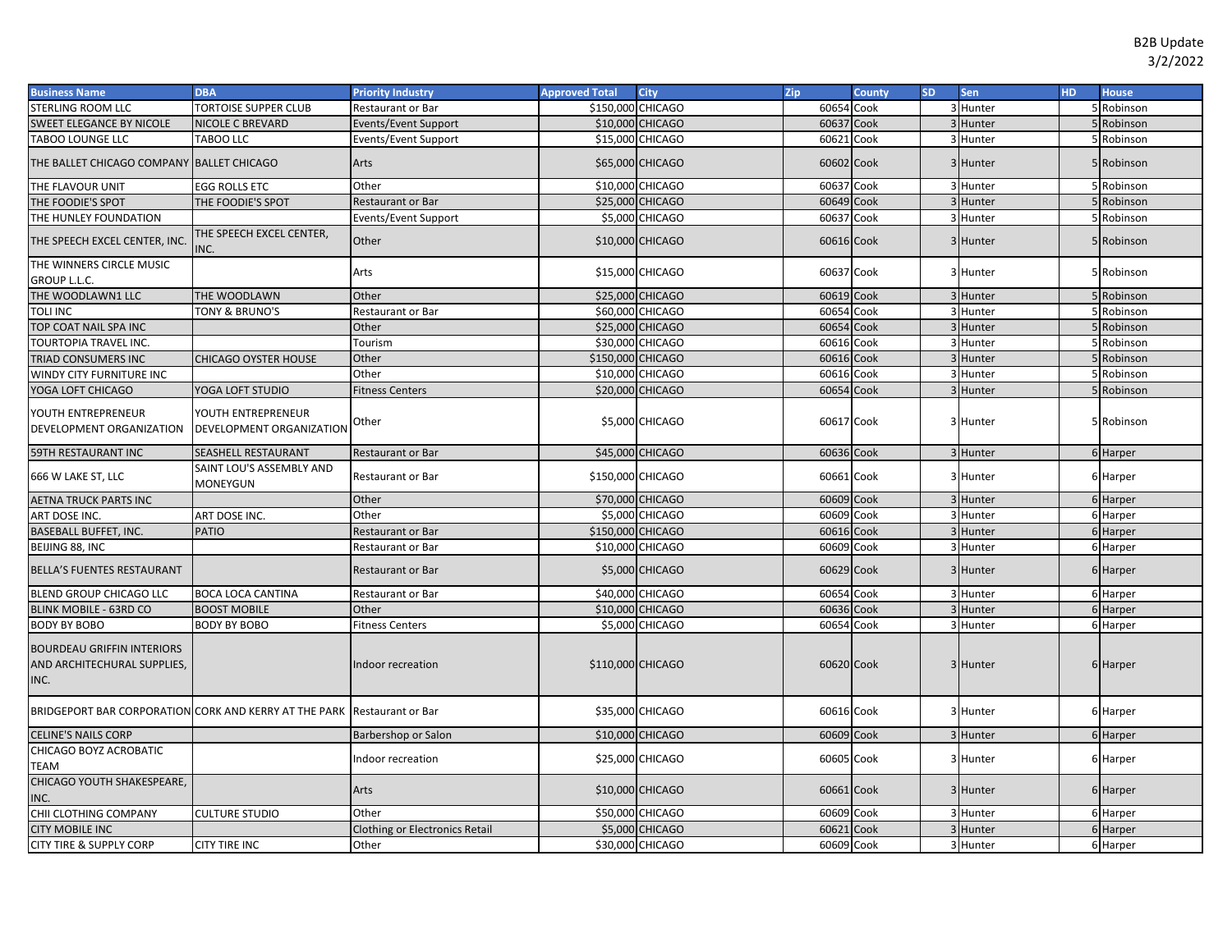| Business Name | DBA | Priority Industry | Approved Total | City | Zip | County | SD | Sen | HD | House |
|---|---|---|---|---|---|---|---|---|---|---|
| STERLING ROOM LLC | TORTOISE SUPPER CLUB | Restaurant or Bar | $150,000 | CHICAGO | 60654 | Cook | 3 | Hunter | 5 | Robinson |
| SWEET ELEGANCE BY NICOLE | NICOLE C BREVARD | Events/Event Support | $10,000 | CHICAGO | 60637 | Cook | 3 | Hunter | 5 | Robinson |
| TABOO LOUNGE LLC | TABOO LLC | Events/Event Support | $15,000 | CHICAGO | 60621 | Cook | 3 | Hunter | 5 | Robinson |
| THE BALLET CHICAGO COMPANY | BALLET CHICAGO | Arts | $65,000 | CHICAGO | 60602 | Cook | 3 | Hunter | 5 | Robinson |
| THE FLAVOUR UNIT | EGG ROLLS ETC | Other | $10,000 | CHICAGO | 60637 | Cook | 3 | Hunter | 5 | Robinson |
| THE FOODIE'S SPOT | THE FOODIE'S SPOT | Restaurant or Bar | $25,000 | CHICAGO | 60649 | Cook | 3 | Hunter | 5 | Robinson |
| THE HUNLEY FOUNDATION | | Events/Event Support | $5,000 | CHICAGO | 60637 | Cook | 3 | Hunter | 5 | Robinson |
| THE SPEECH EXCEL CENTER, INC. | THE SPEECH EXCEL CENTER, INC. | Other | $10,000 | CHICAGO | 60616 | Cook | 3 | Hunter | 5 | Robinson |
| THE WINNERS CIRCLE MUSIC GROUP L.L.C. | | Arts | $15,000 | CHICAGO | 60637 | Cook | 3 | Hunter | 5 | Robinson |
| THE WOODLAWN1 LLC | THE WOODLAWN | Other | $25,000 | CHICAGO | 60619 | Cook | 3 | Hunter | 5 | Robinson |
| TOLI INC | TONY & BRUNO'S | Restaurant or Bar | $60,000 | CHICAGO | 60654 | Cook | 3 | Hunter | 5 | Robinson |
| TOP COAT NAIL SPA INC | | Other | $25,000 | CHICAGO | 60654 | Cook | 3 | Hunter | 5 | Robinson |
| TOURTOPIA TRAVEL INC. | | Tourism | $30,000 | CHICAGO | 60616 | Cook | 3 | Hunter | 5 | Robinson |
| TRIAD CONSUMERS INC | CHICAGO OYSTER HOUSE | Other | $150,000 | CHICAGO | 60616 | Cook | 3 | Hunter | 5 | Robinson |
| WINDY CITY FURNITURE INC | | Other | $10,000 | CHICAGO | 60616 | Cook | 3 | Hunter | 5 | Robinson |
| YOGA LOFT CHICAGO | YOGA LOFT STUDIO | Fitness Centers | $20,000 | CHICAGO | 60654 | Cook | 3 | Hunter | 5 | Robinson |
| YOUTH ENTREPRENEUR DEVELOPMENT ORGANIZATION | YOUTH ENTREPRENEUR DEVELOPMENT ORGANIZATION | Other | $5,000 | CHICAGO | 60617 | Cook | 3 | Hunter | 5 | Robinson |
| 59TH RESTAURANT INC | SEASHELL RESTAURANT | Restaurant or Bar | $45,000 | CHICAGO | 60636 | Cook | 3 | Hunter | 6 | Harper |
| 666 W LAKE ST, LLC | SAINT LOU'S ASSEMBLY AND MONEYGUN | Restaurant or Bar | $150,000 | CHICAGO | 60661 | Cook | 3 | Hunter | 6 | Harper |
| AETNA TRUCK PARTS INC | | Other | $70,000 | CHICAGO | 60609 | Cook | 3 | Hunter | 6 | Harper |
| ART DOSE INC. | ART DOSE INC. | Other | $5,000 | CHICAGO | 60609 | Cook | 3 | Hunter | 6 | Harper |
| BASEBALL BUFFET, INC. | PATIO | Restaurant or Bar | $150,000 | CHICAGO | 60616 | Cook | 3 | Hunter | 6 | Harper |
| BEIJING 88, INC | | Restaurant or Bar | $10,000 | CHICAGO | 60609 | Cook | 3 | Hunter | 6 | Harper |
| BELLA'S FUENTES RESTAURANT | | Restaurant or Bar | $5,000 | CHICAGO | 60629 | Cook | 3 | Hunter | 6 | Harper |
| BLEND GROUP CHICAGO LLC | BOCA LOCA CANTINA | Restaurant or Bar | $40,000 | CHICAGO | 60654 | Cook | 3 | Hunter | 6 | Harper |
| BLINK MOBILE - 63RD CO | BOOST MOBILE | Other | $10,000 | CHICAGO | 60636 | Cook | 3 | Hunter | 6 | Harper |
| BODY BY BOBO | BODY BY BOBO | Fitness Centers | $5,000 | CHICAGO | 60654 | Cook | 3 | Hunter | 6 | Harper |
| BOURDEAU GRIFFIN INTERIORS AND ARCHITECHURAL SUPPLIES, INC. | | Indoor recreation | $110,000 | CHICAGO | 60620 | Cook | 3 | Hunter | 6 | Harper |
| BRIDGEPORT BAR CORPORATION | CORK AND KERRY AT THE PARK | Restaurant or Bar | $35,000 | CHICAGO | 60616 | Cook | 3 | Hunter | 6 | Harper |
| CELINE'S NAILS CORP | | Barbershop or Salon | $10,000 | CHICAGO | 60609 | Cook | 3 | Hunter | 6 | Harper |
| CHICAGO BOYZ ACROBATIC TEAM | | Indoor recreation | $25,000 | CHICAGO | 60605 | Cook | 3 | Hunter | 6 | Harper |
| CHICAGO YOUTH SHAKESPEARE, INC. | | Arts | $10,000 | CHICAGO | 60661 | Cook | 3 | Hunter | 6 | Harper |
| CHII CLOTHING COMPANY | CULTURE STUDIO | Other | $50,000 | CHICAGO | 60609 | Cook | 3 | Hunter | 6 | Harper |
| CITY MOBILE INC | | Clothing or Electronics Retail | $5,000 | CHICAGO | 60621 | Cook | 3 | Hunter | 6 | Harper |
| CITY TIRE & SUPPLY CORP | CITY TIRE INC | Other | $30,000 | CHICAGO | 60609 | Cook | 3 | Hunter | 6 | Harper |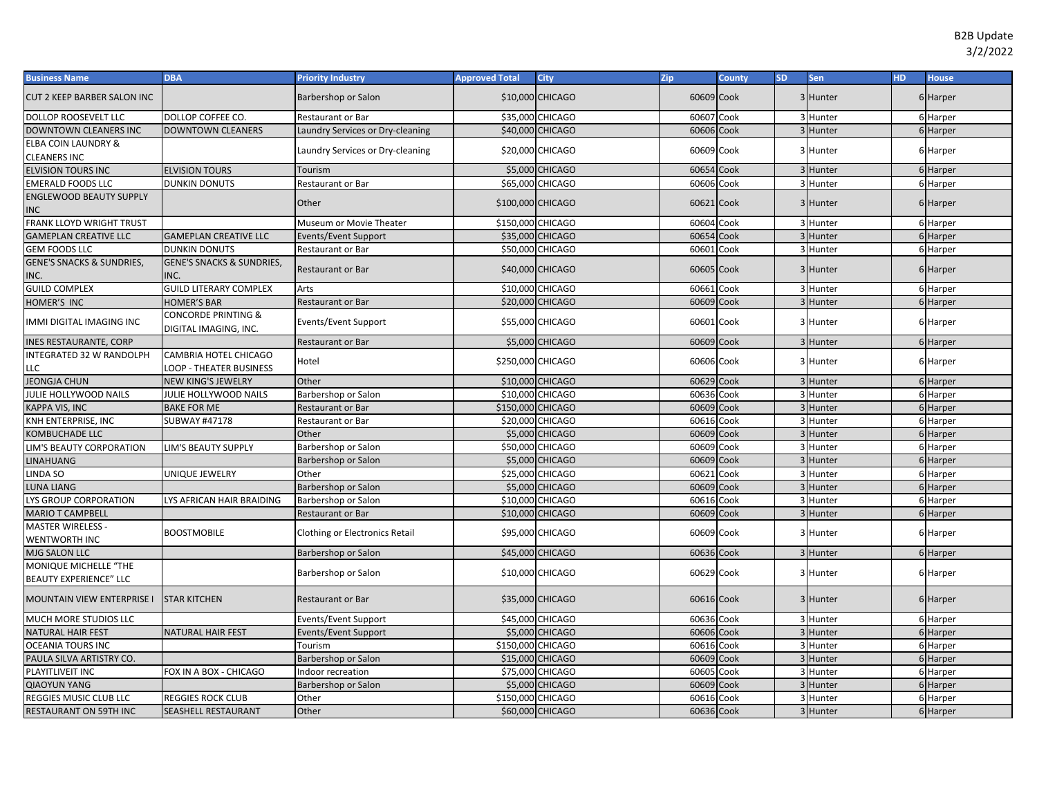B2B Update
3/2/2022

| Business Name | DBA | Priority Industry | Approved Total | City | Zip | County | SD | Sen | HD | House |
|---|---|---|---|---|---|---|---|---|---|---|
| CUT 2 KEEP BARBER SALON INC | | Barbershop or Salon | $10,000 | CHICAGO | 60609 | Cook | 3 | Hunter | 6 | Harper |
| DOLLOP ROOSEVELT LLC | DOLLOP COFFEE CO. | Restaurant or Bar | $35,000 | CHICAGO | 60607 | Cook | 3 | Hunter | 6 | Harper |
| DOWNTOWN CLEANERS INC | DOWNTOWN CLEANERS | Laundry Services or Dry-cleaning | $40,000 | CHICAGO | 60606 | Cook | 3 | Hunter | 6 | Harper |
| ELBA COIN LAUNDRY & CLEANERS INC | | Laundry Services or Dry-cleaning | $20,000 | CHICAGO | 60609 | Cook | 3 | Hunter | 6 | Harper |
| ELVISION TOURS INC | ELVISION TOURS | Tourism | $5,000 | CHICAGO | 60654 | Cook | 3 | Hunter | 6 | Harper |
| EMERALD FOODS LLC | DUNKIN DONUTS | Restaurant or Bar | $65,000 | CHICAGO | 60606 | Cook | 3 | Hunter | 6 | Harper |
| ENGLEWOOD BEAUTY SUPPLY INC | | Other | $100,000 | CHICAGO | 60621 | Cook | 3 | Hunter | 6 | Harper |
| FRANK LLOYD WRIGHT TRUST | | Museum or Movie Theater | $150,000 | CHICAGO | 60604 | Cook | 3 | Hunter | 6 | Harper |
| GAMEPLAN CREATIVE LLC | GAMEPLAN CREATIVE LLC | Events/Event Support | $35,000 | CHICAGO | 60654 | Cook | 3 | Hunter | 6 | Harper |
| GEM FOODS LLC | DUNKIN DONUTS | Restaurant or Bar | $50,000 | CHICAGO | 60601 | Cook | 3 | Hunter | 6 | Harper |
| GENE'S SNACKS & SUNDRIES, INC. | GENE'S SNACKS & SUNDRIES, INC. | Restaurant or Bar | $40,000 | CHICAGO | 60605 | Cook | 3 | Hunter | 6 | Harper |
| GUILD COMPLEX | GUILD LITERARY COMPLEX | Arts | $10,000 | CHICAGO | 60661 | Cook | 3 | Hunter | 6 | Harper |
| HOMER'S INC | HOMER'S BAR | Restaurant or Bar | $20,000 | CHICAGO | 60609 | Cook | 3 | Hunter | 6 | Harper |
| IMMI DIGITAL IMAGING INC | CONCORDE PRINTING & DIGITAL IMAGING, INC. | Events/Event Support | $55,000 | CHICAGO | 60601 | Cook | 3 | Hunter | 6 | Harper |
| INES RESTAURANTE, CORP | | Restaurant or Bar | $5,000 | CHICAGO | 60609 | Cook | 3 | Hunter | 6 | Harper |
| INTEGRATED 32 W RANDOLPH LLC | CAMBRIA HOTEL CHICAGO LOOP - THEATER BUSINESS | Hotel | $250,000 | CHICAGO | 60606 | Cook | 3 | Hunter | 6 | Harper |
| JEONGJA CHUN | NEW KING'S JEWELRY | Other | $10,000 | CHICAGO | 60629 | Cook | 3 | Hunter | 6 | Harper |
| JULIE HOLLYWOOD NAILS | JULIE HOLLYWOOD NAILS | Barbershop or Salon | $10,000 | CHICAGO | 60636 | Cook | 3 | Hunter | 6 | Harper |
| KAPPA VIS, INC | BAKE FOR ME | Restaurant or Bar | $150,000 | CHICAGO | 60609 | Cook | 3 | Hunter | 6 | Harper |
| KNH ENTERPRISE, INC | SUBWAY #47178 | Restaurant or Bar | $20,000 | CHICAGO | 60616 | Cook | 3 | Hunter | 6 | Harper |
| KOMBUCHADE LLC | | Other | $5,000 | CHICAGO | 60609 | Cook | 3 | Hunter | 6 | Harper |
| LIM'S BEAUTY CORPORATION | LIM'S BEAUTY SUPPLY | Barbershop or Salon | $50,000 | CHICAGO | 60609 | Cook | 3 | Hunter | 6 | Harper |
| LINAHUANG | | Barbershop or Salon | $5,000 | CHICAGO | 60609 | Cook | 3 | Hunter | 6 | Harper |
| LINDA SO | UNIQUE JEWELRY | Other | $25,000 | CHICAGO | 60621 | Cook | 3 | Hunter | 6 | Harper |
| LUNA LIANG | | Barbershop or Salon | $5,000 | CHICAGO | 60609 | Cook | 3 | Hunter | 6 | Harper |
| LYS GROUP CORPORATION | LYS AFRICAN HAIR BRAIDING | Barbershop or Salon | $10,000 | CHICAGO | 60616 | Cook | 3 | Hunter | 6 | Harper |
| MARIO T CAMPBELL | | Restaurant or Bar | $10,000 | CHICAGO | 60609 | Cook | 3 | Hunter | 6 | Harper |
| MASTER WIRELESS - WENTWORTH INC | BOOSTMOBILE | Clothing or Electronics Retail | $95,000 | CHICAGO | 60609 | Cook | 3 | Hunter | 6 | Harper |
| MJG SALON LLC | | Barbershop or Salon | $45,000 | CHICAGO | 60636 | Cook | 3 | Hunter | 6 | Harper |
| MONIQUE MICHELLE "THE BEAUTY EXPERIENCE" LLC | | Barbershop or Salon | $10,000 | CHICAGO | 60629 | Cook | 3 | Hunter | 6 | Harper |
| MOUNTAIN VIEW ENTERPRISE I | STAR KITCHEN | Restaurant or Bar | $35,000 | CHICAGO | 60616 | Cook | 3 | Hunter | 6 | Harper |
| MUCH MORE STUDIOS LLC | | Events/Event Support | $45,000 | CHICAGO | 60636 | Cook | 3 | Hunter | 6 | Harper |
| NATURAL HAIR FEST | NATURAL HAIR FEST | Events/Event Support | $5,000 | CHICAGO | 60606 | Cook | 3 | Hunter | 6 | Harper |
| OCEANIA TOURS INC | | Tourism | $150,000 | CHICAGO | 60616 | Cook | 3 | Hunter | 6 | Harper |
| PAULA SILVA ARTISTRY CO. | | Barbershop or Salon | $15,000 | CHICAGO | 60609 | Cook | 3 | Hunter | 6 | Harper |
| PLAYITLIVEIT INC | FOX IN A BOX - CHICAGO | Indoor recreation | $75,000 | CHICAGO | 60605 | Cook | 3 | Hunter | 6 | Harper |
| QIAOYUN YANG | | Barbershop or Salon | $5,000 | CHICAGO | 60609 | Cook | 3 | Hunter | 6 | Harper |
| REGGIES MUSIC CLUB LLC | REGGIES ROCK CLUB | Other | $150,000 | CHICAGO | 60616 | Cook | 3 | Hunter | 6 | Harper |
| RESTAURANT ON 59TH INC | SEASHELL RESTAURANT | Other | $60,000 | CHICAGO | 60636 | Cook | 3 | Hunter | 6 | Harper |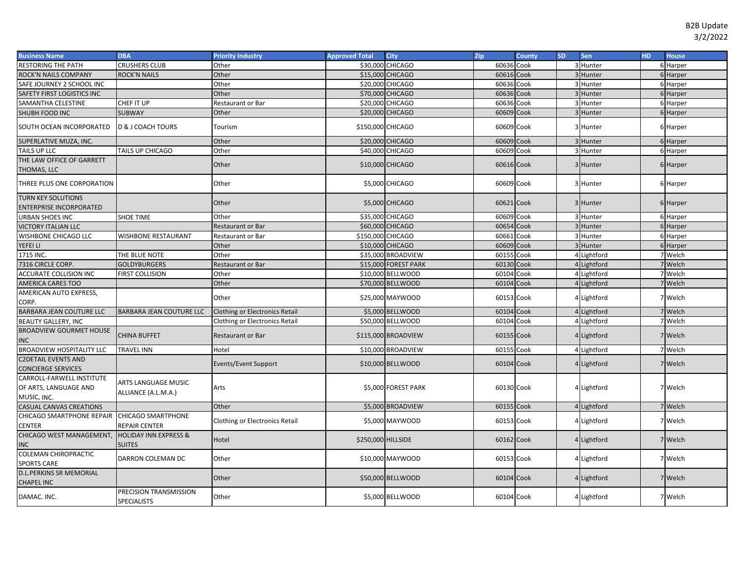| Business Name | DBA | Priority Industry | Approved Total | City | Zip | County | SD | Sen | HD | House |
|---|---|---|---|---|---|---|---|---|---|---|
| RESTORING THE PATH | CRUSHERS CLUB | Other | $30,000 | CHICAGO | 60636 | Cook | 3 | Hunter | 6 | Harper |
| ROCK'N NAILS COMPANY | ROCK'N NAILS | Other | $15,000 | CHICAGO | 60616 | Cook | 3 | Hunter | 6 | Harper |
| SAFE JOURNEY 2 SCHOOL INC | | Other | $20,000 | CHICAGO | 60636 | Cook | 3 | Hunter | 6 | Harper |
| SAFETY FIRST LOGISTICS INC | | Other | $70,000 | CHICAGO | 60636 | Cook | 3 | Hunter | 6 | Harper |
| SAMANTHA CELESTINE | CHEF IT UP | Restaurant or Bar | $20,000 | CHICAGO | 60636 | Cook | 3 | Hunter | 6 | Harper |
| SHUBH FOOD INC | SUBWAY | Other | $20,000 | CHICAGO | 60609 | Cook | 3 | Hunter | 6 | Harper |
| SOUTH OCEAN INCORPORATED | D & J COACH TOURS | Tourism | $150,000 | CHICAGO | 60609 | Cook | 3 | Hunter | 6 | Harper |
| SUPERLATIVE MUZA, INC. | | Other | $20,000 | CHICAGO | 60609 | Cook | 3 | Hunter | 6 | Harper |
| TAILS UP LLC | TAILS UP CHICAGO | Other | $40,000 | CHICAGO | 60609 | Cook | 3 | Hunter | 6 | Harper |
| THE LAW OFFICE OF GARRETT THOMAS, LLC | | Other | $10,000 | CHICAGO | 60616 | Cook | 3 | Hunter | 6 | Harper |
| THREE PLUS ONE CORPORATION | | Other | $5,000 | CHICAGO | 60609 | Cook | 3 | Hunter | 6 | Harper |
| TURN KEY SOLUTIONS ENTERPRISE INCORPORATED | | Other | $5,000 | CHICAGO | 60621 | Cook | 3 | Hunter | 6 | Harper |
| URBAN SHOES INC | SHOE TIME | Other | $35,000 | CHICAGO | 60609 | Cook | 3 | Hunter | 6 | Harper |
| VICTORY ITALIAN LLC | | Restaurant or Bar | $60,000 | CHICAGO | 60654 | Cook | 3 | Hunter | 6 | Harper |
| WISHBONE CHICAGO LLC | WISHBONE RESTAURANT | Restaurant or Bar | $150,000 | CHICAGO | 60661 | Cook | 3 | Hunter | 6 | Harper |
| YEFEI LI | | Other | $10,000 | CHICAGO | 60609 | Cook | 3 | Hunter | 6 | Harper |
| 1715 INC. | THE BLUE NOTE | Other | $35,000 | BROADVIEW | 60155 | Cook | 4 | Lightford | 7 | Welch |
| 7316 CIRCLE CORP. | GOLDYBURGERS | Restaurant or Bar | $15,000 | FOREST PARK | 60130 | Cook | 4 | Lightford | 7 | Welch |
| ACCURATE COLLISION INC | FIRST COLLISION | Other | $10,000 | BELLWOOD | 60104 | Cook | 4 | Lightford | 7 | Welch |
| AMERICA CARES TOO | | Other | $70,000 | BELLWOOD | 60104 | Cook | 4 | Lightford | 7 | Welch |
| AMERICAN AUTO EXPRESS, CORP. | | Other | $25,000 | MAYWOOD | 60153 | Cook | 4 | Lightford | 7 | Welch |
| BARBARA JEAN COUTURE LLC | BARBARA JEAN COUTURE LLC | Clothing or Electronics Retail | $5,000 | BELLWOOD | 60104 | Cook | 4 | Lightford | 7 | Welch |
| BEAUTY GALLERY, INC | | Clothing or Electronics Retail | $50,000 | BELLWOOD | 60104 | Cook | 4 | Lightford | 7 | Welch |
| BROADVIEW GOURMET HOUSE INC | CHINA BUFFET | Restaurant or Bar | $115,000 | BROADVIEW | 60155 | Cook | 4 | Lightford | 7 | Welch |
| BROADVIEW HOSPITALITY LLC | TRAVEL INN | Hotel | $10,000 | BROADVIEW | 60155 | Cook | 4 | Lightford | 7 | Welch |
| C2DETAIL EVENTS AND CONCIERGE SERVICES | | Events/Event Support | $10,000 | BELLWOOD | 60104 | Cook | 4 | Lightford | 7 | Welch |
| CARROLL-FARWELL INSTITUTE OF ARTS, LANGUAGE AND MUSIC, INC. | ARTS LANGUAGE MUSIC ALLIANCE (A.L.M.A.) | Arts | $5,000 | FOREST PARK | 60130 | Cook | 4 | Lightford | 7 | Welch |
| CASUAL CANVAS CREATIONS | | Other | $5,000 | BROADVIEW | 60155 | Cook | 4 | Lightford | 7 | Welch |
| CHICAGO SMARTPHONE REPAIR CENTER | CHICAGO SMARTPHONE REPAIR CENTER | Clothing or Electronics Retail | $5,000 | MAYWOOD | 60153 | Cook | 4 | Lightford | 7 | Welch |
| CHICAGO WEST MANAGEMENT, INC | HOLIDAY INN EXPRESS & SUITES | Hotel | $250,000 | HILLSIDE | 60162 | Cook | 4 | Lightford | 7 | Welch |
| COLEMAN CHIROPRACTIC SPORTS CARE | DARRON COLEMAN DC | Other | $10,000 | MAYWOOD | 60153 | Cook | 4 | Lightford | 7 | Welch |
| D.L.PERKINS SR MEMORIAL CHAPEL INC | | Other | $50,000 | BELLWOOD | 60104 | Cook | 4 | Lightford | 7 | Welch |
| DAMAC. INC. | PRECISION TRANSMISSION SPECIALISTS | Other | $5,000 | BELLWOOD | 60104 | Cook | 4 | Lightford | 7 | Welch |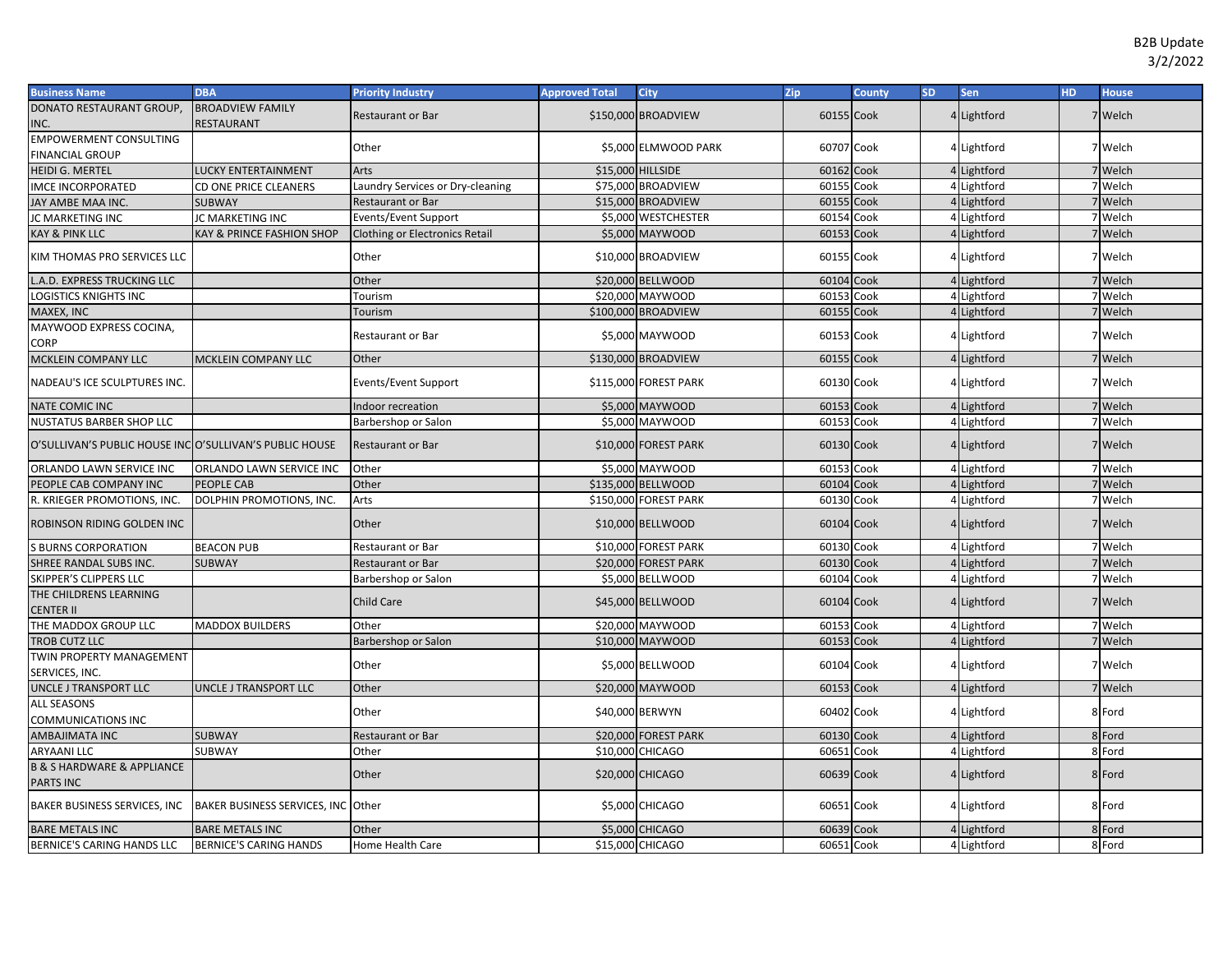B2B Update
3/2/2022

| Business Name | DBA | Priority Industry | Approved Total | City | Zip | County | SD | Sen | HD | House |
|---|---|---|---|---|---|---|---|---|---|---|
| DONATO RESTAURANT GROUP, INC. | BROADVIEW FAMILY RESTAURANT | Restaurant or Bar | $150,000 | BROADVIEW | 60155 | Cook | 4 | Lightford | 7 | Welch |
| EMPOWERMENT CONSULTING FINANCIAL GROUP | | Other | $5,000 | ELMWOOD PARK | 60707 | Cook | 4 | Lightford | 7 | Welch |
| HEIDI G. MERTEL | LUCKY ENTERTAINMENT | Arts | $15,000 | HILLSIDE | 60162 | Cook | 4 | Lightford | 7 | Welch |
| IMCE INCORPORATED | CD ONE PRICE CLEANERS | Laundry Services or Dry-cleaning | $75,000 | BROADVIEW | 60155 | Cook | 4 | Lightford | 7 | Welch |
| JAY AMBE MAA INC. | SUBWAY | Restaurant or Bar | $15,000 | BROADVIEW | 60155 | Cook | 4 | Lightford | 7 | Welch |
| JC MARKETING INC | JC MARKETING INC | Events/Event Support | $5,000 | WESTCHESTER | 60154 | Cook | 4 | Lightford | 7 | Welch |
| KAY & PINK LLC | KAY & PRINCE FASHION SHOP | Clothing or Electronics Retail | $5,000 | MAYWOOD | 60153 | Cook | 4 | Lightford | 7 | Welch |
| KIM THOMAS PRO SERVICES LLC | | Other | $10,000 | BROADVIEW | 60155 | Cook | 4 | Lightford | 7 | Welch |
| L.A.D. EXPRESS TRUCKING LLC | | Other | $20,000 | BELLWOOD | 60104 | Cook | 4 | Lightford | 7 | Welch |
| LOGISTICS KNIGHTS INC | | Tourism | $20,000 | MAYWOOD | 60153 | Cook | 4 | Lightford | 7 | Welch |
| MAXEX, INC | | Tourism | $100,000 | BROADVIEW | 60155 | Cook | 4 | Lightford | 7 | Welch |
| MAYWOOD EXPRESS COCINA, CORP | | Restaurant or Bar | $5,000 | MAYWOOD | 60153 | Cook | 4 | Lightford | 7 | Welch |
| MCKLEIN COMPANY LLC | MCKLEIN COMPANY LLC | Other | $130,000 | BROADVIEW | 60155 | Cook | 4 | Lightford | 7 | Welch |
| NADEAU'S ICE SCULPTURES INC. | | Events/Event Support | $115,000 | FOREST PARK | 60130 | Cook | 4 | Lightford | 7 | Welch |
| NATE COMIC INC | | Indoor recreation | $5,000 | MAYWOOD | 60153 | Cook | 4 | Lightford | 7 | Welch |
| NUSTATUS BARBER SHOP LLC | | Barbershop or Salon | $5,000 | MAYWOOD | 60153 | Cook | 4 | Lightford | 7 | Welch |
| O'SULLIVAN'S PUBLIC HOUSE INC | O'SULLIVAN'S PUBLIC HOUSE | Restaurant or Bar | $10,000 | FOREST PARK | 60130 | Cook | 4 | Lightford | 7 | Welch |
| ORLANDO LAWN SERVICE INC | ORLANDO LAWN SERVICE INC | Other | $5,000 | MAYWOOD | 60153 | Cook | 4 | Lightford | 7 | Welch |
| PEOPLE CAB COMPANY INC | PEOPLE CAB | Other | $135,000 | BELLWOOD | 60104 | Cook | 4 | Lightford | 7 | Welch |
| R. KRIEGER PROMOTIONS, INC. | DOLPHIN PROMOTIONS, INC. | Arts | $150,000 | FOREST PARK | 60130 | Cook | 4 | Lightford | 7 | Welch |
| ROBINSON RIDING GOLDEN INC | | Other | $10,000 | BELLWOOD | 60104 | Cook | 4 | Lightford | 7 | Welch |
| S BURNS CORPORATION | BEACON PUB | Restaurant or Bar | $10,000 | FOREST PARK | 60130 | Cook | 4 | Lightford | 7 | Welch |
| SHREE RANDAL SUBS INC. | SUBWAY | Restaurant or Bar | $20,000 | FOREST PARK | 60130 | Cook | 4 | Lightford | 7 | Welch |
| SKIPPER'S CLIPPERS LLC | | Barbershop or Salon | $5,000 | BELLWOOD | 60104 | Cook | 4 | Lightford | 7 | Welch |
| THE CHILDRENS LEARNING CENTER II | | Child Care | $45,000 | BELLWOOD | 60104 | Cook | 4 | Lightford | 7 | Welch |
| THE MADDOX GROUP LLC | MADDOX BUILDERS | Other | $20,000 | MAYWOOD | 60153 | Cook | 4 | Lightford | 7 | Welch |
| TROB CUTZ LLC | | Barbershop or Salon | $10,000 | MAYWOOD | 60153 | Cook | 4 | Lightford | 7 | Welch |
| TWIN PROPERTY MANAGEMENT SERVICES, INC. | | Other | $5,000 | BELLWOOD | 60104 | Cook | 4 | Lightford | 7 | Welch |
| UNCLE J TRANSPORT LLC | UNCLE J TRANSPORT LLC | Other | $20,000 | MAYWOOD | 60153 | Cook | 4 | Lightford | 7 | Welch |
| ALL SEASONS COMMUNICATIONS INC | | Other | $40,000 | BERWYN | 60402 | Cook | 4 | Lightford | 8 | Ford |
| AMBAJIMATA INC | SUBWAY | Restaurant or Bar | $20,000 | FOREST PARK | 60130 | Cook | 4 | Lightford | 8 | Ford |
| ARYAANI LLC | SUBWAY | Other | $10,000 | CHICAGO | 60651 | Cook | 4 | Lightford | 8 | Ford |
| B & S HARDWARE & APPLIANCE PARTS INC | | Other | $20,000 | CHICAGO | 60639 | Cook | 4 | Lightford | 8 | Ford |
| BAKER BUSINESS SERVICES, INC | BAKER BUSINESS SERVICES, INC | Other | $5,000 | CHICAGO | 60651 | Cook | 4 | Lightford | 8 | Ford |
| BARE METALS INC | BARE METALS INC | Other | $5,000 | CHICAGO | 60639 | Cook | 4 | Lightford | 8 | Ford |
| BERNICE'S CARING HANDS LLC | BERNICE'S CARING HANDS | Home Health Care | $15,000 | CHICAGO | 60651 | Cook | 4 | Lightford | 8 | Ford |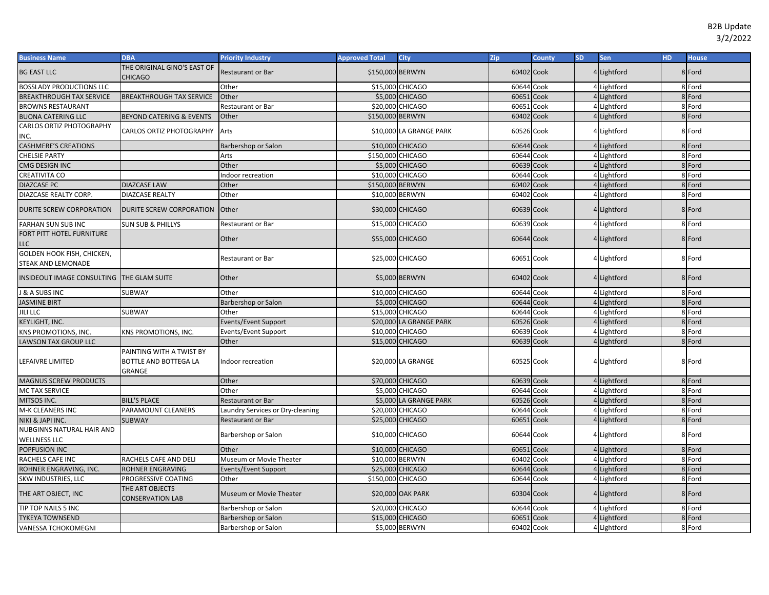B2B Update
3/2/2022

| Business Name | DBA | Priority Industry | Approved Total | City | Zip | County | SD | Sen | HD | House |
|---|---|---|---|---|---|---|---|---|---|---|
| BG EAST LLC | THE ORIGINAL GINO'S EAST OF CHICAGO | Restaurant or Bar | $150,000 | BERWYN | 60402 | Cook | 4 | Lightford | 8 | Ford |
| BOSSLADY PRODUCTIONS LLC | | Other | $15,000 | CHICAGO | 60644 | Cook | 4 | Lightford | 8 | Ford |
| BREAKTHROUGH TAX SERVICE | BREAKTHROUGH TAX SERVICE | Other | $5,000 | CHICAGO | 60651 | Cook | 4 | Lightford | 8 | Ford |
| BROWNS RESTAURANT | | Restaurant or Bar | $20,000 | CHICAGO | 60651 | Cook | 4 | Lightford | 8 | Ford |
| BUONA CATERING LLC | BEYOND CATERING & EVENTS | Other | $150,000 | BERWYN | 60402 | Cook | 4 | Lightford | 8 | Ford |
| CARLOS ORTIZ PHOTOGRAPHY INC. | CARLOS ORTIZ PHOTOGRAPHY | Arts | $10,000 | LA GRANGE PARK | 60526 | Cook | 4 | Lightford | 8 | Ford |
| CASHMERE'S CREATIONS | | Barbershop or Salon | $10,000 | CHICAGO | 60644 | Cook | 4 | Lightford | 8 | Ford |
| CHELSIE PARTY | | Arts | $150,000 | CHICAGO | 60644 | Cook | 4 | Lightford | 8 | Ford |
| CMG DESIGN INC | | Other | $5,000 | CHICAGO | 60639 | Cook | 4 | Lightford | 8 | Ford |
| CREATIVITA CO | | Indoor recreation | $10,000 | CHICAGO | 60644 | Cook | 4 | Lightford | 8 | Ford |
| DIAZCASE PC | DIAZCASE LAW | Other | $150,000 | BERWYN | 60402 | Cook | 4 | Lightford | 8 | Ford |
| DIAZCASE REALTY CORP. | DIAZCASE REALTY | Other | $10,000 | BERWYN | 60402 | Cook | 4 | Lightford | 8 | Ford |
| DURITE SCREW CORPORATION | DURITE SCREW CORPORATION | Other | $30,000 | CHICAGO | 60639 | Cook | 4 | Lightford | 8 | Ford |
| FARHAN SUN SUB INC | SUN SUB & PHILLYS | Restaurant or Bar | $15,000 | CHICAGO | 60639 | Cook | 4 | Lightford | 8 | Ford |
| FORT PITT HOTEL FURNITURE LLC | | Other | $55,000 | CHICAGO | 60644 | Cook | 4 | Lightford | 8 | Ford |
| GOLDEN HOOK FISH, CHICKEN, STEAK AND LEMONADE | | Restaurant or Bar | $25,000 | CHICAGO | 60651 | Cook | 4 | Lightford | 8 | Ford |
| INSIDEOUT IMAGE CONSULTING | THE GLAM SUITE | Other | $5,000 | BERWYN | 60402 | Cook | 4 | Lightford | 8 | Ford |
| J & A SUBS INC | SUBWAY | Other | $10,000 | CHICAGO | 60644 | Cook | 4 | Lightford | 8 | Ford |
| JASMINE BIRT | | Barbershop or Salon | $5,000 | CHICAGO | 60644 | Cook | 4 | Lightford | 8 | Ford |
| JILI LLC | SUBWAY | Other | $15,000 | CHICAGO | 60644 | Cook | 4 | Lightford | 8 | Ford |
| KEYLIGHT, INC. | | Events/Event Support | $20,000 | LA GRANGE PARK | 60526 | Cook | 4 | Lightford | 8 | Ford |
| KNS PROMOTIONS, INC. | KNS PROMOTIONS, INC. | Events/Event Support | $10,000 | CHICAGO | 60639 | Cook | 4 | Lightford | 8 | Ford |
| LAWSON TAX GROUP LLC | | Other | $15,000 | CHICAGO | 60639 | Cook | 4 | Lightford | 8 | Ford |
| LEFAIVRE LIMITED | PAINTING WITH A TWIST BY BOTTLE AND BOTTEGA LA GRANGE | Indoor recreation | $20,000 | LA GRANGE | 60525 | Cook | 4 | Lightford | 8 | Ford |
| MAGNUS SCREW PRODUCTS | | Other | $70,000 | CHICAGO | 60639 | Cook | 4 | Lightford | 8 | Ford |
| MC TAX SERVICE | | Other | $5,000 | CHICAGO | 60644 | Cook | 4 | Lightford | 8 | Ford |
| MITSOS INC. | BILL'S PLACE | Restaurant or Bar | $5,000 | LA GRANGE PARK | 60526 | Cook | 4 | Lightford | 8 | Ford |
| M-K CLEANERS INC | PARAMOUNT CLEANERS | Laundry Services or Dry-cleaning | $20,000 | CHICAGO | 60644 | Cook | 4 | Lightford | 8 | Ford |
| NIKI & JAPI INC. | SUBWAY | Restaurant or Bar | $25,000 | CHICAGO | 60651 | Cook | 4 | Lightford | 8 | Ford |
| NUBGINNS NATURAL HAIR AND WELLNESS LLC | | Barbershop or Salon | $10,000 | CHICAGO | 60644 | Cook | 4 | Lightford | 8 | Ford |
| POPFUSION INC | | Other | $10,000 | CHICAGO | 60651 | Cook | 4 | Lightford | 8 | Ford |
| RACHELS CAFE INC | RACHELS CAFE AND DELI | Museum or Movie Theater | $10,000 | BERWYN | 60402 | Cook | 4 | Lightford | 8 | Ford |
| ROHNER ENGRAVING, INC. | ROHNER ENGRAVING | Events/Event Support | $25,000 | CHICAGO | 60644 | Cook | 4 | Lightford | 8 | Ford |
| SKW INDUSTRIES, LLC | PROGRESSIVE COATING | Other | $150,000 | CHICAGO | 60644 | Cook | 4 | Lightford | 8 | Ford |
| THE ART OBJECT, INC | THE ART OBJECTS CONSERVATION LAB | Museum or Movie Theater | $20,000 | OAK PARK | 60304 | Cook | 4 | Lightford | 8 | Ford |
| TIP TOP NAILS 5 INC | | Barbershop or Salon | $20,000 | CHICAGO | 60644 | Cook | 4 | Lightford | 8 | Ford |
| TYKEYA TOWNSEND | | Barbershop or Salon | $15,000 | CHICAGO | 60651 | Cook | 4 | Lightford | 8 | Ford |
| VANESSA TCHOKOMEGNI | | Barbershop or Salon | $5,000 | BERWYN | 60402 | Cook | 4 | Lightford | 8 | Ford |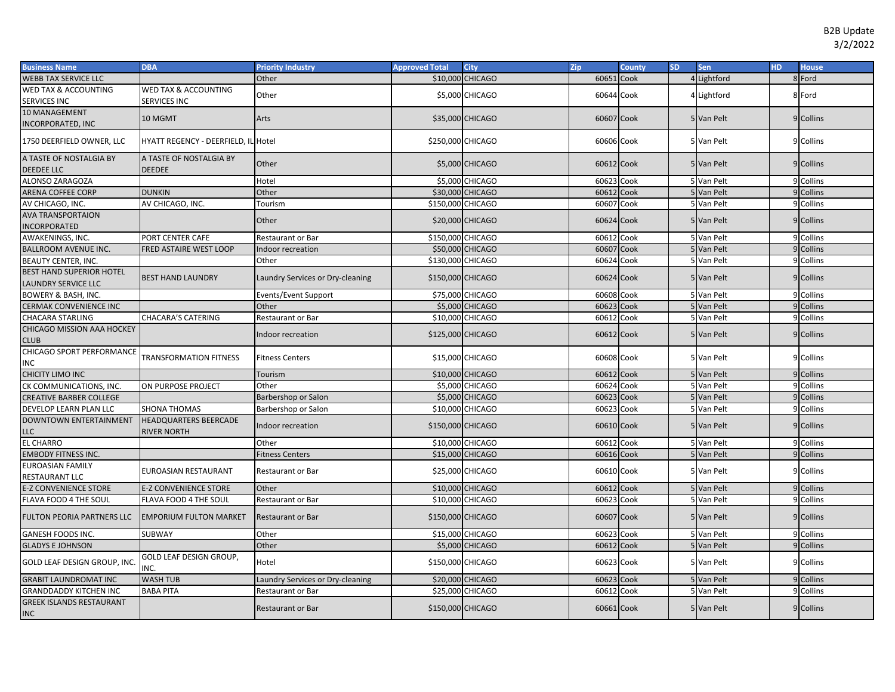B2B Update
3/2/2022

| Business Name | DBA | Priority Industry | Approved Total | City | Zip | County | SD | Sen | HD | House |
|---|---|---|---|---|---|---|---|---|---|---|
| WEBB TAX SERVICE LLC | | Other | $10,000 | CHICAGO | 60651 | Cook | 4 | Lightford | 8 | Ford |
| WED TAX & ACCOUNTING SERVICES INC | WED TAX & ACCOUNTING SERVICES INC | Other | $5,000 | CHICAGO | 60644 | Cook | 4 | Lightford | 8 | Ford |
| 10 MANAGEMENT INCORPORATED, INC | 10 MGMT | Arts | $35,000 | CHICAGO | 60607 | Cook | 5 | Van Pelt | 9 | Collins |
| 1750 DEERFIELD OWNER, LLC | HYATT REGENCY - DEERFIELD, IL | Hotel | $250,000 | CHICAGO | 60606 | Cook | 5 | Van Pelt | 9 | Collins |
| A TASTE OF NOSTALGIA BY DEEDEE LLC | A TASTE OF NOSTALGIA BY DEEDEE | Other | $5,000 | CHICAGO | 60612 | Cook | 5 | Van Pelt | 9 | Collins |
| ALONSO ZARAGOZA | | Hotel | $5,000 | CHICAGO | 60623 | Cook | 5 | Van Pelt | 9 | Collins |
| ARENA COFFEE CORP | DUNKIN | Other | $30,000 | CHICAGO | 60612 | Cook | 5 | Van Pelt | 9 | Collins |
| AV CHICAGO, INC. | AV CHICAGO, INC. | Tourism | $150,000 | CHICAGO | 60607 | Cook | 5 | Van Pelt | 9 | Collins |
| AVA TRANSPORTAION INCORPORATED | | Other | $20,000 | CHICAGO | 60624 | Cook | 5 | Van Pelt | 9 | Collins |
| AWAKENINGS, INC. | PORT CENTER CAFE | Restaurant or Bar | $150,000 | CHICAGO | 60612 | Cook | 5 | Van Pelt | 9 | Collins |
| BALLROOM AVENUE INC. | FRED ASTAIRE WEST LOOP | Indoor recreation | $50,000 | CHICAGO | 60607 | Cook | 5 | Van Pelt | 9 | Collins |
| BEAUTY CENTER, INC. | | Other | $130,000 | CHICAGO | 60624 | Cook | 5 | Van Pelt | 9 | Collins |
| BEST HAND SUPERIOR HOTEL LAUNDRY SERVICE LLC | BEST HAND LAUNDRY | Laundry Services or Dry-cleaning | $150,000 | CHICAGO | 60624 | Cook | 5 | Van Pelt | 9 | Collins |
| BOWERY & BASH, INC. | | Events/Event Support | $75,000 | CHICAGO | 60608 | Cook | 5 | Van Pelt | 9 | Collins |
| CERMAK CONVENIENCE INC | | Other | $5,000 | CHICAGO | 60623 | Cook | 5 | Van Pelt | 9 | Collins |
| CHACARA STARLING | CHACARA'S CATERING | Restaurant or Bar | $10,000 | CHICAGO | 60612 | Cook | 5 | Van Pelt | 9 | Collins |
| CHICAGO MISSION AAA HOCKEY CLUB | | Indoor recreation | $125,000 | CHICAGO | 60612 | Cook | 5 | Van Pelt | 9 | Collins |
| CHICAGO SPORT PERFORMANCE INC | TRANSFORMATION FITNESS | Fitness Centers | $15,000 | CHICAGO | 60608 | Cook | 5 | Van Pelt | 9 | Collins |
| CHICITY LIMO INC | | Tourism | $10,000 | CHICAGO | 60612 | Cook | 5 | Van Pelt | 9 | Collins |
| CK COMMUNICATIONS, INC. | ON PURPOSE PROJECT | Other | $5,000 | CHICAGO | 60624 | Cook | 5 | Van Pelt | 9 | Collins |
| CREATIVE BARBER COLLEGE | | Barbershop or Salon | $5,000 | CHICAGO | 60623 | Cook | 5 | Van Pelt | 9 | Collins |
| DEVELOP LEARN PLAN LLC | SHONA THOMAS | Barbershop or Salon | $10,000 | CHICAGO | 60623 | Cook | 5 | Van Pelt | 9 | Collins |
| DOWNTOWN ENTERTAINMENT LLC | HEADQUARTERS BEERCADE RIVER NORTH | Indoor recreation | $150,000 | CHICAGO | 60610 | Cook | 5 | Van Pelt | 9 | Collins |
| EL CHARRO | | Other | $10,000 | CHICAGO | 60612 | Cook | 5 | Van Pelt | 9 | Collins |
| EMBODY FITNESS INC. | | Fitness Centers | $15,000 | CHICAGO | 60616 | Cook | 5 | Van Pelt | 9 | Collins |
| EUROASIAN FAMILY RESTAURANT LLC | EUROASIAN RESTAURANT | Restaurant or Bar | $25,000 | CHICAGO | 60610 | Cook | 5 | Van Pelt | 9 | Collins |
| E-Z CONVENIENCE STORE | E-Z CONVENIENCE STORE | Other | $10,000 | CHICAGO | 60612 | Cook | 5 | Van Pelt | 9 | Collins |
| FLAVA FOOD 4 THE SOUL | FLAVA FOOD 4 THE SOUL | Restaurant or Bar | $10,000 | CHICAGO | 60623 | Cook | 5 | Van Pelt | 9 | Collins |
| FULTON PEORIA PARTNERS LLC | EMPORIUM FULTON MARKET | Restaurant or Bar | $150,000 | CHICAGO | 60607 | Cook | 5 | Van Pelt | 9 | Collins |
| GANESH FOODS INC. | SUBWAY | Other | $15,000 | CHICAGO | 60623 | Cook | 5 | Van Pelt | 9 | Collins |
| GLADYS E JOHNSON | | Other | $5,000 | CHICAGO | 60612 | Cook | 5 | Van Pelt | 9 | Collins |
| GOLD LEAF DESIGN GROUP, INC. | GOLD LEAF DESIGN GROUP, INC. | Hotel | $150,000 | CHICAGO | 60623 | Cook | 5 | Van Pelt | 9 | Collins |
| GRABIT LAUNDROMAT INC | WASH TUB | Laundry Services or Dry-cleaning | $20,000 | CHICAGO | 60623 | Cook | 5 | Van Pelt | 9 | Collins |
| GRANDDADDY KITCHEN INC | BABA PITA | Restaurant or Bar | $25,000 | CHICAGO | 60612 | Cook | 5 | Van Pelt | 9 | Collins |
| GREEK ISLANDS RESTAURANT INC | | Restaurant or Bar | $150,000 | CHICAGO | 60661 | Cook | 5 | Van Pelt | 9 | Collins |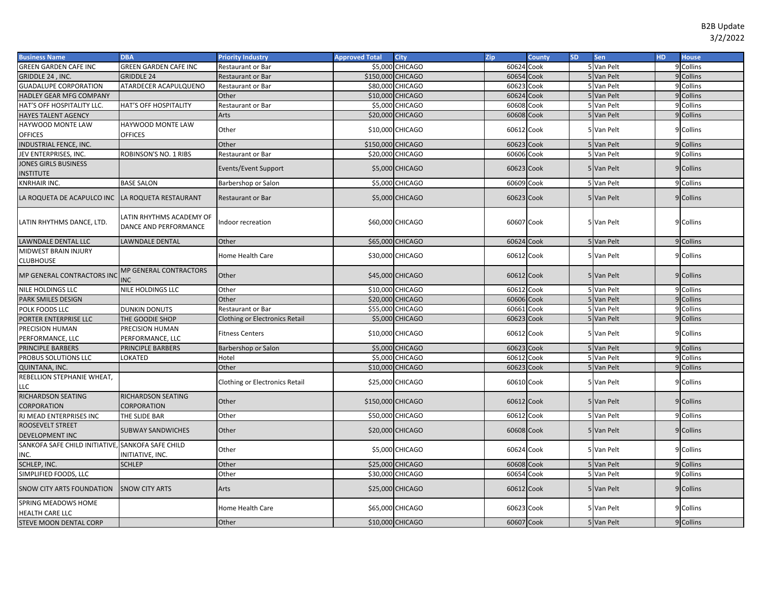B2B Update
3/2/2022

| Business Name | DBA | Priority Industry | Approved Total | City | Zip | County | SD | Sen | HD | House |
|---|---|---|---|---|---|---|---|---|---|---|
| GREEN GARDEN CAFE INC | GREEN GARDEN CAFE INC | Restaurant or Bar | $5,000 | CHICAGO | 60624 | Cook | 5 | Van Pelt | 9 | Collins |
| GRIDDLE 24 , INC. | GRIDDLE 24 | Restaurant or Bar | $150,000 | CHICAGO | 60654 | Cook | 5 | Van Pelt | 9 | Collins |
| GUADALUPE CORPORATION | ATARDECER ACAPULQUENO | Restaurant or Bar | $80,000 | CHICAGO | 60623 | Cook | 5 | Van Pelt | 9 | Collins |
| HADLEY GEAR MFG COMPANY | | Other | $10,000 | CHICAGO | 60624 | Cook | 5 | Van Pelt | 9 | Collins |
| HAT'S OFF HOSPITALITY LLC. | HAT'S OFF HOSPITALITY | Restaurant or Bar | $5,000 | CHICAGO | 60608 | Cook | 5 | Van Pelt | 9 | Collins |
| HAYES TALENT AGENCY | | Arts | $20,000 | CHICAGO | 60608 | Cook | 5 | Van Pelt | 9 | Collins |
| HAYWOOD MONTE LAW OFFICES | HAYWOOD MONTE LAW OFFICES | Other | $10,000 | CHICAGO | 60612 | Cook | 5 | Van Pelt | 9 | Collins |
| INDUSTRIAL FENCE, INC. | | Other | $150,000 | CHICAGO | 60623 | Cook | 5 | Van Pelt | 9 | Collins |
| JEV ENTERPRISES, INC. | ROBINSON'S NO. 1 RIBS | Restaurant or Bar | $20,000 | CHICAGO | 60606 | Cook | 5 | Van Pelt | 9 | Collins |
| JONES GIRLS BUSINESS INSTITUTE | | Events/Event Support | $5,000 | CHICAGO | 60623 | Cook | 5 | Van Pelt | 9 | Collins |
| KNRHAIR INC. | BASE SALON | Barbershop or Salon | $5,000 | CHICAGO | 60609 | Cook | 5 | Van Pelt | 9 | Collins |
| LA ROQUETA DE ACAPULCO INC | LA ROQUETA RESTAURANT | Restaurant or Bar | $5,000 | CHICAGO | 60623 | Cook | 5 | Van Pelt | 9 | Collins |
| LATIN RHYTHMS DANCE, LTD. | LATIN RHYTHMS ACADEMY OF DANCE AND PERFORMANCE | Indoor recreation | $60,000 | CHICAGO | 60607 | Cook | 5 | Van Pelt | 9 | Collins |
| LAWNDALE DENTAL LLC | LAWNDALE DENTAL | Other | $65,000 | CHICAGO | 60624 | Cook | 5 | Van Pelt | 9 | Collins |
| MIDWEST BRAIN INJURY CLUBHOUSE | | Home Health Care | $30,000 | CHICAGO | 60612 | Cook | 5 | Van Pelt | 9 | Collins |
| MP GENERAL CONTRACTORS INC | MP GENERAL CONTRACTORS INC | Other | $45,000 | CHICAGO | 60612 | Cook | 5 | Van Pelt | 9 | Collins |
| NILE HOLDINGS LLC | NILE HOLDINGS LLC | Other | $10,000 | CHICAGO | 60612 | Cook | 5 | Van Pelt | 9 | Collins |
| PARK SMILES DESIGN | | Other | $20,000 | CHICAGO | 60606 | Cook | 5 | Van Pelt | 9 | Collins |
| POLK FOODS LLC | DUNKIN DONUTS | Restaurant or Bar | $55,000 | CHICAGO | 60661 | Cook | 5 | Van Pelt | 9 | Collins |
| PORTER ENTERPRISE LLC | THE GOODIE SHOP | Clothing or Electronics Retail | $5,000 | CHICAGO | 60623 | Cook | 5 | Van Pelt | 9 | Collins |
| PRECISION HUMAN PERFORMANCE, LLC | PRECISION HUMAN PERFORMANCE, LLC | Fitness Centers | $10,000 | CHICAGO | 60612 | Cook | 5 | Van Pelt | 9 | Collins |
| PRINCIPLE BARBERS | PRINCIPLE BARBERS | Barbershop or Salon | $5,000 | CHICAGO | 60623 | Cook | 5 | Van Pelt | 9 | Collins |
| PROBUS SOLUTIONS LLC | LOKATED | Hotel | $5,000 | CHICAGO | 60612 | Cook | 5 | Van Pelt | 9 | Collins |
| QUINTANA, INC. | | Other | $10,000 | CHICAGO | 60623 | Cook | 5 | Van Pelt | 9 | Collins |
| REBELLION STEPHANIE WHEAT, LLC | | Clothing or Electronics Retail | $25,000 | CHICAGO | 60610 | Cook | 5 | Van Pelt | 9 | Collins |
| RICHARDSON SEATING CORPORATION | RICHARDSON SEATING CORPORATION | Other | $150,000 | CHICAGO | 60612 | Cook | 5 | Van Pelt | 9 | Collins |
| RJ MEAD ENTERPRISES INC | THE SLIDE BAR | Other | $50,000 | CHICAGO | 60612 | Cook | 5 | Van Pelt | 9 | Collins |
| ROOSEVELT STREET DEVELOPMENT INC | SUBWAY SANDWICHES | Other | $20,000 | CHICAGO | 60608 | Cook | 5 | Van Pelt | 9 | Collins |
| SANKOFA SAFE CHILD INITIATIVE, INC. | SANKOFA SAFE CHILD INITIATIVE, INC. | Other | $5,000 | CHICAGO | 60624 | Cook | 5 | Van Pelt | 9 | Collins |
| SCHLEP, INC. | SCHLEP | Other | $25,000 | CHICAGO | 60608 | Cook | 5 | Van Pelt | 9 | Collins |
| SIMPLIFIED FOODS, LLC | | Other | $30,000 | CHICAGO | 60654 | Cook | 5 | Van Pelt | 9 | Collins |
| SNOW CITY ARTS FOUNDATION | SNOW CITY ARTS | Arts | $25,000 | CHICAGO | 60612 | Cook | 5 | Van Pelt | 9 | Collins |
| SPRING MEADOWS HOME HEALTH CARE LLC | | Home Health Care | $65,000 | CHICAGO | 60623 | Cook | 5 | Van Pelt | 9 | Collins |
| STEVE MOON DENTAL CORP | | Other | $10,000 | CHICAGO | 60607 | Cook | 5 | Van Pelt | 9 | Collins |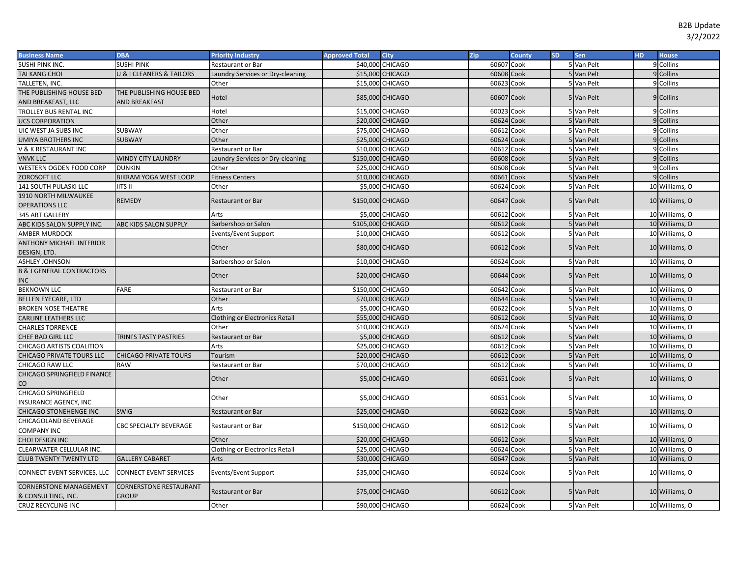B2B Update
3/2/2022

| Business Name | DBA | Priority Industry | Approved Total | City | Zip | County | SD | Sen | HD | House |
|---|---|---|---|---|---|---|---|---|---|---|
| SUSHI PINK INC. | SUSHI PINK | Restaurant or Bar | $40,000 | CHICAGO | 60607 | Cook | 5 | Van Pelt | 9 | Collins |
| TAI KANG CHOI | U & I CLEANERS & TAILORS | Laundry Services or Dry-cleaning | $15,000 | CHICAGO | 60608 | Cook | 5 | Van Pelt | 9 | Collins |
| TALLETEN, INC. | | Other | $15,000 | CHICAGO | 60623 | Cook | 5 | Van Pelt | 9 | Collins |
| THE PUBLISHING HOUSE BED AND BREAKFAST, LLC | THE PUBLISHING HOUSE BED AND BREAKFAST | Hotel | $85,000 | CHICAGO | 60607 | Cook | 5 | Van Pelt | 9 | Collins |
| TROLLEY BUS RENTAL INC | | Hotel | $15,000 | CHICAGO | 60023 | Cook | 5 | Van Pelt | 9 | Collins |
| UCS CORPORATION | | Other | $20,000 | CHICAGO | 60624 | Cook | 5 | Van Pelt | 9 | Collins |
| UIC WEST JA SUBS INC | SUBWAY | Other | $75,000 | CHICAGO | 60612 | Cook | 5 | Van Pelt | 9 | Collins |
| UMIYA BROTHERS INC | SUBWAY | Other | $25,000 | CHICAGO | 60624 | Cook | 5 | Van Pelt | 9 | Collins |
| V & K RESTAURANT INC | | Restaurant or Bar | $10,000 | CHICAGO | 60612 | Cook | 5 | Van Pelt | 9 | Collins |
| VNVK LLC | WINDY CITY LAUNDRY | Laundry Services or Dry-cleaning | $150,000 | CHICAGO | 60608 | Cook | 5 | Van Pelt | 9 | Collins |
| WESTERN OGDEN FOOD CORP | DUNKIN | Other | $25,000 | CHICAGO | 60608 | Cook | 5 | Van Pelt | 9 | Collins |
| ZOROSOFT LLC | BIKRAM YOGA WEST LOOP | Fitness Centers | $10,000 | CHICAGO | 60661 | Cook | 5 | Van Pelt | 9 | Collins |
| 141 SOUTH PULASKI LLC | IITS II | Other | $5,000 | CHICAGO | 60624 | Cook | 5 | Van Pelt | 10 | Williams, O |
| 1910 NORTH MILWAUKEE OPERATIONS LLC | REMEDY | Restaurant or Bar | $150,000 | CHICAGO | 60647 | Cook | 5 | Van Pelt | 10 | Williams, O |
| 345 ART GALLERY | | Arts | $5,000 | CHICAGO | 60612 | Cook | 5 | Van Pelt | 10 | Williams, O |
| ABC KIDS SALON SUPPLY INC. | ABC KIDS SALON SUPPLY | Barbershop or Salon | $105,000 | CHICAGO | 60612 | Cook | 5 | Van Pelt | 10 | Williams, O |
| AMBER MURDOCK | | Events/Event Support | $10,000 | CHICAGO | 60612 | Cook | 5 | Van Pelt | 10 | Williams, O |
| ANTHONY MICHAEL INTERIOR DESIGN, LTD. | | Other | $80,000 | CHICAGO | 60612 | Cook | 5 | Van Pelt | 10 | Williams, O |
| ASHLEY JOHNSON | | Barbershop or Salon | $10,000 | CHICAGO | 60624 | Cook | 5 | Van Pelt | 10 | Williams, O |
| B & J GENERAL CONTRACTORS INC | | Other | $20,000 | CHICAGO | 60644 | Cook | 5 | Van Pelt | 10 | Williams, O |
| BEKNOWN LLC | FARE | Restaurant or Bar | $150,000 | CHICAGO | 60642 | Cook | 5 | Van Pelt | 10 | Williams, O |
| BELLEN EYECARE, LTD | | Other | $70,000 | CHICAGO | 60644 | Cook | 5 | Van Pelt | 10 | Williams, O |
| BROKEN NOSE THEATRE | | Arts | $5,000 | CHICAGO | 60622 | Cook | 5 | Van Pelt | 10 | Williams, O |
| CARLINE LEATHERS LLC | | Clothing or Electronics Retail | $55,000 | CHICAGO | 60612 | Cook | 5 | Van Pelt | 10 | Williams, O |
| CHARLES TORRENCE | | Other | $10,000 | CHICAGO | 60624 | Cook | 5 | Van Pelt | 10 | Williams, O |
| CHEF BAD GIRL LLC | TRINI'S TASTY PASTRIES | Restaurant or Bar | $5,000 | CHICAGO | 60612 | Cook | 5 | Van Pelt | 10 | Williams, O |
| CHICAGO ARTISTS COALITION | | Arts | $25,000 | CHICAGO | 60612 | Cook | 5 | Van Pelt | 10 | Williams, O |
| CHICAGO PRIVATE TOURS LLC | CHICAGO PRIVATE TOURS | Tourism | $20,000 | CHICAGO | 60612 | Cook | 5 | Van Pelt | 10 | Williams, O |
| CHICAGO RAW LLC | RAW | Restaurant or Bar | $70,000 | CHICAGO | 60612 | Cook | 5 | Van Pelt | 10 | Williams, O |
| CHICAGO SPRINGFIELD FINANCE CO | | Other | $5,000 | CHICAGO | 60651 | Cook | 5 | Van Pelt | 10 | Williams, O |
| CHICAGO SPRINGFIELD INSURANCE AGENCY, INC | | Other | $5,000 | CHICAGO | 60651 | Cook | 5 | Van Pelt | 10 | Williams, O |
| CHICAGO STONEHENGE INC | SWIG | Restaurant or Bar | $25,000 | CHICAGO | 60622 | Cook | 5 | Van Pelt | 10 | Williams, O |
| CHICAGOLAND BEVERAGE COMPANY INC | CBC SPECIALTY BEVERAGE | Restaurant or Bar | $150,000 | CHICAGO | 60612 | Cook | 5 | Van Pelt | 10 | Williams, O |
| CHOI DESIGN INC | | Other | $20,000 | CHICAGO | 60612 | Cook | 5 | Van Pelt | 10 | Williams, O |
| CLEARWATER CELLULAR INC. | | Clothing or Electronics Retail | $25,000 | CHICAGO | 60624 | Cook | 5 | Van Pelt | 10 | Williams, O |
| CLUB TWENTY TWENTY LTD | GALLERY CABARET | Arts | $30,000 | CHICAGO | 60647 | Cook | 5 | Van Pelt | 10 | Williams, O |
| CONNECT EVENT SERVICES, LLC | CONNECT EVENT SERVICES | Events/Event Support | $35,000 | CHICAGO | 60624 | Cook | 5 | Van Pelt | 10 | Williams, O |
| CORNERSTONE MANAGEMENT & CONSULTING, INC. | CORNERSTONE RESTAURANT GROUP | Restaurant or Bar | $75,000 | CHICAGO | 60612 | Cook | 5 | Van Pelt | 10 | Williams, O |
| CRUZ RECYCLING INC | | Other | $90,000 | CHICAGO | 60624 | Cook | 5 | Van Pelt | 10 | Williams, O |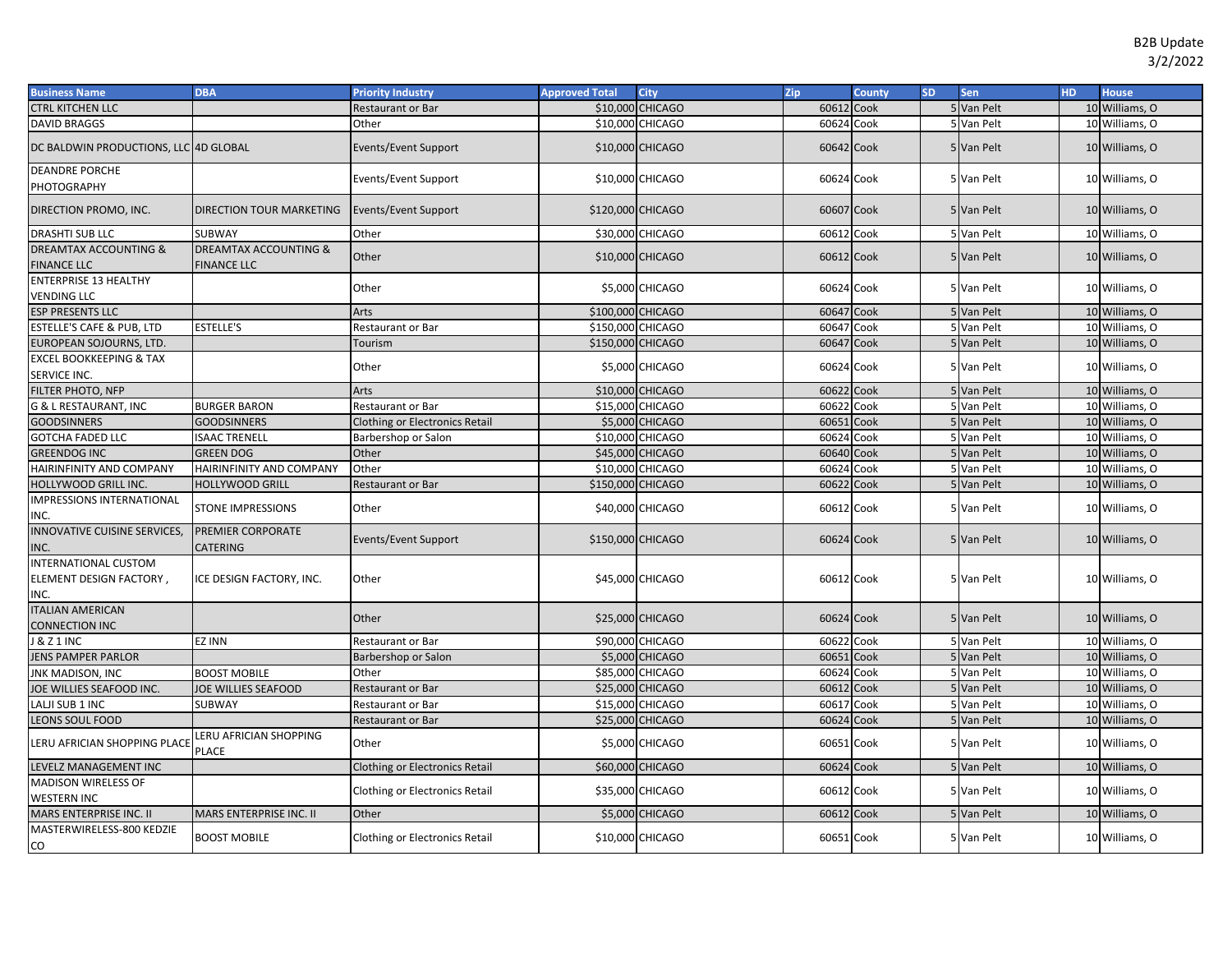B2B Update
3/2/2022

| Business Name | DBA | Priority Industry | Approved Total | City | Zip | County | SD | Sen | HD | House |
|---|---|---|---|---|---|---|---|---|---|---|
| CTRL KITCHEN LLC | | Restaurant or Bar | $10,000 | CHICAGO | 60612 | Cook | 5 | Van Pelt | 10 | Williams, O |
| DAVID BRAGGS | | Other | $10,000 | CHICAGO | 60624 | Cook | 5 | Van Pelt | 10 | Williams, O |
| DC BALDWIN PRODUCTIONS, LLC | 4D GLOBAL | Events/Event Support | $10,000 | CHICAGO | 60642 | Cook | 5 | Van Pelt | 10 | Williams, O |
| DEANDRE PORCHE PHOTOGRAPHY | | Events/Event Support | $10,000 | CHICAGO | 60624 | Cook | 5 | Van Pelt | 10 | Williams, O |
| DIRECTION PROMO, INC. | DIRECTION TOUR MARKETING | Events/Event Support | $120,000 | CHICAGO | 60607 | Cook | 5 | Van Pelt | 10 | Williams, O |
| DRASHTI SUB LLC | SUBWAY | Other | $30,000 | CHICAGO | 60612 | Cook | 5 | Van Pelt | 10 | Williams, O |
| DREAMTAX ACCOUNTING & FINANCE LLC | DREAMTAX ACCOUNTING & FINANCE LLC | Other | $10,000 | CHICAGO | 60612 | Cook | 5 | Van Pelt | 10 | Williams, O |
| ENTERPRISE 13 HEALTHY VENDING LLC | | Other | $5,000 | CHICAGO | 60624 | Cook | 5 | Van Pelt | 10 | Williams, O |
| ESP PRESENTS LLC | | Arts | $100,000 | CHICAGO | 60647 | Cook | 5 | Van Pelt | 10 | Williams, O |
| ESTELLE'S CAFE & PUB, LTD | ESTELLE'S | Restaurant or Bar | $150,000 | CHICAGO | 60647 | Cook | 5 | Van Pelt | 10 | Williams, O |
| EUROPEAN SOJOURNS, LTD. | | Tourism | $150,000 | CHICAGO | 60647 | Cook | 5 | Van Pelt | 10 | Williams, O |
| EXCEL BOOKKEEPING & TAX SERVICE INC. | | Other | $5,000 | CHICAGO | 60624 | Cook | 5 | Van Pelt | 10 | Williams, O |
| FILTER PHOTO, NFP | | Arts | $10,000 | CHICAGO | 60622 | Cook | 5 | Van Pelt | 10 | Williams, O |
| G & L RESTAURANT, INC | BURGER BARON | Restaurant or Bar | $15,000 | CHICAGO | 60622 | Cook | 5 | Van Pelt | 10 | Williams, O |
| GOODSINNERS | GOODSINNERS | Clothing or Electronics Retail | $5,000 | CHICAGO | 60651 | Cook | 5 | Van Pelt | 10 | Williams, O |
| GOTCHA FADED LLC | ISAAC TRENELL | Barbershop or Salon | $10,000 | CHICAGO | 60624 | Cook | 5 | Van Pelt | 10 | Williams, O |
| GREENDOG INC | GREEN DOG | Other | $45,000 | CHICAGO | 60640 | Cook | 5 | Van Pelt | 10 | Williams, O |
| HAIRINFINITY AND COMPANY | HAIRINFINITY AND COMPANY | Other | $10,000 | CHICAGO | 60624 | Cook | 5 | Van Pelt | 10 | Williams, O |
| HOLLYWOOD GRILL INC. | HOLLYWOOD GRILL | Restaurant or Bar | $150,000 | CHICAGO | 60622 | Cook | 5 | Van Pelt | 10 | Williams, O |
| IMPRESSIONS INTERNATIONAL INC. | STONE IMPRESSIONS | Other | $40,000 | CHICAGO | 60612 | Cook | 5 | Van Pelt | 10 | Williams, O |
| INNOVATIVE CUISINE SERVICES, INC. | PREMIER CORPORATE CATERING | Events/Event Support | $150,000 | CHICAGO | 60624 | Cook | 5 | Van Pelt | 10 | Williams, O |
| INTERNATIONAL CUSTOM ELEMENT DESIGN FACTORY , INC. | ICE DESIGN FACTORY, INC. | Other | $45,000 | CHICAGO | 60612 | Cook | 5 | Van Pelt | 10 | Williams, O |
| ITALIAN AMERICAN CONNECTION INC | | Other | $25,000 | CHICAGO | 60624 | Cook | 5 | Van Pelt | 10 | Williams, O |
| J & Z 1 INC | EZ INN | Restaurant or Bar | $90,000 | CHICAGO | 60622 | Cook | 5 | Van Pelt | 10 | Williams, O |
| JENS PAMPER PARLOR | | Barbershop or Salon | $5,000 | CHICAGO | 60651 | Cook | 5 | Van Pelt | 10 | Williams, O |
| JNK MADISON, INC | BOOST MOBILE | Other | $85,000 | CHICAGO | 60624 | Cook | 5 | Van Pelt | 10 | Williams, O |
| JOE WILLIES SEAFOOD INC. | JOE WILLIES SEAFOOD | Restaurant or Bar | $25,000 | CHICAGO | 60612 | Cook | 5 | Van Pelt | 10 | Williams, O |
| LALJI SUB 1 INC | SUBWAY | Restaurant or Bar | $15,000 | CHICAGO | 60617 | Cook | 5 | Van Pelt | 10 | Williams, O |
| LEONS SOUL FOOD | | Restaurant or Bar | $25,000 | CHICAGO | 60624 | Cook | 5 | Van Pelt | 10 | Williams, O |
| LERU AFRICIAN SHOPPING PLACE | LERU AFRICIAN SHOPPING PLACE | Other | $5,000 | CHICAGO | 60651 | Cook | 5 | Van Pelt | 10 | Williams, O |
| LEVELZ MANAGEMENT INC | | Clothing or Electronics Retail | $60,000 | CHICAGO | 60624 | Cook | 5 | Van Pelt | 10 | Williams, O |
| MADISON WIRELESS OF WESTERN INC | | Clothing or Electronics Retail | $35,000 | CHICAGO | 60612 | Cook | 5 | Van Pelt | 10 | Williams, O |
| MARS ENTERPRISE INC. II | MARS ENTERPRISE INC. II | Other | $5,000 | CHICAGO | 60612 | Cook | 5 | Van Pelt | 10 | Williams, O |
| MASTERWIRELESS-800 KEDZIE CO | BOOST MOBILE | Clothing or Electronics Retail | $10,000 | CHICAGO | 60651 | Cook | 5 | Van Pelt | 10 | Williams, O |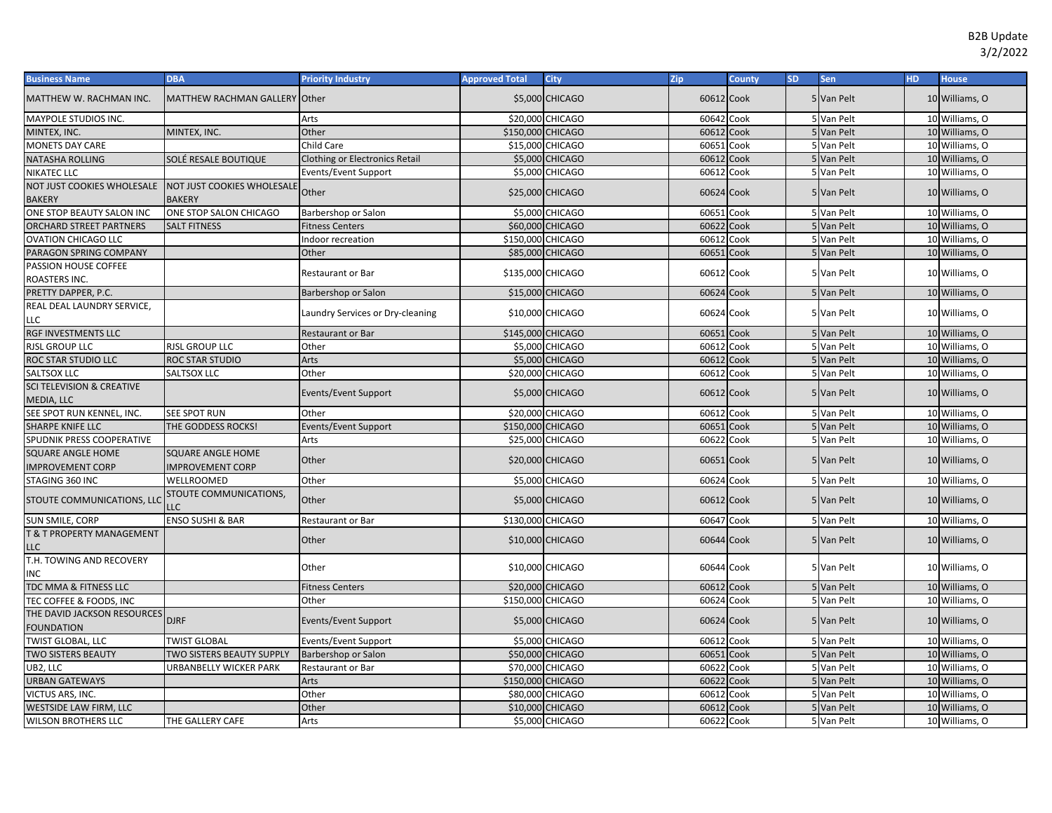| Business Name | DBA | Priority Industry | Approved Total | City | Zip | County | SD | Sen | HD | House |
|---|---|---|---|---|---|---|---|---|---|---|
| MATTHEW W. RACHMAN INC. | MATTHEW RACHMAN GALLERY | Other | $5,000 | CHICAGO | 60612 | Cook | 5 | Van Pelt | 10 | Williams, O |
| MAYPOLE STUDIOS INC. | | Arts | $20,000 | CHICAGO | 60642 | Cook | 5 | Van Pelt | 10 | Williams, O |
| MINTEX, INC. | MINTEX, INC. | Other | $150,000 | CHICAGO | 60612 | Cook | 5 | Van Pelt | 10 | Williams, O |
| MONETS DAY CARE | | Child Care | $15,000 | CHICAGO | 60651 | Cook | 5 | Van Pelt | 10 | Williams, O |
| NATASHA ROLLING | SOLÉ RESALE BOUTIQUE | Clothing or Electronics Retail | $5,000 | CHICAGO | 60612 | Cook | 5 | Van Pelt | 10 | Williams, O |
| NIKATEC LLC | | Events/Event Support | $5,000 | CHICAGO | 60612 | Cook | 5 | Van Pelt | 10 | Williams, O |
| NOT JUST COOKIES WHOLESALE BAKERY | NOT JUST COOKIES WHOLESALE BAKERY | Other | $25,000 | CHICAGO | 60624 | Cook | 5 | Van Pelt | 10 | Williams, O |
| ONE STOP BEAUTY SALON INC | ONE STOP SALON CHICAGO | Barbershop or Salon | $5,000 | CHICAGO | 60651 | Cook | 5 | Van Pelt | 10 | Williams, O |
| ORCHARD STREET PARTNERS | SALT FITNESS | Fitness Centers | $60,000 | CHICAGO | 60622 | Cook | 5 | Van Pelt | 10 | Williams, O |
| OVATION CHICAGO LLC | | Indoor recreation | $150,000 | CHICAGO | 60612 | Cook | 5 | Van Pelt | 10 | Williams, O |
| PARAGON SPRING COMPANY | | Other | $85,000 | CHICAGO | 60651 | Cook | 5 | Van Pelt | 10 | Williams, O |
| PASSION HOUSE COFFEE ROASTERS INC. | | Restaurant or Bar | $135,000 | CHICAGO | 60612 | Cook | 5 | Van Pelt | 10 | Williams, O |
| PRETTY DAPPER, P.C. | | Barbershop or Salon | $15,000 | CHICAGO | 60624 | Cook | 5 | Van Pelt | 10 | Williams, O |
| REAL DEAL LAUNDRY SERVICE, LLC | | Laundry Services or Dry-cleaning | $10,000 | CHICAGO | 60624 | Cook | 5 | Van Pelt | 10 | Williams, O |
| RGF INVESTMENTS LLC | | Restaurant or Bar | $145,000 | CHICAGO | 60651 | Cook | 5 | Van Pelt | 10 | Williams, O |
| RJSL GROUP LLC | RJSL GROUP LLC | Other | $5,000 | CHICAGO | 60612 | Cook | 5 | Van Pelt | 10 | Williams, O |
| ROC STAR STUDIO LLC | ROC STAR STUDIO | Arts | $5,000 | CHICAGO | 60612 | Cook | 5 | Van Pelt | 10 | Williams, O |
| SALTSOX LLC | SALTSOX LLC | Other | $20,000 | CHICAGO | 60612 | Cook | 5 | Van Pelt | 10 | Williams, O |
| SCI TELEVISION & CREATIVE MEDIA, LLC | | Events/Event Support | $5,000 | CHICAGO | 60612 | Cook | 5 | Van Pelt | 10 | Williams, O |
| SEE SPOT RUN KENNEL, INC. | SEE SPOT RUN | Other | $20,000 | CHICAGO | 60612 | Cook | 5 | Van Pelt | 10 | Williams, O |
| SHARPE KNIFE LLC | THE GODDESS ROCKS! | Events/Event Support | $150,000 | CHICAGO | 60651 | Cook | 5 | Van Pelt | 10 | Williams, O |
| SPUDNIK PRESS COOPERATIVE | | Arts | $25,000 | CHICAGO | 60622 | Cook | 5 | Van Pelt | 10 | Williams, O |
| SQUARE ANGLE HOME IMPROVEMENT CORP | SQUARE ANGLE HOME IMPROVEMENT CORP | Other | $20,000 | CHICAGO | 60651 | Cook | 5 | Van Pelt | 10 | Williams, O |
| STAGING 360 INC | WELLROOMED | Other | $5,000 | CHICAGO | 60624 | Cook | 5 | Van Pelt | 10 | Williams, O |
| STOUTE COMMUNICATIONS, LLC | STOUTE COMMUNICATIONS, LLC | Other | $5,000 | CHICAGO | 60612 | Cook | 5 | Van Pelt | 10 | Williams, O |
| SUN SMILE, CORP | ENSO SUSHI & BAR | Restaurant or Bar | $130,000 | CHICAGO | 60647 | Cook | 5 | Van Pelt | 10 | Williams, O |
| T & T PROPERTY MANAGEMENT LLC | | Other | $10,000 | CHICAGO | 60644 | Cook | 5 | Van Pelt | 10 | Williams, O |
| T.H. TOWING AND RECOVERY INC | | Other | $10,000 | CHICAGO | 60644 | Cook | 5 | Van Pelt | 10 | Williams, O |
| TDC MMA & FITNESS LLC | | Fitness Centers | $20,000 | CHICAGO | 60612 | Cook | 5 | Van Pelt | 10 | Williams, O |
| TEC COFFEE & FOODS, INC | | Other | $150,000 | CHICAGO | 60624 | Cook | 5 | Van Pelt | 10 | Williams, O |
| THE DAVID JACKSON RESOURCES FOUNDATION | DJRF | Events/Event Support | $5,000 | CHICAGO | 60624 | Cook | 5 | Van Pelt | 10 | Williams, O |
| TWIST GLOBAL, LLC | TWIST GLOBAL | Events/Event Support | $5,000 | CHICAGO | 60612 | Cook | 5 | Van Pelt | 10 | Williams, O |
| TWO SISTERS BEAUTY | TWO SISTERS BEAUTY SUPPLY | Barbershop or Salon | $50,000 | CHICAGO | 60651 | Cook | 5 | Van Pelt | 10 | Williams, O |
| UB2, LLC | URBANBELLY WICKER PARK | Restaurant or Bar | $70,000 | CHICAGO | 60622 | Cook | 5 | Van Pelt | 10 | Williams, O |
| URBAN GATEWAYS | | Arts | $150,000 | CHICAGO | 60622 | Cook | 5 | Van Pelt | 10 | Williams, O |
| VICTUS ARS, INC. | | Other | $80,000 | CHICAGO | 60612 | Cook | 5 | Van Pelt | 10 | Williams, O |
| WESTSIDE LAW FIRM, LLC | | Other | $10,000 | CHICAGO | 60612 | Cook | 5 | Van Pelt | 10 | Williams, O |
| WILSON BROTHERS LLC | THE GALLERY CAFE | Arts | $5,000 | CHICAGO | 60622 | Cook | 5 | Van Pelt | 10 | Williams, O |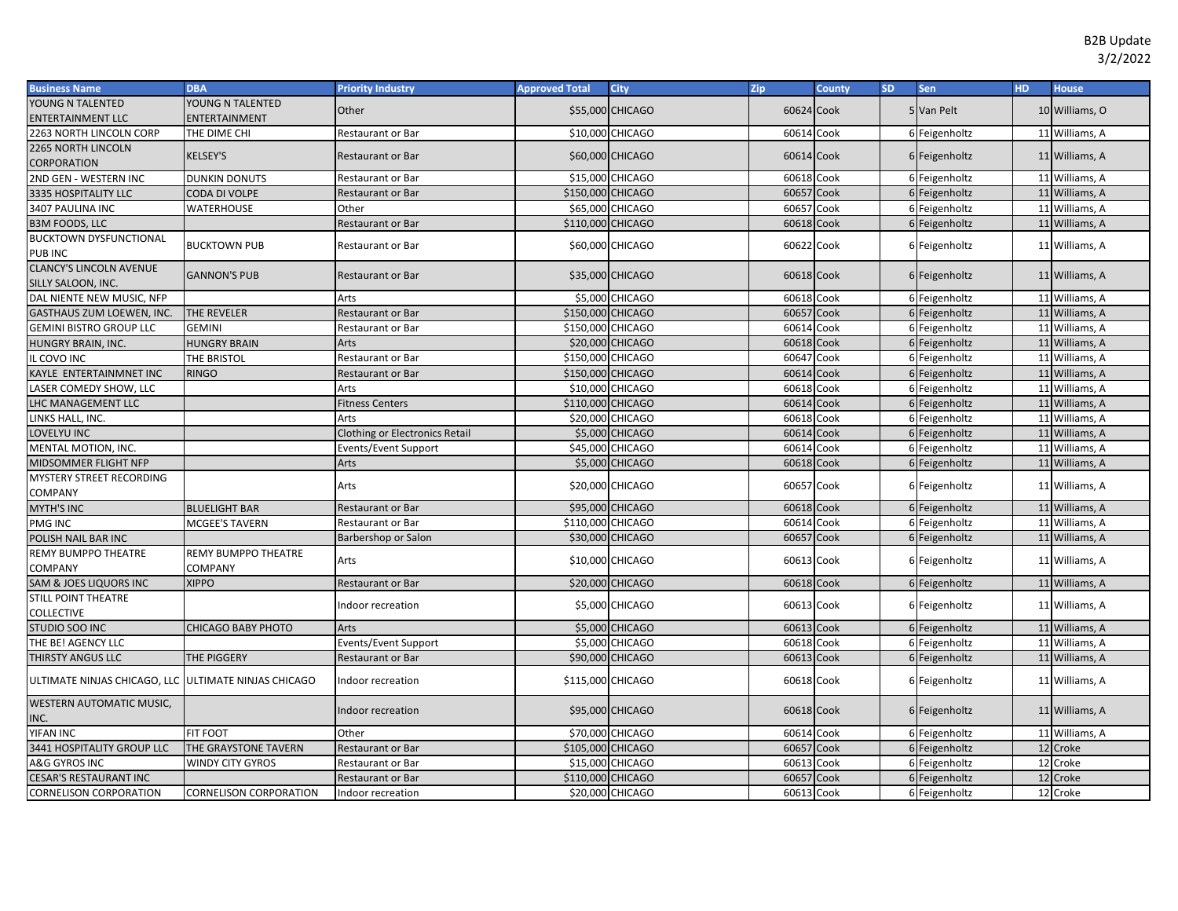B2B Update
3/2/2022

| Business Name | DBA | Priority Industry | Approved Total | City | Zip | County | SD | Sen | HD | House |
|---|---|---|---|---|---|---|---|---|---|---|
| YOUNG N TALENTED ENTERTAINMENT LLC | YOUNG N TALENTED ENTERTAINMENT | Other | $55,000 | CHICAGO | 60624 | Cook | 5 | Van Pelt | 10 | Williams, O |
| 2263 NORTH LINCOLN CORP | THE DIME CHI | Restaurant or Bar | $10,000 | CHICAGO | 60614 | Cook | 6 | Feigenholtz | 11 | Williams, A |
| 2265 NORTH LINCOLN CORPORATION | KELSEY'S | Restaurant or Bar | $60,000 | CHICAGO | 60614 | Cook | 6 | Feigenholtz | 11 | Williams, A |
| 2ND GEN - WESTERN INC | DUNKIN DONUTS | Restaurant or Bar | $15,000 | CHICAGO | 60618 | Cook | 6 | Feigenholtz | 11 | Williams, A |
| 3335 HOSPITALITY LLC | CODA DI VOLPE | Restaurant or Bar | $150,000 | CHICAGO | 60657 | Cook | 6 | Feigenholtz | 11 | Williams, A |
| 3407 PAULINA INC | WATERHOUSE | Other | $65,000 | CHICAGO | 60657 | Cook | 6 | Feigenholtz | 11 | Williams, A |
| B3M FOODS, LLC | | Restaurant or Bar | $110,000 | CHICAGO | 60618 | Cook | 6 | Feigenholtz | 11 | Williams, A |
| BUCKTOWN DYSFUNCTIONAL PUB INC | BUCKTOWN PUB | Restaurant or Bar | $60,000 | CHICAGO | 60622 | Cook | 6 | Feigenholtz | 11 | Williams, A |
| CLANCY'S LINCOLN AVENUE SILLY SALOON, INC. | GANNON'S PUB | Restaurant or Bar | $35,000 | CHICAGO | 60618 | Cook | 6 | Feigenholtz | 11 | Williams, A |
| DAL NIENTE NEW MUSIC, NFP | | Arts | $5,000 | CHICAGO | 60618 | Cook | 6 | Feigenholtz | 11 | Williams, A |
| GASTHAUS ZUM LOEWEN, INC. | THE REVELER | Restaurant or Bar | $150,000 | CHICAGO | 60657 | Cook | 6 | Feigenholtz | 11 | Williams, A |
| GEMINI BISTRO GROUP LLC | GEMINI | Restaurant or Bar | $150,000 | CHICAGO | 60614 | Cook | 6 | Feigenholtz | 11 | Williams, A |
| HUNGRY BRAIN, INC. | HUNGRY BRAIN | Arts | $20,000 | CHICAGO | 60618 | Cook | 6 | Feigenholtz | 11 | Williams, A |
| IL COVO INC | THE BRISTOL | Restaurant or Bar | $150,000 | CHICAGO | 60647 | Cook | 6 | Feigenholtz | 11 | Williams, A |
| KAYLE ENTERTAINMNET INC | RINGO | Restaurant or Bar | $150,000 | CHICAGO | 60614 | Cook | 6 | Feigenholtz | 11 | Williams, A |
| LASER COMEDY SHOW, LLC | | Arts | $10,000 | CHICAGO | 60618 | Cook | 6 | Feigenholtz | 11 | Williams, A |
| LHC MANAGEMENT LLC | | Fitness Centers | $110,000 | CHICAGO | 60614 | Cook | 6 | Feigenholtz | 11 | Williams, A |
| LINKS HALL, INC. | | Arts | $20,000 | CHICAGO | 60618 | Cook | 6 | Feigenholtz | 11 | Williams, A |
| LOVELYU INC | | Clothing or Electronics Retail | $5,000 | CHICAGO | 60614 | Cook | 6 | Feigenholtz | 11 | Williams, A |
| MENTAL MOTION, INC. | | Events/Event Support | $45,000 | CHICAGO | 60614 | Cook | 6 | Feigenholtz | 11 | Williams, A |
| MIDSOMMER FLIGHT NFP | | Arts | $5,000 | CHICAGO | 60618 | Cook | 6 | Feigenholtz | 11 | Williams, A |
| MYSTERY STREET RECORDING COMPANY | | Arts | $20,000 | CHICAGO | 60657 | Cook | 6 | Feigenholtz | 11 | Williams, A |
| MYTH'S INC | BLUELIGHT BAR | Restaurant or Bar | $95,000 | CHICAGO | 60618 | Cook | 6 | Feigenholtz | 11 | Williams, A |
| PMG INC | MCGEE'S TAVERN | Restaurant or Bar | $110,000 | CHICAGO | 60614 | Cook | 6 | Feigenholtz | 11 | Williams, A |
| POLISH NAIL BAR INC | | Barbershop or Salon | $30,000 | CHICAGO | 60657 | Cook | 6 | Feigenholtz | 11 | Williams, A |
| REMY BUMPPO THEATRE COMPANY | REMY BUMPPO THEATRE COMPANY | Arts | $10,000 | CHICAGO | 60613 | Cook | 6 | Feigenholtz | 11 | Williams, A |
| SAM & JOES LIQUORS INC | XIPPO | Restaurant or Bar | $20,000 | CHICAGO | 60618 | Cook | 6 | Feigenholtz | 11 | Williams, A |
| STILL POINT THEATRE COLLECTIVE | | Indoor recreation | $5,000 | CHICAGO | 60613 | Cook | 6 | Feigenholtz | 11 | Williams, A |
| STUDIO SOO INC | CHICAGO BABY PHOTO | Arts | $5,000 | CHICAGO | 60613 | Cook | 6 | Feigenholtz | 11 | Williams, A |
| THE BE! AGENCY LLC | | Events/Event Support | $5,000 | CHICAGO | 60618 | Cook | 6 | Feigenholtz | 11 | Williams, A |
| THIRSTY ANGUS LLC | THE PIGGERY | Restaurant or Bar | $90,000 | CHICAGO | 60613 | Cook | 6 | Feigenholtz | 11 | Williams, A |
| ULTIMATE NINJAS CHICAGO, LLC | ULTIMATE NINJAS CHICAGO | Indoor recreation | $115,000 | CHICAGO | 60618 | Cook | 6 | Feigenholtz | 11 | Williams, A |
| WESTERN AUTOMATIC MUSIC, INC. | | Indoor recreation | $95,000 | CHICAGO | 60618 | Cook | 6 | Feigenholtz | 11 | Williams, A |
| YIFAN INC | FIT FOOT | Other | $70,000 | CHICAGO | 60614 | Cook | 6 | Feigenholtz | 11 | Williams, A |
| 3441 HOSPITALITY GROUP LLC | THE GRAYSTONE TAVERN | Restaurant or Bar | $105,000 | CHICAGO | 60657 | Cook | 6 | Feigenholtz | 12 | Croke |
| A&G GYROS INC | WINDY CITY GYROS | Restaurant or Bar | $15,000 | CHICAGO | 60613 | Cook | 6 | Feigenholtz | 12 | Croke |
| CESAR'S RESTAURANT INC | | Restaurant or Bar | $110,000 | CHICAGO | 60657 | Cook | 6 | Feigenholtz | 12 | Croke |
| CORNELISON CORPORATION | CORNELISON CORPORATION | Indoor recreation | $20,000 | CHICAGO | 60613 | Cook | 6 | Feigenholtz | 12 | Croke |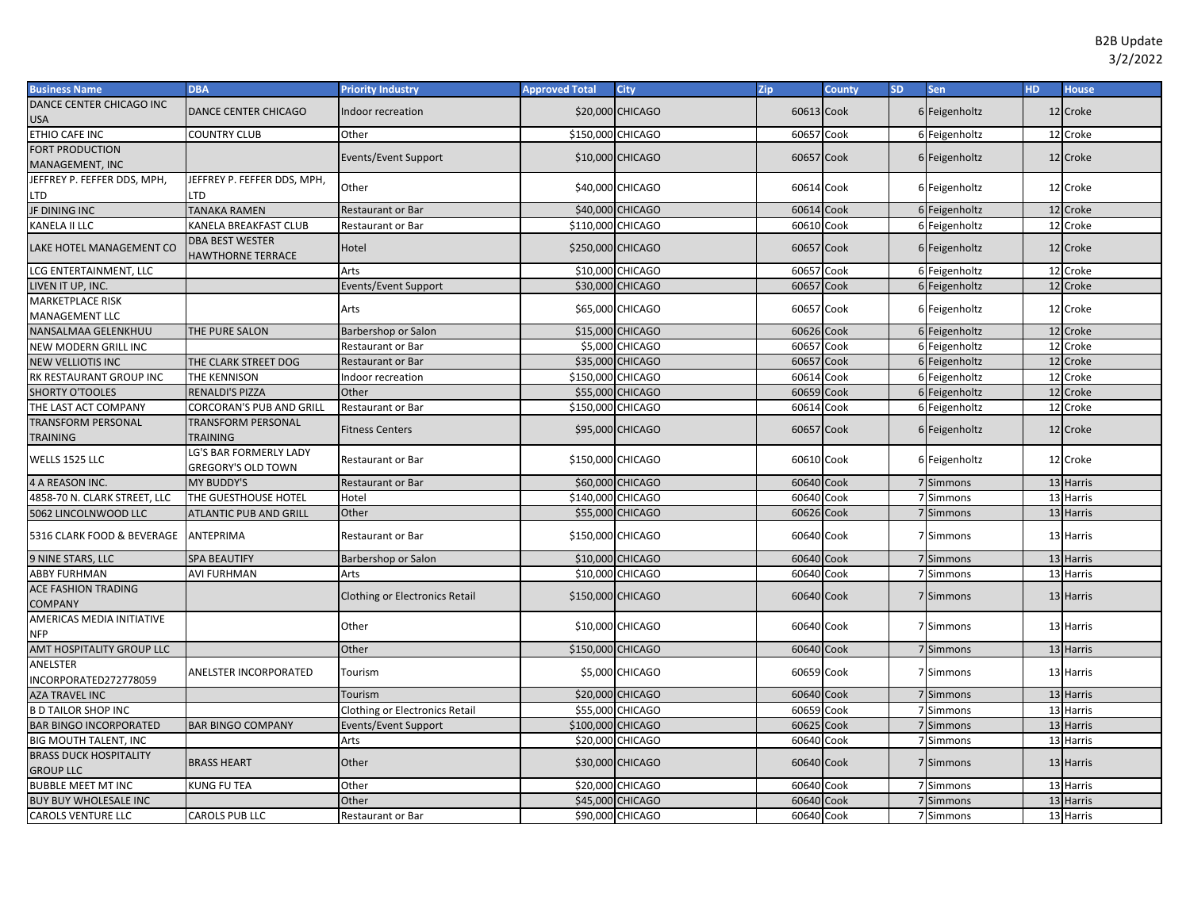B2B Update
3/2/2022

| Business Name | DBA | Priority Industry | Approved Total | City | Zip | County | SD | Sen | HD | House |
|---|---|---|---|---|---|---|---|---|---|---|
| DANCE CENTER CHICAGO INC USA | DANCE CENTER CHICAGO | Indoor recreation | $20,000 | CHICAGO | 60613 | Cook | 6 | Feigenholtz | 12 | Croke |
| ETHIO CAFE INC | COUNTRY CLUB | Other | $150,000 | CHICAGO | 60657 | Cook | 6 | Feigenholtz | 12 | Croke |
| FORT PRODUCTION MANAGEMENT, INC | | Events/Event Support | $10,000 | CHICAGO | 60657 | Cook | 6 | Feigenholtz | 12 | Croke |
| JEFFREY P. FEFFER DDS, MPH, LTD | JEFFREY P. FEFFER DDS, MPH, LTD | Other | $40,000 | CHICAGO | 60614 | Cook | 6 | Feigenholtz | 12 | Croke |
| JF DINING INC | TANAKA RAMEN | Restaurant or Bar | $40,000 | CHICAGO | 60614 | Cook | 6 | Feigenholtz | 12 | Croke |
| KANELA II LLC | KANELA BREAKFAST CLUB | Restaurant or Bar | $110,000 | CHICAGO | 60610 | Cook | 6 | Feigenholtz | 12 | Croke |
| LAKE HOTEL MANAGEMENT CO | DBA BEST WESTER HAWTHORNE TERRACE | Hotel | $250,000 | CHICAGO | 60657 | Cook | 6 | Feigenholtz | 12 | Croke |
| LCG ENTERTAINMENT, LLC | | Arts | $10,000 | CHICAGO | 60657 | Cook | 6 | Feigenholtz | 12 | Croke |
| LIVEN IT UP, INC. | | Events/Event Support | $30,000 | CHICAGO | 60657 | Cook | 6 | Feigenholtz | 12 | Croke |
| MARKETPLACE RISK MANAGEMENT LLC | | Arts | $65,000 | CHICAGO | 60657 | Cook | 6 | Feigenholtz | 12 | Croke |
| NANSALMAA GELENKHUU | THE PURE SALON | Barbershop or Salon | $15,000 | CHICAGO | 60626 | Cook | 6 | Feigenholtz | 12 | Croke |
| NEW MODERN GRILL INC | | Restaurant or Bar | $5,000 | CHICAGO | 60657 | Cook | 6 | Feigenholtz | 12 | Croke |
| NEW VELLIOTIS INC | THE CLARK STREET DOG | Restaurant or Bar | $35,000 | CHICAGO | 60657 | Cook | 6 | Feigenholtz | 12 | Croke |
| RK RESTAURANT GROUP INC | THE KENNISON | Indoor recreation | $150,000 | CHICAGO | 60614 | Cook | 6 | Feigenholtz | 12 | Croke |
| SHORTY O'TOOLES | RENALDI'S PIZZA | Other | $55,000 | CHICAGO | 60659 | Cook | 6 | Feigenholtz | 12 | Croke |
| THE LAST ACT COMPANY | CORCORAN'S PUB AND GRILL | Restaurant or Bar | $150,000 | CHICAGO | 60614 | Cook | 6 | Feigenholtz | 12 | Croke |
| TRANSFORM PERSONAL TRAINING | TRANSFORM PERSONAL TRAINING | Fitness Centers | $95,000 | CHICAGO | 60657 | Cook | 6 | Feigenholtz | 12 | Croke |
| WELLS 1525 LLC | LG'S BAR FORMERLY LADY GREGORY'S OLD TOWN | Restaurant or Bar | $150,000 | CHICAGO | 60610 | Cook | 6 | Feigenholtz | 12 | Croke |
| 4 A REASON INC. | MY BUDDY'S | Restaurant or Bar | $60,000 | CHICAGO | 60640 | Cook | 7 | Simmons | 13 | Harris |
| 4858-70 N. CLARK STREET, LLC | THE GUESTHOUSE HOTEL | Hotel | $140,000 | CHICAGO | 60640 | Cook | 7 | Simmons | 13 | Harris |
| 5062 LINCOLNWOOD LLC | ATLANTIC PUB AND GRILL | Other | $55,000 | CHICAGO | 60626 | Cook | 7 | Simmons | 13 | Harris |
| 5316 CLARK FOOD & BEVERAGE | ANTEPRIMA | Restaurant or Bar | $150,000 | CHICAGO | 60640 | Cook | 7 | Simmons | 13 | Harris |
| 9 NINE STARS, LLC | SPA BEAUTIFY | Barbershop or Salon | $10,000 | CHICAGO | 60640 | Cook | 7 | Simmons | 13 | Harris |
| ABBY FURHMAN | AVI FURHMAN | Arts | $10,000 | CHICAGO | 60640 | Cook | 7 | Simmons | 13 | Harris |
| ACE FASHION TRADING COMPANY | | Clothing or Electronics Retail | $150,000 | CHICAGO | 60640 | Cook | 7 | Simmons | 13 | Harris |
| AMERICAS MEDIA INITIATIVE NFP | | Other | $10,000 | CHICAGO | 60640 | Cook | 7 | Simmons | 13 | Harris |
| AMT HOSPITALITY GROUP LLC | | Other | $150,000 | CHICAGO | 60640 | Cook | 7 | Simmons | 13 | Harris |
| ANELSTER INCORPORATED272778059 | ANELSTER INCORPORATED | Tourism | $5,000 | CHICAGO | 60659 | Cook | 7 | Simmons | 13 | Harris |
| AZA TRAVEL INC | | Tourism | $20,000 | CHICAGO | 60640 | Cook | 7 | Simmons | 13 | Harris |
| B D TAILOR SHOP INC | | Clothing or Electronics Retail | $55,000 | CHICAGO | 60659 | Cook | 7 | Simmons | 13 | Harris |
| BAR BINGO INCORPORATED | BAR BINGO COMPANY | Events/Event Support | $100,000 | CHICAGO | 60625 | Cook | 7 | Simmons | 13 | Harris |
| BIG MOUTH TALENT, INC | | Arts | $20,000 | CHICAGO | 60640 | Cook | 7 | Simmons | 13 | Harris |
| BRASS DUCK HOSPITALITY GROUP LLC | BRASS HEART | Other | $30,000 | CHICAGO | 60640 | Cook | 7 | Simmons | 13 | Harris |
| BUBBLE MEET MT INC | KUNG FU TEA | Other | $20,000 | CHICAGO | 60640 | Cook | 7 | Simmons | 13 | Harris |
| BUY BUY WHOLESALE INC | | Other | $45,000 | CHICAGO | 60640 | Cook | 7 | Simmons | 13 | Harris |
| CAROLS VENTURE LLC | CAROLS PUB LLC | Restaurant or Bar | $90,000 | CHICAGO | 60640 | Cook | 7 | Simmons | 13 | Harris |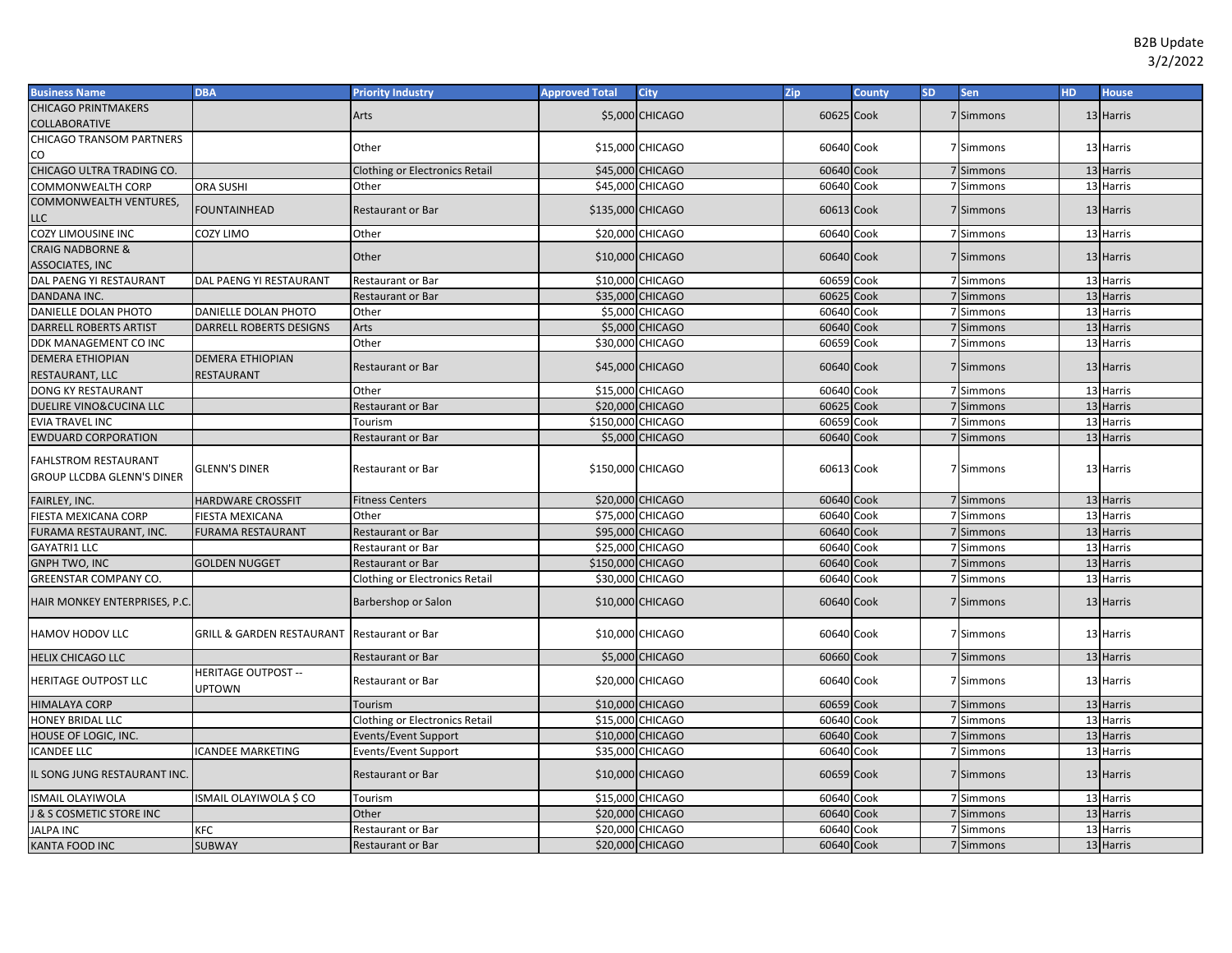B2B Update
3/2/2022

| Business Name | DBA | Priority Industry | Approved Total | City | Zip | County | SD | Sen | HD | House |
|---|---|---|---|---|---|---|---|---|---|---|
| CHICAGO PRINTMAKERS COLLABORATIVE | | Arts | $5,000 | CHICAGO | 60625 | Cook | 7 | Simmons | 13 | Harris |
| CHICAGO TRANSOM PARTNERS CO | | Other | $15,000 | CHICAGO | 60640 | Cook | 7 | Simmons | 13 | Harris |
| CHICAGO ULTRA TRADING CO. | | Clothing or Electronics Retail | $45,000 | CHICAGO | 60640 | Cook | 7 | Simmons | 13 | Harris |
| COMMONWEALTH CORP | ORA SUSHI | Other | $45,000 | CHICAGO | 60640 | Cook | 7 | Simmons | 13 | Harris |
| COMMONWEALTH VENTURES, LLC | FOUNTAINHEAD | Restaurant or Bar | $135,000 | CHICAGO | 60613 | Cook | 7 | Simmons | 13 | Harris |
| COZY LIMOUSINE INC | COZY LIMO | Other | $20,000 | CHICAGO | 60640 | Cook | 7 | Simmons | 13 | Harris |
| CRAIG NADBORNE & ASSOCIATES, INC | | Other | $10,000 | CHICAGO | 60640 | Cook | 7 | Simmons | 13 | Harris |
| DAL PAENG YI RESTAURANT | DAL PAENG YI RESTAURANT | Restaurant or Bar | $10,000 | CHICAGO | 60659 | Cook | 7 | Simmons | 13 | Harris |
| DANDANA INC. | | Restaurant or Bar | $35,000 | CHICAGO | 60625 | Cook | 7 | Simmons | 13 | Harris |
| DANIELLE DOLAN PHOTO | DANIELLE DOLAN PHOTO | Other | $5,000 | CHICAGO | 60640 | Cook | 7 | Simmons | 13 | Harris |
| DARRELL ROBERTS ARTIST | DARRELL ROBERTS DESIGNS | Arts | $5,000 | CHICAGO | 60640 | Cook | 7 | Simmons | 13 | Harris |
| DDK MANAGEMENT CO INC | | Other | $30,000 | CHICAGO | 60659 | Cook | 7 | Simmons | 13 | Harris |
| DEMERA ETHIOPIAN RESTAURANT, LLC | DEMERA ETHIOPIAN RESTAURANT | Restaurant or Bar | $45,000 | CHICAGO | 60640 | Cook | 7 | Simmons | 13 | Harris |
| DONG KY RESTAURANT | | Other | $15,000 | CHICAGO | 60640 | Cook | 7 | Simmons | 13 | Harris |
| DUELIRE VINO&CUCINA LLC | | Restaurant or Bar | $20,000 | CHICAGO | 60625 | Cook | 7 | Simmons | 13 | Harris |
| EVIA TRAVEL INC | | Tourism | $150,000 | CHICAGO | 60659 | Cook | 7 | Simmons | 13 | Harris |
| EWDUARD CORPORATION | | Restaurant or Bar | $5,000 | CHICAGO | 60640 | Cook | 7 | Simmons | 13 | Harris |
| FAHLSTROM RESTAURANT GROUP LLCDBA GLENN'S DINER | GLENN'S DINER | Restaurant or Bar | $150,000 | CHICAGO | 60613 | Cook | 7 | Simmons | 13 | Harris |
| FAIRLEY, INC. | HARDWARE CROSSFIT | Fitness Centers | $20,000 | CHICAGO | 60640 | Cook | 7 | Simmons | 13 | Harris |
| FIESTA MEXICANA CORP | FIESTA MEXICANA | Other | $75,000 | CHICAGO | 60640 | Cook | 7 | Simmons | 13 | Harris |
| FURAMA RESTAURANT, INC. | FURAMA RESTAURANT | Restaurant or Bar | $95,000 | CHICAGO | 60640 | Cook | 7 | Simmons | 13 | Harris |
| GAYATRI1 LLC | | Restaurant or Bar | $25,000 | CHICAGO | 60640 | Cook | 7 | Simmons | 13 | Harris |
| GNPH TWO, INC | GOLDEN NUGGET | Restaurant or Bar | $150,000 | CHICAGO | 60640 | Cook | 7 | Simmons | 13 | Harris |
| GREENSTAR COMPANY CO. | | Clothing or Electronics Retail | $30,000 | CHICAGO | 60640 | Cook | 7 | Simmons | 13 | Harris |
| HAIR MONKEY ENTERPRISES, P.C. | | Barbershop or Salon | $10,000 | CHICAGO | 60640 | Cook | 7 | Simmons | 13 | Harris |
| HAMOV HODOV LLC | GRILL & GARDEN RESTAURANT | Restaurant or Bar | $10,000 | CHICAGO | 60640 | Cook | 7 | Simmons | 13 | Harris |
| HELIX CHICAGO LLC | | Restaurant or Bar | $5,000 | CHICAGO | 60660 | Cook | 7 | Simmons | 13 | Harris |
| HERITAGE OUTPOST LLC | HERITAGE OUTPOST -- UPTOWN | Restaurant or Bar | $20,000 | CHICAGO | 60640 | Cook | 7 | Simmons | 13 | Harris |
| HIMALAYA CORP | | Tourism | $10,000 | CHICAGO | 60659 | Cook | 7 | Simmons | 13 | Harris |
| HONEY BRIDAL LLC | | Clothing or Electronics Retail | $15,000 | CHICAGO | 60640 | Cook | 7 | Simmons | 13 | Harris |
| HOUSE OF LOGIC, INC. | | Events/Event Support | $10,000 | CHICAGO | 60640 | Cook | 7 | Simmons | 13 | Harris |
| ICANDEE LLC | ICANDEE MARKETING | Events/Event Support | $35,000 | CHICAGO | 60640 | Cook | 7 | Simmons | 13 | Harris |
| IL SONG JUNG RESTAURANT INC. | | Restaurant or Bar | $10,000 | CHICAGO | 60659 | Cook | 7 | Simmons | 13 | Harris |
| ISMAIL OLAYIWOLA | ISMAIL OLAYIWOLA $ CO | Tourism | $15,000 | CHICAGO | 60640 | Cook | 7 | Simmons | 13 | Harris |
| J & S COSMETIC STORE INC | | Other | $20,000 | CHICAGO | 60640 | Cook | 7 | Simmons | 13 | Harris |
| JALPA INC | KFC | Restaurant or Bar | $20,000 | CHICAGO | 60640 | Cook | 7 | Simmons | 13 | Harris |
| KANTA FOOD INC | SUBWAY | Restaurant or Bar | $20,000 | CHICAGO | 60640 | Cook | 7 | Simmons | 13 | Harris |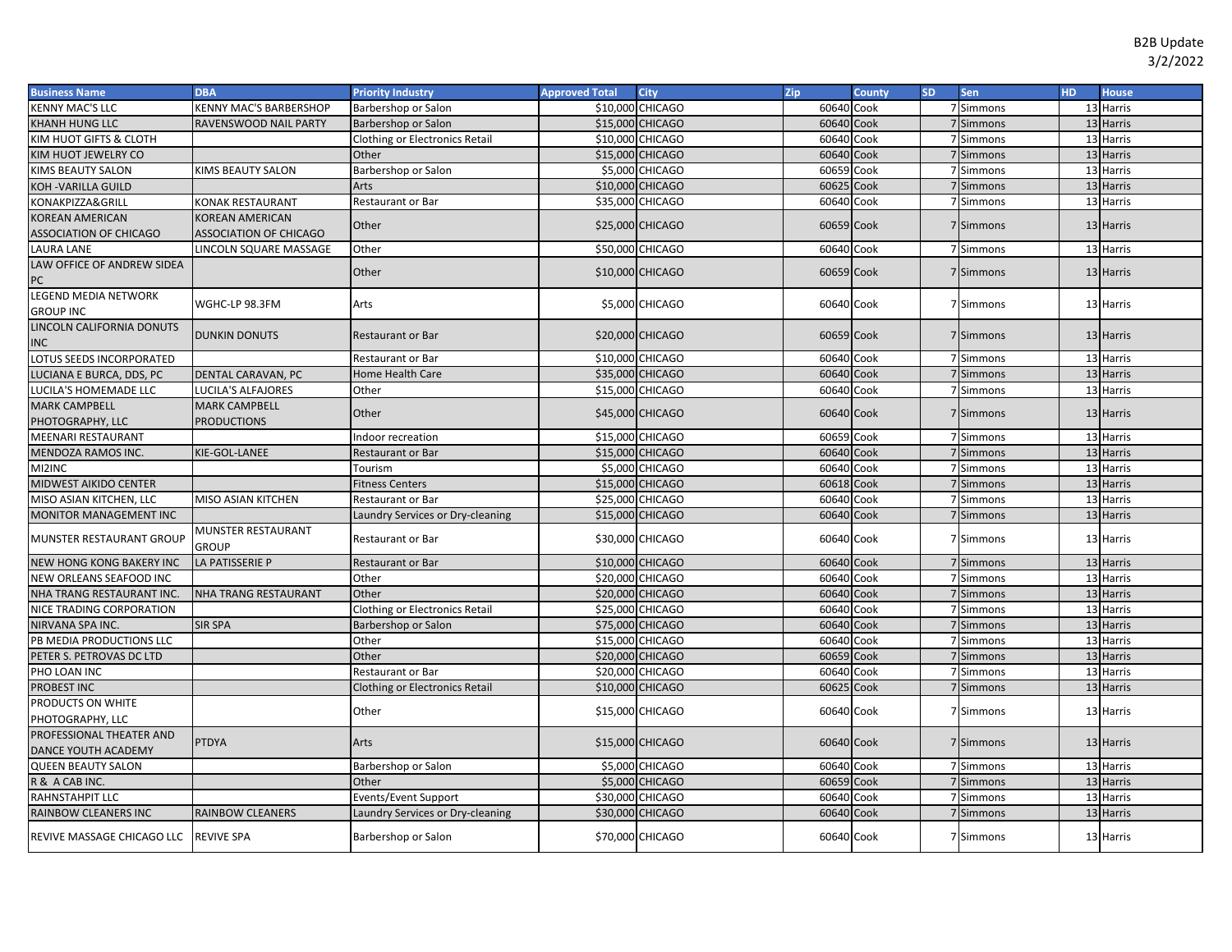B2B Update
3/2/2022

| Business Name | DBA | Priority Industry | Approved Total | City | Zip | County | SD | Sen | HD | House |
|---|---|---|---|---|---|---|---|---|---|---|
| KENNY MAC'S LLC | KENNY MAC'S BARBERSHOP | Barbershop or Salon | $10,000 | CHICAGO | 60640 | Cook | 7 | Simmons | 13 | Harris |
| KHANH HUNG LLC | RAVENSWOOD NAIL PARTY | Barbershop or Salon | $15,000 | CHICAGO | 60640 | Cook | 7 | Simmons | 13 | Harris |
| KIM HUOT GIFTS & CLOTH | | Clothing or Electronics Retail | $10,000 | CHICAGO | 60640 | Cook | 7 | Simmons | 13 | Harris |
| KIM HUOT JEWELRY CO | | Other | $15,000 | CHICAGO | 60640 | Cook | 7 | Simmons | 13 | Harris |
| KIMS BEAUTY SALON | KIMS BEAUTY SALON | Barbershop or Salon | $5,000 | CHICAGO | 60659 | Cook | 7 | Simmons | 13 | Harris |
| KOH -VARILLA GUILD | | Arts | $10,000 | CHICAGO | 60625 | Cook | 7 | Simmons | 13 | Harris |
| KONAKPIZZA&GRILL | KONAK RESTAURANT | Restaurant or Bar | $35,000 | CHICAGO | 60640 | Cook | 7 | Simmons | 13 | Harris |
| KOREAN AMERICAN ASSOCIATION OF CHICAGO | KOREAN AMERICAN ASSOCIATION OF CHICAGO | Other | $25,000 | CHICAGO | 60659 | Cook | 7 | Simmons | 13 | Harris |
| LAURA LANE | LINCOLN SQUARE MASSAGE | Other | $50,000 | CHICAGO | 60640 | Cook | 7 | Simmons | 13 | Harris |
| LAW OFFICE OF ANDREW SIDEA PC | | Other | $10,000 | CHICAGO | 60659 | Cook | 7 | Simmons | 13 | Harris |
| LEGEND MEDIA NETWORK GROUP INC | WGHC-LP 98.3FM | Arts | $5,000 | CHICAGO | 60640 | Cook | 7 | Simmons | 13 | Harris |
| LINCOLN CALIFORNIA DONUTS INC | DUNKIN DONUTS | Restaurant or Bar | $20,000 | CHICAGO | 60659 | Cook | 7 | Simmons | 13 | Harris |
| LOTUS SEEDS INCORPORATED | | Restaurant or Bar | $10,000 | CHICAGO | 60640 | Cook | 7 | Simmons | 13 | Harris |
| LUCIANA E BURCA, DDS, PC | DENTAL CARAVAN, PC | Home Health Care | $35,000 | CHICAGO | 60640 | Cook | 7 | Simmons | 13 | Harris |
| LUCILA'S HOMEMADE LLC | LUCILA'S ALFAJORES | Other | $15,000 | CHICAGO | 60640 | Cook | 7 | Simmons | 13 | Harris |
| MARK CAMPBELL PHOTOGRAPHY, LLC | MARK CAMPBELL PRODUCTIONS | Other | $45,000 | CHICAGO | 60640 | Cook | 7 | Simmons | 13 | Harris |
| MEENARI RESTAURANT | | Indoor recreation | $15,000 | CHICAGO | 60659 | Cook | 7 | Simmons | 13 | Harris |
| MENDOZA RAMOS INC. | KIE-GOL-LANEE | Restaurant or Bar | $15,000 | CHICAGO | 60640 | Cook | 7 | Simmons | 13 | Harris |
| MI2INC | | Tourism | $5,000 | CHICAGO | 60640 | Cook | 7 | Simmons | 13 | Harris |
| MIDWEST AIKIDO CENTER | | Fitness Centers | $15,000 | CHICAGO | 60618 | Cook | 7 | Simmons | 13 | Harris |
| MISO ASIAN KITCHEN, LLC | MISO ASIAN KITCHEN | Restaurant or Bar | $25,000 | CHICAGO | 60640 | Cook | 7 | Simmons | 13 | Harris |
| MONITOR MANAGEMENT INC | | Laundry Services or Dry-cleaning | $15,000 | CHICAGO | 60640 | Cook | 7 | Simmons | 13 | Harris |
| MUNSTER RESTAURANT GROUP | MUNSTER RESTAURANT GROUP | Restaurant or Bar | $30,000 | CHICAGO | 60640 | Cook | 7 | Simmons | 13 | Harris |
| NEW HONG KONG BAKERY INC | LA PATISSERIE P | Restaurant or Bar | $10,000 | CHICAGO | 60640 | Cook | 7 | Simmons | 13 | Harris |
| NEW ORLEANS SEAFOOD INC | | Other | $20,000 | CHICAGO | 60640 | Cook | 7 | Simmons | 13 | Harris |
| NHA TRANG RESTAURANT INC. | NHA TRANG RESTAURANT | Other | $20,000 | CHICAGO | 60640 | Cook | 7 | Simmons | 13 | Harris |
| NICE TRADING CORPORATION | | Clothing or Electronics Retail | $25,000 | CHICAGO | 60640 | Cook | 7 | Simmons | 13 | Harris |
| NIRVANA SPA INC. | SIR SPA | Barbershop or Salon | $75,000 | CHICAGO | 60640 | Cook | 7 | Simmons | 13 | Harris |
| PB MEDIA PRODUCTIONS LLC | | Other | $15,000 | CHICAGO | 60640 | Cook | 7 | Simmons | 13 | Harris |
| PETER S. PETROVAS DC LTD | | Other | $20,000 | CHICAGO | 60659 | Cook | 7 | Simmons | 13 | Harris |
| PHO LOAN INC | | Restaurant or Bar | $20,000 | CHICAGO | 60640 | Cook | 7 | Simmons | 13 | Harris |
| PROBEST INC | | Clothing or Electronics Retail | $10,000 | CHICAGO | 60625 | Cook | 7 | Simmons | 13 | Harris |
| PRODUCTS ON WHITE PHOTOGRAPHY, LLC | | Other | $15,000 | CHICAGO | 60640 | Cook | 7 | Simmons | 13 | Harris |
| PROFESSIONAL THEATER AND DANCE YOUTH ACADEMY | PTDYA | Arts | $15,000 | CHICAGO | 60640 | Cook | 7 | Simmons | 13 | Harris |
| QUEEN BEAUTY SALON | | Barbershop or Salon | $5,000 | CHICAGO | 60640 | Cook | 7 | Simmons | 13 | Harris |
| R & A CAB INC. | | Other | $5,000 | CHICAGO | 60659 | Cook | 7 | Simmons | 13 | Harris |
| RAHNSTAHPIT LLC | | Events/Event Support | $30,000 | CHICAGO | 60640 | Cook | 7 | Simmons | 13 | Harris |
| RAINBOW CLEANERS INC | RAINBOW CLEANERS | Laundry Services or Dry-cleaning | $30,000 | CHICAGO | 60640 | Cook | 7 | Simmons | 13 | Harris |
| REVIVE MASSAGE CHICAGO LLC | REVIVE SPA | Barbershop or Salon | $70,000 | CHICAGO | 60640 | Cook | 7 | Simmons | 13 | Harris |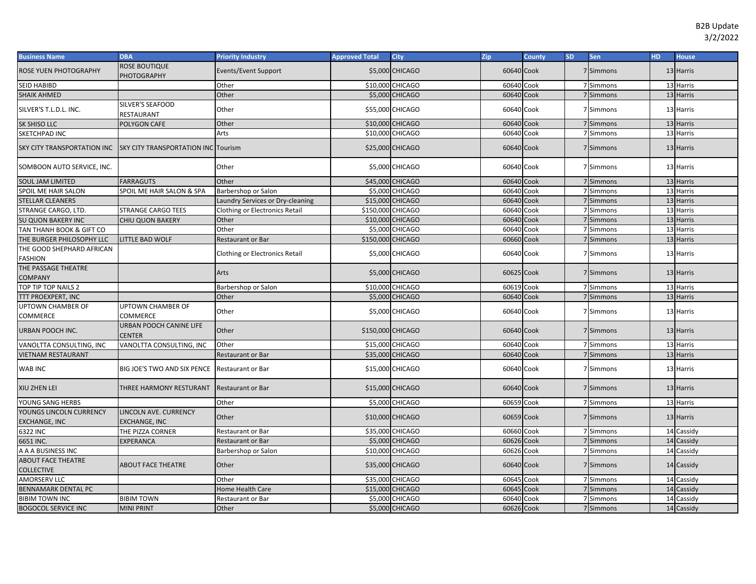B2B Update
3/2/2022

| Business Name | DBA | Priority Industry | Approved Total | City | Zip | County | SD | Sen | HD | House |
|---|---|---|---|---|---|---|---|---|---|---|
| ROSE YUEN PHOTOGRAPHY | ROSE BOUTIQUE PHOTOGRAPHY | Events/Event Support | $5,000 | CHICAGO | 60640 | Cook | 7 | Simmons | 13 | Harris |
| SEID HABIBD | | Other | $10,000 | CHICAGO | 60640 | Cook | 7 | Simmons | 13 | Harris |
| SHAIK AHMED | | Other | $5,000 | CHICAGO | 60640 | Cook | 7 | Simmons | 13 | Harris |
| SILVER'S T.L.D.L. INC. | SILVER'S SEAFOOD RESTAURANT | Other | $55,000 | CHICAGO | 60640 | Cook | 7 | Simmons | 13 | Harris |
| SK SHISO LLC | POLYGON CAFE | Other | $10,000 | CHICAGO | 60640 | Cook | 7 | Simmons | 13 | Harris |
| SKETCHPAD INC | | Arts | $10,000 | CHICAGO | 60640 | Cook | 7 | Simmons | 13 | Harris |
| SKY CITY TRANSPORTATION INC | SKY CITY TRANSPORTATION INC | Tourism | $25,000 | CHICAGO | 60640 | Cook | 7 | Simmons | 13 | Harris |
| SOMBOON AUTO SERVICE, INC. | | Other | $5,000 | CHICAGO | 60640 | Cook | 7 | Simmons | 13 | Harris |
| SOUL JAM LIMITED | FARRAGUTS | Other | $45,000 | CHICAGO | 60640 | Cook | 7 | Simmons | 13 | Harris |
| SPOIL ME HAIR SALON | SPOIL ME HAIR SALON & SPA | Barbershop or Salon | $5,000 | CHICAGO | 60640 | Cook | 7 | Simmons | 13 | Harris |
| STELLAR CLEANERS | | Laundry Services or Dry-cleaning | $15,000 | CHICAGO | 60640 | Cook | 7 | Simmons | 13 | Harris |
| STRANGE CARGO, LTD. | STRANGE CARGO TEES | Clothing or Electronics Retail | $150,000 | CHICAGO | 60640 | Cook | 7 | Simmons | 13 | Harris |
| SU QUON BAKERY INC | CHIU QUON BAKERY | Other | $10,000 | CHICAGO | 60640 | Cook | 7 | Simmons | 13 | Harris |
| TAN THANH BOOK & GIFT CO | | Other | $5,000 | CHICAGO | 60640 | Cook | 7 | Simmons | 13 | Harris |
| THE BURGER PHILOSOPHY LLC | LITTLE BAD WOLF | Restaurant or Bar | $150,000 | CHICAGO | 60660 | Cook | 7 | Simmons | 13 | Harris |
| THE GOOD SHEPHARD AFRICAN FASHION | | Clothing or Electronics Retail | $5,000 | CHICAGO | 60640 | Cook | 7 | Simmons | 13 | Harris |
| THE PASSAGE THEATRE COMPANY | | Arts | $5,000 | CHICAGO | 60625 | Cook | 7 | Simmons | 13 | Harris |
| TOP TIP TOP NAILS 2 | | Barbershop or Salon | $10,000 | CHICAGO | 60619 | Cook | 7 | Simmons | 13 | Harris |
| TTT PROEXPERT, INC | | Other | $5,000 | CHICAGO | 60640 | Cook | 7 | Simmons | 13 | Harris |
| UPTOWN CHAMBER OF COMMERCE | UPTOWN CHAMBER OF COMMERCE | Other | $5,000 | CHICAGO | 60640 | Cook | 7 | Simmons | 13 | Harris |
| URBAN POOCH INC. | URBAN POOCH CANINE LIFE CENTER | Other | $150,000 | CHICAGO | 60640 | Cook | 7 | Simmons | 13 | Harris |
| VANOLTTA CONSULTING, INC | VANOLTTA CONSULTING, INC | Other | $15,000 | CHICAGO | 60640 | Cook | 7 | Simmons | 13 | Harris |
| VIETNAM RESTAURANT | | Restaurant or Bar | $35,000 | CHICAGO | 60640 | Cook | 7 | Simmons | 13 | Harris |
| WAB INC | BIG JOE'S TWO AND SIX PENCE | Restaurant or Bar | $15,000 | CHICAGO | 60640 | Cook | 7 | Simmons | 13 | Harris |
| XIU ZHEN LEI | THREE HARMONY RESTURANT | Restaurant or Bar | $15,000 | CHICAGO | 60640 | Cook | 7 | Simmons | 13 | Harris |
| YOUNG SANG HERBS | | Other | $5,000 | CHICAGO | 60659 | Cook | 7 | Simmons | 13 | Harris |
| YOUNGS LINCOLN CURRENCY EXCHANGE, INC | LINCOLN AVE. CURRENCY EXCHANGE, INC | Other | $10,000 | CHICAGO | 60659 | Cook | 7 | Simmons | 13 | Harris |
| 6322 INC | THE PIZZA CORNER | Restaurant or Bar | $35,000 | CHICAGO | 60660 | Cook | 7 | Simmons | 14 | Cassidy |
| 6651 INC. | EXPERANCA | Restaurant or Bar | $5,000 | CHICAGO | 60626 | Cook | 7 | Simmons | 14 | Cassidy |
| A A A BUSINESS INC | | Barbershop or Salon | $10,000 | CHICAGO | 60626 | Cook | 7 | Simmons | 14 | Cassidy |
| ABOUT FACE THEATRE COLLECTIVE | ABOUT FACE THEATRE | Other | $35,000 | CHICAGO | 60640 | Cook | 7 | Simmons | 14 | Cassidy |
| AMORSERV LLC | | Other | $35,000 | CHICAGO | 60645 | Cook | 7 | Simmons | 14 | Cassidy |
| BENNAMARK DENTAL PC | | Home Health Care | $15,000 | CHICAGO | 60645 | Cook | 7 | Simmons | 14 | Cassidy |
| BIBIM TOWN INC | BIBIM TOWN | Restaurant or Bar | $5,000 | CHICAGO | 60640 | Cook | 7 | Simmons | 14 | Cassidy |
| BOGOCOL SERVICE INC | MINI PRINT | Other | $5,000 | CHICAGO | 60626 | Cook | 7 | Simmons | 14 | Cassidy |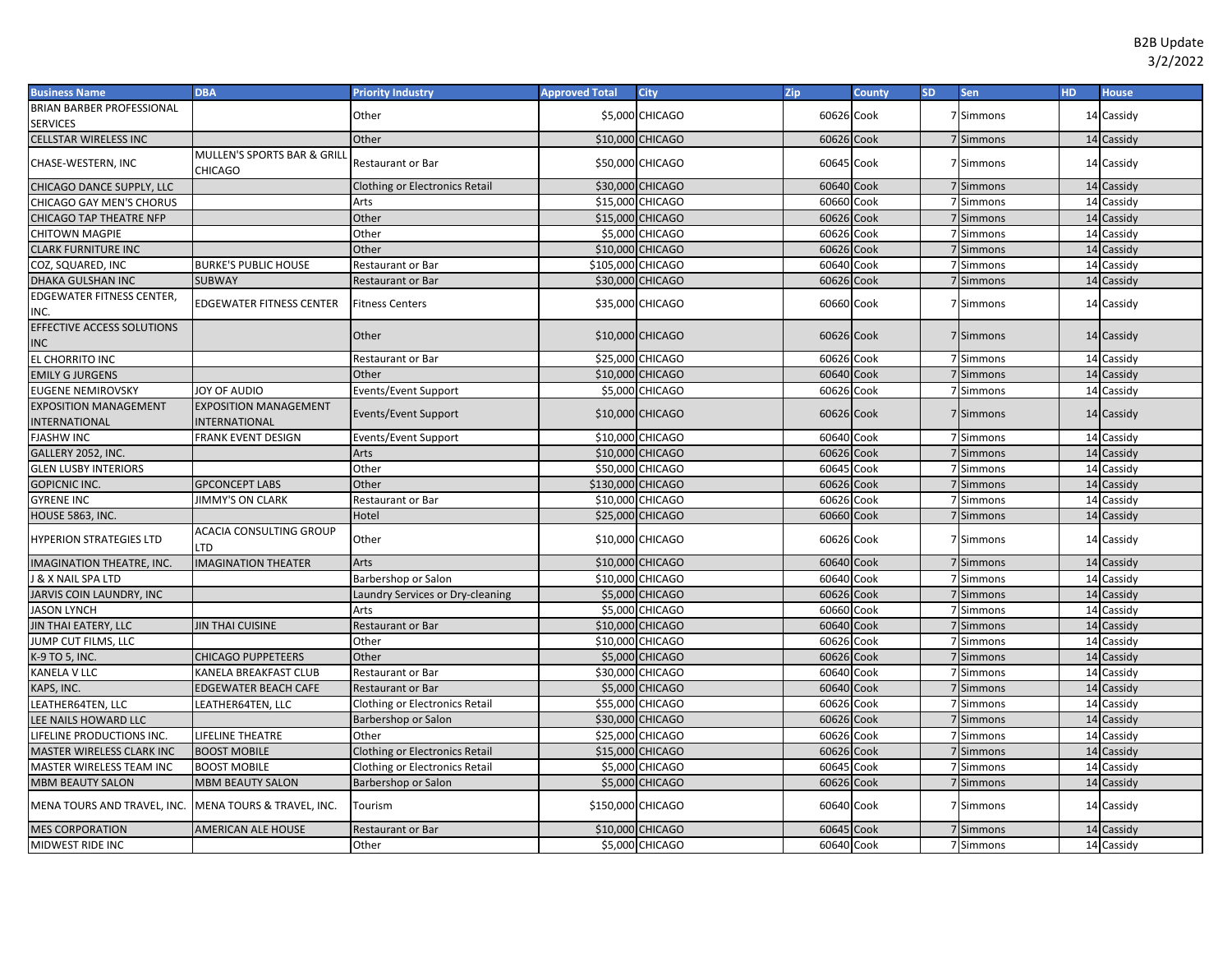B2B Update
3/2/2022

| Business Name | DBA | Priority Industry | Approved Total | City | Zip | County | SD | Sen | HD | House |
|---|---|---|---|---|---|---|---|---|---|---|
| BRIAN BARBER PROFESSIONAL SERVICES | | Other | $5,000 | CHICAGO | 60626 | Cook | 7 | Simmons | 14 | Cassidy |
| CELLSTAR WIRELESS INC | | Other | $10,000 | CHICAGO | 60626 | Cook | 7 | Simmons | 14 | Cassidy |
| CHASE-WESTERN, INC | MULLEN'S SPORTS BAR & GRILL CHICAGO | Restaurant or Bar | $50,000 | CHICAGO | 60645 | Cook | 7 | Simmons | 14 | Cassidy |
| CHICAGO DANCE SUPPLY, LLC | | Clothing or Electronics Retail | $30,000 | CHICAGO | 60640 | Cook | 7 | Simmons | 14 | Cassidy |
| CHICAGO GAY MEN'S CHORUS | | Arts | $15,000 | CHICAGO | 60660 | Cook | 7 | Simmons | 14 | Cassidy |
| CHICAGO TAP THEATRE NFP | | Other | $15,000 | CHICAGO | 60626 | Cook | 7 | Simmons | 14 | Cassidy |
| CHITOWN MAGPIE | | Other | $5,000 | CHICAGO | 60626 | Cook | 7 | Simmons | 14 | Cassidy |
| CLARK FURNITURE INC | | Other | $10,000 | CHICAGO | 60626 | Cook | 7 | Simmons | 14 | Cassidy |
| COZ, SQUARED, INC | BURKE'S PUBLIC HOUSE | Restaurant or Bar | $105,000 | CHICAGO | 60640 | Cook | 7 | Simmons | 14 | Cassidy |
| DHAKA GULSHAN INC | SUBWAY | Restaurant or Bar | $30,000 | CHICAGO | 60626 | Cook | 7 | Simmons | 14 | Cassidy |
| EDGEWATER FITNESS CENTER, INC. | EDGEWATER FITNESS CENTER | Fitness Centers | $35,000 | CHICAGO | 60660 | Cook | 7 | Simmons | 14 | Cassidy |
| EFFECTIVE ACCESS SOLUTIONS INC | | Other | $10,000 | CHICAGO | 60626 | Cook | 7 | Simmons | 14 | Cassidy |
| EL CHORRITO INC | | Restaurant or Bar | $25,000 | CHICAGO | 60626 | Cook | 7 | Simmons | 14 | Cassidy |
| EMILY G JURGENS | | Other | $10,000 | CHICAGO | 60640 | Cook | 7 | Simmons | 14 | Cassidy |
| EUGENE NEMIROVSKY | JOY OF AUDIO | Events/Event Support | $5,000 | CHICAGO | 60626 | Cook | 7 | Simmons | 14 | Cassidy |
| EXPOSITION MANAGEMENT INTERNATIONAL | EXPOSITION MANAGEMENT INTERNATIONAL | Events/Event Support | $10,000 | CHICAGO | 60626 | Cook | 7 | Simmons | 14 | Cassidy |
| FJASHW INC | FRANK EVENT DESIGN | Events/Event Support | $10,000 | CHICAGO | 60640 | Cook | 7 | Simmons | 14 | Cassidy |
| GALLERY 2052, INC. | | Arts | $10,000 | CHICAGO | 60626 | Cook | 7 | Simmons | 14 | Cassidy |
| GLEN LUSBY INTERIORS | | Other | $50,000 | CHICAGO | 60645 | Cook | 7 | Simmons | 14 | Cassidy |
| GOPICNIC INC. | GPCONCEPT LABS | Other | $130,000 | CHICAGO | 60626 | Cook | 7 | Simmons | 14 | Cassidy |
| GYRENE INC | JIMMY'S ON CLARK | Restaurant or Bar | $10,000 | CHICAGO | 60626 | Cook | 7 | Simmons | 14 | Cassidy |
| HOUSE 5863, INC. | | Hotel | $25,000 | CHICAGO | 60660 | Cook | 7 | Simmons | 14 | Cassidy |
| HYPERION STRATEGIES LTD | ACACIA CONSULTING GROUP LTD | Other | $10,000 | CHICAGO | 60626 | Cook | 7 | Simmons | 14 | Cassidy |
| IMAGINATION THEATRE, INC. | IMAGINATION THEATER | Arts | $10,000 | CHICAGO | 60640 | Cook | 7 | Simmons | 14 | Cassidy |
| J & X NAIL SPA LTD | | Barbershop or Salon | $10,000 | CHICAGO | 60640 | Cook | 7 | Simmons | 14 | Cassidy |
| JARVIS COIN LAUNDRY, INC | | Laundry Services or Dry-cleaning | $5,000 | CHICAGO | 60626 | Cook | 7 | Simmons | 14 | Cassidy |
| JASON LYNCH | | Arts | $5,000 | CHICAGO | 60660 | Cook | 7 | Simmons | 14 | Cassidy |
| JIN THAI EATERY, LLC | JIN THAI CUISINE | Restaurant or Bar | $10,000 | CHICAGO | 60640 | Cook | 7 | Simmons | 14 | Cassidy |
| JUMP CUT FILMS, LLC | | Other | $10,000 | CHICAGO | 60626 | Cook | 7 | Simmons | 14 | Cassidy |
| K-9 TO 5, INC. | CHICAGO PUPPETEERS | Other | $5,000 | CHICAGO | 60626 | Cook | 7 | Simmons | 14 | Cassidy |
| KANELA V LLC | KANELA BREAKFAST CLUB | Restaurant or Bar | $30,000 | CHICAGO | 60640 | Cook | 7 | Simmons | 14 | Cassidy |
| KAPS, INC. | EDGEWATER BEACH CAFE | Restaurant or Bar | $5,000 | CHICAGO | 60640 | Cook | 7 | Simmons | 14 | Cassidy |
| LEATHER64TEN, LLC | LEATHER64TEN, LLC | Clothing or Electronics Retail | $55,000 | CHICAGO | 60626 | Cook | 7 | Simmons | 14 | Cassidy |
| LEE NAILS HOWARD LLC | | Barbershop or Salon | $30,000 | CHICAGO | 60626 | Cook | 7 | Simmons | 14 | Cassidy |
| LIFELINE PRODUCTIONS INC. | LIFELINE THEATRE | Other | $25,000 | CHICAGO | 60626 | Cook | 7 | Simmons | 14 | Cassidy |
| MASTER WIRELESS CLARK INC | BOOST MOBILE | Clothing or Electronics Retail | $15,000 | CHICAGO | 60626 | Cook | 7 | Simmons | 14 | Cassidy |
| MASTER WIRELESS TEAM INC | BOOST MOBILE | Clothing or Electronics Retail | $5,000 | CHICAGO | 60645 | Cook | 7 | Simmons | 14 | Cassidy |
| MBM BEAUTY SALON | MBM BEAUTY SALON | Barbershop or Salon | $5,000 | CHICAGO | 60626 | Cook | 7 | Simmons | 14 | Cassidy |
| MENA TOURS AND TRAVEL, INC. | MENA TOURS & TRAVEL, INC. | Tourism | $150,000 | CHICAGO | 60640 | Cook | 7 | Simmons | 14 | Cassidy |
| MES CORPORATION | AMERICAN ALE HOUSE | Restaurant or Bar | $10,000 | CHICAGO | 60645 | Cook | 7 | Simmons | 14 | Cassidy |
| MIDWEST RIDE INC | | Other | $5,000 | CHICAGO | 60640 | Cook | 7 | Simmons | 14 | Cassidy |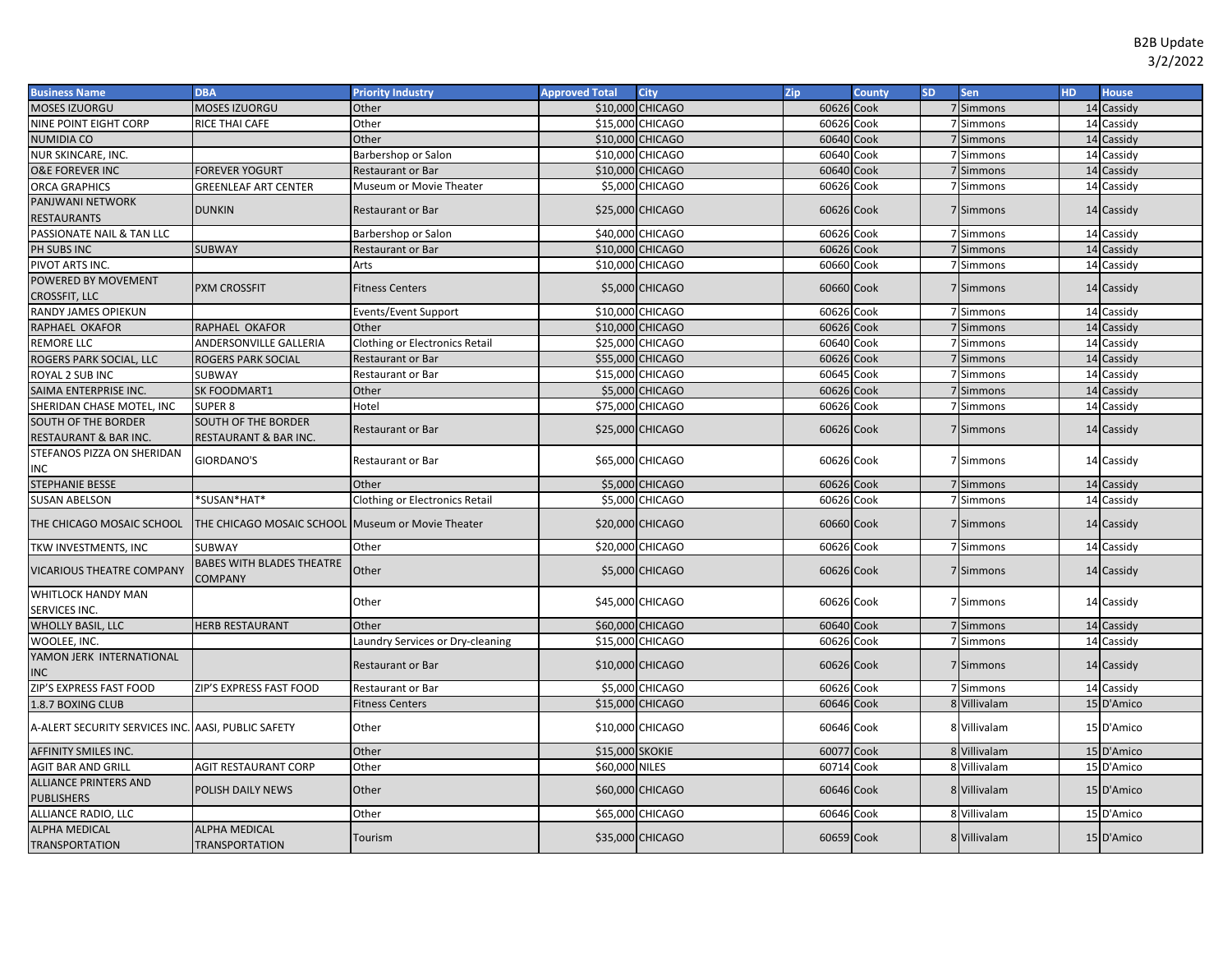| Business Name | DBA | Priority Industry | Approved Total | City | Zip | County | SD | Sen | HD | House |
|---|---|---|---|---|---|---|---|---|---|---|
| MOSES IZUORGU | MOSES IZUORGU | Other | $10,000 | CHICAGO | 60626 | Cook | 7 | Simmons | 14 | Cassidy |
| NINE POINT EIGHT CORP | RICE THAI CAFE | Other | $15,000 | CHICAGO | 60626 | Cook | 7 | Simmons | 14 | Cassidy |
| NUMIDIA CO | | Other | $10,000 | CHICAGO | 60640 | Cook | 7 | Simmons | 14 | Cassidy |
| NUR SKINCARE, INC. | | Barbershop or Salon | $10,000 | CHICAGO | 60640 | Cook | 7 | Simmons | 14 | Cassidy |
| O&E FOREVER INC | FOREVER YOGURT | Restaurant or Bar | $10,000 | CHICAGO | 60640 | Cook | 7 | Simmons | 14 | Cassidy |
| ORCA GRAPHICS | GREENLEAF ART CENTER | Museum or Movie Theater | $5,000 | CHICAGO | 60626 | Cook | 7 | Simmons | 14 | Cassidy |
| PANJWANI NETWORK RESTAURANTS | DUNKIN | Restaurant or Bar | $25,000 | CHICAGO | 60626 | Cook | 7 | Simmons | 14 | Cassidy |
| PASSIONATE NAIL & TAN LLC | | Barbershop or Salon | $40,000 | CHICAGO | 60626 | Cook | 7 | Simmons | 14 | Cassidy |
| PH SUBS INC | SUBWAY | Restaurant or Bar | $10,000 | CHICAGO | 60626 | Cook | 7 | Simmons | 14 | Cassidy |
| PIVOT ARTS INC. | | Arts | $10,000 | CHICAGO | 60660 | Cook | 7 | Simmons | 14 | Cassidy |
| POWERED BY MOVEMENT CROSSFIT, LLC | PXM CROSSFIT | Fitness Centers | $5,000 | CHICAGO | 60660 | Cook | 7 | Simmons | 14 | Cassidy |
| RANDY JAMES OPIEKUN | | Events/Event Support | $10,000 | CHICAGO | 60626 | Cook | 7 | Simmons | 14 | Cassidy |
| RAPHAEL OKAFOR | RAPHAEL OKAFOR | Other | $10,000 | CHICAGO | 60626 | Cook | 7 | Simmons | 14 | Cassidy |
| REMORE LLC | ANDERSONVILLE GALLERIA | Clothing or Electronics Retail | $25,000 | CHICAGO | 60640 | Cook | 7 | Simmons | 14 | Cassidy |
| ROGERS PARK SOCIAL, LLC | ROGERS PARK SOCIAL | Restaurant or Bar | $55,000 | CHICAGO | 60626 | Cook | 7 | Simmons | 14 | Cassidy |
| ROYAL 2 SUB INC | SUBWAY | Restaurant or Bar | $15,000 | CHICAGO | 60645 | Cook | 7 | Simmons | 14 | Cassidy |
| SAIMA ENTERPRISE INC. | SK FOODMART1 | Other | $5,000 | CHICAGO | 60626 | Cook | 7 | Simmons | 14 | Cassidy |
| SHERIDAN CHASE MOTEL, INC | SUPER 8 | Hotel | $75,000 | CHICAGO | 60626 | Cook | 7 | Simmons | 14 | Cassidy |
| SOUTH OF THE BORDER RESTAURANT & BAR INC. | SOUTH OF THE BORDER RESTAURANT & BAR INC. | Restaurant or Bar | $25,000 | CHICAGO | 60626 | Cook | 7 | Simmons | 14 | Cassidy |
| STEFANOS PIZZA ON SHERIDAN INC | GIORDANO'S | Restaurant or Bar | $65,000 | CHICAGO | 60626 | Cook | 7 | Simmons | 14 | Cassidy |
| STEPHANIE BESSE | | Other | $5,000 | CHICAGO | 60626 | Cook | 7 | Simmons | 14 | Cassidy |
| SUSAN ABELSON | *SUSAN*HAT* | Clothing or Electronics Retail | $5,000 | CHICAGO | 60626 | Cook | 7 | Simmons | 14 | Cassidy |
| THE CHICAGO MOSAIC SCHOOL | THE CHICAGO MOSAIC SCHOOL | Museum or Movie Theater | $20,000 | CHICAGO | 60660 | Cook | 7 | Simmons | 14 | Cassidy |
| TKW INVESTMENTS, INC | SUBWAY | Other | $20,000 | CHICAGO | 60626 | Cook | 7 | Simmons | 14 | Cassidy |
| VICARIOUS THEATRE COMPANY | BABES WITH BLADES THEATRE COMPANY | Other | $5,000 | CHICAGO | 60626 | Cook | 7 | Simmons | 14 | Cassidy |
| WHITLOCK HANDY MAN SERVICES INC. | | Other | $45,000 | CHICAGO | 60626 | Cook | 7 | Simmons | 14 | Cassidy |
| WHOLLY BASIL, LLC | HERB RESTAURANT | Other | $60,000 | CHICAGO | 60640 | Cook | 7 | Simmons | 14 | Cassidy |
| WOOLEE, INC. | | Laundry Services or Dry-cleaning | $15,000 | CHICAGO | 60626 | Cook | 7 | Simmons | 14 | Cassidy |
| YAMON JERK INTERNATIONAL INC | | Restaurant or Bar | $10,000 | CHICAGO | 60626 | Cook | 7 | Simmons | 14 | Cassidy |
| ZIP'S EXPRESS FAST FOOD | ZIP'S EXPRESS FAST FOOD | Restaurant or Bar | $5,000 | CHICAGO | 60626 | Cook | 7 | Simmons | 14 | Cassidy |
| 1.8.7 BOXING CLUB | | Fitness Centers | $15,000 | CHICAGO | 60646 | Cook | 8 | Villivalam | 15 | D'Amico |
| A-ALERT SECURITY SERVICES INC. | AASI, PUBLIC SAFETY | Other | $10,000 | CHICAGO | 60646 | Cook | 8 | Villivalam | 15 | D'Amico |
| AFFINITY SMILES INC. | | Other | $15,000 | SKOKIE | 60077 | Cook | 8 | Villivalam | 15 | D'Amico |
| AGIT BAR AND GRILL | AGIT RESTAURANT CORP | Other | $60,000 | NILES | 60714 | Cook | 8 | Villivalam | 15 | D'Amico |
| ALLIANCE PRINTERS AND PUBLISHERS | POLISH DAILY NEWS | Other | $60,000 | CHICAGO | 60646 | Cook | 8 | Villivalam | 15 | D'Amico |
| ALLIANCE RADIO, LLC | | Other | $65,000 | CHICAGO | 60646 | Cook | 8 | Villivalam | 15 | D'Amico |
| ALPHA MEDICAL TRANSPORTATION | ALPHA MEDICAL TRANSPORTATION | Tourism | $35,000 | CHICAGO | 60659 | Cook | 8 | Villivalam | 15 | D'Amico |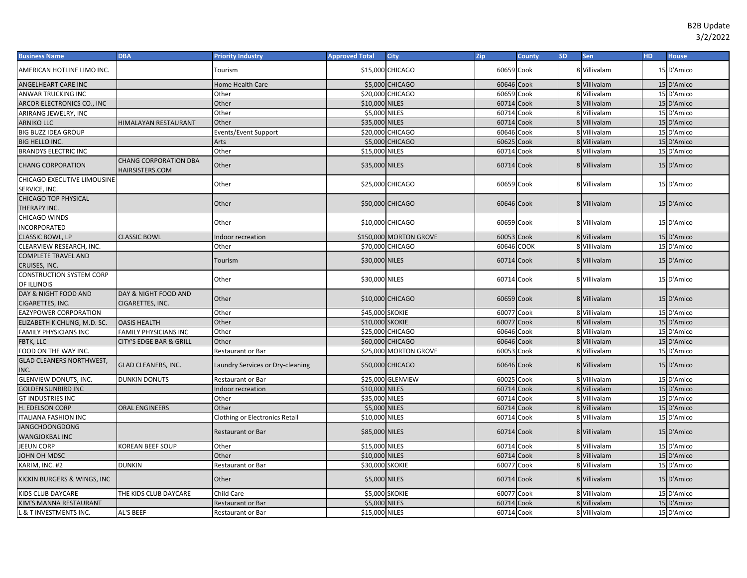B2B Update
3/2/2022

| Business Name | DBA | Priority Industry | Approved Total | City | Zip | County | SD | Sen | HD | House |
|---|---|---|---|---|---|---|---|---|---|---|
| AMERICAN HOTLINE LIMO INC. | | Tourism | $15,000 | CHICAGO | 60659 | Cook | 8 | Villivalam | 15 | D'Amico |
| ANGELHEART CARE INC | | Home Health Care | $5,000 | CHICAGO | 60646 | Cook | 8 | Villivalam | 15 | D'Amico |
| ANWAR TRUCKING INC | | Other | $20,000 | CHICAGO | 60659 | Cook | 8 | Villivalam | 15 | D'Amico |
| ARCOR ELECTRONICS CO., INC | | Other | $10,000 | NILES | 60714 | Cook | 8 | Villivalam | 15 | D'Amico |
| ARIRANG JEWELRY, INC | | Other | $5,000 | NILES | 60714 | Cook | 8 | Villivalam | 15 | D'Amico |
| ARNIKO LLC | HIMALAYAN RESTAURANT | Other | $35,000 | NILES | 60714 | Cook | 8 | Villivalam | 15 | D'Amico |
| BIG BUZZ IDEA GROUP | | Events/Event Support | $20,000 | CHICAGO | 60646 | Cook | 8 | Villivalam | 15 | D'Amico |
| BIG HELLO INC. | | Arts | $5,000 | CHICAGO | 60625 | Cook | 8 | Villivalam | 15 | D'Amico |
| BRANDYS ELECTRIC INC | | Other | $15,000 | NILES | 60714 | Cook | 8 | Villivalam | 15 | D'Amico |
| CHANG CORPORATION | CHANG CORPORATION DBA HAIRSISTERS.COM | Other | $35,000 | NILES | 60714 | Cook | 8 | Villivalam | 15 | D'Amico |
| CHICAGO EXECUTIVE LIMOUSINE SERVICE, INC. | | Other | $25,000 | CHICAGO | 60659 | Cook | 8 | Villivalam | 15 | D'Amico |
| CHICAGO TOP PHYSICAL THERAPY INC. | | Other | $50,000 | CHICAGO | 60646 | Cook | 8 | Villivalam | 15 | D'Amico |
| CHICAGO WINDS INCORPORATED | | Other | $10,000 | CHICAGO | 60659 | Cook | 8 | Villivalam | 15 | D'Amico |
| CLASSIC BOWL, LP | CLASSIC BOWL | Indoor recreation | $150,000 | MORTON GROVE | 60053 | Cook | 8 | Villivalam | 15 | D'Amico |
| CLEARVIEW RESEARCH, INC. | | Other | $70,000 | CHICAGO | 60646 | COOK | 8 | Villivalam | 15 | D'Amico |
| COMPLETE TRAVEL AND CRUISES, INC. | | Tourism | $30,000 | NILES | 60714 | Cook | 8 | Villivalam | 15 | D'Amico |
| CONSTRUCTION SYSTEM CORP OF ILLINOIS | | Other | $30,000 | NILES | 60714 | Cook | 8 | Villivalam | 15 | D'Amico |
| DAY & NIGHT FOOD AND CIGARETTES, INC. | DAY & NIGHT FOOD AND CIGARETTES, INC. | Other | $10,000 | CHICAGO | 60659 | Cook | 8 | Villivalam | 15 | D'Amico |
| EAZYPOWER CORPORATION | | Other | $45,000 | SKOKIE | 60077 | Cook | 8 | Villivalam | 15 | D'Amico |
| ELIZABETH K CHUNG, M.D. SC. | OASIS HEALTH | Other | $10,000 | SKOKIE | 60077 | Cook | 8 | Villivalam | 15 | D'Amico |
| FAMILY PHYSICIANS INC | FAMILY PHYSICIANS INC | Other | $25,000 | CHICAGO | 60646 | Cook | 8 | Villivalam | 15 | D'Amico |
| FBTK, LLC | CITY'S EDGE BAR & GRILL | Other | $60,000 | CHICAGO | 60646 | Cook | 8 | Villivalam | 15 | D'Amico |
| FOOD ON THE WAY INC. | | Restaurant or Bar | $25,000 | MORTON GROVE | 60053 | Cook | 8 | Villivalam | 15 | D'Amico |
| GLAD CLEANERS NORTHWEST, INC. | GLAD CLEANERS, INC. | Laundry Services or Dry-cleaning | $50,000 | CHICAGO | 60646 | Cook | 8 | Villivalam | 15 | D'Amico |
| GLENVIEW DONUTS, INC. | DUNKIN DONUTS | Restaurant or Bar | $25,000 | GLENVIEW | 60025 | Cook | 8 | Villivalam | 15 | D'Amico |
| GOLDEN SUNBIRD INC | | Indoor recreation | $10,000 | NILES | 60714 | Cook | 8 | Villivalam | 15 | D'Amico |
| GT INDUSTRIES INC | | Other | $35,000 | NILES | 60714 | Cook | 8 | Villivalam | 15 | D'Amico |
| H. EDELSON CORP | ORAL ENGINEERS | Other | $5,000 | NILES | 60714 | Cook | 8 | Villivalam | 15 | D'Amico |
| ITALIANA FASHION INC | | Clothing or Electronics Retail | $10,000 | NILES | 60714 | Cook | 8 | Villivalam | 15 | D'Amico |
| JANGCHOONGDONG WANGJOKBAL INC | | Restaurant or Bar | $85,000 | NILES | 60714 | Cook | 8 | Villivalam | 15 | D'Amico |
| JEEUN CORP | KOREAN BEEF SOUP | Other | $15,000 | NILES | 60714 | Cook | 8 | Villivalam | 15 | D'Amico |
| JOHN OH MDSC | | Other | $10,000 | NILES | 60714 | Cook | 8 | Villivalam | 15 | D'Amico |
| KARIM, INC. #2 | DUNKIN | Restaurant or Bar | $30,000 | SKOKIE | 60077 | Cook | 8 | Villivalam | 15 | D'Amico |
| KICKIN BURGERS & WINGS, INC | | Other | $5,000 | NILES | 60714 | Cook | 8 | Villivalam | 15 | D'Amico |
| KIDS CLUB DAYCARE | THE KIDS CLUB DAYCARE | Child Care | $5,000 | SKOKIE | 60077 | Cook | 8 | Villivalam | 15 | D'Amico |
| KIM'S MANNA RESTAURANT | | Restaurant or Bar | $5,000 | NILES | 60714 | Cook | 8 | Villivalam | 15 | D'Amico |
| L & T INVESTMENTS INC. | AL'S BEEF | Restaurant or Bar | $15,000 | NILES | 60714 | Cook | 8 | Villivalam | 15 | D'Amico |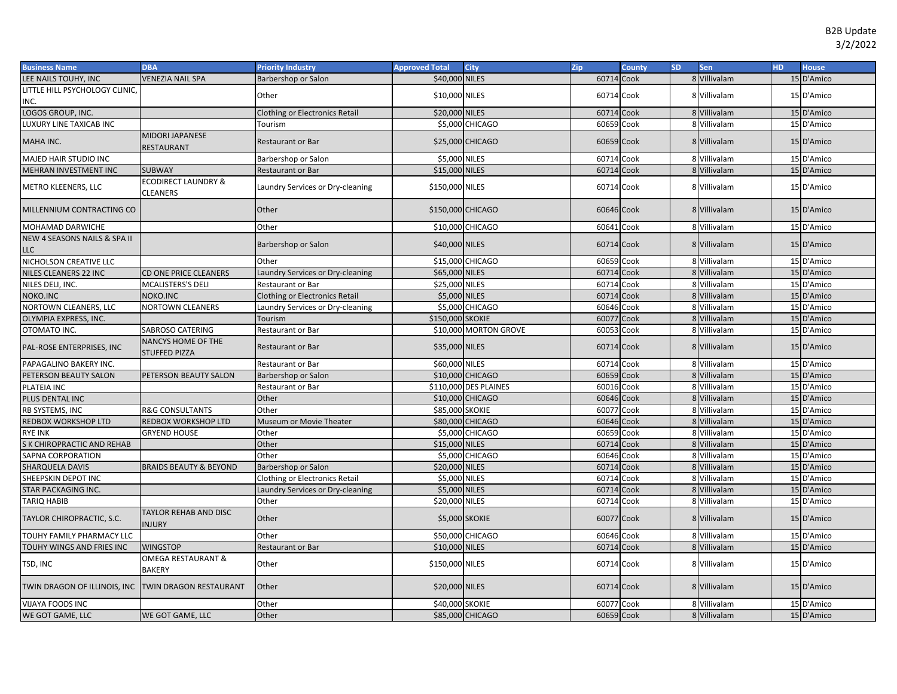B2B Update
3/2/2022

| Business Name | DBA | Priority Industry | Approved Total | City | Zip | County | SD | Sen | HD | House |
|---|---|---|---|---|---|---|---|---|---|---|
| LEE NAILS TOUHY, INC | VENEZIA NAIL SPA | Barbershop or Salon | $40,000 | NILES | 60714 | Cook | 8 | Villivalam | 15 | D'Amico |
| LITTLE HILL PSYCHOLOGY CLINIC, INC. | | Other | $10,000 | NILES | 60714 | Cook | 8 | Villivalam | 15 | D'Amico |
| LOGOS GROUP, INC. | | Clothing or Electronics Retail | $20,000 | NILES | 60714 | Cook | 8 | Villivalam | 15 | D'Amico |
| LUXURY LINE TAXICAB INC | | Tourism | $5,000 | CHICAGO | 60659 | Cook | 8 | Villivalam | 15 | D'Amico |
| MAHA INC. | MIDORI JAPANESE RESTAURANT | Restaurant or Bar | $25,000 | CHICAGO | 60659 | Cook | 8 | Villivalam | 15 | D'Amico |
| MAJED HAIR STUDIO INC | | Barbershop or Salon | $5,000 | NILES | 60714 | Cook | 8 | Villivalam | 15 | D'Amico |
| MEHRAN INVESTMENT INC | SUBWAY | Restaurant or Bar | $15,000 | NILES | 60714 | Cook | 8 | Villivalam | 15 | D'Amico |
| METRO KLEENERS, LLC | ECODIRECT LAUNDRY & CLEANERS | Laundry Services or Dry-cleaning | $150,000 | NILES | 60714 | Cook | 8 | Villivalam | 15 | D'Amico |
| MILLENNIUM CONTRACTING CO | | Other | $150,000 | CHICAGO | 60646 | Cook | 8 | Villivalam | 15 | D'Amico |
| MOHAMAD DARWICHE | | Other | $10,000 | CHICAGO | 60641 | Cook | 8 | Villivalam | 15 | D'Amico |
| NEW 4 SEASONS NAILS & SPA II LLC | | Barbershop or Salon | $40,000 | NILES | 60714 | Cook | 8 | Villivalam | 15 | D'Amico |
| NICHOLSON CREATIVE LLC | | Other | $15,000 | CHICAGO | 60659 | Cook | 8 | Villivalam | 15 | D'Amico |
| NILES CLEANERS 22 INC | CD ONE PRICE CLEANERS | Laundry Services or Dry-cleaning | $65,000 | NILES | 60714 | Cook | 8 | Villivalam | 15 | D'Amico |
| NILES DELI, INC. | MCALISTERS'S DELI | Restaurant or Bar | $25,000 | NILES | 60714 | Cook | 8 | Villivalam | 15 | D'Amico |
| NOKO.INC | NOKO.INC | Clothing or Electronics Retail | $5,000 | NILES | 60714 | Cook | 8 | Villivalam | 15 | D'Amico |
| NORTOWN CLEANERS, LLC | NORTOWN CLEANERS | Laundry Services or Dry-cleaning | $5,000 | CHICAGO | 60646 | Cook | 8 | Villivalam | 15 | D'Amico |
| OLYMPIA EXPRESS, INC. | | Tourism | $150,000 | SKOKIE | 60077 | Cook | 8 | Villivalam | 15 | D'Amico |
| OTOMATO INC. | SABROSO CATERING | Restaurant or Bar | $10,000 | MORTON GROVE | 60053 | Cook | 8 | Villivalam | 15 | D'Amico |
| PAL-ROSE ENTERPRISES, INC | NANCYS HOME OF THE STUFFED PIZZA | Restaurant or Bar | $35,000 | NILES | 60714 | Cook | 8 | Villivalam | 15 | D'Amico |
| PAPAGALINO BAKERY INC. | | Restaurant or Bar | $60,000 | NILES | 60714 | Cook | 8 | Villivalam | 15 | D'Amico |
| PETERSON BEAUTY SALON | PETERSON BEAUTY SALON | Barbershop or Salon | $10,000 | CHICAGO | 60659 | Cook | 8 | Villivalam | 15 | D'Amico |
| PLATEIA INC | | Restaurant or Bar | $110,000 | DES PLAINES | 60016 | Cook | 8 | Villivalam | 15 | D'Amico |
| PLUS DENTAL INC | | Other | $10,000 | CHICAGO | 60646 | Cook | 8 | Villivalam | 15 | D'Amico |
| RB SYSTEMS, INC | R&G CONSULTANTS | Other | $85,000 | SKOKIE | 60077 | Cook | 8 | Villivalam | 15 | D'Amico |
| REDBOX WORKSHOP LTD | REDBOX WORKSHOP LTD | Museum or Movie Theater | $80,000 | CHICAGO | 60646 | Cook | 8 | Villivalam | 15 | D'Amico |
| RYE INK | GRYEND HOUSE | Other | $5,000 | CHICAGO | 60659 | Cook | 8 | Villivalam | 15 | D'Amico |
| S K CHIROPRACTIC AND REHAB | | Other | $15,000 | NILES | 60714 | Cook | 8 | Villivalam | 15 | D'Amico |
| SAPNA CORPORATION | | Other | $5,000 | CHICAGO | 60646 | Cook | 8 | Villivalam | 15 | D'Amico |
| SHARQUELA DAVIS | BRAIDS BEAUTY & BEYOND | Barbershop or Salon | $20,000 | NILES | 60714 | Cook | 8 | Villivalam | 15 | D'Amico |
| SHEEPSKIN DEPOT INC | | Clothing or Electronics Retail | $5,000 | NILES | 60714 | Cook | 8 | Villivalam | 15 | D'Amico |
| STAR PACKAGING INC. | | Laundry Services or Dry-cleaning | $5,000 | NILES | 60714 | Cook | 8 | Villivalam | 15 | D'Amico |
| TARIQ HABIB | | Other | $20,000 | NILES | 60714 | Cook | 8 | Villivalam | 15 | D'Amico |
| TAYLOR CHIROPRACTIC, S.C. | TAYLOR REHAB AND DISC INJURY | Other | $5,000 | SKOKIE | 60077 | Cook | 8 | Villivalam | 15 | D'Amico |
| TOUHY FAMILY PHARMACY LLC | | Other | $50,000 | CHICAGO | 60646 | Cook | 8 | Villivalam | 15 | D'Amico |
| TOUHY WINGS AND FRIES INC | WINGSTOP | Restaurant or Bar | $10,000 | NILES | 60714 | Cook | 8 | Villivalam | 15 | D'Amico |
| TSD, INC | OMEGA RESTAURANT & BAKERY | Other | $150,000 | NILES | 60714 | Cook | 8 | Villivalam | 15 | D'Amico |
| TWIN DRAGON OF ILLINOIS, INC | TWIN DRAGON RESTAURANT | Other | $20,000 | NILES | 60714 | Cook | 8 | Villivalam | 15 | D'Amico |
| VIJAYA FOODS INC | | Other | $40,000 | SKOKIE | 60077 | Cook | 8 | Villivalam | 15 | D'Amico |
| WE GOT GAME, LLC | WE GOT GAME, LLC | Other | $85,000 | CHICAGO | 60659 | Cook | 8 | Villivalam | 15 | D'Amico |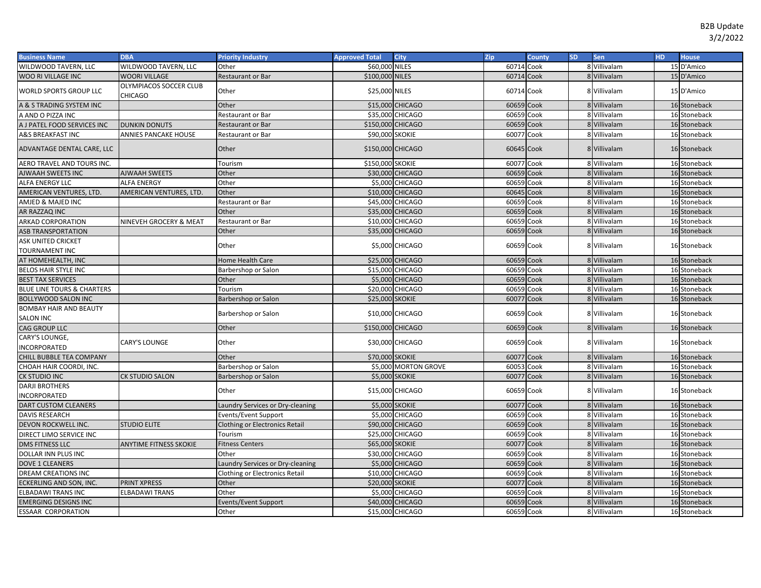B2B Update
3/2/2022

| Business Name | DBA | Priority Industry | Approved Total | City | Zip | County | SD | Sen | HD | House |
|---|---|---|---|---|---|---|---|---|---|---|
| WILDWOOD TAVERN, LLC | WILDWOOD TAVERN, LLC | Other | $60,000 | NILES | 60714 | Cook | 8 | Villivalam | 15 | D'Amico |
| WOO RI VILLAGE INC | WOORI VILLAGE | Restaurant or Bar | $100,000 | NILES | 60714 | Cook | 8 | Villivalam | 15 | D'Amico |
| WORLD SPORTS GROUP LLC | OLYMPIACOS SOCCER CLUB CHICAGO | Other | $25,000 | NILES | 60714 | Cook | 8 | Villivalam | 15 | D'Amico |
| A & S TRADING SYSTEM INC | | Other | $15,000 | CHICAGO | 60659 | Cook | 8 | Villivalam | 16 | Stoneback |
| A AND O PIZZA INC | | Restaurant or Bar | $35,000 | CHICAGO | 60659 | Cook | 8 | Villivalam | 16 | Stoneback |
| A J PATEL FOOD SERVICES INC | DUNKIN DONUTS | Restaurant or Bar | $150,000 | CHICAGO | 60659 | Cook | 8 | Villivalam | 16 | Stoneback |
| A&S BREAKFAST INC | ANNIES PANCAKE HOUSE | Restaurant or Bar | $90,000 | SKOKIE | 60077 | Cook | 8 | Villivalam | 16 | Stoneback |
| ADVANTAGE DENTAL CARE, LLC | | Other | $150,000 | CHICAGO | 60645 | Cook | 8 | Villivalam | 16 | Stoneback |
| AERO TRAVEL AND TOURS INC. | | Tourism | $150,000 | SKOKIE | 60077 | Cook | 8 | Villivalam | 16 | Stoneback |
| AJWAAH SWEETS INC | AJWAAH SWEETS | Other | $30,000 | CHICAGO | 60659 | Cook | 8 | Villivalam | 16 | Stoneback |
| ALFA ENERGY LLC | ALFA ENERGY | Other | $5,000 | CHICAGO | 60659 | Cook | 8 | Villivalam | 16 | Stoneback |
| AMERICAN VENTURES, LTD. | AMERICAN VENTURES, LTD. | Other | $10,000 | CHICAGO | 60645 | Cook | 8 | Villivalam | 16 | Stoneback |
| AMJED & MAJED INC | | Restaurant or Bar | $45,000 | CHICAGO | 60659 | Cook | 8 | Villivalam | 16 | Stoneback |
| AR RAZZAQ INC | | Other | $35,000 | CHICAGO | 60659 | Cook | 8 | Villivalam | 16 | Stoneback |
| ARKAD CORPORATION | NINEVEH GROCERY & MEAT | Restaurant or Bar | $10,000 | CHICAGO | 60659 | Cook | 8 | Villivalam | 16 | Stoneback |
| ASB TRANSPORTATION | | Other | $35,000 | CHICAGO | 60659 | Cook | 8 | Villivalam | 16 | Stoneback |
| ASK UNITED CRICKET TOURNAMENT INC | | Other | $5,000 | CHICAGO | 60659 | Cook | 8 | Villivalam | 16 | Stoneback |
| AT HOMEHEALTH, INC | | Home Health Care | $25,000 | CHICAGO | 60659 | Cook | 8 | Villivalam | 16 | Stoneback |
| BELOS HAIR STYLE INC | | Barbershop or Salon | $15,000 | CHICAGO | 60659 | Cook | 8 | Villivalam | 16 | Stoneback |
| BEST TAX SERVICES | | Other | $5,000 | CHICAGO | 60659 | Cook | 8 | Villivalam | 16 | Stoneback |
| BLUE LINE TOURS & CHARTERS | | Tourism | $20,000 | CHICAGO | 60659 | Cook | 8 | Villivalam | 16 | Stoneback |
| BOLLYWOOD SALON INC | | Barbershop or Salon | $25,000 | SKOKIE | 60077 | Cook | 8 | Villivalam | 16 | Stoneback |
| BOMBAY HAIR AND BEAUTY SALON INC | | Barbershop or Salon | $10,000 | CHICAGO | 60659 | Cook | 8 | Villivalam | 16 | Stoneback |
| CAG GROUP LLC | | Other | $150,000 | CHICAGO | 60659 | Cook | 8 | Villivalam | 16 | Stoneback |
| CARY'S LOUNGE, INCORPORATED | CARY'S LOUNGE | Other | $30,000 | CHICAGO | 60659 | Cook | 8 | Villivalam | 16 | Stoneback |
| CHILL BUBBLE TEA COMPANY | | Other | $70,000 | SKOKIE | 60077 | Cook | 8 | Villivalam | 16 | Stoneback |
| CHOAH HAIR COORDI, INC. | | Barbershop or Salon | $5,000 | MORTON GROVE | 60053 | Cook | 8 | Villivalam | 16 | Stoneback |
| CK STUDIO INC | CK STUDIO SALON | Barbershop or Salon | $5,000 | SKOKIE | 60077 | Cook | 8 | Villivalam | 16 | Stoneback |
| DARJI BROTHERS INCORPORATED | | Other | $15,000 | CHICAGO | 60659 | Cook | 8 | Villivalam | 16 | Stoneback |
| DART CUSTOM CLEANERS | | Laundry Services or Dry-cleaning | $5,000 | SKOKIE | 60077 | Cook | 8 | Villivalam | 16 | Stoneback |
| DAVIS RESEARCH | | Events/Event Support | $5,000 | CHICAGO | 60659 | Cook | 8 | Villivalam | 16 | Stoneback |
| DEVON ROCKWELL INC. | STUDIO ELITE | Clothing or Electronics Retail | $90,000 | CHICAGO | 60659 | Cook | 8 | Villivalam | 16 | Stoneback |
| DIRECT LIMO SERVICE INC | | Tourism | $25,000 | CHICAGO | 60659 | Cook | 8 | Villivalam | 16 | Stoneback |
| DMS FITNESS LLC | ANYTIME FITNESS SKOKIE | Fitness Centers | $65,000 | SKOKIE | 60077 | Cook | 8 | Villivalam | 16 | Stoneback |
| DOLLAR INN PLUS INC | | Other | $30,000 | CHICAGO | 60659 | Cook | 8 | Villivalam | 16 | Stoneback |
| DOVE 1 CLEANERS | | Laundry Services or Dry-cleaning | $5,000 | CHICAGO | 60659 | Cook | 8 | Villivalam | 16 | Stoneback |
| DREAM CREATIONS INC | | Clothing or Electronics Retail | $10,000 | CHICAGO | 60659 | Cook | 8 | Villivalam | 16 | Stoneback |
| ECKERLING AND SON, INC. | PRINT XPRESS | Other | $20,000 | SKOKIE | 60077 | Cook | 8 | Villivalam | 16 | Stoneback |
| ELBADAWI TRANS INC | ELBADAWI TRANS | Other | $5,000 | CHICAGO | 60659 | Cook | 8 | Villivalam | 16 | Stoneback |
| EMERGING DESIGNS INC | | Events/Event Support | $40,000 | CHICAGO | 60659 | Cook | 8 | Villivalam | 16 | Stoneback |
| ESSAAR CORPORATION | | Other | $15,000 | CHICAGO | 60659 | Cook | 8 | Villivalam | 16 | Stoneback |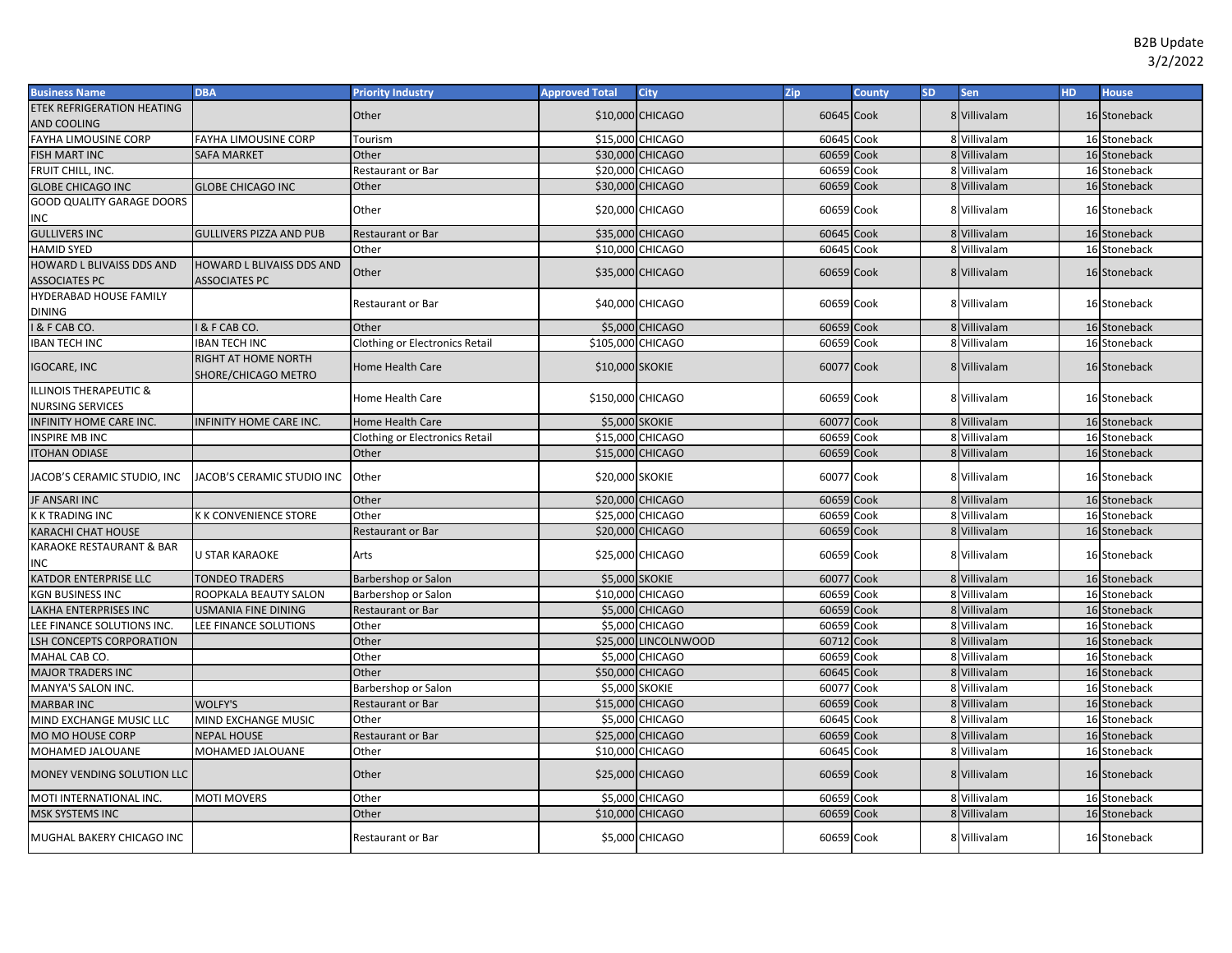B2B Update
3/2/2022

| Business Name | DBA | Priority Industry | Approved Total | City | Zip | County | SD | Sen | HD | House |
|---|---|---|---|---|---|---|---|---|---|---|
| ETEK REFRIGERATION HEATING AND COOLING | | Other | $10,000 | CHICAGO | 60645 | Cook | 8 | Villivalam | 16 | Stoneback |
| FAYHA LIMOUSINE CORP | FAYHA LIMOUSINE CORP | Tourism | $15,000 | CHICAGO | 60645 | Cook | 8 | Villivalam | 16 | Stoneback |
| FISH MART INC | SAFA MARKET | Other | $30,000 | CHICAGO | 60659 | Cook | 8 | Villivalam | 16 | Stoneback |
| FRUIT CHILL, INC. | | Restaurant or Bar | $20,000 | CHICAGO | 60659 | Cook | 8 | Villivalam | 16 | Stoneback |
| GLOBE CHICAGO INC | GLOBE CHICAGO INC | Other | $30,000 | CHICAGO | 60659 | Cook | 8 | Villivalam | 16 | Stoneback |
| GOOD QUALITY GARAGE DOORS INC | | Other | $20,000 | CHICAGO | 60659 | Cook | 8 | Villivalam | 16 | Stoneback |
| GULLIVERS INC | GULLIVERS PIZZA AND PUB | Restaurant or Bar | $35,000 | CHICAGO | 60645 | Cook | 8 | Villivalam | 16 | Stoneback |
| HAMID SYED | | Other | $10,000 | CHICAGO | 60645 | Cook | 8 | Villivalam | 16 | Stoneback |
| HOWARD L BLIVAISS DDS AND ASSOCIATES PC | HOWARD L BLIVAISS DDS AND ASSOCIATES PC | Other | $35,000 | CHICAGO | 60659 | Cook | 8 | Villivalam | 16 | Stoneback |
| HYDERABAD HOUSE FAMILY DINING | | Restaurant or Bar | $40,000 | CHICAGO | 60659 | Cook | 8 | Villivalam | 16 | Stoneback |
| I & F CAB CO. | I & F CAB CO. | Other | $5,000 | CHICAGO | 60659 | Cook | 8 | Villivalam | 16 | Stoneback |
| IBAN TECH INC | IBAN TECH INC | Clothing or Electronics Retail | $105,000 | CHICAGO | 60659 | Cook | 8 | Villivalam | 16 | Stoneback |
| IGOCARE, INC | RIGHT AT HOME NORTH SHORE/CHICAGO METRO | Home Health Care | $10,000 | SKOKIE | 60077 | Cook | 8 | Villivalam | 16 | Stoneback |
| ILLINOIS THERAPEUTIC & NURSING SERVICES | | Home Health Care | $150,000 | CHICAGO | 60659 | Cook | 8 | Villivalam | 16 | Stoneback |
| INFINITY HOME CARE INC. | INFINITY HOME CARE INC. | Home Health Care | $5,000 | SKOKIE | 60077 | Cook | 8 | Villivalam | 16 | Stoneback |
| INSPIRE MB INC | | Clothing or Electronics Retail | $15,000 | CHICAGO | 60659 | Cook | 8 | Villivalam | 16 | Stoneback |
| ITOHAN ODIASE | | Other | $15,000 | CHICAGO | 60659 | Cook | 8 | Villivalam | 16 | Stoneback |
| JACOB'S CERAMIC STUDIO, INC | JACOB'S CERAMIC STUDIO INC | Other | $20,000 | SKOKIE | 60077 | Cook | 8 | Villivalam | 16 | Stoneback |
| JF ANSARI INC | | Other | $20,000 | CHICAGO | 60659 | Cook | 8 | Villivalam | 16 | Stoneback |
| K K TRADING INC | K K CONVENIENCE STORE | Other | $25,000 | CHICAGO | 60659 | Cook | 8 | Villivalam | 16 | Stoneback |
| KARACHI CHAT HOUSE | | Restaurant or Bar | $20,000 | CHICAGO | 60659 | Cook | 8 | Villivalam | 16 | Stoneback |
| KARAOKE RESTAURANT & BAR INC | U STAR KARAOKE | Arts | $25,000 | CHICAGO | 60659 | Cook | 8 | Villivalam | 16 | Stoneback |
| KATDOR ENTERPRISE LLC | TONDEO TRADERS | Barbershop or Salon | $5,000 | SKOKIE | 60077 | Cook | 8 | Villivalam | 16 | Stoneback |
| KGN BUSINESS INC | ROOPKALA BEAUTY SALON | Barbershop or Salon | $10,000 | CHICAGO | 60659 | Cook | 8 | Villivalam | 16 | Stoneback |
| LAKHA ENTERPRISES INC | USMANIA FINE DINING | Restaurant or Bar | $5,000 | CHICAGO | 60659 | Cook | 8 | Villivalam | 16 | Stoneback |
| LEE FINANCE SOLUTIONS INC. | LEE FINANCE SOLUTIONS | Other | $5,000 | CHICAGO | 60659 | Cook | 8 | Villivalam | 16 | Stoneback |
| LSH CONCEPTS CORPORATION | | Other | $25,000 | LINCOLNWOOD | 60712 | Cook | 8 | Villivalam | 16 | Stoneback |
| MAHAL CAB CO. | | Other | $5,000 | CHICAGO | 60659 | Cook | 8 | Villivalam | 16 | Stoneback |
| MAJOR TRADERS INC | | Other | $50,000 | CHICAGO | 60645 | Cook | 8 | Villivalam | 16 | Stoneback |
| MANYA'S SALON INC. | | Barbershop or Salon | $5,000 | SKOKIE | 60077 | Cook | 8 | Villivalam | 16 | Stoneback |
| MARBAR INC | WOLFY'S | Restaurant or Bar | $15,000 | CHICAGO | 60659 | Cook | 8 | Villivalam | 16 | Stoneback |
| MIND EXCHANGE MUSIC LLC | MIND EXCHANGE MUSIC | Other | $5,000 | CHICAGO | 60645 | Cook | 8 | Villivalam | 16 | Stoneback |
| MO MO HOUSE CORP | NEPAL HOUSE | Restaurant or Bar | $25,000 | CHICAGO | 60659 | Cook | 8 | Villivalam | 16 | Stoneback |
| MOHAMED JALOUANE | MOHAMED JALOUANE | Other | $10,000 | CHICAGO | 60645 | Cook | 8 | Villivalam | 16 | Stoneback |
| MONEY VENDING SOLUTION LLC | | Other | $25,000 | CHICAGO | 60659 | Cook | 8 | Villivalam | 16 | Stoneback |
| MOTI INTERNATIONAL INC. | MOTI MOVERS | Other | $5,000 | CHICAGO | 60659 | Cook | 8 | Villivalam | 16 | Stoneback |
| MSK SYSTEMS INC | | Other | $10,000 | CHICAGO | 60659 | Cook | 8 | Villivalam | 16 | Stoneback |
| MUGHAL BAKERY CHICAGO INC | | Restaurant or Bar | $5,000 | CHICAGO | 60659 | Cook | 8 | Villivalam | 16 | Stoneback |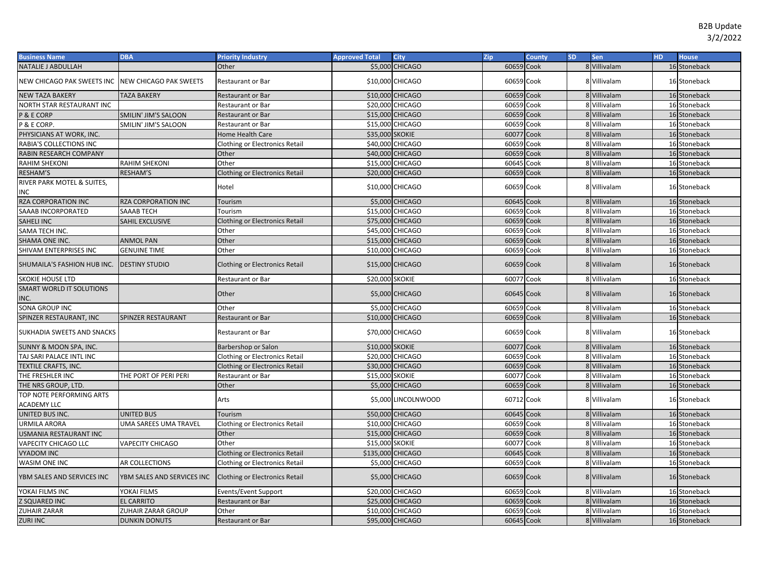B2B Update
3/2/2022

| Business Name | DBA | Priority Industry | Approved Total | City | Zip | County | SD | Sen | HD | House |
|---|---|---|---|---|---|---|---|---|---|---|
| NATALIE J ABDULLAH | | Other | $5,000 | CHICAGO | 60659 | Cook | 8 | Villivalam | 16 | Stoneback |
| NEW CHICAGO PAK SWEETS INC | NEW CHICAGO PAK SWEETS | Restaurant or Bar | $10,000 | CHICAGO | 60659 | Cook | 8 | Villivalam | 16 | Stoneback |
| NEW TAZA BAKERY | TAZA BAKERY | Restaurant or Bar | $10,000 | CHICAGO | 60659 | Cook | 8 | Villivalam | 16 | Stoneback |
| NORTH STAR RESTAURANT INC | | Restaurant or Bar | $20,000 | CHICAGO | 60659 | Cook | 8 | Villivalam | 16 | Stoneback |
| P & E CORP | SMILIN' JIM'S SALOON | Restaurant or Bar | $15,000 | CHICAGO | 60659 | Cook | 8 | Villivalam | 16 | Stoneback |
| P & E CORP. | SMILIN' JIM'S SALOON | Restaurant or Bar | $15,000 | CHICAGO | 60659 | Cook | 8 | Villivalam | 16 | Stoneback |
| PHYSICIANS AT WORK, INC. | | Home Health Care | $35,000 | SKOKIE | 60077 | Cook | 8 | Villivalam | 16 | Stoneback |
| RABIA'S COLLECTIONS INC | | Clothing or Electronics Retail | $40,000 | CHICAGO | 60659 | Cook | 8 | Villivalam | 16 | Stoneback |
| RABIN RESEARCH COMPANY | | Other | $40,000 | CHICAGO | 60659 | Cook | 8 | Villivalam | 16 | Stoneback |
| RAHIM SHEKONI | RAHIM SHEKONI | Other | $15,000 | CHICAGO | 60645 | Cook | 8 | Villivalam | 16 | Stoneback |
| RESHAM'S | RESHAM'S | Clothing or Electronics Retail | $20,000 | CHICAGO | 60659 | Cook | 8 | Villivalam | 16 | Stoneback |
| RIVER PARK MOTEL & SUITES, INC | | Hotel | $10,000 | CHICAGO | 60659 | Cook | 8 | Villivalam | 16 | Stoneback |
| RZA CORPORATION INC | RZA CORPORATION INC | Tourism | $5,000 | CHICAGO | 60645 | Cook | 8 | Villivalam | 16 | Stoneback |
| SAAAB INCORPORATED | SAAAB TECH | Tourism | $15,000 | CHICAGO | 60659 | Cook | 8 | Villivalam | 16 | Stoneback |
| SAHELI INC | SAHIL EXCLUSIVE | Clothing or Electronics Retail | $75,000 | CHICAGO | 60659 | Cook | 8 | Villivalam | 16 | Stoneback |
| SAMA TECH INC. | | Other | $45,000 | CHICAGO | 60659 | Cook | 8 | Villivalam | 16 | Stoneback |
| SHAMA ONE INC. | ANMOL PAN | Other | $15,000 | CHICAGO | 60659 | Cook | 8 | Villivalam | 16 | Stoneback |
| SHIVAM ENTERPRISES INC | GENUINE TIME | Other | $10,000 | CHICAGO | 60659 | Cook | 8 | Villivalam | 16 | Stoneback |
| SHUMAILA'S FASHION HUB INC. | DESTINY STUDIO | Clothing or Electronics Retail | $15,000 | CHICAGO | 60659 | Cook | 8 | Villivalam | 16 | Stoneback |
| SKOKIE HOUSE LTD | | Restaurant or Bar | $20,000 | SKOKIE | 60077 | Cook | 8 | Villivalam | 16 | Stoneback |
| SMART WORLD IT SOLUTIONS INC. | | Other | $5,000 | CHICAGO | 60645 | Cook | 8 | Villivalam | 16 | Stoneback |
| SONA GROUP INC | | Other | $5,000 | CHICAGO | 60659 | Cook | 8 | Villivalam | 16 | Stoneback |
| SPINZER RESTAURANT, INC | SPINZER RESTAURANT | Restaurant or Bar | $10,000 | CHICAGO | 60659 | Cook | 8 | Villivalam | 16 | Stoneback |
| SUKHADIA SWEETS AND SNACKS | | Restaurant or Bar | $70,000 | CHICAGO | 60659 | Cook | 8 | Villivalam | 16 | Stoneback |
| SUNNY & MOON SPA, INC. | | Barbershop or Salon | $10,000 | SKOKIE | 60077 | Cook | 8 | Villivalam | 16 | Stoneback |
| TAJ SARI PALACE INTL INC | | Clothing or Electronics Retail | $20,000 | CHICAGO | 60659 | Cook | 8 | Villivalam | 16 | Stoneback |
| TEXTILE CRAFTS, INC. | | Clothing or Electronics Retail | $30,000 | CHICAGO | 60659 | Cook | 8 | Villivalam | 16 | Stoneback |
| THE FRESHLER INC | THE PORT OF PERI PERI | Restaurant or Bar | $15,000 | SKOKIE | 60077 | Cook | 8 | Villivalam | 16 | Stoneback |
| THE NRS GROUP, LTD. | | Other | $5,000 | CHICAGO | 60659 | Cook | 8 | Villivalam | 16 | Stoneback |
| TOP NOTE PERFORMING ARTS ACADEMY LLC | | Arts | $5,000 | LINCOLNWOOD | 60712 | Cook | 8 | Villivalam | 16 | Stoneback |
| UNITED BUS INC. | UNITED BUS | Tourism | $50,000 | CHICAGO | 60645 | Cook | 8 | Villivalam | 16 | Stoneback |
| URMILA ARORA | UMA SAREES UMA TRAVEL | Clothing or Electronics Retail | $10,000 | CHICAGO | 60659 | Cook | 8 | Villivalam | 16 | Stoneback |
| USMANIA RESTAURANT INC | | Other | $15,000 | CHICAGO | 60659 | Cook | 8 | Villivalam | 16 | Stoneback |
| VAPECITY CHICAGO LLC | VAPECITY CHICAGO | Other | $15,000 | SKOKIE | 60077 | Cook | 8 | Villivalam | 16 | Stoneback |
| VYADOM INC | | Clothing or Electronics Retail | $135,000 | CHICAGO | 60645 | Cook | 8 | Villivalam | 16 | Stoneback |
| WASIM ONE INC | AR COLLECTIONS | Clothing or Electronics Retail | $5,000 | CHICAGO | 60659 | Cook | 8 | Villivalam | 16 | Stoneback |
| YBM SALES AND SERVICES INC | YBM SALES AND SERVICES INC | Clothing or Electronics Retail | $5,000 | CHICAGO | 60659 | Cook | 8 | Villivalam | 16 | Stoneback |
| YOKAI FILMS INC | YOKAI FILMS | Events/Event Support | $20,000 | CHICAGO | 60659 | Cook | 8 | Villivalam | 16 | Stoneback |
| Z SQUARED INC | EL CARRITO | Restaurant or Bar | $25,000 | CHICAGO | 60659 | Cook | 8 | Villivalam | 16 | Stoneback |
| ZUHAIR ZARAR | ZUHAIR ZARAR GROUP | Other | $10,000 | CHICAGO | 60659 | Cook | 8 | Villivalam | 16 | Stoneback |
| ZURI INC | DUNKIN DONUTS | Restaurant or Bar | $95,000 | CHICAGO | 60645 | Cook | 8 | Villivalam | 16 | Stoneback |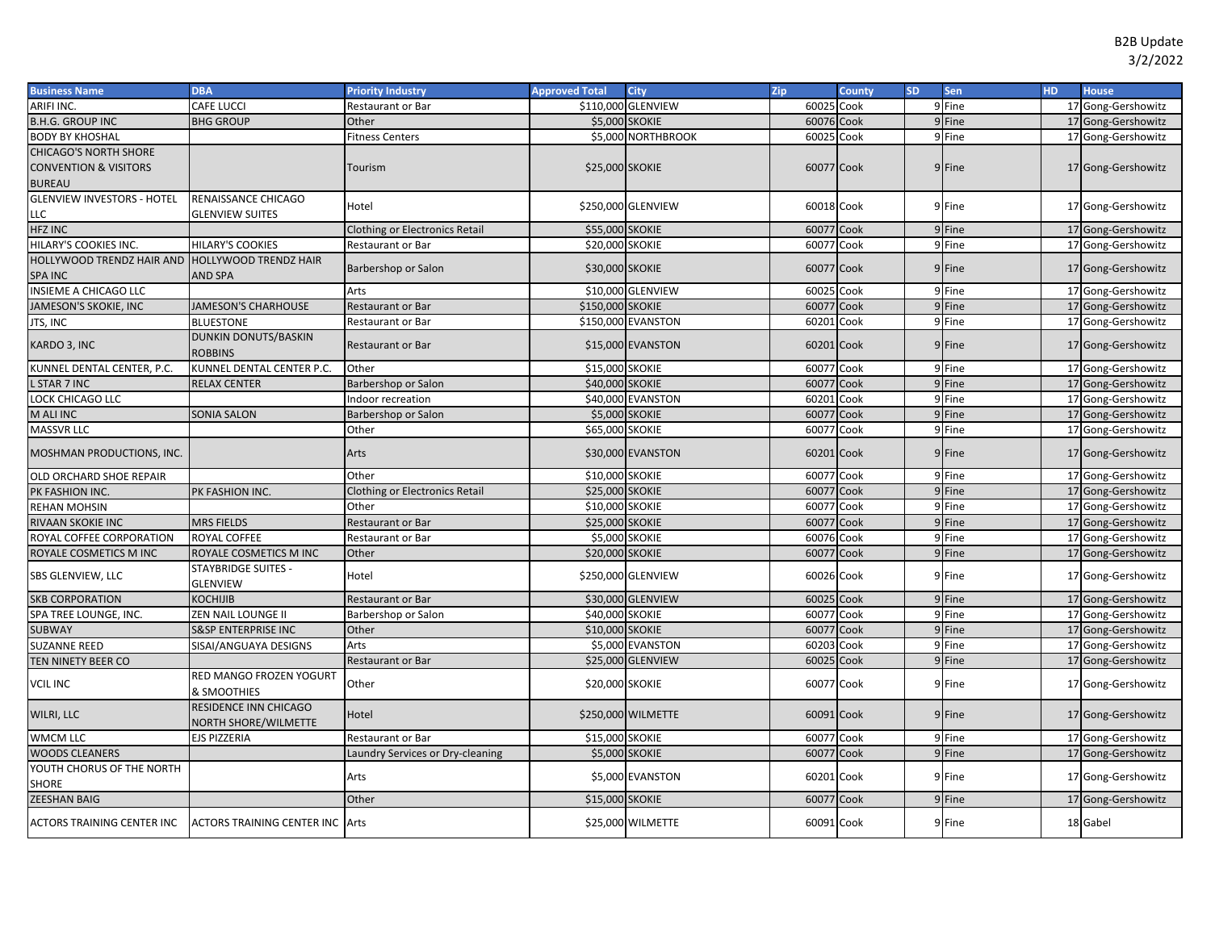B2B Update
3/2/2022

| Business Name | DBA | Priority Industry | Approved Total | City | Zip | County | SD | Sen | HD | House |
|---|---|---|---|---|---|---|---|---|---|---|
| ARIFI INC. | CAFE LUCCI | Restaurant or Bar | $110,000 | GLENVIEW | 60025 | Cook | 9 | Fine | 17 | Gong-Gershowitz |
| B.H.G. GROUP INC | BHG GROUP | Other | $5,000 | SKOKIE | 60076 | Cook | 9 | Fine | 17 | Gong-Gershowitz |
| BODY BY KHOSHAL | | Fitness Centers | $5,000 | NORTHBROOK | 60025 | Cook | 9 | Fine | 17 | Gong-Gershowitz |
| CHICAGO'S NORTH SHORE CONVENTION & VISITORS BUREAU | | Tourism | $25,000 | SKOKIE | 60077 | Cook | 9 | Fine | 17 | Gong-Gershowitz |
| GLENVIEW INVESTORS - HOTEL LLC | RENAISSANCE CHICAGO GLENVIEW SUITES | Hotel | $250,000 | GLENVIEW | 60018 | Cook | 9 | Fine | 17 | Gong-Gershowitz |
| HFZ INC | | Clothing or Electronics Retail | $55,000 | SKOKIE | 60077 | Cook | 9 | Fine | 17 | Gong-Gershowitz |
| HILARY'S COOKIES INC. | HILARY'S COOKIES | Restaurant or Bar | $20,000 | SKOKIE | 60077 | Cook | 9 | Fine | 17 | Gong-Gershowitz |
| HOLLYWOOD TRENDZ HAIR AND SPA INC | HOLLYWOOD TRENDZ HAIR AND SPA | Barbershop or Salon | $30,000 | SKOKIE | 60077 | Cook | 9 | Fine | 17 | Gong-Gershowitz |
| INSIEME A CHICAGO LLC | | Arts | $10,000 | GLENVIEW | 60025 | Cook | 9 | Fine | 17 | Gong-Gershowitz |
| JAMESON'S SKOKIE, INC | JAMESON'S CHARHOUSE | Restaurant or Bar | $150,000 | SKOKIE | 60077 | Cook | 9 | Fine | 17 | Gong-Gershowitz |
| JTS, INC | BLUESTONE | Restaurant or Bar | $150,000 | EVANSTON | 60201 | Cook | 9 | Fine | 17 | Gong-Gershowitz |
| KARDO 3, INC | DUNKIN DONUTS/BASKIN ROBBINS | Restaurant or Bar | $15,000 | EVANSTON | 60201 | Cook | 9 | Fine | 17 | Gong-Gershowitz |
| KUNNEL DENTAL CENTER, P.C. | KUNNEL DENTAL CENTER P.C. | Other | $15,000 | SKOKIE | 60077 | Cook | 9 | Fine | 17 | Gong-Gershowitz |
| L STAR 7 INC | RELAX CENTER | Barbershop or Salon | $40,000 | SKOKIE | 60077 | Cook | 9 | Fine | 17 | Gong-Gershowitz |
| LOCK CHICAGO LLC | | Indoor recreation | $40,000 | EVANSTON | 60201 | Cook | 9 | Fine | 17 | Gong-Gershowitz |
| M ALI INC | SONIA SALON | Barbershop or Salon | $5,000 | SKOKIE | 60077 | Cook | 9 | Fine | 17 | Gong-Gershowitz |
| MASSVR LLC | | Other | $65,000 | SKOKIE | 60077 | Cook | 9 | Fine | 17 | Gong-Gershowitz |
| MOSHMAN PRODUCTIONS, INC. | | Arts | $30,000 | EVANSTON | 60201 | Cook | 9 | Fine | 17 | Gong-Gershowitz |
| OLD ORCHARD SHOE REPAIR | | Other | $10,000 | SKOKIE | 60077 | Cook | 9 | Fine | 17 | Gong-Gershowitz |
| PK FASHION INC. | PK FASHION INC. | Clothing or Electronics Retail | $25,000 | SKOKIE | 60077 | Cook | 9 | Fine | 17 | Gong-Gershowitz |
| REHAN MOHSIN | | Other | $10,000 | SKOKIE | 60077 | Cook | 9 | Fine | 17 | Gong-Gershowitz |
| RIVAAN SKOKIE INC | MRS FIELDS | Restaurant or Bar | $25,000 | SKOKIE | 60077 | Cook | 9 | Fine | 17 | Gong-Gershowitz |
| ROYAL COFFEE CORPORATION | ROYAL COFFEE | Restaurant or Bar | $5,000 | SKOKIE | 60076 | Cook | 9 | Fine | 17 | Gong-Gershowitz |
| ROYALE COSMETICS M INC | ROYALE COSMETICS M INC | Other | $20,000 | SKOKIE | 60077 | Cook | 9 | Fine | 17 | Gong-Gershowitz |
| SBS GLENVIEW, LLC | STAYBRIDGE SUITES - GLENVIEW | Hotel | $250,000 | GLENVIEW | 60026 | Cook | 9 | Fine | 17 | Gong-Gershowitz |
| SKB CORPORATION | KOCHIJIB | Restaurant or Bar | $30,000 | GLENVIEW | 60025 | Cook | 9 | Fine | 17 | Gong-Gershowitz |
| SPA TREE LOUNGE, INC. | ZEN NAIL LOUNGE II | Barbershop or Salon | $40,000 | SKOKIE | 60077 | Cook | 9 | Fine | 17 | Gong-Gershowitz |
| SUBWAY | S&SP ENTERPRISE INC | Other | $10,000 | SKOKIE | 60077 | Cook | 9 | Fine | 17 | Gong-Gershowitz |
| SUZANNE REED | SISAI/ANGUAYA DESIGNS | Arts | $5,000 | EVANSTON | 60203 | Cook | 9 | Fine | 17 | Gong-Gershowitz |
| TEN NINETY BEER CO | | Restaurant or Bar | $25,000 | GLENVIEW | 60025 | Cook | 9 | Fine | 17 | Gong-Gershowitz |
| VCIL INC | RED MANGO FROZEN YOGURT & SMOOTHIES | Other | $20,000 | SKOKIE | 60077 | Cook | 9 | Fine | 17 | Gong-Gershowitz |
| WILRI, LLC | RESIDENCE INN CHICAGO NORTH SHORE/WILMETTE | Hotel | $250,000 | WILMETTE | 60091 | Cook | 9 | Fine | 17 | Gong-Gershowitz |
| WMCM LLC | EJS PIZZERIA | Restaurant or Bar | $15,000 | SKOKIE | 60077 | Cook | 9 | Fine | 17 | Gong-Gershowitz |
| WOODS CLEANERS | | Laundry Services or Dry-cleaning | $5,000 | SKOKIE | 60077 | Cook | 9 | Fine | 17 | Gong-Gershowitz |
| YOUTH CHORUS OF THE NORTH SHORE | | Arts | $5,000 | EVANSTON | 60201 | Cook | 9 | Fine | 17 | Gong-Gershowitz |
| ZEESHAN BAIG | | Other | $15,000 | SKOKIE | 60077 | Cook | 9 | Fine | 17 | Gong-Gershowitz |
| ACTORS TRAINING CENTER INC | ACTORS TRAINING CENTER INC | Arts | $25,000 | WILMETTE | 60091 | Cook | 9 | Fine | 18 | Gabel |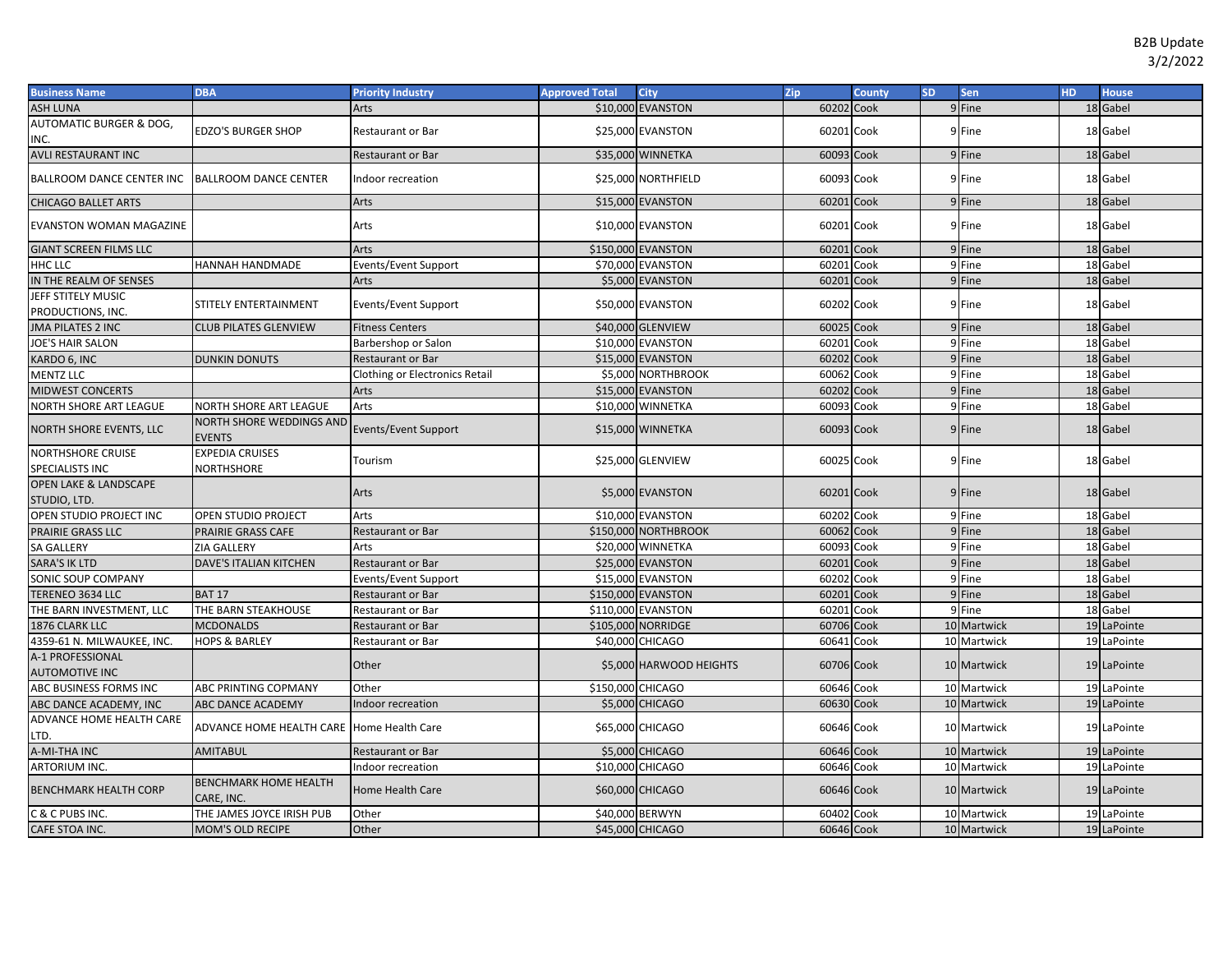B2B Update
3/2/2022

| Business Name | DBA | Priority Industry | Approved Total | City | Zip | County | SD | Sen | HD | House |
|---|---|---|---|---|---|---|---|---|---|---|
| ASH LUNA | | Arts | $10,000 | EVANSTON | 60202 | Cook | 9 | Fine | 18 | Gabel |
| AUTOMATIC BURGER & DOG, INC. | EDZO'S BURGER SHOP | Restaurant or Bar | $25,000 | EVANSTON | 60201 | Cook | 9 | Fine | 18 | Gabel |
| AVLI RESTAURANT INC | | Restaurant or Bar | $35,000 | WINNETKA | 60093 | Cook | 9 | Fine | 18 | Gabel |
| BALLROOM DANCE CENTER INC | BALLROOM DANCE CENTER | Indoor recreation | $25,000 | NORTHFIELD | 60093 | Cook | 9 | Fine | 18 | Gabel |
| CHICAGO BALLET ARTS | | Arts | $15,000 | EVANSTON | 60201 | Cook | 9 | Fine | 18 | Gabel |
| EVANSTON WOMAN MAGAZINE | | Arts | $10,000 | EVANSTON | 60201 | Cook | 9 | Fine | 18 | Gabel |
| GIANT SCREEN FILMS LLC | | Arts | $150,000 | EVANSTON | 60201 | Cook | 9 | Fine | 18 | Gabel |
| HHC LLC | HANNAH HANDMADE | Events/Event Support | $70,000 | EVANSTON | 60201 | Cook | 9 | Fine | 18 | Gabel |
| IN THE REALM OF SENSES | | Arts | $5,000 | EVANSTON | 60201 | Cook | 9 | Fine | 18 | Gabel |
| JEFF STITELY MUSIC PRODUCTIONS, INC. | STITELY ENTERTAINMENT | Events/Event Support | $50,000 | EVANSTON | 60202 | Cook | 9 | Fine | 18 | Gabel |
| JMA PILATES 2 INC | CLUB PILATES GLENVIEW | Fitness Centers | $40,000 | GLENVIEW | 60025 | Cook | 9 | Fine | 18 | Gabel |
| JOE'S HAIR SALON | | Barbershop or Salon | $10,000 | EVANSTON | 60201 | Cook | 9 | Fine | 18 | Gabel |
| KARDO 6, INC | DUNKIN DONUTS | Restaurant or Bar | $15,000 | EVANSTON | 60202 | Cook | 9 | Fine | 18 | Gabel |
| MENTZ LLC | | Clothing or Electronics Retail | $5,000 | NORTHBROOK | 60062 | Cook | 9 | Fine | 18 | Gabel |
| MIDWEST CONCERTS | | Arts | $15,000 | EVANSTON | 60202 | Cook | 9 | Fine | 18 | Gabel |
| NORTH SHORE ART LEAGUE | NORTH SHORE ART LEAGUE | Arts | $10,000 | WINNETKA | 60093 | Cook | 9 | Fine | 18 | Gabel |
| NORTH SHORE EVENTS, LLC | NORTH SHORE WEDDINGS AND EVENTS | Events/Event Support | $15,000 | WINNETKA | 60093 | Cook | 9 | Fine | 18 | Gabel |
| NORTHSHORE CRUISE SPECIALISTS INC | EXPEDIA CRUISES NORTHSHORE | Tourism | $25,000 | GLENVIEW | 60025 | Cook | 9 | Fine | 18 | Gabel |
| OPEN LAKE & LANDSCAPE STUDIO, LTD. | | Arts | $5,000 | EVANSTON | 60201 | Cook | 9 | Fine | 18 | Gabel |
| OPEN STUDIO PROJECT INC | OPEN STUDIO PROJECT | Arts | $10,000 | EVANSTON | 60202 | Cook | 9 | Fine | 18 | Gabel |
| PRAIRIE GRASS LLC | PRAIRIE GRASS CAFE | Restaurant or Bar | $150,000 | NORTHBROOK | 60062 | Cook | 9 | Fine | 18 | Gabel |
| SA GALLERY | ZIA GALLERY | Arts | $20,000 | WINNETKA | 60093 | Cook | 9 | Fine | 18 | Gabel |
| SARA'S IK LTD | DAVE'S ITALIAN KITCHEN | Restaurant or Bar | $25,000 | EVANSTON | 60201 | Cook | 9 | Fine | 18 | Gabel |
| SONIC SOUP COMPANY | | Events/Event Support | $15,000 | EVANSTON | 60202 | Cook | 9 | Fine | 18 | Gabel |
| TERENEO 3634 LLC | BAT 17 | Restaurant or Bar | $150,000 | EVANSTON | 60201 | Cook | 9 | Fine | 18 | Gabel |
| THE BARN INVESTMENT, LLC | THE BARN STEAKHOUSE | Restaurant or Bar | $110,000 | EVANSTON | 60201 | Cook | 9 | Fine | 18 | Gabel |
| 1876 CLARK LLC | MCDONALDS | Restaurant or Bar | $105,000 | NORRIDGE | 60706 | Cook | 10 | Martwick | 19 | LaPointe |
| 4359-61 N. MILWAUKEE, INC. | HOPS & BARLEY | Restaurant or Bar | $40,000 | CHICAGO | 60641 | Cook | 10 | Martwick | 19 | LaPointe |
| A-1 PROFESSIONAL AUTOMOTIVE INC | | Other | $5,000 | HARWOOD HEIGHTS | 60706 | Cook | 10 | Martwick | 19 | LaPointe |
| ABC BUSINESS FORMS INC | ABC PRINTING COPMANY | Other | $150,000 | CHICAGO | 60646 | Cook | 10 | Martwick | 19 | LaPointe |
| ABC DANCE ACADEMY, INC | ABC DANCE ACADEMY | Indoor recreation | $5,000 | CHICAGO | 60630 | Cook | 10 | Martwick | 19 | LaPointe |
| ADVANCE HOME HEALTH CARE LTD. | ADVANCE HOME HEALTH CARE | Home Health Care | $65,000 | CHICAGO | 60646 | Cook | 10 | Martwick | 19 | LaPointe |
| A-MI-THA INC | AMITABUL | Restaurant or Bar | $5,000 | CHICAGO | 60646 | Cook | 10 | Martwick | 19 | LaPointe |
| ARTORIUM INC. | | Indoor recreation | $10,000 | CHICAGO | 60646 | Cook | 10 | Martwick | 19 | LaPointe |
| BENCHMARK HEALTH CORP | BENCHMARK HOME HEALTH CARE, INC. | Home Health Care | $60,000 | CHICAGO | 60646 | Cook | 10 | Martwick | 19 | LaPointe |
| C & C PUBS INC. | THE JAMES JOYCE IRISH PUB | Other | $40,000 | BERWYN | 60402 | Cook | 10 | Martwick | 19 | LaPointe |
| CAFE STOA INC. | MOM'S OLD RECIPE | Other | $45,000 | CHICAGO | 60646 | Cook | 10 | Martwick | 19 | LaPointe |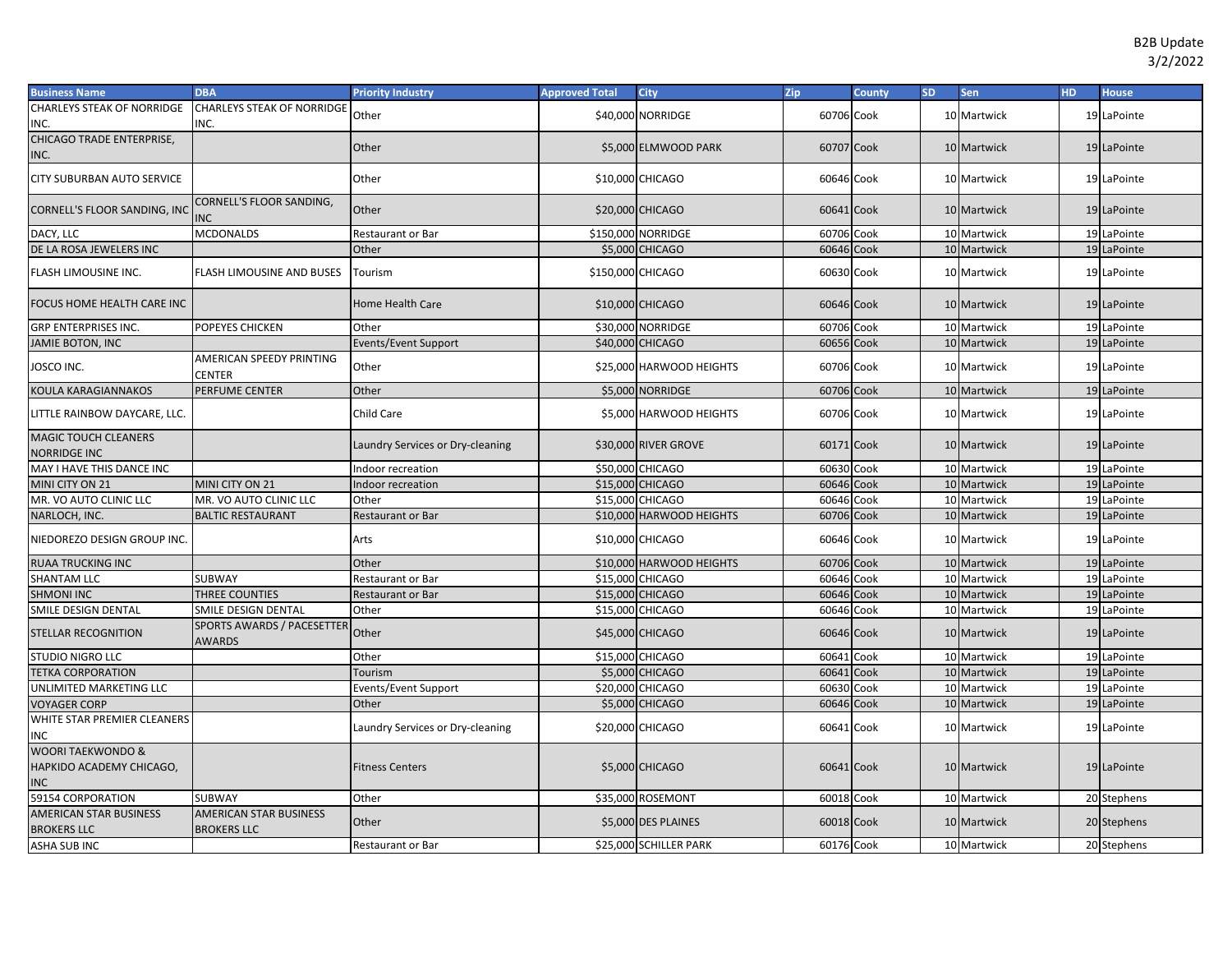| Business Name | DBA | Priority Industry | Approved Total | City | Zip | County | SD | Sen | HD | House |
|---|---|---|---|---|---|---|---|---|---|---|
| CHARLEYS STEAK OF NORRIDGE INC. | CHARLEYS STEAK OF NORRIDGE INC. | Other | $40,000 | NORRIDGE | 60706 | Cook | 10 | Martwick | 19 | LaPointe |
| CHICAGO TRADE ENTERPRISE, INC. | | Other | $5,000 | ELMWOOD PARK | 60707 | Cook | 10 | Martwick | 19 | LaPointe |
| CITY SUBURBAN AUTO SERVICE | | Other | $10,000 | CHICAGO | 60646 | Cook | 10 | Martwick | 19 | LaPointe |
| CORNELL'S FLOOR SANDING, INC | CORNELL'S FLOOR SANDING, INC | Other | $20,000 | CHICAGO | 60641 | Cook | 10 | Martwick | 19 | LaPointe |
| DACY, LLC | MCDONALDS | Restaurant or Bar | $150,000 | NORRIDGE | 60706 | Cook | 10 | Martwick | 19 | LaPointe |
| DE LA ROSA JEWELERS INC | | Other | $5,000 | CHICAGO | 60646 | Cook | 10 | Martwick | 19 | LaPointe |
| FLASH LIMOUSINE INC. | FLASH LIMOUSINE AND BUSES | Tourism | $150,000 | CHICAGO | 60630 | Cook | 10 | Martwick | 19 | LaPointe |
| FOCUS HOME HEALTH CARE INC | | Home Health Care | $10,000 | CHICAGO | 60646 | Cook | 10 | Martwick | 19 | LaPointe |
| GRP ENTERPRISES INC. | POPEYES CHICKEN | Other | $30,000 | NORRIDGE | 60706 | Cook | 10 | Martwick | 19 | LaPointe |
| JAMIE BOTON, INC | | Events/Event Support | $40,000 | CHICAGO | 60656 | Cook | 10 | Martwick | 19 | LaPointe |
| JOSCO INC. | AMERICAN SPEEDY PRINTING CENTER | Other | $25,000 | HARWOOD HEIGHTS | 60706 | Cook | 10 | Martwick | 19 | LaPointe |
| KOULA KARAGIANNAKOS | PERFUME CENTER | Other | $5,000 | NORRIDGE | 60706 | Cook | 10 | Martwick | 19 | LaPointe |
| LITTLE RAINBOW DAYCARE, LLC. | | Child Care | $5,000 | HARWOOD HEIGHTS | 60706 | Cook | 10 | Martwick | 19 | LaPointe |
| MAGIC TOUCH CLEANERS NORRIDGE INC | | Laundry Services or Dry-cleaning | $30,000 | RIVER GROVE | 60171 | Cook | 10 | Martwick | 19 | LaPointe |
| MAY I HAVE THIS DANCE INC | | Indoor recreation | $50,000 | CHICAGO | 60630 | Cook | 10 | Martwick | 19 | LaPointe |
| MINI CITY ON 21 | MINI CITY ON 21 | Indoor recreation | $15,000 | CHICAGO | 60646 | Cook | 10 | Martwick | 19 | LaPointe |
| MR. VO AUTO CLINIC LLC | MR. VO AUTO CLINIC LLC | Other | $15,000 | CHICAGO | 60646 | Cook | 10 | Martwick | 19 | LaPointe |
| NARLOCH, INC. | BALTIC RESTAURANT | Restaurant or Bar | $10,000 | HARWOOD HEIGHTS | 60706 | Cook | 10 | Martwick | 19 | LaPointe |
| NIEDOREZO DESIGN GROUP INC. | | Arts | $10,000 | CHICAGO | 60646 | Cook | 10 | Martwick | 19 | LaPointe |
| RUAA TRUCKING INC | | Other | $10,000 | HARWOOD HEIGHTS | 60706 | Cook | 10 | Martwick | 19 | LaPointe |
| SHANTAM LLC | SUBWAY | Restaurant or Bar | $15,000 | CHICAGO | 60646 | Cook | 10 | Martwick | 19 | LaPointe |
| SHMONI INC | THREE COUNTIES | Restaurant or Bar | $15,000 | CHICAGO | 60646 | Cook | 10 | Martwick | 19 | LaPointe |
| SMILE DESIGN DENTAL | SMILE DESIGN DENTAL | Other | $15,000 | CHICAGO | 60646 | Cook | 10 | Martwick | 19 | LaPointe |
| STELLAR RECOGNITION | SPORTS AWARDS / PACESETTER AWARDS | Other | $45,000 | CHICAGO | 60646 | Cook | 10 | Martwick | 19 | LaPointe |
| STUDIO NIGRO LLC | | Other | $15,000 | CHICAGO | 60641 | Cook | 10 | Martwick | 19 | LaPointe |
| TETKA CORPORATION | | Tourism | $5,000 | CHICAGO | 60641 | Cook | 10 | Martwick | 19 | LaPointe |
| UNLIMITED MARKETING LLC | | Events/Event Support | $20,000 | CHICAGO | 60630 | Cook | 10 | Martwick | 19 | LaPointe |
| VOYAGER CORP | | Other | $5,000 | CHICAGO | 60646 | Cook | 10 | Martwick | 19 | LaPointe |
| WHITE STAR PREMIER CLEANERS INC | | Laundry Services or Dry-cleaning | $20,000 | CHICAGO | 60641 | Cook | 10 | Martwick | 19 | LaPointe |
| WOORI TAEKWONDO & HAPKIDO ACADEMY CHICAGO, INC | | Fitness Centers | $5,000 | CHICAGO | 60641 | Cook | 10 | Martwick | 19 | LaPointe |
| 59154 CORPORATION | SUBWAY | Other | $35,000 | ROSEMONT | 60018 | Cook | 10 | Martwick | 20 | Stephens |
| AMERICAN STAR BUSINESS BROKERS LLC | AMERICAN STAR BUSINESS BROKERS LLC | Other | $5,000 | DES PLAINES | 60018 | Cook | 10 | Martwick | 20 | Stephens |
| ASHA SUB INC | | Restaurant or Bar | $25,000 | SCHILLER PARK | 60176 | Cook | 10 | Martwick | 20 | Stephens |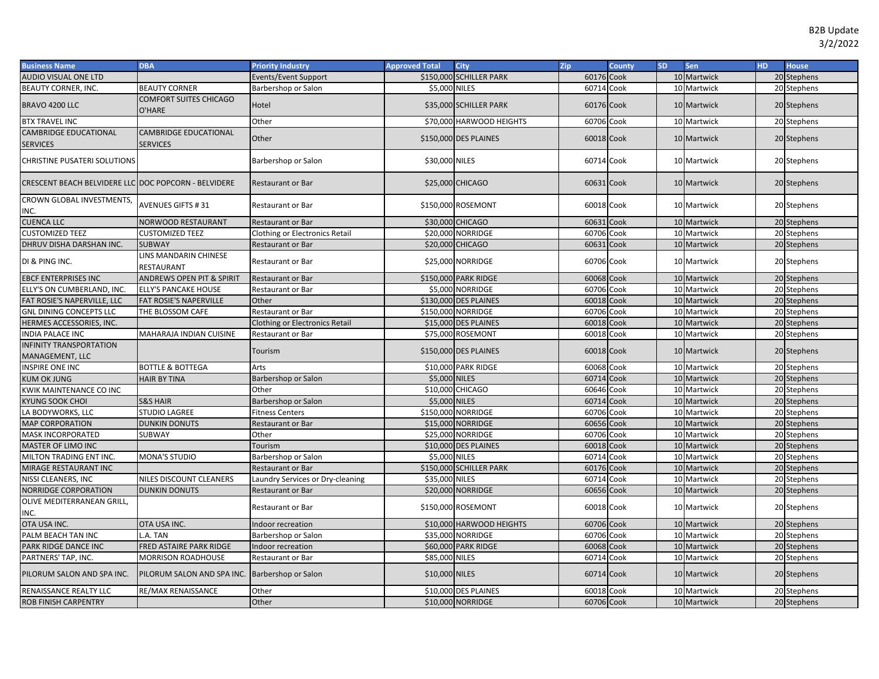B2B Update
3/2/2022

| Business Name | DBA | Priority Industry | Approved Total | City | Zip | County | SD | Sen | HD | House |
|---|---|---|---|---|---|---|---|---|---|---|
| AUDIO VISUAL ONE LTD | | Events/Event Support | $150,000 | SCHILLER PARK | 60176 | Cook | 10 | Martwick | 20 | Stephens |
| BEAUTY CORNER, INC. | BEAUTY CORNER | Barbershop or Salon | $5,000 | NILES | 60714 | Cook | 10 | Martwick | 20 | Stephens |
| BRAVO 4200 LLC | COMFORT SUITES CHICAGO O'HARE | Hotel | $35,000 | SCHILLER PARK | 60176 | Cook | 10 | Martwick | 20 | Stephens |
| BTX TRAVEL INC | | Other | $70,000 | HARWOOD HEIGHTS | 60706 | Cook | 10 | Martwick | 20 | Stephens |
| CAMBRIDGE EDUCATIONAL SERVICES | CAMBRIDGE EDUCATIONAL SERVICES | Other | $150,000 | DES PLAINES | 60018 | Cook | 10 | Martwick | 20 | Stephens |
| CHRISTINE PUSATERI SOLUTIONS | | Barbershop or Salon | $30,000 | NILES | 60714 | Cook | 10 | Martwick | 20 | Stephens |
| CRESCENT BEACH BELVIDERE LLC | DOC POPCORN - BELVIDERE | Restaurant or Bar | $25,000 | CHICAGO | 60631 | Cook | 10 | Martwick | 20 | Stephens |
| CROWN GLOBAL INVESTMENTS, INC. | AVENUES GIFTS # 31 | Restaurant or Bar | $150,000 | ROSEMONT | 60018 | Cook | 10 | Martwick | 20 | Stephens |
| CUENCA LLC | NORWOOD RESTAURANT | Restaurant or Bar | $30,000 | CHICAGO | 60631 | Cook | 10 | Martwick | 20 | Stephens |
| CUSTOMIZED TEEZ | CUSTOMIZED TEEZ | Clothing or Electronics Retail | $20,000 | NORRIDGE | 60706 | Cook | 10 | Martwick | 20 | Stephens |
| DHRUV DISHA DARSHAN INC. | SUBWAY | Restaurant or Bar | $20,000 | CHICAGO | 60631 | Cook | 10 | Martwick | 20 | Stephens |
| DI & PING INC. | LINS MANDARIN CHINESE RESTAURANT | Restaurant or Bar | $25,000 | NORRIDGE | 60706 | Cook | 10 | Martwick | 20 | Stephens |
| EBCF ENTERPRISES INC | ANDREWS OPEN PIT & SPIRIT | Restaurant or Bar | $150,000 | PARK RIDGE | 60068 | Cook | 10 | Martwick | 20 | Stephens |
| ELLY'S ON CUMBERLAND, INC. | ELLY'S PANCAKE HOUSE | Restaurant or Bar | $5,000 | NORRIDGE | 60706 | Cook | 10 | Martwick | 20 | Stephens |
| FAT ROSIE'S NAPERVILLE, LLC | FAT ROSIE'S NAPERVILLE | Other | $130,000 | DES PLAINES | 60018 | Cook | 10 | Martwick | 20 | Stephens |
| GNL DINING CONCEPTS LLC | THE BLOSSOM CAFE | Restaurant or Bar | $150,000 | NORRIDGE | 60706 | Cook | 10 | Martwick | 20 | Stephens |
| HERMES ACCESSORIES, INC. | | Clothing or Electronics Retail | $15,000 | DES PLAINES | 60018 | Cook | 10 | Martwick | 20 | Stephens |
| INDIA PALACE INC | MAHARAJA INDIAN CUISINE | Restaurant or Bar | $75,000 | ROSEMONT | 60018 | Cook | 10 | Martwick | 20 | Stephens |
| INFINITY TRANSPORTATION MANAGEMENT, LLC | | Tourism | $150,000 | DES PLAINES | 60018 | Cook | 10 | Martwick | 20 | Stephens |
| INSPIRE ONE INC | BOTTLE & BOTTEGA | Arts | $10,000 | PARK RIDGE | 60068 | Cook | 10 | Martwick | 20 | Stephens |
| KUM OK JUNG | HAIR BY TINA | Barbershop or Salon | $5,000 | NILES | 60714 | Cook | 10 | Martwick | 20 | Stephens |
| KWIK MAINTENANCE CO INC | | Other | $10,000 | CHICAGO | 60646 | Cook | 10 | Martwick | 20 | Stephens |
| KYUNG SOOK CHOI | S&S HAIR | Barbershop or Salon | $5,000 | NILES | 60714 | Cook | 10 | Martwick | 20 | Stephens |
| LA BODYWORKS, LLC | STUDIO LAGREE | Fitness Centers | $150,000 | NORRIDGE | 60706 | Cook | 10 | Martwick | 20 | Stephens |
| MAP CORPORATION | DUNKIN DONUTS | Restaurant or Bar | $15,000 | NORRIDGE | 60656 | Cook | 10 | Martwick | 20 | Stephens |
| MASK INCORPORATED | SUBWAY | Other | $25,000 | NORRIDGE | 60706 | Cook | 10 | Martwick | 20 | Stephens |
| MASTER OF LIMO INC | | Tourism | $10,000 | DES PLAINES | 60018 | Cook | 10 | Martwick | 20 | Stephens |
| MILTON TRADING ENT INC. | MONA'S STUDIO | Barbershop or Salon | $5,000 | NILES | 60714 | Cook | 10 | Martwick | 20 | Stephens |
| MIRAGE RESTAURANT INC | | Restaurant or Bar | $150,000 | SCHILLER PARK | 60176 | Cook | 10 | Martwick | 20 | Stephens |
| NISSI CLEANERS, INC | NILES DISCOUNT CLEANERS | Laundry Services or Dry-cleaning | $35,000 | NILES | 60714 | Cook | 10 | Martwick | 20 | Stephens |
| NORRIDGE CORPORATION | DUNKIN DONUTS | Restaurant or Bar | $20,000 | NORRIDGE | 60656 | Cook | 10 | Martwick | 20 | Stephens |
| OLIVE MEDITERRANEAN GRILL, INC. | | Restaurant or Bar | $150,000 | ROSEMONT | 60018 | Cook | 10 | Martwick | 20 | Stephens |
| OTA USA INC. | OTA USA INC. | Indoor recreation | $10,000 | HARWOOD HEIGHTS | 60706 | Cook | 10 | Martwick | 20 | Stephens |
| PALM BEACH TAN INC | L.A. TAN | Barbershop or Salon | $35,000 | NORRIDGE | 60706 | Cook | 10 | Martwick | 20 | Stephens |
| PARK RIDGE DANCE INC | FRED ASTAIRE PARK RIDGE | Indoor recreation | $60,000 | PARK RIDGE | 60068 | Cook | 10 | Martwick | 20 | Stephens |
| PARTNERS' TAP, INC. | MORRISON ROADHOUSE | Restaurant or Bar | $85,000 | NILES | 60714 | Cook | 10 | Martwick | 20 | Stephens |
| PILORUM SALON AND SPA INC. | PILORUM SALON AND SPA INC. | Barbershop or Salon | $10,000 | NILES | 60714 | Cook | 10 | Martwick | 20 | Stephens |
| RENAISSANCE REALTY LLC | RE/MAX RENAISSANCE | Other | $10,000 | DES PLAINES | 60018 | Cook | 10 | Martwick | 20 | Stephens |
| ROB FINISH CARPENTRY | | Other | $10,000 | NORRIDGE | 60706 | Cook | 10 | Martwick | 20 | Stephens |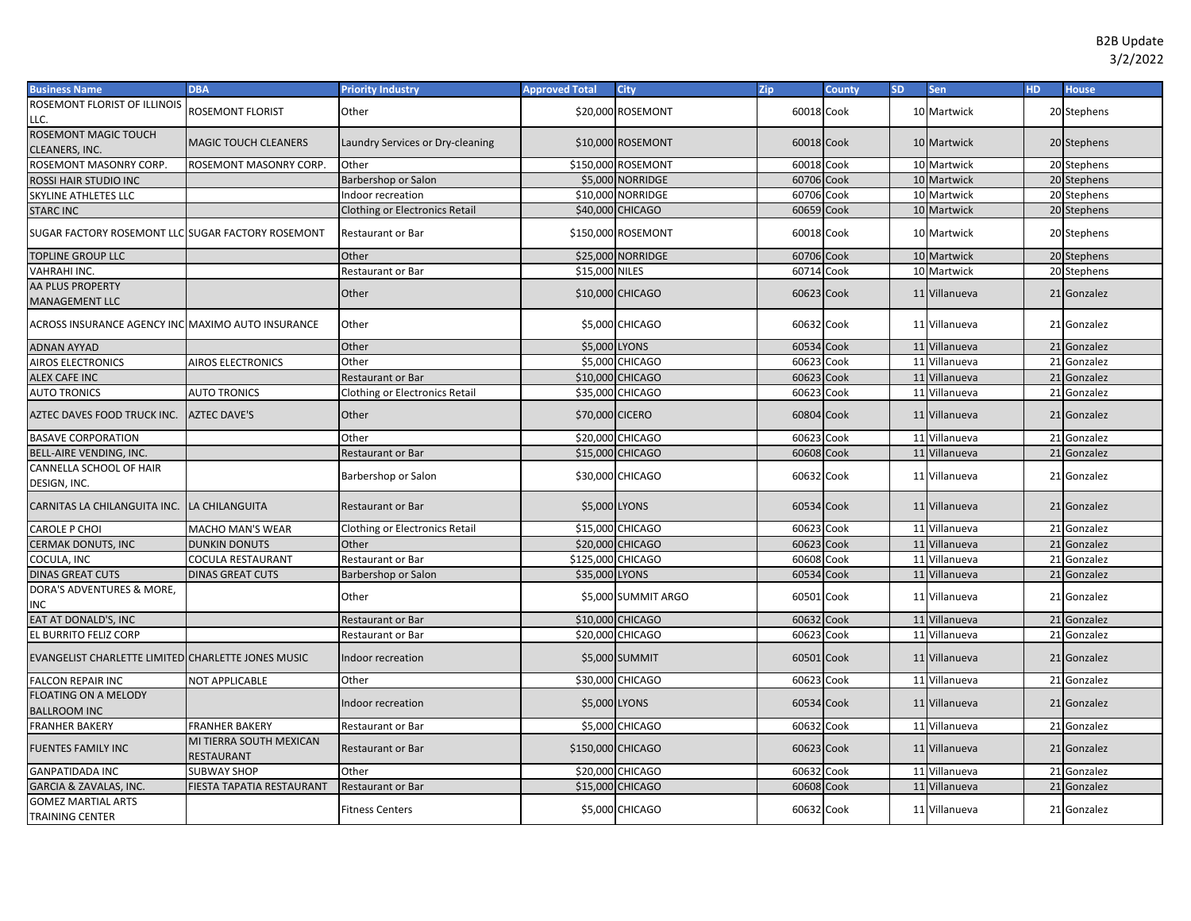B2B Update
3/2/2022

| Business Name | DBA | Priority Industry | Approved Total | City | Zip | County | SD | Sen | HD | House |
|---|---|---|---|---|---|---|---|---|---|---|
| ROSEMONT FLORIST OF ILLINOIS LLC. | ROSEMONT FLORIST | Other | $20,000 | ROSEMONT | 60018 | Cook | 10 | Martwick | 20 | Stephens |
| ROSEMONT MAGIC TOUCH CLEANERS, INC. | MAGIC TOUCH CLEANERS | Laundry Services or Dry-cleaning | $10,000 | ROSEMONT | 60018 | Cook | 10 | Martwick | 20 | Stephens |
| ROSEMONT MASONRY CORP. | ROSEMONT MASONRY CORP. | Other | $150,000 | ROSEMONT | 60018 | Cook | 10 | Martwick | 20 | Stephens |
| ROSSI HAIR STUDIO INC | | Barbershop or Salon | $5,000 | NORRIDGE | 60706 | Cook | 10 | Martwick | 20 | Stephens |
| SKYLINE ATHLETES LLC | | Indoor recreation | $10,000 | NORRIDGE | 60706 | Cook | 10 | Martwick | 20 | Stephens |
| STARC INC | | Clothing or Electronics Retail | $40,000 | CHICAGO | 60659 | Cook | 10 | Martwick | 20 | Stephens |
| SUGAR FACTORY ROSEMONT LLC | SUGAR FACTORY ROSEMONT | Restaurant or Bar | $150,000 | ROSEMONT | 60018 | Cook | 10 | Martwick | 20 | Stephens |
| TOPLINE GROUP LLC | | Other | $25,000 | NORRIDGE | 60706 | Cook | 10 | Martwick | 20 | Stephens |
| VAHRAHI INC. | | Restaurant or Bar | $15,000 | NILES | 60714 | Cook | 10 | Martwick | 20 | Stephens |
| AA PLUS PROPERTY MANAGEMENT LLC | | Other | $10,000 | CHICAGO | 60623 | Cook | 11 | Villanueva | 21 | Gonzalez |
| ACROSS INSURANCE AGENCY INC | MAXIMO AUTO INSURANCE | Other | $5,000 | CHICAGO | 60632 | Cook | 11 | Villanueva | 21 | Gonzalez |
| ADNAN AYYAD | | Other | $5,000 | LYONS | 60534 | Cook | 11 | Villanueva | 21 | Gonzalez |
| AIROS ELECTRONICS | AIROS ELECTRONICS | Other | $5,000 | CHICAGO | 60623 | Cook | 11 | Villanueva | 21 | Gonzalez |
| ALEX CAFE INC | | Restaurant or Bar | $10,000 | CHICAGO | 60623 | Cook | 11 | Villanueva | 21 | Gonzalez |
| AUTO TRONICS | AUTO TRONICS | Clothing or Electronics Retail | $35,000 | CHICAGO | 60623 | Cook | 11 | Villanueva | 21 | Gonzalez |
| AZTEC DAVES FOOD TRUCK INC. | AZTEC DAVE'S | Other | $70,000 | CICERO | 60804 | Cook | 11 | Villanueva | 21 | Gonzalez |
| BASAVE CORPORATION | | Other | $20,000 | CHICAGO | 60623 | Cook | 11 | Villanueva | 21 | Gonzalez |
| BELL-AIRE VENDING, INC. | | Restaurant or Bar | $15,000 | CHICAGO | 60608 | Cook | 11 | Villanueva | 21 | Gonzalez |
| CANNELLA SCHOOL OF HAIR DESIGN, INC. | | Barbershop or Salon | $30,000 | CHICAGO | 60632 | Cook | 11 | Villanueva | 21 | Gonzalez |
| CARNITAS LA CHILANGUITA INC. | LA CHILANGUITA | Restaurant or Bar | $5,000 | LYONS | 60534 | Cook | 11 | Villanueva | 21 | Gonzalez |
| CAROLE P CHOI | MACHO MAN'S WEAR | Clothing or Electronics Retail | $15,000 | CHICAGO | 60623 | Cook | 11 | Villanueva | 21 | Gonzalez |
| CERMAK DONUTS, INC | DUNKIN DONUTS | Other | $20,000 | CHICAGO | 60623 | Cook | 11 | Villanueva | 21 | Gonzalez |
| COCULA, INC | COCULA RESTAURANT | Restaurant or Bar | $125,000 | CHICAGO | 60608 | Cook | 11 | Villanueva | 21 | Gonzalez |
| DINAS GREAT CUTS | DINAS GREAT CUTS | Barbershop or Salon | $35,000 | LYONS | 60534 | Cook | 11 | Villanueva | 21 | Gonzalez |
| DORA'S ADVENTURES & MORE, INC | | Other | $5,000 | SUMMIT ARGO | 60501 | Cook | 11 | Villanueva | 21 | Gonzalez |
| EAT AT DONALD'S, INC | | Restaurant or Bar | $10,000 | CHICAGO | 60632 | Cook | 11 | Villanueva | 21 | Gonzalez |
| EL BURRITO FELIZ CORP | | Restaurant or Bar | $20,000 | CHICAGO | 60623 | Cook | 11 | Villanueva | 21 | Gonzalez |
| EVANGELIST CHARLETTE LIMITED | CHARLETTE JONES MUSIC | Indoor recreation | $5,000 | SUMMIT | 60501 | Cook | 11 | Villanueva | 21 | Gonzalez |
| FALCON REPAIR INC | NOT APPLICABLE | Other | $30,000 | CHICAGO | 60623 | Cook | 11 | Villanueva | 21 | Gonzalez |
| FLOATING ON A MELODY BALLROOM INC | | Indoor recreation | $5,000 | LYONS | 60534 | Cook | 11 | Villanueva | 21 | Gonzalez |
| FRANHER BAKERY | FRANHER BAKERY | Restaurant or Bar | $5,000 | CHICAGO | 60632 | Cook | 11 | Villanueva | 21 | Gonzalez |
| FUENTES FAMILY INC | MI TIERRA SOUTH MEXICAN RESTAURANT | Restaurant or Bar | $150,000 | CHICAGO | 60623 | Cook | 11 | Villanueva | 21 | Gonzalez |
| GANPATIDADA INC | SUBWAY SHOP | Other | $20,000 | CHICAGO | 60632 | Cook | 11 | Villanueva | 21 | Gonzalez |
| GARCIA & ZAVALAS, INC. | FIESTA TAPATIA RESTAURANT | Restaurant or Bar | $15,000 | CHICAGO | 60608 | Cook | 11 | Villanueva | 21 | Gonzalez |
| GOMEZ MARTIAL ARTS TRAINING CENTER | | Fitness Centers | $5,000 | CHICAGO | 60632 | Cook | 11 | Villanueva | 21 | Gonzalez |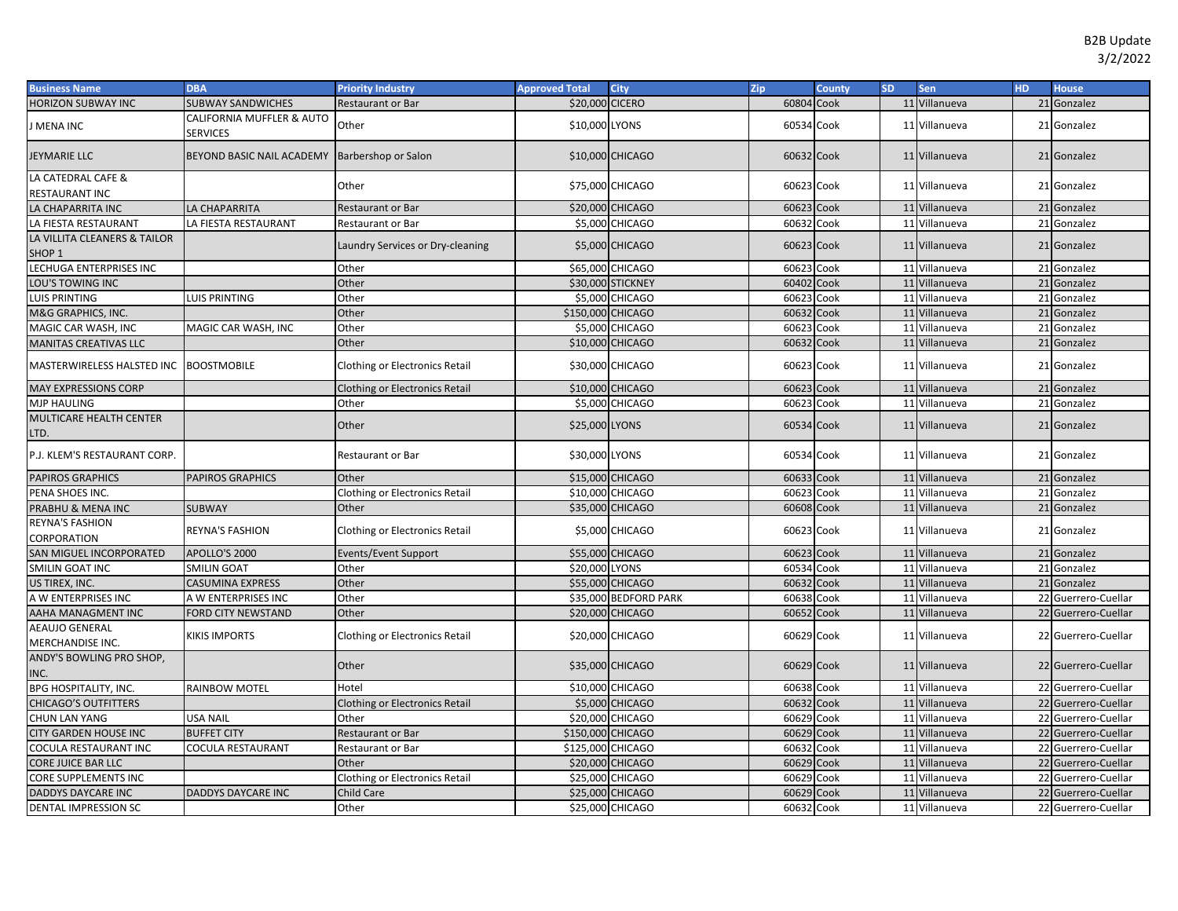B2B Update
3/2/2022

| Business Name | DBA | Priority Industry | Approved Total | City | Zip | County | SD | Sen | HD | House |
|---|---|---|---|---|---|---|---|---|---|---|
| HORIZON SUBWAY INC | SUBWAY SANDWICHES | Restaurant or Bar | $20,000 | CICERO | 60804 | Cook | 11 | Villanueva | 21 | Gonzalez |
| J MENA INC | CALIFORNIA MUFFLER & AUTO SERVICES | Other | $10,000 | LYONS | 60534 | Cook | 11 | Villanueva | 21 | Gonzalez |
| JEYMARIE LLC | BEYOND BASIC NAIL ACADEMY | Barbershop or Salon | $10,000 | CHICAGO | 60632 | Cook | 11 | Villanueva | 21 | Gonzalez |
| LA CATEDRAL CAFE & RESTAURANT INC | | Other | $75,000 | CHICAGO | 60623 | Cook | 11 | Villanueva | 21 | Gonzalez |
| LA CHAPARRITA INC | LA CHAPARRITA | Restaurant or Bar | $20,000 | CHICAGO | 60623 | Cook | 11 | Villanueva | 21 | Gonzalez |
| LA FIESTA RESTAURANT | LA FIESTA RESTAURANT | Restaurant or Bar | $5,000 | CHICAGO | 60632 | Cook | 11 | Villanueva | 21 | Gonzalez |
| LA VILLITA CLEANERS & TAILOR SHOP 1 | | Laundry Services or Dry-cleaning | $5,000 | CHICAGO | 60623 | Cook | 11 | Villanueva | 21 | Gonzalez |
| LECHUGA ENTERPRISES INC | | Other | $65,000 | CHICAGO | 60623 | Cook | 11 | Villanueva | 21 | Gonzalez |
| LOU'S TOWING INC | | Other | $30,000 | STICKNEY | 60402 | Cook | 11 | Villanueva | 21 | Gonzalez |
| LUIS PRINTING | LUIS PRINTING | Other | $5,000 | CHICAGO | 60623 | Cook | 11 | Villanueva | 21 | Gonzalez |
| M&G GRAPHICS, INC. | | Other | $150,000 | CHICAGO | 60632 | Cook | 11 | Villanueva | 21 | Gonzalez |
| MAGIC CAR WASH, INC | MAGIC CAR WASH, INC | Other | $5,000 | CHICAGO | 60623 | Cook | 11 | Villanueva | 21 | Gonzalez |
| MANITAS CREATIVAS LLC | | Other | $10,000 | CHICAGO | 60632 | Cook | 11 | Villanueva | 21 | Gonzalez |
| MASTERWIRELESS HALSTED INC | BOOSTMOBILE | Clothing or Electronics Retail | $30,000 | CHICAGO | 60623 | Cook | 11 | Villanueva | 21 | Gonzalez |
| MAY EXPRESSIONS CORP | | Clothing or Electronics Retail | $10,000 | CHICAGO | 60623 | Cook | 11 | Villanueva | 21 | Gonzalez |
| MJP HAULING | | Other | $5,000 | CHICAGO | 60623 | Cook | 11 | Villanueva | 21 | Gonzalez |
| MULTICARE HEALTH CENTER LTD. | | Other | $25,000 | LYONS | 60534 | Cook | 11 | Villanueva | 21 | Gonzalez |
| P.J. KLEM'S RESTAURANT CORP. | | Restaurant or Bar | $30,000 | LYONS | 60534 | Cook | 11 | Villanueva | 21 | Gonzalez |
| PAPIROS GRAPHICS | PAPIROS GRAPHICS | Other | $15,000 | CHICAGO | 60633 | Cook | 11 | Villanueva | 21 | Gonzalez |
| PENA SHOES INC. | | Clothing or Electronics Retail | $10,000 | CHICAGO | 60623 | Cook | 11 | Villanueva | 21 | Gonzalez |
| PRABHU & MENA INC | SUBWAY | Other | $35,000 | CHICAGO | 60608 | Cook | 11 | Villanueva | 21 | Gonzalez |
| REYNA'S FASHION CORPORATION | REYNA'S FASHION | Clothing or Electronics Retail | $5,000 | CHICAGO | 60623 | Cook | 11 | Villanueva | 21 | Gonzalez |
| SAN MIGUEL INCORPORATED | APOLLO'S 2000 | Events/Event Support | $55,000 | CHICAGO | 60623 | Cook | 11 | Villanueva | 21 | Gonzalez |
| SMILIN GOAT INC | SMILIN GOAT | Other | $20,000 | LYONS | 60534 | Cook | 11 | Villanueva | 21 | Gonzalez |
| US TIREX, INC. | CASUMINA EXPRESS | Other | $55,000 | CHICAGO | 60632 | Cook | 11 | Villanueva | 21 | Gonzalez |
| A W ENTERPRISES INC | A W ENTERPRISES INC | Other | $35,000 | BEDFORD PARK | 60638 | Cook | 11 | Villanueva | 22 | Guerrero-Cuellar |
| AAHA MANAGMENT INC | FORD CITY NEWSTAND | Other | $20,000 | CHICAGO | 60652 | Cook | 11 | Villanueva | 22 | Guerrero-Cuellar |
| AEAUJO GENERAL MERCHANDISE INC. | KIKIS IMPORTS | Clothing or Electronics Retail | $20,000 | CHICAGO | 60629 | Cook | 11 | Villanueva | 22 | Guerrero-Cuellar |
| ANDY'S BOWLING PRO SHOP, INC. | | Other | $35,000 | CHICAGO | 60629 | Cook | 11 | Villanueva | 22 | Guerrero-Cuellar |
| BPG HOSPITALITY, INC. | RAINBOW MOTEL | Hotel | $10,000 | CHICAGO | 60638 | Cook | 11 | Villanueva | 22 | Guerrero-Cuellar |
| CHICAGO'S OUTFITTERS | | Clothing or Electronics Retail | $5,000 | CHICAGO | 60632 | Cook | 11 | Villanueva | 22 | Guerrero-Cuellar |
| CHUN LAN YANG | USA NAIL | Other | $20,000 | CHICAGO | 60629 | Cook | 11 | Villanueva | 22 | Guerrero-Cuellar |
| CITY GARDEN HOUSE INC | BUFFET CITY | Restaurant or Bar | $150,000 | CHICAGO | 60629 | Cook | 11 | Villanueva | 22 | Guerrero-Cuellar |
| COCULA RESTAURANT INC | COCULA RESTAURANT | Restaurant or Bar | $125,000 | CHICAGO | 60632 | Cook | 11 | Villanueva | 22 | Guerrero-Cuellar |
| CORE JUICE BAR LLC | | Other | $20,000 | CHICAGO | 60629 | Cook | 11 | Villanueva | 22 | Guerrero-Cuellar |
| CORE SUPPLEMENTS INC | | Clothing or Electronics Retail | $25,000 | CHICAGO | 60629 | Cook | 11 | Villanueva | 22 | Guerrero-Cuellar |
| DADDYS DAYCARE INC | DADDYS DAYCARE INC | Child Care | $25,000 | CHICAGO | 60629 | Cook | 11 | Villanueva | 22 | Guerrero-Cuellar |
| DENTAL IMPRESSION SC | | Other | $25,000 | CHICAGO | 60632 | Cook | 11 | Villanueva | 22 | Guerrero-Cuellar |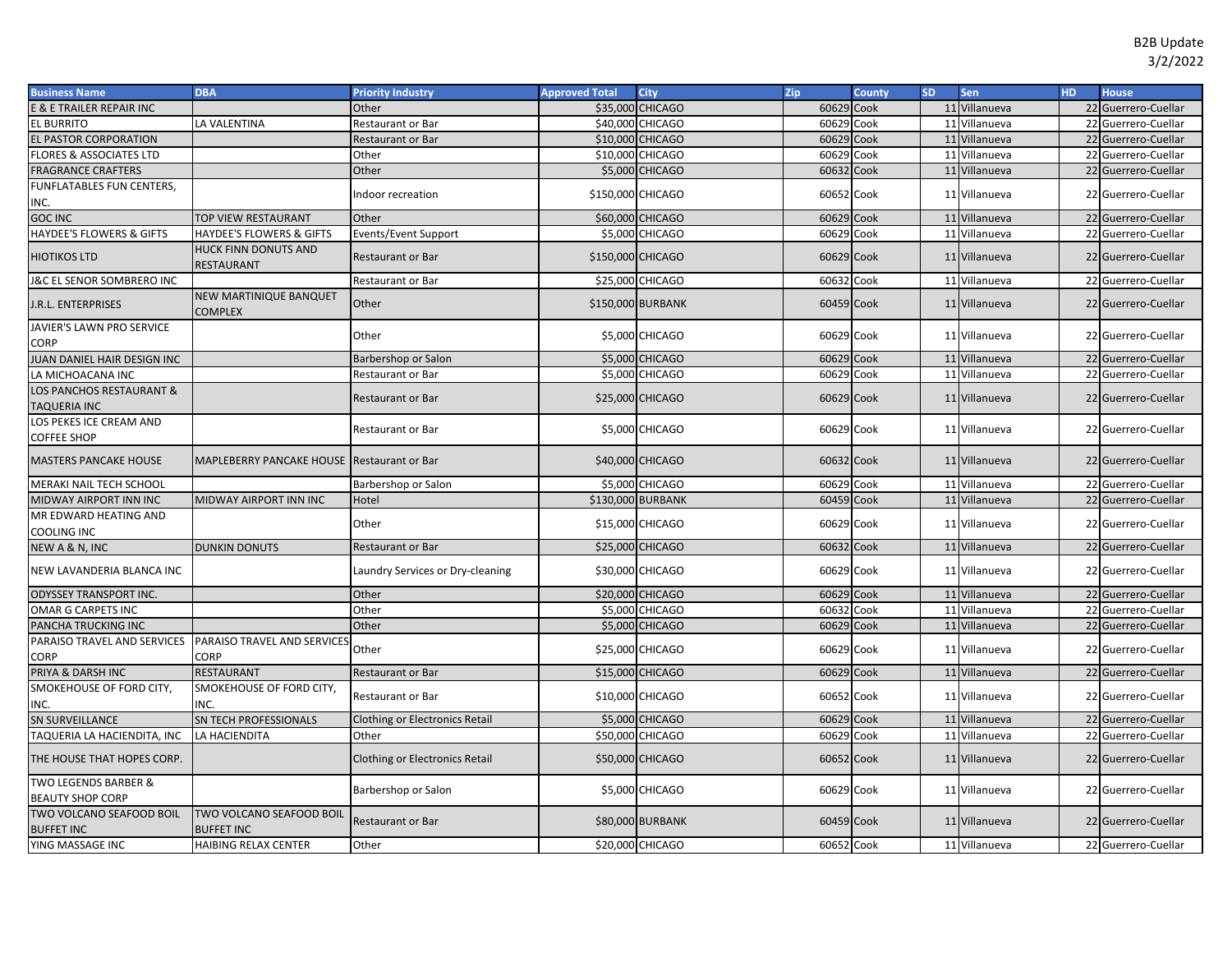B2B Update
3/2/2022

| Business Name | DBA | Priority Industry | Approved Total | City | Zip | County | SD | Sen | HD | House |
|---|---|---|---|---|---|---|---|---|---|---|
| E & E TRAILER REPAIR INC | | Other | $35,000 | CHICAGO | 60629 | Cook | 11 | Villanueva | 22 | Guerrero-Cuellar |
| EL BURRITO | LA VALENTINA | Restaurant or Bar | $40,000 | CHICAGO | 60629 | Cook | 11 | Villanueva | 22 | Guerrero-Cuellar |
| EL PASTOR CORPORATION | | Restaurant or Bar | $10,000 | CHICAGO | 60629 | Cook | 11 | Villanueva | 22 | Guerrero-Cuellar |
| FLORES & ASSOCIATES LTD | | Other | $10,000 | CHICAGO | 60629 | Cook | 11 | Villanueva | 22 | Guerrero-Cuellar |
| FRAGRANCE CRAFTERS | | Other | $5,000 | CHICAGO | 60632 | Cook | 11 | Villanueva | 22 | Guerrero-Cuellar |
| FUNFLATABLES FUN CENTERS, INC. | | Indoor recreation | $150,000 | CHICAGO | 60652 | Cook | 11 | Villanueva | 22 | Guerrero-Cuellar |
| GOC INC | TOP VIEW RESTAURANT | Other | $60,000 | CHICAGO | 60629 | Cook | 11 | Villanueva | 22 | Guerrero-Cuellar |
| HAYDEE'S FLOWERS & GIFTS | HAYDEE'S FLOWERS & GIFTS | Events/Event Support | $5,000 | CHICAGO | 60629 | Cook | 11 | Villanueva | 22 | Guerrero-Cuellar |
| HIOTIKOS LTD | HUCK FINN DONUTS AND RESTAURANT | Restaurant or Bar | $150,000 | CHICAGO | 60629 | Cook | 11 | Villanueva | 22 | Guerrero-Cuellar |
| J&C EL SENOR SOMBRERO INC | | Restaurant or Bar | $25,000 | CHICAGO | 60632 | Cook | 11 | Villanueva | 22 | Guerrero-Cuellar |
| J.R.L. ENTERPRISES | NEW MARTINIQUE BANQUET COMPLEX | Other | $150,000 | BURBANK | 60459 | Cook | 11 | Villanueva | 22 | Guerrero-Cuellar |
| JAVIER'S LAWN PRO SERVICE CORP | | Other | $5,000 | CHICAGO | 60629 | Cook | 11 | Villanueva | 22 | Guerrero-Cuellar |
| JUAN DANIEL HAIR DESIGN INC | | Barbershop or Salon | $5,000 | CHICAGO | 60629 | Cook | 11 | Villanueva | 22 | Guerrero-Cuellar |
| LA MICHOACANA INC | | Restaurant or Bar | $5,000 | CHICAGO | 60629 | Cook | 11 | Villanueva | 22 | Guerrero-Cuellar |
| LOS PANCHOS RESTAURANT & TAQUERIA INC | | Restaurant or Bar | $25,000 | CHICAGO | 60629 | Cook | 11 | Villanueva | 22 | Guerrero-Cuellar |
| LOS PEKES ICE CREAM AND COFFEE SHOP | | Restaurant or Bar | $5,000 | CHICAGO | 60629 | Cook | 11 | Villanueva | 22 | Guerrero-Cuellar |
| MASTERS PANCAKE HOUSE | MAPLEBERRY PANCAKE HOUSE | Restaurant or Bar | $40,000 | CHICAGO | 60632 | Cook | 11 | Villanueva | 22 | Guerrero-Cuellar |
| MERAKI NAIL TECH SCHOOL | | Barbershop or Salon | $5,000 | CHICAGO | 60629 | Cook | 11 | Villanueva | 22 | Guerrero-Cuellar |
| MIDWAY AIRPORT INN INC | MIDWAY AIRPORT INN INC | Hotel | $130,000 | BURBANK | 60459 | Cook | 11 | Villanueva | 22 | Guerrero-Cuellar |
| MR EDWARD HEATING AND COOLING INC | | Other | $15,000 | CHICAGO | 60629 | Cook | 11 | Villanueva | 22 | Guerrero-Cuellar |
| NEW A & N, INC | DUNKIN DONUTS | Restaurant or Bar | $25,000 | CHICAGO | 60632 | Cook | 11 | Villanueva | 22 | Guerrero-Cuellar |
| NEW LAVANDERIA BLANCA INC | | Laundry Services or Dry-cleaning | $30,000 | CHICAGO | 60629 | Cook | 11 | Villanueva | 22 | Guerrero-Cuellar |
| ODYSSEY TRANSPORT INC. | | Other | $20,000 | CHICAGO | 60629 | Cook | 11 | Villanueva | 22 | Guerrero-Cuellar |
| OMAR G CARPETS INC | | Other | $5,000 | CHICAGO | 60632 | Cook | 11 | Villanueva | 22 | Guerrero-Cuellar |
| PANCHA TRUCKING INC | | Other | $5,000 | CHICAGO | 60629 | Cook | 11 | Villanueva | 22 | Guerrero-Cuellar |
| PARAISO TRAVEL AND SERVICES CORP | PARAISO TRAVEL AND SERVICES CORP | Other | $25,000 | CHICAGO | 60629 | Cook | 11 | Villanueva | 22 | Guerrero-Cuellar |
| PRIYA & DARSH INC | RESTAURANT | Restaurant or Bar | $15,000 | CHICAGO | 60629 | Cook | 11 | Villanueva | 22 | Guerrero-Cuellar |
| SMOKEHOUSE OF FORD CITY, INC. | SMOKEHOUSE OF FORD CITY, INC. | Restaurant or Bar | $10,000 | CHICAGO | 60652 | Cook | 11 | Villanueva | 22 | Guerrero-Cuellar |
| SN SURVEILLANCE | SN TECH PROFESSIONALS | Clothing or Electronics Retail | $5,000 | CHICAGO | 60629 | Cook | 11 | Villanueva | 22 | Guerrero-Cuellar |
| TAQUERIA LA HACIENDITA, INC | LA HACIENDITA | Other | $50,000 | CHICAGO | 60629 | Cook | 11 | Villanueva | 22 | Guerrero-Cuellar |
| THE HOUSE THAT HOPES CORP. | | Clothing or Electronics Retail | $50,000 | CHICAGO | 60652 | Cook | 11 | Villanueva | 22 | Guerrero-Cuellar |
| TWO LEGENDS BARBER & BEAUTY SHOP CORP | | Barbershop or Salon | $5,000 | CHICAGO | 60629 | Cook | 11 | Villanueva | 22 | Guerrero-Cuellar |
| TWO VOLCANO SEAFOOD BOIL BUFFET INC | TWO VOLCANO SEAFOOD BOIL BUFFET INC | Restaurant or Bar | $80,000 | BURBANK | 60459 | Cook | 11 | Villanueva | 22 | Guerrero-Cuellar |
| YING MASSAGE INC | HAIBING RELAX CENTER | Other | $20,000 | CHICAGO | 60652 | Cook | 11 | Villanueva | 22 | Guerrero-Cuellar |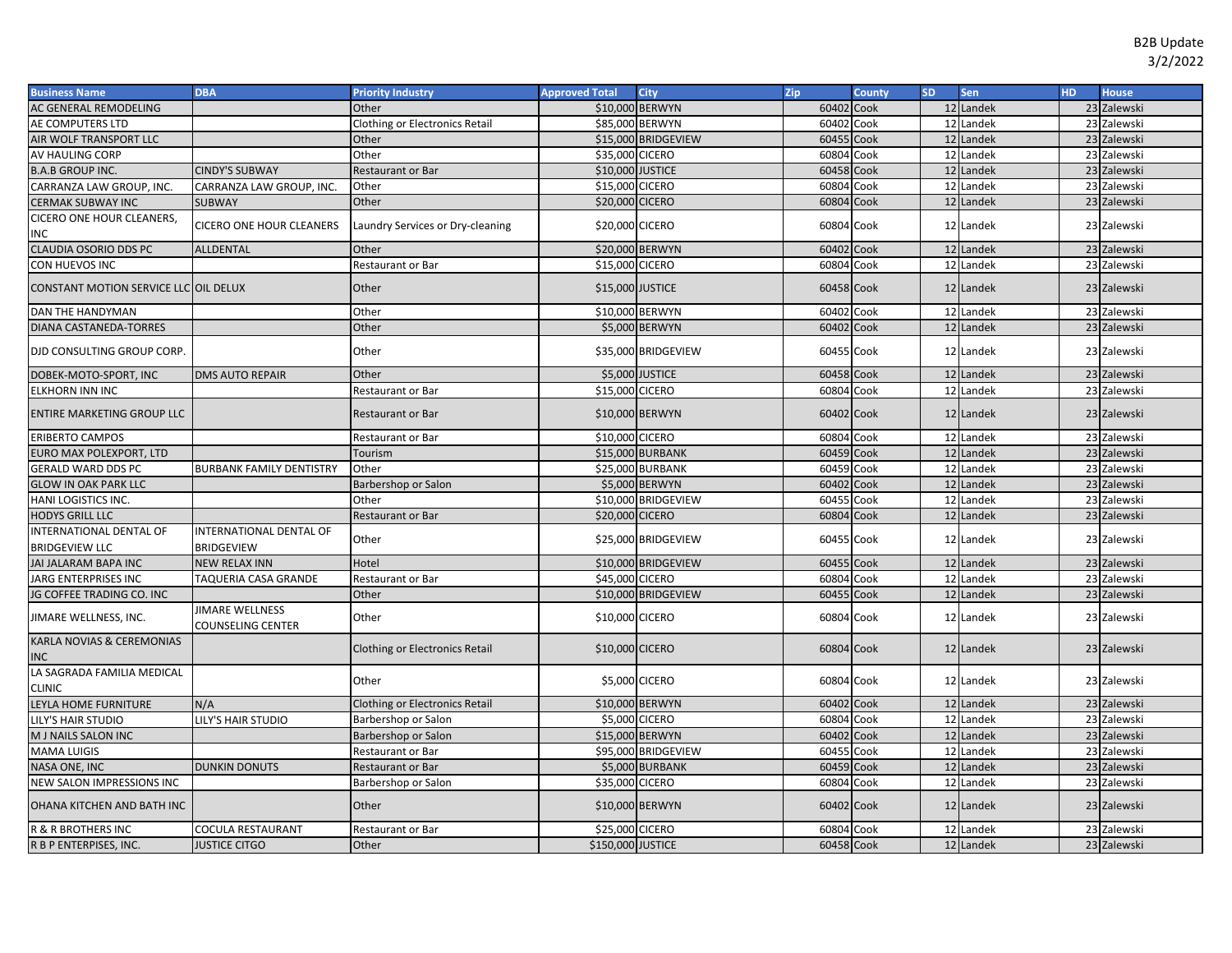B2B Update
3/2/2022

| Business Name | DBA | Priority Industry | Approved Total | City | Zip | County | SD | Sen | HD | House |
|---|---|---|---|---|---|---|---|---|---|---|
| AC GENERAL REMODELING | | Other | $10,000 | BERWYN | 60402 | Cook | 12 | Landek | 23 | Zalewski |
| AE COMPUTERS LTD | | Clothing or Electronics Retail | $85,000 | BERWYN | 60402 | Cook | 12 | Landek | 23 | Zalewski |
| AIR WOLF TRANSPORT LLC | | Other | $15,000 | BRIDGEVIEW | 60455 | Cook | 12 | Landek | 23 | Zalewski |
| AV HAULING CORP | | Other | $35,000 | CICERO | 60804 | Cook | 12 | Landek | 23 | Zalewski |
| B.A.B GROUP INC. | CINDY'S SUBWAY | Restaurant or Bar | $10,000 | JUSTICE | 60458 | Cook | 12 | Landek | 23 | Zalewski |
| CARRANZA LAW GROUP, INC. | CARRANZA LAW GROUP, INC. | Other | $15,000 | CICERO | 60804 | Cook | 12 | Landek | 23 | Zalewski |
| CERMAK SUBWAY INC | SUBWAY | Other | $20,000 | CICERO | 60804 | Cook | 12 | Landek | 23 | Zalewski |
| CICERO ONE HOUR CLEANERS, INC | CICERO ONE HOUR CLEANERS | Laundry Services or Dry-cleaning | $20,000 | CICERO | 60804 | Cook | 12 | Landek | 23 | Zalewski |
| CLAUDIA OSORIO DDS PC | ALLDENTAL | Other | $20,000 | BERWYN | 60402 | Cook | 12 | Landek | 23 | Zalewski |
| CON HUEVOS INC | | Restaurant or Bar | $15,000 | CICERO | 60804 | Cook | 12 | Landek | 23 | Zalewski |
| CONSTANT MOTION SERVICE LLC | OIL DELUX | Other | $15,000 | JUSTICE | 60458 | Cook | 12 | Landek | 23 | Zalewski |
| DAN THE HANDYMAN | | Other | $10,000 | BERWYN | 60402 | Cook | 12 | Landek | 23 | Zalewski |
| DIANA CASTANEDA-TORRES | | Other | $5,000 | BERWYN | 60402 | Cook | 12 | Landek | 23 | Zalewski |
| DJD CONSULTING GROUP CORP. | | Other | $35,000 | BRIDGEVIEW | 60455 | Cook | 12 | Landek | 23 | Zalewski |
| DOBEK-MOTO-SPORT, INC | DMS AUTO REPAIR | Other | $5,000 | JUSTICE | 60458 | Cook | 12 | Landek | 23 | Zalewski |
| ELKHORN INN INC | | Restaurant or Bar | $15,000 | CICERO | 60804 | Cook | 12 | Landek | 23 | Zalewski |
| ENTIRE MARKETING GROUP LLC | | Restaurant or Bar | $10,000 | BERWYN | 60402 | Cook | 12 | Landek | 23 | Zalewski |
| ERIBERTO CAMPOS | | Restaurant or Bar | $10,000 | CICERO | 60804 | Cook | 12 | Landek | 23 | Zalewski |
| EURO MAX POLEXPORT, LTD | | Tourism | $15,000 | BURBANK | 60459 | Cook | 12 | Landek | 23 | Zalewski |
| GERALD WARD DDS PC | BURBANK FAMILY DENTISTRY | Other | $25,000 | BURBANK | 60459 | Cook | 12 | Landek | 23 | Zalewski |
| GLOW IN OAK PARK LLC | | Barbershop or Salon | $5,000 | BERWYN | 60402 | Cook | 12 | Landek | 23 | Zalewski |
| HANI LOGISTICS INC. | | Other | $10,000 | BRIDGEVIEW | 60455 | Cook | 12 | Landek | 23 | Zalewski |
| HODYS GRILL LLC | | Restaurant or Bar | $20,000 | CICERO | 60804 | Cook | 12 | Landek | 23 | Zalewski |
| INTERNATIONAL DENTAL OF BRIDGEVIEW LLC | INTERNATIONAL DENTAL OF BRIDGEVIEW | Other | $25,000 | BRIDGEVIEW | 60455 | Cook | 12 | Landek | 23 | Zalewski |
| JAI JALARAM BAPA INC | NEW RELAX INN | Hotel | $10,000 | BRIDGEVIEW | 60455 | Cook | 12 | Landek | 23 | Zalewski |
| JARG ENTERPRISES INC | TAQUERIA CASA GRANDE | Restaurant or Bar | $45,000 | CICERO | 60804 | Cook | 12 | Landek | 23 | Zalewski |
| JG COFFEE TRADING CO. INC | | Other | $10,000 | BRIDGEVIEW | 60455 | Cook | 12 | Landek | 23 | Zalewski |
| JIMARE WELLNESS, INC. | JIMARE WELLNESS COUNSELING CENTER | Other | $10,000 | CICERO | 60804 | Cook | 12 | Landek | 23 | Zalewski |
| KARLA NOVIAS & CEREMONIAS INC | | Clothing or Electronics Retail | $10,000 | CICERO | 60804 | Cook | 12 | Landek | 23 | Zalewski |
| LA SAGRADA FAMILIA MEDICAL CLINIC | | Other | $5,000 | CICERO | 60804 | Cook | 12 | Landek | 23 | Zalewski |
| LEYLA HOME FURNITURE | N/A | Clothing or Electronics Retail | $10,000 | BERWYN | 60402 | Cook | 12 | Landek | 23 | Zalewski |
| LILY'S HAIR STUDIO | LILY'S HAIR STUDIO | Barbershop or Salon | $5,000 | CICERO | 60804 | Cook | 12 | Landek | 23 | Zalewski |
| M J NAILS SALON INC | | Barbershop or Salon | $15,000 | BERWYN | 60402 | Cook | 12 | Landek | 23 | Zalewski |
| MAMA LUIGIS | | Restaurant or Bar | $95,000 | BRIDGEVIEW | 60455 | Cook | 12 | Landek | 23 | Zalewski |
| NASA ONE, INC | DUNKIN DONUTS | Restaurant or Bar | $5,000 | BURBANK | 60459 | Cook | 12 | Landek | 23 | Zalewski |
| NEW SALON IMPRESSIONS INC | | Barbershop or Salon | $35,000 | CICERO | 60804 | Cook | 12 | Landek | 23 | Zalewski |
| OHANA KITCHEN AND BATH INC | | Other | $10,000 | BERWYN | 60402 | Cook | 12 | Landek | 23 | Zalewski |
| R & R BROTHERS INC | COCULA RESTAURANT | Restaurant or Bar | $25,000 | CICERO | 60804 | Cook | 12 | Landek | 23 | Zalewski |
| R B P ENTERPISES, INC. | JUSTICE CITGO | Other | $150,000 | JUSTICE | 60458 | Cook | 12 | Landek | 23 | Zalewski |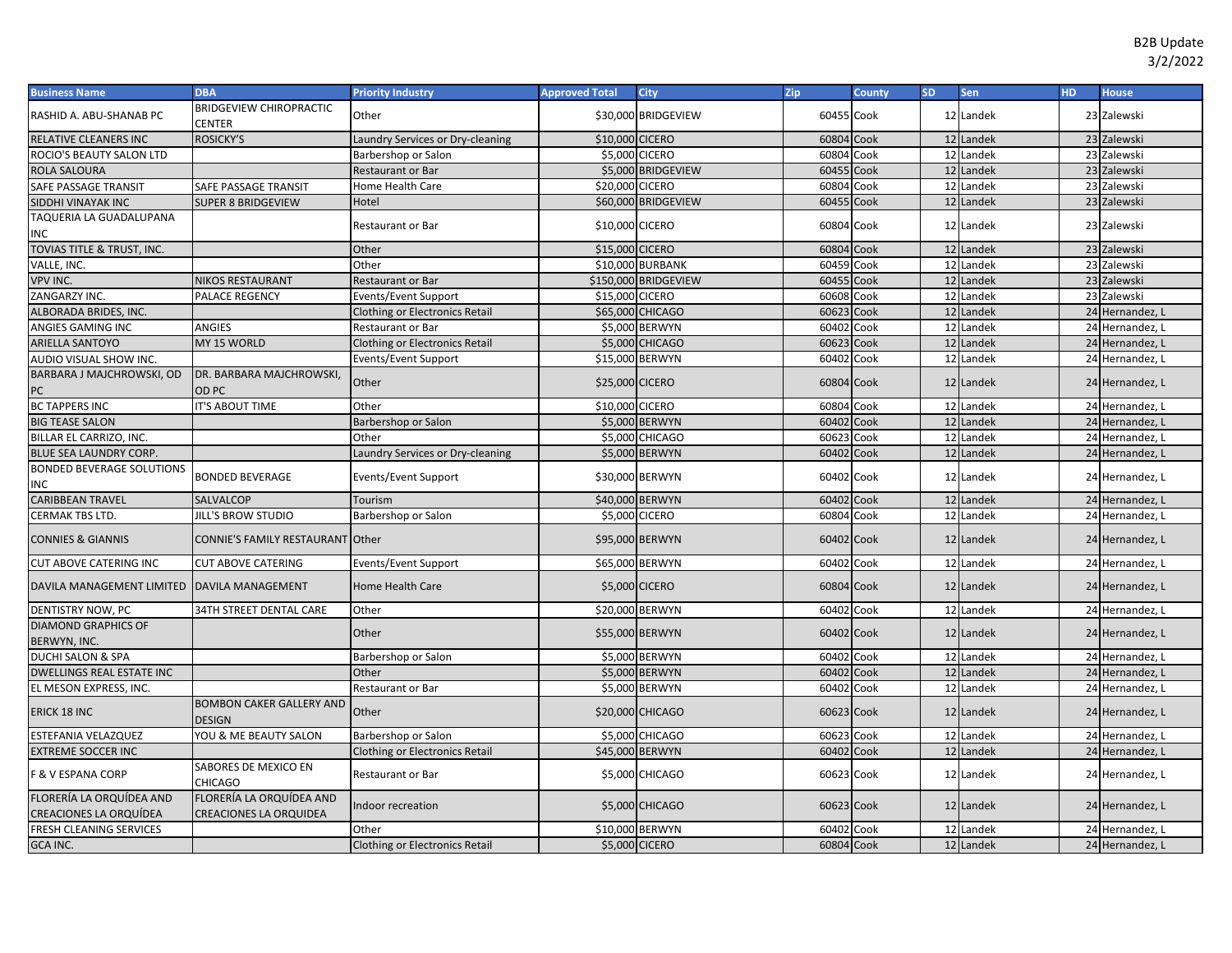B2B Update
3/2/2022

| Business Name | DBA | Priority Industry | Approved Total | City | Zip | County | SD | Sen | HD | House |
|---|---|---|---|---|---|---|---|---|---|---|
| RASHID A. ABU-SHANAB PC | BRIDGEVIEW CHIROPRACTIC CENTER | Other | $30,000 | BRIDGEVIEW | 60455 | Cook | 12 | Landek | 23 | Zalewski |
| RELATIVE CLEANERS INC | ROSICKY'S | Laundry Services or Dry-cleaning | $10,000 | CICERO | 60804 | Cook | 12 | Landek | 23 | Zalewski |
| ROCIO'S BEAUTY SALON LTD | | Barbershop or Salon | $5,000 | CICERO | 60804 | Cook | 12 | Landek | 23 | Zalewski |
| ROLA SALOURA | | Restaurant or Bar | $5,000 | BRIDGEVIEW | 60455 | Cook | 12 | Landek | 23 | Zalewski |
| SAFE PASSAGE TRANSIT | SAFE PASSAGE TRANSIT | Home Health Care | $20,000 | CICERO | 60804 | Cook | 12 | Landek | 23 | Zalewski |
| SIDDHI VINAYAK INC | SUPER 8 BRIDGEVIEW | Hotel | $60,000 | BRIDGEVIEW | 60455 | Cook | 12 | Landek | 23 | Zalewski |
| TAQUERIA LA GUADALUPANA INC | | Restaurant or Bar | $10,000 | CICERO | 60804 | Cook | 12 | Landek | 23 | Zalewski |
| TOVIAS TITLE & TRUST, INC. | | Other | $15,000 | CICERO | 60804 | Cook | 12 | Landek | 23 | Zalewski |
| VALLE, INC. | | Other | $10,000 | BURBANK | 60459 | Cook | 12 | Landek | 23 | Zalewski |
| VPV INC. | NIKOS RESTAURANT | Restaurant or Bar | $150,000 | BRIDGEVIEW | 60455 | Cook | 12 | Landek | 23 | Zalewski |
| ZANGARZY INC. | PALACE REGENCY | Events/Event Support | $15,000 | CICERO | 60608 | Cook | 12 | Landek | 23 | Zalewski |
| ALBORADA BRIDES, INC. | | Clothing or Electronics Retail | $65,000 | CHICAGO | 60623 | Cook | 12 | Landek | 24 | Hernandez, L |
| ANGIES GAMING INC | ANGIES | Restaurant or Bar | $5,000 | BERWYN | 60402 | Cook | 12 | Landek | 24 | Hernandez, L |
| ARIELLA SANTOYO | MY 15 WORLD | Clothing or Electronics Retail | $5,000 | CHICAGO | 60623 | Cook | 12 | Landek | 24 | Hernandez, L |
| AUDIO VISUAL SHOW INC. | | Events/Event Support | $15,000 | BERWYN | 60402 | Cook | 12 | Landek | 24 | Hernandez, L |
| BARBARA J MAJCHROWSKI, OD PC | DR. BARBARA MAJCHROWSKI, OD PC | Other | $25,000 | CICERO | 60804 | Cook | 12 | Landek | 24 | Hernandez, L |
| BC TAPPERS INC | IT'S ABOUT TIME | Other | $10,000 | CICERO | 60804 | Cook | 12 | Landek | 24 | Hernandez, L |
| BIG TEASE SALON | | Barbershop or Salon | $5,000 | BERWYN | 60402 | Cook | 12 | Landek | 24 | Hernandez, L |
| BILLAR EL CARRIZO, INC. | | Other | $5,000 | CHICAGO | 60623 | Cook | 12 | Landek | 24 | Hernandez, L |
| BLUE SEA LAUNDRY CORP. | | Laundry Services or Dry-cleaning | $5,000 | BERWYN | 60402 | Cook | 12 | Landek | 24 | Hernandez, L |
| BONDED BEVERAGE SOLUTIONS INC | BONDED BEVERAGE | Events/Event Support | $30,000 | BERWYN | 60402 | Cook | 12 | Landek | 24 | Hernandez, L |
| CARIBBEAN TRAVEL | SALVALCOP | Tourism | $40,000 | BERWYN | 60402 | Cook | 12 | Landek | 24 | Hernandez, L |
| CERMAK TBS LTD. | JILL'S BROW STUDIO | Barbershop or Salon | $5,000 | CICERO | 60804 | Cook | 12 | Landek | 24 | Hernandez, L |
| CONNIES & GIANNIS | CONNIE'S FAMILY RESTAURANT | Other | $95,000 | BERWYN | 60402 | Cook | 12 | Landek | 24 | Hernandez, L |
| CUT ABOVE CATERING INC | CUT ABOVE CATERING | Events/Event Support | $65,000 | BERWYN | 60402 | Cook | 12 | Landek | 24 | Hernandez, L |
| DAVILA MANAGEMENT LIMITED | DAVILA MANAGEMENT | Home Health Care | $5,000 | CICERO | 60804 | Cook | 12 | Landek | 24 | Hernandez, L |
| DENTISTRY NOW, PC | 34TH STREET DENTAL CARE | Other | $20,000 | BERWYN | 60402 | Cook | 12 | Landek | 24 | Hernandez, L |
| DIAMOND GRAPHICS OF BERWYN, INC. | | Other | $55,000 | BERWYN | 60402 | Cook | 12 | Landek | 24 | Hernandez, L |
| DUCHI SALON & SPA | | Barbershop or Salon | $5,000 | BERWYN | 60402 | Cook | 12 | Landek | 24 | Hernandez, L |
| DWELLINGS REAL ESTATE INC | | Other | $5,000 | BERWYN | 60402 | Cook | 12 | Landek | 24 | Hernandez, L |
| EL MESON EXPRESS, INC. | | Restaurant or Bar | $5,000 | BERWYN | 60402 | Cook | 12 | Landek | 24 | Hernandez, L |
| ERICK 18 INC | BOMBON CAKER GALLERY AND DESIGN | Other | $20,000 | CHICAGO | 60623 | Cook | 12 | Landek | 24 | Hernandez, L |
| ESTEFANIA VELAZQUEZ | YOU & ME BEAUTY SALON | Barbershop or Salon | $5,000 | CHICAGO | 60623 | Cook | 12 | Landek | 24 | Hernandez, L |
| EXTREME SOCCER INC | | Clothing or Electronics Retail | $45,000 | BERWYN | 60402 | Cook | 12 | Landek | 24 | Hernandez, L |
| F & V ESPANA CORP | SABORES DE MEXICO EN CHICAGO | Restaurant or Bar | $5,000 | CHICAGO | 60623 | Cook | 12 | Landek | 24 | Hernandez, L |
| FLORERÍA LA ORQUÍDEA AND CREACIONES LA ORQUÍDEA | FLORERÍA LA ORQUÍDEA AND CREACIONES LA ORQUIDEA | Indoor recreation | $5,000 | CHICAGO | 60623 | Cook | 12 | Landek | 24 | Hernandez, L |
| FRESH CLEANING SERVICES | | Other | $10,000 | BERWYN | 60402 | Cook | 12 | Landek | 24 | Hernandez, L |
| GCA INC. | | Clothing or Electronics Retail | $5,000 | CICERO | 60804 | Cook | 12 | Landek | 24 | Hernandez, L |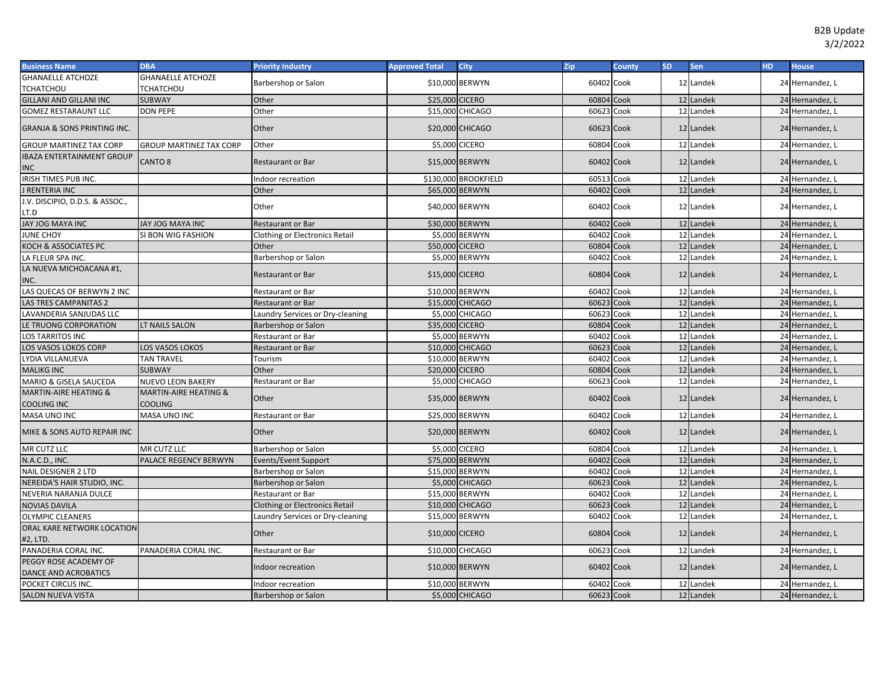B2B Update
3/2/2022

| Business Name | DBA | Priority Industry | Approved Total | City | Zip | County | SD | Sen | HD | House |
|---|---|---|---|---|---|---|---|---|---|---|
| GHANAELLE ATCHOZE TCHATCHOU | GHANAELLE ATCHOZE TCHATCHOU | Barbershop or Salon | $10,000 | BERWYN | 60402 | Cook | 12 | Landek | 24 | Hernandez, L |
| GILLANI AND GILLANI INC | SUBWAY | Other | $25,000 | CICERO | 60804 | Cook | 12 | Landek | 24 | Hernandez, L |
| GOMEZ RESTARAUNT LLC | DON PEPE | Other | $15,000 | CHICAGO | 60623 | Cook | 12 | Landek | 24 | Hernandez, L |
| GRANJA & SONS PRINTING INC. | | Other | $20,000 | CHICAGO | 60623 | Cook | 12 | Landek | 24 | Hernandez, L |
| GROUP MARTINEZ TAX CORP | GROUP MARTINEZ TAX CORP | Other | $5,000 | CICERO | 60804 | Cook | 12 | Landek | 24 | Hernandez, L |
| IBAZA ENTERTAINMENT GROUP INC | CANTO 8 | Restaurant or Bar | $15,000 | BERWYN | 60402 | Cook | 12 | Landek | 24 | Hernandez, L |
| IRISH TIMES PUB INC. | | Indoor recreation | $130,000 | BROOKFIELD | 60513 | Cook | 12 | Landek | 24 | Hernandez, L |
| J RENTERIA INC | | Other | $65,000 | BERWYN | 60402 | Cook | 12 | Landek | 24 | Hernandez, L |
| J.V. DISCIPIO, D.D.S. & ASSOC., LT.D | | Other | $40,000 | BERWYN | 60402 | Cook | 12 | Landek | 24 | Hernandez, L |
| JAY JOG MAYA INC | JAY JOG MAYA INC | Restaurant or Bar | $30,000 | BERWYN | 60402 | Cook | 12 | Landek | 24 | Hernandez, L |
| JUNE CHOY | SI BON WIG FASHION | Clothing or Electronics Retail | $5,000 | BERWYN | 60402 | Cook | 12 | Landek | 24 | Hernandez, L |
| KOCH & ASSOCIATES PC | | Other | $50,000 | CICERO | 60804 | Cook | 12 | Landek | 24 | Hernandez, L |
| LA FLEUR SPA INC. | | Barbershop or Salon | $5,000 | BERWYN | 60402 | Cook | 12 | Landek | 24 | Hernandez, L |
| LA NUEVA MICHOACANA #1, INC. | | Restaurant or Bar | $15,000 | CICERO | 60804 | Cook | 12 | Landek | 24 | Hernandez, L |
| LAS QUECAS OF BERWYN 2 INC | | Restaurant or Bar | $10,000 | BERWYN | 60402 | Cook | 12 | Landek | 24 | Hernandez, L |
| LAS TRES CAMPANITAS 2 | | Restaurant or Bar | $15,000 | CHICAGO | 60623 | Cook | 12 | Landek | 24 | Hernandez, L |
| LAVANDERIA SANJUDAS LLC | | Laundry Services or Dry-cleaning | $5,000 | CHICAGO | 60623 | Cook | 12 | Landek | 24 | Hernandez, L |
| LE TRUONG CORPORATION | LT NAILS SALON | Barbershop or Salon | $35,000 | CICERO | 60804 | Cook | 12 | Landek | 24 | Hernandez, L |
| LOS TARRITOS INC | | Restaurant or Bar | $5,000 | BERWYN | 60402 | Cook | 12 | Landek | 24 | Hernandez, L |
| LOS VASOS LOKOS CORP | LOS VASOS LOKOS | Restaurant or Bar | $10,000 | CHICAGO | 60623 | Cook | 12 | Landek | 24 | Hernandez, L |
| LYDIA VILLANUEVA | TAN TRAVEL | Tourism | $10,000 | BERWYN | 60402 | Cook | 12 | Landek | 24 | Hernandez, L |
| MALIKG INC | SUBWAY | Other | $20,000 | CICERO | 60804 | Cook | 12 | Landek | 24 | Hernandez, L |
| MARIO & GISELA SAUCEDA | NUEVO LEON BAKERY | Restaurant or Bar | $5,000 | CHICAGO | 60623 | Cook | 12 | Landek | 24 | Hernandez, L |
| MARTIN-AIRE HEATING & COOLING INC | MARTIN-AIRE HEATING & COOLING | Other | $35,000 | BERWYN | 60402 | Cook | 12 | Landek | 24 | Hernandez, L |
| MASA UNO INC | MASA UNO INC | Restaurant or Bar | $25,000 | BERWYN | 60402 | Cook | 12 | Landek | 24 | Hernandez, L |
| MIKE & SONS AUTO REPAIR INC | | Other | $20,000 | BERWYN | 60402 | Cook | 12 | Landek | 24 | Hernandez, L |
| MR CUTZ LLC | MR CUTZ LLC | Barbershop or Salon | $5,000 | CICERO | 60804 | Cook | 12 | Landek | 24 | Hernandez, L |
| N.A.C.D., INC. | PALACE REGENCY BERWYN | Events/Event Support | $75,000 | BERWYN | 60402 | Cook | 12 | Landek | 24 | Hernandez, L |
| NAIL DESIGNER 2 LTD | | Barbershop or Salon | $15,000 | BERWYN | 60402 | Cook | 12 | Landek | 24 | Hernandez, L |
| NEREIDA'S HAIR STUDIO, INC. | | Barbershop or Salon | $5,000 | CHICAGO | 60623 | Cook | 12 | Landek | 24 | Hernandez, L |
| NEVERIA NARANJA DULCE | | Restaurant or Bar | $15,000 | BERWYN | 60402 | Cook | 12 | Landek | 24 | Hernandez, L |
| NOVIAS DAVILA | | Clothing or Electronics Retail | $10,000 | CHICAGO | 60623 | Cook | 12 | Landek | 24 | Hernandez, L |
| OLYMPIC CLEANERS | | Laundry Services or Dry-cleaning | $15,000 | BERWYN | 60402 | Cook | 12 | Landek | 24 | Hernandez, L |
| ORAL KARE NETWORK LOCATION #2, LTD. | | Other | $10,000 | CICERO | 60804 | Cook | 12 | Landek | 24 | Hernandez, L |
| PANADERIA CORAL INC. | PANADERIA CORAL INC. | Restaurant or Bar | $10,000 | CHICAGO | 60623 | Cook | 12 | Landek | 24 | Hernandez, L |
| PEGGY ROSE ACADEMY OF DANCE AND ACROBATICS | | Indoor recreation | $10,000 | BERWYN | 60402 | Cook | 12 | Landek | 24 | Hernandez, L |
| POCKET CIRCUS INC. | | Indoor recreation | $10,000 | BERWYN | 60402 | Cook | 12 | Landek | 24 | Hernandez, L |
| SALON NUEVA VISTA | | Barbershop or Salon | $5,000 | CHICAGO | 60623 | Cook | 12 | Landek | 24 | Hernandez, L |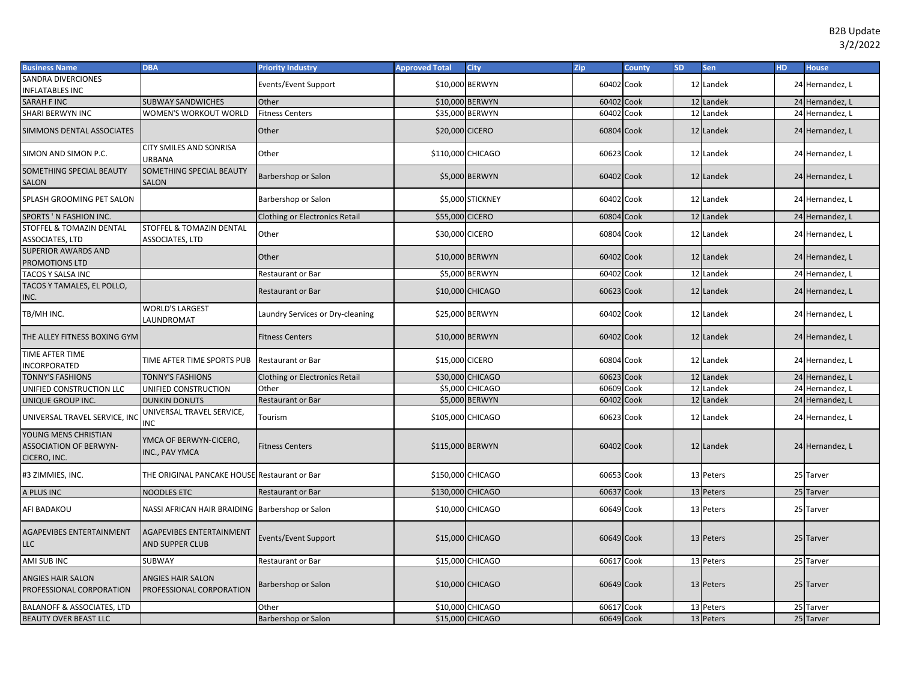B2B Update
3/2/2022

| Business Name | DBA | Priority Industry | Approved Total | City | Zip | County | SD | Sen | HD | House |
|---|---|---|---|---|---|---|---|---|---|---|
| SANDRA DIVERCIONES INFLATABLES INC | | Events/Event Support | $10,000 | BERWYN | 60402 | Cook | 12 | Landek | 24 | Hernandez, L |
| SARAH F INC | SUBWAY SANDWICHES | Other | $10,000 | BERWYN | 60402 | Cook | 12 | Landek | 24 | Hernandez, L |
| SHARI BERWYN INC | WOMEN'S WORKOUT WORLD | Fitness Centers | $35,000 | BERWYN | 60402 | Cook | 12 | Landek | 24 | Hernandez, L |
| SIMMONS DENTAL ASSOCIATES | | Other | $20,000 | CICERO | 60804 | Cook | 12 | Landek | 24 | Hernandez, L |
| SIMON AND SIMON P.C. | CITY SMILES AND SONRISA URBANA | Other | $110,000 | CHICAGO | 60623 | Cook | 12 | Landek | 24 | Hernandez, L |
| SOMETHING SPECIAL BEAUTY SALON | SOMETHING SPECIAL BEAUTY SALON | Barbershop or Salon | $5,000 | BERWYN | 60402 | Cook | 12 | Landek | 24 | Hernandez, L |
| SPLASH GROOMING PET SALON | | Barbershop or Salon | $5,000 | STICKNEY | 60402 | Cook | 12 | Landek | 24 | Hernandez, L |
| SPORTS ' N FASHION INC. | | Clothing or Electronics Retail | $55,000 | CICERO | 60804 | Cook | 12 | Landek | 24 | Hernandez, L |
| STOFFEL & TOMAZIN DENTAL ASSOCIATES, LTD | STOFFEL & TOMAZIN DENTAL ASSOCIATES, LTD | Other | $30,000 | CICERO | 60804 | Cook | 12 | Landek | 24 | Hernandez, L |
| SUPERIOR AWARDS AND PROMOTIONS LTD | | Other | $10,000 | BERWYN | 60402 | Cook | 12 | Landek | 24 | Hernandez, L |
| TACOS Y SALSA INC | | Restaurant or Bar | $5,000 | BERWYN | 60402 | Cook | 12 | Landek | 24 | Hernandez, L |
| TACOS Y TAMALES, EL POLLO, INC. | | Restaurant or Bar | $10,000 | CHICAGO | 60623 | Cook | 12 | Landek | 24 | Hernandez, L |
| TB/MH INC. | WORLD'S LARGEST LAUNDROMAT | Laundry Services or Dry-cleaning | $25,000 | BERWYN | 60402 | Cook | 12 | Landek | 24 | Hernandez, L |
| THE ALLEY FITNESS BOXING GYM | | Fitness Centers | $10,000 | BERWYN | 60402 | Cook | 12 | Landek | 24 | Hernandez, L |
| TIME AFTER TIME INCORPORATED | TIME AFTER TIME SPORTS PUB | Restaurant or Bar | $15,000 | CICERO | 60804 | Cook | 12 | Landek | 24 | Hernandez, L |
| TONNY'S FASHIONS | TONNY'S FASHIONS | Clothing or Electronics Retail | $30,000 | CHICAGO | 60623 | Cook | 12 | Landek | 24 | Hernandez, L |
| UNIFIED CONSTRUCTION LLC | UNIFIED CONSTRUCTION | Other | $5,000 | CHICAGO | 60609 | Cook | 12 | Landek | 24 | Hernandez, L |
| UNIQUE GROUP INC. | DUNKIN DONUTS | Restaurant or Bar | $5,000 | BERWYN | 60402 | Cook | 12 | Landek | 24 | Hernandez, L |
| UNIVERSAL TRAVEL SERVICE, INC | UNIVERSAL TRAVEL SERVICE, INC | Tourism | $105,000 | CHICAGO | 60623 | Cook | 12 | Landek | 24 | Hernandez, L |
| YOUNG MENS CHRISTIAN ASSOCIATION OF BERWYN-CICERO, INC. | YMCA OF BERWYN-CICERO, INC., PAV YMCA | Fitness Centers | $115,000 | BERWYN | 60402 | Cook | 12 | Landek | 24 | Hernandez, L |
| #3 ZIMMIES, INC. | THE ORIGINAL PANCAKE HOUSE | Restaurant or Bar | $150,000 | CHICAGO | 60653 | Cook | 13 | Peters | 25 | Tarver |
| A PLUS INC | NOODLES ETC | Restaurant or Bar | $130,000 | CHICAGO | 60637 | Cook | 13 | Peters | 25 | Tarver |
| AFI BADAKOU | NASSI AFRICAN HAIR BRAIDING | Barbershop or Salon | $10,000 | CHICAGO | 60649 | Cook | 13 | Peters | 25 | Tarver |
| AGAPEVIBES ENTERTAINMENT LLC | AGAPEVIBES ENTERTAINMENT AND SUPPER CLUB | Events/Event Support | $15,000 | CHICAGO | 60649 | Cook | 13 | Peters | 25 | Tarver |
| AMI SUB INC | SUBWAY | Restaurant or Bar | $15,000 | CHICAGO | 60617 | Cook | 13 | Peters | 25 | Tarver |
| ANGIES HAIR SALON PROFESSIONAL CORPORATION | ANGIES HAIR SALON PROFESSIONAL CORPORATION | Barbershop or Salon | $10,000 | CHICAGO | 60649 | Cook | 13 | Peters | 25 | Tarver |
| BALANOFF & ASSOCIATES, LTD | | Other | $10,000 | CHICAGO | 60617 | Cook | 13 | Peters | 25 | Tarver |
| BEAUTY OVER BEAST LLC | | Barbershop or Salon | $15,000 | CHICAGO | 60649 | Cook | 13 | Peters | 25 | Tarver |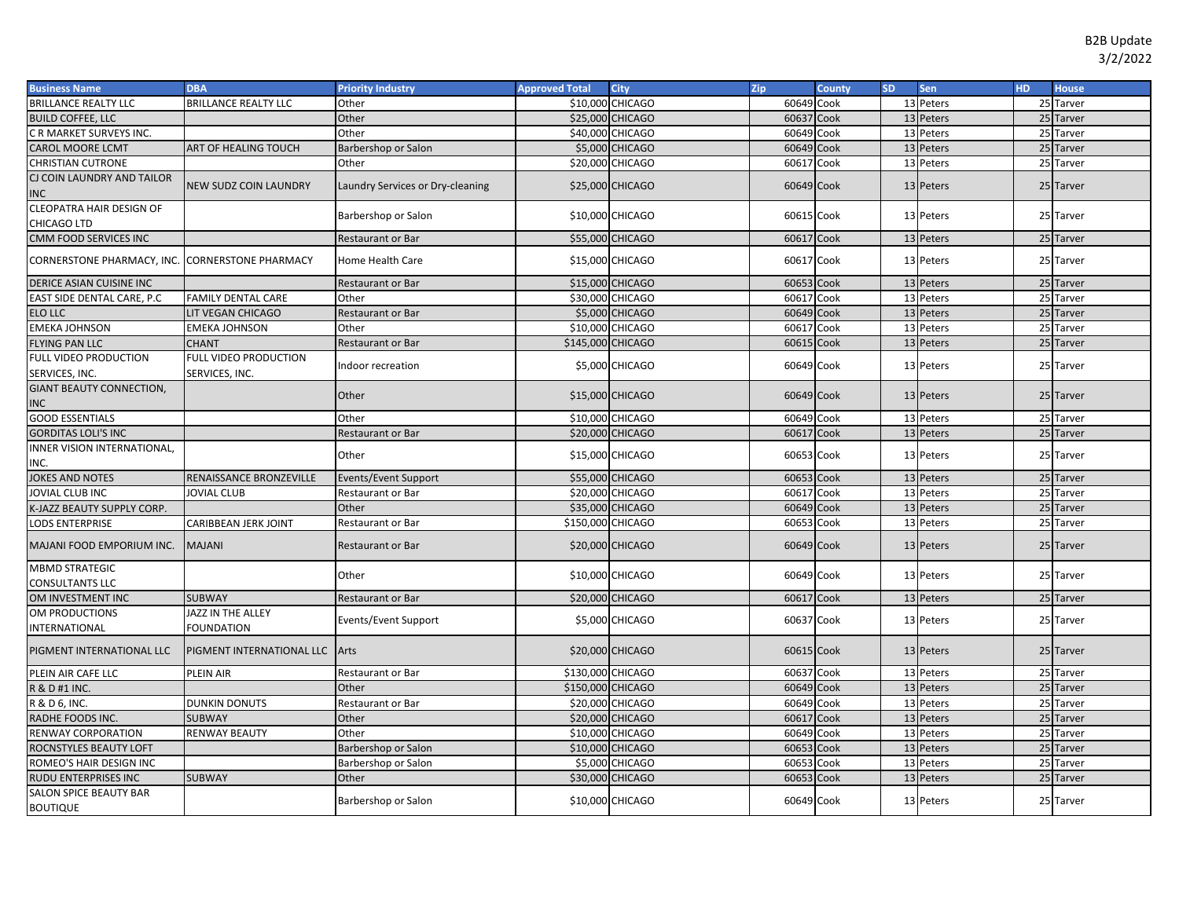B2B Update
3/2/2022

| Business Name | DBA | Priority Industry | Approved Total | City | Zip | County | SD | Sen | HD | House |
|---|---|---|---|---|---|---|---|---|---|---|
| BRILLANCE REALTY LLC | BRILLANCE REALTY LLC | Other | $10,000 | CHICAGO | 60649 | Cook | 13 | Peters | 25 | Tarver |
| BUILD COFFEE, LLC | | Other | $25,000 | CHICAGO | 60637 | Cook | 13 | Peters | 25 | Tarver |
| C R MARKET SURVEYS INC. | | Other | $40,000 | CHICAGO | 60649 | Cook | 13 | Peters | 25 | Tarver |
| CAROL MOORE LCMT | ART OF HEALING TOUCH | Barbershop or Salon | $5,000 | CHICAGO | 60649 | Cook | 13 | Peters | 25 | Tarver |
| CHRISTIAN CUTRONE | | Other | $20,000 | CHICAGO | 60617 | Cook | 13 | Peters | 25 | Tarver |
| CJ COIN LAUNDRY AND TAILOR INC | NEW SUDZ COIN LAUNDRY | Laundry Services or Dry-cleaning | $25,000 | CHICAGO | 60649 | Cook | 13 | Peters | 25 | Tarver |
| CLEOPATRA HAIR DESIGN OF CHICAGO LTD | | Barbershop or Salon | $10,000 | CHICAGO | 60615 | Cook | 13 | Peters | 25 | Tarver |
| CMM FOOD SERVICES INC | | Restaurant or Bar | $55,000 | CHICAGO | 60617 | Cook | 13 | Peters | 25 | Tarver |
| CORNERSTONE PHARMACY, INC. | CORNERSTONE PHARMACY | Home Health Care | $15,000 | CHICAGO | 60617 | Cook | 13 | Peters | 25 | Tarver |
| DERICE ASIAN CUISINE INC | | Restaurant or Bar | $15,000 | CHICAGO | 60653 | Cook | 13 | Peters | 25 | Tarver |
| EAST SIDE DENTAL CARE, P.C | FAMILY DENTAL CARE | Other | $30,000 | CHICAGO | 60617 | Cook | 13 | Peters | 25 | Tarver |
| ELO LLC | LIT VEGAN CHICAGO | Restaurant or Bar | $5,000 | CHICAGO | 60649 | Cook | 13 | Peters | 25 | Tarver |
| EMEKA JOHNSON | EMEKA JOHNSON | Other | $10,000 | CHICAGO | 60617 | Cook | 13 | Peters | 25 | Tarver |
| FLYING PAN LLC | CHANT | Restaurant or Bar | $145,000 | CHICAGO | 60615 | Cook | 13 | Peters | 25 | Tarver |
| FULL VIDEO PRODUCTION SERVICES, INC. | FULL VIDEO PRODUCTION SERVICES, INC. | Indoor recreation | $5,000 | CHICAGO | 60649 | Cook | 13 | Peters | 25 | Tarver |
| GIANT BEAUTY CONNECTION, INC | | Other | $15,000 | CHICAGO | 60649 | Cook | 13 | Peters | 25 | Tarver |
| GOOD ESSENTIALS | | Other | $10,000 | CHICAGO | 60649 | Cook | 13 | Peters | 25 | Tarver |
| GORDITAS LOLI'S INC | | Restaurant or Bar | $20,000 | CHICAGO | 60617 | Cook | 13 | Peters | 25 | Tarver |
| INNER VISION INTERNATIONAL, INC. | | Other | $15,000 | CHICAGO | 60653 | Cook | 13 | Peters | 25 | Tarver |
| JOKES AND NOTES | RENAISSANCE BRONZEVILLE | Events/Event Support | $55,000 | CHICAGO | 60653 | Cook | 13 | Peters | 25 | Tarver |
| JOVIAL CLUB INC | JOVIAL CLUB | Restaurant or Bar | $20,000 | CHICAGO | 60617 | Cook | 13 | Peters | 25 | Tarver |
| K-JAZZ BEAUTY SUPPLY CORP. | | Other | $35,000 | CHICAGO | 60649 | Cook | 13 | Peters | 25 | Tarver |
| LODS ENTERPRISE | CARIBBEAN JERK JOINT | Restaurant or Bar | $150,000 | CHICAGO | 60653 | Cook | 13 | Peters | 25 | Tarver |
| MAJANI FOOD EMPORIUM INC. | MAJANI | Restaurant or Bar | $20,000 | CHICAGO | 60649 | Cook | 13 | Peters | 25 | Tarver |
| MBMD STRATEGIC CONSULTANTS LLC | | Other | $10,000 | CHICAGO | 60649 | Cook | 13 | Peters | 25 | Tarver |
| OM INVESTMENT INC | SUBWAY | Restaurant or Bar | $20,000 | CHICAGO | 60617 | Cook | 13 | Peters | 25 | Tarver |
| OM PRODUCTIONS INTERNATIONAL | JAZZ IN THE ALLEY FOUNDATION | Events/Event Support | $5,000 | CHICAGO | 60637 | Cook | 13 | Peters | 25 | Tarver |
| PIGMENT INTERNATIONAL LLC | PIGMENT INTERNATIONAL LLC | Arts | $20,000 | CHICAGO | 60615 | Cook | 13 | Peters | 25 | Tarver |
| PLEIN AIR CAFE LLC | PLEIN AIR | Restaurant or Bar | $130,000 | CHICAGO | 60637 | Cook | 13 | Peters | 25 | Tarver |
| R & D #1 INC. | | Other | $150,000 | CHICAGO | 60649 | Cook | 13 | Peters | 25 | Tarver |
| R & D 6, INC. | DUNKIN DONUTS | Restaurant or Bar | $20,000 | CHICAGO | 60649 | Cook | 13 | Peters | 25 | Tarver |
| RADHE FOODS INC. | SUBWAY | Other | $20,000 | CHICAGO | 60617 | Cook | 13 | Peters | 25 | Tarver |
| RENWAY CORPORATION | RENWAY BEAUTY | Other | $10,000 | CHICAGO | 60649 | Cook | 13 | Peters | 25 | Tarver |
| ROCNSTYLES BEAUTY LOFT | | Barbershop or Salon | $10,000 | CHICAGO | 60653 | Cook | 13 | Peters | 25 | Tarver |
| ROMEO'S HAIR DESIGN INC | | Barbershop or Salon | $5,000 | CHICAGO | 60653 | Cook | 13 | Peters | 25 | Tarver |
| RUDU ENTERPRISES INC | SUBWAY | Other | $30,000 | CHICAGO | 60653 | Cook | 13 | Peters | 25 | Tarver |
| SALON SPICE BEAUTY BAR BOUTIQUE | | Barbershop or Salon | $10,000 | CHICAGO | 60649 | Cook | 13 | Peters | 25 | Tarver |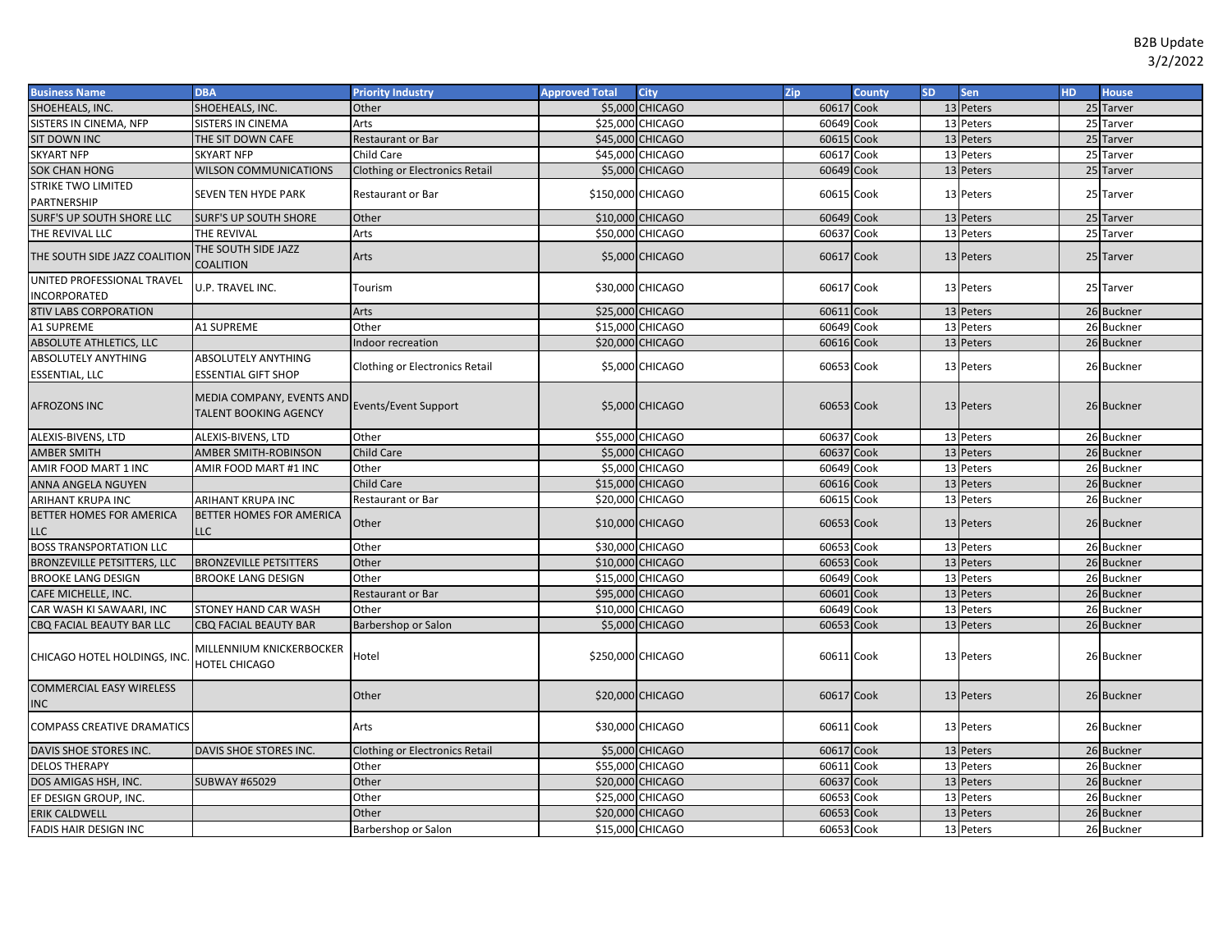B2B Update
3/2/2022

| Business Name | DBA | Priority Industry | Approved Total | City | Zip | County | SD | Sen | HD | House |
|---|---|---|---|---|---|---|---|---|---|---|
| SHOEHEALS, INC. | SHOEHEALS, INC. | Other | $5,000 | CHICAGO | 60617 | Cook | 13 | Peters | 25 | Tarver |
| SISTERS IN CINEMA, NFP | SISTERS IN CINEMA | Arts | $25,000 | CHICAGO | 60649 | Cook | 13 | Peters | 25 | Tarver |
| SIT DOWN INC | THE SIT DOWN CAFE | Restaurant or Bar | $45,000 | CHICAGO | 60615 | Cook | 13 | Peters | 25 | Tarver |
| SKYART NFP | SKYART NFP | Child Care | $45,000 | CHICAGO | 60617 | Cook | 13 | Peters | 25 | Tarver |
| SOK CHAN HONG | WILSON COMMUNICATIONS | Clothing or Electronics Retail | $5,000 | CHICAGO | 60649 | Cook | 13 | Peters | 25 | Tarver |
| STRIKE TWO LIMITED PARTNERSHIP | SEVEN TEN HYDE PARK | Restaurant or Bar | $150,000 | CHICAGO | 60615 | Cook | 13 | Peters | 25 | Tarver |
| SURF'S UP SOUTH SHORE LLC | SURF'S UP SOUTH SHORE | Other | $10,000 | CHICAGO | 60649 | Cook | 13 | Peters | 25 | Tarver |
| THE REVIVAL LLC | THE REVIVAL | Arts | $50,000 | CHICAGO | 60637 | Cook | 13 | Peters | 25 | Tarver |
| THE SOUTH SIDE JAZZ COALITION | THE SOUTH SIDE JAZZ COALITION | Arts | $5,000 | CHICAGO | 60617 | Cook | 13 | Peters | 25 | Tarver |
| UNITED PROFESSIONAL TRAVEL INCORPORATED | U.P. TRAVEL INC. | Tourism | $30,000 | CHICAGO | 60617 | Cook | 13 | Peters | 25 | Tarver |
| 8TIV LABS CORPORATION | | Arts | $25,000 | CHICAGO | 60611 | Cook | 13 | Peters | 26 | Buckner |
| A1 SUPREME | A1 SUPREME | Other | $15,000 | CHICAGO | 60649 | Cook | 13 | Peters | 26 | Buckner |
| ABSOLUTE ATHLETICS, LLC | | Indoor recreation | $20,000 | CHICAGO | 60616 | Cook | 13 | Peters | 26 | Buckner |
| ABSOLUTELY ANYTHING ESSENTIAL, LLC | ABSOLUTELY ANYTHING ESSENTIAL GIFT SHOP | Clothing or Electronics Retail | $5,000 | CHICAGO | 60653 | Cook | 13 | Peters | 26 | Buckner |
| AFROZONS INC | MEDIA COMPANY, EVENTS AND TALENT BOOKING AGENCY | Events/Event Support | $5,000 | CHICAGO | 60653 | Cook | 13 | Peters | 26 | Buckner |
| ALEXIS-BIVENS, LTD | ALEXIS-BIVENS, LTD | Other | $55,000 | CHICAGO | 60637 | Cook | 13 | Peters | 26 | Buckner |
| AMBER SMITH | AMBER SMITH-ROBINSON | Child Care | $5,000 | CHICAGO | 60637 | Cook | 13 | Peters | 26 | Buckner |
| AMIR FOOD MART 1 INC | AMIR FOOD MART #1 INC | Other | $5,000 | CHICAGO | 60649 | Cook | 13 | Peters | 26 | Buckner |
| ANNA ANGELA NGUYEN | | Child Care | $15,000 | CHICAGO | 60616 | Cook | 13 | Peters | 26 | Buckner |
| ARIHANT KRUPA INC | ARIHANT KRUPA INC | Restaurant or Bar | $20,000 | CHICAGO | 60615 | Cook | 13 | Peters | 26 | Buckner |
| BETTER HOMES FOR AMERICA LLC | BETTER HOMES FOR AMERICA LLC | Other | $10,000 | CHICAGO | 60653 | Cook | 13 | Peters | 26 | Buckner |
| BOSS TRANSPORTATION LLC | | Other | $30,000 | CHICAGO | 60653 | Cook | 13 | Peters | 26 | Buckner |
| BRONZEVILLE PETSITTERS, LLC | BRONZEVILLE PETSITTERS | Other | $10,000 | CHICAGO | 60653 | Cook | 13 | Peters | 26 | Buckner |
| BROOKE LANG DESIGN | BROOKE LANG DESIGN | Other | $15,000 | CHICAGO | 60649 | Cook | 13 | Peters | 26 | Buckner |
| CAFE MICHELLE, INC. | | Restaurant or Bar | $95,000 | CHICAGO | 60601 | Cook | 13 | Peters | 26 | Buckner |
| CAR WASH KI SAWAARI, INC | STONEY HAND CAR WASH | Other | $10,000 | CHICAGO | 60649 | Cook | 13 | Peters | 26 | Buckner |
| CBQ FACIAL BEAUTY BAR LLC | CBQ FACIAL BEAUTY BAR | Barbershop or Salon | $5,000 | CHICAGO | 60653 | Cook | 13 | Peters | 26 | Buckner |
| CHICAGO HOTEL HOLDINGS, INC. | MILLENNIUM KNICKERBOCKER HOTEL CHICAGO | Hotel | $250,000 | CHICAGO | 60611 | Cook | 13 | Peters | 26 | Buckner |
| COMMERCIAL EASY WIRELESS INC | | Other | $20,000 | CHICAGO | 60617 | Cook | 13 | Peters | 26 | Buckner |
| COMPASS CREATIVE DRAMATICS | | Arts | $30,000 | CHICAGO | 60611 | Cook | 13 | Peters | 26 | Buckner |
| DAVIS SHOE STORES INC. | DAVIS SHOE STORES INC. | Clothing or Electronics Retail | $5,000 | CHICAGO | 60617 | Cook | 13 | Peters | 26 | Buckner |
| DELOS THERAPY | | Other | $55,000 | CHICAGO | 60611 | Cook | 13 | Peters | 26 | Buckner |
| DOS AMIGAS HSH, INC. | SUBWAY #65029 | Other | $20,000 | CHICAGO | 60637 | Cook | 13 | Peters | 26 | Buckner |
| EF DESIGN GROUP, INC. | | Other | $25,000 | CHICAGO | 60653 | Cook | 13 | Peters | 26 | Buckner |
| ERIK CALDWELL | | Other | $20,000 | CHICAGO | 60653 | Cook | 13 | Peters | 26 | Buckner |
| FADIS HAIR DESIGN INC | | Barbershop or Salon | $15,000 | CHICAGO | 60653 | Cook | 13 | Peters | 26 | Buckner |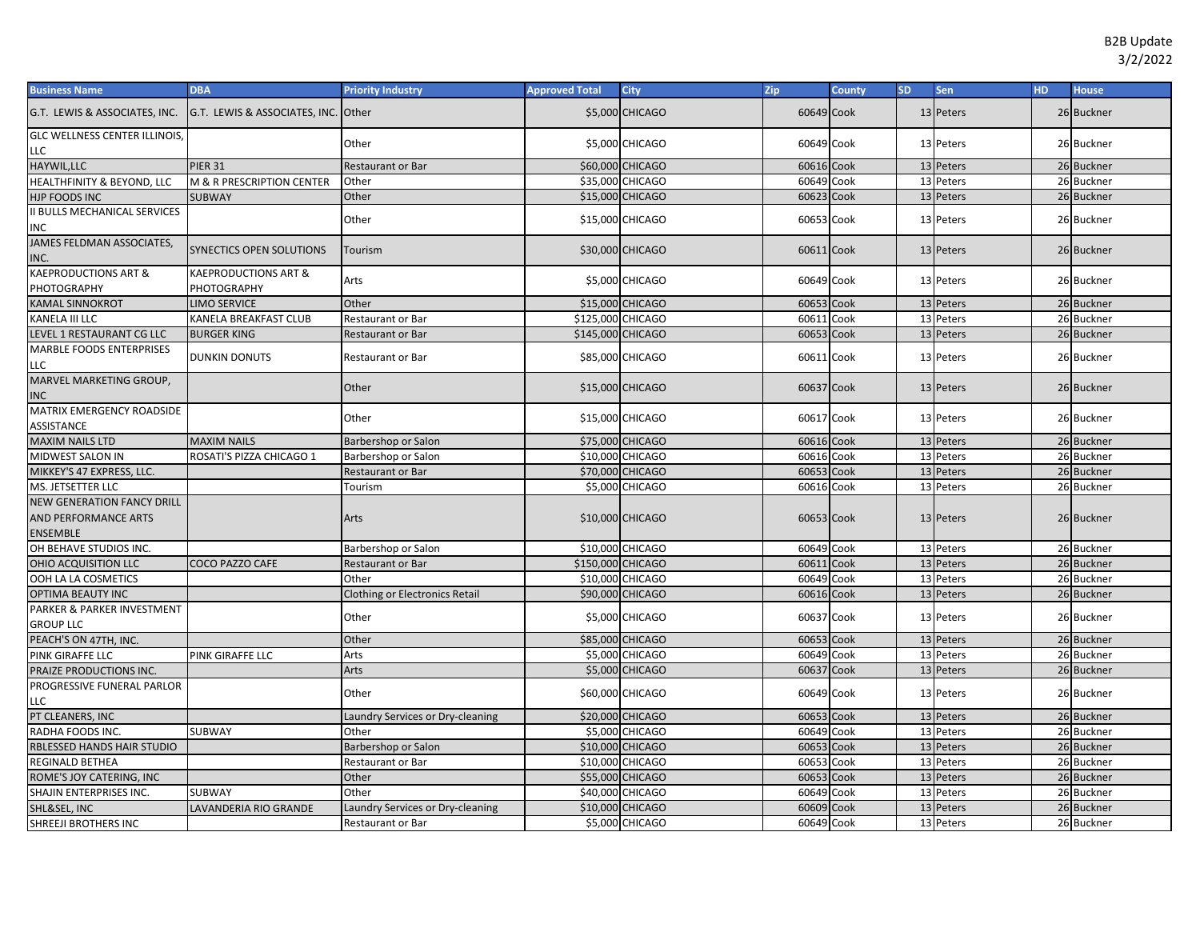B2B Update
3/2/2022

| Business Name | DBA | Priority Industry | Approved Total | City | Zip | County | SD | Sen | HD | House |
|---|---|---|---|---|---|---|---|---|---|---|
| G.T. LEWIS & ASSOCIATES, INC. | G.T. LEWIS & ASSOCIATES, INC. | Other | $5,000 | CHICAGO | 60649 | Cook | 13 | Peters | 26 | Buckner |
| GLC WELLNESS CENTER ILLINOIS, LLC | | Other | $5,000 | CHICAGO | 60649 | Cook | 13 | Peters | 26 | Buckner |
| HAYWIL,LLC | PIER 31 | Restaurant or Bar | $60,000 | CHICAGO | 60616 | Cook | 13 | Peters | 26 | Buckner |
| HEALTHFINITY & BEYOND, LLC | M & R PRESCRIPTION CENTER | Other | $35,000 | CHICAGO | 60649 | Cook | 13 | Peters | 26 | Buckner |
| HJP FOODS INC | SUBWAY | Other | $15,000 | CHICAGO | 60623 | Cook | 13 | Peters | 26 | Buckner |
| II BULLS MECHANICAL SERVICES INC | | Other | $15,000 | CHICAGO | 60653 | Cook | 13 | Peters | 26 | Buckner |
| JAMES FELDMAN ASSOCIATES, INC. | SYNECTICS OPEN SOLUTIONS | Tourism | $30,000 | CHICAGO | 60611 | Cook | 13 | Peters | 26 | Buckner |
| KAEPRODUCTIONS ART & PHOTOGRAPHY | KAEPRODUCTIONS ART & PHOTOGRAPHY | Arts | $5,000 | CHICAGO | 60649 | Cook | 13 | Peters | 26 | Buckner |
| KAMAL SINNOKROT | LIMO SERVICE | Other | $15,000 | CHICAGO | 60653 | Cook | 13 | Peters | 26 | Buckner |
| KANELA III LLC | KANELA BREAKFAST CLUB | Restaurant or Bar | $125,000 | CHICAGO | 60611 | Cook | 13 | Peters | 26 | Buckner |
| LEVEL 1 RESTAURANT CG LLC | BURGER KING | Restaurant or Bar | $145,000 | CHICAGO | 60653 | Cook | 13 | Peters | 26 | Buckner |
| MARBLE FOODS ENTERPRISES LLC | DUNKIN DONUTS | Restaurant or Bar | $85,000 | CHICAGO | 60611 | Cook | 13 | Peters | 26 | Buckner |
| MARVEL MARKETING GROUP, INC | | Other | $15,000 | CHICAGO | 60637 | Cook | 13 | Peters | 26 | Buckner |
| MATRIX EMERGENCY ROADSIDE ASSISTANCE | | Other | $15,000 | CHICAGO | 60617 | Cook | 13 | Peters | 26 | Buckner |
| MAXIM NAILS LTD | MAXIM NAILS | Barbershop or Salon | $75,000 | CHICAGO | 60616 | Cook | 13 | Peters | 26 | Buckner |
| MIDWEST SALON IN | ROSATI'S PIZZA CHICAGO 1 | Barbershop or Salon | $10,000 | CHICAGO | 60616 | Cook | 13 | Peters | 26 | Buckner |
| MIKKEY'S 47 EXPRESS, LLC. | | Restaurant or Bar | $70,000 | CHICAGO | 60653 | Cook | 13 | Peters | 26 | Buckner |
| MS. JETSETTER LLC | | Tourism | $5,000 | CHICAGO | 60616 | Cook | 13 | Peters | 26 | Buckner |
| NEW GENERATION FANCY DRILL AND PERFORMANCE ARTS ENSEMBLE | | Arts | $10,000 | CHICAGO | 60653 | Cook | 13 | Peters | 26 | Buckner |
| OH BEHAVE STUDIOS INC. | | Barbershop or Salon | $10,000 | CHICAGO | 60649 | Cook | 13 | Peters | 26 | Buckner |
| OHIO ACQUISITION LLC | COCO PAZZO CAFE | Restaurant or Bar | $150,000 | CHICAGO | 60611 | Cook | 13 | Peters | 26 | Buckner |
| OOH LA LA COSMETICS | | Other | $10,000 | CHICAGO | 60649 | Cook | 13 | Peters | 26 | Buckner |
| OPTIMA BEAUTY INC | | Clothing or Electronics Retail | $90,000 | CHICAGO | 60616 | Cook | 13 | Peters | 26 | Buckner |
| PARKER & PARKER INVESTMENT GROUP LLC | | Other | $5,000 | CHICAGO | 60637 | Cook | 13 | Peters | 26 | Buckner |
| PEACH'S ON 47TH, INC. | | Other | $85,000 | CHICAGO | 60653 | Cook | 13 | Peters | 26 | Buckner |
| PINK GIRAFFE LLC | PINK GIRAFFE LLC | Arts | $5,000 | CHICAGO | 60649 | Cook | 13 | Peters | 26 | Buckner |
| PRAIZE PRODUCTIONS INC. | | Arts | $5,000 | CHICAGO | 60637 | Cook | 13 | Peters | 26 | Buckner |
| PROGRESSIVE FUNERAL PARLOR LLC | | Other | $60,000 | CHICAGO | 60649 | Cook | 13 | Peters | 26 | Buckner |
| PT CLEANERS, INC | | Laundry Services or Dry-cleaning | $20,000 | CHICAGO | 60653 | Cook | 13 | Peters | 26 | Buckner |
| RADHA FOODS INC. | SUBWAY | Other | $5,000 | CHICAGO | 60649 | Cook | 13 | Peters | 26 | Buckner |
| RBLESSED HANDS HAIR STUDIO | | Barbershop or Salon | $10,000 | CHICAGO | 60653 | Cook | 13 | Peters | 26 | Buckner |
| REGINALD BETHEA | | Restaurant or Bar | $10,000 | CHICAGO | 60653 | Cook | 13 | Peters | 26 | Buckner |
| ROME'S JOY CATERING, INC | | Other | $55,000 | CHICAGO | 60653 | Cook | 13 | Peters | 26 | Buckner |
| SHAJIN ENTERPRISES INC. | SUBWAY | Other | $40,000 | CHICAGO | 60649 | Cook | 13 | Peters | 26 | Buckner |
| SHL&SEL, INC | LAVANDERIA RIO GRANDE | Laundry Services or Dry-cleaning | $10,000 | CHICAGO | 60609 | Cook | 13 | Peters | 26 | Buckner |
| SHREEJI BROTHERS INC | | Restaurant or Bar | $5,000 | CHICAGO | 60649 | Cook | 13 | Peters | 26 | Buckner |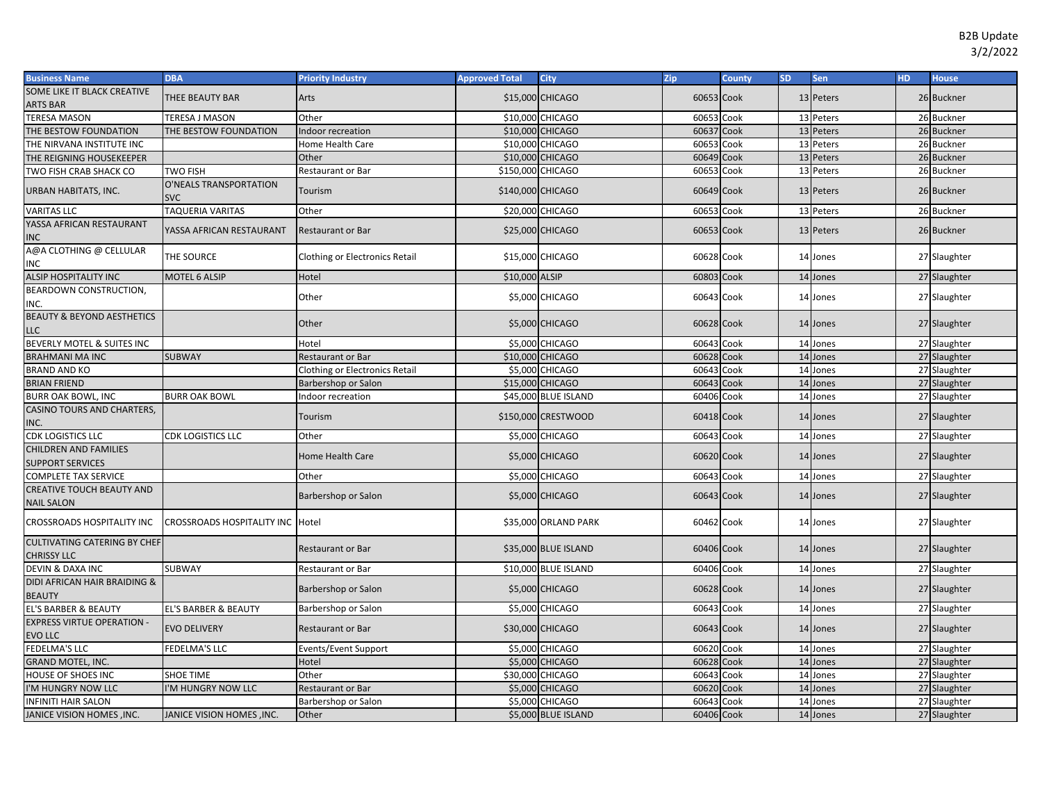| Business Name | DBA | Priority Industry | Approved Total | City | Zip | County | SD | Sen | HD | House |
|---|---|---|---|---|---|---|---|---|---|---|
| SOME LIKE IT BLACK CREATIVE ARTS BAR | THEE BEAUTY BAR | Arts | $15,000 | CHICAGO | 60653 | Cook | 13 | Peters | 26 | Buckner |
| TERESA MASON | TERESA J MASON | Other | $10,000 | CHICAGO | 60653 | Cook | 13 | Peters | 26 | Buckner |
| THE BESTOW FOUNDATION | THE BESTOW FOUNDATION | Indoor recreation | $10,000 | CHICAGO | 60637 | Cook | 13 | Peters | 26 | Buckner |
| THE NIRVANA INSTITUTE INC | | Home Health Care | $10,000 | CHICAGO | 60653 | Cook | 13 | Peters | 26 | Buckner |
| THE REIGNING HOUSEKEEPER | | Other | $10,000 | CHICAGO | 60649 | Cook | 13 | Peters | 26 | Buckner |
| TWO FISH CRAB SHACK CO | TWO FISH | Restaurant or Bar | $150,000 | CHICAGO | 60653 | Cook | 13 | Peters | 26 | Buckner |
| URBAN HABITATS, INC. | O'NEALS TRANSPORTATION SVC | Tourism | $140,000 | CHICAGO | 60649 | Cook | 13 | Peters | 26 | Buckner |
| VARITAS LLC | TAQUERIA VARITAS | Other | $20,000 | CHICAGO | 60653 | Cook | 13 | Peters | 26 | Buckner |
| YASSA AFRICAN RESTAURANT INC | YASSA AFRICAN RESTAURANT | Restaurant or Bar | $25,000 | CHICAGO | 60653 | Cook | 13 | Peters | 26 | Buckner |
| A@A CLOTHING @ CELLULAR INC | THE SOURCE | Clothing or Electronics Retail | $15,000 | CHICAGO | 60628 | Cook | 14 | Jones | 27 | Slaughter |
| ALSIP HOSPITALITY INC | MOTEL 6 ALSIP | Hotel | $10,000 | ALSIP | 60803 | Cook | 14 | Jones | 27 | Slaughter |
| BEARDOWN CONSTRUCTION, INC. | | Other | $5,000 | CHICAGO | 60643 | Cook | 14 | Jones | 27 | Slaughter |
| BEAUTY & BEYOND AESTHETICS LLC | | Other | $5,000 | CHICAGO | 60628 | Cook | 14 | Jones | 27 | Slaughter |
| BEVERLY MOTEL & SUITES INC | | Hotel | $5,000 | CHICAGO | 60643 | Cook | 14 | Jones | 27 | Slaughter |
| BRAHMANI MA INC | SUBWAY | Restaurant or Bar | $10,000 | CHICAGO | 60628 | Cook | 14 | Jones | 27 | Slaughter |
| BRAND AND KO | | Clothing or Electronics Retail | $5,000 | CHICAGO | 60643 | Cook | 14 | Jones | 27 | Slaughter |
| BRIAN FRIEND | | Barbershop or Salon | $15,000 | CHICAGO | 60643 | Cook | 14 | Jones | 27 | Slaughter |
| BURR OAK BOWL, INC | BURR OAK BOWL | Indoor recreation | $45,000 | BLUE ISLAND | 60406 | Cook | 14 | Jones | 27 | Slaughter |
| CASINO TOURS AND CHARTERS, INC. | | Tourism | $150,000 | CRESTWOOD | 60418 | Cook | 14 | Jones | 27 | Slaughter |
| CDK LOGISTICS LLC | CDK LOGISTICS LLC | Other | $5,000 | CHICAGO | 60643 | Cook | 14 | Jones | 27 | Slaughter |
| CHILDREN AND FAMILIES SUPPORT SERVICES | | Home Health Care | $5,000 | CHICAGO | 60620 | Cook | 14 | Jones | 27 | Slaughter |
| COMPLETE TAX SERVICE | | Other | $5,000 | CHICAGO | 60643 | Cook | 14 | Jones | 27 | Slaughter |
| CREATIVE TOUCH BEAUTY AND NAIL SALON | | Barbershop or Salon | $5,000 | CHICAGO | 60643 | Cook | 14 | Jones | 27 | Slaughter |
| CROSSROADS HOSPITALITY INC | CROSSROADS HOSPITALITY INC | Hotel | $35,000 | ORLAND PARK | 60462 | Cook | 14 | Jones | 27 | Slaughter |
| CULTIVATING CATERING BY CHEF CHRISSY LLC | | Restaurant or Bar | $35,000 | BLUE ISLAND | 60406 | Cook | 14 | Jones | 27 | Slaughter |
| DEVIN & DAXA INC | SUBWAY | Restaurant or Bar | $10,000 | BLUE ISLAND | 60406 | Cook | 14 | Jones | 27 | Slaughter |
| DIDI AFRICAN HAIR BRAIDING & BEAUTY | | Barbershop or Salon | $5,000 | CHICAGO | 60628 | Cook | 14 | Jones | 27 | Slaughter |
| EL'S BARBER & BEAUTY | EL'S BARBER & BEAUTY | Barbershop or Salon | $5,000 | CHICAGO | 60643 | Cook | 14 | Jones | 27 | Slaughter |
| EXPRESS VIRTUE OPERATION - EVO LLC | EVO DELIVERY | Restaurant or Bar | $30,000 | CHICAGO | 60643 | Cook | 14 | Jones | 27 | Slaughter |
| FEDELMA'S LLC | FEDELMA'S LLC | Events/Event Support | $5,000 | CHICAGO | 60620 | Cook | 14 | Jones | 27 | Slaughter |
| GRAND MOTEL, INC. | | Hotel | $5,000 | CHICAGO | 60628 | Cook | 14 | Jones | 27 | Slaughter |
| HOUSE OF SHOES INC | SHOE TIME | Other | $30,000 | CHICAGO | 60643 | Cook | 14 | Jones | 27 | Slaughter |
| I'M HUNGRY NOW LLC | I'M HUNGRY NOW LLC | Restaurant or Bar | $5,000 | CHICAGO | 60620 | Cook | 14 | Jones | 27 | Slaughter |
| INFINITI HAIR SALON | | Barbershop or Salon | $5,000 | CHICAGO | 60643 | Cook | 14 | Jones | 27 | Slaughter |
| JANICE VISION HOMES ,INC. | JANICE VISION HOMES ,INC. | Other | $5,000 | BLUE ISLAND | 60406 | Cook | 14 | Jones | 27 | Slaughter |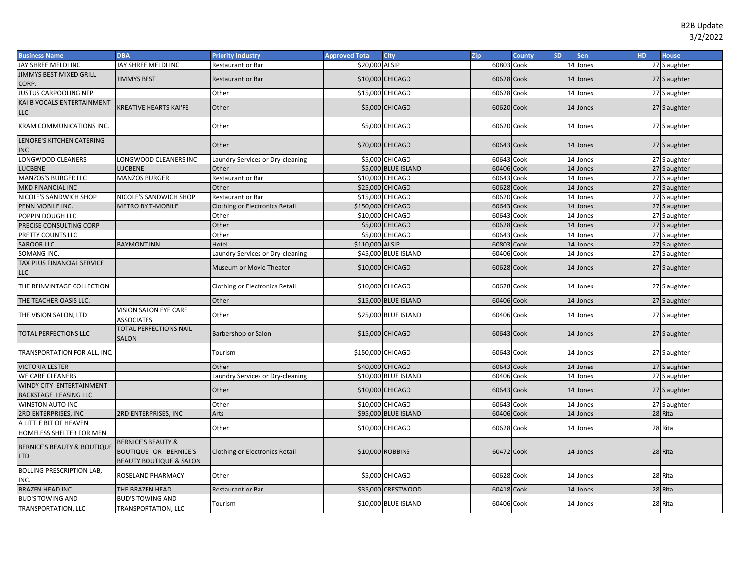B2B Update
3/2/2022

| Business Name | DBA | Priority Industry | Approved Total | City | Zip | County | SD | Sen | HD | House |
|---|---|---|---|---|---|---|---|---|---|---|
| JAY SHREE MELDI INC | JAY SHREE MELDI INC | Restaurant or Bar | $20,000 | ALSIP | 60803 | Cook | 14 | Jones | 27 | Slaughter |
| JIMMYS BEST MIXED GRILL CORP. | JIMMYS BEST | Restaurant or Bar | $10,000 | CHICAGO | 60628 | Cook | 14 | Jones | 27 | Slaughter |
| JUSTUS CARPOOLING NFP | | Other | $15,000 | CHICAGO | 60628 | Cook | 14 | Jones | 27 | Slaughter |
| KAI B VOCALS ENTERTAINMENT LLC | KREATIVE HEARTS KAI'FE | Other | $5,000 | CHICAGO | 60620 | Cook | 14 | Jones | 27 | Slaughter |
| KRAM COMMUNICATIONS INC. | | Other | $5,000 | CHICAGO | 60620 | Cook | 14 | Jones | 27 | Slaughter |
| LENORE'S KITCHEN CATERING INC | | Other | $70,000 | CHICAGO | 60643 | Cook | 14 | Jones | 27 | Slaughter |
| LONGWOOD CLEANERS | LONGWOOD CLEANERS INC | Laundry Services or Dry-cleaning | $5,000 | CHICAGO | 60643 | Cook | 14 | Jones | 27 | Slaughter |
| LUCBENE | LUCBENE | Other | $5,000 | BLUE ISLAND | 60406 | Cook | 14 | Jones | 27 | Slaughter |
| MANZOS'S BURGER LLC | MANZOS BURGER | Restaurant or Bar | $10,000 | CHICAGO | 60643 | Cook | 14 | Jones | 27 | Slaughter |
| MKD FINANCIAL INC | | Other | $25,000 | CHICAGO | 60628 | Cook | 14 | Jones | 27 | Slaughter |
| NICOLE'S SANDWICH SHOP | NICOLE'S SANDWICH SHOP | Restaurant or Bar | $15,000 | CHICAGO | 60620 | Cook | 14 | Jones | 27 | Slaughter |
| PENN MOBILE INC. | METRO BY T-MOBILE | Clothing or Electronics Retail | $150,000 | CHICAGO | 60643 | Cook | 14 | Jones | 27 | Slaughter |
| POPPIN DOUGH LLC | | Other | $10,000 | CHICAGO | 60643 | Cook | 14 | Jones | 27 | Slaughter |
| PRECISE CONSULTING CORP | | Other | $5,000 | CHICAGO | 60628 | Cook | 14 | Jones | 27 | Slaughter |
| PRETTY COUNTS LLC | | Other | $5,000 | CHICAGO | 60643 | Cook | 14 | Jones | 27 | Slaughter |
| SAROOR LLC | BAYMONT INN | Hotel | $110,000 | ALSIP | 60803 | Cook | 14 | Jones | 27 | Slaughter |
| SOMANG INC. | | Laundry Services or Dry-cleaning | $45,000 | BLUE ISLAND | 60406 | Cook | 14 | Jones | 27 | Slaughter |
| TAX PLUS FINANCIAL SERVICE LLC | | Museum or Movie Theater | $10,000 | CHICAGO | 60628 | Cook | 14 | Jones | 27 | Slaughter |
| THE REINVINTAGE COLLECTION | | Clothing or Electronics Retail | $10,000 | CHICAGO | 60628 | Cook | 14 | Jones | 27 | Slaughter |
| THE TEACHER OASIS LLC. | | Other | $15,000 | BLUE ISLAND | 60406 | Cook | 14 | Jones | 27 | Slaughter |
| THE VISION SALON, LTD | VISION SALON EYE CARE ASSOCIATES | Other | $25,000 | BLUE ISLAND | 60406 | Cook | 14 | Jones | 27 | Slaughter |
| TOTAL PERFECTIONS LLC | TOTAL PERFECTIONS NAIL SALON | Barbershop or Salon | $15,000 | CHICAGO | 60643 | Cook | 14 | Jones | 27 | Slaughter |
| TRANSPORTATION FOR ALL, INC. | | Tourism | $150,000 | CHICAGO | 60643 | Cook | 14 | Jones | 27 | Slaughter |
| VICTORIA LESTER | | Other | $40,000 | CHICAGO | 60643 | Cook | 14 | Jones | 27 | Slaughter |
| WE CARE CLEANERS | | Laundry Services or Dry-cleaning | $10,000 | BLUE ISLAND | 60406 | Cook | 14 | Jones | 27 | Slaughter |
| WINDY CITY ENTERTAINMENT BACKSTAGE LEASING LLC | | Other | $10,000 | CHICAGO | 60643 | Cook | 14 | Jones | 27 | Slaughter |
| WINSTON AUTO INC | | Other | $10,000 | CHICAGO | 60643 | Cook | 14 | Jones | 27 | Slaughter |
| 2RD ENTERPRISES, INC | 2RD ENTERPRISES, INC | Arts | $95,000 | BLUE ISLAND | 60406 | Cook | 14 | Jones | 28 | Rita |
| A LITTLE BIT OF HEAVEN HOMELESS SHELTER FOR MEN | | Other | $10,000 | CHICAGO | 60628 | Cook | 14 | Jones | 28 | Rita |
| BERNICE'S BEAUTY & BOUTIQUE LTD | BERNICE'S BEAUTY & BOUTIQUE OR BERNICE'S BEAUTY BOUTIQUE & SALON | Clothing or Electronics Retail | $10,000 | ROBBINS | 60472 | Cook | 14 | Jones | 28 | Rita |
| BOLLING PRESCRIPTION LAB, INC. | ROSELAND PHARMACY | Other | $5,000 | CHICAGO | 60628 | Cook | 14 | Jones | 28 | Rita |
| BRAZEN HEAD INC | THE BRAZEN HEAD | Restaurant or Bar | $35,000 | CRESTWOOD | 60418 | Cook | 14 | Jones | 28 | Rita |
| BUD'S TOWING AND TRANSPORTATION, LLC | BUD'S TOWING AND TRANSPORTATION, LLC | Tourism | $10,000 | BLUE ISLAND | 60406 | Cook | 14 | Jones | 28 | Rita |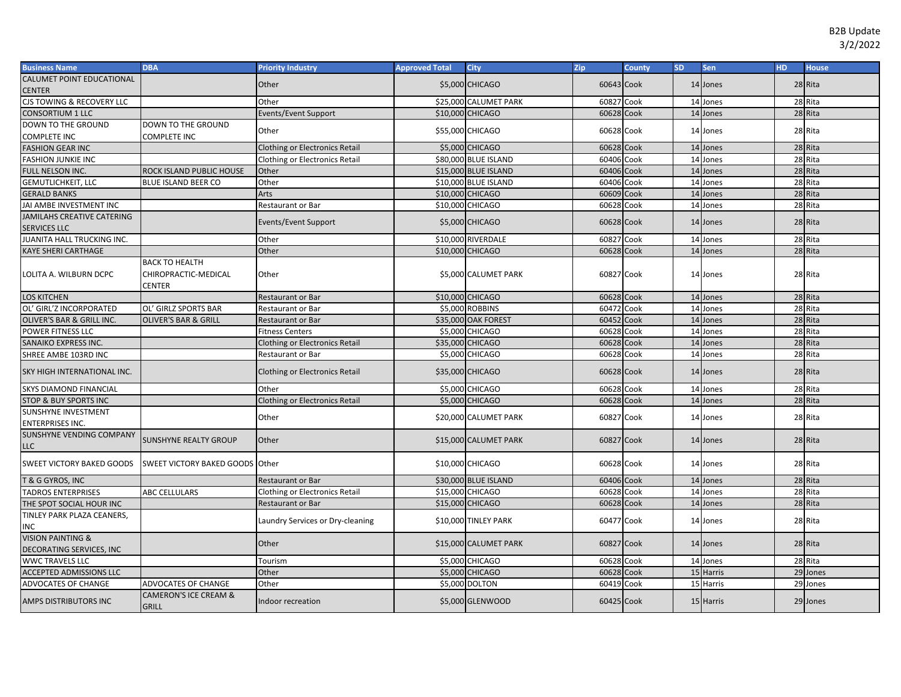B2B Update
3/2/2022

| Business Name | DBA | Priority Industry | Approved Total | City | Zip | County | SD | Sen | HD | House |
|---|---|---|---|---|---|---|---|---|---|---|
| CALUMET POINT EDUCATIONAL CENTER | | Other | $5,000 | CHICAGO | 60643 | Cook | 14 | Jones | 28 | Rita |
| CJS TOWING & RECOVERY LLC | | Other | $25,000 | CALUMET PARK | 60827 | Cook | 14 | Jones | 28 | Rita |
| CONSORTIUM 1 LLC | | Events/Event Support | $10,000 | CHICAGO | 60628 | Cook | 14 | Jones | 28 | Rita |
| DOWN TO THE GROUND COMPLETE INC | DOWN TO THE GROUND COMPLETE INC | Other | $55,000 | CHICAGO | 60628 | Cook | 14 | Jones | 28 | Rita |
| FASHION GEAR INC | | Clothing or Electronics Retail | $5,000 | CHICAGO | 60628 | Cook | 14 | Jones | 28 | Rita |
| FASHION JUNKIE INC | | Clothing or Electronics Retail | $80,000 | BLUE ISLAND | 60406 | Cook | 14 | Jones | 28 | Rita |
| FULL NELSON INC. | ROCK ISLAND PUBLIC HOUSE | Other | $15,000 | BLUE ISLAND | 60406 | Cook | 14 | Jones | 28 | Rita |
| GEMUTLICHKEIT, LLC | BLUE ISLAND BEER CO | Other | $10,000 | BLUE ISLAND | 60406 | Cook | 14 | Jones | 28 | Rita |
| GERALD BANKS | | Arts | $10,000 | CHICAGO | 60609 | Cook | 14 | Jones | 28 | Rita |
| JAI AMBE INVESTMENT INC | | Restaurant or Bar | $10,000 | CHICAGO | 60628 | Cook | 14 | Jones | 28 | Rita |
| JAMILAHS CREATIVE CATERING SERVICES LLC | | Events/Event Support | $5,000 | CHICAGO | 60628 | Cook | 14 | Jones | 28 | Rita |
| JUANITA HALL TRUCKING INC. | | Other | $10,000 | RIVERDALE | 60827 | Cook | 14 | Jones | 28 | Rita |
| KAYE SHERI CARTHAGE | | Other | $10,000 | CHICAGO | 60628 | Cook | 14 | Jones | 28 | Rita |
| LOLITA A. WILBURN DCPC | BACK TO HEALTH CHIROPRACTIC-MEDICAL CENTER | Other | $5,000 | CALUMET PARK | 60827 | Cook | 14 | Jones | 28 | Rita |
| LOS KITCHEN | | Restaurant or Bar | $10,000 | CHICAGO | 60628 | Cook | 14 | Jones | 28 | Rita |
| OL' GIRL'Z INCORPORATED | OL' GIRLZ SPORTS BAR | Restaurant or Bar | $5,000 | ROBBINS | 60472 | Cook | 14 | Jones | 28 | Rita |
| OLIVER'S BAR & GRILL INC. | OLIVER'S BAR & GRILL | Restaurant or Bar | $35,000 | OAK FOREST | 60452 | Cook | 14 | Jones | 28 | Rita |
| POWER FITNESS LLC | | Fitness Centers | $5,000 | CHICAGO | 60628 | Cook | 14 | Jones | 28 | Rita |
| SANAIKO EXPRESS INC. | | Clothing or Electronics Retail | $35,000 | CHICAGO | 60628 | Cook | 14 | Jones | 28 | Rita |
| SHREE AMBE 103RD INC | | Restaurant or Bar | $5,000 | CHICAGO | 60628 | Cook | 14 | Jones | 28 | Rita |
| SKY HIGH INTERNATIONAL INC. | | Clothing or Electronics Retail | $35,000 | CHICAGO | 60628 | Cook | 14 | Jones | 28 | Rita |
| SKYS DIAMOND FINANCIAL | | Other | $5,000 | CHICAGO | 60628 | Cook | 14 | Jones | 28 | Rita |
| STOP & BUY SPORTS INC | | Clothing or Electronics Retail | $5,000 | CHICAGO | 60628 | Cook | 14 | Jones | 28 | Rita |
| SUNSHYNE INVESTMENT ENTERPRISES INC. | | Other | $20,000 | CALUMET PARK | 60827 | Cook | 14 | Jones | 28 | Rita |
| SUNSHYNE VENDING COMPANY LLC | SUNSHYNE REALTY GROUP | Other | $15,000 | CALUMET PARK | 60827 | Cook | 14 | Jones | 28 | Rita |
| SWEET VICTORY BAKED GOODS | SWEET VICTORY BAKED GOODS | Other | $10,000 | CHICAGO | 60628 | Cook | 14 | Jones | 28 | Rita |
| T & G GYROS, INC | | Restaurant or Bar | $30,000 | BLUE ISLAND | 60406 | Cook | 14 | Jones | 28 | Rita |
| TADROS ENTERPRISES | ABC CELLULARS | Clothing or Electronics Retail | $15,000 | CHICAGO | 60628 | Cook | 14 | Jones | 28 | Rita |
| THE SPOT SOCIAL HOUR INC | | Restaurant or Bar | $15,000 | CHICAGO | 60628 | Cook | 14 | Jones | 28 | Rita |
| TINLEY PARK PLAZA CEANERS, INC | | Laundry Services or Dry-cleaning | $10,000 | TINLEY PARK | 60477 | Cook | 14 | Jones | 28 | Rita |
| VISION PAINTING & DECORATING SERVICES, INC | | Other | $15,000 | CALUMET PARK | 60827 | Cook | 14 | Jones | 28 | Rita |
| WWC TRAVELS LLC | | Tourism | $5,000 | CHICAGO | 60628 | Cook | 14 | Jones | 28 | Rita |
| ACCEPTED ADMISSIONS LLC | | Other | $5,000 | CHICAGO | 60628 | Cook | 15 | Harris | 29 | Jones |
| ADVOCATES OF CHANGE | ADVOCATES OF CHANGE | Other | $5,000 | DOLTON | 60419 | Cook | 15 | Harris | 29 | Jones |
| AMPS DISTRIBUTORS INC | CAMERON'S ICE CREAM & GRILL | Indoor recreation | $5,000 | GLENWOOD | 60425 | Cook | 15 | Harris | 29 | Jones |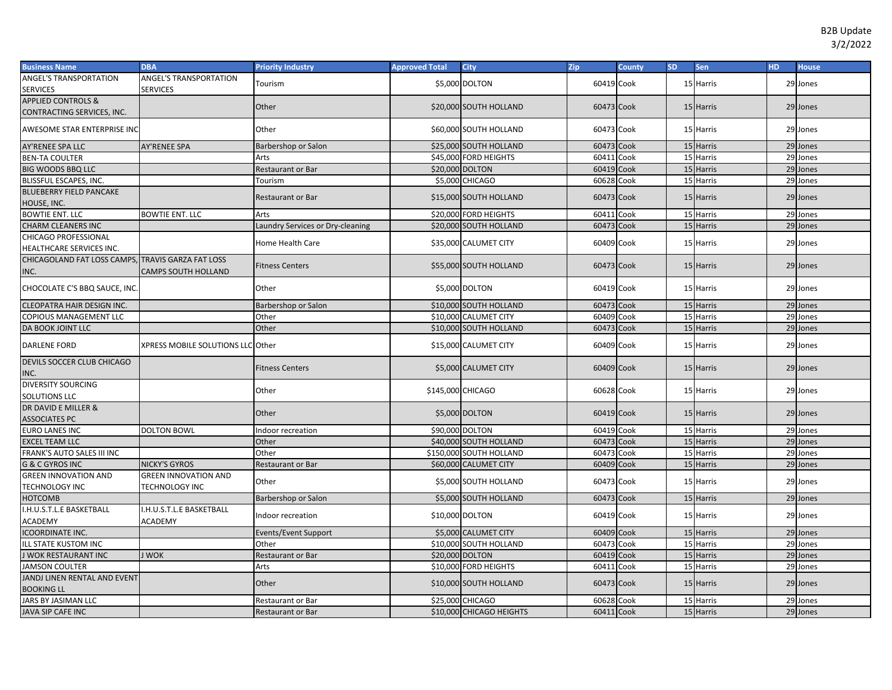B2B Update
3/2/2022

| Business Name | DBA | Priority Industry | Approved Total | City | Zip | County | SD | Sen | HD | House |
|---|---|---|---|---|---|---|---|---|---|---|
| ANGEL'S TRANSPORTATION SERVICES | ANGEL'S TRANSPORTATION SERVICES | Tourism | $5,000 | DOLTON | 60419 | Cook | 15 | Harris | 29 | Jones |
| APPLIED CONTROLS & CONTRACTING SERVICES, INC. | | Other | $20,000 | SOUTH HOLLAND | 60473 | Cook | 15 | Harris | 29 | Jones |
| AWESOME STAR ENTERPRISE INC | | Other | $60,000 | SOUTH HOLLAND | 60473 | Cook | 15 | Harris | 29 | Jones |
| AY'RENEE SPA LLC | AY'RENEE SPA | Barbershop or Salon | $25,000 | SOUTH HOLLAND | 60473 | Cook | 15 | Harris | 29 | Jones |
| BEN-TA COULTER | | Arts | $45,000 | FORD HEIGHTS | 60411 | Cook | 15 | Harris | 29 | Jones |
| BIG WOODS BBQ LLC | | Restaurant or Bar | $20,000 | DOLTON | 60419 | Cook | 15 | Harris | 29 | Jones |
| BLISSFUL ESCAPES, INC. | | Tourism | $5,000 | CHICAGO | 60628 | Cook | 15 | Harris | 29 | Jones |
| BLUEBERRY FIELD PANCAKE HOUSE, INC. | | Restaurant or Bar | $15,000 | SOUTH HOLLAND | 60473 | Cook | 15 | Harris | 29 | Jones |
| BOWTIE ENT. LLC | BOWTIE ENT. LLC | Arts | $20,000 | FORD HEIGHTS | 60411 | Cook | 15 | Harris | 29 | Jones |
| CHARM CLEANERS INC | | Laundry Services or Dry-cleaning | $20,000 | SOUTH HOLLAND | 60473 | Cook | 15 | Harris | 29 | Jones |
| CHICAGO PROFESSIONAL HEALTHCARE SERVICES INC. | | Home Health Care | $35,000 | CALUMET CITY | 60409 | Cook | 15 | Harris | 29 | Jones |
| CHICAGOLAND FAT LOSS CAMPS, INC. | TRAVIS GARZA FAT LOSS CAMPS SOUTH HOLLAND | Fitness Centers | $55,000 | SOUTH HOLLAND | 60473 | Cook | 15 | Harris | 29 | Jones |
| CHOCOLATE C'S BBQ SAUCE, INC. | | Other | $5,000 | DOLTON | 60419 | Cook | 15 | Harris | 29 | Jones |
| CLEOPATRA HAIR DESIGN INC. | | Barbershop or Salon | $10,000 | SOUTH HOLLAND | 60473 | Cook | 15 | Harris | 29 | Jones |
| COPIOUS MANAGEMENT LLC | | Other | $10,000 | CALUMET CITY | 60409 | Cook | 15 | Harris | 29 | Jones |
| DA BOOK JOINT LLC | | Other | $10,000 | SOUTH HOLLAND | 60473 | Cook | 15 | Harris | 29 | Jones |
| DARLENE FORD | XPRESS MOBILE SOLUTIONS LLC | Other | $15,000 | CALUMET CITY | 60409 | Cook | 15 | Harris | 29 | Jones |
| DEVILS SOCCER CLUB CHICAGO INC. | | Fitness Centers | $5,000 | CALUMET CITY | 60409 | Cook | 15 | Harris | 29 | Jones |
| DIVERSITY SOURCING SOLUTIONS LLC | | Other | $145,000 | CHICAGO | 60628 | Cook | 15 | Harris | 29 | Jones |
| DR DAVID E MILLER & ASSOCIATES PC | | Other | $5,000 | DOLTON | 60419 | Cook | 15 | Harris | 29 | Jones |
| EURO LANES INC | DOLTON BOWL | Indoor recreation | $90,000 | DOLTON | 60419 | Cook | 15 | Harris | 29 | Jones |
| EXCEL TEAM LLC | | Other | $40,000 | SOUTH HOLLAND | 60473 | Cook | 15 | Harris | 29 | Jones |
| FRANK'S AUTO SALES III INC | | Other | $150,000 | SOUTH HOLLAND | 60473 | Cook | 15 | Harris | 29 | Jones |
| G & C GYROS INC | NICKY'S GYROS | Restaurant or Bar | $60,000 | CALUMET CITY | 60409 | Cook | 15 | Harris | 29 | Jones |
| GREEN INNOVATION AND TECHNOLOGY INC | GREEN INNOVATION AND TECHNOLOGY INC | Other | $5,000 | SOUTH HOLLAND | 60473 | Cook | 15 | Harris | 29 | Jones |
| HOTCOMB | | Barbershop or Salon | $5,000 | SOUTH HOLLAND | 60473 | Cook | 15 | Harris | 29 | Jones |
| I.H.U.S.T.L.E BASKETBALL ACADEMY | I.H.U.S.T.L.E BASKETBALL ACADEMY | Indoor recreation | $10,000 | DOLTON | 60419 | Cook | 15 | Harris | 29 | Jones |
| ICOORDINATE INC. | | Events/Event Support | $5,000 | CALUMET CITY | 60409 | Cook | 15 | Harris | 29 | Jones |
| ILL STATE KUSTOM INC | | Other | $10,000 | SOUTH HOLLAND | 60473 | Cook | 15 | Harris | 29 | Jones |
| J WOK RESTAURANT INC | J WOK | Restaurant or Bar | $20,000 | DOLTON | 60419 | Cook | 15 | Harris | 29 | Jones |
| JAMSON COULTER | | Arts | $10,000 | FORD HEIGHTS | 60411 | Cook | 15 | Harris | 29 | Jones |
| JANDJ LINEN RENTAL AND EVENT BOOKING LL | | Other | $10,000 | SOUTH HOLLAND | 60473 | Cook | 15 | Harris | 29 | Jones |
| JARS BY JASIMAN LLC | | Restaurant or Bar | $25,000 | CHICAGO | 60628 | Cook | 15 | Harris | 29 | Jones |
| JAVA SIP CAFE INC | | Restaurant or Bar | $10,000 | CHICAGO HEIGHTS | 60411 | Cook | 15 | Harris | 29 | Jones |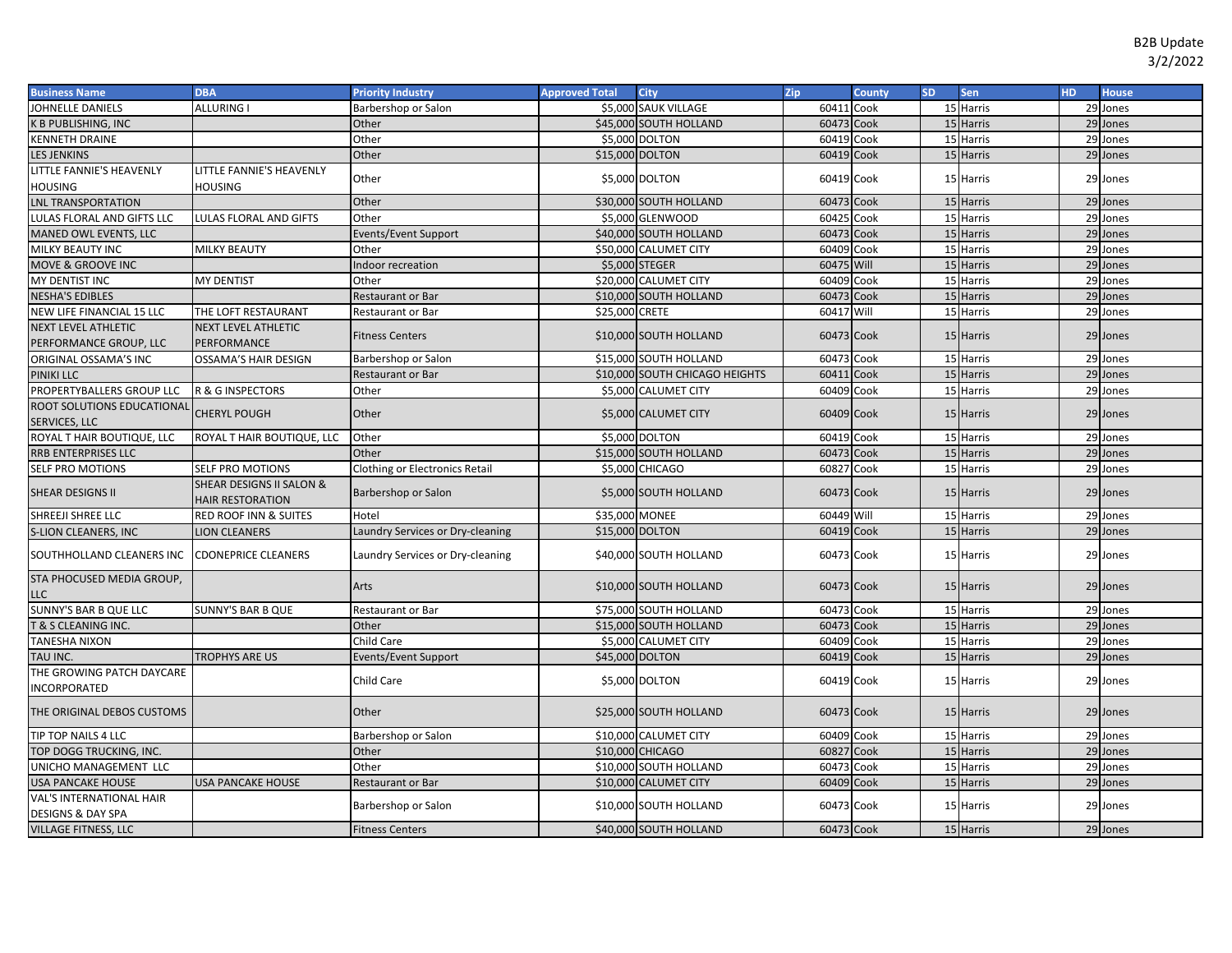B2B Update
3/2/2022

| Business Name | DBA | Priority Industry | Approved Total | City | Zip | County | SD | Sen | HD | House |
|---|---|---|---|---|---|---|---|---|---|---|
| JOHNELLE DANIELS | ALLURING I | Barbershop or Salon | $5,000 | SAUK VILLAGE | 60411 | Cook | 15 | Harris | 29 | Jones |
| K B PUBLISHING, INC | | Other | $45,000 | SOUTH HOLLAND | 60473 | Cook | 15 | Harris | 29 | Jones |
| KENNETH DRAINE | | Other | $5,000 | DOLTON | 60419 | Cook | 15 | Harris | 29 | Jones |
| LES JENKINS | | Other | $15,000 | DOLTON | 60419 | Cook | 15 | Harris | 29 | Jones |
| LITTLE FANNIE'S HEAVENLY HOUSING | LITTLE FANNIE'S HEAVENLY HOUSING | Other | $5,000 | DOLTON | 60419 | Cook | 15 | Harris | 29 | Jones |
| LNL TRANSPORTATION | | Other | $30,000 | SOUTH HOLLAND | 60473 | Cook | 15 | Harris | 29 | Jones |
| LULAS FLORAL AND GIFTS LLC | LULAS FLORAL AND GIFTS | Other | $5,000 | GLENWOOD | 60425 | Cook | 15 | Harris | 29 | Jones |
| MANED OWL EVENTS, LLC | | Events/Event Support | $40,000 | SOUTH HOLLAND | 60473 | Cook | 15 | Harris | 29 | Jones |
| MILKY BEAUTY INC | MILKY BEAUTY | Other | $50,000 | CALUMET CITY | 60409 | Cook | 15 | Harris | 29 | Jones |
| MOVE & GROOVE INC | | Indoor recreation | $5,000 | STEGER | 60475 | Will | 15 | Harris | 29 | Jones |
| MY DENTIST INC | MY DENTIST | Other | $20,000 | CALUMET CITY | 60409 | Cook | 15 | Harris | 29 | Jones |
| NESHA'S EDIBLES | | Restaurant or Bar | $10,000 | SOUTH HOLLAND | 60473 | Cook | 15 | Harris | 29 | Jones |
| NEW LIFE FINANCIAL 15 LLC | THE LOFT RESTAURANT | Restaurant or Bar | $25,000 | CRETE | 60417 | Will | 15 | Harris | 29 | Jones |
| NEXT LEVEL ATHLETIC PERFORMANCE GROUP, LLC | NEXT LEVEL ATHLETIC PERFORMANCE | Fitness Centers | $10,000 | SOUTH HOLLAND | 60473 | Cook | 15 | Harris | 29 | Jones |
| ORIGINAL OSSAMA'S INC | OSSAMA'S HAIR DESIGN | Barbershop or Salon | $15,000 | SOUTH HOLLAND | 60473 | Cook | 15 | Harris | 29 | Jones |
| PINIKI LLC | | Restaurant or Bar | $10,000 | SOUTH CHICAGO HEIGHTS | 60411 | Cook | 15 | Harris | 29 | Jones |
| PROPERTYBALLERS GROUP LLC | R & G INSPECTORS | Other | $5,000 | CALUMET CITY | 60409 | Cook | 15 | Harris | 29 | Jones |
| ROOT SOLUTIONS EDUCATIONAL SERVICES, LLC | CHERYL POUGH | Other | $5,000 | CALUMET CITY | 60409 | Cook | 15 | Harris | 29 | Jones |
| ROYAL T HAIR BOUTIQUE, LLC | ROYAL T HAIR BOUTIQUE, LLC | Other | $5,000 | DOLTON | 60419 | Cook | 15 | Harris | 29 | Jones |
| RRB ENTERPRISES LLC | | Other | $15,000 | SOUTH HOLLAND | 60473 | Cook | 15 | Harris | 29 | Jones |
| SELF PRO MOTIONS | SELF PRO MOTIONS | Clothing or Electronics Retail | $5,000 | CHICAGO | 60827 | Cook | 15 | Harris | 29 | Jones |
| SHEAR DESIGNS II | SHEAR DESIGNS II SALON & HAIR RESTORATION | Barbershop or Salon | $5,000 | SOUTH HOLLAND | 60473 | Cook | 15 | Harris | 29 | Jones |
| SHREEJI SHREE LLC | RED ROOF INN & SUITES | Hotel | $35,000 | MONEE | 60449 | Will | 15 | Harris | 29 | Jones |
| S-LION CLEANERS, INC | LION CLEANERS | Laundry Services or Dry-cleaning | $15,000 | DOLTON | 60419 | Cook | 15 | Harris | 29 | Jones |
| SOUTHHOLLAND CLEANERS INC | CDONEPRICE CLEANERS | Laundry Services or Dry-cleaning | $40,000 | SOUTH HOLLAND | 60473 | Cook | 15 | Harris | 29 | Jones |
| STA PHOCUSED MEDIA GROUP, LLC | | Arts | $10,000 | SOUTH HOLLAND | 60473 | Cook | 15 | Harris | 29 | Jones |
| SUNNY'S BAR B QUE LLC | SUNNY'S BAR B QUE | Restaurant or Bar | $75,000 | SOUTH HOLLAND | 60473 | Cook | 15 | Harris | 29 | Jones |
| T & S CLEANING INC. | | Other | $15,000 | SOUTH HOLLAND | 60473 | Cook | 15 | Harris | 29 | Jones |
| TANESHA NIXON | | Child Care | $5,000 | CALUMET CITY | 60409 | Cook | 15 | Harris | 29 | Jones |
| TAU INC. | TROPHYS ARE US | Events/Event Support | $45,000 | DOLTON | 60419 | Cook | 15 | Harris | 29 | Jones |
| THE GROWING PATCH DAYCARE INCORPORATED | | Child Care | $5,000 | DOLTON | 60419 | Cook | 15 | Harris | 29 | Jones |
| THE ORIGINAL DEBOS CUSTOMS | | Other | $25,000 | SOUTH HOLLAND | 60473 | Cook | 15 | Harris | 29 | Jones |
| TIP TOP NAILS 4 LLC | | Barbershop or Salon | $10,000 | CALUMET CITY | 60409 | Cook | 15 | Harris | 29 | Jones |
| TOP DOGG TRUCKING, INC. | | Other | $10,000 | CHICAGO | 60827 | Cook | 15 | Harris | 29 | Jones |
| UNICHO MANAGEMENT LLC | | Other | $10,000 | SOUTH HOLLAND | 60473 | Cook | 15 | Harris | 29 | Jones |
| USA PANCAKE HOUSE | USA PANCAKE HOUSE | Restaurant or Bar | $10,000 | CALUMET CITY | 60409 | Cook | 15 | Harris | 29 | Jones |
| VAL'S INTERNATIONAL HAIR DESIGNS & DAY SPA | | Barbershop or Salon | $10,000 | SOUTH HOLLAND | 60473 | Cook | 15 | Harris | 29 | Jones |
| VILLAGE FITNESS, LLC | | Fitness Centers | $40,000 | SOUTH HOLLAND | 60473 | Cook | 15 | Harris | 29 | Jones |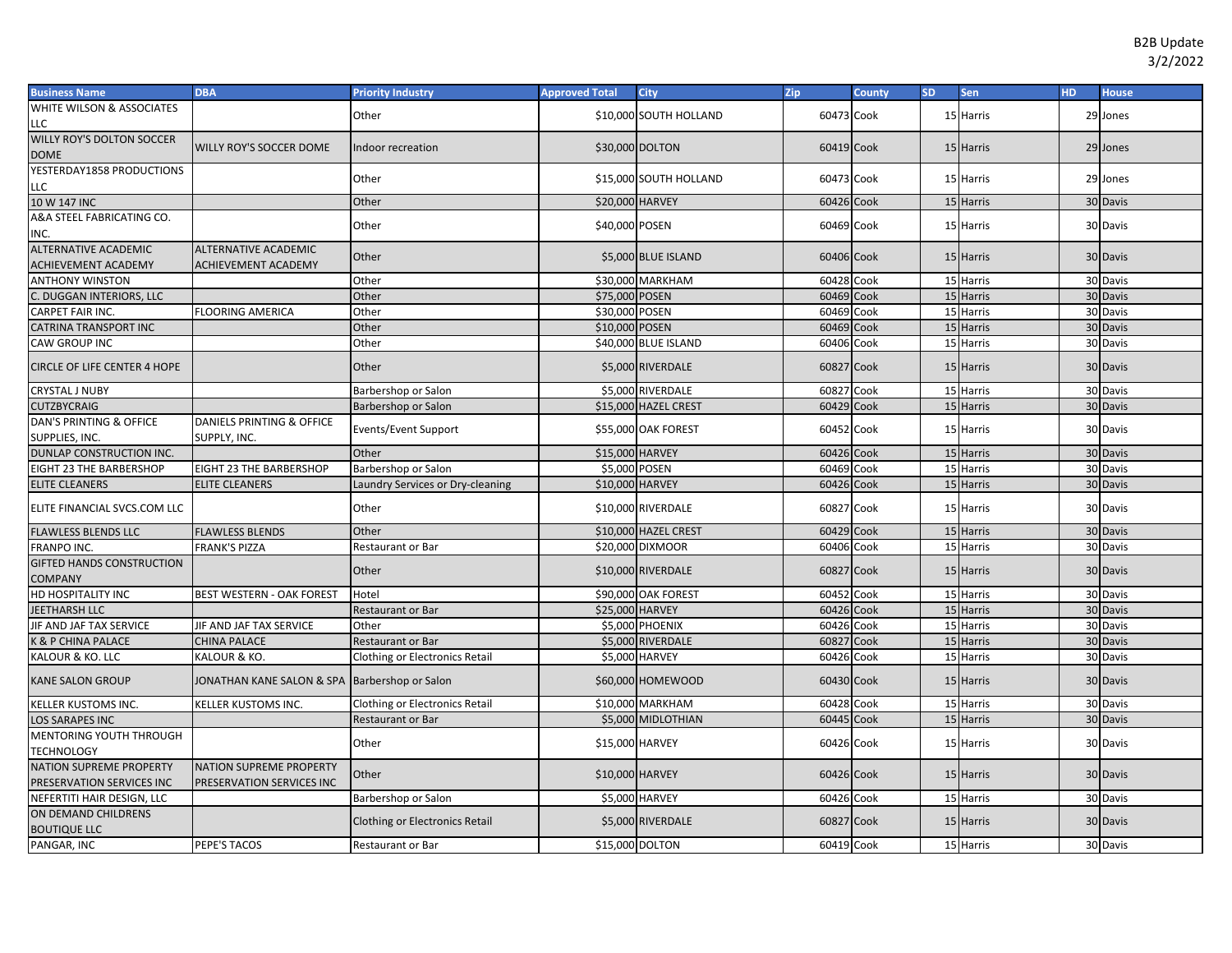B2B Update
3/2/2022

| Business Name | DBA | Priority Industry | Approved Total | City | Zip | County | SD | Sen | HD | House |
|---|---|---|---|---|---|---|---|---|---|---|
| WHITE WILSON & ASSOCIATES LLC | | Other | $10,000 | SOUTH HOLLAND | 60473 | Cook | 15 | Harris | 29 | Jones |
| WILLY ROY'S DOLTON SOCCER DOME | WILLY ROY'S SOCCER DOME | Indoor recreation | $30,000 | DOLTON | 60419 | Cook | 15 | Harris | 29 | Jones |
| YESTERDAY1858 PRODUCTIONS LLC | | Other | $15,000 | SOUTH HOLLAND | 60473 | Cook | 15 | Harris | 29 | Jones |
| 10 W 147 INC | | Other | $20,000 | HARVEY | 60426 | Cook | 15 | Harris | 30 | Davis |
| A&A STEEL FABRICATING CO. INC. | | Other | $40,000 | POSEN | 60469 | Cook | 15 | Harris | 30 | Davis |
| ALTERNATIVE ACADEMIC ACHIEVEMENT ACADEMY | ALTERNATIVE ACADEMIC ACHIEVEMENT ACADEMY | Other | $5,000 | BLUE ISLAND | 60406 | Cook | 15 | Harris | 30 | Davis |
| ANTHONY WINSTON | | Other | $30,000 | MARKHAM | 60428 | Cook | 15 | Harris | 30 | Davis |
| C. DUGGAN INTERIORS, LLC | | Other | $75,000 | POSEN | 60469 | Cook | 15 | Harris | 30 | Davis |
| CARPET FAIR INC. | FLOORING AMERICA | Other | $30,000 | POSEN | 60469 | Cook | 15 | Harris | 30 | Davis |
| CATRINA TRANSPORT INC | | Other | $10,000 | POSEN | 60469 | Cook | 15 | Harris | 30 | Davis |
| CAW GROUP INC | | Other | $40,000 | BLUE ISLAND | 60406 | Cook | 15 | Harris | 30 | Davis |
| CIRCLE OF LIFE CENTER 4 HOPE | | Other | $5,000 | RIVERDALE | 60827 | Cook | 15 | Harris | 30 | Davis |
| CRYSTAL J NUBY | | Barbershop or Salon | $5,000 | RIVERDALE | 60827 | Cook | 15 | Harris | 30 | Davis |
| CUTZBYCRAIG | | Barbershop or Salon | $15,000 | HAZEL CREST | 60429 | Cook | 15 | Harris | 30 | Davis |
| DAN'S PRINTING & OFFICE SUPPLIES, INC. | DANIELS PRINTING & OFFICE SUPPLY, INC. | Events/Event Support | $55,000 | OAK FOREST | 60452 | Cook | 15 | Harris | 30 | Davis |
| DUNLAP CONSTRUCTION INC. | | Other | $15,000 | HARVEY | 60426 | Cook | 15 | Harris | 30 | Davis |
| EIGHT 23 THE BARBERSHOP | EIGHT 23 THE BARBERSHOP | Barbershop or Salon | $5,000 | POSEN | 60469 | Cook | 15 | Harris | 30 | Davis |
| ELITE CLEANERS | ELITE CLEANERS | Laundry Services or Dry-cleaning | $10,000 | HARVEY | 60426 | Cook | 15 | Harris | 30 | Davis |
| ELITE FINANCIAL SVCS.COM LLC | | Other | $10,000 | RIVERDALE | 60827 | Cook | 15 | Harris | 30 | Davis |
| FLAWLESS BLENDS LLC | FLAWLESS BLENDS | Other | $10,000 | HAZEL CREST | 60429 | Cook | 15 | Harris | 30 | Davis |
| FRANPO INC. | FRANK'S PIZZA | Restaurant or Bar | $20,000 | DIXMOOR | 60406 | Cook | 15 | Harris | 30 | Davis |
| GIFTED HANDS CONSTRUCTION COMPANY | | Other | $10,000 | RIVERDALE | 60827 | Cook | 15 | Harris | 30 | Davis |
| HD HOSPITALITY INC | BEST WESTERN - OAK FOREST | Hotel | $90,000 | OAK FOREST | 60452 | Cook | 15 | Harris | 30 | Davis |
| JEETHARSH LLC | | Restaurant or Bar | $25,000 | HARVEY | 60426 | Cook | 15 | Harris | 30 | Davis |
| JIF AND JAF TAX SERVICE | JIF AND JAF TAX SERVICE | Other | $5,000 | PHOENIX | 60426 | Cook | 15 | Harris | 30 | Davis |
| K & P CHINA PALACE | CHINA PALACE | Restaurant or Bar | $5,000 | RIVERDALE | 60827 | Cook | 15 | Harris | 30 | Davis |
| KALOUR & KO. LLC | KALOUR & KO. | Clothing or Electronics Retail | $5,000 | HARVEY | 60426 | Cook | 15 | Harris | 30 | Davis |
| KANE SALON GROUP | JONATHAN KANE SALON & SPA | Barbershop or Salon | $60,000 | HOMEWOOD | 60430 | Cook | 15 | Harris | 30 | Davis |
| KELLER KUSTOMS INC. | KELLER KUSTOMS INC. | Clothing or Electronics Retail | $10,000 | MARKHAM | 60428 | Cook | 15 | Harris | 30 | Davis |
| LOS SARAPES INC | | Restaurant or Bar | $5,000 | MIDLOTHIAN | 60445 | Cook | 15 | Harris | 30 | Davis |
| MENTORING YOUTH THROUGH TECHNOLOGY | | Other | $15,000 | HARVEY | 60426 | Cook | 15 | Harris | 30 | Davis |
| NATION SUPREME PROPERTY PRESERVATION SERVICES INC | NATION SUPREME PROPERTY PRESERVATION SERVICES INC | Other | $10,000 | HARVEY | 60426 | Cook | 15 | Harris | 30 | Davis |
| NEFERTITI HAIR DESIGN, LLC | | Barbershop or Salon | $5,000 | HARVEY | 60426 | Cook | 15 | Harris | 30 | Davis |
| ON DEMAND CHILDRENS BOUTIQUE LLC | | Clothing or Electronics Retail | $5,000 | RIVERDALE | 60827 | Cook | 15 | Harris | 30 | Davis |
| PANGAR, INC | PEPE'S TACOS | Restaurant or Bar | $15,000 | DOLTON | 60419 | Cook | 15 | Harris | 30 | Davis |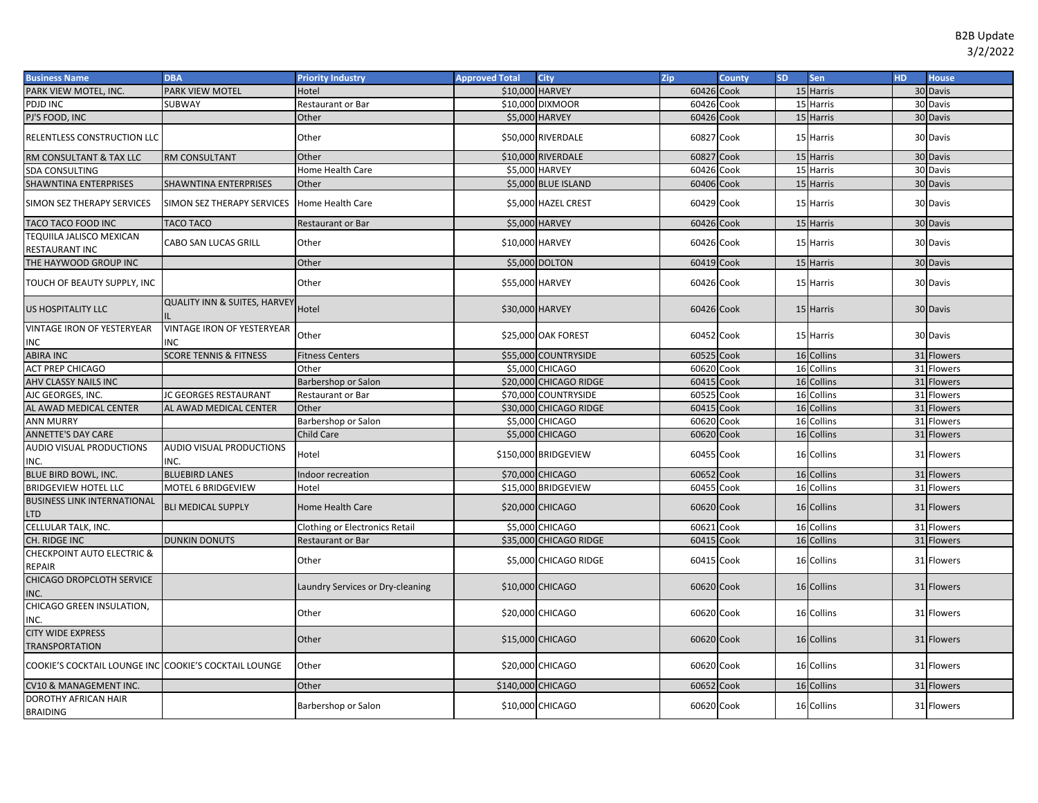B2B Update
3/2/2022

| Business Name | DBA | Priority Industry | Approved Total | City | Zip | County | SD | Sen | HD | House |
|---|---|---|---|---|---|---|---|---|---|---|
| PARK VIEW MOTEL, INC. | PARK VIEW MOTEL | Hotel | $10,000 | HARVEY | 60426 | Cook | 15 | Harris | 30 | Davis |
| PDJD INC | SUBWAY | Restaurant or Bar | $10,000 | DIXMOOR | 60426 | Cook | 15 | Harris | 30 | Davis |
| PJ'S FOOD, INC | | Other | $5,000 | HARVEY | 60426 | Cook | 15 | Harris | 30 | Davis |
| RELENTLESS CONSTRUCTION LLC | | Other | $50,000 | RIVERDALE | 60827 | Cook | 15 | Harris | 30 | Davis |
| RM CONSULTANT & TAX LLC | RM CONSULTANT | Other | $10,000 | RIVERDALE | 60827 | Cook | 15 | Harris | 30 | Davis |
| SDA CONSULTING | | Home Health Care | $5,000 | HARVEY | 60426 | Cook | 15 | Harris | 30 | Davis |
| SHAWNTINA ENTERPRISES | SHAWNTINA ENTERPRISES | Other | $5,000 | BLUE ISLAND | 60406 | Cook | 15 | Harris | 30 | Davis |
| SIMON SEZ THERAPY SERVICES | SIMON SEZ THERAPY SERVICES | Home Health Care | $5,000 | HAZEL CREST | 60429 | Cook | 15 | Harris | 30 | Davis |
| TACO TACO FOOD INC | TACO TACO | Restaurant or Bar | $5,000 | HARVEY | 60426 | Cook | 15 | Harris | 30 | Davis |
| TEQUIILA JALISCO MEXICAN RESTAURANT INC | CABO SAN LUCAS GRILL | Other | $10,000 | HARVEY | 60426 | Cook | 15 | Harris | 30 | Davis |
| THE HAYWOOD GROUP INC | | Other | $5,000 | DOLTON | 60419 | Cook | 15 | Harris | 30 | Davis |
| TOUCH OF BEAUTY SUPPLY, INC | | Other | $55,000 | HARVEY | 60426 | Cook | 15 | Harris | 30 | Davis |
| US HOSPITALITY LLC | QUALITY INN & SUITES, HARVEY IL | Hotel | $30,000 | HARVEY | 60426 | Cook | 15 | Harris | 30 | Davis |
| VINTAGE IRON OF YESTERYEAR INC | VINTAGE IRON OF YESTERYEAR INC | Other | $25,000 | OAK FOREST | 60452 | Cook | 15 | Harris | 30 | Davis |
| ABIRA INC | SCORE TENNIS & FITNESS | Fitness Centers | $55,000 | COUNTRYSIDE | 60525 | Cook | 16 | Collins | 31 | Flowers |
| ACT PREP CHICAGO | | Other | $5,000 | CHICAGO | 60620 | Cook | 16 | Collins | 31 | Flowers |
| AHV CLASSY NAILS INC | | Barbershop or Salon | $20,000 | CHICAGO RIDGE | 60415 | Cook | 16 | Collins | 31 | Flowers |
| AJC GEORGES, INC. | JC GEORGES RESTAURANT | Restaurant or Bar | $70,000 | COUNTRYSIDE | 60525 | Cook | 16 | Collins | 31 | Flowers |
| AL AWAD MEDICAL CENTER | AL AWAD MEDICAL CENTER | Other | $30,000 | CHICAGO RIDGE | 60415 | Cook | 16 | Collins | 31 | Flowers |
| ANN MURRY | | Barbershop or Salon | $5,000 | CHICAGO | 60620 | Cook | 16 | Collins | 31 | Flowers |
| ANNETTE'S DAY CARE | | Child Care | $5,000 | CHICAGO | 60620 | Cook | 16 | Collins | 31 | Flowers |
| AUDIO VISUAL PRODUCTIONS INC. | AUDIO VISUAL PRODUCTIONS INC. | Hotel | $150,000 | BRIDGEVIEW | 60455 | Cook | 16 | Collins | 31 | Flowers |
| BLUE BIRD BOWL, INC. | BLUEBIRD LANES | Indoor recreation | $70,000 | CHICAGO | 60652 | Cook | 16 | Collins | 31 | Flowers |
| BRIDGEVIEW HOTEL LLC | MOTEL 6 BRIDGEVIEW | Hotel | $15,000 | BRIDGEVIEW | 60455 | Cook | 16 | Collins | 31 | Flowers |
| BUSINESS LINK INTERNATIONAL LTD | BLI MEDICAL SUPPLY | Home Health Care | $20,000 | CHICAGO | 60620 | Cook | 16 | Collins | 31 | Flowers |
| CELLULAR TALK, INC. | | Clothing or Electronics Retail | $5,000 | CHICAGO | 60621 | Cook | 16 | Collins | 31 | Flowers |
| CH. RIDGE INC | DUNKIN DONUTS | Restaurant or Bar | $35,000 | CHICAGO RIDGE | 60415 | Cook | 16 | Collins | 31 | Flowers |
| CHECKPOINT AUTO ELECTRIC & REPAIR | | Other | $5,000 | CHICAGO RIDGE | 60415 | Cook | 16 | Collins | 31 | Flowers |
| CHICAGO DROPCLOTH SERVICE INC. | | Laundry Services or Dry-cleaning | $10,000 | CHICAGO | 60620 | Cook | 16 | Collins | 31 | Flowers |
| CHICAGO GREEN INSULATION, INC. | | Other | $20,000 | CHICAGO | 60620 | Cook | 16 | Collins | 31 | Flowers |
| CITY WIDE EXPRESS TRANSPORTATION | | Other | $15,000 | CHICAGO | 60620 | Cook | 16 | Collins | 31 | Flowers |
| COOKIE'S COCKTAIL LOUNGE INC | COOKIE'S COCKTAIL LOUNGE | Other | $20,000 | CHICAGO | 60620 | Cook | 16 | Collins | 31 | Flowers |
| CV10 & MANAGEMENT INC. | | Other | $140,000 | CHICAGO | 60652 | Cook | 16 | Collins | 31 | Flowers |
| DOROTHY AFRICAN HAIR BRAIDING | | Barbershop or Salon | $10,000 | CHICAGO | 60620 | Cook | 16 | Collins | 31 | Flowers |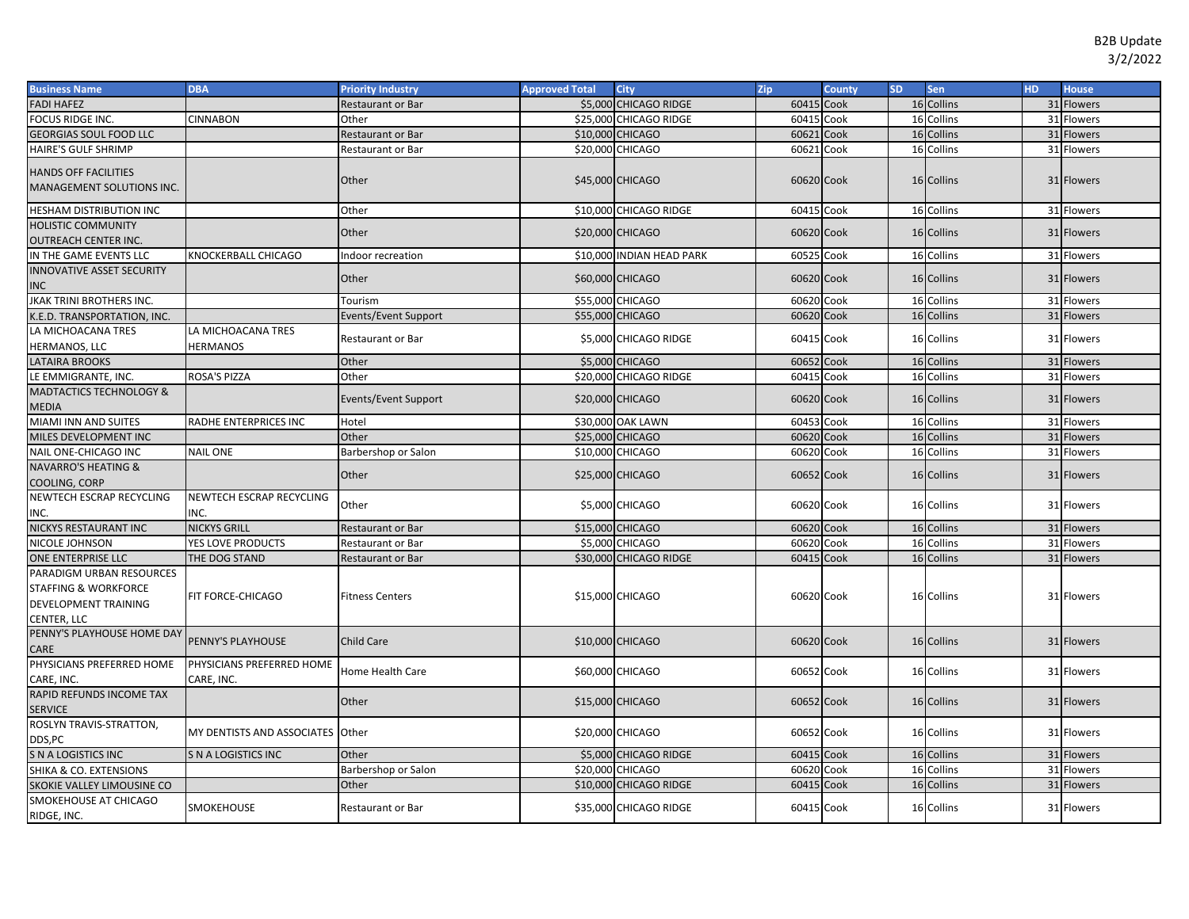B2B Update
3/2/2022

| Business Name | DBA | Priority Industry | Approved Total | City | Zip | County | SD | Sen | HD | House |
|---|---|---|---|---|---|---|---|---|---|---|
| FADI HAFEZ | | Restaurant or Bar | $5,000 | CHICAGO RIDGE | 60415 | Cook | 16 | Collins | 31 | Flowers |
| FOCUS RIDGE INC. | CINNABON | Other | $25,000 | CHICAGO RIDGE | 60415 | Cook | 16 | Collins | 31 | Flowers |
| GEORGIAS SOUL FOOD LLC | | Restaurant or Bar | $10,000 | CHICAGO | 60621 | Cook | 16 | Collins | 31 | Flowers |
| HAIRE'S GULF SHRIMP | | Restaurant or Bar | $20,000 | CHICAGO | 60621 | Cook | 16 | Collins | 31 | Flowers |
| HANDS OFF FACILITIES MANAGEMENT SOLUTIONS INC. | | Other | $45,000 | CHICAGO | 60620 | Cook | 16 | Collins | 31 | Flowers |
| HESHAM DISTRIBUTION INC | | Other | $10,000 | CHICAGO RIDGE | 60415 | Cook | 16 | Collins | 31 | Flowers |
| HOLISTIC COMMUNITY OUTREACH CENTER INC. | | Other | $20,000 | CHICAGO | 60620 | Cook | 16 | Collins | 31 | Flowers |
| IN THE GAME EVENTS LLC | KNOCKERBALL CHICAGO | Indoor recreation | $10,000 | INDIAN HEAD PARK | 60525 | Cook | 16 | Collins | 31 | Flowers |
| INNOVATIVE ASSET SECURITY INC | | Other | $60,000 | CHICAGO | 60620 | Cook | 16 | Collins | 31 | Flowers |
| JKAK TRINI BROTHERS INC. | | Tourism | $55,000 | CHICAGO | 60620 | Cook | 16 | Collins | 31 | Flowers |
| K.E.D. TRANSPORTATION, INC. | | Events/Event Support | $55,000 | CHICAGO | 60620 | Cook | 16 | Collins | 31 | Flowers |
| LA MICHOACANA TRES HERMANOS, LLC | LA MICHOACANA TRES HERMANOS | Restaurant or Bar | $5,000 | CHICAGO RIDGE | 60415 | Cook | 16 | Collins | 31 | Flowers |
| LATAIRA BROOKS | | Other | $5,000 | CHICAGO | 60652 | Cook | 16 | Collins | 31 | Flowers |
| LE EMMIGRANTE, INC. | ROSA'S PIZZA | Other | $20,000 | CHICAGO RIDGE | 60415 | Cook | 16 | Collins | 31 | Flowers |
| MADTACTICS TECHNOLOGY & MEDIA | | Events/Event Support | $20,000 | CHICAGO | 60620 | Cook | 16 | Collins | 31 | Flowers |
| MIAMI INN AND SUITES | RADHE ENTERPRICES INC | Hotel | $30,000 | OAK LAWN | 60453 | Cook | 16 | Collins | 31 | Flowers |
| MILES DEVELOPMENT INC | | Other | $25,000 | CHICAGO | 60620 | Cook | 16 | Collins | 31 | Flowers |
| NAIL ONE-CHICAGO INC | NAIL ONE | Barbershop or Salon | $10,000 | CHICAGO | 60620 | Cook | 16 | Collins | 31 | Flowers |
| NAVARRO'S HEATING & COOLING, CORP | | Other | $25,000 | CHICAGO | 60652 | Cook | 16 | Collins | 31 | Flowers |
| NEWTECH ESCRAP RECYCLING INC. | NEWTECH ESCRAP RECYCLING INC. | Other | $5,000 | CHICAGO | 60620 | Cook | 16 | Collins | 31 | Flowers |
| NICKYS RESTAURANT INC | NICKYS GRILL | Restaurant or Bar | $15,000 | CHICAGO | 60620 | Cook | 16 | Collins | 31 | Flowers |
| NICOLE JOHNSON | YES LOVE PRODUCTS | Restaurant or Bar | $5,000 | CHICAGO | 60620 | Cook | 16 | Collins | 31 | Flowers |
| ONE ENTERPRISE LLC | THE DOG STAND | Restaurant or Bar | $30,000 | CHICAGO RIDGE | 60415 | Cook | 16 | Collins | 31 | Flowers |
| PARADIGM URBAN RESOURCES STAFFING & WORKFORCE DEVELOPMENT TRAINING CENTER, LLC | FIT FORCE-CHICAGO | Fitness Centers | $15,000 | CHICAGO | 60620 | Cook | 16 | Collins | 31 | Flowers |
| PENNY'S PLAYHOUSE HOME DAY CARE | PENNY'S PLAYHOUSE | Child Care | $10,000 | CHICAGO | 60620 | Cook | 16 | Collins | 31 | Flowers |
| PHYSICIANS PREFERRED HOME CARE, INC. | PHYSICIANS PREFERRED HOME CARE, INC. | Home Health Care | $60,000 | CHICAGO | 60652 | Cook | 16 | Collins | 31 | Flowers |
| RAPID REFUNDS INCOME TAX SERVICE | | Other | $15,000 | CHICAGO | 60652 | Cook | 16 | Collins | 31 | Flowers |
| ROSLYN TRAVIS-STRATTON, DDS,PC | MY DENTISTS AND ASSOCIATES | Other | $20,000 | CHICAGO | 60652 | Cook | 16 | Collins | 31 | Flowers |
| S N A LOGISTICS INC | S N A LOGISTICS INC | Other | $5,000 | CHICAGO RIDGE | 60415 | Cook | 16 | Collins | 31 | Flowers |
| SHIKA & CO. EXTENSIONS | | Barbershop or Salon | $20,000 | CHICAGO | 60620 | Cook | 16 | Collins | 31 | Flowers |
| SKOKIE VALLEY LIMOUSINE CO | | Other | $10,000 | CHICAGO RIDGE | 60415 | Cook | 16 | Collins | 31 | Flowers |
| SMOKEHOUSE AT CHICAGO RIDGE, INC. | SMOKEHOUSE | Restaurant or Bar | $35,000 | CHICAGO RIDGE | 60415 | Cook | 16 | Collins | 31 | Flowers |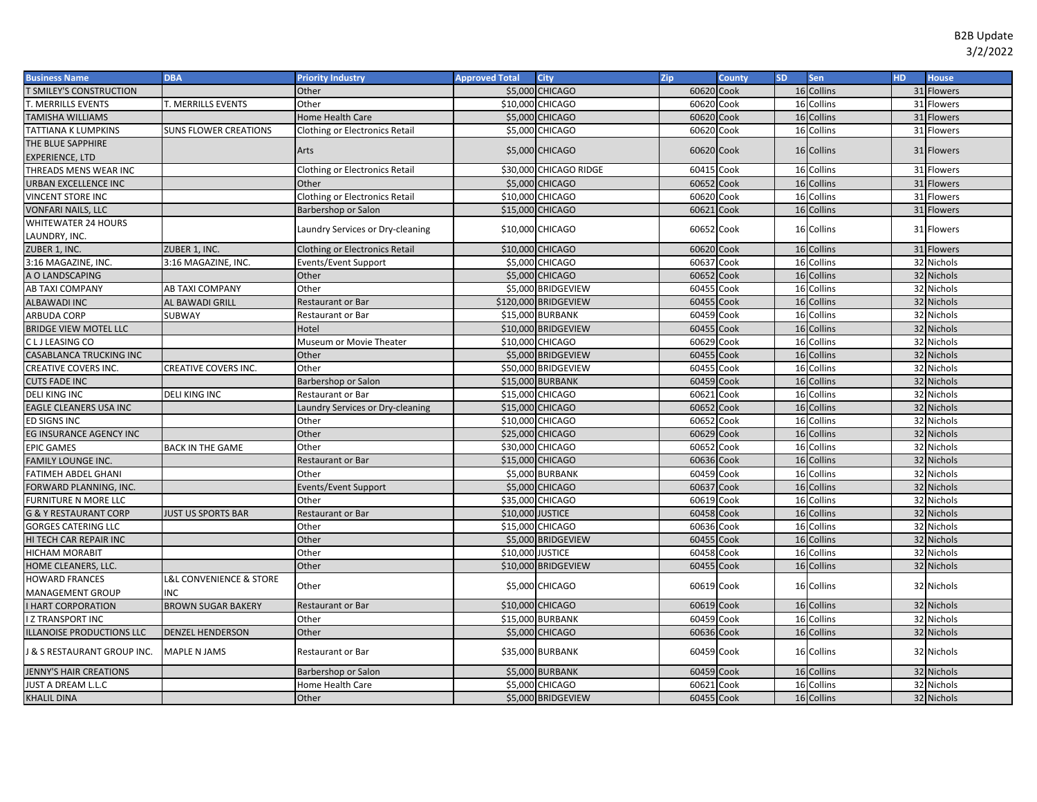B2B Update
3/2/2022

| Business Name | DBA | Priority Industry | Approved Total | City | Zip | County | SD | Sen | HD | House |
|---|---|---|---|---|---|---|---|---|---|---|
| T SMILEY'S CONSTRUCTION | | Other | $5,000 | CHICAGO | 60620 | Cook | 16 | Collins | 31 | Flowers |
| T. MERRILLS EVENTS | T. MERRILLS EVENTS | Other | $10,000 | CHICAGO | 60620 | Cook | 16 | Collins | 31 | Flowers |
| TAMISHA WILLIAMS | | Home Health Care | $5,000 | CHICAGO | 60620 | Cook | 16 | Collins | 31 | Flowers |
| TATTIANA K LUMPKINS | SUNS FLOWER CREATIONS | Clothing or Electronics Retail | $5,000 | CHICAGO | 60620 | Cook | 16 | Collins | 31 | Flowers |
| THE BLUE SAPPHIRE EXPERIENCE, LTD | | Arts | $5,000 | CHICAGO | 60620 | Cook | 16 | Collins | 31 | Flowers |
| THREADS MENS WEAR INC | | Clothing or Electronics Retail | $30,000 | CHICAGO RIDGE | 60415 | Cook | 16 | Collins | 31 | Flowers |
| URBAN EXCELLENCE INC | | Other | $5,000 | CHICAGO | 60652 | Cook | 16 | Collins | 31 | Flowers |
| VINCENT STORE INC | | Clothing or Electronics Retail | $10,000 | CHICAGO | 60620 | Cook | 16 | Collins | 31 | Flowers |
| VONFARI NAILS, LLC | | Barbershop or Salon | $15,000 | CHICAGO | 60621 | Cook | 16 | Collins | 31 | Flowers |
| WHITEWATER 24 HOURS LAUNDRY, INC. | | Laundry Services or Dry-cleaning | $10,000 | CHICAGO | 60652 | Cook | 16 | Collins | 31 | Flowers |
| ZUBER 1, INC. | ZUBER 1, INC. | Clothing or Electronics Retail | $10,000 | CHICAGO | 60620 | Cook | 16 | Collins | 31 | Flowers |
| 3:16 MAGAZINE, INC. | 3:16 MAGAZINE, INC. | Events/Event Support | $5,000 | CHICAGO | 60637 | Cook | 16 | Collins | 32 | Nichols |
| A O LANDSCAPING | | Other | $5,000 | CHICAGO | 60652 | Cook | 16 | Collins | 32 | Nichols |
| AB TAXI COMPANY | AB TAXI COMPANY | Other | $5,000 | BRIDGEVIEW | 60455 | Cook | 16 | Collins | 32 | Nichols |
| ALBAWADI INC | AL BAWADI GRILL | Restaurant or Bar | $120,000 | BRIDGEVIEW | 60455 | Cook | 16 | Collins | 32 | Nichols |
| ARBUDA CORP | SUBWAY | Restaurant or Bar | $15,000 | BURBANK | 60459 | Cook | 16 | Collins | 32 | Nichols |
| BRIDGE VIEW MOTEL LLC | | Hotel | $10,000 | BRIDGEVIEW | 60455 | Cook | 16 | Collins | 32 | Nichols |
| C L J LEASING CO | | Museum or Movie Theater | $10,000 | CHICAGO | 60629 | Cook | 16 | Collins | 32 | Nichols |
| CASABLANCA TRUCKING INC | | Other | $5,000 | BRIDGEVIEW | 60455 | Cook | 16 | Collins | 32 | Nichols |
| CREATIVE COVERS INC. | CREATIVE COVERS INC. | Other | $50,000 | BRIDGEVIEW | 60455 | Cook | 16 | Collins | 32 | Nichols |
| CUTS FADE INC | | Barbershop or Salon | $15,000 | BURBANK | 60459 | Cook | 16 | Collins | 32 | Nichols |
| DELI KING INC | DELI KING INC | Restaurant or Bar | $15,000 | CHICAGO | 60621 | Cook | 16 | Collins | 32 | Nichols |
| EAGLE CLEANERS USA INC | | Laundry Services or Dry-cleaning | $15,000 | CHICAGO | 60652 | Cook | 16 | Collins | 32 | Nichols |
| ED SIGNS INC | | Other | $10,000 | CHICAGO | 60652 | Cook | 16 | Collins | 32 | Nichols |
| EG INSURANCE AGENCY INC | | Other | $25,000 | CHICAGO | 60629 | Cook | 16 | Collins | 32 | Nichols |
| EPIC GAMES | BACK IN THE GAME | Other | $30,000 | CHICAGO | 60652 | Cook | 16 | Collins | 32 | Nichols |
| FAMILY LOUNGE INC. | | Restaurant or Bar | $15,000 | CHICAGO | 60636 | Cook | 16 | Collins | 32 | Nichols |
| FATIMEH ABDEL GHANI | | Other | $5,000 | BURBANK | 60459 | Cook | 16 | Collins | 32 | Nichols |
| FORWARD PLANNING, INC. | | Events/Event Support | $5,000 | CHICAGO | 60637 | Cook | 16 | Collins | 32 | Nichols |
| FURNITURE N MORE LLC | | Other | $35,000 | CHICAGO | 60619 | Cook | 16 | Collins | 32 | Nichols |
| G & Y RESTAURANT CORP | JUST US SPORTS BAR | Restaurant or Bar | $10,000 | JUSTICE | 60458 | Cook | 16 | Collins | 32 | Nichols |
| GORGES CATERING LLC | | Other | $15,000 | CHICAGO | 60636 | Cook | 16 | Collins | 32 | Nichols |
| HI TECH CAR REPAIR INC | | Other | $5,000 | BRIDGEVIEW | 60455 | Cook | 16 | Collins | 32 | Nichols |
| HICHAM MORABIT | | Other | $10,000 | JUSTICE | 60458 | Cook | 16 | Collins | 32 | Nichols |
| HOME CLEANERS, LLC. | | Other | $10,000 | BRIDGEVIEW | 60455 | Cook | 16 | Collins | 32 | Nichols |
| HOWARD FRANCES MANAGEMENT GROUP | L&L CONVENIENCE & STORE INC | Other | $5,000 | CHICAGO | 60619 | Cook | 16 | Collins | 32 | Nichols |
| I HART CORPORATION | BROWN SUGAR BAKERY | Restaurant or Bar | $10,000 | CHICAGO | 60619 | Cook | 16 | Collins | 32 | Nichols |
| I Z TRANSPORT INC | | Other | $15,000 | BURBANK | 60459 | Cook | 16 | Collins | 32 | Nichols |
| ILLANOISE PRODUCTIONS LLC | DENZEL HENDERSON | Other | $5,000 | CHICAGO | 60636 | Cook | 16 | Collins | 32 | Nichols |
| J & S RESTAURANT GROUP INC. | MAPLE N JAMS | Restaurant or Bar | $35,000 | BURBANK | 60459 | Cook | 16 | Collins | 32 | Nichols |
| JENNY'S HAIR CREATIONS | | Barbershop or Salon | $5,000 | BURBANK | 60459 | Cook | 16 | Collins | 32 | Nichols |
| JUST A DREAM L.L.C | | Home Health Care | $5,000 | CHICAGO | 60621 | Cook | 16 | Collins | 32 | Nichols |
| KHALIL DINA | | Other | $5,000 | BRIDGEVIEW | 60455 | Cook | 16 | Collins | 32 | Nichols |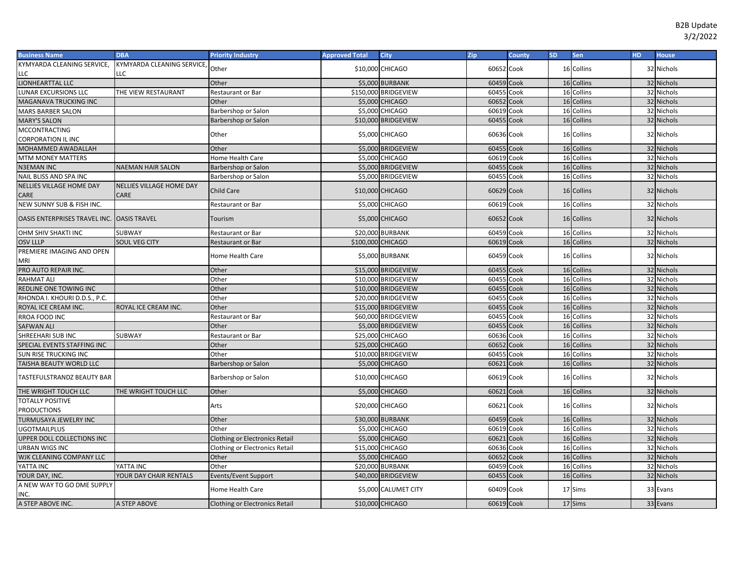| Business Name | DBA | Priority Industry | Approved Total | City | Zip | County | SD | Sen | HD | House |
|---|---|---|---|---|---|---|---|---|---|---|
| KYMYARDA CLEANING SERVICE, LLC | KYMYARDA CLEANING SERVICE, LLC | Other | $10,000 | CHICAGO | 60652 | Cook | 16 | Collins | 32 | Nichols |
| LIONHEARTTAL LLC | | Other | $5,000 | BURBANK | 60459 | Cook | 16 | Collins | 32 | Nichols |
| LUNAR EXCURSIONS LLC | THE VIEW RESTAURANT | Restaurant or Bar | $150,000 | BRIDGEVIEW | 60455 | Cook | 16 | Collins | 32 | Nichols |
| MAGANAVA TRUCKING INC | | Other | $5,000 | CHICAGO | 60652 | Cook | 16 | Collins | 32 | Nichols |
| MARS BARBER SALON | | Barbershop or Salon | $5,000 | CHICAGO | 60619 | Cook | 16 | Collins | 32 | Nichols |
| MARY'S SALON | | Barbershop or Salon | $10,000 | BRIDGEVIEW | 60455 | Cook | 16 | Collins | 32 | Nichols |
| MCCONTRACTING CORPORATION IL INC | | Other | $5,000 | CHICAGO | 60636 | Cook | 16 | Collins | 32 | Nichols |
| MOHAMMED AWADALLAH | | Other | $5,000 | BRIDGEVIEW | 60455 | Cook | 16 | Collins | 32 | Nichols |
| MTM MONEY MATTERS | | Home Health Care | $5,000 | CHICAGO | 60619 | Cook | 16 | Collins | 32 | Nichols |
| N3EMAN INC | NAEMAN HAIR SALON | Barbershop or Salon | $5,000 | BRIDGEVIEW | 60455 | Cook | 16 | Collins | 32 | Nichols |
| NAIL BLISS AND SPA INC | | Barbershop or Salon | $5,000 | BRIDGEVIEW | 60455 | Cook | 16 | Collins | 32 | Nichols |
| NELLIES VILLAGE HOME DAY CARE | NELLIES VILLAGE HOME DAY CARE | Child Care | $10,000 | CHICAGO | 60629 | Cook | 16 | Collins | 32 | Nichols |
| NEW SUNNY SUB & FISH INC. | | Restaurant or Bar | $5,000 | CHICAGO | 60619 | Cook | 16 | Collins | 32 | Nichols |
| OASIS ENTERPRISES TRAVEL INC. | OASIS TRAVEL | Tourism | $5,000 | CHICAGO | 60652 | Cook | 16 | Collins | 32 | Nichols |
| OHM SHIV SHAKTI INC | SUBWAY | Restaurant or Bar | $20,000 | BURBANK | 60459 | Cook | 16 | Collins | 32 | Nichols |
| OSV LLLP | SOUL VEG CITY | Restaurant or Bar | $100,000 | CHICAGO | 60619 | Cook | 16 | Collins | 32 | Nichols |
| PREMIERE IMAGING AND OPEN MRI | | Home Health Care | $5,000 | BURBANK | 60459 | Cook | 16 | Collins | 32 | Nichols |
| PRO AUTO REPAIR INC. | | Other | $15,000 | BRIDGEVIEW | 60455 | Cook | 16 | Collins | 32 | Nichols |
| RAHMAT ALI | | Other | $10,000 | BRIDGEVIEW | 60455 | Cook | 16 | Collins | 32 | Nichols |
| REDLINE ONE TOWING INC | | Other | $10,000 | BRIDGEVIEW | 60455 | Cook | 16 | Collins | 32 | Nichols |
| RHONDA I. KHOURI D.D.S., P.C. | | Other | $20,000 | BRIDGEVIEW | 60455 | Cook | 16 | Collins | 32 | Nichols |
| ROYAL ICE CREAM INC. | ROYAL ICE CREAM INC. | Other | $15,000 | BRIDGEVIEW | 60455 | Cook | 16 | Collins | 32 | Nichols |
| RROA FOOD INC | | Restaurant or Bar | $60,000 | BRIDGEVIEW | 60455 | Cook | 16 | Collins | 32 | Nichols |
| SAFWAN ALI | | Other | $5,000 | BRIDGEVIEW | 60455 | Cook | 16 | Collins | 32 | Nichols |
| SHREEHARI SUB INC | SUBWAY | Restaurant or Bar | $25,000 | CHICAGO | 60636 | Cook | 16 | Collins | 32 | Nichols |
| SPECIAL EVENTS STAFFING INC | | Other | $25,000 | CHICAGO | 60652 | Cook | 16 | Collins | 32 | Nichols |
| SUN RISE TRUCKING INC | | Other | $10,000 | BRIDGEVIEW | 60455 | Cook | 16 | Collins | 32 | Nichols |
| TAISHA BEAUTY WORLD LLC | | Barbershop or Salon | $5,000 | CHICAGO | 60621 | Cook | 16 | Collins | 32 | Nichols |
| TASTEFULSTRANDZ BEAUTY BAR | | Barbershop or Salon | $10,000 | CHICAGO | 60619 | Cook | 16 | Collins | 32 | Nichols |
| THE WRIGHT TOUCH LLC | THE WRIGHT TOUCH LLC | Other | $5,000 | CHICAGO | 60621 | Cook | 16 | Collins | 32 | Nichols |
| TOTALLY POSITIVE PRODUCTIONS | | Arts | $20,000 | CHICAGO | 60621 | Cook | 16 | Collins | 32 | Nichols |
| TURMUSAYA JEWELRY INC | | Other | $30,000 | BURBANK | 60459 | Cook | 16 | Collins | 32 | Nichols |
| UGOTMAILPLUS | | Other | $5,000 | CHICAGO | 60619 | Cook | 16 | Collins | 32 | Nichols |
| UPPER DOLL COLLECTIONS INC | | Clothing or Electronics Retail | $5,000 | CHICAGO | 60621 | Cook | 16 | Collins | 32 | Nichols |
| URBAN WIGS INC | | Clothing or Electronics Retail | $15,000 | CHICAGO | 60636 | Cook | 16 | Collins | 32 | Nichols |
| WJK CLEANING COMPANY LLC | | Other | $5,000 | CHICAGO | 60652 | Cook | 16 | Collins | 32 | Nichols |
| YATTA INC | YATTA INC | Other | $20,000 | BURBANK | 60459 | Cook | 16 | Collins | 32 | Nichols |
| YOUR DAY, INC. | YOUR DAY CHAIR RENTALS | Events/Event Support | $40,000 | BRIDGEVIEW | 60455 | Cook | 16 | Collins | 32 | Nichols |
| A NEW WAY TO GO DME SUPPLY INC. | | Home Health Care | $5,000 | CALUMET CITY | 60409 | Cook | 17 | Sims | 33 | Evans |
| A STEP ABOVE INC. | A STEP ABOVE | Clothing or Electronics Retail | $10,000 | CHICAGO | 60619 | Cook | 17 | Sims | 33 | Evans |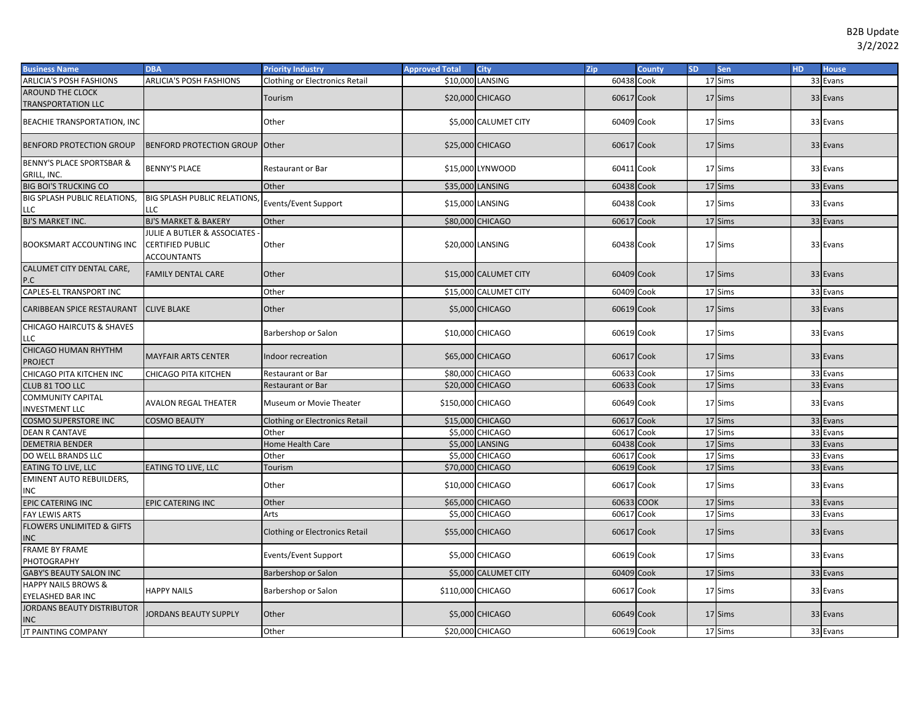B2B Update
3/2/2022

| Business Name | DBA | Priority Industry | Approved Total | City | Zip | County | SD | Sen | HD | House |
|---|---|---|---|---|---|---|---|---|---|---|
| ARLICIA'S POSH FASHIONS | ARLICIA'S POSH FASHIONS | Clothing or Electronics Retail | $10,000 | LANSING | 60438 | Cook | 17 | Sims | 33 | Evans |
| AROUND THE CLOCK TRANSPORTATION LLC | | Tourism | $20,000 | CHICAGO | 60617 | Cook | 17 | Sims | 33 | Evans |
| BEACHIE TRANSPORTATION, INC | | Other | $5,000 | CALUMET CITY | 60409 | Cook | 17 | Sims | 33 | Evans |
| BENFORD PROTECTION GROUP | BENFORD PROTECTION GROUP | Other | $25,000 | CHICAGO | 60617 | Cook | 17 | Sims | 33 | Evans |
| BENNY'S PLACE SPORTSBAR & GRILL, INC. | BENNY'S PLACE | Restaurant or Bar | $15,000 | LYNWOOD | 60411 | Cook | 17 | Sims | 33 | Evans |
| BIG BOI'S TRUCKING CO | | Other | $35,000 | LANSING | 60438 | Cook | 17 | Sims | 33 | Evans |
| BIG SPLASH PUBLIC RELATIONS, LLC | BIG SPLASH PUBLIC RELATIONS, LLC | Events/Event Support | $15,000 | LANSING | 60438 | Cook | 17 | Sims | 33 | Evans |
| BJ'S MARKET INC. | BJ'S MARKET & BAKERY | Other | $80,000 | CHICAGO | 60617 | Cook | 17 | Sims | 33 | Evans |
| BOOKSMART ACCOUNTING INC | JULIE A BUTLER & ASSOCIATES - CERTIFIED PUBLIC ACCOUNTANTS | Other | $20,000 | LANSING | 60438 | Cook | 17 | Sims | 33 | Evans |
| CALUMET CITY DENTAL CARE, P.C | FAMILY DENTAL CARE | Other | $15,000 | CALUMET CITY | 60409 | Cook | 17 | Sims | 33 | Evans |
| CAPLES-EL TRANSPORT INC | | Other | $15,000 | CALUMET CITY | 60409 | Cook | 17 | Sims | 33 | Evans |
| CARIBBEAN SPICE RESTAURANT | CLIVE BLAKE | Other | $5,000 | CHICAGO | 60619 | Cook | 17 | Sims | 33 | Evans |
| CHICAGO HAIRCUTS & SHAVES LLC | | Barbershop or Salon | $10,000 | CHICAGO | 60619 | Cook | 17 | Sims | 33 | Evans |
| CHICAGO HUMAN RHYTHM PROJECT | MAYFAIR ARTS CENTER | Indoor recreation | $65,000 | CHICAGO | 60617 | Cook | 17 | Sims | 33 | Evans |
| CHICAGO PITA KITCHEN INC | CHICAGO PITA KITCHEN | Restaurant or Bar | $80,000 | CHICAGO | 60633 | Cook | 17 | Sims | 33 | Evans |
| CLUB 81 TOO LLC | | Restaurant or Bar | $20,000 | CHICAGO | 60633 | Cook | 17 | Sims | 33 | Evans |
| COMMUNITY CAPITAL INVESTMENT LLC | AVALON REGAL THEATER | Museum or Movie Theater | $150,000 | CHICAGO | 60649 | Cook | 17 | Sims | 33 | Evans |
| COSMO SUPERSTORE INC | COSMO BEAUTY | Clothing or Electronics Retail | $15,000 | CHICAGO | 60617 | Cook | 17 | Sims | 33 | Evans |
| DEAN R CANTAVE | | Other | $5,000 | CHICAGO | 60617 | Cook | 17 | Sims | 33 | Evans |
| DEMETRIA BENDER | | Home Health Care | $5,000 | LANSING | 60438 | Cook | 17 | Sims | 33 | Evans |
| DO WELL BRANDS LLC | | Other | $5,000 | CHICAGO | 60617 | Cook | 17 | Sims | 33 | Evans |
| EATING TO LIVE, LLC | EATING TO LIVE, LLC | Tourism | $70,000 | CHICAGO | 60619 | Cook | 17 | Sims | 33 | Evans |
| EMINENT AUTO REBUILDERS, INC | | Other | $10,000 | CHICAGO | 60617 | Cook | 17 | Sims | 33 | Evans |
| EPIC CATERING INC | EPIC CATERING INC | Other | $65,000 | CHICAGO | 60633 | COOK | 17 | Sims | 33 | Evans |
| FAY LEWIS ARTS | | Arts | $5,000 | CHICAGO | 60617 | Cook | 17 | Sims | 33 | Evans |
| FLOWERS UNLIMITED & GIFTS INC | | Clothing or Electronics Retail | $55,000 | CHICAGO | 60617 | Cook | 17 | Sims | 33 | Evans |
| FRAME BY FRAME PHOTOGRAPHY | | Events/Event Support | $5,000 | CHICAGO | 60619 | Cook | 17 | Sims | 33 | Evans |
| GABY'S BEAUTY SALON INC | | Barbershop or Salon | $5,000 | CALUMET CITY | 60409 | Cook | 17 | Sims | 33 | Evans |
| HAPPY NAILS BROWS & EYELASHED BAR INC | HAPPY NAILS | Barbershop or Salon | $110,000 | CHICAGO | 60617 | Cook | 17 | Sims | 33 | Evans |
| JORDANS BEAUTY DISTRIBUTOR INC | JORDANS BEAUTY SUPPLY | Other | $5,000 | CHICAGO | 60649 | Cook | 17 | Sims | 33 | Evans |
| JT PAINTING COMPANY | | Other | $20,000 | CHICAGO | 60619 | Cook | 17 | Sims | 33 | Evans |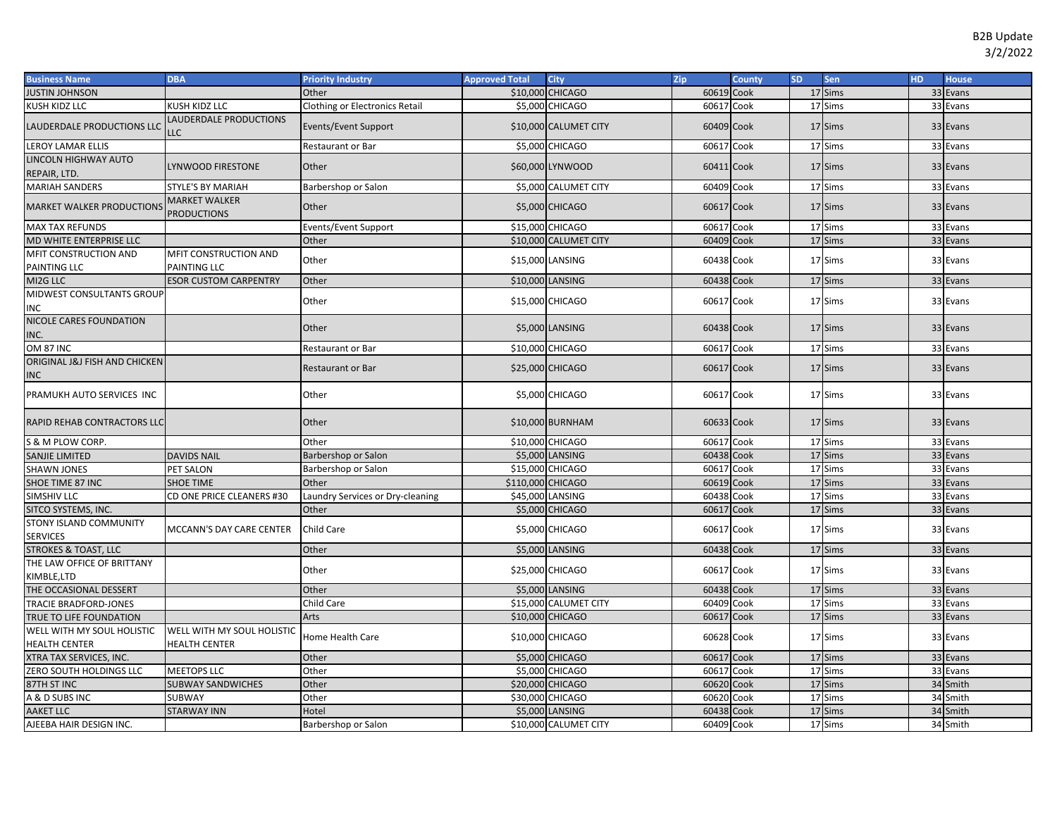B2B Update
3/2/2022

| Business Name | DBA | Priority Industry | Approved Total | City | Zip | County | SD | Sen | HD | House |
|---|---|---|---|---|---|---|---|---|---|---|
| JUSTIN JOHNSON | | Other | $10,000 | CHICAGO | 60619 | Cook | 17 | Sims | 33 | Evans |
| KUSH KIDZ LLC | KUSH KIDZ LLC | Clothing or Electronics Retail | $5,000 | CHICAGO | 60617 | Cook | 17 | Sims | 33 | Evans |
| LAUDERDALE PRODUCTIONS LLC | LAUDERDALE PRODUCTIONS LLC | Events/Event Support | $10,000 | CALUMET CITY | 60409 | Cook | 17 | Sims | 33 | Evans |
| LEROY LAMAR ELLIS | | Restaurant or Bar | $5,000 | CHICAGO | 60617 | Cook | 17 | Sims | 33 | Evans |
| LINCOLN HIGHWAY AUTO REPAIR, LTD. | LYNWOOD FIRESTONE | Other | $60,000 | LYNWOOD | 60411 | Cook | 17 | Sims | 33 | Evans |
| MARIAH SANDERS | STYLE'S BY MARIAH | Barbershop or Salon | $5,000 | CALUMET CITY | 60409 | Cook | 17 | Sims | 33 | Evans |
| MARKET WALKER PRODUCTIONS | MARKET WALKER PRODUCTIONS | Other | $5,000 | CHICAGO | 60617 | Cook | 17 | Sims | 33 | Evans |
| MAX TAX REFUNDS | | Events/Event Support | $15,000 | CHICAGO | 60617 | Cook | 17 | Sims | 33 | Evans |
| MD WHITE ENTERPRISE LLC | | Other | $10,000 | CALUMET CITY | 60409 | Cook | 17 | Sims | 33 | Evans |
| MFIT CONSTRUCTION AND PAINTING LLC | MFIT CONSTRUCTION AND PAINTING LLC | Other | $15,000 | LANSING | 60438 | Cook | 17 | Sims | 33 | Evans |
| MI2G LLC | ESOR CUSTOM CARPENTRY | Other | $10,000 | LANSING | 60438 | Cook | 17 | Sims | 33 | Evans |
| MIDWEST CONSULTANTS GROUP INC | | Other | $15,000 | CHICAGO | 60617 | Cook | 17 | Sims | 33 | Evans |
| NICOLE CARES FOUNDATION INC. | | Other | $5,000 | LANSING | 60438 | Cook | 17 | Sims | 33 | Evans |
| OM 87 INC | | Restaurant or Bar | $10,000 | CHICAGO | 60617 | Cook | 17 | Sims | 33 | Evans |
| ORIGINAL J&J FISH AND CHICKEN INC | | Restaurant or Bar | $25,000 | CHICAGO | 60617 | Cook | 17 | Sims | 33 | Evans |
| PRAMUKH AUTO SERVICES INC | | Other | $5,000 | CHICAGO | 60617 | Cook | 17 | Sims | 33 | Evans |
| RAPID REHAB CONTRACTORS LLC | | Other | $10,000 | BURNHAM | 60633 | Cook | 17 | Sims | 33 | Evans |
| S & M PLOW CORP. | | Other | $10,000 | CHICAGO | 60617 | Cook | 17 | Sims | 33 | Evans |
| SANJIE LIMITED | DAVIDS NAIL | Barbershop or Salon | $5,000 | LANSING | 60438 | Cook | 17 | Sims | 33 | Evans |
| SHAWN JONES | PET SALON | Barbershop or Salon | $15,000 | CHICAGO | 60617 | Cook | 17 | Sims | 33 | Evans |
| SHOE TIME 87 INC | SHOE TIME | Other | $110,000 | CHICAGO | 60619 | Cook | 17 | Sims | 33 | Evans |
| SIMSHIV LLC | CD ONE PRICE CLEANERS #30 | Laundry Services or Dry-cleaning | $45,000 | LANSING | 60438 | Cook | 17 | Sims | 33 | Evans |
| SITCO SYSTEMS, INC. | | Other | $5,000 | CHICAGO | 60617 | Cook | 17 | Sims | 33 | Evans |
| STONY ISLAND COMMUNITY SERVICES | MCCANN'S DAY CARE CENTER | Child Care | $5,000 | CHICAGO | 60617 | Cook | 17 | Sims | 33 | Evans |
| STROKES & TOAST, LLC | | Other | $5,000 | LANSING | 60438 | Cook | 17 | Sims | 33 | Evans |
| THE LAW OFFICE OF BRITTANY KIMBLE,LTD | | Other | $25,000 | CHICAGO | 60617 | Cook | 17 | Sims | 33 | Evans |
| THE OCCASIONAL DESSERT | | Other | $5,000 | LANSING | 60438 | Cook | 17 | Sims | 33 | Evans |
| TRACIE BRADFORD-JONES | | Child Care | $15,000 | CALUMET CITY | 60409 | Cook | 17 | Sims | 33 | Evans |
| TRUE TO LIFE FOUNDATION | | Arts | $10,000 | CHICAGO | 60617 | Cook | 17 | Sims | 33 | Evans |
| WELL WITH MY SOUL HOLISTIC HEALTH CENTER | WELL WITH MY SOUL HOLISTIC HEALTH CENTER | Home Health Care | $10,000 | CHICAGO | 60628 | Cook | 17 | Sims | 33 | Evans |
| XTRA TAX SERVICES, INC. | | Other | $5,000 | CHICAGO | 60617 | Cook | 17 | Sims | 33 | Evans |
| ZERO SOUTH HOLDINGS LLC | MEETOPS LLC | Other | $5,000 | CHICAGO | 60617 | Cook | 17 | Sims | 33 | Evans |
| 87TH ST INC | SUBWAY SANDWICHES | Other | $20,000 | CHICAGO | 60620 | Cook | 17 | Sims | 34 | Smith |
| A & D SUBS INC | SUBWAY | Other | $30,000 | CHICAGO | 60620 | Cook | 17 | Sims | 34 | Smith |
| AAKET LLC | STARWAY INN | Hotel | $5,000 | LANSING | 60438 | Cook | 17 | Sims | 34 | Smith |
| AJEEBA HAIR DESIGN INC. | | Barbershop or Salon | $10,000 | CALUMET CITY | 60409 | Cook | 17 | Sims | 34 | Smith |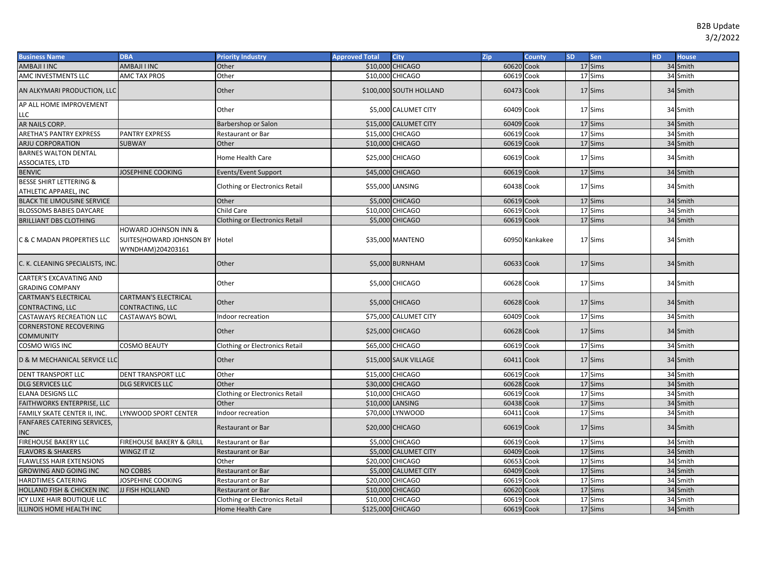B2B Update
3/2/2022

| Business Name | DBA | Priority Industry | Approved Total | City | Zip | County | SD | Sen | HD | House |
|---|---|---|---|---|---|---|---|---|---|---|
| AMBAJI I INC | AMBAJI I INC | Other | $10,000 | CHICAGO | 60620 | Cook | 17 | Sims | 34 | Smith |
| AMC INVESTMENTS LLC | AMC TAX PROS | Other | $10,000 | CHICAGO | 60619 | Cook | 17 | Sims | 34 | Smith |
| AN ALKYMARI PRODUCTION, LLC | | Other | $100,000 | SOUTH HOLLAND | 60473 | Cook | 17 | Sims | 34 | Smith |
| AP ALL HOME IMPROVEMENT LLC | | Other | $5,000 | CALUMET CITY | 60409 | Cook | 17 | Sims | 34 | Smith |
| AR NAILS CORP. | | Barbershop or Salon | $15,000 | CALUMET CITY | 60409 | Cook | 17 | Sims | 34 | Smith |
| ARETHA'S PANTRY EXPRESS | PANTRY EXPRESS | Restaurant or Bar | $15,000 | CHICAGO | 60619 | Cook | 17 | Sims | 34 | Smith |
| ARJU CORPORATION | SUBWAY | Other | $10,000 | CHICAGO | 60619 | Cook | 17 | Sims | 34 | Smith |
| BARNES WALTON DENTAL ASSOCIATES, LTD | | Home Health Care | $25,000 | CHICAGO | 60619 | Cook | 17 | Sims | 34 | Smith |
| BENVIC | JOSEPHINE COOKING | Events/Event Support | $45,000 | CHICAGO | 60619 | Cook | 17 | Sims | 34 | Smith |
| BESSE SHIRT LETTERING & ATHLETIC APPAREL, INC | | Clothing or Electronics Retail | $55,000 | LANSING | 60438 | Cook | 17 | Sims | 34 | Smith |
| BLACK TIE LIMOUSINE SERVICE | | Other | $5,000 | CHICAGO | 60619 | Cook | 17 | Sims | 34 | Smith |
| BLOSSOMS BABIES DAYCARE | | Child Care | $10,000 | CHICAGO | 60619 | Cook | 17 | Sims | 34 | Smith |
| BRILLIANT DBS CLOTHING | | Clothing or Electronics Retail | $5,000 | CHICAGO | 60619 | Cook | 17 | Sims | 34 | Smith |
| C & C MADAN PROPERTIES LLC | HOWARD JOHNSON INN & SUITES(HOWARD JOHNSON BY WYNDHAM)204203161 | Hotel | $35,000 | MANTENO | 60950 | Kankakee | 17 | Sims | 34 | Smith |
| C. K. CLEANING SPECIALISTS, INC. | | Other | $5,000 | BURNHAM | 60633 | Cook | 17 | Sims | 34 | Smith |
| CARTER'S EXCAVATING AND GRADING COMPANY | | Other | $5,000 | CHICAGO | 60628 | Cook | 17 | Sims | 34 | Smith |
| CARTMAN'S ELECTRICAL CONTRACTING, LLC | CARTMAN'S ELECTRICAL CONTRACTING, LLC | Other | $5,000 | CHICAGO | 60628 | Cook | 17 | Sims | 34 | Smith |
| CASTAWAYS RECREATION LLC | CASTAWAYS BOWL | Indoor recreation | $75,000 | CALUMET CITY | 60409 | Cook | 17 | Sims | 34 | Smith |
| CORNERSTONE RECOVERING COMMUNITY | | Other | $25,000 | CHICAGO | 60628 | Cook | 17 | Sims | 34 | Smith |
| COSMO WIGS INC | COSMO BEAUTY | Clothing or Electronics Retail | $65,000 | CHICAGO | 60619 | Cook | 17 | Sims | 34 | Smith |
| D & M MECHANICAL SERVICE LLC | | Other | $15,000 | SAUK VILLAGE | 60411 | Cook | 17 | Sims | 34 | Smith |
| DENT TRANSPORT LLC | DENT TRANSPORT LLC | Other | $15,000 | CHICAGO | 60619 | Cook | 17 | Sims | 34 | Smith |
| DLG SERVICES LLC | DLG SERVICES LLC | Other | $30,000 | CHICAGO | 60628 | Cook | 17 | Sims | 34 | Smith |
| ELANA DESIGNS LLC | | Clothing or Electronics Retail | $10,000 | CHICAGO | 60619 | Cook | 17 | Sims | 34 | Smith |
| FAITHWORKS ENTERPRISE, LLC | | Other | $10,000 | LANSING | 60438 | Cook | 17 | Sims | 34 | Smith |
| FAMILY SKATE CENTER II, INC. | LYNWOOD SPORT CENTER | Indoor recreation | $70,000 | LYNWOOD | 60411 | Cook | 17 | Sims | 34 | Smith |
| FANFARES CATERING SERVICES, INC | | Restaurant or Bar | $20,000 | CHICAGO | 60619 | Cook | 17 | Sims | 34 | Smith |
| FIREHOUSE BAKERY LLC | FIREHOUSE BAKERY & GRILL | Restaurant or Bar | $5,000 | CHICAGO | 60619 | Cook | 17 | Sims | 34 | Smith |
| FLAVORS & SHAKERS | WINGZ IT IZ | Restaurant or Bar | $5,000 | CALUMET CITY | 60409 | Cook | 17 | Sims | 34 | Smith |
| FLAWLESS HAIR EXTENSIONS | | Other | $20,000 | CHICAGO | 60653 | Cook | 17 | Sims | 34 | Smith |
| GROWING AND GOING INC | NO COBBS | Restaurant or Bar | $5,000 | CALUMET CITY | 60409 | Cook | 17 | Sims | 34 | Smith |
| HARDTIMES CATERING | JOSPEHINE COOKING | Restaurant or Bar | $20,000 | CHICAGO | 60619 | Cook | 17 | Sims | 34 | Smith |
| HOLLAND FISH & CHICKEN INC | JJ FISH HOLLAND | Restaurant or Bar | $10,000 | CHICAGO | 60620 | Cook | 17 | Sims | 34 | Smith |
| ICY LUXE HAIR BOUTIQUE LLC | | Clothing or Electronics Retail | $10,000 | CHICAGO | 60619 | Cook | 17 | Sims | 34 | Smith |
| ILLINOIS HOME HEALTH INC | | Home Health Care | $125,000 | CHICAGO | 60619 | Cook | 17 | Sims | 34 | Smith |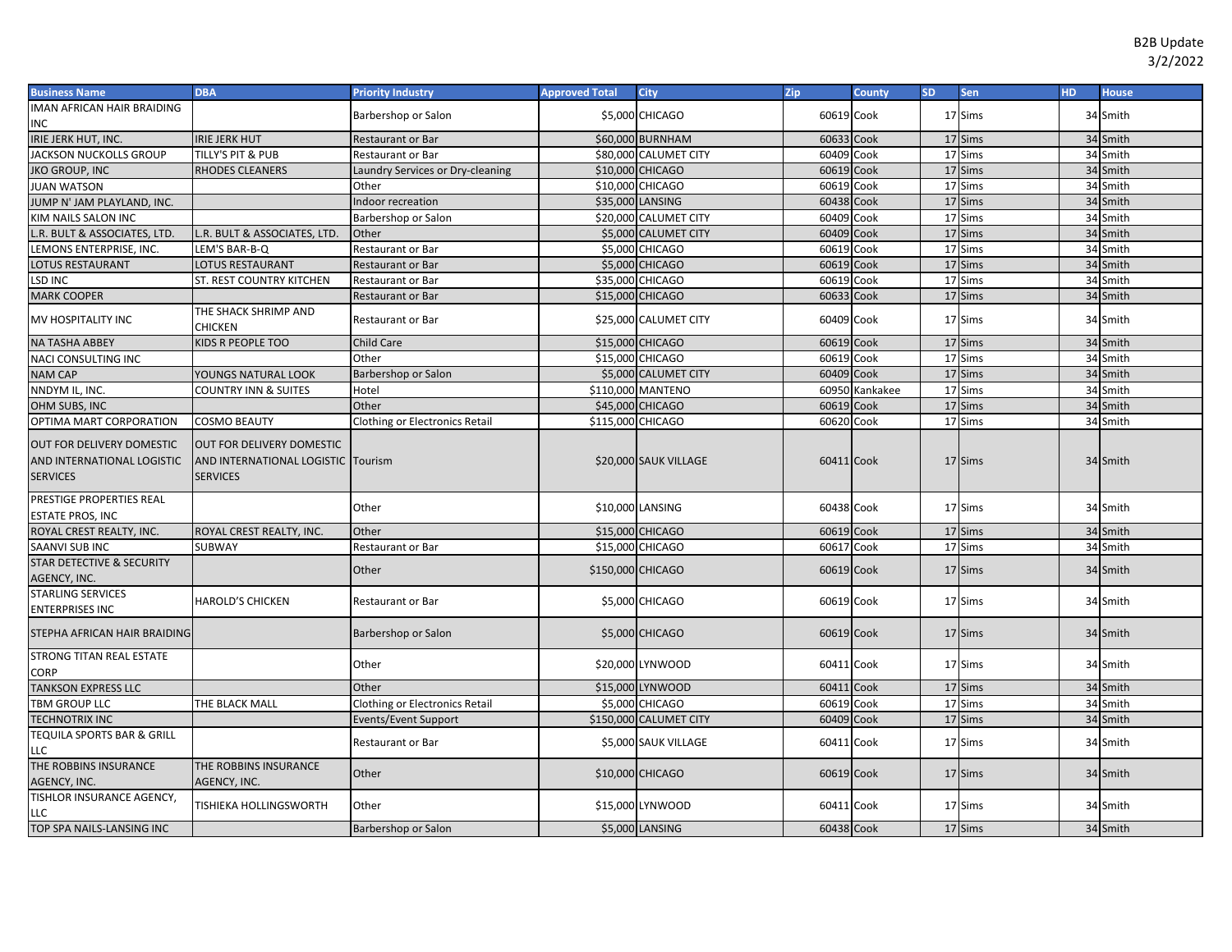B2B Update
3/2/2022

| Business Name | DBA | Priority Industry | Approved Total | City | Zip | County | SD | Sen | HD | House |
|---|---|---|---|---|---|---|---|---|---|---|
| IMAN AFRICAN HAIR BRAIDING INC | | Barbershop or Salon | $5,000 | CHICAGO | 60619 | Cook | 17 | Sims | 34 | Smith |
| IRIE JERK HUT, INC. | IRIE JERK HUT | Restaurant or Bar | $60,000 | BURNHAM | 60633 | Cook | 17 | Sims | 34 | Smith |
| JACKSON NUCKOLLS GROUP | TILLY'S PIT & PUB | Restaurant or Bar | $80,000 | CALUMET CITY | 60409 | Cook | 17 | Sims | 34 | Smith |
| JKO GROUP, INC | RHODES CLEANERS | Laundry Services or Dry-cleaning | $10,000 | CHICAGO | 60619 | Cook | 17 | Sims | 34 | Smith |
| JUAN WATSON | | Other | $10,000 | CHICAGO | 60619 | Cook | 17 | Sims | 34 | Smith |
| JUMP N' JAM PLAYLAND, INC. | | Indoor recreation | $35,000 | LANSING | 60438 | Cook | 17 | Sims | 34 | Smith |
| KIM NAILS SALON INC | | Barbershop or Salon | $20,000 | CALUMET CITY | 60409 | Cook | 17 | Sims | 34 | Smith |
| L.R. BULT & ASSOCIATES, LTD. | L.R. BULT & ASSOCIATES, LTD. | Other | $5,000 | CALUMET CITY | 60409 | Cook | 17 | Sims | 34 | Smith |
| LEMONS ENTERPRISE, INC. | LEM'S BAR-B-Q | Restaurant or Bar | $5,000 | CHICAGO | 60619 | Cook | 17 | Sims | 34 | Smith |
| LOTUS RESTAURANT | LOTUS RESTAURANT | Restaurant or Bar | $5,000 | CHICAGO | 60619 | Cook | 17 | Sims | 34 | Smith |
| LSD INC | ST. REST COUNTRY KITCHEN | Restaurant or Bar | $35,000 | CHICAGO | 60619 | Cook | 17 | Sims | 34 | Smith |
| MARK COOPER | | Restaurant or Bar | $15,000 | CHICAGO | 60633 | Cook | 17 | Sims | 34 | Smith |
| MV HOSPITALITY INC | THE SHACK SHRIMP AND CHICKEN | Restaurant or Bar | $25,000 | CALUMET CITY | 60409 | Cook | 17 | Sims | 34 | Smith |
| NA TASHA ABBEY | KIDS R PEOPLE TOO | Child Care | $15,000 | CHICAGO | 60619 | Cook | 17 | Sims | 34 | Smith |
| NACI CONSULTING INC | | Other | $15,000 | CHICAGO | 60619 | Cook | 17 | Sims | 34 | Smith |
| NAM CAP | YOUNGS NATURAL LOOK | Barbershop or Salon | $5,000 | CALUMET CITY | 60409 | Cook | 17 | Sims | 34 | Smith |
| NNDYM IL, INC. | COUNTRY INN & SUITES | Hotel | $110,000 | MANTENO | 60950 | Kankakee | 17 | Sims | 34 | Smith |
| OHM SUBS, INC | | Other | $45,000 | CHICAGO | 60619 | Cook | 17 | Sims | 34 | Smith |
| OPTIMA MART CORPORATION | COSMO BEAUTY | Clothing or Electronics Retail | $115,000 | CHICAGO | 60620 | Cook | 17 | Sims | 34 | Smith |
| OUT FOR DELIVERY DOMESTIC AND INTERNATIONAL LOGISTIC SERVICES | OUT FOR DELIVERY DOMESTIC AND INTERNATIONAL LOGISTIC SERVICES | Tourism | $20,000 | SAUK VILLAGE | 60411 | Cook | 17 | Sims | 34 | Smith |
| PRESTIGE PROPERTIES REAL ESTATE PROS, INC | | Other | $10,000 | LANSING | 60438 | Cook | 17 | Sims | 34 | Smith |
| ROYAL CREST REALTY, INC. | ROYAL CREST REALTY, INC. | Other | $15,000 | CHICAGO | 60619 | Cook | 17 | Sims | 34 | Smith |
| SAANVI SUB INC | SUBWAY | Restaurant or Bar | $15,000 | CHICAGO | 60617 | Cook | 17 | Sims | 34 | Smith |
| STAR DETECTIVE & SECURITY AGENCY, INC. | | Other | $150,000 | CHICAGO | 60619 | Cook | 17 | Sims | 34 | Smith |
| STARLING SERVICES ENTERPRISES INC | HAROLD'S CHICKEN | Restaurant or Bar | $5,000 | CHICAGO | 60619 | Cook | 17 | Sims | 34 | Smith |
| STEPHA AFRICAN HAIR BRAIDING | | Barbershop or Salon | $5,000 | CHICAGO | 60619 | Cook | 17 | Sims | 34 | Smith |
| STRONG TITAN REAL ESTATE CORP | | Other | $20,000 | LYNWOOD | 60411 | Cook | 17 | Sims | 34 | Smith |
| TANKSON EXPRESS LLC | | Other | $15,000 | LYNWOOD | 60411 | Cook | 17 | Sims | 34 | Smith |
| TBM GROUP LLC | THE BLACK MALL | Clothing or Electronics Retail | $5,000 | CHICAGO | 60619 | Cook | 17 | Sims | 34 | Smith |
| TECHNOTRIX INC | | Events/Event Support | $150,000 | CALUMET CITY | 60409 | Cook | 17 | Sims | 34 | Smith |
| TEQUILA SPORTS BAR & GRILL LLC | | Restaurant or Bar | $5,000 | SAUK VILLAGE | 60411 | Cook | 17 | Sims | 34 | Smith |
| THE ROBBINS INSURANCE AGENCY, INC. | THE ROBBINS INSURANCE AGENCY, INC. | Other | $10,000 | CHICAGO | 60619 | Cook | 17 | Sims | 34 | Smith |
| TISHLOR INSURANCE AGENCY, LLC | TISHIEKA HOLLINGSWORTH | Other | $15,000 | LYNWOOD | 60411 | Cook | 17 | Sims | 34 | Smith |
| TOP SPA NAILS-LANSING INC | | Barbershop or Salon | $5,000 | LANSING | 60438 | Cook | 17 | Sims | 34 | Smith |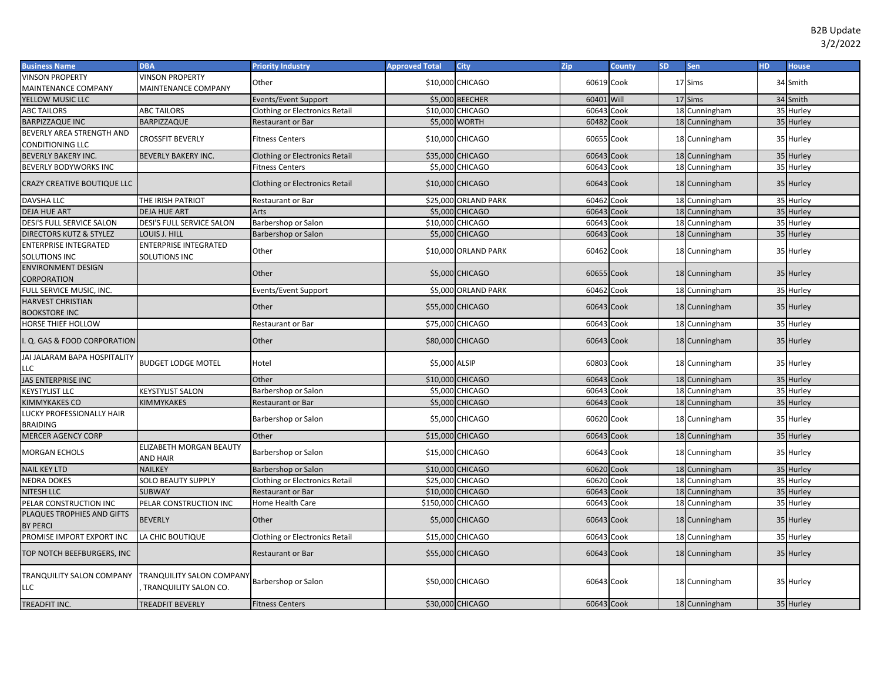B2B Update
3/2/2022

| Business Name | DBA | Priority Industry | Approved Total | City | Zip | County | SD | Sen | HD | House |
|---|---|---|---|---|---|---|---|---|---|---|
| VINSON PROPERTY MAINTENANCE COMPANY | VINSON PROPERTY MAINTENANCE COMPANY | Other | $10,000 | CHICAGO | 60619 | Cook | 17 | Sims | 34 | Smith |
| YELLOW MUSIC LLC | | Events/Event Support | $5,000 | BEECHER | 60401 | Will | 17 | Sims | 34 | Smith |
| ABC TAILORS | ABC TAILORS | Clothing or Electronics Retail | $10,000 | CHICAGO | 60643 | Cook | 18 | Cunningham | 35 | Hurley |
| BARPIZZAQUE INC | BARPIZZAQUE | Restaurant or Bar | $5,000 | WORTH | 60482 | Cook | 18 | Cunningham | 35 | Hurley |
| BEVERLY AREA STRENGTH AND CONDITIONING LLC | CROSSFIT BEVERLY | Fitness Centers | $10,000 | CHICAGO | 60655 | Cook | 18 | Cunningham | 35 | Hurley |
| BEVERLY BAKERY INC. | BEVERLY BAKERY INC. | Clothing or Electronics Retail | $35,000 | CHICAGO | 60643 | Cook | 18 | Cunningham | 35 | Hurley |
| BEVERLY BODYWORKS INC | | Fitness Centers | $5,000 | CHICAGO | 60643 | Cook | 18 | Cunningham | 35 | Hurley |
| CRAZY CREATIVE BOUTIQUE LLC | | Clothing or Electronics Retail | $10,000 | CHICAGO | 60643 | Cook | 18 | Cunningham | 35 | Hurley |
| DAVSHA LLC | THE IRISH PATRIOT | Restaurant or Bar | $25,000 | ORLAND PARK | 60462 | Cook | 18 | Cunningham | 35 | Hurley |
| DEJA HUE ART | DEJA HUE ART | Arts | $5,000 | CHICAGO | 60643 | Cook | 18 | Cunningham | 35 | Hurley |
| DESI'S FULL SERVICE SALON | DESI'S FULL SERVICE SALON | Barbershop or Salon | $10,000 | CHICAGO | 60643 | Cook | 18 | Cunningham | 35 | Hurley |
| DIRECTORS KUTZ & STYLEZ | LOUIS J. HILL | Barbershop or Salon | $5,000 | CHICAGO | 60643 | Cook | 18 | Cunningham | 35 | Hurley |
| ENTERPRISE INTEGRATED SOLUTIONS INC | ENTERPRISE INTEGRATED SOLUTIONS INC | Other | $10,000 | ORLAND PARK | 60462 | Cook | 18 | Cunningham | 35 | Hurley |
| ENVIRONMENT DESIGN CORPORATION | | Other | $5,000 | CHICAGO | 60655 | Cook | 18 | Cunningham | 35 | Hurley |
| FULL SERVICE MUSIC, INC. | | Events/Event Support | $5,000 | ORLAND PARK | 60462 | Cook | 18 | Cunningham | 35 | Hurley |
| HARVEST CHRISTIAN BOOKSTORE INC | | Other | $55,000 | CHICAGO | 60643 | Cook | 18 | Cunningham | 35 | Hurley |
| HORSE THIEF HOLLOW | | Restaurant or Bar | $75,000 | CHICAGO | 60643 | Cook | 18 | Cunningham | 35 | Hurley |
| I. Q. GAS & FOOD CORPORATION | | Other | $80,000 | CHICAGO | 60643 | Cook | 18 | Cunningham | 35 | Hurley |
| JAI JALARAM BAPA HOSPITALITY LLC | BUDGET LODGE MOTEL | Hotel | $5,000 | ALSIP | 60803 | Cook | 18 | Cunningham | 35 | Hurley |
| JAS ENTERPRISE INC | | Other | $10,000 | CHICAGO | 60643 | Cook | 18 | Cunningham | 35 | Hurley |
| KEYSTYLIST LLC | KEYSTYLIST SALON | Barbershop or Salon | $5,000 | CHICAGO | 60643 | Cook | 18 | Cunningham | 35 | Hurley |
| KIMMYKAKES CO | KIMMYKAKES | Restaurant or Bar | $5,000 | CHICAGO | 60643 | Cook | 18 | Cunningham | 35 | Hurley |
| LUCKY PROFESSIONALLY HAIR BRAIDING | | Barbershop or Salon | $5,000 | CHICAGO | 60620 | Cook | 18 | Cunningham | 35 | Hurley |
| MERCER AGENCY CORP | | Other | $15,000 | CHICAGO | 60643 | Cook | 18 | Cunningham | 35 | Hurley |
| MORGAN ECHOLS | ELIZABETH MORGAN BEAUTY AND HAIR | Barbershop or Salon | $15,000 | CHICAGO | 60643 | Cook | 18 | Cunningham | 35 | Hurley |
| NAIL KEY LTD | NAILKEY | Barbershop or Salon | $10,000 | CHICAGO | 60620 | Cook | 18 | Cunningham | 35 | Hurley |
| NEDRA DOKES | SOLO BEAUTY SUPPLY | Clothing or Electronics Retail | $25,000 | CHICAGO | 60620 | Cook | 18 | Cunningham | 35 | Hurley |
| NITESH LLC | SUBWAY | Restaurant or Bar | $10,000 | CHICAGO | 60643 | Cook | 18 | Cunningham | 35 | Hurley |
| PELAR CONSTRUCTION INC | PELAR CONSTRUCTION INC | Home Health Care | $150,000 | CHICAGO | 60643 | Cook | 18 | Cunningham | 35 | Hurley |
| PLAQUES TROPHIES AND GIFTS BY PERCI | BEVERLY | Other | $5,000 | CHICAGO | 60643 | Cook | 18 | Cunningham | 35 | Hurley |
| PROMISE IMPORT EXPORT INC | LA CHIC BOUTIQUE | Clothing or Electronics Retail | $15,000 | CHICAGO | 60643 | Cook | 18 | Cunningham | 35 | Hurley |
| TOP NOTCH BEEFBURGERS, INC | | Restaurant or Bar | $55,000 | CHICAGO | 60643 | Cook | 18 | Cunningham | 35 | Hurley |
| TRANQUILITY SALON COMPANY LLC | TRANQUILITY SALON COMPANY , TRANQUILITY SALON CO. | Barbershop or Salon | $50,000 | CHICAGO | 60643 | Cook | 18 | Cunningham | 35 | Hurley |
| TREADFIT INC. | TREADFIT BEVERLY | Fitness Centers | $30,000 | CHICAGO | 60643 | Cook | 18 | Cunningham | 35 | Hurley |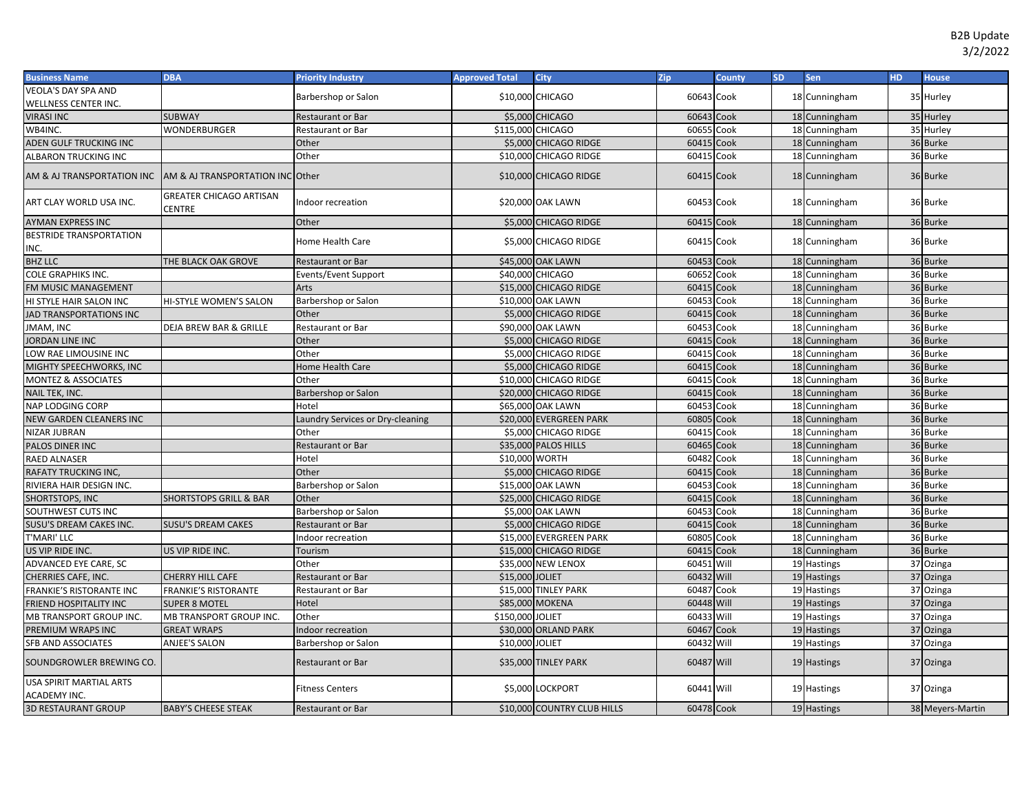B2B Update
3/2/2022

| Business Name | DBA | Priority Industry | Approved Total | City | Zip | County | SD | Sen | HD | House |
|---|---|---|---|---|---|---|---|---|---|---|
| VEOLA'S DAY SPA AND WELLNESS CENTER INC. | | Barbershop or Salon | $10,000 | CHICAGO | 60643 | Cook | 18 | Cunningham | 35 | Hurley |
| VIRASI INC | SUBWAY | Restaurant or Bar | $5,000 | CHICAGO | 60643 | Cook | 18 | Cunningham | 35 | Hurley |
| WB4INC. | WONDERBURGER | Restaurant or Bar | $115,000 | CHICAGO | 60655 | Cook | 18 | Cunningham | 35 | Hurley |
| ADEN GULF TRUCKING INC | | Other | $5,000 | CHICAGO RIDGE | 60415 | Cook | 18 | Cunningham | 36 | Burke |
| ALBARON TRUCKING INC | | Other | $10,000 | CHICAGO RIDGE | 60415 | Cook | 18 | Cunningham | 36 | Burke |
| AM & AJ TRANSPORTATION INC | AM & AJ TRANSPORTATION INC | Other | $10,000 | CHICAGO RIDGE | 60415 | Cook | 18 | Cunningham | 36 | Burke |
| ART CLAY WORLD USA INC. | GREATER CHICAGO ARTISAN CENTRE | Indoor recreation | $20,000 | OAK LAWN | 60453 | Cook | 18 | Cunningham | 36 | Burke |
| AYMAN EXPRESS INC | | Other | $5,000 | CHICAGO RIDGE | 60415 | Cook | 18 | Cunningham | 36 | Burke |
| BESTRIDE TRANSPORTATION INC. | | Home Health Care | $5,000 | CHICAGO RIDGE | 60415 | Cook | 18 | Cunningham | 36 | Burke |
| BHZ LLC | THE BLACK OAK GROVE | Restaurant or Bar | $45,000 | OAK LAWN | 60453 | Cook | 18 | Cunningham | 36 | Burke |
| COLE GRAPHIKS INC. | | Events/Event Support | $40,000 | CHICAGO | 60652 | Cook | 18 | Cunningham | 36 | Burke |
| FM MUSIC MANAGEMENT | | Arts | $15,000 | CHICAGO RIDGE | 60415 | Cook | 18 | Cunningham | 36 | Burke |
| HI STYLE HAIR SALON INC | HI-STYLE WOMEN'S SALON | Barbershop or Salon | $10,000 | OAK LAWN | 60453 | Cook | 18 | Cunningham | 36 | Burke |
| JAD TRANSPORTATIONS INC | | Other | $5,000 | CHICAGO RIDGE | 60415 | Cook | 18 | Cunningham | 36 | Burke |
| JMAM, INC | DEJA BREW BAR & GRILLE | Restaurant or Bar | $90,000 | OAK LAWN | 60453 | Cook | 18 | Cunningham | 36 | Burke |
| JORDAN LINE INC | | Other | $5,000 | CHICAGO RIDGE | 60415 | Cook | 18 | Cunningham | 36 | Burke |
| LOW RAE LIMOUSINE INC | | Other | $5,000 | CHICAGO RIDGE | 60415 | Cook | 18 | Cunningham | 36 | Burke |
| MIGHTY SPEECHWORKS, INC | | Home Health Care | $5,000 | CHICAGO RIDGE | 60415 | Cook | 18 | Cunningham | 36 | Burke |
| MONTEZ & ASSOCIATES | | Other | $10,000 | CHICAGO RIDGE | 60415 | Cook | 18 | Cunningham | 36 | Burke |
| NAIL TEK, INC. | | Barbershop or Salon | $20,000 | CHICAGO RIDGE | 60415 | Cook | 18 | Cunningham | 36 | Burke |
| NAP LODGING CORP | | Hotel | $65,000 | OAK LAWN | 60453 | Cook | 18 | Cunningham | 36 | Burke |
| NEW GARDEN CLEANERS INC | | Laundry Services or Dry-cleaning | $20,000 | EVERGREEN PARK | 60805 | Cook | 18 | Cunningham | 36 | Burke |
| NIZAR JUBRAN | | Other | $5,000 | CHICAGO RIDGE | 60415 | Cook | 18 | Cunningham | 36 | Burke |
| PALOS DINER INC | | Restaurant or Bar | $35,000 | PALOS HILLS | 60465 | Cook | 18 | Cunningham | 36 | Burke |
| RAED ALNASER | | Hotel | $10,000 | WORTH | 60482 | Cook | 18 | Cunningham | 36 | Burke |
| RAFATY TRUCKING INC, | | Other | $5,000 | CHICAGO RIDGE | 60415 | Cook | 18 | Cunningham | 36 | Burke |
| RIVIERA HAIR DESIGN INC. | | Barbershop or Salon | $15,000 | OAK LAWN | 60453 | Cook | 18 | Cunningham | 36 | Burke |
| SHORTSTOPS, INC | SHORTSTOPS GRILL & BAR | Other | $25,000 | CHICAGO RIDGE | 60415 | Cook | 18 | Cunningham | 36 | Burke |
| SOUTHWEST CUTS INC | | Barbershop or Salon | $5,000 | OAK LAWN | 60453 | Cook | 18 | Cunningham | 36 | Burke |
| SUSU'S DREAM CAKES INC. | SUSU'S DREAM CAKES | Restaurant or Bar | $5,000 | CHICAGO RIDGE | 60415 | Cook | 18 | Cunningham | 36 | Burke |
| T'MARI' LLC | | Indoor recreation | $15,000 | EVERGREEN PARK | 60805 | Cook | 18 | Cunningham | 36 | Burke |
| US VIP RIDE INC. | US VIP RIDE INC. | Tourism | $15,000 | CHICAGO RIDGE | 60415 | Cook | 18 | Cunningham | 36 | Burke |
| ADVANCED EYE CARE, SC | | Other | $35,000 | NEW LENOX | 60451 | Will | 19 | Hastings | 37 | Ozinga |
| CHERRIES CAFE, INC. | CHERRY HILL CAFE | Restaurant or Bar | $15,000 | JOLIET | 60432 | Will | 19 | Hastings | 37 | Ozinga |
| FRANKIE'S RISTORANTE INC | FRANKIE'S RISTORANTE | Restaurant or Bar | $15,000 | TINLEY PARK | 60487 | Cook | 19 | Hastings | 37 | Ozinga |
| FRIEND HOSPITALITY INC | SUPER 8 MOTEL | Hotel | $85,000 | MOKENA | 60448 | Will | 19 | Hastings | 37 | Ozinga |
| MB TRANSPORT GROUP INC. | MB TRANSPORT GROUP INC. | Other | $150,000 | JOLIET | 60433 | Will | 19 | Hastings | 37 | Ozinga |
| PREMIUM WRAPS INC | GREAT WRAPS | Indoor recreation | $30,000 | ORLAND PARK | 60467 | Cook | 19 | Hastings | 37 | Ozinga |
| SFB AND ASSOCIATES | ANJEE'S SALON | Barbershop or Salon | $10,000 | JOLIET | 60432 | Will | 19 | Hastings | 37 | Ozinga |
| SOUNDGROWLER BREWING CO. | | Restaurant or Bar | $35,000 | TINLEY PARK | 60487 | Will | 19 | Hastings | 37 | Ozinga |
| USA SPIRIT MARTIAL ARTS ACADEMY INC. | | Fitness Centers | $5,000 | LOCKPORT | 60441 | Will | 19 | Hastings | 37 | Ozinga |
| 3D RESTAURANT GROUP | BABY'S CHEESE STEAK | Restaurant or Bar | $10,000 | COUNTRY CLUB HILLS | 60478 | Cook | 19 | Hastings | 38 | Meyers-Martin |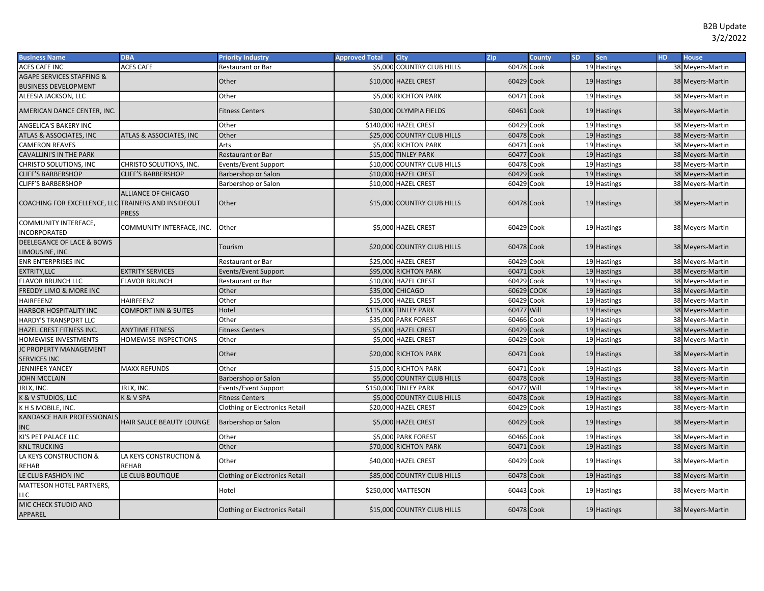B2B Update
3/2/2022

| Business Name | DBA | Priority Industry | Approved Total | City | Zip | County | SD | Sen | HD | House |
|---|---|---|---|---|---|---|---|---|---|---|
| ACES CAFE INC | ACES CAFE | Restaurant or Bar | $5,000 | COUNTRY CLUB HILLS | 60478 | Cook | 19 | Hastings | 38 | Meyers-Martin |
| AGAPE SERVICES STAFFING & BUSINESS DEVELOPMENT | | Other | $10,000 | HAZEL CREST | 60429 | Cook | 19 | Hastings | 38 | Meyers-Martin |
| ALEESIA JACKSON, LLC | | Other | $5,000 | RICHTON PARK | 60471 | Cook | 19 | Hastings | 38 | Meyers-Martin |
| AMERICAN DANCE CENTER, INC. | | Fitness Centers | $30,000 | OLYMPIA FIELDS | 60461 | Cook | 19 | Hastings | 38 | Meyers-Martin |
| ANGELICA'S BAKERY INC | | Other | $140,000 | HAZEL CREST | 60429 | Cook | 19 | Hastings | 38 | Meyers-Martin |
| ATLAS & ASSOCIATES, INC | ATLAS & ASSOCIATES, INC | Other | $25,000 | COUNTRY CLUB HILLS | 60478 | Cook | 19 | Hastings | 38 | Meyers-Martin |
| CAMERON REAVES | | Arts | $5,000 | RICHTON PARK | 60471 | Cook | 19 | Hastings | 38 | Meyers-Martin |
| CAVALLINI'S IN THE PARK | | Restaurant or Bar | $15,000 | TINLEY PARK | 60477 | Cook | 19 | Hastings | 38 | Meyers-Martin |
| CHRISTO SOLUTIONS, INC | CHRISTO SOLUTIONS, INC. | Events/Event Support | $10,000 | COUNTRY CLUB HILLS | 60478 | Cook | 19 | Hastings | 38 | Meyers-Martin |
| CLIFF'S BARBERSHOP | CLIFF'S BARBERSHOP | Barbershop or Salon | $10,000 | HAZEL CREST | 60429 | Cook | 19 | Hastings | 38 | Meyers-Martin |
| CLIFF'S BARBERSHOP | | Barbershop or Salon | $10,000 | HAZEL CREST | 60429 | Cook | 19 | Hastings | 38 | Meyers-Martin |
| COACHING FOR EXCELLENCE, LLC | ALLIANCE OF CHICAGO TRAINERS AND INSIDEOUT PRESS | Other | $15,000 | COUNTRY CLUB HILLS | 60478 | Cook | 19 | Hastings | 38 | Meyers-Martin |
| COMMUNITY INTERFACE, INCORPORATED | COMMUNITY INTERFACE, INC. | Other | $5,000 | HAZEL CREST | 60429 | Cook | 19 | Hastings | 38 | Meyers-Martin |
| DEELEGANCE OF LACE & BOWS LIMOUSINE, INC | | Tourism | $20,000 | COUNTRY CLUB HILLS | 60478 | Cook | 19 | Hastings | 38 | Meyers-Martin |
| ENR ENTERPRISES INC | | Restaurant or Bar | $25,000 | HAZEL CREST | 60429 | Cook | 19 | Hastings | 38 | Meyers-Martin |
| EXTRITY,LLC | EXTRITY SERVICES | Events/Event Support | $95,000 | RICHTON PARK | 60471 | Cook | 19 | Hastings | 38 | Meyers-Martin |
| FLAVOR BRUNCH LLC | FLAVOR BRUNCH | Restaurant or Bar | $10,000 | HAZEL CREST | 60429 | Cook | 19 | Hastings | 38 | Meyers-Martin |
| FREDDY LIMO & MORE INC | | Other | $35,000 | CHICAGO | 60629 | COOK | 19 | Hastings | 38 | Meyers-Martin |
| HAIRFEENZ | HAIRFEENZ | Other | $15,000 | HAZEL CREST | 60429 | Cook | 19 | Hastings | 38 | Meyers-Martin |
| HARBOR HOSPITALITY INC | COMFORT INN & SUITES | Hotel | $115,000 | TINLEY PARK | 60477 | Will | 19 | Hastings | 38 | Meyers-Martin |
| HARDY'S TRANSPORT LLC | | Other | $35,000 | PARK FOREST | 60466 | Cook | 19 | Hastings | 38 | Meyers-Martin |
| HAZEL CREST FITNESS INC. | ANYTIME FITNESS | Fitness Centers | $5,000 | HAZEL CREST | 60429 | Cook | 19 | Hastings | 38 | Meyers-Martin |
| HOMEWISE INVESTMENTS | HOMEWISE INSPECTIONS | Other | $5,000 | HAZEL CREST | 60429 | Cook | 19 | Hastings | 38 | Meyers-Martin |
| JC PROPERTY MANAGEMENT SERVICES INC | | Other | $20,000 | RICHTON PARK | 60471 | Cook | 19 | Hastings | 38 | Meyers-Martin |
| JENNIFER YANCEY | MAXX REFUNDS | Other | $15,000 | RICHTON PARK | 60471 | Cook | 19 | Hastings | 38 | Meyers-Martin |
| JOHN MCCLAIN | | Barbershop or Salon | $5,000 | COUNTRY CLUB HILLS | 60478 | Cook | 19 | Hastings | 38 | Meyers-Martin |
| JRLX, INC. | JRLX, INC. | Events/Event Support | $150,000 | TINLEY PARK | 60477 | Will | 19 | Hastings | 38 | Meyers-Martin |
| K & V STUDIOS, LLC | K & V SPA | Fitness Centers | $5,000 | COUNTRY CLUB HILLS | 60478 | Cook | 19 | Hastings | 38 | Meyers-Martin |
| K H S MOBILE, INC. | | Clothing or Electronics Retail | $20,000 | HAZEL CREST | 60429 | Cook | 19 | Hastings | 38 | Meyers-Martin |
| KANDASCE HAIR PROFESSIONALS INC | HAIR SAUCE BEAUTY LOUNGE | Barbershop or Salon | $5,000 | HAZEL CREST | 60429 | Cook | 19 | Hastings | 38 | Meyers-Martin |
| KI'S PET PALACE LLC | | Other | $5,000 | PARK FOREST | 60466 | Cook | 19 | Hastings | 38 | Meyers-Martin |
| KNL TRUCKING | | Other | $70,000 | RICHTON PARK | 60471 | Cook | 19 | Hastings | 38 | Meyers-Martin |
| LA KEYS CONSTRUCTION & REHAB | LA KEYS CONSTRUCTION & REHAB | Other | $40,000 | HAZEL CREST | 60429 | Cook | 19 | Hastings | 38 | Meyers-Martin |
| LE CLUB FASHION INC | LE CLUB BOUTIQUE | Clothing or Electronics Retail | $85,000 | COUNTRY CLUB HILLS | 60478 | Cook | 19 | Hastings | 38 | Meyers-Martin |
| MATTESON HOTEL PARTNERS, LLC | | Hotel | $250,000 | MATTESON | 60443 | Cook | 19 | Hastings | 38 | Meyers-Martin |
| MIC CHECK STUDIO AND APPAREL | | Clothing or Electronics Retail | $15,000 | COUNTRY CLUB HILLS | 60478 | Cook | 19 | Hastings | 38 | Meyers-Martin |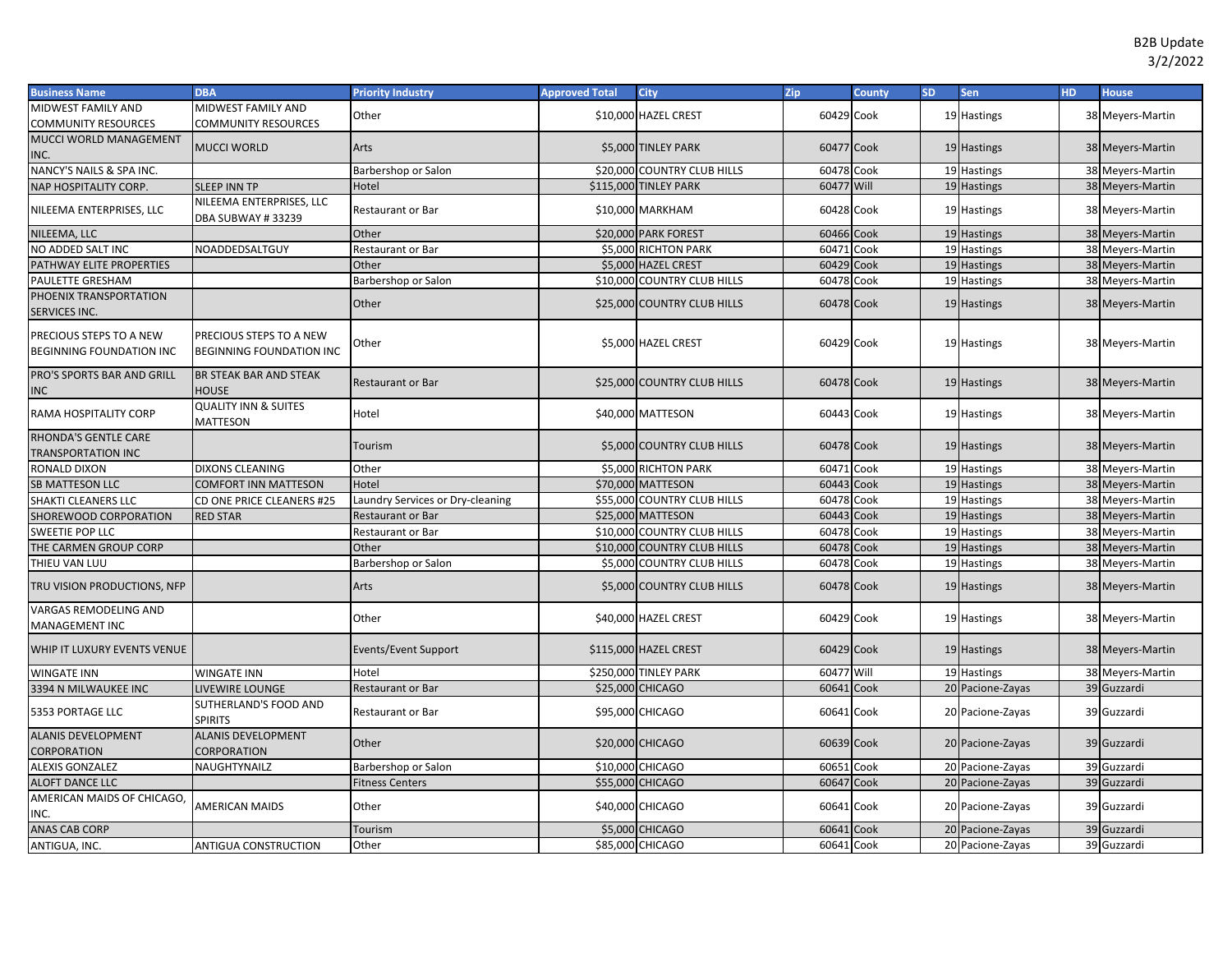B2B Update
3/2/2022

| Business Name | DBA | Priority Industry | Approved Total | City | Zip | County | SD | Sen | HD | House |
|---|---|---|---|---|---|---|---|---|---|---|
| MIDWEST FAMILY AND COMMUNITY RESOURCES | MIDWEST FAMILY AND COMMUNITY RESOURCES | Other | $10,000 | HAZEL CREST | 60429 | Cook | 19 | Hastings | 38 | Meyers-Martin |
| MUCCI WORLD MANAGEMENT INC. | MUCCI WORLD | Arts | $5,000 | TINLEY PARK | 60477 | Cook | 19 | Hastings | 38 | Meyers-Martin |
| NANCY'S NAILS & SPA INC. | | Barbershop or Salon | $20,000 | COUNTRY CLUB HILLS | 60478 | Cook | 19 | Hastings | 38 | Meyers-Martin |
| NAP HOSPITALITY CORP. | SLEEP INN TP | Hotel | $115,000 | TINLEY PARK | 60477 | Will | 19 | Hastings | 38 | Meyers-Martin |
| NILEEMA ENTERPRISES, LLC | NILEEMA ENTERPRISES, LLC DBA SUBWAY # 33239 | Restaurant or Bar | $10,000 | MARKHAM | 60428 | Cook | 19 | Hastings | 38 | Meyers-Martin |
| NILEEMA, LLC | | Other | $20,000 | PARK FOREST | 60466 | Cook | 19 | Hastings | 38 | Meyers-Martin |
| NO ADDED SALT INC | NOADDEDSALTGUY | Restaurant or Bar | $5,000 | RICHTON PARK | 60471 | Cook | 19 | Hastings | 38 | Meyers-Martin |
| PATHWAY ELITE PROPERTIES | | Other | $5,000 | HAZEL CREST | 60429 | Cook | 19 | Hastings | 38 | Meyers-Martin |
| PAULETTE GRESHAM | | Barbershop or Salon | $10,000 | COUNTRY CLUB HILLS | 60478 | Cook | 19 | Hastings | 38 | Meyers-Martin |
| PHOENIX TRANSPORTATION SERVICES INC. | | Other | $25,000 | COUNTRY CLUB HILLS | 60478 | Cook | 19 | Hastings | 38 | Meyers-Martin |
| PRECIOUS STEPS TO A NEW BEGINNING FOUNDATION INC | PRECIOUS STEPS TO A NEW BEGINNING FOUNDATION INC | Other | $5,000 | HAZEL CREST | 60429 | Cook | 19 | Hastings | 38 | Meyers-Martin |
| PRO'S SPORTS BAR AND GRILL INC | BR STEAK BAR AND STEAK HOUSE | Restaurant or Bar | $25,000 | COUNTRY CLUB HILLS | 60478 | Cook | 19 | Hastings | 38 | Meyers-Martin |
| RAMA HOSPITALITY CORP | QUALITY INN & SUITES MATTESON | Hotel | $40,000 | MATTESON | 60443 | Cook | 19 | Hastings | 38 | Meyers-Martin |
| RHONDA'S GENTLE CARE TRANSPORTATION INC | | Tourism | $5,000 | COUNTRY CLUB HILLS | 60478 | Cook | 19 | Hastings | 38 | Meyers-Martin |
| RONALD DIXON | DIXONS CLEANING | Other | $5,000 | RICHTON PARK | 60471 | Cook | 19 | Hastings | 38 | Meyers-Martin |
| SB MATTESON LLC | COMFORT INN MATTESON | Hotel | $70,000 | MATTESON | 60443 | Cook | 19 | Hastings | 38 | Meyers-Martin |
| SHAKTI CLEANERS LLC | CD ONE PRICE CLEANERS #25 | Laundry Services or Dry-cleaning | $55,000 | COUNTRY CLUB HILLS | 60478 | Cook | 19 | Hastings | 38 | Meyers-Martin |
| SHOREWOOD CORPORATION | RED STAR | Restaurant or Bar | $25,000 | MATTESON | 60443 | Cook | 19 | Hastings | 38 | Meyers-Martin |
| SWEETIE POP LLC | | Restaurant or Bar | $10,000 | COUNTRY CLUB HILLS | 60478 | Cook | 19 | Hastings | 38 | Meyers-Martin |
| THE CARMEN GROUP CORP | | Other | $10,000 | COUNTRY CLUB HILLS | 60478 | Cook | 19 | Hastings | 38 | Meyers-Martin |
| THIEU VAN LUU | | Barbershop or Salon | $5,000 | COUNTRY CLUB HILLS | 60478 | Cook | 19 | Hastings | 38 | Meyers-Martin |
| TRU VISION PRODUCTIONS, NFP | | Arts | $5,000 | COUNTRY CLUB HILLS | 60478 | Cook | 19 | Hastings | 38 | Meyers-Martin |
| VARGAS REMODELING AND MANAGEMENT INC | | Other | $40,000 | HAZEL CREST | 60429 | Cook | 19 | Hastings | 38 | Meyers-Martin |
| WHIP IT LUXURY EVENTS VENUE | | Events/Event Support | $115,000 | HAZEL CREST | 60429 | Cook | 19 | Hastings | 38 | Meyers-Martin |
| WINGATE INN | WINGATE INN | Hotel | $250,000 | TINLEY PARK | 60477 | Will | 19 | Hastings | 38 | Meyers-Martin |
| 3394 N MILWAUKEE INC | LIVEWIRE LOUNGE | Restaurant or Bar | $25,000 | CHICAGO | 60641 | Cook | 20 | Pacione-Zayas | 39 | Guzzardi |
| 5353 PORTAGE LLC | SUTHERLAND'S FOOD AND SPIRITS | Restaurant or Bar | $95,000 | CHICAGO | 60641 | Cook | 20 | Pacione-Zayas | 39 | Guzzardi |
| ALANIS DEVELOPMENT CORPORATION | ALANIS DEVELOPMENT CORPORATION | Other | $20,000 | CHICAGO | 60639 | Cook | 20 | Pacione-Zayas | 39 | Guzzardi |
| ALEXIS GONZALEZ | NAUGHTYNAILZ | Barbershop or Salon | $10,000 | CHICAGO | 60651 | Cook | 20 | Pacione-Zayas | 39 | Guzzardi |
| ALOFT DANCE LLC | | Fitness Centers | $55,000 | CHICAGO | 60647 | Cook | 20 | Pacione-Zayas | 39 | Guzzardi |
| AMERICAN MAIDS OF CHICAGO, INC. | AMERICAN MAIDS | Other | $40,000 | CHICAGO | 60641 | Cook | 20 | Pacione-Zayas | 39 | Guzzardi |
| ANAS CAB CORP | | Tourism | $5,000 | CHICAGO | 60641 | Cook | 20 | Pacione-Zayas | 39 | Guzzardi |
| ANTIGUA, INC. | ANTIGUA CONSTRUCTION | Other | $85,000 | CHICAGO | 60641 | Cook | 20 | Pacione-Zayas | 39 | Guzzardi |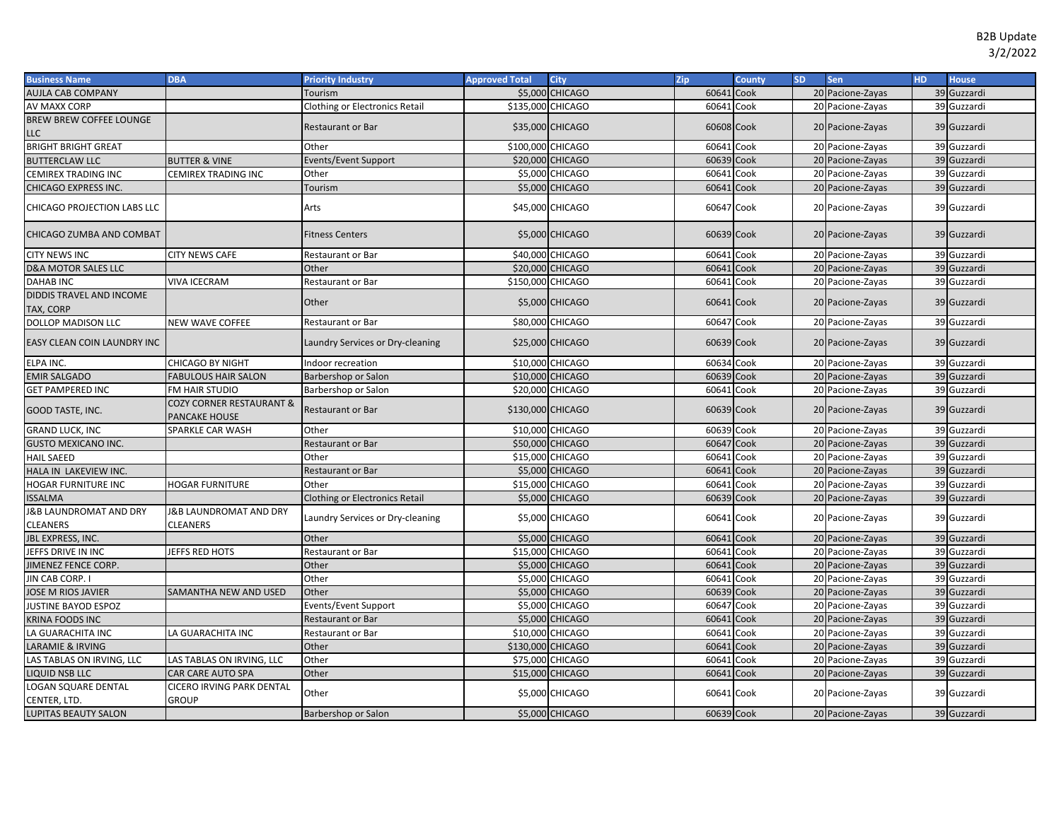B2B Update
3/2/2022

| Business Name | DBA | Priority Industry | Approved Total | City | Zip | County | SD | Sen | HD | House |
|---|---|---|---|---|---|---|---|---|---|---|
| AUJLA CAB COMPANY | | Tourism | $5,000 | CHICAGO | 60641 | Cook | 20 | Pacione-Zayas | 39 | Guzzardi |
| AV MAXX CORP | | Clothing or Electronics Retail | $135,000 | CHICAGO | 60641 | Cook | 20 | Pacione-Zayas | 39 | Guzzardi |
| BREW BREW COFFEE LOUNGE LLC | | Restaurant or Bar | $35,000 | CHICAGO | 60608 | Cook | 20 | Pacione-Zayas | 39 | Guzzardi |
| BRIGHT BRIGHT GREAT | | Other | $100,000 | CHICAGO | 60641 | Cook | 20 | Pacione-Zayas | 39 | Guzzardi |
| BUTTERCLAW LLC | BUTTER & VINE | Events/Event Support | $20,000 | CHICAGO | 60639 | Cook | 20 | Pacione-Zayas | 39 | Guzzardi |
| CEMIREX TRADING INC | CEMIREX TRADING INC | Other | $5,000 | CHICAGO | 60641 | Cook | 20 | Pacione-Zayas | 39 | Guzzardi |
| CHICAGO EXPRESS INC. | | Tourism | $5,000 | CHICAGO | 60641 | Cook | 20 | Pacione-Zayas | 39 | Guzzardi |
| CHICAGO PROJECTION LABS LLC | | Arts | $45,000 | CHICAGO | 60647 | Cook | 20 | Pacione-Zayas | 39 | Guzzardi |
| CHICAGO ZUMBA AND COMBAT | | Fitness Centers | $5,000 | CHICAGO | 60639 | Cook | 20 | Pacione-Zayas | 39 | Guzzardi |
| CITY NEWS INC | CITY NEWS CAFE | Restaurant or Bar | $40,000 | CHICAGO | 60641 | Cook | 20 | Pacione-Zayas | 39 | Guzzardi |
| D&A MOTOR SALES LLC | | Other | $20,000 | CHICAGO | 60641 | Cook | 20 | Pacione-Zayas | 39 | Guzzardi |
| DAHAB INC | VIVA ICECRAM | Restaurant or Bar | $150,000 | CHICAGO | 60641 | Cook | 20 | Pacione-Zayas | 39 | Guzzardi |
| DIDDIS TRAVEL AND INCOME TAX, CORP | | Other | $5,000 | CHICAGO | 60641 | Cook | 20 | Pacione-Zayas | 39 | Guzzardi |
| DOLLOP MADISON LLC | NEW WAVE COFFEE | Restaurant or Bar | $80,000 | CHICAGO | 60647 | Cook | 20 | Pacione-Zayas | 39 | Guzzardi |
| EASY CLEAN COIN LAUNDRY INC | | Laundry Services or Dry-cleaning | $25,000 | CHICAGO | 60639 | Cook | 20 | Pacione-Zayas | 39 | Guzzardi |
| ELPA INC. | CHICAGO BY NIGHT | Indoor recreation | $10,000 | CHICAGO | 60634 | Cook | 20 | Pacione-Zayas | 39 | Guzzardi |
| EMIR SALGADO | FABULOUS HAIR SALON | Barbershop or Salon | $10,000 | CHICAGO | 60639 | Cook | 20 | Pacione-Zayas | 39 | Guzzardi |
| GET PAMPERED INC | FM HAIR STUDIO | Barbershop or Salon | $20,000 | CHICAGO | 60641 | Cook | 20 | Pacione-Zayas | 39 | Guzzardi |
| GOOD TASTE, INC. | COZY CORNER RESTAURANT & PANCAKE HOUSE | Restaurant or Bar | $130,000 | CHICAGO | 60639 | Cook | 20 | Pacione-Zayas | 39 | Guzzardi |
| GRAND LUCK, INC | SPARKLE CAR WASH | Other | $10,000 | CHICAGO | 60639 | Cook | 20 | Pacione-Zayas | 39 | Guzzardi |
| GUSTO MEXICANO INC. | | Restaurant or Bar | $50,000 | CHICAGO | 60647 | Cook | 20 | Pacione-Zayas | 39 | Guzzardi |
| HAIL SAEED | | Other | $15,000 | CHICAGO | 60641 | Cook | 20 | Pacione-Zayas | 39 | Guzzardi |
| HALA IN LAKEVIEW INC. | | Restaurant or Bar | $5,000 | CHICAGO | 60641 | Cook | 20 | Pacione-Zayas | 39 | Guzzardi |
| HOGAR FURNITURE INC | HOGAR FURNITURE | Other | $15,000 | CHICAGO | 60641 | Cook | 20 | Pacione-Zayas | 39 | Guzzardi |
| ISSALMA | | Clothing or Electronics Retail | $5,000 | CHICAGO | 60639 | Cook | 20 | Pacione-Zayas | 39 | Guzzardi |
| J&B LAUNDROMAT AND DRY CLEANERS | J&B LAUNDROMAT AND DRY CLEANERS | Laundry Services or Dry-cleaning | $5,000 | CHICAGO | 60641 | Cook | 20 | Pacione-Zayas | 39 | Guzzardi |
| JBL EXPRESS, INC. | | Other | $5,000 | CHICAGO | 60641 | Cook | 20 | Pacione-Zayas | 39 | Guzzardi |
| JEFFS DRIVE IN INC | JEFFS RED HOTS | Restaurant or Bar | $15,000 | CHICAGO | 60641 | Cook | 20 | Pacione-Zayas | 39 | Guzzardi |
| JIMENEZ FENCE CORP. | | Other | $5,000 | CHICAGO | 60641 | Cook | 20 | Pacione-Zayas | 39 | Guzzardi |
| JIN CAB CORP. I | | Other | $5,000 | CHICAGO | 60641 | Cook | 20 | Pacione-Zayas | 39 | Guzzardi |
| JOSE M RIOS JAVIER | SAMANTHA NEW AND USED | Other | $5,000 | CHICAGO | 60639 | Cook | 20 | Pacione-Zayas | 39 | Guzzardi |
| JUSTINE BAYOD ESPOZ | | Events/Event Support | $5,000 | CHICAGO | 60647 | Cook | 20 | Pacione-Zayas | 39 | Guzzardi |
| KRINA FOODS INC | | Restaurant or Bar | $5,000 | CHICAGO | 60641 | Cook | 20 | Pacione-Zayas | 39 | Guzzardi |
| LA GUARACHITA INC | LA GUARACHITA INC | Restaurant or Bar | $10,000 | CHICAGO | 60641 | Cook | 20 | Pacione-Zayas | 39 | Guzzardi |
| LARAMIE & IRVING | | Other | $130,000 | CHICAGO | 60641 | Cook | 20 | Pacione-Zayas | 39 | Guzzardi |
| LAS TABLAS ON IRVING, LLC | LAS TABLAS ON IRVING, LLC | Other | $75,000 | CHICAGO | 60641 | Cook | 20 | Pacione-Zayas | 39 | Guzzardi |
| LIQUID NSB LLC | CAR CARE AUTO SPA | Other | $15,000 | CHICAGO | 60641 | Cook | 20 | Pacione-Zayas | 39 | Guzzardi |
| LOGAN SQUARE DENTAL CENTER, LTD. | CICERO IRVING PARK DENTAL GROUP | Other | $5,000 | CHICAGO | 60641 | Cook | 20 | Pacione-Zayas | 39 | Guzzardi |
| LUPITAS BEAUTY SALON | | Barbershop or Salon | $5,000 | CHICAGO | 60639 | Cook | 20 | Pacione-Zayas | 39 | Guzzardi |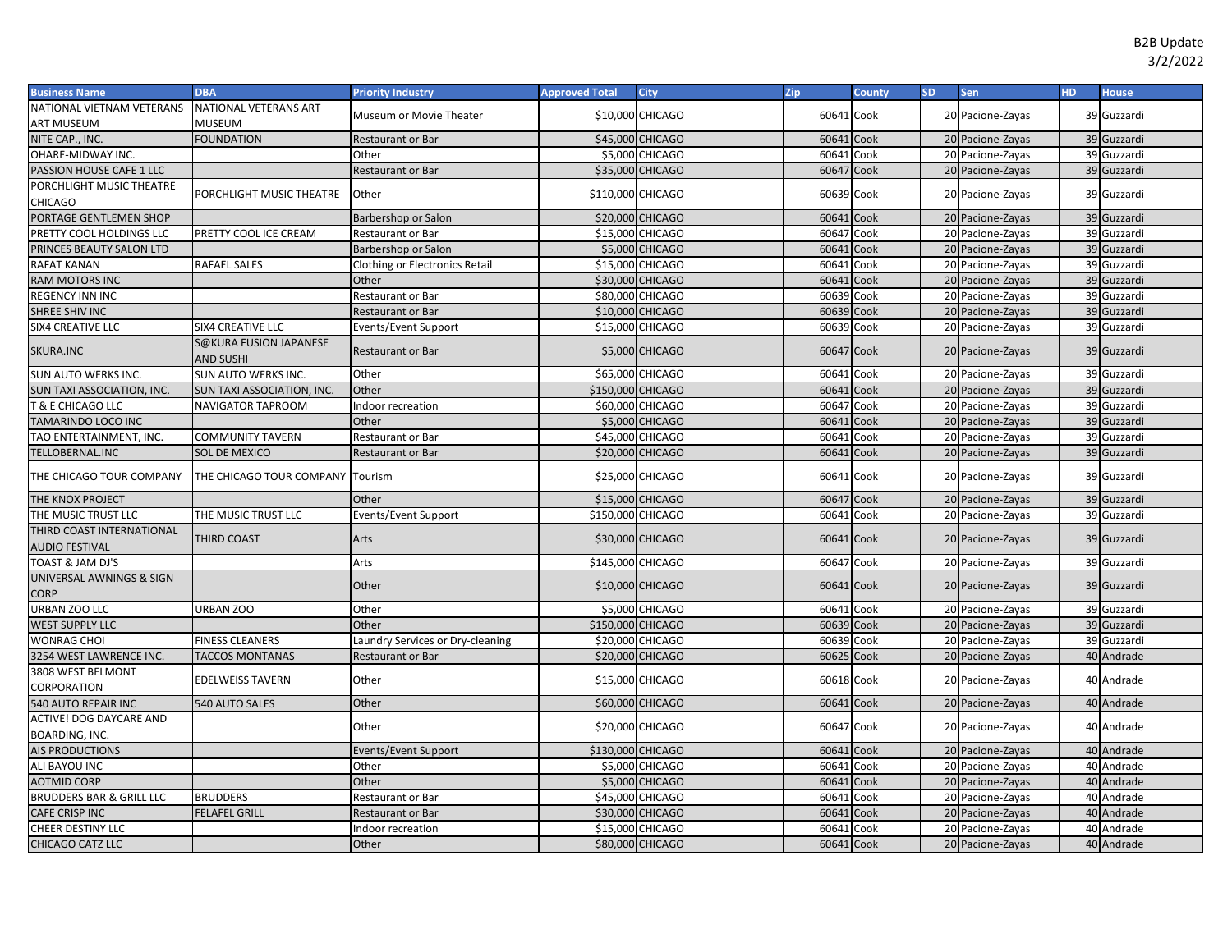B2B Update
3/2/2022

| Business Name | DBA | Priority Industry | Approved Total | City | Zip | County | SD | Sen | HD | House |
|---|---|---|---|---|---|---|---|---|---|---|
| NATIONAL VIETNAM VETERANS ART MUSEUM | NATIONAL VETERANS ART MUSEUM | Museum or Movie Theater | $10,000 | CHICAGO | 60641 | Cook | 20 | Pacione-Zayas | 39 | Guzzardi |
| NITE CAP., INC. | FOUNDATION | Restaurant or Bar | $45,000 | CHICAGO | 60641 | Cook | 20 | Pacione-Zayas | 39 | Guzzardi |
| OHARE-MIDWAY INC. | | Other | $5,000 | CHICAGO | 60641 | Cook | 20 | Pacione-Zayas | 39 | Guzzardi |
| PASSION HOUSE CAFE 1 LLC | | Restaurant or Bar | $35,000 | CHICAGO | 60647 | Cook | 20 | Pacione-Zayas | 39 | Guzzardi |
| PORCHLIGHT MUSIC THEATRE CHICAGO | PORCHLIGHT MUSIC THEATRE | Other | $110,000 | CHICAGO | 60639 | Cook | 20 | Pacione-Zayas | 39 | Guzzardi |
| PORTAGE GENTLEMEN SHOP | | Barbershop or Salon | $20,000 | CHICAGO | 60641 | Cook | 20 | Pacione-Zayas | 39 | Guzzardi |
| PRETTY COOL HOLDINGS LLC | PRETTY COOL ICE CREAM | Restaurant or Bar | $15,000 | CHICAGO | 60647 | Cook | 20 | Pacione-Zayas | 39 | Guzzardi |
| PRINCES BEAUTY SALON LTD | | Barbershop or Salon | $5,000 | CHICAGO | 60641 | Cook | 20 | Pacione-Zayas | 39 | Guzzardi |
| RAFAT KANAN | RAFAEL SALES | Clothing or Electronics Retail | $15,000 | CHICAGO | 60641 | Cook | 20 | Pacione-Zayas | 39 | Guzzardi |
| RAM MOTORS INC | | Other | $30,000 | CHICAGO | 60641 | Cook | 20 | Pacione-Zayas | 39 | Guzzardi |
| REGENCY INN INC | | Restaurant or Bar | $80,000 | CHICAGO | 60639 | Cook | 20 | Pacione-Zayas | 39 | Guzzardi |
| SHREE SHIV INC | | Restaurant or Bar | $10,000 | CHICAGO | 60639 | Cook | 20 | Pacione-Zayas | 39 | Guzzardi |
| SIX4 CREATIVE LLC | SIX4 CREATIVE LLC | Events/Event Support | $15,000 | CHICAGO | 60639 | Cook | 20 | Pacione-Zayas | 39 | Guzzardi |
| SKURA.INC | S@KURA FUSION JAPANESE AND SUSHI | Restaurant or Bar | $5,000 | CHICAGO | 60647 | Cook | 20 | Pacione-Zayas | 39 | Guzzardi |
| SUN AUTO WERKS INC. | SUN AUTO WERKS INC. | Other | $65,000 | CHICAGO | 60641 | Cook | 20 | Pacione-Zayas | 39 | Guzzardi |
| SUN TAXI ASSOCIATION, INC. | SUN TAXI ASSOCIATION, INC. | Other | $150,000 | CHICAGO | 60641 | Cook | 20 | Pacione-Zayas | 39 | Guzzardi |
| T & E CHICAGO LLC | NAVIGATOR TAPROOM | Indoor recreation | $60,000 | CHICAGO | 60647 | Cook | 20 | Pacione-Zayas | 39 | Guzzardi |
| TAMARINDO LOCO INC | | Other | $5,000 | CHICAGO | 60641 | Cook | 20 | Pacione-Zayas | 39 | Guzzardi |
| TAO ENTERTAINMENT, INC. | COMMUNITY TAVERN | Restaurant or Bar | $45,000 | CHICAGO | 60641 | Cook | 20 | Pacione-Zayas | 39 | Guzzardi |
| TELLOBERNAL.INC | SOL DE MEXICO | Restaurant or Bar | $20,000 | CHICAGO | 60641 | Cook | 20 | Pacione-Zayas | 39 | Guzzardi |
| THE CHICAGO TOUR COMPANY | THE CHICAGO TOUR COMPANY | Tourism | $25,000 | CHICAGO | 60641 | Cook | 20 | Pacione-Zayas | 39 | Guzzardi |
| THE KNOX PROJECT | | Other | $15,000 | CHICAGO | 60647 | Cook | 20 | Pacione-Zayas | 39 | Guzzardi |
| THE MUSIC TRUST LLC | THE MUSIC TRUST LLC | Events/Event Support | $150,000 | CHICAGO | 60641 | Cook | 20 | Pacione-Zayas | 39 | Guzzardi |
| THIRD COAST INTERNATIONAL AUDIO FESTIVAL | THIRD COAST | Arts | $30,000 | CHICAGO | 60641 | Cook | 20 | Pacione-Zayas | 39 | Guzzardi |
| TOAST & JAM DJ'S | | Arts | $145,000 | CHICAGO | 60647 | Cook | 20 | Pacione-Zayas | 39 | Guzzardi |
| UNIVERSAL AWNINGS & SIGN CORP | | Other | $10,000 | CHICAGO | 60641 | Cook | 20 | Pacione-Zayas | 39 | Guzzardi |
| URBAN ZOO LLC | URBAN ZOO | Other | $5,000 | CHICAGO | 60641 | Cook | 20 | Pacione-Zayas | 39 | Guzzardi |
| WEST SUPPLY LLC | | Other | $150,000 | CHICAGO | 60639 | Cook | 20 | Pacione-Zayas | 39 | Guzzardi |
| WONRAG CHOI | FINESS CLEANERS | Laundry Services or Dry-cleaning | $20,000 | CHICAGO | 60639 | Cook | 20 | Pacione-Zayas | 39 | Guzzardi |
| 3254 WEST LAWRENCE INC. | TACCOS MONTANAS | Restaurant or Bar | $20,000 | CHICAGO | 60625 | Cook | 20 | Pacione-Zayas | 40 | Andrade |
| 3808 WEST BELMONT CORPORATION | EDELWEISS TAVERN | Other | $15,000 | CHICAGO | 60618 | Cook | 20 | Pacione-Zayas | 40 | Andrade |
| 540 AUTO REPAIR INC | 540 AUTO SALES | Other | $60,000 | CHICAGO | 60641 | Cook | 20 | Pacione-Zayas | 40 | Andrade |
| ACTIVE! DOG DAYCARE AND BOARDING, INC. | | Other | $20,000 | CHICAGO | 60647 | Cook | 20 | Pacione-Zayas | 40 | Andrade |
| AIS PRODUCTIONS | | Events/Event Support | $130,000 | CHICAGO | 60641 | Cook | 20 | Pacione-Zayas | 40 | Andrade |
| ALI BAYOU INC | | Other | $5,000 | CHICAGO | 60641 | Cook | 20 | Pacione-Zayas | 40 | Andrade |
| AOTMID CORP | | Other | $5,000 | CHICAGO | 60641 | Cook | 20 | Pacione-Zayas | 40 | Andrade |
| BRUDDERS BAR & GRILL LLC | BRUDDERS | Restaurant or Bar | $45,000 | CHICAGO | 60641 | Cook | 20 | Pacione-Zayas | 40 | Andrade |
| CAFE CRISP INC | FELAFEL GRILL | Restaurant or Bar | $30,000 | CHICAGO | 60641 | Cook | 20 | Pacione-Zayas | 40 | Andrade |
| CHEER DESTINY LLC | | Indoor recreation | $15,000 | CHICAGO | 60641 | Cook | 20 | Pacione-Zayas | 40 | Andrade |
| CHICAGO CATZ LLC | | Other | $80,000 | CHICAGO | 60641 | Cook | 20 | Pacione-Zayas | 40 | Andrade |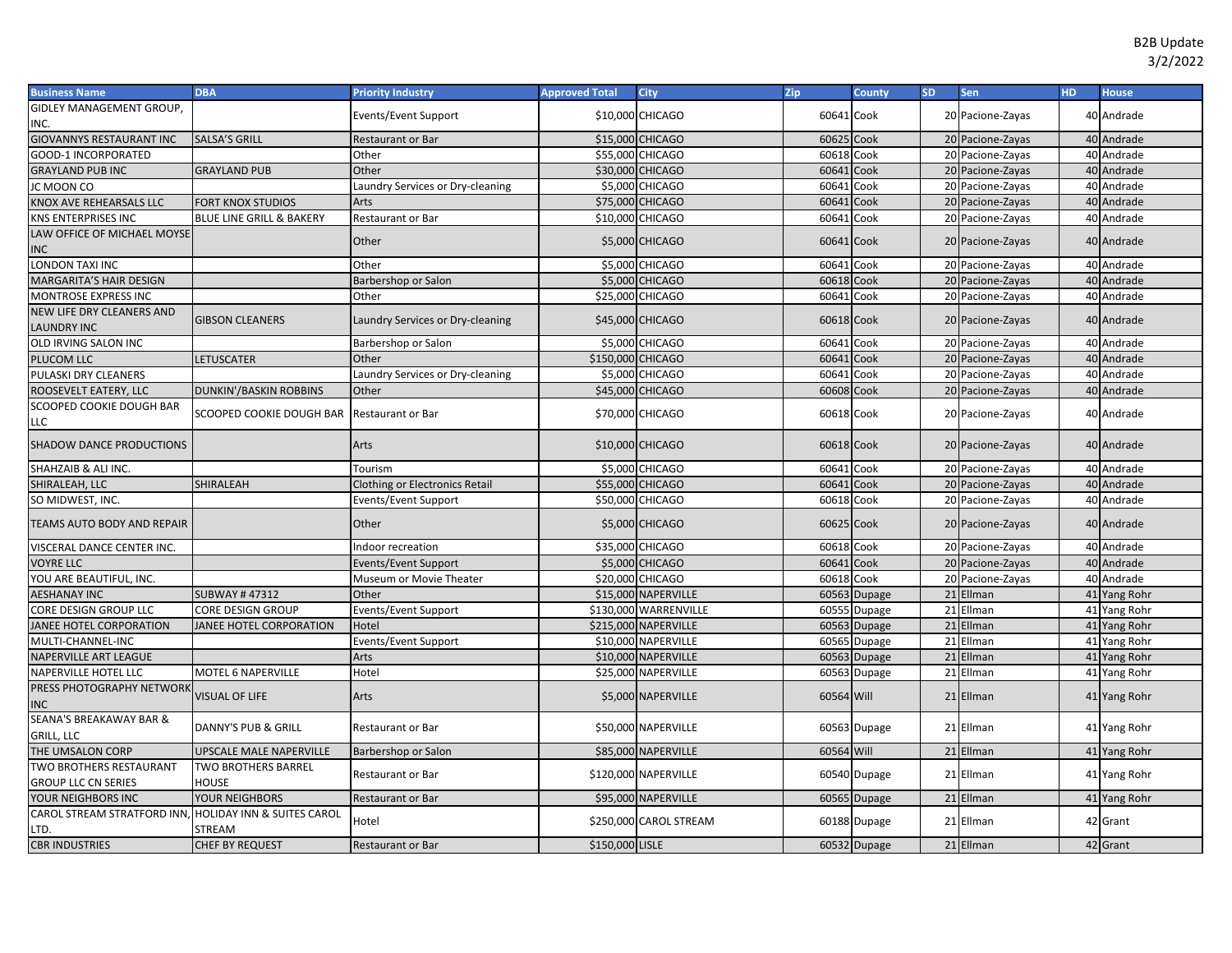B2B Update
3/2/2022

| Business Name | DBA | Priority Industry | Approved Total | City | Zip | County | SD | Sen | HD | House |
|---|---|---|---|---|---|---|---|---|---|---|
| GIDLEY MANAGEMENT GROUP, INC. | | Events/Event Support | $10,000 | CHICAGO | 60641 | Cook | 20 | Pacione-Zayas | 40 | Andrade |
| GIOVANNYS RESTAURANT INC | SALSA'S GRILL | Restaurant or Bar | $15,000 | CHICAGO | 60625 | Cook | 20 | Pacione-Zayas | 40 | Andrade |
| GOOD-1 INCORPORATED | | Other | $55,000 | CHICAGO | 60618 | Cook | 20 | Pacione-Zayas | 40 | Andrade |
| GRAYLAND PUB INC | GRAYLAND PUB | Other | $30,000 | CHICAGO | 60641 | Cook | 20 | Pacione-Zayas | 40 | Andrade |
| JC MOON CO | | Laundry Services or Dry-cleaning | $5,000 | CHICAGO | 60641 | Cook | 20 | Pacione-Zayas | 40 | Andrade |
| KNOX AVE REHEARSALS LLC | FORT KNOX STUDIOS | Arts | $75,000 | CHICAGO | 60641 | Cook | 20 | Pacione-Zayas | 40 | Andrade |
| KNS ENTERPRISES INC | BLUE LINE GRILL & BAKERY | Restaurant or Bar | $10,000 | CHICAGO | 60641 | Cook | 20 | Pacione-Zayas | 40 | Andrade |
| LAW OFFICE OF MICHAEL MOYSE INC | | Other | $5,000 | CHICAGO | 60641 | Cook | 20 | Pacione-Zayas | 40 | Andrade |
| LONDON TAXI INC | | Other | $5,000 | CHICAGO | 60641 | Cook | 20 | Pacione-Zayas | 40 | Andrade |
| MARGARITA'S HAIR DESIGN | | Barbershop or Salon | $5,000 | CHICAGO | 60618 | Cook | 20 | Pacione-Zayas | 40 | Andrade |
| MONTROSE EXPRESS INC | | Other | $25,000 | CHICAGO | 60641 | Cook | 20 | Pacione-Zayas | 40 | Andrade |
| NEW LIFE DRY CLEANERS AND LAUNDRY INC | GIBSON CLEANERS | Laundry Services or Dry-cleaning | $45,000 | CHICAGO | 60618 | Cook | 20 | Pacione-Zayas | 40 | Andrade |
| OLD IRVING SALON INC | | Barbershop or Salon | $5,000 | CHICAGO | 60641 | Cook | 20 | Pacione-Zayas | 40 | Andrade |
| PLUCOM LLC | LETUSCATER | Other | $150,000 | CHICAGO | 60641 | Cook | 20 | Pacione-Zayas | 40 | Andrade |
| PULASKI DRY CLEANERS | | Laundry Services or Dry-cleaning | $5,000 | CHICAGO | 60641 | Cook | 20 | Pacione-Zayas | 40 | Andrade |
| ROOSEVELT EATERY, LLC | DUNKIN'/BASKIN ROBBINS | Other | $45,000 | CHICAGO | 60608 | Cook | 20 | Pacione-Zayas | 40 | Andrade |
| SCOOPED COOKIE DOUGH BAR LLC | SCOOPED COOKIE DOUGH BAR | Restaurant or Bar | $70,000 | CHICAGO | 60618 | Cook | 20 | Pacione-Zayas | 40 | Andrade |
| SHADOW DANCE PRODUCTIONS | | Arts | $10,000 | CHICAGO | 60618 | Cook | 20 | Pacione-Zayas | 40 | Andrade |
| SHAHZAIB & ALI INC. | | Tourism | $5,000 | CHICAGO | 60641 | Cook | 20 | Pacione-Zayas | 40 | Andrade |
| SHIRALEAH, LLC | SHIRALEAH | Clothing or Electronics Retail | $55,000 | CHICAGO | 60641 | Cook | 20 | Pacione-Zayas | 40 | Andrade |
| SO MIDWEST, INC. | | Events/Event Support | $50,000 | CHICAGO | 60618 | Cook | 20 | Pacione-Zayas | 40 | Andrade |
| TEAMS AUTO BODY AND REPAIR | | Other | $5,000 | CHICAGO | 60625 | Cook | 20 | Pacione-Zayas | 40 | Andrade |
| VISCERAL DANCE CENTER INC. | | Indoor recreation | $35,000 | CHICAGO | 60618 | Cook | 20 | Pacione-Zayas | 40 | Andrade |
| VOYRE LLC | | Events/Event Support | $5,000 | CHICAGO | 60641 | Cook | 20 | Pacione-Zayas | 40 | Andrade |
| YOU ARE BEAUTIFUL, INC. | | Museum or Movie Theater | $20,000 | CHICAGO | 60618 | Cook | 20 | Pacione-Zayas | 40 | Andrade |
| AESHANAY INC | SUBWAY # 47312 | Other | $15,000 | NAPERVILLE | 60563 | Dupage | 21 | Ellman | 41 | Yang Rohr |
| CORE DESIGN GROUP LLC | CORE DESIGN GROUP | Events/Event Support | $130,000 | WARRENVILLE | 60555 | Dupage | 21 | Ellman | 41 | Yang Rohr |
| JANEE HOTEL CORPORATION | JANEE HOTEL CORPORATION | Hotel | $215,000 | NAPERVILLE | 60563 | Dupage | 21 | Ellman | 41 | Yang Rohr |
| MULTI-CHANNEL-INC | | Events/Event Support | $10,000 | NAPERVILLE | 60565 | Dupage | 21 | Ellman | 41 | Yang Rohr |
| NAPERVILLE ART LEAGUE | | Arts | $10,000 | NAPERVILLE | 60563 | Dupage | 21 | Ellman | 41 | Yang Rohr |
| NAPERVILLE HOTEL LLC | MOTEL 6 NAPERVILLE | Hotel | $25,000 | NAPERVILLE | 60563 | Dupage | 21 | Ellman | 41 | Yang Rohr |
| PRESS PHOTOGRAPHY NETWORK INC | VISUAL OF LIFE | Arts | $5,000 | NAPERVILLE | 60564 | Will | 21 | Ellman | 41 | Yang Rohr |
| SEANA'S BREAKAWAY BAR & GRILL, LLC | DANNY'S PUB & GRILL | Restaurant or Bar | $50,000 | NAPERVILLE | 60563 | Dupage | 21 | Ellman | 41 | Yang Rohr |
| THE UMSALON CORP | UPSCALE MALE NAPERVILLE | Barbershop or Salon | $85,000 | NAPERVILLE | 60564 | Will | 21 | Ellman | 41 | Yang Rohr |
| TWO BROTHERS RESTAURANT GROUP LLC CN SERIES | TWO BROTHERS BARREL HOUSE | Restaurant or Bar | $120,000 | NAPERVILLE | 60540 | Dupage | 21 | Ellman | 41 | Yang Rohr |
| YOUR NEIGHBORS INC | YOUR NEIGHBORS | Restaurant or Bar | $95,000 | NAPERVILLE | 60565 | Dupage | 21 | Ellman | 41 | Yang Rohr |
| CAROL STREAM STRATFORD INN, LTD. | HOLIDAY INN & SUITES CAROL STREAM | Hotel | $250,000 | CAROL STREAM | 60188 | Dupage | 21 | Ellman | 42 | Grant |
| CBR INDUSTRIES | CHEF BY REQUEST | Restaurant or Bar | $150,000 | LISLE | 60532 | Dupage | 21 | Ellman | 42 | Grant |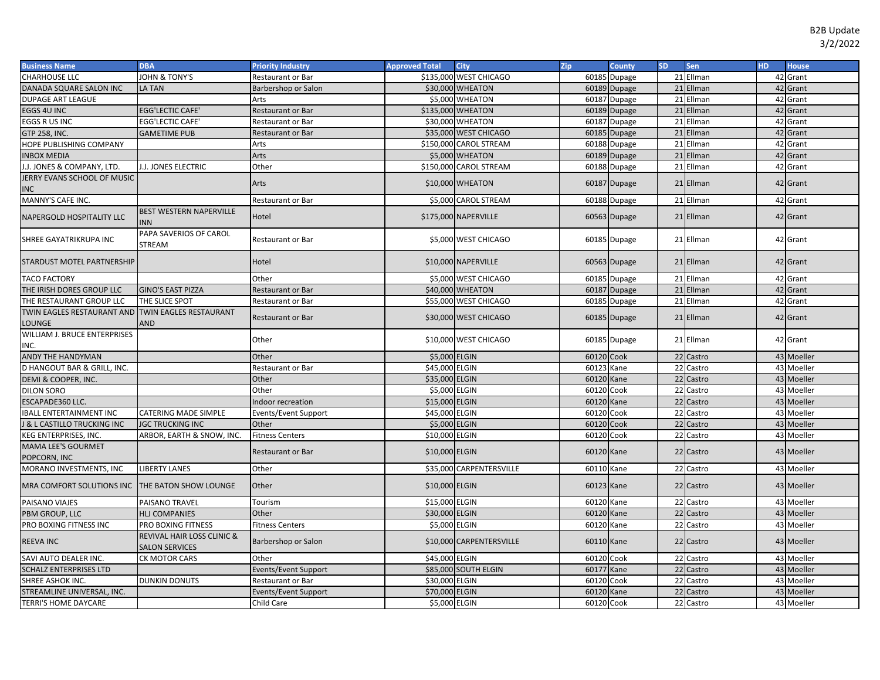B2B Update
3/2/2022

| Business Name | DBA | Priority Industry | Approved Total | City | Zip | County | SD | Sen | HD | House |
|---|---|---|---|---|---|---|---|---|---|---|
| CHARHOUSE LLC | JOHN & TONY'S | Restaurant or Bar | $135,000 | WEST CHICAGO | 60185 | Dupage | 21 | Ellman | 42 | Grant |
| DANADA SQUARE SALON INC | LA TAN | Barbershop or Salon | $30,000 | WHEATON | 60189 | Dupage | 21 | Ellman | 42 | Grant |
| DUPAGE ART LEAGUE | | Arts | $5,000 | WHEATON | 60187 | Dupage | 21 | Ellman | 42 | Grant |
| EGGS 4U INC | EGG'LECTIC CAFE' | Restaurant or Bar | $135,000 | WHEATON | 60189 | Dupage | 21 | Ellman | 42 | Grant |
| EGGS R US INC | EGG'LECTIC CAFE' | Restaurant or Bar | $30,000 | WHEATON | 60187 | Dupage | 21 | Ellman | 42 | Grant |
| GTP 258, INC. | GAMETIME PUB | Restaurant or Bar | $35,000 | WEST CHICAGO | 60185 | Dupage | 21 | Ellman | 42 | Grant |
| HOPE PUBLISHING COMPANY | | Arts | $150,000 | CAROL STREAM | 60188 | Dupage | 21 | Ellman | 42 | Grant |
| INBOX MEDIA | | Arts | $5,000 | WHEATON | 60189 | Dupage | 21 | Ellman | 42 | Grant |
| J.J. JONES & COMPANY, LTD. | J.J. JONES ELECTRIC | Other | $150,000 | CAROL STREAM | 60188 | Dupage | 21 | Ellman | 42 | Grant |
| JERRY EVANS SCHOOL OF MUSIC INC | | Arts | $10,000 | WHEATON | 60187 | Dupage | 21 | Ellman | 42 | Grant |
| MANNY'S CAFE INC. | | Restaurant or Bar | $5,000 | CAROL STREAM | 60188 | Dupage | 21 | Ellman | 42 | Grant |
| NAPERGOLD HOSPITALITY LLC | BEST WESTERN NAPERVILLE INN | Hotel | $175,000 | NAPERVILLE | 60563 | Dupage | 21 | Ellman | 42 | Grant |
| SHREE GAYATRIKRUPA INC | PAPA SAVERIOS OF CAROL STREAM | Restaurant or Bar | $5,000 | WEST CHICAGO | 60185 | Dupage | 21 | Ellman | 42 | Grant |
| STARDUST MOTEL PARTNERSHIP | | Hotel | $10,000 | NAPERVILLE | 60563 | Dupage | 21 | Ellman | 42 | Grant |
| TACO FACTORY | | Other | $5,000 | WEST CHICAGO | 60185 | Dupage | 21 | Ellman | 42 | Grant |
| THE IRISH DORES GROUP LLC | GINO'S EAST PIZZA | Restaurant or Bar | $40,000 | WHEATON | 60187 | Dupage | 21 | Ellman | 42 | Grant |
| THE RESTAURANT GROUP LLC | THE SLICE SPOT | Restaurant or Bar | $55,000 | WEST CHICAGO | 60185 | Dupage | 21 | Ellman | 42 | Grant |
| TWIN EAGLES RESTAURANT AND LOUNGE | TWIN EAGLES RESTAURANT AND | Restaurant or Bar | $30,000 | WEST CHICAGO | 60185 | Dupage | 21 | Ellman | 42 | Grant |
| WILLIAM J. BRUCE ENTERPRISES INC. | | Other | $10,000 | WEST CHICAGO | 60185 | Dupage | 21 | Ellman | 42 | Grant |
| ANDY THE HANDYMAN | | Other | $5,000 | ELGIN | 60120 | Cook | 22 | Castro | 43 | Moeller |
| D HANGOUT BAR & GRILL, INC. | | Restaurant or Bar | $45,000 | ELGIN | 60123 | Kane | 22 | Castro | 43 | Moeller |
| DEMI & COOPER, INC. | | Other | $35,000 | ELGIN | 60120 | Kane | 22 | Castro | 43 | Moeller |
| DILON SORO | | Other | $5,000 | ELGIN | 60120 | Cook | 22 | Castro | 43 | Moeller |
| ESCAPADE360 LLC. | | Indoor recreation | $15,000 | ELGIN | 60120 | Kane | 22 | Castro | 43 | Moeller |
| IBALL ENTERTAINMENT INC | CATERING MADE SIMPLE | Events/Event Support | $45,000 | ELGIN | 60120 | Cook | 22 | Castro | 43 | Moeller |
| J & L CASTILLO TRUCKING INC | JGC TRUCKING INC | Other | $5,000 | ELGIN | 60120 | Cook | 22 | Castro | 43 | Moeller |
| KEG ENTERPRISES, INC. | ARBOR, EARTH & SNOW, INC. | Fitness Centers | $10,000 | ELGIN | 60120 | Cook | 22 | Castro | 43 | Moeller |
| MAMA LEE'S GOURMET POPCORN, INC | | Restaurant or Bar | $10,000 | ELGIN | 60120 | Kane | 22 | Castro | 43 | Moeller |
| MORANO INVESTMENTS, INC | LIBERTY LANES | Other | $35,000 | CARPENTERSVILLE | 60110 | Kane | 22 | Castro | 43 | Moeller |
| MRA COMFORT SOLUTIONS INC | THE BATON SHOW LOUNGE | Other | $10,000 | ELGIN | 60123 | Kane | 22 | Castro | 43 | Moeller |
| PAISANO VIAJES | PAISANO TRAVEL | Tourism | $15,000 | ELGIN | 60120 | Kane | 22 | Castro | 43 | Moeller |
| PBM GROUP, LLC | HLJ COMPANIES | Other | $30,000 | ELGIN | 60120 | Kane | 22 | Castro | 43 | Moeller |
| PRO BOXING FITNESS INC | PRO BOXING FITNESS | Fitness Centers | $5,000 | ELGIN | 60120 | Kane | 22 | Castro | 43 | Moeller |
| REEVA INC | REVIVAL HAIR LOSS CLINIC & SALON SERVICES | Barbershop or Salon | $10,000 | CARPENTERSVILLE | 60110 | Kane | 22 | Castro | 43 | Moeller |
| SAVI AUTO DEALER INC. | CK MOTOR CARS | Other | $45,000 | ELGIN | 60120 | Cook | 22 | Castro | 43 | Moeller |
| SCHALZ ENTERPRISES LTD | | Events/Event Support | $85,000 | SOUTH ELGIN | 60177 | Kane | 22 | Castro | 43 | Moeller |
| SHREE ASHOK INC. | DUNKIN DONUTS | Restaurant or Bar | $30,000 | ELGIN | 60120 | Cook | 22 | Castro | 43 | Moeller |
| STREAMLINE UNIVERSAL, INC. | | Events/Event Support | $70,000 | ELGIN | 60120 | Kane | 22 | Castro | 43 | Moeller |
| TERRI'S HOME DAYCARE | | Child Care | $5,000 | ELGIN | 60120 | Cook | 22 | Castro | 43 | Moeller |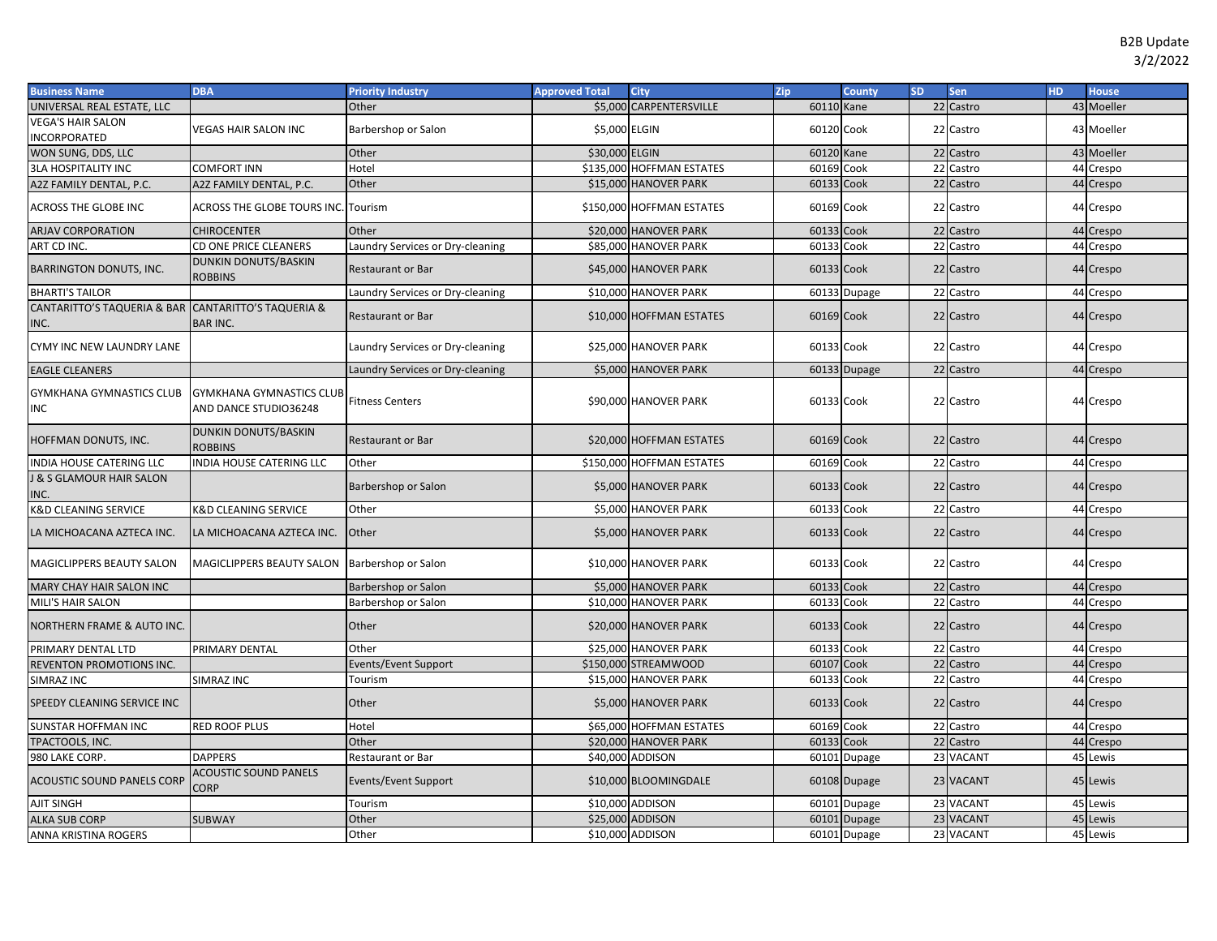B2B Update
3/2/2022

| Business Name | DBA | Priority Industry | Approved Total | City | Zip | County | SD | Sen | HD | House |
|---|---|---|---|---|---|---|---|---|---|---|
| UNIVERSAL REAL ESTATE, LLC | | Other | $5,000 | CARPENTERSVILLE | 60110 | Kane | 22 | Castro | 43 | Moeller |
| VEGA'S HAIR SALON INCORPORATED | VEGAS HAIR SALON INC | Barbershop or Salon | $5,000 | ELGIN | 60120 | Cook | 22 | Castro | 43 | Moeller |
| WON SUNG, DDS, LLC | | Other | $30,000 | ELGIN | 60120 | Kane | 22 | Castro | 43 | Moeller |
| 3LA HOSPITALITY INC | COMFORT INN | Hotel | $135,000 | HOFFMAN ESTATES | 60169 | Cook | 22 | Castro | 44 | Crespo |
| A2Z FAMILY DENTAL, P.C. | A2Z FAMILY DENTAL, P.C. | Other | $15,000 | HANOVER PARK | 60133 | Cook | 22 | Castro | 44 | Crespo |
| ACROSS THE GLOBE INC | ACROSS THE GLOBE TOURS INC. | Tourism | $150,000 | HOFFMAN ESTATES | 60169 | Cook | 22 | Castro | 44 | Crespo |
| ARJAV CORPORATION | CHIROCENTER | Other | $20,000 | HANOVER PARK | 60133 | Cook | 22 | Castro | 44 | Crespo |
| ART CD INC. | CD ONE PRICE CLEANERS | Laundry Services or Dry-cleaning | $85,000 | HANOVER PARK | 60133 | Cook | 22 | Castro | 44 | Crespo |
| BARRINGTON DONUTS, INC. | DUNKIN DONUTS/BASKIN ROBBINS | Restaurant or Bar | $45,000 | HANOVER PARK | 60133 | Cook | 22 | Castro | 44 | Crespo |
| BHARTI'S TAILOR | | Laundry Services or Dry-cleaning | $10,000 | HANOVER PARK | 60133 | Dupage | 22 | Castro | 44 | Crespo |
| CANTARITTO'S TAQUERIA & BAR INC. | CANTARITTO'S TAQUERIA & BAR INC. | Restaurant or Bar | $10,000 | HOFFMAN ESTATES | 60169 | Cook | 22 | Castro | 44 | Crespo |
| CYMY INC NEW LAUNDRY LANE | | Laundry Services or Dry-cleaning | $25,000 | HANOVER PARK | 60133 | Cook | 22 | Castro | 44 | Crespo |
| EAGLE CLEANERS | | Laundry Services or Dry-cleaning | $5,000 | HANOVER PARK | 60133 | Dupage | 22 | Castro | 44 | Crespo |
| GYMKHANA GYMNASTICS CLUB INC | GYMKHANA GYMNASTICS CLUB AND DANCE STUDIO36248 | Fitness Centers | $90,000 | HANOVER PARK | 60133 | Cook | 22 | Castro | 44 | Crespo |
| HOFFMAN DONUTS, INC. | DUNKIN DONUTS/BASKIN ROBBINS | Restaurant or Bar | $20,000 | HOFFMAN ESTATES | 60169 | Cook | 22 | Castro | 44 | Crespo |
| INDIA HOUSE CATERING LLC | INDIA HOUSE CATERING LLC | Other | $150,000 | HOFFMAN ESTATES | 60169 | Cook | 22 | Castro | 44 | Crespo |
| J & S GLAMOUR HAIR SALON INC. | | Barbershop or Salon | $5,000 | HANOVER PARK | 60133 | Cook | 22 | Castro | 44 | Crespo |
| K&D CLEANING SERVICE | K&D CLEANING SERVICE | Other | $5,000 | HANOVER PARK | 60133 | Cook | 22 | Castro | 44 | Crespo |
| LA MICHOACANA AZTECA INC. | LA MICHOACANA AZTECA INC. | Other | $5,000 | HANOVER PARK | 60133 | Cook | 22 | Castro | 44 | Crespo |
| MAGICLIPPERS BEAUTY SALON | MAGICLIPPERS BEAUTY SALON | Barbershop or Salon | $10,000 | HANOVER PARK | 60133 | Cook | 22 | Castro | 44 | Crespo |
| MARY CHAY HAIR SALON INC | | Barbershop or Salon | $5,000 | HANOVER PARK | 60133 | Cook | 22 | Castro | 44 | Crespo |
| MILI'S HAIR SALON | | Barbershop or Salon | $10,000 | HANOVER PARK | 60133 | Cook | 22 | Castro | 44 | Crespo |
| NORTHERN FRAME & AUTO INC. | | Other | $20,000 | HANOVER PARK | 60133 | Cook | 22 | Castro | 44 | Crespo |
| PRIMARY DENTAL LTD | PRIMARY DENTAL | Other | $25,000 | HANOVER PARK | 60133 | Cook | 22 | Castro | 44 | Crespo |
| REVENTON PROMOTIONS INC. | | Events/Event Support | $150,000 | STREAMWOOD | 60107 | Cook | 22 | Castro | 44 | Crespo |
| SIMRAZ INC | SIMRAZ INC | Tourism | $15,000 | HANOVER PARK | 60133 | Cook | 22 | Castro | 44 | Crespo |
| SPEEDY CLEANING SERVICE INC | | Other | $5,000 | HANOVER PARK | 60133 | Cook | 22 | Castro | 44 | Crespo |
| SUNSTAR HOFFMAN INC | RED ROOF PLUS | Hotel | $65,000 | HOFFMAN ESTATES | 60169 | Cook | 22 | Castro | 44 | Crespo |
| TPACTOOLS, INC. | | Other | $20,000 | HANOVER PARK | 60133 | Cook | 22 | Castro | 44 | Crespo |
| 980 LAKE CORP. | DAPPERS | Restaurant or Bar | $40,000 | ADDISON | 60101 | Dupage | 23 | VACANT | 45 | Lewis |
| ACOUSTIC SOUND PANELS CORP | ACOUSTIC SOUND PANELS CORP | Events/Event Support | $10,000 | BLOOMINGDALE | 60108 | Dupage | 23 | VACANT | 45 | Lewis |
| AJIT SINGH | | Tourism | $10,000 | ADDISON | 60101 | Dupage | 23 | VACANT | 45 | Lewis |
| ALKA SUB CORP | SUBWAY | Other | $25,000 | ADDISON | 60101 | Dupage | 23 | VACANT | 45 | Lewis |
| ANNA KRISTINA ROGERS | | Other | $10,000 | ADDISON | 60101 | Dupage | 23 | VACANT | 45 | Lewis |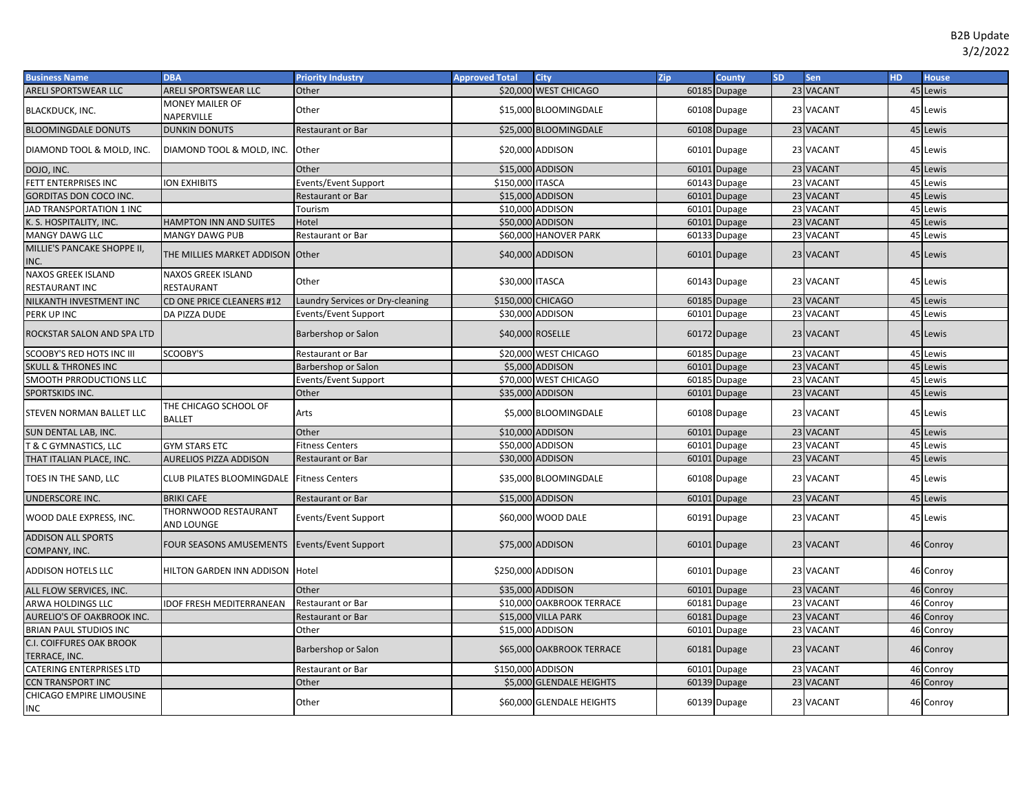B2B Update
3/2/2022

| Business Name | DBA | Priority Industry | Approved Total | City | Zip | County | SD | Sen | HD | House |
|---|---|---|---|---|---|---|---|---|---|---|
| ARELI SPORTSWEAR LLC | ARELI SPORTSWEAR LLC | Other | $20,000 | WEST CHICAGO | 60185 | Dupage | 23 | VACANT | 45 | Lewis |
| BLACKDUCK, INC. | MONEY MAILER OF NAPERVILLE | Other | $15,000 | BLOOMINGDALE | 60108 | Dupage | 23 | VACANT | 45 | Lewis |
| BLOOMINGDALE DONUTS | DUNKIN DONUTS | Restaurant or Bar | $25,000 | BLOOMINGDALE | 60108 | Dupage | 23 | VACANT | 45 | Lewis |
| DIAMOND TOOL & MOLD, INC. | DIAMOND TOOL & MOLD, INC. | Other | $20,000 | ADDISON | 60101 | Dupage | 23 | VACANT | 45 | Lewis |
| DOJO, INC. | | Other | $15,000 | ADDISON | 60101 | Dupage | 23 | VACANT | 45 | Lewis |
| FETT ENTERPRISES INC | ION EXHIBITS | Events/Event Support | $150,000 | ITASCA | 60143 | Dupage | 23 | VACANT | 45 | Lewis |
| GORDITAS DON COCO INC. | | Restaurant or Bar | $15,000 | ADDISON | 60101 | Dupage | 23 | VACANT | 45 | Lewis |
| JAD TRANSPORTATION 1 INC | | Tourism | $10,000 | ADDISON | 60101 | Dupage | 23 | VACANT | 45 | Lewis |
| K. S. HOSPITALITY, INC. | HAMPTON INN AND SUITES | Hotel | $50,000 | ADDISON | 60101 | Dupage | 23 | VACANT | 45 | Lewis |
| MANGY DAWG LLC | MANGY DAWG PUB | Restaurant or Bar | $60,000 | HANOVER PARK | 60133 | Dupage | 23 | VACANT | 45 | Lewis |
| MILLIE'S PANCAKE SHOPPE II, INC. | THE MILLIES MARKET ADDISON | Other | $40,000 | ADDISON | 60101 | Dupage | 23 | VACANT | 45 | Lewis |
| NAXOS GREEK ISLAND RESTAURANT INC | NAXOS GREEK ISLAND RESTAURANT | Other | $30,000 | ITASCA | 60143 | Dupage | 23 | VACANT | 45 | Lewis |
| NILKANTH INVESTMENT INC | CD ONE PRICE CLEANERS #12 | Laundry Services or Dry-cleaning | $150,000 | CHICAGO | 60185 | Dupage | 23 | VACANT | 45 | Lewis |
| PERK UP INC | DA PIZZA DUDE | Events/Event Support | $30,000 | ADDISON | 60101 | Dupage | 23 | VACANT | 45 | Lewis |
| ROCKSTAR SALON AND SPA LTD | | Barbershop or Salon | $40,000 | ROSELLE | 60172 | Dupage | 23 | VACANT | 45 | Lewis |
| SCOOBY'S RED HOTS INC III | SCOOBY'S | Restaurant or Bar | $20,000 | WEST CHICAGO | 60185 | Dupage | 23 | VACANT | 45 | Lewis |
| SKULL & THRONES INC | | Barbershop or Salon | $5,000 | ADDISON | 60101 | Dupage | 23 | VACANT | 45 | Lewis |
| SMOOTH PRRODUCTIONS LLC | | Events/Event Support | $70,000 | WEST CHICAGO | 60185 | Dupage | 23 | VACANT | 45 | Lewis |
| SPORTSKIDS INC. | | Other | $35,000 | ADDISON | 60101 | Dupage | 23 | VACANT | 45 | Lewis |
| STEVEN NORMAN BALLET LLC | THE CHICAGO SCHOOL OF BALLET | Arts | $5,000 | BLOOMINGDALE | 60108 | Dupage | 23 | VACANT | 45 | Lewis |
| SUN DENTAL LAB, INC. | | Other | $10,000 | ADDISON | 60101 | Dupage | 23 | VACANT | 45 | Lewis |
| T & C GYMNASTICS, LLC | GYM STARS ETC | Fitness Centers | $50,000 | ADDISON | 60101 | Dupage | 23 | VACANT | 45 | Lewis |
| THAT ITALIAN PLACE, INC. | AURELIOS PIZZA ADDISON | Restaurant or Bar | $30,000 | ADDISON | 60101 | Dupage | 23 | VACANT | 45 | Lewis |
| TOES IN THE SAND, LLC | CLUB PILATES BLOOMINGDALE | Fitness Centers | $35,000 | BLOOMINGDALE | 60108 | Dupage | 23 | VACANT | 45 | Lewis |
| UNDERSCORE INC. | BRIKI CAFE | Restaurant or Bar | $15,000 | ADDISON | 60101 | Dupage | 23 | VACANT | 45 | Lewis |
| WOOD DALE EXPRESS, INC. | THORNWOOD RESTAURANT AND LOUNGE | Events/Event Support | $60,000 | WOOD DALE | 60191 | Dupage | 23 | VACANT | 45 | Lewis |
| ADDISON ALL SPORTS COMPANY, INC. | FOUR SEASONS AMUSEMENTS | Events/Event Support | $75,000 | ADDISON | 60101 | Dupage | 23 | VACANT | 46 | Conroy |
| ADDISON HOTELS LLC | HILTON GARDEN INN ADDISON | Hotel | $250,000 | ADDISON | 60101 | Dupage | 23 | VACANT | 46 | Conroy |
| ALL FLOW SERVICES, INC. | | Other | $35,000 | ADDISON | 60101 | Dupage | 23 | VACANT | 46 | Conroy |
| ARWA HOLDINGS LLC | IDOF FRESH MEDITERRANEAN | Restaurant or Bar | $10,000 | OAKBROOK TERRACE | 60181 | Dupage | 23 | VACANT | 46 | Conroy |
| AURELIO'S OF OAKBROOK INC. | | Restaurant or Bar | $15,000 | VILLA PARK | 60181 | Dupage | 23 | VACANT | 46 | Conroy |
| BRIAN PAUL STUDIOS INC | | Other | $15,000 | ADDISON | 60101 | Dupage | 23 | VACANT | 46 | Conroy |
| C.I. COIFFURES OAK BROOK TERRACE, INC. | | Barbershop or Salon | $65,000 | OAKBROOK TERRACE | 60181 | Dupage | 23 | VACANT | 46 | Conroy |
| CATERING ENTERPRISES LTD | | Restaurant or Bar | $150,000 | ADDISON | 60101 | Dupage | 23 | VACANT | 46 | Conroy |
| CCN TRANSPORT INC | | Other | $5,000 | GLENDALE HEIGHTS | 60139 | Dupage | 23 | VACANT | 46 | Conroy |
| CHICAGO EMPIRE LIMOUSINE INC | | Other | $60,000 | GLENDALE HEIGHTS | 60139 | Dupage | 23 | VACANT | 46 | Conroy |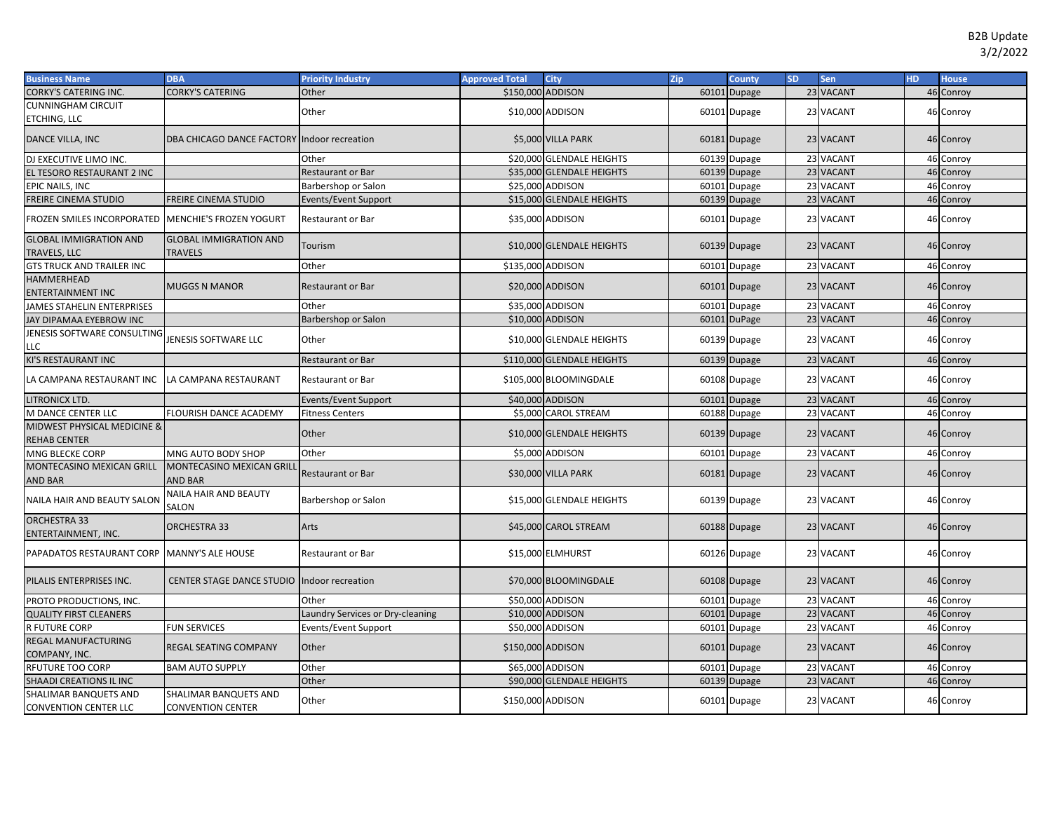B2B Update
3/2/2022

| Business Name | DBA | Priority Industry | Approved Total | City | Zip | County | SD | Sen | HD | House |
|---|---|---|---|---|---|---|---|---|---|---|
| CORKY'S CATERING INC. | CORKY'S CATERING | Other | $150,000 | ADDISON | 60101 | Dupage | 23 | VACANT | 46 | Conroy |
| CUNNINGHAM CIRCUIT ETCHING, LLC | | Other | $10,000 | ADDISON | 60101 | Dupage | 23 | VACANT | 46 | Conroy |
| DANCE VILLA, INC | DBA CHICAGO DANCE FACTORY | Indoor recreation | $5,000 | VILLA PARK | 60181 | Dupage | 23 | VACANT | 46 | Conroy |
| DJ EXECUTIVE LIMO INC. | | Other | $20,000 | GLENDALE HEIGHTS | 60139 | Dupage | 23 | VACANT | 46 | Conroy |
| EL TESORO RESTAURANT 2 INC | | Restaurant or Bar | $35,000 | GLENDALE HEIGHTS | 60139 | Dupage | 23 | VACANT | 46 | Conroy |
| EPIC NAILS, INC | | Barbershop or Salon | $25,000 | ADDISON | 60101 | Dupage | 23 | VACANT | 46 | Conroy |
| FREIRE CINEMA STUDIO | FREIRE CINEMA STUDIO | Events/Event Support | $15,000 | GLENDALE HEIGHTS | 60139 | Dupage | 23 | VACANT | 46 | Conroy |
| FROZEN SMILES INCORPORATED | MENCHIE'S FROZEN YOGURT | Restaurant or Bar | $35,000 | ADDISON | 60101 | Dupage | 23 | VACANT | 46 | Conroy |
| GLOBAL IMMIGRATION AND TRAVELS, LLC | GLOBAL IMMIGRATION AND TRAVELS | Tourism | $10,000 | GLENDALE HEIGHTS | 60139 | Dupage | 23 | VACANT | 46 | Conroy |
| GTS TRUCK AND TRAILER INC | | Other | $135,000 | ADDISON | 60101 | Dupage | 23 | VACANT | 46 | Conroy |
| HAMMERHEAD ENTERTAINMENT INC | MUGGS N MANOR | Restaurant or Bar | $20,000 | ADDISON | 60101 | Dupage | 23 | VACANT | 46 | Conroy |
| JAMES STAHELIN ENTERPRISES | | Other | $35,000 | ADDISON | 60101 | Dupage | 23 | VACANT | 46 | Conroy |
| JAY DIPAMAA EYEBROW INC | | Barbershop or Salon | $10,000 | ADDISON | 60101 | DuPage | 23 | VACANT | 46 | Conroy |
| JENESIS SOFTWARE CONSULTING LLC | JENESIS SOFTWARE LLC | Other | $10,000 | GLENDALE HEIGHTS | 60139 | Dupage | 23 | VACANT | 46 | Conroy |
| KI'S RESTAURANT INC | | Restaurant or Bar | $110,000 | GLENDALE HEIGHTS | 60139 | Dupage | 23 | VACANT | 46 | Conroy |
| LA CAMPANA RESTAURANT INC | LA CAMPANA RESTAURANT | Restaurant or Bar | $105,000 | BLOOMINGDALE | 60108 | Dupage | 23 | VACANT | 46 | Conroy |
| LITRONICX LTD. | | Events/Event Support | $40,000 | ADDISON | 60101 | Dupage | 23 | VACANT | 46 | Conroy |
| M DANCE CENTER LLC | FLOURISH DANCE ACADEMY | Fitness Centers | $5,000 | CAROL STREAM | 60188 | Dupage | 23 | VACANT | 46 | Conroy |
| MIDWEST PHYSICAL MEDICINE & REHAB CENTER | | Other | $10,000 | GLENDALE HEIGHTS | 60139 | Dupage | 23 | VACANT | 46 | Conroy |
| MNG BLECKE CORP | MNG AUTO BODY SHOP | Other | $5,000 | ADDISON | 60101 | Dupage | 23 | VACANT | 46 | Conroy |
| MONTECASINO MEXICAN GRILL AND BAR | MONTECASINO MEXICAN GRILL AND BAR | Restaurant or Bar | $30,000 | VILLA PARK | 60181 | Dupage | 23 | VACANT | 46 | Conroy |
| NAILA HAIR AND BEAUTY SALON | NAILA HAIR AND BEAUTY SALON | Barbershop or Salon | $15,000 | GLENDALE HEIGHTS | 60139 | Dupage | 23 | VACANT | 46 | Conroy |
| ORCHESTRA 33 ENTERTAINMENT, INC. | ORCHESTRA 33 | Arts | $45,000 | CAROL STREAM | 60188 | Dupage | 23 | VACANT | 46 | Conroy |
| PAPADATOS RESTAURANT CORP | MANNY'S ALE HOUSE | Restaurant or Bar | $15,000 | ELMHURST | 60126 | Dupage | 23 | VACANT | 46 | Conroy |
| PILALIS ENTERPRISES INC. | CENTER STAGE DANCE STUDIO | Indoor recreation | $70,000 | BLOOMINGDALE | 60108 | Dupage | 23 | VACANT | 46 | Conroy |
| PROTO PRODUCTIONS, INC. | | Other | $50,000 | ADDISON | 60101 | Dupage | 23 | VACANT | 46 | Conroy |
| QUALITY FIRST CLEANERS | | Laundry Services or Dry-cleaning | $10,000 | ADDISON | 60101 | Dupage | 23 | VACANT | 46 | Conroy |
| R FUTURE CORP | FUN SERVICES | Events/Event Support | $50,000 | ADDISON | 60101 | Dupage | 23 | VACANT | 46 | Conroy |
| REGAL MANUFACTURING COMPANY, INC. | REGAL SEATING COMPANY | Other | $150,000 | ADDISON | 60101 | Dupage | 23 | VACANT | 46 | Conroy |
| RFUTURE TOO CORP | BAM AUTO SUPPLY | Other | $65,000 | ADDISON | 60101 | Dupage | 23 | VACANT | 46 | Conroy |
| SHAADI CREATIONS IL INC | | Other | $90,000 | GLENDALE HEIGHTS | 60139 | Dupage | 23 | VACANT | 46 | Conroy |
| SHALIMAR BANQUETS AND CONVENTION CENTER LLC | SHALIMAR BANQUETS AND CONVENTION CENTER | Other | $150,000 | ADDISON | 60101 | Dupage | 23 | VACANT | 46 | Conroy |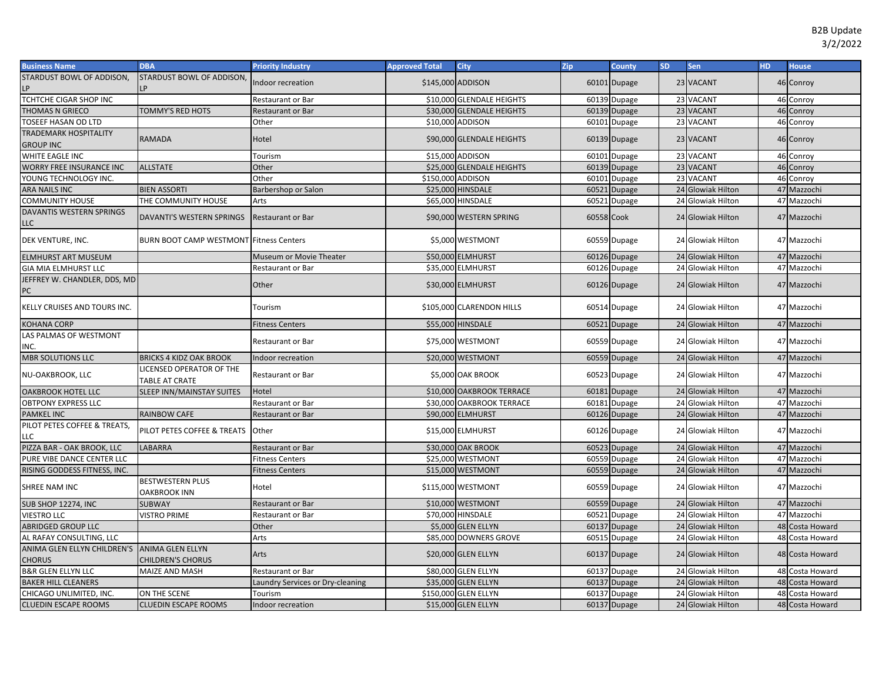B2B Update
3/2/2022

| Business Name | DBA | Priority Industry | Approved Total | City | Zip | County | SD | Sen | HD | House |
|---|---|---|---|---|---|---|---|---|---|---|
| STARDUST BOWL OF ADDISON, LP | STARDUST BOWL OF ADDISON, LP | Indoor recreation | $145,000 | ADDISON | 60101 | Dupage | 23 | VACANT | 46 | Conroy |
| TCHTCHE CIGAR SHOP INC | | Restaurant or Bar | $10,000 | GLENDALE HEIGHTS | 60139 | Dupage | 23 | VACANT | 46 | Conroy |
| THOMAS N GRIECO | TOMMY'S RED HOTS | Restaurant or Bar | $30,000 | GLENDALE HEIGHTS | 60139 | Dupage | 23 | VACANT | 46 | Conroy |
| TOSEEF HASAN OD LTD | | Other | $10,000 | ADDISON | 60101 | Dupage | 23 | VACANT | 46 | Conroy |
| TRADEMARK HOSPITALITY GROUP INC | RAMADA | Hotel | $90,000 | GLENDALE HEIGHTS | 60139 | Dupage | 23 | VACANT | 46 | Conroy |
| WHITE EAGLE INC | | Tourism | $15,000 | ADDISON | 60101 | Dupage | 23 | VACANT | 46 | Conroy |
| WORRY FREE INSURANCE INC | ALLSTATE | Other | $25,000 | GLENDALE HEIGHTS | 60139 | Dupage | 23 | VACANT | 46 | Conroy |
| YOUNG TECHNOLOGY INC. | | Other | $150,000 | ADDISON | 60101 | Dupage | 23 | VACANT | 46 | Conroy |
| ARA NAILS INC | BIEN ASSORTI | Barbershop or Salon | $25,000 | HINSDALE | 60521 | Dupage | 24 | Glowiak Hilton | 47 | Mazzochi |
| COMMUNITY HOUSE | THE COMMUNITY HOUSE | Arts | $65,000 | HINSDALE | 60521 | Dupage | 24 | Glowiak Hilton | 47 | Mazzochi |
| DAVANTIS WESTERN SPRINGS LLC | DAVANTI'S WESTERN SPRINGS | Restaurant or Bar | $90,000 | WESTERN SPRING | 60558 | Cook | 24 | Glowiak Hilton | 47 | Mazzochi |
| DEK VENTURE, INC. | BURN BOOT CAMP WESTMONT | Fitness Centers | $5,000 | WESTMONT | 60559 | Dupage | 24 | Glowiak Hilton | 47 | Mazzochi |
| ELMHURST ART MUSEUM | | Museum or Movie Theater | $50,000 | ELMHURST | 60126 | Dupage | 24 | Glowiak Hilton | 47 | Mazzochi |
| GIA MIA ELMHURST LLC | | Restaurant or Bar | $35,000 | ELMHURST | 60126 | Dupage | 24 | Glowiak Hilton | 47 | Mazzochi |
| JEFFREY W. CHANDLER, DDS, MD PC | | Other | $30,000 | ELMHURST | 60126 | Dupage | 24 | Glowiak Hilton | 47 | Mazzochi |
| KELLY CRUISES AND TOURS INC. | | Tourism | $105,000 | CLARENDON HILLS | 60514 | Dupage | 24 | Glowiak Hilton | 47 | Mazzochi |
| KOHANA CORP | | Fitness Centers | $55,000 | HINSDALE | 60521 | Dupage | 24 | Glowiak Hilton | 47 | Mazzochi |
| LAS PALMAS OF WESTMONT INC. | | Restaurant or Bar | $75,000 | WESTMONT | 60559 | Dupage | 24 | Glowiak Hilton | 47 | Mazzochi |
| MBR SOLUTIONS LLC | BRICKS 4 KIDZ OAK BROOK | Indoor recreation | $20,000 | WESTMONT | 60559 | Dupage | 24 | Glowiak Hilton | 47 | Mazzochi |
| NU-OAKBROOK, LLC | LICENSED OPERATOR OF THE TABLE AT CRATE | Restaurant or Bar | $5,000 | OAK BROOK | 60523 | Dupage | 24 | Glowiak Hilton | 47 | Mazzochi |
| OAKBROOK HOTEL LLC | SLEEP INN/MAINSTAY SUITES | Hotel | $10,000 | OAKBROOK TERRACE | 60181 | Dupage | 24 | Glowiak Hilton | 47 | Mazzochi |
| OBTPONY EXPRESS LLC | | Restaurant or Bar | $30,000 | OAKBROOK TERRACE | 60181 | Dupage | 24 | Glowiak Hilton | 47 | Mazzochi |
| PAMKEL INC | RAINBOW CAFE | Restaurant or Bar | $90,000 | ELMHURST | 60126 | Dupage | 24 | Glowiak Hilton | 47 | Mazzochi |
| PILOT PETES COFFEE & TREATS, LLC | PILOT PETES COFFEE & TREATS | Other | $15,000 | ELMHURST | 60126 | Dupage | 24 | Glowiak Hilton | 47 | Mazzochi |
| PIZZA BAR - OAK BROOK, LLC | LABARRA | Restaurant or Bar | $30,000 | OAK BROOK | 60523 | Dupage | 24 | Glowiak Hilton | 47 | Mazzochi |
| PURE VIBE DANCE CENTER LLC | | Fitness Centers | $25,000 | WESTMONT | 60559 | Dupage | 24 | Glowiak Hilton | 47 | Mazzochi |
| RISING GODDESS FITNESS, INC. | | Fitness Centers | $15,000 | WESTMONT | 60559 | Dupage | 24 | Glowiak Hilton | 47 | Mazzochi |
| SHREE NAM INC | BESTWESTERN PLUS OAKBROOK INN | Hotel | $115,000 | WESTMONT | 60559 | Dupage | 24 | Glowiak Hilton | 47 | Mazzochi |
| SUB SHOP 12274, INC | SUBWAY | Restaurant or Bar | $10,000 | WESTMONT | 60559 | Dupage | 24 | Glowiak Hilton | 47 | Mazzochi |
| VIESTRO LLC | VISTRO PRIME | Restaurant or Bar | $70,000 | HINSDALE | 60521 | Dupage | 24 | Glowiak Hilton | 47 | Mazzochi |
| ABRIDGED GROUP LLC | | Other | $5,000 | GLEN ELLYN | 60137 | Dupage | 24 | Glowiak Hilton | 48 | Costa Howard |
| AL RAFAY CONSULTING, LLC | | Arts | $85,000 | DOWNERS GROVE | 60515 | Dupage | 24 | Glowiak Hilton | 48 | Costa Howard |
| ANIMA GLEN ELLYN CHILDREN'S CHORUS | ANIMA GLEN ELLYN CHILDREN'S CHORUS | Arts | $20,000 | GLEN ELLYN | 60137 | Dupage | 24 | Glowiak Hilton | 48 | Costa Howard |
| B&R GLEN ELLYN LLC | MAIZE AND MASH | Restaurant or Bar | $80,000 | GLEN ELLYN | 60137 | Dupage | 24 | Glowiak Hilton | 48 | Costa Howard |
| BAKER HILL CLEANERS | | Laundry Services or Dry-cleaning | $35,000 | GLEN ELLYN | 60137 | Dupage | 24 | Glowiak Hilton | 48 | Costa Howard |
| CHICAGO UNLIMITED, INC. | ON THE SCENE | Tourism | $150,000 | GLEN ELLYN | 60137 | Dupage | 24 | Glowiak Hilton | 48 | Costa Howard |
| CLUEDIN ESCAPE ROOMS | CLUEDIN ESCAPE ROOMS | Indoor recreation | $15,000 | GLEN ELLYN | 60137 | Dupage | 24 | Glowiak Hilton | 48 | Costa Howard |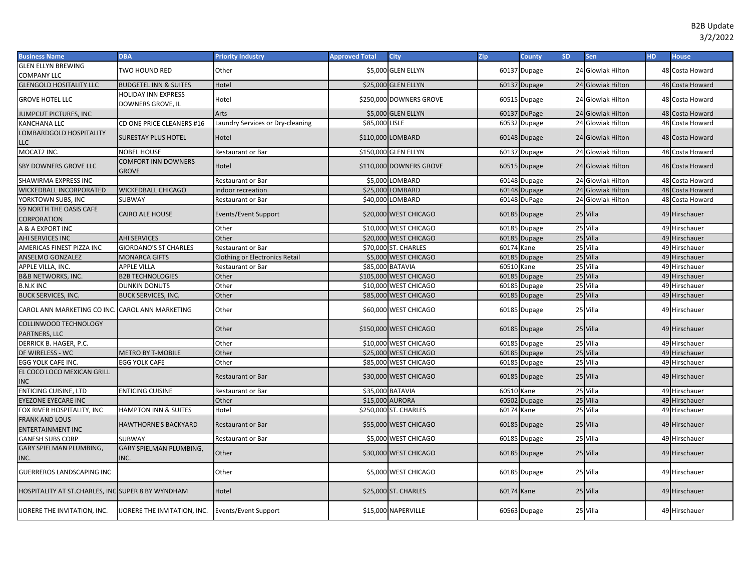B2B Update
3/2/2022

| Business Name | DBA | Priority Industry | Approved Total | City | Zip | County | SD | Sen | HD | House |
|---|---|---|---|---|---|---|---|---|---|---|
| GLEN ELLYN BREWING COMPANY LLC | TWO HOUND RED | Other | $5,000 | GLEN ELLYN | 60137 | Dupage | 24 | Glowiak Hilton | 48 | Costa Howard |
| GLENGOLD HOSITALITY LLC | BUDGETEL INN & SUITES | Hotel | $25,000 | GLEN ELLYN | 60137 | Dupage | 24 | Glowiak Hilton | 48 | Costa Howard |
| GROVE HOTEL LLC | HOLIDAY INN EXPRESS DOWNERS GROVE, IL | Hotel | $250,000 | DOWNERS GROVE | 60515 | Dupage | 24 | Glowiak Hilton | 48 | Costa Howard |
| JUMPCUT PICTURES, INC |  | Arts | $5,000 | GLEN ELLYN | 60137 | DuPage | 24 | Glowiak Hilton | 48 | Costa Howard |
| KANCHANA LLC | CD ONE PRICE CLEANERS #16 | Laundry Services or Dry-cleaning | $85,000 | LISLE | 60532 | Dupage | 24 | Glowiak Hilton | 48 | Costa Howard |
| LOMBARDGOLD HOSPITALITY LLC | SURESTAY PLUS HOTEL | Hotel | $110,000 | LOMBARD | 60148 | Dupage | 24 | Glowiak Hilton | 48 | Costa Howard |
| MOCAT2 INC. | NOBEL HOUSE | Restaurant or Bar | $150,000 | GLEN ELLYN | 60137 | Dupage | 24 | Glowiak Hilton | 48 | Costa Howard |
| SBY DOWNERS GROVE LLC | COMFORT INN DOWNERS GROVE | Hotel | $110,000 | DOWNERS GROVE | 60515 | Dupage | 24 | Glowiak Hilton | 48 | Costa Howard |
| SHAWIRMA EXPRESS INC |  | Restaurant or Bar | $5,000 | LOMBARD | 60148 | Dupage | 24 | Glowiak Hilton | 48 | Costa Howard |
| WICKEDBALL INCORPORATED | WICKEDBALL CHICAGO | Indoor recreation | $25,000 | LOMBARD | 60148 | Dupage | 24 | Glowiak Hilton | 48 | Costa Howard |
| YORKTOWN SUBS, INC | SUBWAY | Restaurant or Bar | $40,000 | LOMBARD | 60148 | DuPage | 24 | Glowiak Hilton | 48 | Costa Howard |
| 59 NORTH THE OASIS CAFE CORPORATION | CAIRO ALE HOUSE | Events/Event Support | $20,000 | WEST CHICAGO | 60185 | Dupage | 25 | Villa | 49 | Hirschauer |
| A & A EXPORT INC |  | Other | $10,000 | WEST CHICAGO | 60185 | Dupage | 25 | Villa | 49 | Hirschauer |
| AHI SERVICES INC | AHI SERVICES | Other | $20,000 | WEST CHICAGO | 60185 | Dupage | 25 | Villa | 49 | Hirschauer |
| AMERICAS FINEST PIZZA INC | GIORDANO'S ST CHARLES | Restaurant or Bar | $70,000 | ST. CHARLES | 60174 | Kane | 25 | Villa | 49 | Hirschauer |
| ANSELMO GONZALEZ | MONARCA GIFTS | Clothing or Electronics Retail | $5,000 | WEST CHICAGO | 60185 | Dupage | 25 | Villa | 49 | Hirschauer |
| APPLE VILLA, INC. | APPLE VILLA | Restaurant or Bar | $85,000 | BATAVIA | 60510 | Kane | 25 | Villa | 49 | Hirschauer |
| B&B NETWORKS, INC. | B2B TECHNOLOGIES | Other | $105,000 | WEST CHICAGO | 60185 | Dupage | 25 | Villa | 49 | Hirschauer |
| B.N.K INC | DUNKIN DONUTS | Other | $10,000 | WEST CHICAGO | 60185 | Dupage | 25 | Villa | 49 | Hirschauer |
| BUCK SERVICES, INC. | BUCK SERVICES, INC. | Other | $85,000 | WEST CHICAGO | 60185 | Dupage | 25 | Villa | 49 | Hirschauer |
| CAROL ANN MARKETING CO INC. | CAROL ANN MARKETING | Other | $60,000 | WEST CHICAGO | 60185 | Dupage | 25 | Villa | 49 | Hirschauer |
| COLLINWOOD TECHNOLOGY PARTNERS, LLC |  | Other | $150,000 | WEST CHICAGO | 60185 | Dupage | 25 | Villa | 49 | Hirschauer |
| DERRICK B. HAGER, P.C. |  | Other | $10,000 | WEST CHICAGO | 60185 | Dupage | 25 | Villa | 49 | Hirschauer |
| DF WIRELESS - WC | METRO BY T-MOBILE | Other | $25,000 | WEST CHICAGO | 60185 | Dupage | 25 | Villa | 49 | Hirschauer |
| EGG YOLK CAFE INC. | EGG YOLK CAFE | Other | $85,000 | WEST CHICAGO | 60185 | Dupage | 25 | Villa | 49 | Hirschauer |
| EL COCO LOCO MEXICAN GRILL INC |  | Restaurant or Bar | $30,000 | WEST CHICAGO | 60185 | Dupage | 25 | Villa | 49 | Hirschauer |
| ENTICING CUISINE, LTD | ENTICING CUISINE | Restaurant or Bar | $35,000 | BATAVIA | 60510 | Kane | 25 | Villa | 49 | Hirschauer |
| EYEZONE EYECARE INC |  | Other | $15,000 | AURORA | 60502 | Dupage | 25 | Villa | 49 | Hirschauer |
| FOX RIVER HOSPITALITY, INC | HAMPTON INN & SUITES | Hotel | $250,000 | ST. CHARLES | 60174 | Kane | 25 | Villa | 49 | Hirschauer |
| FRANK AND LOUS ENTERTAINMENT INC | HAWTHORNE'S BACKYARD | Restaurant or Bar | $55,000 | WEST CHICAGO | 60185 | Dupage | 25 | Villa | 49 | Hirschauer |
| GANESH SUBS CORP | SUBWAY | Restaurant or Bar | $5,000 | WEST CHICAGO | 60185 | Dupage | 25 | Villa | 49 | Hirschauer |
| GARY SPIELMAN PLUMBING, INC. | GARY SPIELMAN PLUMBING, INC. | Other | $30,000 | WEST CHICAGO | 60185 | Dupage | 25 | Villa | 49 | Hirschauer |
| GUERREROS LANDSCAPING INC |  | Other | $5,000 | WEST CHICAGO | 60185 | Dupage | 25 | Villa | 49 | Hirschauer |
| HOSPITALITY AT ST.CHARLES, INC | SUPER 8 BY WYNDHAM | Hotel | $25,000 | ST. CHARLES | 60174 | Kane | 25 | Villa | 49 | Hirschauer |
| IJORERE THE INVITATION, INC. | IJORERE THE INVITATION, INC. | Events/Event Support | $15,000 | NAPERVILLE | 60563 | Dupage | 25 | Villa | 49 | Hirschauer |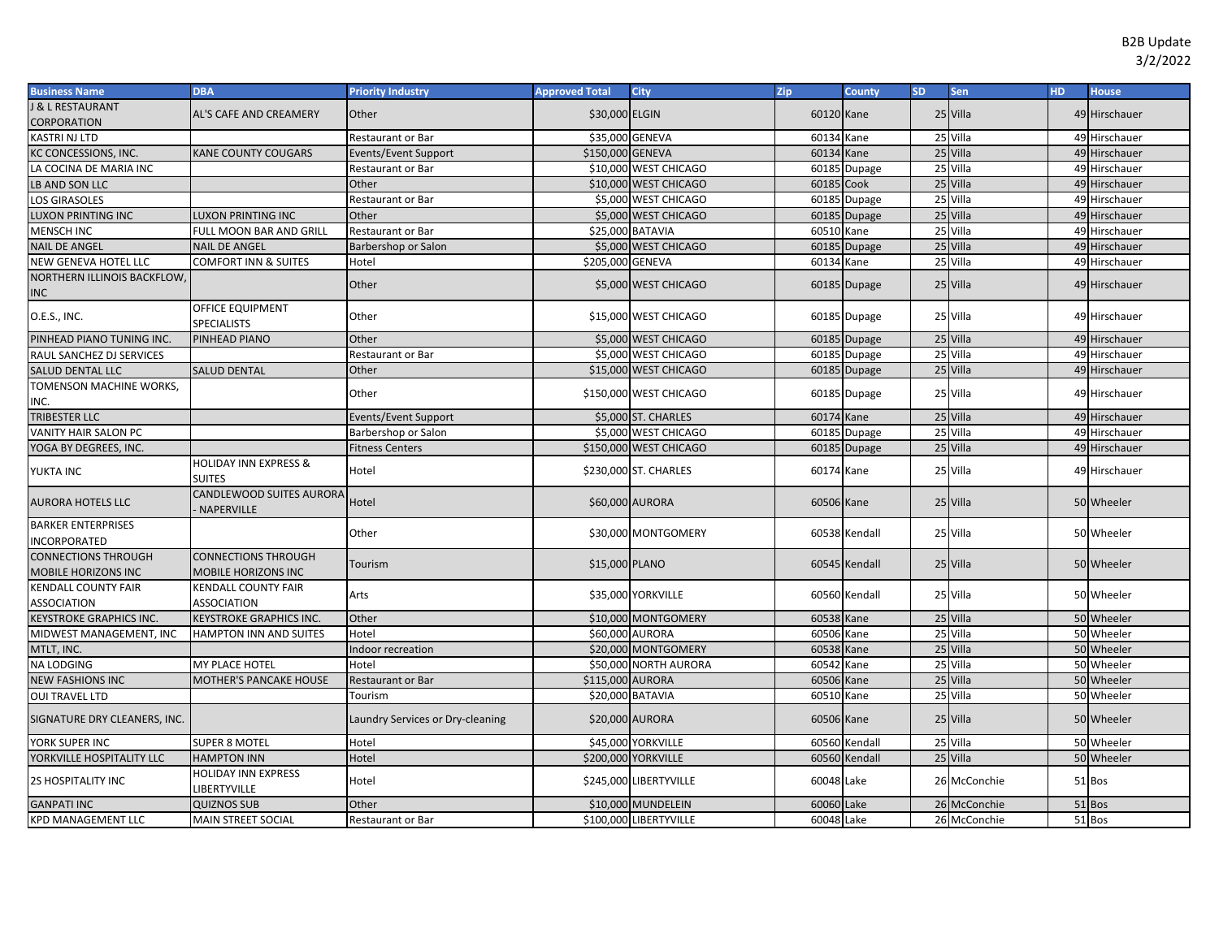B2B Update
3/2/2022

| Business Name | DBA | Priority Industry | Approved Total | City | Zip | County | SD | Sen | HD | House |
|---|---|---|---|---|---|---|---|---|---|---|
| J & L RESTAURANT CORPORATION | AL'S CAFE AND CREAMERY | Other | $30,000 | ELGIN | 60120 | Kane | 25 | Villa | 49 | Hirschauer |
| KASTRI NJ LTD | | Restaurant or Bar | $35,000 | GENEVA | 60134 | Kane | 25 | Villa | 49 | Hirschauer |
| KC CONCESSIONS, INC. | KANE COUNTY COUGARS | Events/Event Support | $150,000 | GENEVA | 60134 | Kane | 25 | Villa | 49 | Hirschauer |
| LA COCINA DE MARIA INC | | Restaurant or Bar | $10,000 | WEST CHICAGO | 60185 | Dupage | 25 | Villa | 49 | Hirschauer |
| LB AND SON LLC | | Other | $10,000 | WEST CHICAGO | 60185 | Cook | 25 | Villa | 49 | Hirschauer |
| LOS GIRASOLES | | Restaurant or Bar | $5,000 | WEST CHICAGO | 60185 | Dupage | 25 | Villa | 49 | Hirschauer |
| LUXON PRINTING INC | LUXON PRINTING INC | Other | $5,000 | WEST CHICAGO | 60185 | Dupage | 25 | Villa | 49 | Hirschauer |
| MENSCH INC | FULL MOON BAR AND GRILL | Restaurant or Bar | $25,000 | BATAVIA | 60510 | Kane | 25 | Villa | 49 | Hirschauer |
| NAIL DE ANGEL | NAIL DE ANGEL | Barbershop or Salon | $5,000 | WEST CHICAGO | 60185 | Dupage | 25 | Villa | 49 | Hirschauer |
| NEW GENEVA HOTEL LLC | COMFORT INN & SUITES | Hotel | $205,000 | GENEVA | 60134 | Kane | 25 | Villa | 49 | Hirschauer |
| NORTHERN ILLINOIS BACKFLOW, INC | | Other | $5,000 | WEST CHICAGO | 60185 | Dupage | 25 | Villa | 49 | Hirschauer |
| O.E.S., INC. | OFFICE EQUIPMENT SPECIALISTS | Other | $15,000 | WEST CHICAGO | 60185 | Dupage | 25 | Villa | 49 | Hirschauer |
| PINHEAD PIANO TUNING INC. | PINHEAD PIANO | Other | $5,000 | WEST CHICAGO | 60185 | Dupage | 25 | Villa | 49 | Hirschauer |
| RAUL SANCHEZ DJ SERVICES | | Restaurant or Bar | $5,000 | WEST CHICAGO | 60185 | Dupage | 25 | Villa | 49 | Hirschauer |
| SALUD DENTAL LLC | SALUD DENTAL | Other | $15,000 | WEST CHICAGO | 60185 | Dupage | 25 | Villa | 49 | Hirschauer |
| TOMENSON MACHINE WORKS, INC. | | Other | $150,000 | WEST CHICAGO | 60185 | Dupage | 25 | Villa | 49 | Hirschauer |
| TRIBESTER LLC | | Events/Event Support | $5,000 | ST. CHARLES | 60174 | Kane | 25 | Villa | 49 | Hirschauer |
| VANITY HAIR SALON PC | | Barbershop or Salon | $5,000 | WEST CHICAGO | 60185 | Dupage | 25 | Villa | 49 | Hirschauer |
| YOGA BY DEGREES, INC. | | Fitness Centers | $150,000 | WEST CHICAGO | 60185 | Dupage | 25 | Villa | 49 | Hirschauer |
| YUKTA INC | HOLIDAY INN EXPRESS & SUITES | Hotel | $230,000 | ST. CHARLES | 60174 | Kane | 25 | Villa | 49 | Hirschauer |
| AURORA HOTELS LLC | CANDLEWOOD SUITES AURORA - NAPERVILLE | Hotel | $60,000 | AURORA | 60506 | Kane | 25 | Villa | 50 | Wheeler |
| BARKER ENTERPRISES INCORPORATED | | Other | $30,000 | MONTGOMERY | 60538 | Kendall | 25 | Villa | 50 | Wheeler |
| CONNECTIONS THROUGH MOBILE HORIZONS INC | CONNECTIONS THROUGH MOBILE HORIZONS INC | Tourism | $15,000 | PLANO | 60545 | Kendall | 25 | Villa | 50 | Wheeler |
| KENDALL COUNTY FAIR ASSOCIATION | KENDALL COUNTY FAIR ASSOCIATION | Arts | $35,000 | YORKVILLE | 60560 | Kendall | 25 | Villa | 50 | Wheeler |
| KEYSTROKE GRAPHICS INC. | KEYSTROKE GRAPHICS INC. | Other | $10,000 | MONTGOMERY | 60538 | Kane | 25 | Villa | 50 | Wheeler |
| MIDWEST MANAGEMENT, INC | HAMPTON INN AND SUITES | Hotel | $60,000 | AURORA | 60506 | Kane | 25 | Villa | 50 | Wheeler |
| MTLT, INC. | | Indoor recreation | $20,000 | MONTGOMERY | 60538 | Kane | 25 | Villa | 50 | Wheeler |
| NA LODGING | MY PLACE HOTEL | Hotel | $50,000 | NORTH AURORA | 60542 | Kane | 25 | Villa | 50 | Wheeler |
| NEW FASHIONS INC | MOTHER'S PANCAKE HOUSE | Restaurant or Bar | $115,000 | AURORA | 60506 | Kane | 25 | Villa | 50 | Wheeler |
| OUI TRAVEL LTD | | Tourism | $20,000 | BATAVIA | 60510 | Kane | 25 | Villa | 50 | Wheeler |
| SIGNATURE DRY CLEANERS, INC. | | Laundry Services or Dry-cleaning | $20,000 | AURORA | 60506 | Kane | 25 | Villa | 50 | Wheeler |
| YORK SUPER INC | SUPER 8 MOTEL | Hotel | $45,000 | YORKVILLE | 60560 | Kendall | 25 | Villa | 50 | Wheeler |
| YORKVILLE HOSPITALITY LLC | HAMPTON INN | Hotel | $200,000 | YORKVILLE | 60560 | Kendall | 25 | Villa | 50 | Wheeler |
| 2S HOSPITALITY INC | HOLIDAY INN EXPRESS LIBERTYVILLE | Hotel | $245,000 | LIBERTYVILLE | 60048 | Lake | 26 | McConchie | 51 | Bos |
| GANPATI INC | QUIZNOS SUB | Other | $10,000 | MUNDELEIN | 60060 | Lake | 26 | McConchie | 51 | Bos |
| KPD MANAGEMENT LLC | MAIN STREET SOCIAL | Restaurant or Bar | $100,000 | LIBERTYVILLE | 60048 | Lake | 26 | McConchie | 51 | Bos |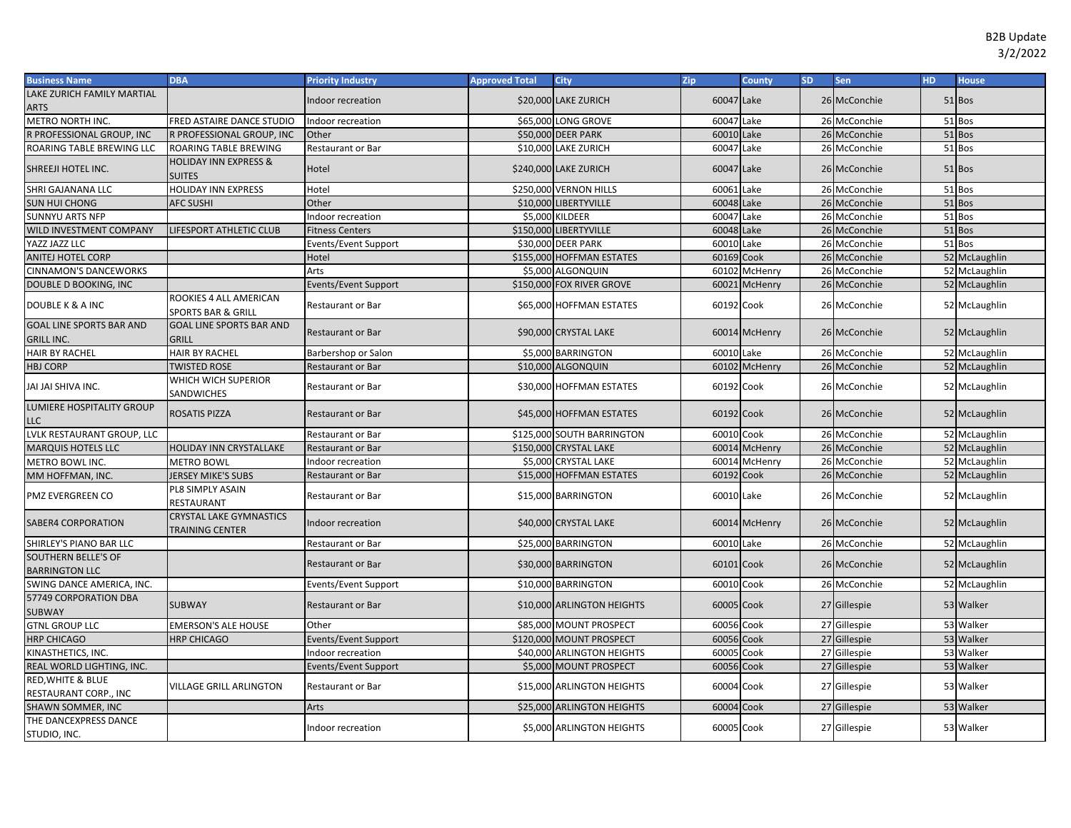B2B Update
3/2/2022

| Business Name | DBA | Priority Industry | Approved Total | City | Zip | County | SD | Sen | HD | House |
|---|---|---|---|---|---|---|---|---|---|---|
| LAKE ZURICH FAMILY MARTIAL ARTS | | Indoor recreation | $20,000 | LAKE ZURICH | 60047 | Lake | 26 | McConchie | 51 | Bos |
| METRO NORTH INC. | FRED ASTAIRE DANCE STUDIO | Indoor recreation | $65,000 | LONG GROVE | 60047 | Lake | 26 | McConchie | 51 | Bos |
| R PROFESSIONAL GROUP, INC | R PROFESSIONAL GROUP, INC | Other | $50,000 | DEER PARK | 60010 | Lake | 26 | McConchie | 51 | Bos |
| ROARING TABLE BREWING LLC | ROARING TABLE BREWING | Restaurant or Bar | $10,000 | LAKE ZURICH | 60047 | Lake | 26 | McConchie | 51 | Bos |
| SHREEJI HOTEL INC. | HOLIDAY INN EXPRESS & SUITES | Hotel | $240,000 | LAKE ZURICH | 60047 | Lake | 26 | McConchie | 51 | Bos |
| SHRI GAJANANA LLC | HOLIDAY INN EXPRESS | Hotel | $250,000 | VERNON HILLS | 60061 | Lake | 26 | McConchie | 51 | Bos |
| SUN HUI CHONG | AFC SUSHI | Other | $10,000 | LIBERTYVILLE | 60048 | Lake | 26 | McConchie | 51 | Bos |
| SUNNYU ARTS NFP | | Indoor recreation | $5,000 | KILDEER | 60047 | Lake | 26 | McConchie | 51 | Bos |
| WILD INVESTMENT COMPANY | LIFESPORT ATHLETIC CLUB | Fitness Centers | $150,000 | LIBERTYVILLE | 60048 | Lake | 26 | McConchie | 51 | Bos |
| YAZZ JAZZ LLC | | Events/Event Support | $30,000 | DEER PARK | 60010 | Lake | 26 | McConchie | 51 | Bos |
| ANITEJ HOTEL CORP | | Hotel | $155,000 | HOFFMAN ESTATES | 60169 | Cook | 26 | McConchie | 52 | McLaughlin |
| CINNAMON'S DANCEWORKS | | Arts | $5,000 | ALGONQUIN | 60102 | McHenry | 26 | McConchie | 52 | McLaughlin |
| DOUBLE D BOOKING, INC | | Events/Event Support | $150,000 | FOX RIVER GROVE | 60021 | McHenry | 26 | McConchie | 52 | McLaughlin |
| DOUBLE K & A INC | ROOKIES 4 ALL AMERICAN SPORTS BAR & GRILL | Restaurant or Bar | $65,000 | HOFFMAN ESTATES | 60192 | Cook | 26 | McConchie | 52 | McLaughlin |
| GOAL LINE SPORTS BAR AND GRILL INC. | GOAL LINE SPORTS BAR AND GRILL | Restaurant or Bar | $90,000 | CRYSTAL LAKE | 60014 | McHenry | 26 | McConchie | 52 | McLaughlin |
| HAIR BY RACHEL | HAIR BY RACHEL | Barbershop or Salon | $5,000 | BARRINGTON | 60010 | Lake | 26 | McConchie | 52 | McLaughlin |
| HBJ CORP | TWISTED ROSE | Restaurant or Bar | $10,000 | ALGONQUIN | 60102 | McHenry | 26 | McConchie | 52 | McLaughlin |
| JAI JAI SHIVA INC. | WHICH WICH SUPERIOR SANDWICHES | Restaurant or Bar | $30,000 | HOFFMAN ESTATES | 60192 | Cook | 26 | McConchie | 52 | McLaughlin |
| LUMIERE HOSPITALITY GROUP LLC | ROSATIS PIZZA | Restaurant or Bar | $45,000 | HOFFMAN ESTATES | 60192 | Cook | 26 | McConchie | 52 | McLaughlin |
| LVLK RESTAURANT GROUP, LLC | | Restaurant or Bar | $125,000 | SOUTH BARRINGTON | 60010 | Cook | 26 | McConchie | 52 | McLaughlin |
| MARQUIS HOTELS LLC | HOLIDAY INN CRYSTALLAKE | Restaurant or Bar | $150,000 | CRYSTAL LAKE | 60014 | McHenry | 26 | McConchie | 52 | McLaughlin |
| METRO BOWL INC. | METRO BOWL | Indoor recreation | $5,000 | CRYSTAL LAKE | 60014 | McHenry | 26 | McConchie | 52 | McLaughlin |
| MM HOFFMAN, INC. | JERSEY MIKE'S SUBS | Restaurant or Bar | $15,000 | HOFFMAN ESTATES | 60192 | Cook | 26 | McConchie | 52 | McLaughlin |
| PMZ EVERGREEN CO | PL8 SIMPLY ASAIN RESTAURANT | Restaurant or Bar | $15,000 | BARRINGTON | 60010 | Lake | 26 | McConchie | 52 | McLaughlin |
| SABER4 CORPORATION | CRYSTAL LAKE GYMNASTICS TRAINING CENTER | Indoor recreation | $40,000 | CRYSTAL LAKE | 60014 | McHenry | 26 | McConchie | 52 | McLaughlin |
| SHIRLEY'S PIANO BAR LLC | | Restaurant or Bar | $25,000 | BARRINGTON | 60010 | Lake | 26 | McConchie | 52 | McLaughlin |
| SOUTHERN BELLE'S OF BARRINGTON LLC | | Restaurant or Bar | $30,000 | BARRINGTON | 60101 | Cook | 26 | McConchie | 52 | McLaughlin |
| SWING DANCE AMERICA, INC. | | Events/Event Support | $10,000 | BARRINGTON | 60010 | Cook | 26 | McConchie | 52 | McLaughlin |
| 57749 CORPORATION DBA SUBWAY | SUBWAY | Restaurant or Bar | $10,000 | ARLINGTON HEIGHTS | 60005 | Cook | 27 | Gillespie | 53 | Walker |
| GTNL GROUP LLC | EMERSON'S ALE HOUSE | Other | $85,000 | MOUNT PROSPECT | 60056 | Cook | 27 | Gillespie | 53 | Walker |
| HRP CHICAGO | HRP CHICAGO | Events/Event Support | $120,000 | MOUNT PROSPECT | 60056 | Cook | 27 | Gillespie | 53 | Walker |
| KINASTHETICS, INC. | | Indoor recreation | $40,000 | ARLINGTON HEIGHTS | 60005 | Cook | 27 | Gillespie | 53 | Walker |
| REAL WORLD LIGHTING, INC. | | Events/Event Support | $5,000 | MOUNT PROSPECT | 60056 | Cook | 27 | Gillespie | 53 | Walker |
| RED,WHITE & BLUE RESTAURANT CORP., INC | VILLAGE GRILL ARLINGTON | Restaurant or Bar | $15,000 | ARLINGTON HEIGHTS | 60004 | Cook | 27 | Gillespie | 53 | Walker |
| SHAWN SOMMER, INC | | Arts | $25,000 | ARLINGTON HEIGHTS | 60004 | Cook | 27 | Gillespie | 53 | Walker |
| THE DANCEXPRESS DANCE STUDIO, INC. | | Indoor recreation | $5,000 | ARLINGTON HEIGHTS | 60005 | Cook | 27 | Gillespie | 53 | Walker |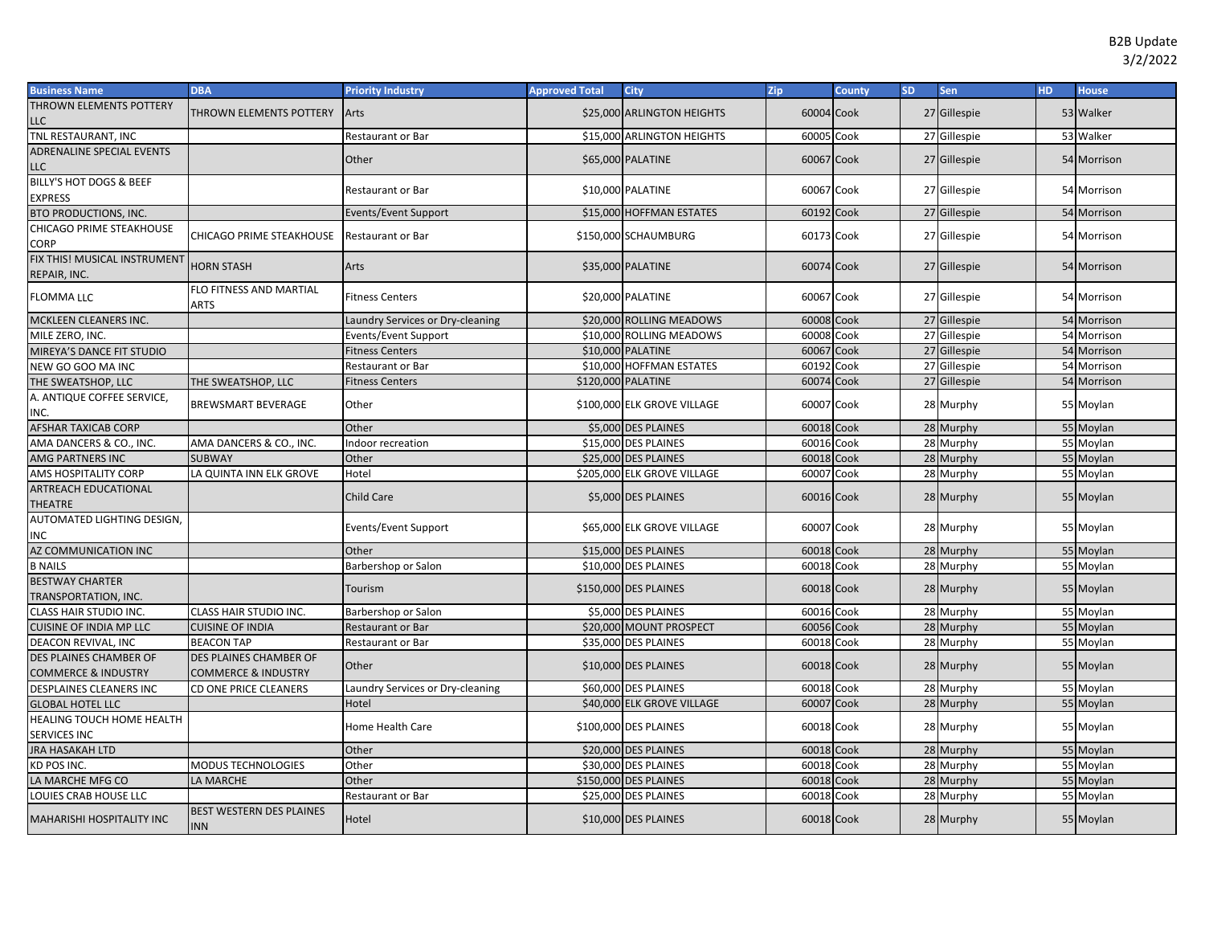B2B Update
3/2/2022

| Business Name | DBA | Priority Industry | Approved Total | City | Zip | County | SD | Sen | HD | House |
|---|---|---|---|---|---|---|---|---|---|---|
| THROWN ELEMENTS POTTERY LLC | THROWN ELEMENTS POTTERY | Arts | $25,000 | ARLINGTON HEIGHTS | 60004 | Cook | 27 | Gillespie | 53 | Walker |
| TNL RESTAURANT, INC | | Restaurant or Bar | $15,000 | ARLINGTON HEIGHTS | 60005 | Cook | 27 | Gillespie | 53 | Walker |
| ADRENALINE SPECIAL EVENTS LLC | | Other | $65,000 | PALATINE | 60067 | Cook | 27 | Gillespie | 54 | Morrison |
| BILLY'S HOT DOGS & BEEF EXPRESS | | Restaurant or Bar | $10,000 | PALATINE | 60067 | Cook | 27 | Gillespie | 54 | Morrison |
| BTO PRODUCTIONS, INC. | | Events/Event Support | $15,000 | HOFFMAN ESTATES | 60192 | Cook | 27 | Gillespie | 54 | Morrison |
| CHICAGO PRIME STEAKHOUSE CORP | CHICAGO PRIME STEAKHOUSE | Restaurant or Bar | $150,000 | SCHAUMBURG | 60173 | Cook | 27 | Gillespie | 54 | Morrison |
| FIX THIS! MUSICAL INSTRUMENT REPAIR, INC. | HORN STASH | Arts | $35,000 | PALATINE | 60074 | Cook | 27 | Gillespie | 54 | Morrison |
| FLOMMA LLC | FLO FITNESS AND MARTIAL ARTS | Fitness Centers | $20,000 | PALATINE | 60067 | Cook | 27 | Gillespie | 54 | Morrison |
| MCKLEEN CLEANERS INC. | | Laundry Services or Dry-cleaning | $20,000 | ROLLING MEADOWS | 60008 | Cook | 27 | Gillespie | 54 | Morrison |
| MILE ZERO, INC. | | Events/Event Support | $10,000 | ROLLING MEADOWS | 60008 | Cook | 27 | Gillespie | 54 | Morrison |
| MIREYA'S DANCE FIT STUDIO | | Fitness Centers | $10,000 | PALATINE | 60067 | Cook | 27 | Gillespie | 54 | Morrison |
| NEW GO GOO MA INC | | Restaurant or Bar | $10,000 | HOFFMAN ESTATES | 60192 | Cook | 27 | Gillespie | 54 | Morrison |
| THE SWEATSHOP, LLC | THE SWEATSHOP, LLC | Fitness Centers | $120,000 | PALATINE | 60074 | Cook | 27 | Gillespie | 54 | Morrison |
| A. ANTIQUE COFFEE SERVICE, INC. | BREWSMART BEVERAGE | Other | $100,000 | ELK GROVE VILLAGE | 60007 | Cook | 28 | Murphy | 55 | Moylan |
| AFSHAR TAXICAB CORP | | Other | $5,000 | DES PLAINES | 60018 | Cook | 28 | Murphy | 55 | Moylan |
| AMA DANCERS & CO., INC. | AMA DANCERS & CO., INC. | Indoor recreation | $15,000 | DES PLAINES | 60016 | Cook | 28 | Murphy | 55 | Moylan |
| AMG PARTNERS INC | SUBWAY | Other | $25,000 | DES PLAINES | 60018 | Cook | 28 | Murphy | 55 | Moylan |
| AMS HOSPITALITY CORP | LA QUINTA INN ELK GROVE | Hotel | $205,000 | ELK GROVE VILLAGE | 60007 | Cook | 28 | Murphy | 55 | Moylan |
| ARTREACH EDUCATIONAL THEATRE | | Child Care | $5,000 | DES PLAINES | 60016 | Cook | 28 | Murphy | 55 | Moylan |
| AUTOMATED LIGHTING DESIGN, INC | | Events/Event Support | $65,000 | ELK GROVE VILLAGE | 60007 | Cook | 28 | Murphy | 55 | Moylan |
| AZ COMMUNICATION INC | | Other | $15,000 | DES PLAINES | 60018 | Cook | 28 | Murphy | 55 | Moylan |
| B NAILS | | Barbershop or Salon | $10,000 | DES PLAINES | 60018 | Cook | 28 | Murphy | 55 | Moylan |
| BESTWAY CHARTER TRANSPORTATION, INC. | | Tourism | $150,000 | DES PLAINES | 60018 | Cook | 28 | Murphy | 55 | Moylan |
| CLASS HAIR STUDIO INC. | CLASS HAIR STUDIO INC. | Barbershop or Salon | $5,000 | DES PLAINES | 60016 | Cook | 28 | Murphy | 55 | Moylan |
| CUISINE OF INDIA MP LLC | CUISINE OF INDIA | Restaurant or Bar | $20,000 | MOUNT PROSPECT | 60056 | Cook | 28 | Murphy | 55 | Moylan |
| DEACON REVIVAL, INC | BEACON TAP | Restaurant or Bar | $35,000 | DES PLAINES | 60018 | Cook | 28 | Murphy | 55 | Moylan |
| DES PLAINES CHAMBER OF COMMERCE & INDUSTRY | DES PLAINES CHAMBER OF COMMERCE & INDUSTRY | Other | $10,000 | DES PLAINES | 60018 | Cook | 28 | Murphy | 55 | Moylan |
| DESPLAINES CLEANERS INC | CD ONE PRICE CLEANERS | Laundry Services or Dry-cleaning | $60,000 | DES PLAINES | 60018 | Cook | 28 | Murphy | 55 | Moylan |
| GLOBAL HOTEL LLC | | Hotel | $40,000 | ELK GROVE VILLAGE | 60007 | Cook | 28 | Murphy | 55 | Moylan |
| HEALING TOUCH HOME HEALTH SERVICES INC | | Home Health Care | $100,000 | DES PLAINES | 60018 | Cook | 28 | Murphy | 55 | Moylan |
| JRA HASAKAH LTD | | Other | $20,000 | DES PLAINES | 60018 | Cook | 28 | Murphy | 55 | Moylan |
| KD POS INC. | MODUS TECHNOLOGIES | Other | $30,000 | DES PLAINES | 60018 | Cook | 28 | Murphy | 55 | Moylan |
| LA MARCHE MFG CO | LA MARCHE | Other | $150,000 | DES PLAINES | 60018 | Cook | 28 | Murphy | 55 | Moylan |
| LOUIES CRAB HOUSE LLC | | Restaurant or Bar | $25,000 | DES PLAINES | 60018 | Cook | 28 | Murphy | 55 | Moylan |
| MAHARISHI HOSPITALITY INC | BEST WESTERN DES PLAINES INN | Hotel | $10,000 | DES PLAINES | 60018 | Cook | 28 | Murphy | 55 | Moylan |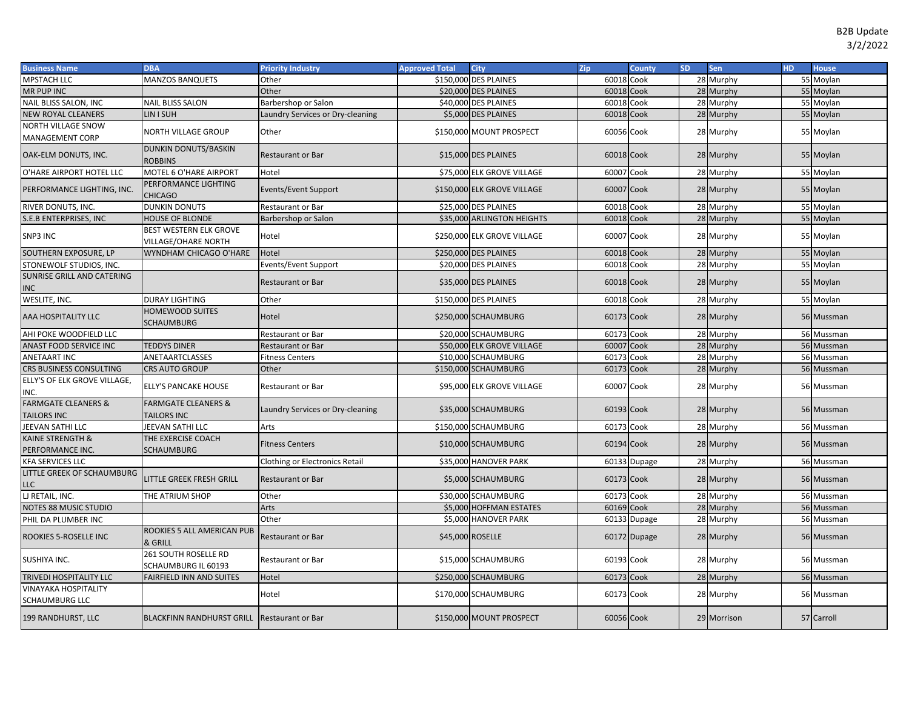B2B Update
3/2/2022

| Business Name | DBA | Priority Industry | Approved Total | City | Zip | County | SD | Sen | HD | House |
|---|---|---|---|---|---|---|---|---|---|---|
| MPSTACH LLC | MANZOS BANQUETS | Other | $150,000 | DES PLAINES | 60018 | Cook | 28 | Murphy | 55 | Moylan |
| MR PUP INC | | Other | $20,000 | DES PLAINES | 60018 | Cook | 28 | Murphy | 55 | Moylan |
| NAIL BLISS SALON, INC | NAIL BLISS SALON | Barbershop or Salon | $40,000 | DES PLAINES | 60018 | Cook | 28 | Murphy | 55 | Moylan |
| NEW ROYAL CLEANERS | LIN I SUH | Laundry Services or Dry-cleaning | $5,000 | DES PLAINES | 60018 | Cook | 28 | Murphy | 55 | Moylan |
| NORTH VILLAGE SNOW MANAGEMENT CORP | NORTH VILLAGE GROUP | Other | $150,000 | MOUNT PROSPECT | 60056 | Cook | 28 | Murphy | 55 | Moylan |
| OAK-ELM DONUTS, INC. | DUNKIN DONUTS/BASKIN ROBBINS | Restaurant or Bar | $15,000 | DES PLAINES | 60018 | Cook | 28 | Murphy | 55 | Moylan |
| O'HARE AIRPORT HOTEL LLC | MOTEL 6 O'HARE AIRPORT | Hotel | $75,000 | ELK GROVE VILLAGE | 60007 | Cook | 28 | Murphy | 55 | Moylan |
| PERFORMANCE LIGHTING, INC. | PERFORMANCE LIGHTING CHICAGO | Events/Event Support | $150,000 | ELK GROVE VILLAGE | 60007 | Cook | 28 | Murphy | 55 | Moylan |
| RIVER DONUTS, INC. | DUNKIN DONUTS | Restaurant or Bar | $25,000 | DES PLAINES | 60018 | Cook | 28 | Murphy | 55 | Moylan |
| S.E.B ENTERPRISES, INC | HOUSE OF BLONDE | Barbershop or Salon | $35,000 | ARLINGTON HEIGHTS | 60018 | Cook | 28 | Murphy | 55 | Moylan |
| SNP3 INC | BEST WESTERN ELK GROVE VILLAGE/OHARE NORTH | Hotel | $250,000 | ELK GROVE VILLAGE | 60007 | Cook | 28 | Murphy | 55 | Moylan |
| SOUTHERN EXPOSURE, LP | WYNDHAM CHICAGO O'HARE | Hotel | $250,000 | DES PLAINES | 60018 | Cook | 28 | Murphy | 55 | Moylan |
| STONEWOLF STUDIOS, INC. | | Events/Event Support | $20,000 | DES PLAINES | 60018 | Cook | 28 | Murphy | 55 | Moylan |
| SUNRISE GRILL AND CATERING INC | | Restaurant or Bar | $35,000 | DES PLAINES | 60018 | Cook | 28 | Murphy | 55 | Moylan |
| WESLITE, INC. | DURAY LIGHTING | Other | $150,000 | DES PLAINES | 60018 | Cook | 28 | Murphy | 55 | Moylan |
| AAA HOSPITALITY LLC | HOMEWOOD SUITES SCHAUMBURG | Hotel | $250,000 | SCHAUMBURG | 60173 | Cook | 28 | Murphy | 56 | Mussman |
| AHI POKE WOODFIELD LLC | | Restaurant or Bar | $20,000 | SCHAUMBURG | 60173 | Cook | 28 | Murphy | 56 | Mussman |
| ANAST FOOD SERVICE INC | TEDDYS DINER | Restaurant or Bar | $50,000 | ELK GROVE VILLAGE | 60007 | Cook | 28 | Murphy | 56 | Mussman |
| ANETAART INC | ANETAARTCLASSES | Fitness Centers | $10,000 | SCHAUMBURG | 60173 | Cook | 28 | Murphy | 56 | Mussman |
| CRS BUSINESS CONSULTING | CRS AUTO GROUP | Other | $150,000 | SCHAUMBURG | 60173 | Cook | 28 | Murphy | 56 | Mussman |
| ELLY'S OF ELK GROVE VILLAGE, INC. | ELLY'S PANCAKE HOUSE | Restaurant or Bar | $95,000 | ELK GROVE VILLAGE | 60007 | Cook | 28 | Murphy | 56 | Mussman |
| FARMGATE CLEANERS & TAILORS INC | FARMGATE CLEANERS & TAILORS INC | Laundry Services or Dry-cleaning | $35,000 | SCHAUMBURG | 60193 | Cook | 28 | Murphy | 56 | Mussman |
| JEEVAN SATHI LLC | JEEVAN SATHI LLC | Arts | $150,000 | SCHAUMBURG | 60173 | Cook | 28 | Murphy | 56 | Mussman |
| KAINE STRENGTH & PERFORMANCE INC. | THE EXERCISE COACH SCHAUMBURG | Fitness Centers | $10,000 | SCHAUMBURG | 60194 | Cook | 28 | Murphy | 56 | Mussman |
| KFA SERVICES LLC | | Clothing or Electronics Retail | $35,000 | HANOVER PARK | 60133 | Dupage | 28 | Murphy | 56 | Mussman |
| LITTLE GREEK OF SCHAUMBURG LLC | LITTLE GREEK FRESH GRILL | Restaurant or Bar | $5,000 | SCHAUMBURG | 60173 | Cook | 28 | Murphy | 56 | Mussman |
| LJ RETAIL, INC. | THE ATRIUM SHOP | Other | $30,000 | SCHAUMBURG | 60173 | Cook | 28 | Murphy | 56 | Mussman |
| NOTES 88 MUSIC STUDIO | | Arts | $5,000 | HOFFMAN ESTATES | 60169 | Cook | 28 | Murphy | 56 | Mussman |
| PHIL DA PLUMBER INC | | Other | $5,000 | HANOVER PARK | 60133 | Dupage | 28 | Murphy | 56 | Mussman |
| ROOKIES 5-ROSELLE INC | ROOKIES 5 ALL AMERICAN PUB & GRILL | Restaurant or Bar | $45,000 | ROSELLE | 60172 | Dupage | 28 | Murphy | 56 | Mussman |
| SUSHIYA INC. | 261 SOUTH ROSELLE RD SCHAUMBURG IL 60193 | Restaurant or Bar | $15,000 | SCHAUMBURG | 60193 | Cook | 28 | Murphy | 56 | Mussman |
| TRIVEDI HOSPITALITY LLC | FAIRFIELD INN AND SUITES | Hotel | $250,000 | SCHAUMBURG | 60173 | Cook | 28 | Murphy | 56 | Mussman |
| VINAYAKA HOSPITALITY SCHAUMBURG LLC | | Hotel | $170,000 | SCHAUMBURG | 60173 | Cook | 28 | Murphy | 56 | Mussman |
| 199 RANDHURST, LLC | BLACKFINN RANDHURST GRILL | Restaurant or Bar | $150,000 | MOUNT PROSPECT | 60056 | Cook | 29 | Morrison | 57 | Carroll |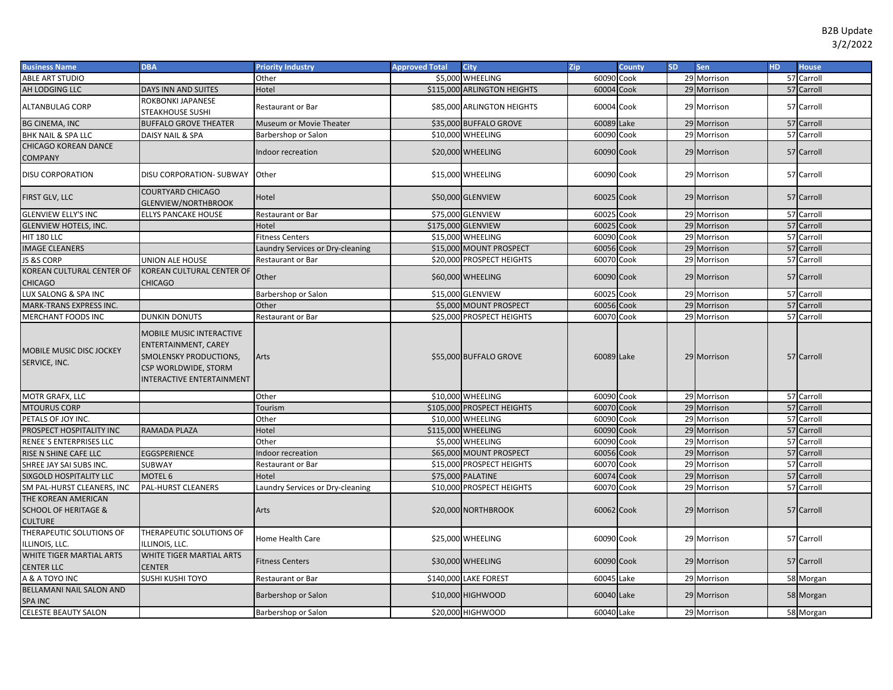B2B Update
3/2/2022

| Business Name | DBA | Priority Industry | Approved Total | City | Zip | County | SD | Sen | HD | House |
|---|---|---|---|---|---|---|---|---|---|---|
| ABLE ART STUDIO | | Other | $5,000 | WHEELING | 60090 | Cook | 29 | Morrison | 57 | Carroll |
| AH LODGING LLC | DAYS INN AND SUITES | Hotel | $115,000 | ARLINGTON HEIGHTS | 60004 | Cook | 29 | Morrison | 57 | Carroll |
| ALTANBULAG CORP | ROKBONKI JAPANESE STEAKHOUSE SUSHI | Restaurant or Bar | $85,000 | ARLINGTON HEIGHTS | 60004 | Cook | 29 | Morrison | 57 | Carroll |
| BG CINEMA, INC | BUFFALO GROVE THEATER | Museum or Movie Theater | $35,000 | BUFFALO GROVE | 60089 | Lake | 29 | Morrison | 57 | Carroll |
| BHK NAIL & SPA LLC | DAISY NAIL & SPA | Barbershop or Salon | $10,000 | WHEELING | 60090 | Cook | 29 | Morrison | 57 | Carroll |
| CHICAGO KOREAN DANCE COMPANY | | Indoor recreation | $20,000 | WHEELING | 60090 | Cook | 29 | Morrison | 57 | Carroll |
| DISU CORPORATION | DISU CORPORATION- SUBWAY | Other | $15,000 | WHEELING | 60090 | Cook | 29 | Morrison | 57 | Carroll |
| FIRST GLV, LLC | COURTYARD CHICAGO GLENVIEW/NORTHBROOK | Hotel | $50,000 | GLENVIEW | 60025 | Cook | 29 | Morrison | 57 | Carroll |
| GLENVIEW ELLY'S INC | ELLYS PANCAKE HOUSE | Restaurant or Bar | $75,000 | GLENVIEW | 60025 | Cook | 29 | Morrison | 57 | Carroll |
| GLENVIEW HOTELS, INC. | | Hotel | $175,000 | GLENVIEW | 60025 | Cook | 29 | Morrison | 57 | Carroll |
| HIT 180 LLC | | Fitness Centers | $15,000 | WHEELING | 60090 | Cook | 29 | Morrison | 57 | Carroll |
| IMAGE CLEANERS | | Laundry Services or Dry-cleaning | $15,000 | MOUNT PROSPECT | 60056 | Cook | 29 | Morrison | 57 | Carroll |
| JS &S CORP | UNION ALE HOUSE | Restaurant or Bar | $20,000 | PROSPECT HEIGHTS | 60070 | Cook | 29 | Morrison | 57 | Carroll |
| KOREAN CULTURAL CENTER OF CHICAGO | KOREAN CULTURAL CENTER OF CHICAGO | Other | $60,000 | WHEELING | 60090 | Cook | 29 | Morrison | 57 | Carroll |
| LUX SALONG & SPA INC | | Barbershop or Salon | $15,000 | GLENVIEW | 60025 | Cook | 29 | Morrison | 57 | Carroll |
| MARK-TRANS EXPRESS INC. | | Other | $5,000 | MOUNT PROSPECT | 60056 | Cook | 29 | Morrison | 57 | Carroll |
| MERCHANT FOODS INC | DUNKIN DONUTS | Restaurant or Bar | $25,000 | PROSPECT HEIGHTS | 60070 | Cook | 29 | Morrison | 57 | Carroll |
| MOBILE MUSIC DISC JOCKEY SERVICE, INC. | MOBILE MUSIC INTERACTIVE ENTERTAINMENT, CAREY SMOLENSKY PRODUCTIONS, CSP WORLDWIDE, STORM INTERACTIVE ENTERTAINMENT | Arts | $55,000 | BUFFALO GROVE | 60089 | Lake | 29 | Morrison | 57 | Carroll |
| MOTR GRAFX, LLC | | Other | $10,000 | WHEELING | 60090 | Cook | 29 | Morrison | 57 | Carroll |
| MTOURUS CORP | | Tourism | $105,000 | PROSPECT HEIGHTS | 60070 | Cook | 29 | Morrison | 57 | Carroll |
| PETALS OF JOY INC. | | Other | $10,000 | WHEELING | 60090 | Cook | 29 | Morrison | 57 | Carroll |
| PROSPECT HOSPITALITY INC | RAMADA PLAZA | Hotel | $115,000 | WHEELING | 60090 | Cook | 29 | Morrison | 57 | Carroll |
| RENEE`S ENTERPRISES LLC | | Other | $5,000 | WHEELING | 60090 | Cook | 29 | Morrison | 57 | Carroll |
| RISE N SHINE CAFE LLC | EGGSPERIENCE | Indoor recreation | $65,000 | MOUNT PROSPECT | 60056 | Cook | 29 | Morrison | 57 | Carroll |
| SHREE JAY SAI SUBS INC. | SUBWAY | Restaurant or Bar | $15,000 | PROSPECT HEIGHTS | 60070 | Cook | 29 | Morrison | 57 | Carroll |
| SIXGOLD HOSPITALITY LLC | MOTEL 6 | Hotel | $75,000 | PALATINE | 60074 | Cook | 29 | Morrison | 57 | Carroll |
| SM PAL-HURST CLEANERS, INC | PAL-HURST CLEANERS | Laundry Services or Dry-cleaning | $10,000 | PROSPECT HEIGHTS | 60070 | Cook | 29 | Morrison | 57 | Carroll |
| THE KOREAN AMERICAN SCHOOL OF HERITAGE & CULTURE | | Arts | $20,000 | NORTHBROOK | 60062 | Cook | 29 | Morrison | 57 | Carroll |
| THERAPEUTIC SOLUTIONS OF ILLINOIS, LLC. | THERAPEUTIC SOLUTIONS OF ILLINOIS, LLC. | Home Health Care | $25,000 | WHEELING | 60090 | Cook | 29 | Morrison | 57 | Carroll |
| WHITE TIGER MARTIAL ARTS CENTER LLC | WHITE TIGER MARTIAL ARTS CENTER | Fitness Centers | $30,000 | WHEELING | 60090 | Cook | 29 | Morrison | 57 | Carroll |
| A & A TOYO INC | SUSHI KUSHI TOYO | Restaurant or Bar | $140,000 | LAKE FOREST | 60045 | Lake | 29 | Morrison | 58 | Morgan |
| BELLAMANI NAIL SALON AND SPA INC | | Barbershop or Salon | $10,000 | HIGHWOOD | 60040 | Lake | 29 | Morrison | 58 | Morgan |
| CELESTE BEAUTY SALON | | Barbershop or Salon | $20,000 | HIGHWOOD | 60040 | Lake | 29 | Morrison | 58 | Morgan |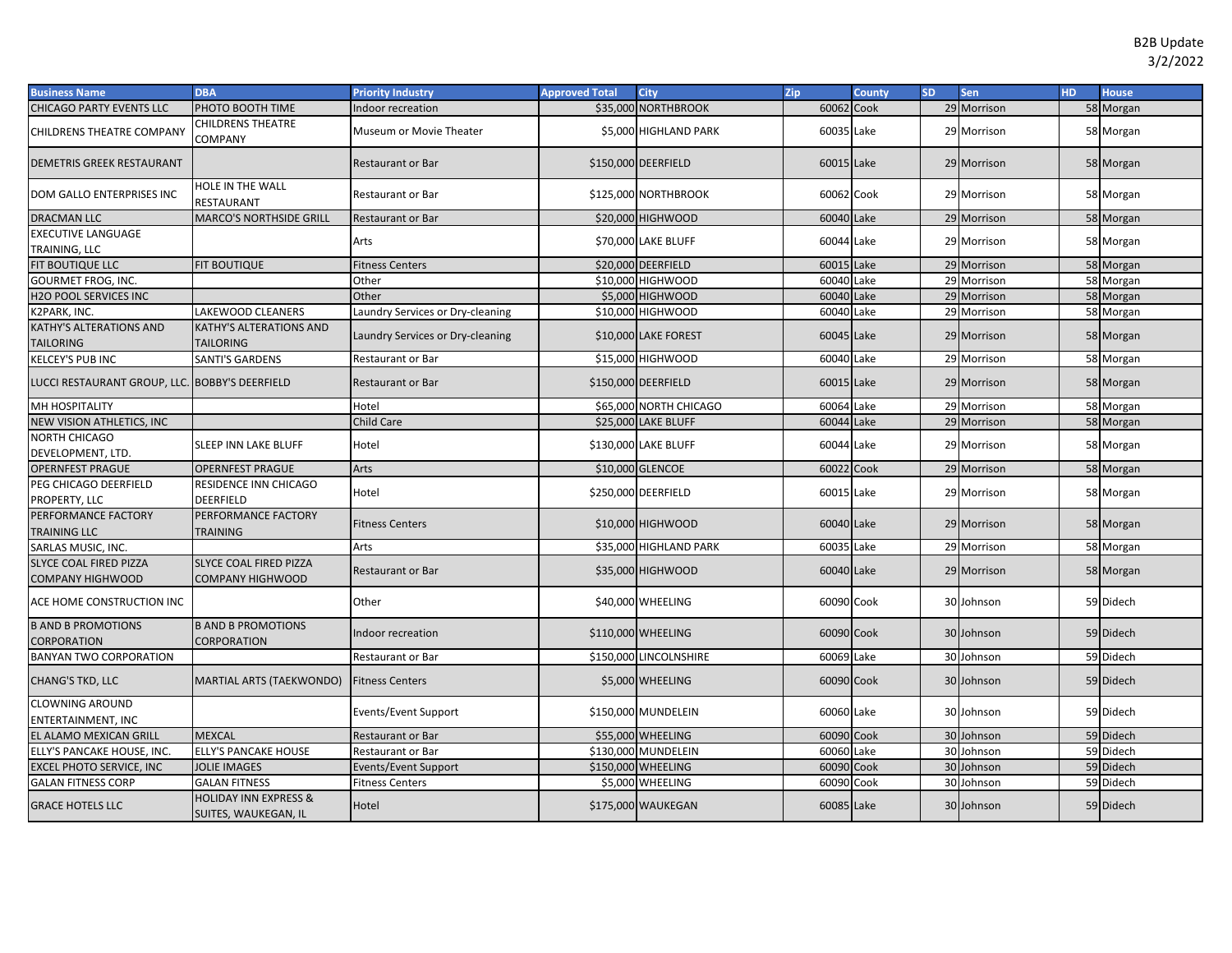B2B Update
3/2/2022

| Business Name | DBA | Priority Industry | Approved Total | City | Zip | County | SD | Sen | HD | House |
|---|---|---|---|---|---|---|---|---|---|---|
| CHICAGO PARTY EVENTS LLC | PHOTO BOOTH TIME | Indoor recreation | $35,000 | NORTHBROOK | 60062 | Cook | 29 | Morrison | 58 | Morgan |
| CHILDRENS THEATRE COMPANY | CHILDRENS THEATRE COMPANY | Museum or Movie Theater | $5,000 | HIGHLAND PARK | 60035 | Lake | 29 | Morrison | 58 | Morgan |
| DEMETRIS GREEK RESTAURANT | | Restaurant or Bar | $150,000 | DEERFIELD | 60015 | Lake | 29 | Morrison | 58 | Morgan |
| DOM GALLO ENTERPRISES INC | HOLE IN THE WALL RESTAURANT | Restaurant or Bar | $125,000 | NORTHBROOK | 60062 | Cook | 29 | Morrison | 58 | Morgan |
| DRACMAN LLC | MARCO'S NORTHSIDE GRILL | Restaurant or Bar | $20,000 | HIGHWOOD | 60040 | Lake | 29 | Morrison | 58 | Morgan |
| EXECUTIVE LANGUAGE TRAINING, LLC | | Arts | $70,000 | LAKE BLUFF | 60044 | Lake | 29 | Morrison | 58 | Morgan |
| FIT BOUTIQUE LLC | FIT BOUTIQUE | Fitness Centers | $20,000 | DEERFIELD | 60015 | Lake | 29 | Morrison | 58 | Morgan |
| GOURMET FROG, INC. | | Other | $10,000 | HIGHWOOD | 60040 | Lake | 29 | Morrison | 58 | Morgan |
| H2O POOL SERVICES INC | | Other | $5,000 | HIGHWOOD | 60040 | Lake | 29 | Morrison | 58 | Morgan |
| K2PARK, INC. | LAKEWOOD CLEANERS | Laundry Services or Dry-cleaning | $10,000 | HIGHWOOD | 60040 | Lake | 29 | Morrison | 58 | Morgan |
| KATHY'S ALTERATIONS AND TAILORING | KATHY'S ALTERATIONS AND TAILORING | Laundry Services or Dry-cleaning | $10,000 | LAKE FOREST | 60045 | Lake | 29 | Morrison | 58 | Morgan |
| KELCEY'S PUB INC | SANTI'S GARDENS | Restaurant or Bar | $15,000 | HIGHWOOD | 60040 | Lake | 29 | Morrison | 58 | Morgan |
| LUCCI RESTAURANT GROUP, LLC. | BOBBY'S DEERFIELD | Restaurant or Bar | $150,000 | DEERFIELD | 60015 | Lake | 29 | Morrison | 58 | Morgan |
| MH HOSPITALITY | | Hotel | $65,000 | NORTH CHICAGO | 60064 | Lake | 29 | Morrison | 58 | Morgan |
| NEW VISION ATHLETICS, INC | | Child Care | $25,000 | LAKE BLUFF | 60044 | Lake | 29 | Morrison | 58 | Morgan |
| NORTH CHICAGO DEVELOPMENT, LTD. | SLEEP INN LAKE BLUFF | Hotel | $130,000 | LAKE BLUFF | 60044 | Lake | 29 | Morrison | 58 | Morgan |
| OPERNFEST PRAGUE | OPERNFEST PRAGUE | Arts | $10,000 | GLENCOE | 60022 | Cook | 29 | Morrison | 58 | Morgan |
| PEG CHICAGO DEERFIELD PROPERTY, LLC | RESIDENCE INN CHICAGO DEERFIELD | Hotel | $250,000 | DEERFIELD | 60015 | Lake | 29 | Morrison | 58 | Morgan |
| PERFORMANCE FACTORY TRAINING LLC | PERFORMANCE FACTORY TRAINING | Fitness Centers | $10,000 | HIGHWOOD | 60040 | Lake | 29 | Morrison | 58 | Morgan |
| SARLAS MUSIC, INC. | | Arts | $35,000 | HIGHLAND PARK | 60035 | Lake | 29 | Morrison | 58 | Morgan |
| SLYCE COAL FIRED PIZZA COMPANY HIGHWOOD | SLYCE COAL FIRED PIZZA COMPANY HIGHWOOD | Restaurant or Bar | $35,000 | HIGHWOOD | 60040 | Lake | 29 | Morrison | 58 | Morgan |
| ACE HOME CONSTRUCTION INC | | Other | $40,000 | WHEELING | 60090 | Cook | 30 | Johnson | 59 | Didech |
| B AND B PROMOTIONS CORPORATION | B AND B PROMOTIONS CORPORATION | Indoor recreation | $110,000 | WHEELING | 60090 | Cook | 30 | Johnson | 59 | Didech |
| BANYAN TWO CORPORATION | | Restaurant or Bar | $150,000 | LINCOLNSHIRE | 60069 | Lake | 30 | Johnson | 59 | Didech |
| CHANG'S TKD, LLC | MARTIAL ARTS (TAEKWONDO) | Fitness Centers | $5,000 | WHEELING | 60090 | Cook | 30 | Johnson | 59 | Didech |
| CLOWNING AROUND ENTERTAINMENT, INC | | Events/Event Support | $150,000 | MUNDELEIN | 60060 | Lake | 30 | Johnson | 59 | Didech |
| EL ALAMO MEXICAN GRILL | MEXCAL | Restaurant or Bar | $55,000 | WHEELING | 60090 | Cook | 30 | Johnson | 59 | Didech |
| ELLY'S PANCAKE HOUSE, INC. | ELLY'S PANCAKE HOUSE | Restaurant or Bar | $130,000 | MUNDELEIN | 60060 | Lake | 30 | Johnson | 59 | Didech |
| EXCEL PHOTO SERVICE, INC | JOLIE IMAGES | Events/Event Support | $150,000 | WHEELING | 60090 | Cook | 30 | Johnson | 59 | Didech |
| GALAN FITNESS CORP | GALAN FITNESS | Fitness Centers | $5,000 | WHEELING | 60090 | Cook | 30 | Johnson | 59 | Didech |
| GRACE HOTELS LLC | HOLIDAY INN EXPRESS & SUITES, WAUKEGAN, IL | Hotel | $175,000 | WAUKEGAN | 60085 | Lake | 30 | Johnson | 59 | Didech |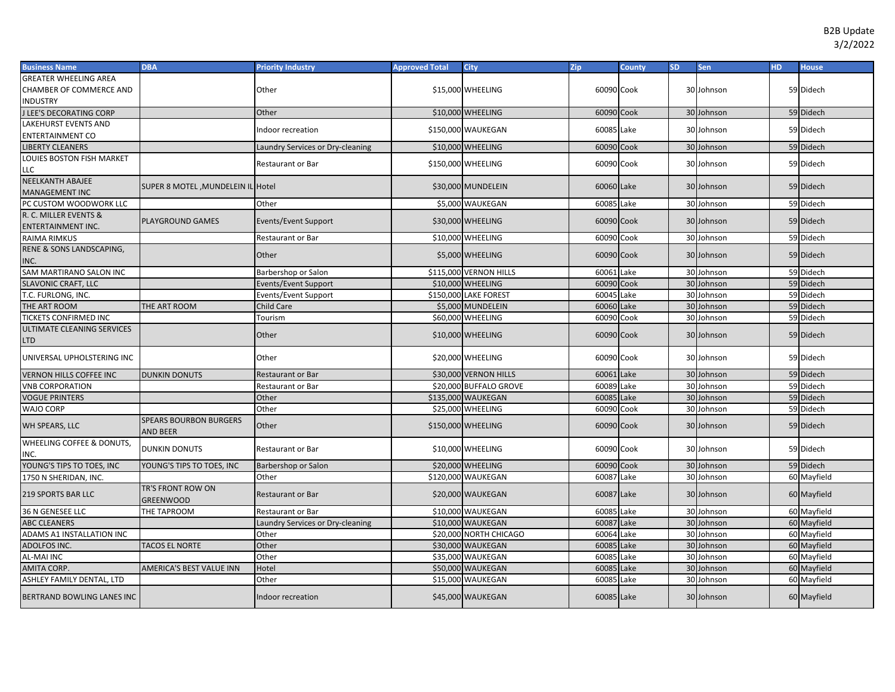| Business Name | DBA | Priority Industry | Approved Total | City | Zip | County | SD | Sen | HD | House |
|---|---|---|---|---|---|---|---|---|---|---|
| GREATER WHEELING AREA CHAMBER OF COMMERCE AND INDUSTRY | | Other | $15,000 | WHEELING | 60090 | Cook | 30 | Johnson | 59 | Didech |
| J LEE'S DECORATING CORP | | Other | $10,000 | WHEELING | 60090 | Cook | 30 | Johnson | 59 | Didech |
| LAKEHURST EVENTS AND ENTERTAINMENT CO | | Indoor recreation | $150,000 | WAUKEGAN | 60085 | Lake | 30 | Johnson | 59 | Didech |
| LIBERTY CLEANERS | | Laundry Services or Dry-cleaning | $10,000 | WHEELING | 60090 | Cook | 30 | Johnson | 59 | Didech |
| LOUIES BOSTON FISH MARKET LLC | | Restaurant or Bar | $150,000 | WHEELING | 60090 | Cook | 30 | Johnson | 59 | Didech |
| NEELKANTH ABAJEE MANAGEMENT INC | SUPER 8 MOTEL ,MUNDELEIN IL | Hotel | $30,000 | MUNDELEIN | 60060 | Lake | 30 | Johnson | 59 | Didech |
| PC CUSTOM WOODWORK LLC | | Other | $5,000 | WAUKEGAN | 60085 | Lake | 30 | Johnson | 59 | Didech |
| R. C. MILLER EVENTS & ENTERTAINMENT INC. | PLAYGROUND GAMES | Events/Event Support | $30,000 | WHEELING | 60090 | Cook | 30 | Johnson | 59 | Didech |
| RAIMA RIMKUS | | Restaurant or Bar | $10,000 | WHEELING | 60090 | Cook | 30 | Johnson | 59 | Didech |
| RENE & SONS LANDSCAPING, INC. | | Other | $5,000 | WHEELING | 60090 | Cook | 30 | Johnson | 59 | Didech |
| SAM MARTIRANO SALON INC | | Barbershop or Salon | $115,000 | VERNON HILLS | 60061 | Lake | 30 | Johnson | 59 | Didech |
| SLAVONIC CRAFT, LLC | | Events/Event Support | $10,000 | WHEELING | 60090 | Cook | 30 | Johnson | 59 | Didech |
| T.C. FURLONG, INC. | | Events/Event Support | $150,000 | LAKE FOREST | 60045 | Lake | 30 | Johnson | 59 | Didech |
| THE ART ROOM | THE ART ROOM | Child Care | $5,000 | MUNDELEIN | 60060 | Lake | 30 | Johnson | 59 | Didech |
| TICKETS CONFIRMED INC | | Tourism | $60,000 | WHEELING | 60090 | Cook | 30 | Johnson | 59 | Didech |
| ULTIMATE CLEANING SERVICES LTD | | Other | $10,000 | WHEELING | 60090 | Cook | 30 | Johnson | 59 | Didech |
| UNIVERSAL UPHOLSTERING INC | | Other | $20,000 | WHEELING | 60090 | Cook | 30 | Johnson | 59 | Didech |
| VERNON HILLS COFFEE INC | DUNKIN DONUTS | Restaurant or Bar | $30,000 | VERNON HILLS | 60061 | Lake | 30 | Johnson | 59 | Didech |
| VNB CORPORATION | | Restaurant or Bar | $20,000 | BUFFALO GROVE | 60089 | Lake | 30 | Johnson | 59 | Didech |
| VOGUE PRINTERS | | Other | $135,000 | WAUKEGAN | 60085 | Lake | 30 | Johnson | 59 | Didech |
| WAJO CORP | | Other | $25,000 | WHEELING | 60090 | Cook | 30 | Johnson | 59 | Didech |
| WH SPEARS, LLC | SPEARS BOURBON BURGERS AND BEER | Other | $150,000 | WHEELING | 60090 | Cook | 30 | Johnson | 59 | Didech |
| WHEELING COFFEE & DONUTS, INC. | DUNKIN DONUTS | Restaurant or Bar | $10,000 | WHEELING | 60090 | Cook | 30 | Johnson | 59 | Didech |
| YOUNG'S TIPS TO TOES, INC | YOUNG'S TIPS TO TOES, INC | Barbershop or Salon | $20,000 | WHEELING | 60090 | Cook | 30 | Johnson | 59 | Didech |
| 1750 N SHERIDAN, INC. | | Other | $120,000 | WAUKEGAN | 60087 | Lake | 30 | Johnson | 60 | Mayfield |
| 219 SPORTS BAR LLC | TR'S FRONT ROW ON GREENWOOD | Restaurant or Bar | $20,000 | WAUKEGAN | 60087 | Lake | 30 | Johnson | 60 | Mayfield |
| 36 N GENESEE LLC | THE TAPROOM | Restaurant or Bar | $10,000 | WAUKEGAN | 60085 | Lake | 30 | Johnson | 60 | Mayfield |
| ABC CLEANERS | | Laundry Services or Dry-cleaning | $10,000 | WAUKEGAN | 60087 | Lake | 30 | Johnson | 60 | Mayfield |
| ADAMS A1 INSTALLATION INC | | Other | $20,000 | NORTH CHICAGO | 60064 | Lake | 30 | Johnson | 60 | Mayfield |
| ADOLFOS INC. | TACOS EL NORTE | Other | $30,000 | WAUKEGAN | 60085 | Lake | 30 | Johnson | 60 | Mayfield |
| AL-MAI INC | | Other | $35,000 | WAUKEGAN | 60085 | Lake | 30 | Johnson | 60 | Mayfield |
| AMITA CORP. | AMERICA'S BEST VALUE INN | Hotel | $50,000 | WAUKEGAN | 60085 | Lake | 30 | Johnson | 60 | Mayfield |
| ASHLEY FAMILY DENTAL, LTD | | Other | $15,000 | WAUKEGAN | 60085 | Lake | 30 | Johnson | 60 | Mayfield |
| BERTRAND BOWLING LANES INC | | Indoor recreation | $45,000 | WAUKEGAN | 60085 | Lake | 30 | Johnson | 60 | Mayfield |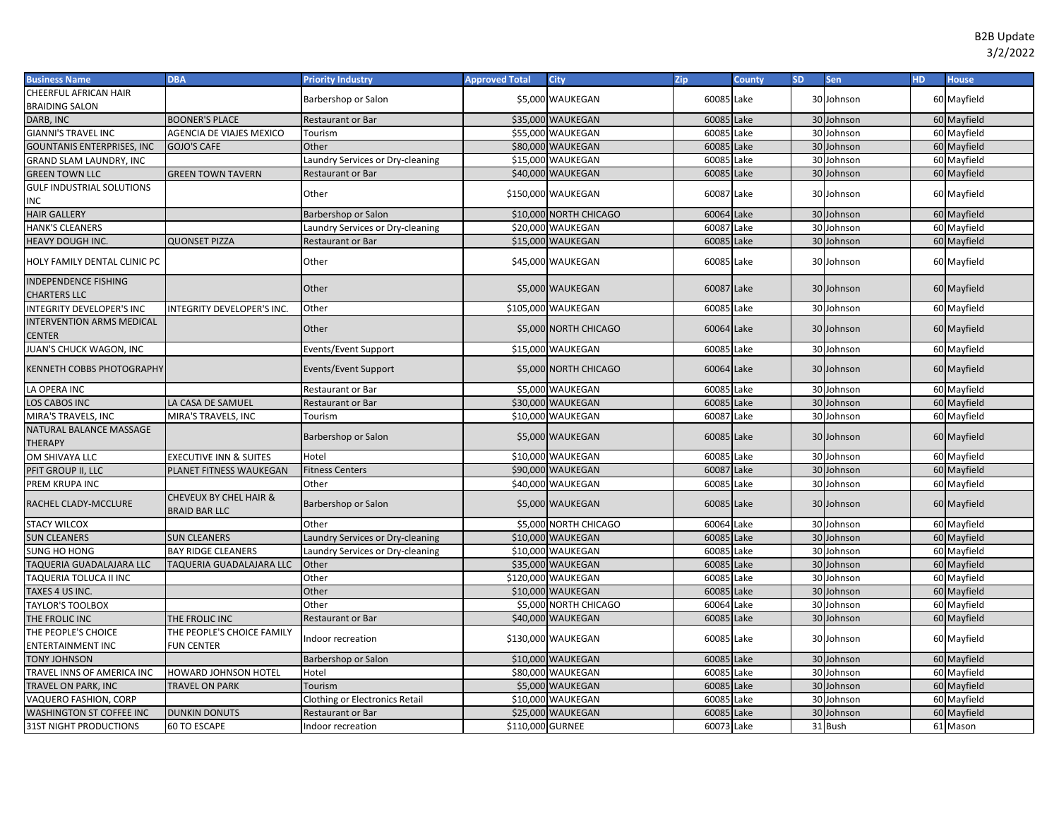B2B Update
3/2/2022

| Business Name | DBA | Priority Industry | Approved Total | City | Zip | County | SD | Sen | HD | House |
|---|---|---|---|---|---|---|---|---|---|---|
| CHEERFUL AFRICAN HAIR BRAIDING SALON | | Barbershop or Salon | $5,000 | WAUKEGAN | 60085 | Lake | 30 | Johnson | 60 | Mayfield |
| DARB, INC | BOONER'S PLACE | Restaurant or Bar | $35,000 | WAUKEGAN | 60085 | Lake | 30 | Johnson | 60 | Mayfield |
| GIANNI'S TRAVEL INC | AGENCIA DE VIAJES MEXICO | Tourism | $55,000 | WAUKEGAN | 60085 | Lake | 30 | Johnson | 60 | Mayfield |
| GOUNTANIS ENTERPRISES, INC | GOJO'S CAFE | Other | $80,000 | WAUKEGAN | 60085 | Lake | 30 | Johnson | 60 | Mayfield |
| GRAND SLAM LAUNDRY, INC | | Laundry Services or Dry-cleaning | $15,000 | WAUKEGAN | 60085 | Lake | 30 | Johnson | 60 | Mayfield |
| GREEN TOWN LLC | GREEN TOWN TAVERN | Restaurant or Bar | $40,000 | WAUKEGAN | 60085 | Lake | 30 | Johnson | 60 | Mayfield |
| GULF INDUSTRIAL SOLUTIONS INC | | Other | $150,000 | WAUKEGAN | 60087 | Lake | 30 | Johnson | 60 | Mayfield |
| HAIR GALLERY | | Barbershop or Salon | $10,000 | NORTH CHICAGO | 60064 | Lake | 30 | Johnson | 60 | Mayfield |
| HANK'S CLEANERS | | Laundry Services or Dry-cleaning | $20,000 | WAUKEGAN | 60087 | Lake | 30 | Johnson | 60 | Mayfield |
| HEAVY DOUGH INC. | QUONSET PIZZA | Restaurant or Bar | $15,000 | WAUKEGAN | 60085 | Lake | 30 | Johnson | 60 | Mayfield |
| HOLY FAMILY DENTAL CLINIC PC | | Other | $45,000 | WAUKEGAN | 60085 | Lake | 30 | Johnson | 60 | Mayfield |
| INDEPENDENCE FISHING CHARTERS LLC | | Other | $5,000 | WAUKEGAN | 60087 | Lake | 30 | Johnson | 60 | Mayfield |
| INTEGRITY DEVELOPER'S INC | INTEGRITY DEVELOPER'S INC. | Other | $105,000 | WAUKEGAN | 60085 | Lake | 30 | Johnson | 60 | Mayfield |
| INTERVENTION ARMS MEDICAL CENTER | | Other | $5,000 | NORTH CHICAGO | 60064 | Lake | 30 | Johnson | 60 | Mayfield |
| JUAN'S CHUCK WAGON, INC | | Events/Event Support | $15,000 | WAUKEGAN | 60085 | Lake | 30 | Johnson | 60 | Mayfield |
| KENNETH COBBS PHOTOGRAPHY | | Events/Event Support | $5,000 | NORTH CHICAGO | 60064 | Lake | 30 | Johnson | 60 | Mayfield |
| LA OPERA INC | | Restaurant or Bar | $5,000 | WAUKEGAN | 60085 | Lake | 30 | Johnson | 60 | Mayfield |
| LOS CABOS INC | LA CASA DE SAMUEL | Restaurant or Bar | $30,000 | WAUKEGAN | 60085 | Lake | 30 | Johnson | 60 | Mayfield |
| MIRA'S TRAVELS, INC | MIRA'S TRAVELS, INC | Tourism | $10,000 | WAUKEGAN | 60087 | Lake | 30 | Johnson | 60 | Mayfield |
| NATURAL BALANCE MASSAGE THERAPY | | Barbershop or Salon | $5,000 | WAUKEGAN | 60085 | Lake | 30 | Johnson | 60 | Mayfield |
| OM SHIVAYA LLC | EXECUTIVE INN & SUITES | Hotel | $10,000 | WAUKEGAN | 60085 | Lake | 30 | Johnson | 60 | Mayfield |
| PFIT GROUP II, LLC | PLANET FITNESS WAUKEGAN | Fitness Centers | $90,000 | WAUKEGAN | 60087 | Lake | 30 | Johnson | 60 | Mayfield |
| PREM KRUPA INC | | Other | $40,000 | WAUKEGAN | 60085 | Lake | 30 | Johnson | 60 | Mayfield |
| RACHEL CLADY-MCCLURE | CHEVEUX BY CHEL HAIR & BRAID BAR LLC | Barbershop or Salon | $5,000 | WAUKEGAN | 60085 | Lake | 30 | Johnson | 60 | Mayfield |
| STACY WILCOX | | Other | $5,000 | NORTH CHICAGO | 60064 | Lake | 30 | Johnson | 60 | Mayfield |
| SUN CLEANERS | SUN CLEANERS | Laundry Services or Dry-cleaning | $10,000 | WAUKEGAN | 60085 | Lake | 30 | Johnson | 60 | Mayfield |
| SUNG HO HONG | BAY RIDGE CLEANERS | Laundry Services or Dry-cleaning | $10,000 | WAUKEGAN | 60085 | Lake | 30 | Johnson | 60 | Mayfield |
| TAQUERIA GUADALAJARA LLC | TAQUERIA GUADALAJARA LLC | Other | $35,000 | WAUKEGAN | 60085 | Lake | 30 | Johnson | 60 | Mayfield |
| TAQUERIA TOLUCA II INC | | Other | $120,000 | WAUKEGAN | 60085 | Lake | 30 | Johnson | 60 | Mayfield |
| TAXES 4 US INC. | | Other | $10,000 | WAUKEGAN | 60085 | Lake | 30 | Johnson | 60 | Mayfield |
| TAYLOR'S TOOLBOX | | Other | $5,000 | NORTH CHICAGO | 60064 | Lake | 30 | Johnson | 60 | Mayfield |
| THE FROLIC INC | THE FROLIC INC | Restaurant or Bar | $40,000 | WAUKEGAN | 60085 | Lake | 30 | Johnson | 60 | Mayfield |
| THE PEOPLE'S CHOICE ENTERTAINMENT INC | THE PEOPLE'S CHOICE FAMILY FUN CENTER | Indoor recreation | $130,000 | WAUKEGAN | 60085 | Lake | 30 | Johnson | 60 | Mayfield |
| TONY JOHNSON | | Barbershop or Salon | $10,000 | WAUKEGAN | 60085 | Lake | 30 | Johnson | 60 | Mayfield |
| TRAVEL INNS OF AMERICA INC | HOWARD JOHNSON HOTEL | Hotel | $80,000 | WAUKEGAN | 60085 | Lake | 30 | Johnson | 60 | Mayfield |
| TRAVEL ON PARK, INC | TRAVEL ON PARK | Tourism | $5,000 | WAUKEGAN | 60085 | Lake | 30 | Johnson | 60 | Mayfield |
| VAQUERO FASHION, CORP | | Clothing or Electronics Retail | $10,000 | WAUKEGAN | 60085 | Lake | 30 | Johnson | 60 | Mayfield |
| WASHINGTON ST COFFEE INC | DUNKIN DONUTS | Restaurant or Bar | $25,000 | WAUKEGAN | 60085 | Lake | 30 | Johnson | 60 | Mayfield |
| 31ST NIGHT PRODUCTIONS | 60 TO ESCAPE | Indoor recreation | $110,000 | GURNEE | 60073 | Lake | 31 | Bush | 61 | Mason |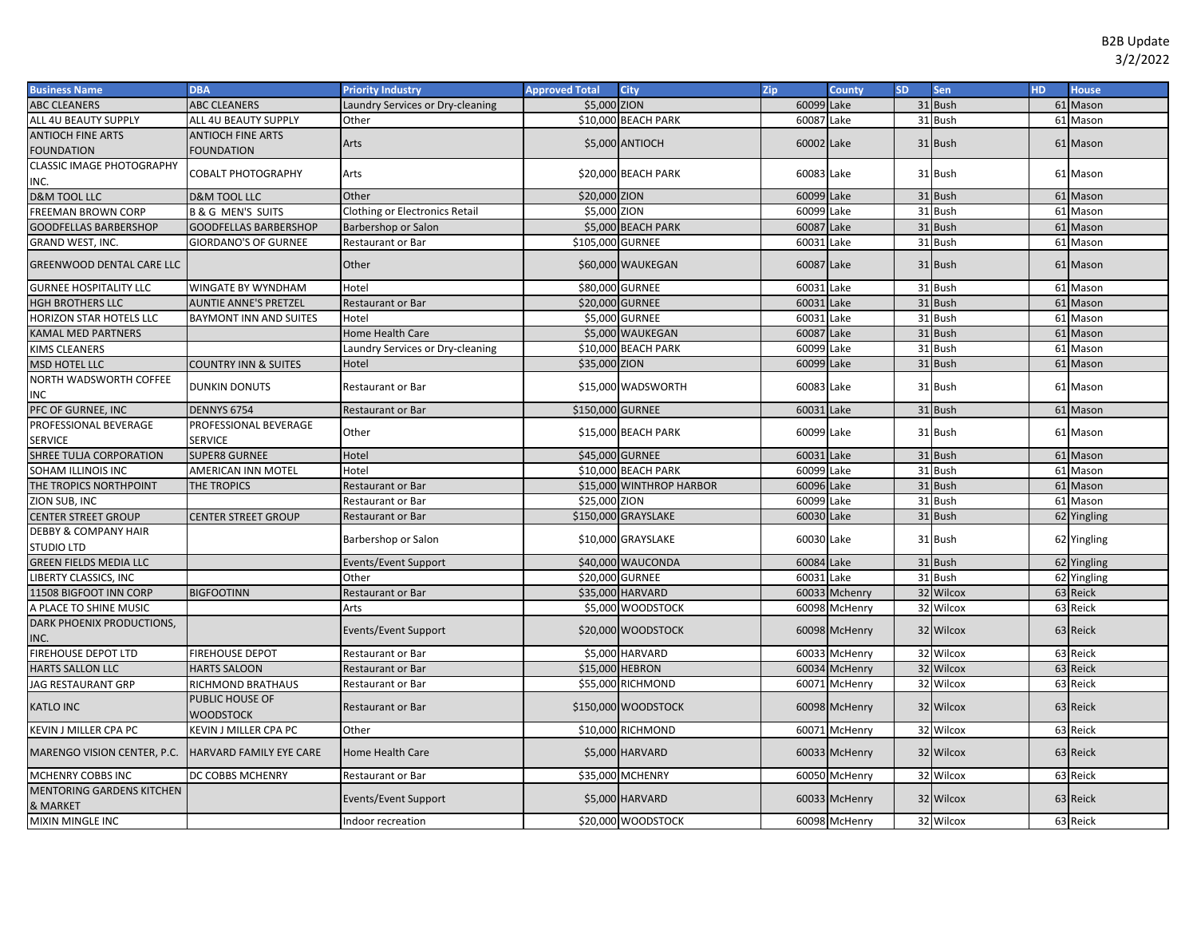B2B Update
3/2/2022

| Business Name | DBA | Priority Industry | Approved Total | City | Zip | County | SD | Sen | HD | House |
|---|---|---|---|---|---|---|---|---|---|---|
| ABC CLEANERS | ABC CLEANERS | Laundry Services or Dry-cleaning | $5,000 | ZION | 60099 | Lake | 31 | Bush | 61 | Mason |
| ALL 4U BEAUTY SUPPLY | ALL 4U BEAUTY SUPPLY | Other | $10,000 | BEACH PARK | 60087 | Lake | 31 | Bush | 61 | Mason |
| ANTIOCH FINE ARTS FOUNDATION | ANTIOCH FINE ARTS FOUNDATION | Arts | $5,000 | ANTIOCH | 60002 | Lake | 31 | Bush | 61 | Mason |
| CLASSIC IMAGE PHOTOGRAPHY INC. | COBALT PHOTOGRAPHY | Arts | $20,000 | BEACH PARK | 60083 | Lake | 31 | Bush | 61 | Mason |
| D&M TOOL LLC | D&M TOOL LLC | Other | $20,000 | ZION | 60099 | Lake | 31 | Bush | 61 | Mason |
| FREEMAN BROWN CORP | B & G MEN'S SUITS | Clothing or Electronics Retail | $5,000 | ZION | 60099 | Lake | 31 | Bush | 61 | Mason |
| GOODFELLAS BARBERSHOP | GOODFELLAS BARBERSHOP | Barbershop or Salon | $5,000 | BEACH PARK | 60087 | Lake | 31 | Bush | 61 | Mason |
| GRAND WEST, INC. | GIORDANO'S OF GURNEE | Restaurant or Bar | $105,000 | GURNEE | 60031 | Lake | 31 | Bush | 61 | Mason |
| GREENWOOD DENTAL CARE LLC | | Other | $60,000 | WAUKEGAN | 60087 | Lake | 31 | Bush | 61 | Mason |
| GURNEE HOSPITALITY LLC | WINGATE BY WYNDHAM | Hotel | $80,000 | GURNEE | 60031 | Lake | 31 | Bush | 61 | Mason |
| HGH BROTHERS LLC | AUNTIE ANNE'S PRETZEL | Restaurant or Bar | $20,000 | GURNEE | 60031 | Lake | 31 | Bush | 61 | Mason |
| HORIZON STAR HOTELS LLC | BAYMONT INN AND SUITES | Hotel | $5,000 | GURNEE | 60031 | Lake | 31 | Bush | 61 | Mason |
| KAMAL MED PARTNERS | | Home Health Care | $5,000 | WAUKEGAN | 60087 | Lake | 31 | Bush | 61 | Mason |
| KIMS CLEANERS | | Laundry Services or Dry-cleaning | $10,000 | BEACH PARK | 60099 | Lake | 31 | Bush | 61 | Mason |
| MSD HOTEL LLC | COUNTRY INN & SUITES | Hotel | $35,000 | ZION | 60099 | Lake | 31 | Bush | 61 | Mason |
| NORTH WADSWORTH COFFEE INC | DUNKIN DONUTS | Restaurant or Bar | $15,000 | WADSWORTH | 60083 | Lake | 31 | Bush | 61 | Mason |
| PFC OF GURNEE, INC | DENNYS 6754 | Restaurant or Bar | $150,000 | GURNEE | 60031 | Lake | 31 | Bush | 61 | Mason |
| PROFESSIONAL BEVERAGE SERVICE | PROFESSIONAL BEVERAGE SERVICE | Other | $15,000 | BEACH PARK | 60099 | Lake | 31 | Bush | 61 | Mason |
| SHREE TULJA CORPORATION | SUPER8 GURNEE | Hotel | $45,000 | GURNEE | 60031 | Lake | 31 | Bush | 61 | Mason |
| SOHAM ILLINOIS INC | AMERICAN INN MOTEL | Hotel | $10,000 | BEACH PARK | 60099 | Lake | 31 | Bush | 61 | Mason |
| THE TROPICS NORTHPOINT | THE TROPICS | Restaurant or Bar | $15,000 | WINTHROP HARBOR | 60096 | Lake | 31 | Bush | 61 | Mason |
| ZION SUB, INC | | Restaurant or Bar | $25,000 | ZION | 60099 | Lake | 31 | Bush | 61 | Mason |
| CENTER STREET GROUP | CENTER STREET GROUP | Restaurant or Bar | $150,000 | GRAYSLAKE | 60030 | Lake | 31 | Bush | 62 | Yingling |
| DEBBY & COMPANY HAIR STUDIO LTD | | Barbershop or Salon | $10,000 | GRAYSLAKE | 60030 | Lake | 31 | Bush | 62 | Yingling |
| GREEN FIELDS MEDIA LLC | | Events/Event Support | $40,000 | WAUCONDA | 60084 | Lake | 31 | Bush | 62 | Yingling |
| LIBERTY CLASSICS, INC | | Other | $20,000 | GURNEE | 60031 | Lake | 31 | Bush | 62 | Yingling |
| 11508 BIGFOOT INN CORP | BIGFOOTINN | Restaurant or Bar | $35,000 | HARVARD | 60033 | Mchenry | 32 | Wilcox | 63 | Reick |
| A PLACE TO SHINE MUSIC | | Arts | $5,000 | WOODSTOCK | 60098 | McHenry | 32 | Wilcox | 63 | Reick |
| DARK PHOENIX PRODUCTIONS, INC. | | Events/Event Support | $20,000 | WOODSTOCK | 60098 | McHenry | 32 | Wilcox | 63 | Reick |
| FIREHOUSE DEPOT LTD | FIREHOUSE DEPOT | Restaurant or Bar | $5,000 | HARVARD | 60033 | McHenry | 32 | Wilcox | 63 | Reick |
| HARTS SALLON LLC | HARTS SALOON | Restaurant or Bar | $15,000 | HEBRON | 60034 | McHenry | 32 | Wilcox | 63 | Reick |
| JAG RESTAURANT GRP | RICHMOND BRATHAUS | Restaurant or Bar | $55,000 | RICHMOND | 60071 | McHenry | 32 | Wilcox | 63 | Reick |
| KATLO INC | PUBLIC HOUSE OF WOODSTOCK | Restaurant or Bar | $150,000 | WOODSTOCK | 60098 | McHenry | 32 | Wilcox | 63 | Reick |
| KEVIN J MILLER CPA PC | KEVIN J MILLER CPA PC | Other | $10,000 | RICHMOND | 60071 | McHenry | 32 | Wilcox | 63 | Reick |
| MARENGO VISION CENTER, P.C. | HARVARD FAMILY EYE CARE | Home Health Care | $5,000 | HARVARD | 60033 | McHenry | 32 | Wilcox | 63 | Reick |
| MCHENRY COBBS INC | DC COBBS MCHENRY | Restaurant or Bar | $35,000 | MCHENRY | 60050 | McHenry | 32 | Wilcox | 63 | Reick |
| MENTORING GARDENS KITCHEN & MARKET | | Events/Event Support | $5,000 | HARVARD | 60033 | McHenry | 32 | Wilcox | 63 | Reick |
| MIXIN MINGLE INC | | Indoor recreation | $20,000 | WOODSTOCK | 60098 | McHenry | 32 | Wilcox | 63 | Reick |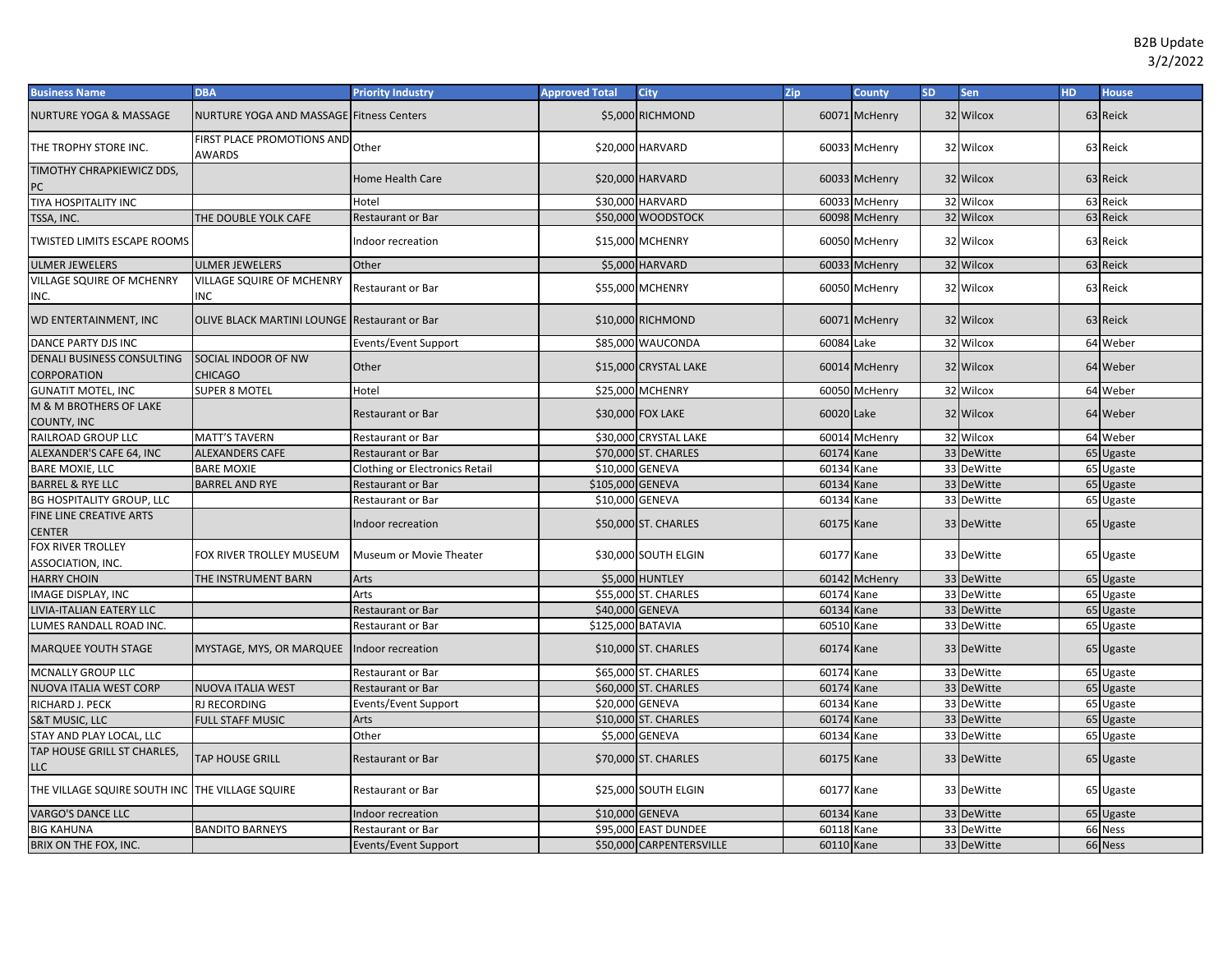B2B Update
3/2/2022

| Business Name | DBA | Priority Industry | Approved Total | City | Zip | County | SD | Sen | HD | House |
|---|---|---|---|---|---|---|---|---|---|---|
| NURTURE YOGA & MASSAGE | NURTURE YOGA AND MASSAGE | Fitness Centers | $5,000 | RICHMOND | 60071 | McHenry | 32 | Wilcox | 63 | Reick |
| THE TROPHY STORE INC. | FIRST PLACE PROMOTIONS AND AWARDS | Other | $20,000 | HARVARD | 60033 | McHenry | 32 | Wilcox | 63 | Reick |
| TIMOTHY CHRAPKIEWICZ DDS, PC | | Home Health Care | $20,000 | HARVARD | 60033 | McHenry | 32 | Wilcox | 63 | Reick |
| TIYA HOSPITALITY INC | | Hotel | $30,000 | HARVARD | 60033 | McHenry | 32 | Wilcox | 63 | Reick |
| TSSA, INC. | THE DOUBLE YOLK CAFE | Restaurant or Bar | $50,000 | WOODSTOCK | 60098 | McHenry | 32 | Wilcox | 63 | Reick |
| TWISTED LIMITS ESCAPE ROOMS | | Indoor recreation | $15,000 | MCHENRY | 60050 | McHenry | 32 | Wilcox | 63 | Reick |
| ULMER JEWELERS | ULMER JEWELERS | Other | $5,000 | HARVARD | 60033 | McHenry | 32 | Wilcox | 63 | Reick |
| VILLAGE SQUIRE OF MCHENRY INC. | VILLAGE SQUIRE OF MCHENRY INC | Restaurant or Bar | $55,000 | MCHENRY | 60050 | McHenry | 32 | Wilcox | 63 | Reick |
| WD ENTERTAINMENT, INC | OLIVE BLACK MARTINI LOUNGE | Restaurant or Bar | $10,000 | RICHMOND | 60071 | McHenry | 32 | Wilcox | 63 | Reick |
| DANCE PARTY DJS INC | | Events/Event Support | $85,000 | WAUCONDA | 60084 | Lake | 32 | Wilcox | 64 | Weber |
| DENALI BUSINESS CONSULTING CORPORATION | SOCIAL INDOOR OF NW CHICAGO | Other | $15,000 | CRYSTAL LAKE | 60014 | McHenry | 32 | Wilcox | 64 | Weber |
| GUNATIT MOTEL, INC | SUPER 8 MOTEL | Hotel | $25,000 | MCHENRY | 60050 | McHenry | 32 | Wilcox | 64 | Weber |
| M & M BROTHERS OF LAKE COUNTY, INC | | Restaurant or Bar | $30,000 | FOX LAKE | 60020 | Lake | 32 | Wilcox | 64 | Weber |
| RAILROAD GROUP LLC | MATT'S TAVERN | Restaurant or Bar | $30,000 | CRYSTAL LAKE | 60014 | McHenry | 32 | Wilcox | 64 | Weber |
| ALEXANDER'S CAFE 64, INC | ALEXANDERS CAFE | Restaurant or Bar | $70,000 | ST. CHARLES | 60174 | Kane | 33 | DeWitte | 65 | Ugaste |
| BARE MOXIE, LLC | BARE MOXIE | Clothing or Electronics Retail | $10,000 | GENEVA | 60134 | Kane | 33 | DeWitte | 65 | Ugaste |
| BARREL & RYE LLC | BARREL AND RYE | Restaurant or Bar | $105,000 | GENEVA | 60134 | Kane | 33 | DeWitte | 65 | Ugaste |
| BG HOSPITALITY GROUP, LLC | | Restaurant or Bar | $10,000 | GENEVA | 60134 | Kane | 33 | DeWitte | 65 | Ugaste |
| FINE LINE CREATIVE ARTS CENTER | | Indoor recreation | $50,000 | ST. CHARLES | 60175 | Kane | 33 | DeWitte | 65 | Ugaste |
| FOX RIVER TROLLEY ASSOCIATION, INC. | FOX RIVER TROLLEY MUSEUM | Museum or Movie Theater | $30,000 | SOUTH ELGIN | 60177 | Kane | 33 | DeWitte | 65 | Ugaste |
| HARRY CHOIN | THE INSTRUMENT BARN | Arts | $5,000 | HUNTLEY | 60142 | McHenry | 33 | DeWitte | 65 | Ugaste |
| IMAGE DISPLAY, INC | | Arts | $55,000 | ST. CHARLES | 60174 | Kane | 33 | DeWitte | 65 | Ugaste |
| LIVIA-ITALIAN EATERY LLC | | Restaurant or Bar | $40,000 | GENEVA | 60134 | Kane | 33 | DeWitte | 65 | Ugaste |
| LUMES RANDALL ROAD INC. | | Restaurant or Bar | $125,000 | BATAVIA | 60510 | Kane | 33 | DeWitte | 65 | Ugaste |
| MARQUEE YOUTH STAGE | MYSTAGE, MYS, OR MARQUEE | Indoor recreation | $10,000 | ST. CHARLES | 60174 | Kane | 33 | DeWitte | 65 | Ugaste |
| MCNALLY GROUP LLC | | Restaurant or Bar | $65,000 | ST. CHARLES | 60174 | Kane | 33 | DeWitte | 65 | Ugaste |
| NUOVA ITALIA WEST CORP | NUOVA ITALIA WEST | Restaurant or Bar | $60,000 | ST. CHARLES | 60174 | Kane | 33 | DeWitte | 65 | Ugaste |
| RICHARD J. PECK | RJ RECORDING | Events/Event Support | $20,000 | GENEVA | 60134 | Kane | 33 | DeWitte | 65 | Ugaste |
| S&T MUSIC, LLC | FULL STAFF MUSIC | Arts | $10,000 | ST. CHARLES | 60174 | Kane | 33 | DeWitte | 65 | Ugaste |
| STAY AND PLAY LOCAL, LLC | | Other | $5,000 | GENEVA | 60134 | Kane | 33 | DeWitte | 65 | Ugaste |
| TAP HOUSE GRILL ST CHARLES, LLC | TAP HOUSE GRILL | Restaurant or Bar | $70,000 | ST. CHARLES | 60175 | Kane | 33 | DeWitte | 65 | Ugaste |
| THE VILLAGE SQUIRE SOUTH INC | THE VILLAGE SQUIRE | Restaurant or Bar | $25,000 | SOUTH ELGIN | 60177 | Kane | 33 | DeWitte | 65 | Ugaste |
| VARGO'S DANCE LLC | | Indoor recreation | $10,000 | GENEVA | 60134 | Kane | 33 | DeWitte | 65 | Ugaste |
| BIG KAHUNA | BANDITO BARNEYS | Restaurant or Bar | $95,000 | EAST DUNDEE | 60118 | Kane | 33 | DeWitte | 66 | Ness |
| BRIX ON THE FOX, INC. | | Events/Event Support | $50,000 | CARPENTERSVILLE | 60110 | Kane | 33 | DeWitte | 66 | Ness |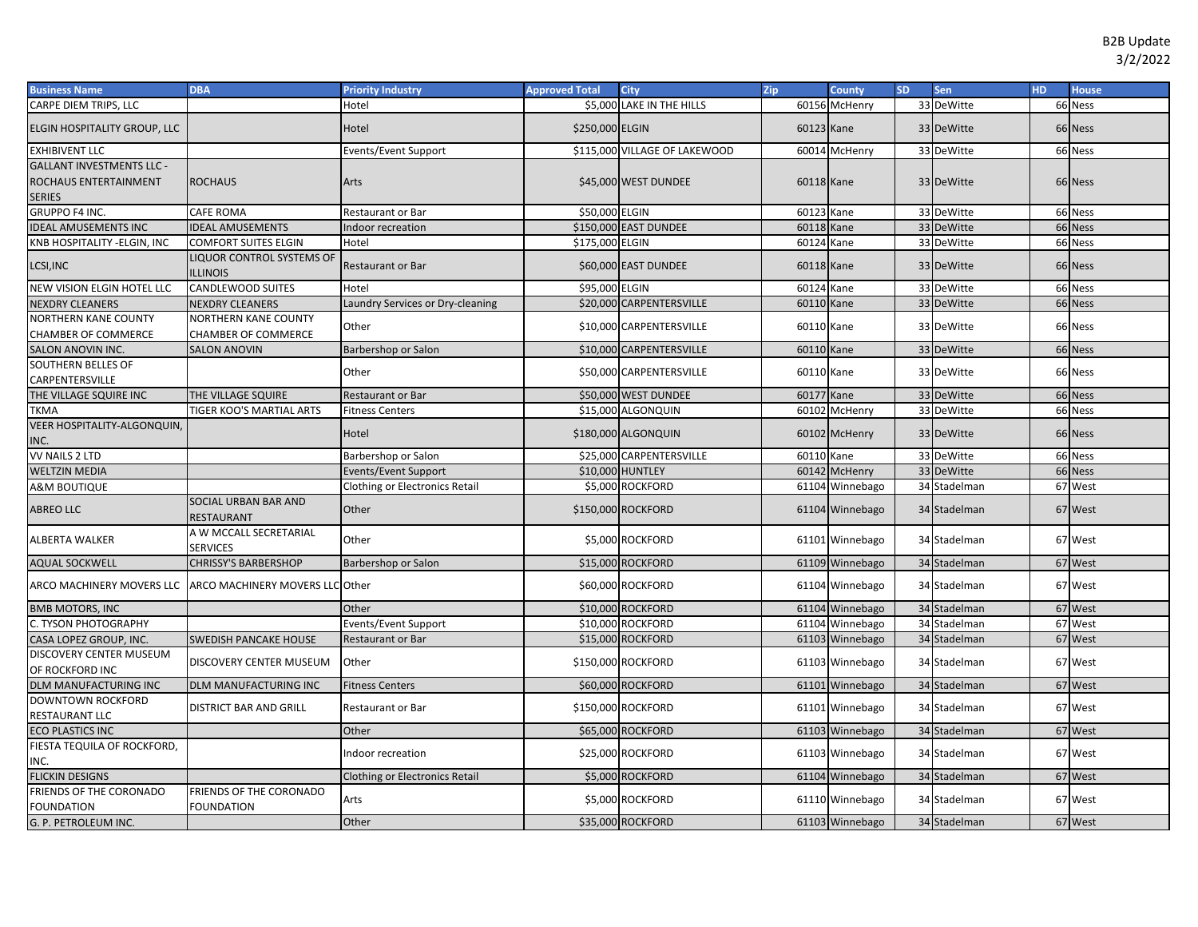B2B Update
3/2/2022

| Business Name | DBA | Priority Industry | Approved Total | City | Zip | County | SD | Sen | HD | House |
|---|---|---|---|---|---|---|---|---|---|---|
| CARPE DIEM TRIPS, LLC | | Hotel | $5,000 | LAKE IN THE HILLS | 60156 | McHenry | 33 | DeWitte | 66 | Ness |
| ELGIN HOSPITALITY GROUP, LLC | | Hotel | $250,000 | ELGIN | 60123 | Kane | 33 | DeWitte | 66 | Ness |
| EXHIBIVENT LLC | | Events/Event Support | $115,000 | VILLAGE OF LAKEWOOD | 60014 | McHenry | 33 | DeWitte | 66 | Ness |
| GALLANT INVESTMENTS LLC - ROCHAUS ENTERTAINMENT SERIES | ROCHAUS | Arts | $45,000 | WEST DUNDEE | 60118 | Kane | 33 | DeWitte | 66 | Ness |
| GRUPPO F4 INC. | CAFE ROMA | Restaurant or Bar | $50,000 | ELGIN | 60123 | Kane | 33 | DeWitte | 66 | Ness |
| IDEAL AMUSEMENTS INC | IDEAL AMUSEMENTS | Indoor recreation | $150,000 | EAST DUNDEE | 60118 | Kane | 33 | DeWitte | 66 | Ness |
| KNB HOSPITALITY -ELGIN, INC | COMFORT SUITES ELGIN | Hotel | $175,000 | ELGIN | 60124 | Kane | 33 | DeWitte | 66 | Ness |
| LCSI,INC | LIQUOR CONTROL SYSTEMS OF ILLINOIS | Restaurant or Bar | $60,000 | EAST DUNDEE | 60118 | Kane | 33 | DeWitte | 66 | Ness |
| NEW VISION ELGIN HOTEL LLC | CANDLEWOOD SUITES | Hotel | $95,000 | ELGIN | 60124 | Kane | 33 | DeWitte | 66 | Ness |
| NEXDRY CLEANERS | NEXDRY CLEANERS | Laundry Services or Dry-cleaning | $20,000 | CARPENTERSVILLE | 60110 | Kane | 33 | DeWitte | 66 | Ness |
| NORTHERN KANE COUNTY CHAMBER OF COMMERCE | NORTHERN KANE COUNTY CHAMBER OF COMMERCE | Other | $10,000 | CARPENTERSVILLE | 60110 | Kane | 33 | DeWitte | 66 | Ness |
| SALON ANOVIN INC. | SALON ANOVIN | Barbershop or Salon | $10,000 | CARPENTERSVILLE | 60110 | Kane | 33 | DeWitte | 66 | Ness |
| SOUTHERN BELLES OF CARPENTERSVILLE | | Other | $50,000 | CARPENTERSVILLE | 60110 | Kane | 33 | DeWitte | 66 | Ness |
| THE VILLAGE SQUIRE INC | THE VILLAGE SQUIRE | Restaurant or Bar | $50,000 | WEST DUNDEE | 60177 | Kane | 33 | DeWitte | 66 | Ness |
| TKMA | TIGER KOO'S MARTIAL ARTS | Fitness Centers | $15,000 | ALGONQUIN | 60102 | McHenry | 33 | DeWitte | 66 | Ness |
| VEER HOSPITALITY-ALGONQUIN, INC. | | Hotel | $180,000 | ALGONQUIN | 60102 | McHenry | 33 | DeWitte | 66 | Ness |
| VV NAILS 2 LTD | | Barbershop or Salon | $25,000 | CARPENTERSVILLE | 60110 | Kane | 33 | DeWitte | 66 | Ness |
| WELTZIN MEDIA | | Events/Event Support | $10,000 | HUNTLEY | 60142 | McHenry | 33 | DeWitte | 66 | Ness |
| A&M BOUTIQUE | | Clothing or Electronics Retail | $5,000 | ROCKFORD | 61104 | Winnebago | 34 | Stadelman | 67 | West |
| ABREO LLC | SOCIAL URBAN BAR AND RESTAURANT | Other | $150,000 | ROCKFORD | 61104 | Winnebago | 34 | Stadelman | 67 | West |
| ALBERTA WALKER | A W MCCALL SECRETARIAL SERVICES | Other | $5,000 | ROCKFORD | 61101 | Winnebago | 34 | Stadelman | 67 | West |
| AQUAL SOCKWELL | CHRISSY'S BARBERSHOP | Barbershop or Salon | $15,000 | ROCKFORD | 61109 | Winnebago | 34 | Stadelman | 67 | West |
| ARCO MACHINERY MOVERS LLC | ARCO MACHINERY MOVERS LLC | Other | $60,000 | ROCKFORD | 61104 | Winnebago | 34 | Stadelman | 67 | West |
| BMB MOTORS, INC | | Other | $10,000 | ROCKFORD | 61104 | Winnebago | 34 | Stadelman | 67 | West |
| C. TYSON PHOTOGRAPHY | | Events/Event Support | $10,000 | ROCKFORD | 61104 | Winnebago | 34 | Stadelman | 67 | West |
| CASA LOPEZ GROUP, INC. | SWEDISH PANCAKE HOUSE | Restaurant or Bar | $15,000 | ROCKFORD | 61103 | Winnebago | 34 | Stadelman | 67 | West |
| DISCOVERY CENTER MUSEUM OF ROCKFORD INC | DISCOVERY CENTER MUSEUM | Other | $150,000 | ROCKFORD | 61103 | Winnebago | 34 | Stadelman | 67 | West |
| DLM MANUFACTURING INC | DLM MANUFACTURING INC | Fitness Centers | $60,000 | ROCKFORD | 61101 | Winnebago | 34 | Stadelman | 67 | West |
| DOWNTOWN ROCKFORD RESTAURANT LLC | DISTRICT BAR AND GRILL | Restaurant or Bar | $150,000 | ROCKFORD | 61101 | Winnebago | 34 | Stadelman | 67 | West |
| ECO PLASTICS INC | | Other | $65,000 | ROCKFORD | 61103 | Winnebago | 34 | Stadelman | 67 | West |
| FIESTA TEQUILA OF ROCKFORD, INC. | | Indoor recreation | $25,000 | ROCKFORD | 61103 | Winnebago | 34 | Stadelman | 67 | West |
| FLICKIN DESIGNS | | Clothing or Electronics Retail | $5,000 | ROCKFORD | 61104 | Winnebago | 34 | Stadelman | 67 | West |
| FRIENDS OF THE CORONADO FOUNDATION | FRIENDS OF THE CORONADO FOUNDATION | Arts | $5,000 | ROCKFORD | 61110 | Winnebago | 34 | Stadelman | 67 | West |
| G. P. PETROLEUM INC. | | Other | $35,000 | ROCKFORD | 61103 | Winnebago | 34 | Stadelman | 67 | West |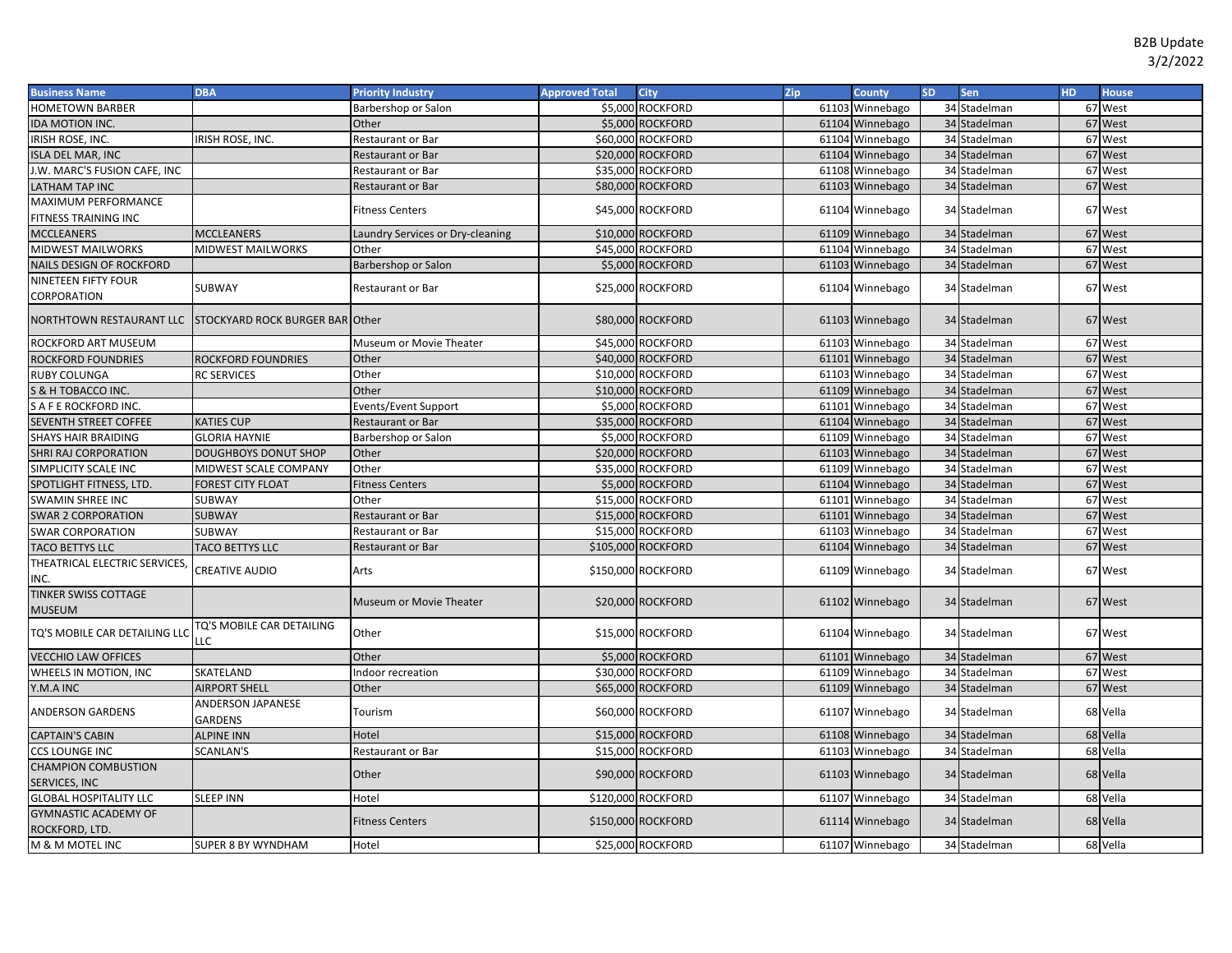B2B Update
3/2/2022

| Business Name | DBA | Priority Industry | Approved Total | City | Zip | County | SD | Sen | HD | House |
|---|---|---|---|---|---|---|---|---|---|---|
| HOMETOWN BARBER | | Barbershop or Salon | $5,000 | ROCKFORD | 61103 | Winnebago | 34 | Stadelman | 67 | West |
| IDA MOTION INC. | | Other | $5,000 | ROCKFORD | 61104 | Winnebago | 34 | Stadelman | 67 | West |
| IRISH ROSE, INC. | IRISH ROSE, INC. | Restaurant or Bar | $60,000 | ROCKFORD | 61104 | Winnebago | 34 | Stadelman | 67 | West |
| ISLA DEL MAR, INC | | Restaurant or Bar | $20,000 | ROCKFORD | 61104 | Winnebago | 34 | Stadelman | 67 | West |
| J.W. MARC'S FUSION CAFE, INC | | Restaurant or Bar | $35,000 | ROCKFORD | 61108 | Winnebago | 34 | Stadelman | 67 | West |
| LATHAM TAP INC | | Restaurant or Bar | $80,000 | ROCKFORD | 61103 | Winnebago | 34 | Stadelman | 67 | West |
| MAXIMUM PERFORMANCE FITNESS TRAINING INC | | Fitness Centers | $45,000 | ROCKFORD | 61104 | Winnebago | 34 | Stadelman | 67 | West |
| MCCLEANERS | MCCLEANERS | Laundry Services or Dry-cleaning | $10,000 | ROCKFORD | 61109 | Winnebago | 34 | Stadelman | 67 | West |
| MIDWEST MAILWORKS | MIDWEST MAILWORKS | Other | $45,000 | ROCKFORD | 61104 | Winnebago | 34 | Stadelman | 67 | West |
| NAILS DESIGN OF ROCKFORD | | Barbershop or Salon | $5,000 | ROCKFORD | 61103 | Winnebago | 34 | Stadelman | 67 | West |
| NINETEEN FIFTY FOUR CORPORATION | SUBWAY | Restaurant or Bar | $25,000 | ROCKFORD | 61104 | Winnebago | 34 | Stadelman | 67 | West |
| NORTHTOWN RESTAURANT LLC | STOCKYARD ROCK BURGER BAR | Other | $80,000 | ROCKFORD | 61103 | Winnebago | 34 | Stadelman | 67 | West |
| ROCKFORD ART MUSEUM | | Museum or Movie Theater | $45,000 | ROCKFORD | 61103 | Winnebago | 34 | Stadelman | 67 | West |
| ROCKFORD FOUNDRIES | ROCKFORD FOUNDRIES | Other | $40,000 | ROCKFORD | 61101 | Winnebago | 34 | Stadelman | 67 | West |
| RUBY COLUNGA | RC SERVICES | Other | $10,000 | ROCKFORD | 61103 | Winnebago | 34 | Stadelman | 67 | West |
| S & H TOBACCO INC. | | Other | $10,000 | ROCKFORD | 61109 | Winnebago | 34 | Stadelman | 67 | West |
| S A F E ROCKFORD INC. | | Events/Event Support | $5,000 | ROCKFORD | 61101 | Winnebago | 34 | Stadelman | 67 | West |
| SEVENTH STREET COFFEE | KATIES CUP | Restaurant or Bar | $35,000 | ROCKFORD | 61104 | Winnebago | 34 | Stadelman | 67 | West |
| SHAYS HAIR BRAIDING | GLORIA HAYNIE | Barbershop or Salon | $5,000 | ROCKFORD | 61109 | Winnebago | 34 | Stadelman | 67 | West |
| SHRI RAJ CORPORATION | DOUGHBOYS DONUT SHOP | Other | $20,000 | ROCKFORD | 61103 | Winnebago | 34 | Stadelman | 67 | West |
| SIMPLICITY SCALE INC | MIDWEST SCALE COMPANY | Other | $35,000 | ROCKFORD | 61109 | Winnebago | 34 | Stadelman | 67 | West |
| SPOTLIGHT FITNESS, LTD. | FOREST CITY FLOAT | Fitness Centers | $5,000 | ROCKFORD | 61104 | Winnebago | 34 | Stadelman | 67 | West |
| SWAMIN SHREE INC | SUBWAY | Other | $15,000 | ROCKFORD | 61101 | Winnebago | 34 | Stadelman | 67 | West |
| SWAR 2 CORPORATION | SUBWAY | Restaurant or Bar | $15,000 | ROCKFORD | 61101 | Winnebago | 34 | Stadelman | 67 | West |
| SWAR CORPORATION | SUBWAY | Restaurant or Bar | $15,000 | ROCKFORD | 61103 | Winnebago | 34 | Stadelman | 67 | West |
| TACO BETTYS LLC | TACO BETTYS LLC | Restaurant or Bar | $105,000 | ROCKFORD | 61104 | Winnebago | 34 | Stadelman | 67 | West |
| THEATRICAL ELECTRIC SERVICES, INC. | CREATIVE AUDIO | Arts | $150,000 | ROCKFORD | 61109 | Winnebago | 34 | Stadelman | 67 | West |
| TINKER SWISS COTTAGE MUSEUM | | Museum or Movie Theater | $20,000 | ROCKFORD | 61102 | Winnebago | 34 | Stadelman | 67 | West |
| TQ'S MOBILE CAR DETAILING LLC | TQ'S MOBILE CAR DETAILING LLC | Other | $15,000 | ROCKFORD | 61104 | Winnebago | 34 | Stadelman | 67 | West |
| VECCHIO LAW OFFICES | | Other | $5,000 | ROCKFORD | 61101 | Winnebago | 34 | Stadelman | 67 | West |
| WHEELS IN MOTION, INC | SKATELAND | Indoor recreation | $30,000 | ROCKFORD | 61109 | Winnebago | 34 | Stadelman | 67 | West |
| Y.M.A INC | AIRPORT SHELL | Other | $65,000 | ROCKFORD | 61109 | Winnebago | 34 | Stadelman | 67 | West |
| ANDERSON GARDENS | ANDERSON JAPANESE GARDENS | Tourism | $60,000 | ROCKFORD | 61107 | Winnebago | 34 | Stadelman | 68 | Vella |
| CAPTAIN'S CABIN | ALPINE INN | Hotel | $15,000 | ROCKFORD | 61108 | Winnebago | 34 | Stadelman | 68 | Vella |
| CCS LOUNGE INC | SCANLAN'S | Restaurant or Bar | $15,000 | ROCKFORD | 61103 | Winnebago | 34 | Stadelman | 68 | Vella |
| CHAMPION COMBUSTION SERVICES, INC | | Other | $90,000 | ROCKFORD | 61103 | Winnebago | 34 | Stadelman | 68 | Vella |
| GLOBAL HOSPITALITY LLC | SLEEP INN | Hotel | $120,000 | ROCKFORD | 61107 | Winnebago | 34 | Stadelman | 68 | Vella |
| GYMNASTIC ACADEMY OF ROCKFORD, LTD. | | Fitness Centers | $150,000 | ROCKFORD | 61114 | Winnebago | 34 | Stadelman | 68 | Vella |
| M & M MOTEL INC | SUPER 8 BY WYNDHAM | Hotel | $25,000 | ROCKFORD | 61107 | Winnebago | 34 | Stadelman | 68 | Vella |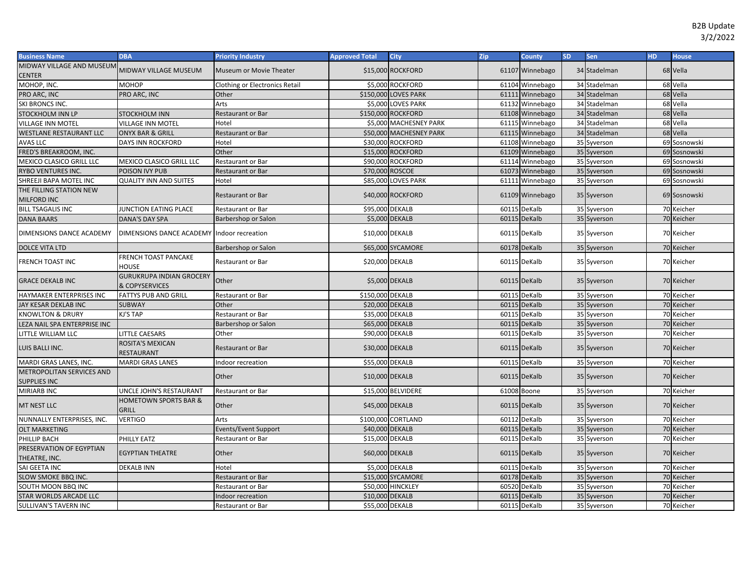B2B Update
3/2/2022

| Business Name | DBA | Priority Industry | Approved Total | City | Zip | County | SD | Sen | HD | House |
|---|---|---|---|---|---|---|---|---|---|---|
| MIDWAY VILLAGE AND MUSEUM CENTER | MIDWAY VILLAGE MUSEUM | Museum or Movie Theater | $15,000 | ROCKFORD | 61107 | Winnebago | 34 | Stadelman | 68 | Vella |
| MOHOP, INC. | MOHOP | Clothing or Electronics Retail | $5,000 | ROCKFORD | 61104 | Winnebago | 34 | Stadelman | 68 | Vella |
| PRO ARC, INC | PRO ARC, INC | Other | $150,000 | LOVES PARK | 61111 | Winnebago | 34 | Stadelman | 68 | Vella |
| SKI BRONCS INC. | | Arts | $5,000 | LOVES PARK | 61132 | Winnebago | 34 | Stadelman | 68 | Vella |
| STOCKHOLM INN LP | STOCKHOLM INN | Restaurant or Bar | $150,000 | ROCKFORD | 61108 | Winnebago | 34 | Stadelman | 68 | Vella |
| VILLAGE INN MOTEL | VILLAGE INN MOTEL | Hotel | $5,000 | MACHESNEY PARK | 61115 | Winnebago | 34 | Stadelman | 68 | Vella |
| WESTLANE RESTAURANT LLC | ONYX BAR & GRILL | Restaurant or Bar | $50,000 | MACHESNEY PARK | 61115 | Winnebago | 34 | Stadelman | 68 | Vella |
| AVAS LLC | DAYS INN ROCKFORD | Hotel | $30,000 | ROCKFORD | 61108 | Winnebago | 35 | Syverson | 69 | Sosnowski |
| FRED'S BREAKROOM, INC. | | Other | $15,000 | ROCKFORD | 61109 | Winnebago | 35 | Syverson | 69 | Sosnowski |
| MEXICO CLASICO GRILL LLC | MEXICO CLASICO GRILL LLC | Restaurant or Bar | $90,000 | ROCKFORD | 61114 | Winnebago | 35 | Syverson | 69 | Sosnowski |
| RYBO VENTURES INC. | POISON IVY PUB | Restaurant or Bar | $70,000 | ROSCOE | 61073 | Winnebago | 35 | Syverson | 69 | Sosnowski |
| SHREEJI BAPA MOTEL INC | QUALITY INN AND SUITES | Hotel | $85,000 | LOVES PARK | 61111 | Winnebago | 35 | Syverson | 69 | Sosnowski |
| THE FILLING STATION NEW MILFORD INC | | Restaurant or Bar | $40,000 | ROCKFORD | 61109 | Winnebago | 35 | Syverson | 69 | Sosnowski |
| BILL TSAGALIS INC | JUNCTION EATING PLACE | Restaurant or Bar | $95,000 | DEKALB | 60115 | DeKalb | 35 | Syverson | 70 | Keicher |
| DANA BAARS | DANA'S DAY SPA | Barbershop or Salon | $5,000 | DEKALB | 60115 | DeKalb | 35 | Syverson | 70 | Keicher |
| DIMENSIONS DANCE ACADEMY | DIMENSIONS DANCE ACADEMY | Indoor recreation | $10,000 | DEKALB | 60115 | DeKalb | 35 | Syverson | 70 | Keicher |
| DOLCE VITA LTD | | Barbershop or Salon | $65,000 | SYCAMORE | 60178 | DeKalb | 35 | Syverson | 70 | Keicher |
| FRENCH TOAST INC | FRENCH TOAST PANCAKE HOUSE | Restaurant or Bar | $20,000 | DEKALB | 60115 | DeKalb | 35 | Syverson | 70 | Keicher |
| GRACE DEKALB INC | GURUKRUPA INDIAN GROCERY & COPYSERVICES | Other | $5,000 | DEKALB | 60115 | DeKalb | 35 | Syverson | 70 | Keicher |
| HAYMAKER ENTERPRISES INC | FATTYS PUB AND GRILL | Restaurant or Bar | $150,000 | DEKALB | 60115 | DeKalb | 35 | Syverson | 70 | Keicher |
| JAY KESAR DEKLAB INC | SUBWAY | Other | $20,000 | DEKALB | 60115 | DeKalb | 35 | Syverson | 70 | Keicher |
| KNOWLTON & DRURY | KJ'S TAP | Restaurant or Bar | $35,000 | DEKALB | 60115 | DeKalb | 35 | Syverson | 70 | Keicher |
| LEZA NAIL SPA ENTERPRISE INC | | Barbershop or Salon | $65,000 | DEKALB | 60115 | DeKalb | 35 | Syverson | 70 | Keicher |
| LITTLE WILLIAM LLC | LITTLE CAESARS | Other | $90,000 | DEKALB | 60115 | DeKalb | 35 | Syverson | 70 | Keicher |
| LUIS BALLI INC. | ROSITA'S MEXICAN RESTAURANT | Restaurant or Bar | $30,000 | DEKALB | 60115 | DeKalb | 35 | Syverson | 70 | Keicher |
| MARDI GRAS LANES, INC. | MARDI GRAS LANES | Indoor recreation | $55,000 | DEKALB | 60115 | DeKalb | 35 | Syverson | 70 | Keicher |
| METROPOLITAN SERVICES AND SUPPLIES INC | | Other | $10,000 | DEKALB | 60115 | DeKalb | 35 | Syverson | 70 | Keicher |
| MIRIARB INC | UNCLE JOHN'S RESTAURANT | Restaurant or Bar | $15,000 | BELVIDERE | 61008 | Boone | 35 | Syverson | 70 | Keicher |
| MT NEST LLC | HOMETOWN SPORTS BAR & GRILL | Other | $45,000 | DEKALB | 60115 | DeKalb | 35 | Syverson | 70 | Keicher |
| NUNNALLY ENTERPRISES, INC. | VERTIGO | Arts | $100,000 | CORTLAND | 60112 | DeKalb | 35 | Syverson | 70 | Keicher |
| OLT MARKETING | | Events/Event Support | $40,000 | DEKALB | 60115 | DeKalb | 35 | Syverson | 70 | Keicher |
| PHILLIP BACH | PHILLY EATZ | Restaurant or Bar | $15,000 | DEKALB | 60115 | DeKalb | 35 | Syverson | 70 | Keicher |
| PRESERVATION OF EGYPTIAN THEATRE, INC. | EGYPTIAN THEATRE | Other | $60,000 | DEKALB | 60115 | DeKalb | 35 | Syverson | 70 | Keicher |
| SAI GEETA INC | DEKALB INN | Hotel | $5,000 | DEKALB | 60115 | DeKalb | 35 | Syverson | 70 | Keicher |
| SLOW SMOKE BBQ INC. | | Restaurant or Bar | $15,000 | SYCAMORE | 60178 | DeKalb | 35 | Syverson | 70 | Keicher |
| SOUTH MOON BBQ INC | | Restaurant or Bar | $50,000 | HINCKLEY | 60520 | DeKalb | 35 | Syverson | 70 | Keicher |
| STAR WORLDS ARCADE LLC | | Indoor recreation | $10,000 | DEKALB | 60115 | DeKalb | 35 | Syverson | 70 | Keicher |
| SULLIVAN'S TAVERN INC | | Restaurant or Bar | $55,000 | DEKALB | 60115 | DeKalb | 35 | Syverson | 70 | Keicher |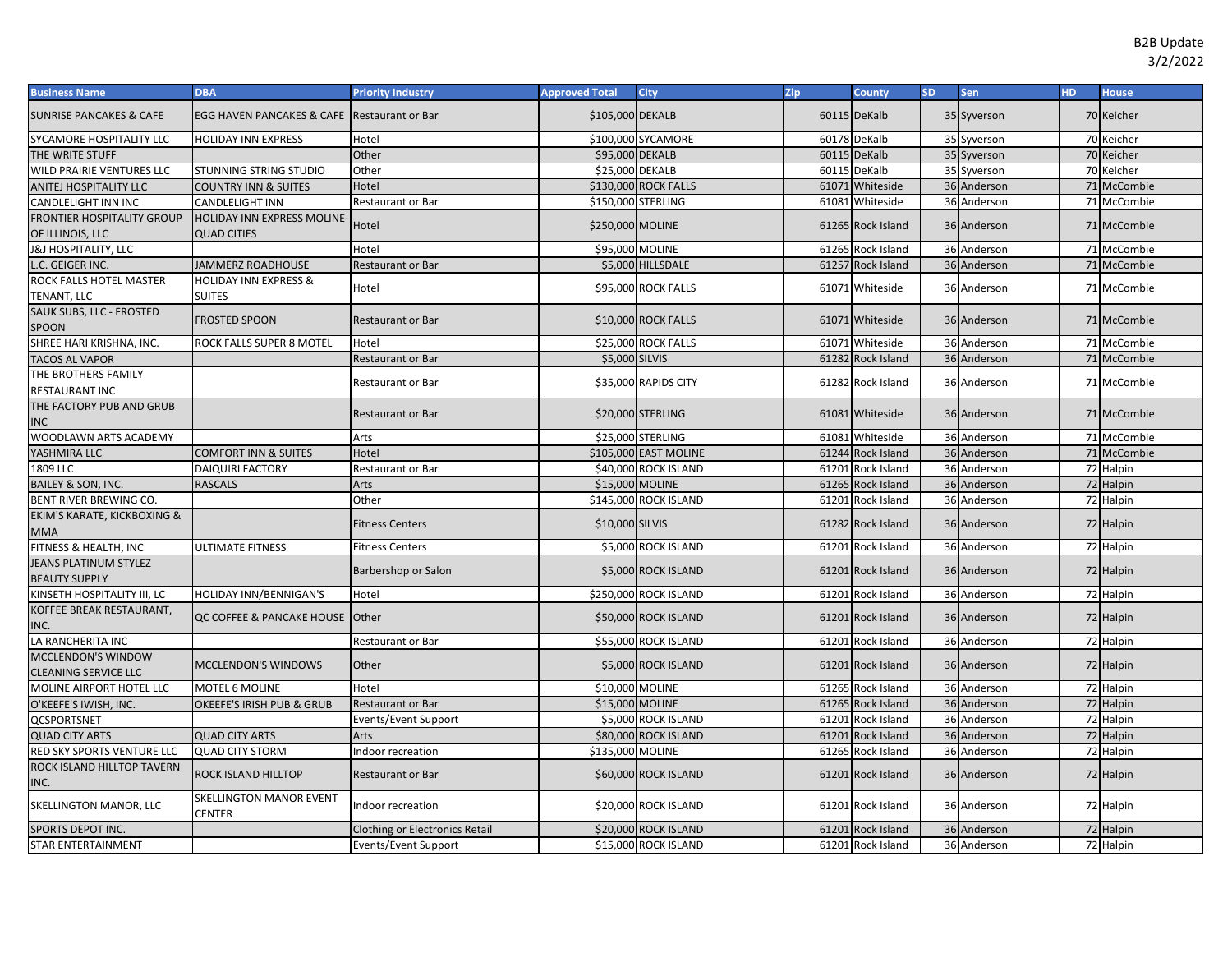B2B Update
3/2/2022

| Business Name | DBA | Priority Industry | Approved Total | City | Zip | County | SD | Sen | HD | House |
|---|---|---|---|---|---|---|---|---|---|---|
| SUNRISE PANCAKES & CAFE | EGG HAVEN PANCAKES & CAFE | Restaurant or Bar | $105,000 | DEKALB | 60115 | DeKalb | 35 | Syverson | 70 | Keicher |
| SYCAMORE HOSPITALITY LLC | HOLIDAY INN EXPRESS | Hotel | $100,000 | SYCAMORE | 60178 | DeKalb | 35 | Syverson | 70 | Keicher |
| THE WRITE STUFF | | Other | $95,000 | DEKALB | 60115 | DeKalb | 35 | Syverson | 70 | Keicher |
| WILD PRAIRIE VENTURES LLC | STUNNING STRING STUDIO | Other | $25,000 | DEKALB | 60115 | DeKalb | 35 | Syverson | 70 | Keicher |
| ANITEJ HOSPITALITY LLC | COUNTRY INN & SUITES | Hotel | $130,000 | ROCK FALLS | 61071 | Whiteside | 36 | Anderson | 71 | McCombie |
| CANDLELIGHT INN INC | CANDLELIGHT INN | Restaurant or Bar | $150,000 | STERLING | 61081 | Whiteside | 36 | Anderson | 71 | McCombie |
| FRONTIER HOSPITALITY GROUP OF ILLINOIS, LLC | HOLIDAY INN EXPRESS MOLINE-QUAD CITIES | Hotel | $250,000 | MOLINE | 61265 | Rock Island | 36 | Anderson | 71 | McCombie |
| J&J HOSPITALITY, LLC | | Hotel | $95,000 | MOLINE | 61265 | Rock Island | 36 | Anderson | 71 | McCombie |
| L.C. GEIGER INC. | JAMMERZ ROADHOUSE | Restaurant or Bar | $5,000 | HILLSDALE | 61257 | Rock Island | 36 | Anderson | 71 | McCombie |
| ROCK FALLS HOTEL MASTER TENANT, LLC | HOLIDAY INN EXPRESS & SUITES | Hotel | $95,000 | ROCK FALLS | 61071 | Whiteside | 36 | Anderson | 71 | McCombie |
| SAUK SUBS, LLC - FROSTED SPOON | FROSTED SPOON | Restaurant or Bar | $10,000 | ROCK FALLS | 61071 | Whiteside | 36 | Anderson | 71 | McCombie |
| SHREE HARI KRISHNA, INC. | ROCK FALLS SUPER 8 MOTEL | Hotel | $25,000 | ROCK FALLS | 61071 | Whiteside | 36 | Anderson | 71 | McCombie |
| TACOS AL VAPOR | | Restaurant or Bar | $5,000 | SILVIS | 61282 | Rock Island | 36 | Anderson | 71 | McCombie |
| THE BROTHERS FAMILY RESTAURANT INC | | Restaurant or Bar | $35,000 | RAPIDS CITY | 61282 | Rock Island | 36 | Anderson | 71 | McCombie |
| THE FACTORY PUB AND GRUB INC | | Restaurant or Bar | $20,000 | STERLING | 61081 | Whiteside | 36 | Anderson | 71 | McCombie |
| WOODLAWN ARTS ACADEMY | | Arts | $25,000 | STERLING | 61081 | Whiteside | 36 | Anderson | 71 | McCombie |
| YASHMIRA LLC | COMFORT INN & SUITES | Hotel | $105,000 | EAST MOLINE | 61244 | Rock Island | 36 | Anderson | 71 | McCombie |
| 1809 LLC | DAIQUIRI FACTORY | Restaurant or Bar | $40,000 | ROCK ISLAND | 61201 | Rock Island | 36 | Anderson | 72 | Halpin |
| BAILEY & SON, INC. | RASCALS | Arts | $15,000 | MOLINE | 61265 | Rock Island | 36 | Anderson | 72 | Halpin |
| BENT RIVER BREWING CO. | | Other | $145,000 | ROCK ISLAND | 61201 | Rock Island | 36 | Anderson | 72 | Halpin |
| EKIM'S KARATE, KICKBOXING & MMA | | Fitness Centers | $10,000 | SILVIS | 61282 | Rock Island | 36 | Anderson | 72 | Halpin |
| FITNESS & HEALTH, INC | ULTIMATE FITNESS | Fitness Centers | $5,000 | ROCK ISLAND | 61201 | Rock Island | 36 | Anderson | 72 | Halpin |
| JEANS PLATINUM STYLEZ BEAUTY SUPPLY | | Barbershop or Salon | $5,000 | ROCK ISLAND | 61201 | Rock Island | 36 | Anderson | 72 | Halpin |
| KINSETH HOSPITALITY III, LC | HOLIDAY INN/BENNIGAN'S | Hotel | $250,000 | ROCK ISLAND | 61201 | Rock Island | 36 | Anderson | 72 | Halpin |
| KOFFEE BREAK RESTAURANT, INC. | QC COFFEE & PANCAKE HOUSE | Other | $50,000 | ROCK ISLAND | 61201 | Rock Island | 36 | Anderson | 72 | Halpin |
| LA RANCHERITA INC | | Restaurant or Bar | $55,000 | ROCK ISLAND | 61201 | Rock Island | 36 | Anderson | 72 | Halpin |
| MCCLENDON'S WINDOW CLEANING SERVICE LLC | MCCLENDON'S WINDOWS | Other | $5,000 | ROCK ISLAND | 61201 | Rock Island | 36 | Anderson | 72 | Halpin |
| MOLINE AIRPORT HOTEL LLC | MOTEL 6 MOLINE | Hotel | $10,000 | MOLINE | 61265 | Rock Island | 36 | Anderson | 72 | Halpin |
| O'KEEFE'S IWISH, INC. | OKEEFE'S IRISH PUB & GRUB | Restaurant or Bar | $15,000 | MOLINE | 61265 | Rock Island | 36 | Anderson | 72 | Halpin |
| QCSPORTSNET | | Events/Event Support | $5,000 | ROCK ISLAND | 61201 | Rock Island | 36 | Anderson | 72 | Halpin |
| QUAD CITY ARTS | QUAD CITY ARTS | Arts | $80,000 | ROCK ISLAND | 61201 | Rock Island | 36 | Anderson | 72 | Halpin |
| RED SKY SPORTS VENTURE LLC | QUAD CITY STORM | Indoor recreation | $135,000 | MOLINE | 61265 | Rock Island | 36 | Anderson | 72 | Halpin |
| ROCK ISLAND HILLTOP TAVERN INC. | ROCK ISLAND HILLTOP | Restaurant or Bar | $60,000 | ROCK ISLAND | 61201 | Rock Island | 36 | Anderson | 72 | Halpin |
| SKELLINGTON MANOR, LLC | SKELLINGTON MANOR EVENT CENTER | Indoor recreation | $20,000 | ROCK ISLAND | 61201 | Rock Island | 36 | Anderson | 72 | Halpin |
| SPORTS DEPOT INC. | | Clothing or Electronics Retail | $20,000 | ROCK ISLAND | 61201 | Rock Island | 36 | Anderson | 72 | Halpin |
| STAR ENTERTAINMENT | | Events/Event Support | $15,000 | ROCK ISLAND | 61201 | Rock Island | 36 | Anderson | 72 | Halpin |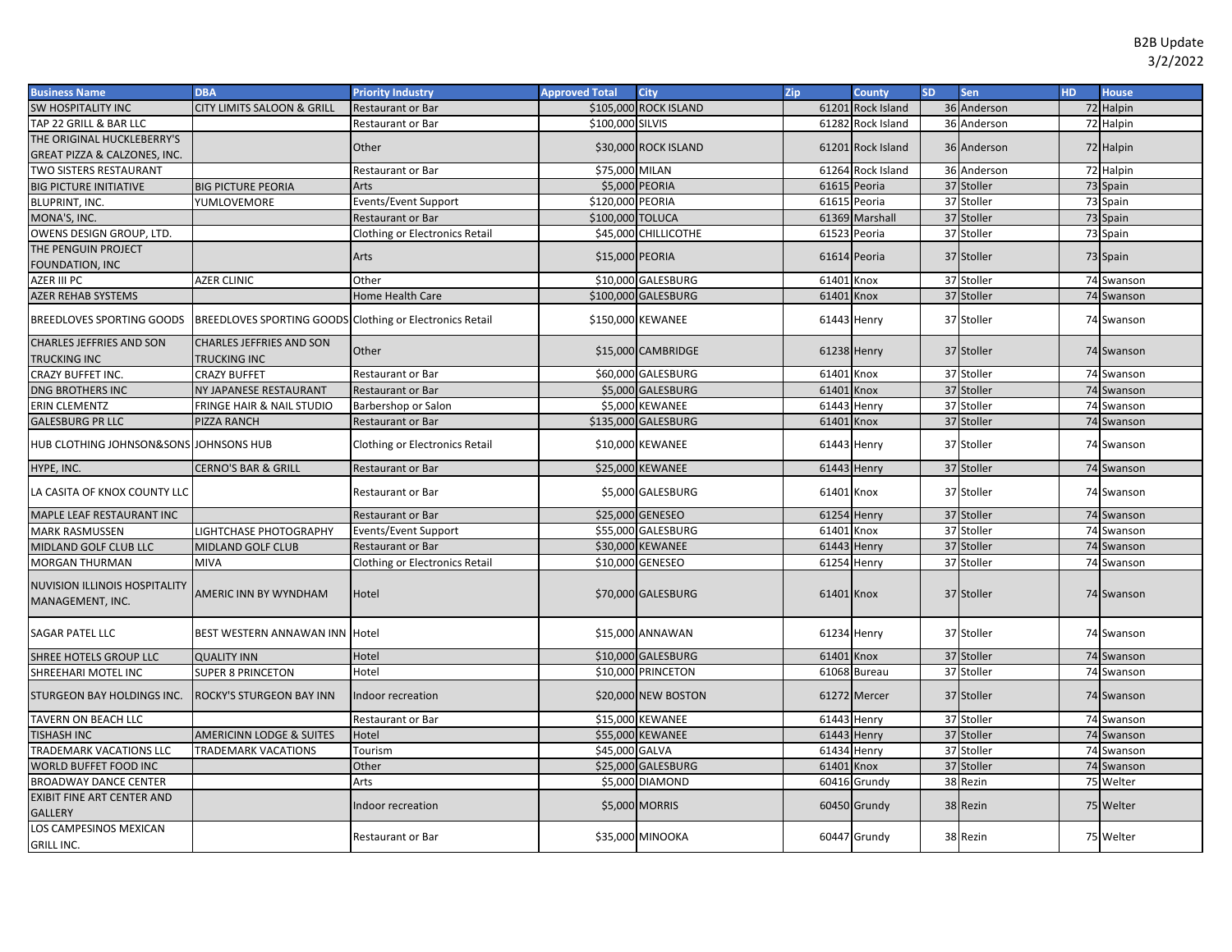B2B Update
3/2/2022

| Business Name | DBA | Priority Industry | Approved Total | City | Zip | County | SD | Sen | HD | House |
|---|---|---|---|---|---|---|---|---|---|---|
| SW HOSPITALITY INC | CITY LIMITS SALOON & GRILL | Restaurant or Bar | $105,000 | ROCK ISLAND | 61201 | Rock Island | 36 | Anderson | 72 | Halpin |
| TAP 22 GRILL & BAR LLC | | Restaurant or Bar | $100,000 | SILVIS | 61282 | Rock Island | 36 | Anderson | 72 | Halpin |
| THE ORIGINAL HUCKLEBERRY'S GREAT PIZZA & CALZONES, INC. | | Other | $30,000 | ROCK ISLAND | 61201 | Rock Island | 36 | Anderson | 72 | Halpin |
| TWO SISTERS RESTAURANT | | Restaurant or Bar | $75,000 | MILAN | 61264 | Rock Island | 36 | Anderson | 72 | Halpin |
| BIG PICTURE INITIATIVE | BIG PICTURE PEORIA | Arts | $5,000 | PEORIA | 61615 | Peoria | 37 | Stoller | 73 | Spain |
| BLUPRINT, INC. | YUMLOVEMORE | Events/Event Support | $120,000 | PEORIA | 61615 | Peoria | 37 | Stoller | 73 | Spain |
| MONA'S, INC. | | Restaurant or Bar | $100,000 | TOLUCA | 61369 | Marshall | 37 | Stoller | 73 | Spain |
| OWENS DESIGN GROUP, LTD. | | Clothing or Electronics Retail | $45,000 | CHILLICOTHE | 61523 | Peoria | 37 | Stoller | 73 | Spain |
| THE PENGUIN PROJECT FOUNDATION, INC | | Arts | $15,000 | PEORIA | 61614 | Peoria | 37 | Stoller | 73 | Spain |
| AZER III PC | AZER CLINIC | Other | $10,000 | GALESBURG | 61401 | Knox | 37 | Stoller | 74 | Swanson |
| AZER REHAB SYSTEMS | | Home Health Care | $100,000 | GALESBURG | 61401 | Knox | 37 | Stoller | 74 | Swanson |
| BREEDLOVES SPORTING GOODS | BREEDLOVES SPORTING GOODS | Clothing or Electronics Retail | $150,000 | KEWANEE | 61443 | Henry | 37 | Stoller | 74 | Swanson |
| CHARLES JEFFRIES AND SON TRUCKING INC | CHARLES JEFFRIES AND SON TRUCKING INC | Other | $15,000 | CAMBRIDGE | 61238 | Henry | 37 | Stoller | 74 | Swanson |
| CRAZY BUFFET INC. | CRAZY BUFFET | Restaurant or Bar | $60,000 | GALESBURG | 61401 | Knox | 37 | Stoller | 74 | Swanson |
| DNG BROTHERS INC | NY JAPANESE RESTAURANT | Restaurant or Bar | $5,000 | GALESBURG | 61401 | Knox | 37 | Stoller | 74 | Swanson |
| ERIN CLEMENTZ | FRINGE HAIR & NAIL STUDIO | Barbershop or Salon | $5,000 | KEWANEE | 61443 | Henry | 37 | Stoller | 74 | Swanson |
| GALESBURG PR LLC | PIZZA RANCH | Restaurant or Bar | $135,000 | GALESBURG | 61401 | Knox | 37 | Stoller | 74 | Swanson |
| HUB CLOTHING JOHNSON&SONS | JOHNSONS HUB | Clothing or Electronics Retail | $10,000 | KEWANEE | 61443 | Henry | 37 | Stoller | 74 | Swanson |
| HYPE, INC. | CERNO'S BAR & GRILL | Restaurant or Bar | $25,000 | KEWANEE | 61443 | Henry | 37 | Stoller | 74 | Swanson |
| LA CASITA OF KNOX COUNTY LLC | | Restaurant or Bar | $5,000 | GALESBURG | 61401 | Knox | 37 | Stoller | 74 | Swanson |
| MAPLE LEAF RESTAURANT INC | | Restaurant or Bar | $25,000 | GENESEO | 61254 | Henry | 37 | Stoller | 74 | Swanson |
| MARK RASMUSSEN | LIGHTCHASE PHOTOGRAPHY | Events/Event Support | $55,000 | GALESBURG | 61401 | Knox | 37 | Stoller | 74 | Swanson |
| MIDLAND GOLF CLUB LLC | MIDLAND GOLF CLUB | Restaurant or Bar | $30,000 | KEWANEE | 61443 | Henry | 37 | Stoller | 74 | Swanson |
| MORGAN THURMAN | MIVA | Clothing or Electronics Retail | $10,000 | GENESEO | 61254 | Henry | 37 | Stoller | 74 | Swanson |
| NUVISION ILLINOIS HOSPITALITY MANAGEMENT, INC. | AMERIC INN BY WYNDHAM | Hotel | $70,000 | GALESBURG | 61401 | Knox | 37 | Stoller | 74 | Swanson |
| SAGAR PATEL LLC | BEST WESTERN ANNAWAN INN | Hotel | $15,000 | ANNAWAN | 61234 | Henry | 37 | Stoller | 74 | Swanson |
| SHREE HOTELS GROUP LLC | QUALITY INN | Hotel | $10,000 | GALESBURG | 61401 | Knox | 37 | Stoller | 74 | Swanson |
| SHREEHARI MOTEL INC | SUPER 8 PRINCETON | Hotel | $10,000 | PRINCETON | 61068 | Bureau | 37 | Stoller | 74 | Swanson |
| STURGEON BAY HOLDINGS INC. | ROCKY'S STURGEON BAY INN | Indoor recreation | $20,000 | NEW BOSTON | 61272 | Mercer | 37 | Stoller | 74 | Swanson |
| TAVERN ON BEACH LLC | | Restaurant or Bar | $15,000 | KEWANEE | 61443 | Henry | 37 | Stoller | 74 | Swanson |
| TISHASH INC | AMERICINN LODGE & SUITES | Hotel | $55,000 | KEWANEE | 61443 | Henry | 37 | Stoller | 74 | Swanson |
| TRADEMARK VACATIONS LLC | TRADEMARK VACATIONS | Tourism | $45,000 | GALVA | 61434 | Henry | 37 | Stoller | 74 | Swanson |
| WORLD BUFFET FOOD INC | | Other | $25,000 | GALESBURG | 61401 | Knox | 37 | Stoller | 74 | Swanson |
| BROADWAY DANCE CENTER | | Arts | $5,000 | DIAMOND | 60416 | Grundy | 38 | Rezin | 75 | Welter |
| EXIBIT FINE ART CENTER AND GALLERY | | Indoor recreation | $5,000 | MORRIS | 60450 | Grundy | 38 | Rezin | 75 | Welter |
| LOS CAMPESINOS MEXICAN GRILL INC. | | Restaurant or Bar | $35,000 | MINOOKA | 60447 | Grundy | 38 | Rezin | 75 | Welter |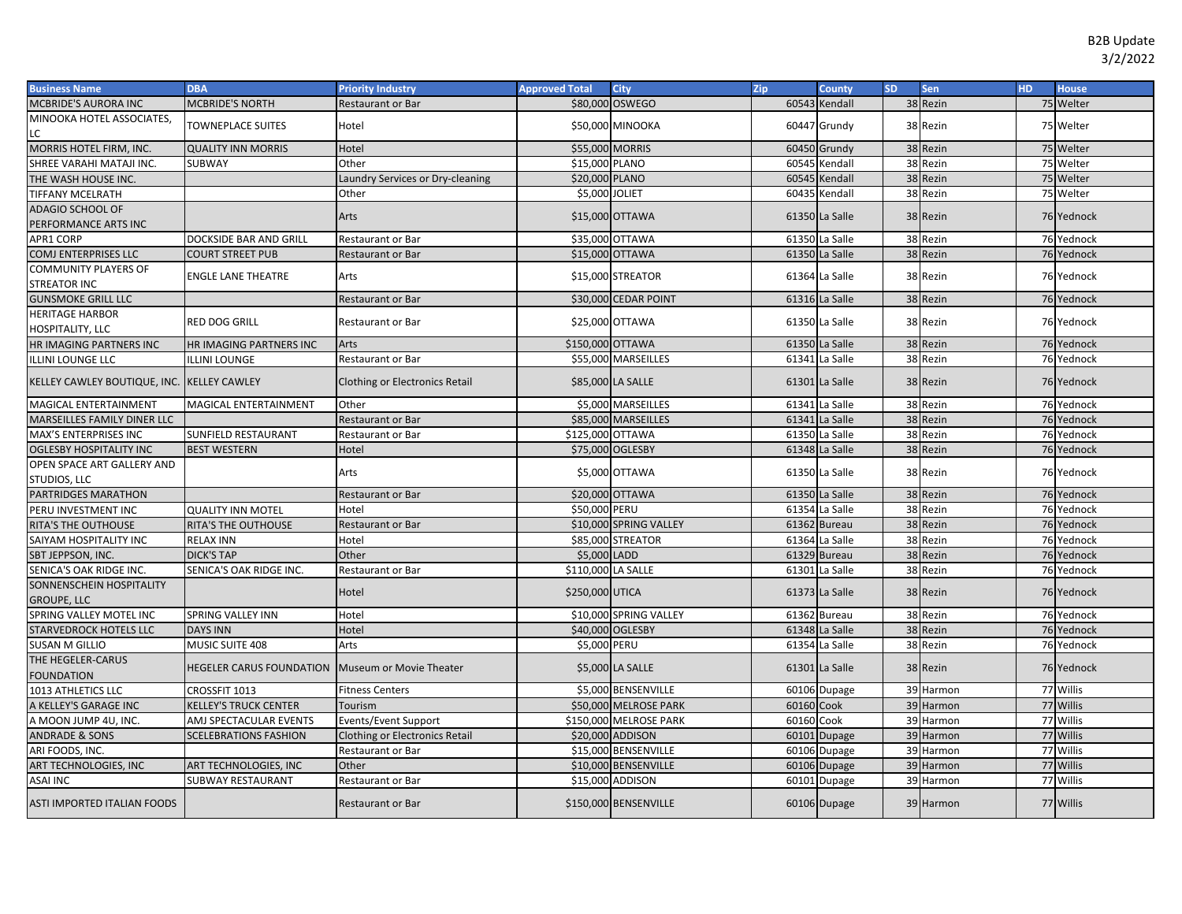B2B Update
3/2/2022

| Business Name | DBA | Priority Industry | Approved Total | City | Zip | County | SD | Sen | HD | House |
|---|---|---|---|---|---|---|---|---|---|---|
| MCBRIDE'S AURORA INC | MCBRIDE'S NORTH | Restaurant or Bar | $80,000 | OSWEGO | 60543 | Kendall | 38 | Rezin | 75 | Welter |
| MINOOKA HOTEL ASSOCIATES, LC | TOWNEPLACE SUITES | Hotel | $50,000 | MINOOKA | 60447 | Grundy | 38 | Rezin | 75 | Welter |
| MORRIS HOTEL FIRM, INC. | QUALITY INN MORRIS | Hotel | $55,000 | MORRIS | 60450 | Grundy | 38 | Rezin | 75 | Welter |
| SHREE VARAHI MATAJI INC. | SUBWAY | Other | $15,000 | PLANO | 60545 | Kendall | 38 | Rezin | 75 | Welter |
| THE WASH HOUSE INC. | | Laundry Services or Dry-cleaning | $20,000 | PLANO | 60545 | Kendall | 38 | Rezin | 75 | Welter |
| TIFFANY MCELRATH | | Other | $5,000 | JOLIET | 60435 | Kendall | 38 | Rezin | 75 | Welter |
| ADAGIO SCHOOL OF PERFORMANCE ARTS INC | | Arts | $15,000 | OTTAWA | 61350 | La Salle | 38 | Rezin | 76 | Yednock |
| APR1 CORP | DOCKSIDE BAR AND GRILL | Restaurant or Bar | $35,000 | OTTAWA | 61350 | La Salle | 38 | Rezin | 76 | Yednock |
| COMJ ENTERPRISES LLC | COURT STREET PUB | Restaurant or Bar | $15,000 | OTTAWA | 61350 | La Salle | 38 | Rezin | 76 | Yednock |
| COMMUNITY PLAYERS OF STREATOR INC | ENGLE LANE THEATRE | Arts | $15,000 | STREATOR | 61364 | La Salle | 38 | Rezin | 76 | Yednock |
| GUNSMOKE GRILL LLC | | Restaurant or Bar | $30,000 | CEDAR POINT | 61316 | La Salle | 38 | Rezin | 76 | Yednock |
| HERITAGE HARBOR HOSPITALITY, LLC | RED DOG GRILL | Restaurant or Bar | $25,000 | OTTAWA | 61350 | La Salle | 38 | Rezin | 76 | Yednock |
| HR IMAGING PARTNERS INC | HR IMAGING PARTNERS INC | Arts | $150,000 | OTTAWA | 61350 | La Salle | 38 | Rezin | 76 | Yednock |
| ILLINI LOUNGE LLC | ILLINI LOUNGE | Restaurant or Bar | $55,000 | MARSEILLES | 61341 | La Salle | 38 | Rezin | 76 | Yednock |
| KELLEY CAWLEY BOUTIQUE, INC. | KELLEY CAWLEY | Clothing or Electronics Retail | $85,000 | LA SALLE | 61301 | La Salle | 38 | Rezin | 76 | Yednock |
| MAGICAL ENTERTAINMENT | MAGICAL ENTERTAINMENT | Other | $5,000 | MARSEILLES | 61341 | La Salle | 38 | Rezin | 76 | Yednock |
| MARSEILLES FAMILY DINER LLC | | Restaurant or Bar | $85,000 | MARSEILLES | 61341 | La Salle | 38 | Rezin | 76 | Yednock |
| MAX'S ENTERPRISES INC | SUNFIELD RESTAURANT | Restaurant or Bar | $125,000 | OTTAWA | 61350 | La Salle | 38 | Rezin | 76 | Yednock |
| OGLESBY HOSPITALITY INC | BEST WESTERN | Hotel | $75,000 | OGLESBY | 61348 | La Salle | 38 | Rezin | 76 | Yednock |
| OPEN SPACE ART GALLERY AND STUDIOS, LLC | | Arts | $5,000 | OTTAWA | 61350 | La Salle | 38 | Rezin | 76 | Yednock |
| PARTRIDGES MARATHON | | Restaurant or Bar | $20,000 | OTTAWA | 61350 | La Salle | 38 | Rezin | 76 | Yednock |
| PERU INVESTMENT INC | QUALITY INN MOTEL | Hotel | $50,000 | PERU | 61354 | La Salle | 38 | Rezin | 76 | Yednock |
| RITA'S THE OUTHOUSE | RITA'S THE OUTHOUSE | Restaurant or Bar | $10,000 | SPRING VALLEY | 61362 | Bureau | 38 | Rezin | 76 | Yednock |
| SAIYAM HOSPITALITY INC | RELAX INN | Hotel | $85,000 | STREATOR | 61364 | La Salle | 38 | Rezin | 76 | Yednock |
| SBT JEPPSON, INC. | DICK'S TAP | Other | $5,000 | LADD | 61329 | Bureau | 38 | Rezin | 76 | Yednock |
| SENICA'S OAK RIDGE INC. | SENICA'S OAK RIDGE INC. | Restaurant or Bar | $110,000 | LA SALLE | 61301 | La Salle | 38 | Rezin | 76 | Yednock |
| SONNENSCHEIN HOSPITALITY GROUPE, LLC | | Hotel | $250,000 | UTICA | 61373 | La Salle | 38 | Rezin | 76 | Yednock |
| SPRING VALLEY MOTEL INC | SPRING VALLEY INN | Hotel | $10,000 | SPRING VALLEY | 61362 | Bureau | 38 | Rezin | 76 | Yednock |
| STARVEDROCK HOTELS LLC | DAYS INN | Hotel | $40,000 | OGLESBY | 61348 | La Salle | 38 | Rezin | 76 | Yednock |
| SUSAN M GILLIO | MUSIC SUITE 408 | Arts | $5,000 | PERU | 61354 | La Salle | 38 | Rezin | 76 | Yednock |
| THE HEGELER-CARUS FOUNDATION | HEGELER CARUS FOUNDATION | Museum or Movie Theater | $5,000 | LA SALLE | 61301 | La Salle | 38 | Rezin | 76 | Yednock |
| 1013 ATHLETICS LLC | CROSSFIT 1013 | Fitness Centers | $5,000 | BENSENVILLE | 60106 | Dupage | 39 | Harmon | 77 | Willis |
| A KELLEY'S GARAGE INC | KELLEY'S TRUCK CENTER | Tourism | $50,000 | MELROSE PARK | 60160 | Cook | 39 | Harmon | 77 | Willis |
| A MOON JUMP 4U, INC. | AMJ SPECTACULAR EVENTS | Events/Event Support | $150,000 | MELROSE PARK | 60160 | Cook | 39 | Harmon | 77 | Willis |
| ANDRADE & SONS | SCELEBRATIONS FASHION | Clothing or Electronics Retail | $20,000 | ADDISON | 60101 | Dupage | 39 | Harmon | 77 | Willis |
| ARI FOODS, INC. | | Restaurant or Bar | $15,000 | BENSENVILLE | 60106 | Dupage | 39 | Harmon | 77 | Willis |
| ART TECHNOLOGIES, INC | ART TECHNOLOGIES, INC | Other | $10,000 | BENSENVILLE | 60106 | Dupage | 39 | Harmon | 77 | Willis |
| ASAI INC | SUBWAY RESTAURANT | Restaurant or Bar | $15,000 | ADDISON | 60101 | Dupage | 39 | Harmon | 77 | Willis |
| ASTI IMPORTED ITALIAN FOODS | | Restaurant or Bar | $150,000 | BENSENVILLE | 60106 | Dupage | 39 | Harmon | 77 | Willis |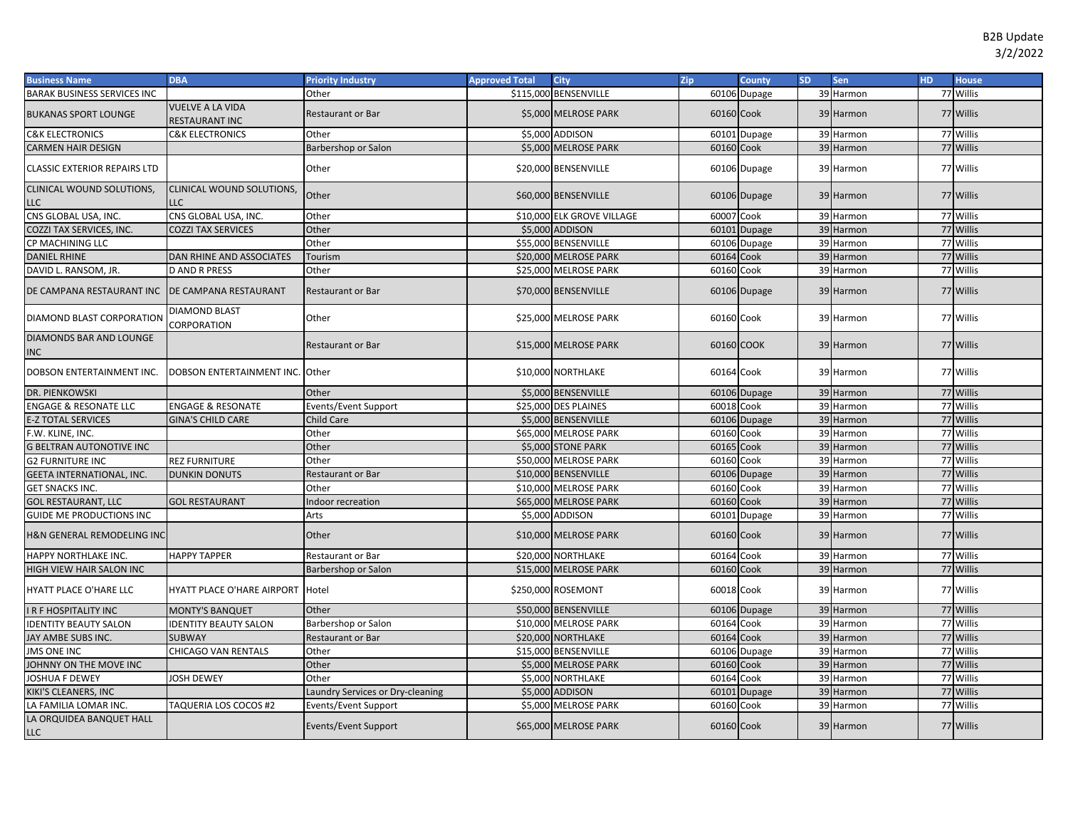B2B Update
3/2/2022

| Business Name | DBA | Priority Industry | Approved Total | City | Zip | County | SD | Sen | HD | House |
|---|---|---|---|---|---|---|---|---|---|---|
| BARAK BUSINESS SERVICES INC | | Other | $115,000 | BENSENVILLE | 60106 | Dupage | 39 | Harmon | 77 | Willis |
| BUKANAS SPORT LOUNGE | VUELVE A LA VIDA RESTAURANT INC | Restaurant or Bar | $5,000 | MELROSE PARK | 60160 | Cook | 39 | Harmon | 77 | Willis |
| C&K ELECTRONICS | C&K ELECTRONICS | Other | $5,000 | ADDISON | 60101 | Dupage | 39 | Harmon | 77 | Willis |
| CARMEN HAIR DESIGN | | Barbershop or Salon | $5,000 | MELROSE PARK | 60160 | Cook | 39 | Harmon | 77 | Willis |
| CLASSIC EXTERIOR REPAIRS LTD | | Other | $20,000 | BENSENVILLE | 60106 | Dupage | 39 | Harmon | 77 | Willis |
| CLINICAL WOUND SOLUTIONS, LLC | CLINICAL WOUND SOLUTIONS, LLC | Other | $60,000 | BENSENVILLE | 60106 | Dupage | 39 | Harmon | 77 | Willis |
| CNS GLOBAL USA, INC. | CNS GLOBAL USA, INC. | Other | $10,000 | ELK GROVE VILLAGE | 60007 | Cook | 39 | Harmon | 77 | Willis |
| COZZI TAX SERVICES, INC. | COZZI TAX SERVICES | Other | $5,000 | ADDISON | 60101 | Dupage | 39 | Harmon | 77 | Willis |
| CP MACHINING LLC | | Other | $55,000 | BENSENVILLE | 60106 | Dupage | 39 | Harmon | 77 | Willis |
| DANIEL RHINE | DAN RHINE AND ASSOCIATES | Tourism | $20,000 | MELROSE PARK | 60164 | Cook | 39 | Harmon | 77 | Willis |
| DAVID L. RANSOM, JR. | D AND R PRESS | Other | $25,000 | MELROSE PARK | 60160 | Cook | 39 | Harmon | 77 | Willis |
| DE CAMPANA RESTAURANT INC | DE CAMPANA RESTAURANT | Restaurant or Bar | $70,000 | BENSENVILLE | 60106 | Dupage | 39 | Harmon | 77 | Willis |
| DIAMOND BLAST CORPORATION | DIAMOND BLAST CORPORATION | Other | $25,000 | MELROSE PARK | 60160 | Cook | 39 | Harmon | 77 | Willis |
| DIAMONDS BAR AND LOUNGE INC | | Restaurant or Bar | $15,000 | MELROSE PARK | 60160 | COOK | 39 | Harmon | 77 | Willis |
| DOBSON ENTERTAINMENT INC. | DOBSON ENTERTAINMENT INC. | Other | $10,000 | NORTHLAKE | 60164 | Cook | 39 | Harmon | 77 | Willis |
| DR. PIENKOWSKI | | Other | $5,000 | BENSENVILLE | 60106 | Dupage | 39 | Harmon | 77 | Willis |
| ENGAGE & RESONATE LLC | ENGAGE & RESONATE | Events/Event Support | $25,000 | DES PLAINES | 60018 | Cook | 39 | Harmon | 77 | Willis |
| E-Z TOTAL SERVICES | GINA'S CHILD CARE | Child Care | $5,000 | BENSENVILLE | 60106 | Dupage | 39 | Harmon | 77 | Willis |
| F.W. KLINE, INC. | | Other | $65,000 | MELROSE PARK | 60160 | Cook | 39 | Harmon | 77 | Willis |
| G BELTRAN AUTONOTIVE INC | | Other | $5,000 | STONE PARK | 60165 | Cook | 39 | Harmon | 77 | Willis |
| G2 FURNITURE INC | REZ FURNITURE | Other | $50,000 | MELROSE PARK | 60160 | Cook | 39 | Harmon | 77 | Willis |
| GEETA INTERNATIONAL, INC. | DUNKIN DONUTS | Restaurant or Bar | $10,000 | BENSENVILLE | 60106 | Dupage | 39 | Harmon | 77 | Willis |
| GET SNACKS INC. | | Other | $10,000 | MELROSE PARK | 60160 | Cook | 39 | Harmon | 77 | Willis |
| GOL RESTAURANT, LLC | GOL RESTAURANT | Indoor recreation | $65,000 | MELROSE PARK | 60160 | Cook | 39 | Harmon | 77 | Willis |
| GUIDE ME PRODUCTIONS INC | | Arts | $5,000 | ADDISON | 60101 | Dupage | 39 | Harmon | 77 | Willis |
| H&N GENERAL REMODELING INC | | Other | $10,000 | MELROSE PARK | 60160 | Cook | 39 | Harmon | 77 | Willis |
| HAPPY NORTHLAKE INC. | HAPPY TAPPER | Restaurant or Bar | $20,000 | NORTHLAKE | 60164 | Cook | 39 | Harmon | 77 | Willis |
| HIGH VIEW HAIR SALON INC | | Barbershop or Salon | $15,000 | MELROSE PARK | 60160 | Cook | 39 | Harmon | 77 | Willis |
| HYATT PLACE O'HARE LLC | HYATT PLACE O'HARE AIRPORT | Hotel | $250,000 | ROSEMONT | 60018 | Cook | 39 | Harmon | 77 | Willis |
| I R F HOSPITALITY INC | MONTY'S BANQUET | Other | $50,000 | BENSENVILLE | 60106 | Dupage | 39 | Harmon | 77 | Willis |
| IDENTITY BEAUTY SALON | IDENTITY BEAUTY SALON | Barbershop or Salon | $10,000 | MELROSE PARK | 60164 | Cook | 39 | Harmon | 77 | Willis |
| JAY AMBE SUBS INC. | SUBWAY | Restaurant or Bar | $20,000 | NORTHLAKE | 60164 | Cook | 39 | Harmon | 77 | Willis |
| JMS ONE INC | CHICAGO VAN RENTALS | Other | $15,000 | BENSENVILLE | 60106 | Dupage | 39 | Harmon | 77 | Willis |
| JOHNNY ON THE MOVE INC | | Other | $5,000 | MELROSE PARK | 60160 | Cook | 39 | Harmon | 77 | Willis |
| JOSHUA F DEWEY | JOSH DEWEY | Other | $5,000 | NORTHLAKE | 60164 | Cook | 39 | Harmon | 77 | Willis |
| KIKI'S CLEANERS, INC | | Laundry Services or Dry-cleaning | $5,000 | ADDISON | 60101 | Dupage | 39 | Harmon | 77 | Willis |
| LA FAMILIA LOMAR INC. | TAQUERIA LOS COCOS #2 | Events/Event Support | $5,000 | MELROSE PARK | 60160 | Cook | 39 | Harmon | 77 | Willis |
| LA ORQUIDEA BANQUET HALL LLC | | Events/Event Support | $65,000 | MELROSE PARK | 60160 | Cook | 39 | Harmon | 77 | Willis |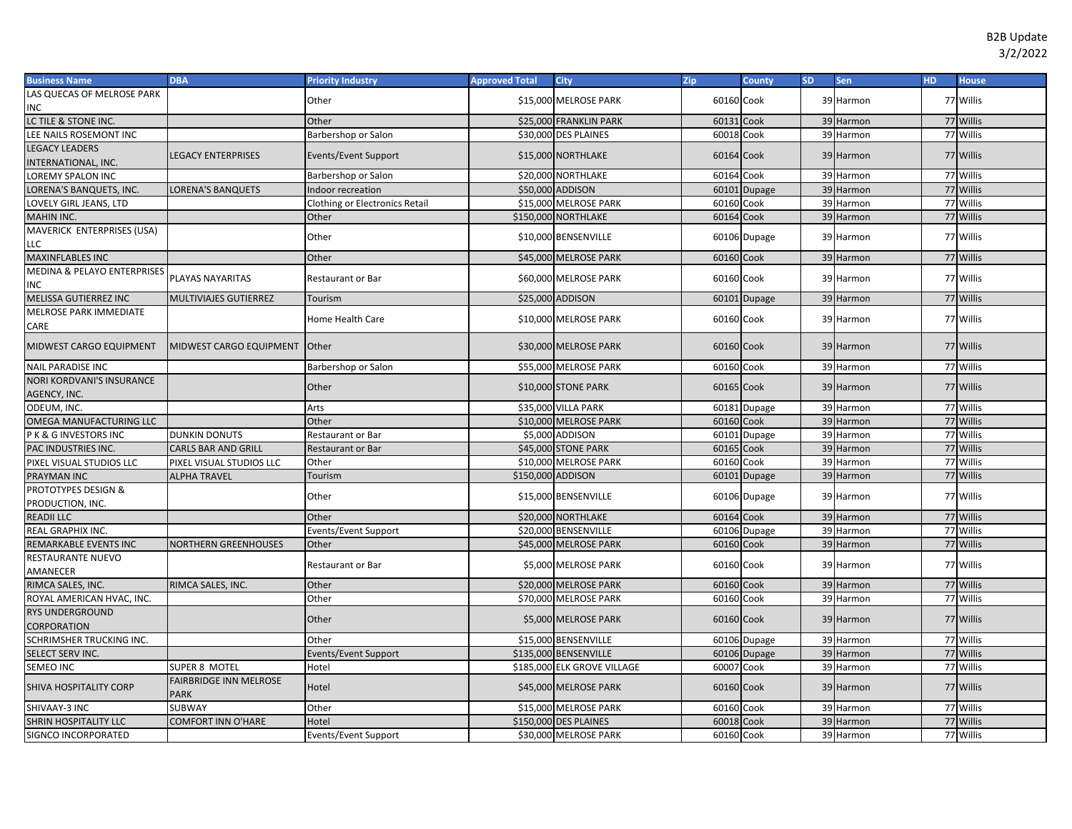B2B Update
3/2/2022

| Business Name | DBA | Priority Industry | Approved Total | City | Zip | County | SD | Sen | HD | House |
|---|---|---|---|---|---|---|---|---|---|---|
| LAS QUECAS OF MELROSE PARK INC | | Other | $15,000 | MELROSE PARK | 60160 | Cook | 39 | Harmon | 77 | Willis |
| LC TILE & STONE INC. | | Other | $25,000 | FRANKLIN PARK | 60131 | Cook | 39 | Harmon | 77 | Willis |
| LEE NAILS ROSEMONT INC | | Barbershop or Salon | $30,000 | DES PLAINES | 60018 | Cook | 39 | Harmon | 77 | Willis |
| LEGACY LEADERS INTERNATIONAL, INC. | LEGACY ENTERPRISES | Events/Event Support | $15,000 | NORTHLAKE | 60164 | Cook | 39 | Harmon | 77 | Willis |
| LOREMY SPALON INC | | Barbershop or Salon | $20,000 | NORTHLAKE | 60164 | Cook | 39 | Harmon | 77 | Willis |
| LORENA'S BANQUETS, INC. | LORENA'S BANQUETS | Indoor recreation | $50,000 | ADDISON | 60101 | Dupage | 39 | Harmon | 77 | Willis |
| LOVELY GIRL JEANS, LTD | | Clothing or Electronics Retail | $15,000 | MELROSE PARK | 60160 | Cook | 39 | Harmon | 77 | Willis |
| MAHIN INC. | | Other | $150,000 | NORTHLAKE | 60164 | Cook | 39 | Harmon | 77 | Willis |
| MAVERICK ENTERPRISES (USA) LLC | | Other | $10,000 | BENSENVILLE | 60106 | Dupage | 39 | Harmon | 77 | Willis |
| MAXINFLABLES INC | | Other | $45,000 | MELROSE PARK | 60160 | Cook | 39 | Harmon | 77 | Willis |
| MEDINA & PELAYO ENTERPRISES INC | PLAYAS NAYARITAS | Restaurant or Bar | $60,000 | MELROSE PARK | 60160 | Cook | 39 | Harmon | 77 | Willis |
| MELISSA GUTIERREZ INC | MULTIVIAJES GUTIERREZ | Tourism | $25,000 | ADDISON | 60101 | Dupage | 39 | Harmon | 77 | Willis |
| MELROSE PARK IMMEDIATE CARE | | Home Health Care | $10,000 | MELROSE PARK | 60160 | Cook | 39 | Harmon | 77 | Willis |
| MIDWEST CARGO EQUIPMENT | MIDWEST CARGO EQUIPMENT | Other | $30,000 | MELROSE PARK | 60160 | Cook | 39 | Harmon | 77 | Willis |
| NAIL PARADISE INC | | Barbershop or Salon | $55,000 | MELROSE PARK | 60160 | Cook | 39 | Harmon | 77 | Willis |
| NORI KORDVANI'S INSURANCE AGENCY, INC. | | Other | $10,000 | STONE PARK | 60165 | Cook | 39 | Harmon | 77 | Willis |
| ODEUM, INC. | | Arts | $35,000 | VILLA PARK | 60181 | Dupage | 39 | Harmon | 77 | Willis |
| OMEGA MANUFACTURING LLC | | Other | $10,000 | MELROSE PARK | 60160 | Cook | 39 | Harmon | 77 | Willis |
| P K & G INVESTORS INC | DUNKIN DONUTS | Restaurant or Bar | $5,000 | ADDISON | 60101 | Dupage | 39 | Harmon | 77 | Willis |
| PAC INDUSTRIES INC. | CARLS BAR AND GRILL | Restaurant or Bar | $45,000 | STONE PARK | 60165 | Cook | 39 | Harmon | 77 | Willis |
| PIXEL VISUAL STUDIOS LLC | PIXEL VISUAL STUDIOS LLC | Other | $10,000 | MELROSE PARK | 60160 | Cook | 39 | Harmon | 77 | Willis |
| PRAYMAN INC | ALPHA TRAVEL | Tourism | $150,000 | ADDISON | 60101 | Dupage | 39 | Harmon | 77 | Willis |
| PROTOTYPES DESIGN & PRODUCTION, INC. | | Other | $15,000 | BENSENVILLE | 60106 | Dupage | 39 | Harmon | 77 | Willis |
| READII LLC | | Other | $20,000 | NORTHLAKE | 60164 | Cook | 39 | Harmon | 77 | Willis |
| REAL GRAPHIX INC. | | Events/Event Support | $20,000 | BENSENVILLE | 60106 | Dupage | 39 | Harmon | 77 | Willis |
| REMARKABLE EVENTS INC | NORTHERN GREENHOUSES | Other | $45,000 | MELROSE PARK | 60160 | Cook | 39 | Harmon | 77 | Willis |
| RESTAURANTE NUEVO AMANECER | | Restaurant or Bar | $5,000 | MELROSE PARK | 60160 | Cook | 39 | Harmon | 77 | Willis |
| RIMCA SALES, INC. | RIMCA SALES, INC. | Other | $20,000 | MELROSE PARK | 60160 | Cook | 39 | Harmon | 77 | Willis |
| ROYAL AMERICAN HVAC, INC. | | Other | $70,000 | MELROSE PARK | 60160 | Cook | 39 | Harmon | 77 | Willis |
| RYS UNDERGROUND CORPORATION | | Other | $5,000 | MELROSE PARK | 60160 | Cook | 39 | Harmon | 77 | Willis |
| SCHRIMSHER TRUCKING INC. | | Other | $15,000 | BENSENVILLE | 60106 | Dupage | 39 | Harmon | 77 | Willis |
| SELECT SERV INC. | | Events/Event Support | $135,000 | BENSENVILLE | 60106 | Dupage | 39 | Harmon | 77 | Willis |
| SEMEO INC | SUPER 8 MOTEL | Hotel | $185,000 | ELK GROVE VILLAGE | 60007 | Cook | 39 | Harmon | 77 | Willis |
| SHIVA HOSPITALITY CORP | FAIRBRIDGE INN MELROSE PARK | Hotel | $45,000 | MELROSE PARK | 60160 | Cook | 39 | Harmon | 77 | Willis |
| SHIVAAY-3 INC | SUBWAY | Other | $15,000 | MELROSE PARK | 60160 | Cook | 39 | Harmon | 77 | Willis |
| SHRIN HOSPITALITY LLC | COMFORT INN O'HARE | Hotel | $150,000 | DES PLAINES | 60018 | Cook | 39 | Harmon | 77 | Willis |
| SIGNCO INCORPORATED | | Events/Event Support | $30,000 | MELROSE PARK | 60160 | Cook | 39 | Harmon | 77 | Willis |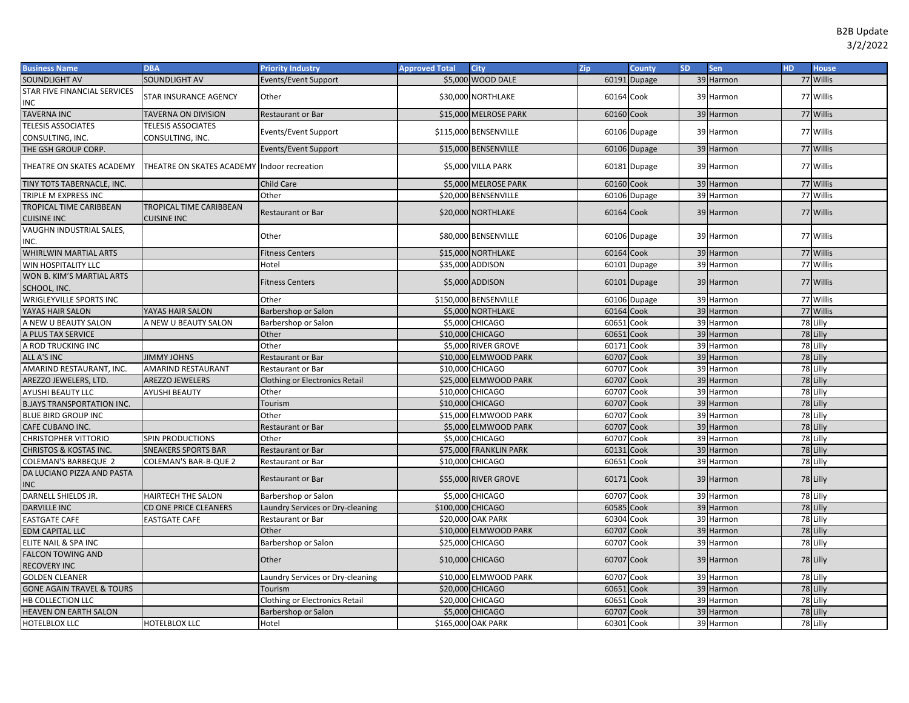B2B Update
3/2/2022

| Business Name | DBA | Priority Industry | Approved Total | City | Zip | County | SD | Sen | HD | House |
|---|---|---|---|---|---|---|---|---|---|---|
| SOUNDLIGHT AV | SOUNDLIGHT AV | Events/Event Support | $5,000 | WOOD DALE | 60191 | Dupage | 39 | Harmon | 77 | Willis |
| STAR FIVE FINANCIAL SERVICES INC | STAR INSURANCE AGENCY | Other | $30,000 | NORTHLAKE | 60164 | Cook | 39 | Harmon | 77 | Willis |
| TAVERNA INC | TAVERNA ON DIVISION | Restaurant or Bar | $15,000 | MELROSE PARK | 60160 | Cook | 39 | Harmon | 77 | Willis |
| TELESIS ASSOCIATES CONSULTING, INC. | TELESIS ASSOCIATES CONSULTING, INC. | Events/Event Support | $115,000 | BENSENVILLE | 60106 | Dupage | 39 | Harmon | 77 | Willis |
| THE GSH GROUP CORP. | | Events/Event Support | $15,000 | BENSENVILLE | 60106 | Dupage | 39 | Harmon | 77 | Willis |
| THEATRE ON SKATES ACADEMY | THEATRE ON SKATES ACADEMY | Indoor recreation | $5,000 | VILLA PARK | 60181 | Dupage | 39 | Harmon | 77 | Willis |
| TINY TOTS TABERNACLE, INC. | | Child Care | $5,000 | MELROSE PARK | 60160 | Cook | 39 | Harmon | 77 | Willis |
| TRIPLE M EXPRESS INC | | Other | $20,000 | BENSENVILLE | 60106 | Dupage | 39 | Harmon | 77 | Willis |
| TROPICAL TIME CARIBBEAN CUISINE INC | TROPICAL TIME CARIBBEAN CUISINE INC | Restaurant or Bar | $20,000 | NORTHLAKE | 60164 | Cook | 39 | Harmon | 77 | Willis |
| VAUGHN INDUSTRIAL SALES, INC. | | Other | $80,000 | BENSENVILLE | 60106 | Dupage | 39 | Harmon | 77 | Willis |
| WHIRLWIN MARTIAL ARTS | | Fitness Centers | $15,000 | NORTHLAKE | 60164 | Cook | 39 | Harmon | 77 | Willis |
| WIN HOSPITALITY LLC | | Hotel | $35,000 | ADDISON | 60101 | Dupage | 39 | Harmon | 77 | Willis |
| WON B. KIM'S MARTIAL ARTS SCHOOL, INC. | | Fitness Centers | $5,000 | ADDISON | 60101 | Dupage | 39 | Harmon | 77 | Willis |
| WRIGLEYVILLE SPORTS INC | | Other | $150,000 | BENSENVILLE | 60106 | Dupage | 39 | Harmon | 77 | Willis |
| YAYAS HAIR SALON | YAYAS HAIR SALON | Barbershop or Salon | $5,000 | NORTHLAKE | 60164 | Cook | 39 | Harmon | 77 | Willis |
| A NEW U BEAUTY SALON | A NEW U BEAUTY SALON | Barbershop or Salon | $5,000 | CHICAGO | 60651 | Cook | 39 | Harmon | 78 | Lilly |
| A PLUS TAX SERVICE | | Other | $10,000 | CHICAGO | 60651 | Cook | 39 | Harmon | 78 | Lilly |
| A ROD TRUCKING INC | | Other | $5,000 | RIVER GROVE | 60171 | Cook | 39 | Harmon | 78 | Lilly |
| ALL A'S INC | JIMMY JOHNS | Restaurant or Bar | $10,000 | ELMWOOD PARK | 60707 | Cook | 39 | Harmon | 78 | Lilly |
| AMARIND RESTAURANT, INC. | AMARIND RESTAURANT | Restaurant or Bar | $10,000 | CHICAGO | 60707 | Cook | 39 | Harmon | 78 | Lilly |
| AREZZO JEWELERS, LTD. | AREZZO JEWELERS | Clothing or Electronics Retail | $25,000 | ELMWOOD PARK | 60707 | Cook | 39 | Harmon | 78 | Lilly |
| AYUSHI BEAUTY LLC | AYUSHI BEAUTY | Other | $10,000 | CHICAGO | 60707 | Cook | 39 | Harmon | 78 | Lilly |
| B.JAYS TRANSPORTATION INC. | | Tourism | $10,000 | CHICAGO | 60707 | Cook | 39 | Harmon | 78 | Lilly |
| BLUE BIRD GROUP INC | | Other | $15,000 | ELMWOOD PARK | 60707 | Cook | 39 | Harmon | 78 | Lilly |
| CAFE CUBANO INC. | | Restaurant or Bar | $5,000 | ELMWOOD PARK | 60707 | Cook | 39 | Harmon | 78 | Lilly |
| CHRISTOPHER VITTORIO | SPIN PRODUCTIONS | Other | $5,000 | CHICAGO | 60707 | Cook | 39 | Harmon | 78 | Lilly |
| CHRISTOS & KOSTAS INC. | SNEAKERS SPORTS BAR | Restaurant or Bar | $75,000 | FRANKLIN PARK | 60131 | Cook | 39 | Harmon | 78 | Lilly |
| COLEMAN'S BARBEQUE 2 | COLEMAN'S BAR-B-QUE 2 | Restaurant or Bar | $10,000 | CHICAGO | 60651 | Cook | 39 | Harmon | 78 | Lilly |
| DA LUCIANO PIZZA AND PASTA INC | | Restaurant or Bar | $55,000 | RIVER GROVE | 60171 | Cook | 39 | Harmon | 78 | Lilly |
| DARNELL SHIELDS JR. | HAIRTECH THE SALON | Barbershop or Salon | $5,000 | CHICAGO | 60707 | Cook | 39 | Harmon | 78 | Lilly |
| DARVILLE INC | CD ONE PRICE CLEANERS | Laundry Services or Dry-cleaning | $100,000 | CHICAGO | 60585 | Cook | 39 | Harmon | 78 | Lilly |
| EASTGATE CAFE | EASTGATE CAFE | Restaurant or Bar | $20,000 | OAK PARK | 60304 | Cook | 39 | Harmon | 78 | Lilly |
| EDM CAPITAL LLC | | Other | $10,000 | ELMWOOD PARK | 60707 | Cook | 39 | Harmon | 78 | Lilly |
| ELITE NAIL & SPA INC | | Barbershop or Salon | $25,000 | CHICAGO | 60707 | Cook | 39 | Harmon | 78 | Lilly |
| FALCON TOWING AND RECOVERY INC | | Other | $10,000 | CHICAGO | 60707 | Cook | 39 | Harmon | 78 | Lilly |
| GOLDEN CLEANER | | Laundry Services or Dry-cleaning | $10,000 | ELMWOOD PARK | 60707 | Cook | 39 | Harmon | 78 | Lilly |
| GONE AGAIN TRAVEL & TOURS | | Tourism | $20,000 | CHICAGO | 60651 | Cook | 39 | Harmon | 78 | Lilly |
| HB COLLECTION LLC | | Clothing or Electronics Retail | $20,000 | CHICAGO | 60651 | Cook | 39 | Harmon | 78 | Lilly |
| HEAVEN ON EARTH SALON | | Barbershop or Salon | $5,000 | CHICAGO | 60707 | Cook | 39 | Harmon | 78 | Lilly |
| HOTELBLOX LLC | HOTELBLOX LLC | Hotel | $165,000 | OAK PARK | 60301 | Cook | 39 | Harmon | 78 | Lilly |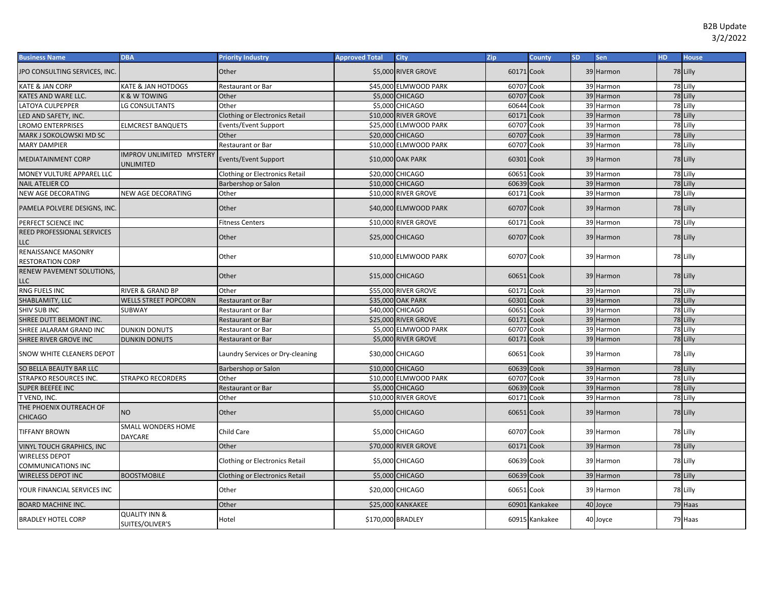B2B Update
3/2/2022

| Business Name | DBA | Priority Industry | Approved Total | City | Zip | County | SD | Sen | HD | House |
|---|---|---|---|---|---|---|---|---|---|---|
| JPO CONSULTING SERVICES, INC. | | Other | $5,000 | RIVER GROVE | 60171 | Cook | 39 | Harmon | 78 | Lilly |
| KATE & JAN CORP | KATE & JAN HOTDOGS | Restaurant or Bar | $45,000 | ELMWOOD PARK | 60707 | Cook | 39 | Harmon | 78 | Lilly |
| KATES AND WARE LLC. | K & W TOWING | Other | $5,000 | CHICAGO | 60707 | Cook | 39 | Harmon | 78 | Lilly |
| LATOYA CULPEPPER | LG CONSULTANTS | Other | $5,000 | CHICAGO | 60644 | Cook | 39 | Harmon | 78 | Lilly |
| LED AND SAFETY, INC. | | Clothing or Electronics Retail | $10,000 | RIVER GROVE | 60171 | Cook | 39 | Harmon | 78 | Lilly |
| LROMO ENTERPRISES | ELMCREST BANQUETS | Events/Event Support | $25,000 | ELMWOOD PARK | 60707 | Cook | 39 | Harmon | 78 | Lilly |
| MARK J SOKOLOWSKI MD SC | | Other | $20,000 | CHICAGO | 60707 | Cook | 39 | Harmon | 78 | Lilly |
| MARY DAMPIER | | Restaurant or Bar | $10,000 | ELMWOOD PARK | 60707 | Cook | 39 | Harmon | 78 | Lilly |
| MEDIATAINMENT CORP | IMPROV UNLIMITED MYSTERY UNLIMITED | Events/Event Support | $10,000 | OAK PARK | 60301 | Cook | 39 | Harmon | 78 | Lilly |
| MONEY VULTURE APPAREL LLC | | Clothing or Electronics Retail | $20,000 | CHICAGO | 60651 | Cook | 39 | Harmon | 78 | Lilly |
| NAIL ATELIER CO | | Barbershop or Salon | $10,000 | CHICAGO | 60639 | Cook | 39 | Harmon | 78 | Lilly |
| NEW AGE DECORATING | NEW AGE DECORATING | Other | $10,000 | RIVER GROVE | 60171 | Cook | 39 | Harmon | 78 | Lilly |
| PAMELA POLVERE DESIGNS, INC. | | Other | $40,000 | ELMWOOD PARK | 60707 | Cook | 39 | Harmon | 78 | Lilly |
| PERFECT SCIENCE INC | | Fitness Centers | $10,000 | RIVER GROVE | 60171 | Cook | 39 | Harmon | 78 | Lilly |
| REED PROFESSIONAL SERVICES LLC | | Other | $25,000 | CHICAGO | 60707 | Cook | 39 | Harmon | 78 | Lilly |
| RENAISSANCE MASONRY RESTORATION CORP | | Other | $10,000 | ELMWOOD PARK | 60707 | Cook | 39 | Harmon | 78 | Lilly |
| RENEW PAVEMENT SOLUTIONS, LLC | | Other | $15,000 | CHICAGO | 60651 | Cook | 39 | Harmon | 78 | Lilly |
| RNG FUELS INC | RIVER & GRAND BP | Other | $55,000 | RIVER GROVE | 60171 | Cook | 39 | Harmon | 78 | Lilly |
| SHABLAMITY, LLC | WELLS STREET POPCORN | Restaurant or Bar | $35,000 | OAK PARK | 60301 | Cook | 39 | Harmon | 78 | Lilly |
| SHIV SUB INC | SUBWAY | Restaurant or Bar | $40,000 | CHICAGO | 60651 | Cook | 39 | Harmon | 78 | Lilly |
| SHREE DUTT BELMONT INC. | | Restaurant or Bar | $25,000 | RIVER GROVE | 60171 | Cook | 39 | Harmon | 78 | Lilly |
| SHREE JALARAM GRAND INC | DUNKIN DONUTS | Restaurant or Bar | $5,000 | ELMWOOD PARK | 60707 | Cook | 39 | Harmon | 78 | Lilly |
| SHREE RIVER GROVE INC | DUNKIN DONUTS | Restaurant or Bar | $5,000 | RIVER GROVE | 60171 | Cook | 39 | Harmon | 78 | Lilly |
| SNOW WHITE CLEANERS DEPOT | | Laundry Services or Dry-cleaning | $30,000 | CHICAGO | 60651 | Cook | 39 | Harmon | 78 | Lilly |
| SO BELLA BEAUTY BAR LLC | | Barbershop or Salon | $10,000 | CHICAGO | 60639 | Cook | 39 | Harmon | 78 | Lilly |
| STRAPKO RESOURCES INC. | STRAPKO RECORDERS | Other | $10,000 | ELMWOOD PARK | 60707 | Cook | 39 | Harmon | 78 | Lilly |
| SUPER BEEFEE INC | | Restaurant or Bar | $5,000 | CHICAGO | 60639 | Cook | 39 | Harmon | 78 | Lilly |
| T VEND, INC. | | Other | $10,000 | RIVER GROVE | 60171 | Cook | 39 | Harmon | 78 | Lilly |
| THE PHOENIX OUTREACH OF CHICAGO | NO | Other | $5,000 | CHICAGO | 60651 | Cook | 39 | Harmon | 78 | Lilly |
| TIFFANY BROWN | SMALL WONDERS HOME DAYCARE | Child Care | $5,000 | CHICAGO | 60707 | Cook | 39 | Harmon | 78 | Lilly |
| VINYL TOUCH GRAPHICS, INC | | Other | $70,000 | RIVER GROVE | 60171 | Cook | 39 | Harmon | 78 | Lilly |
| WIRELESS DEPOT COMMUNICATIONS INC | | Clothing or Electronics Retail | $5,000 | CHICAGO | 60639 | Cook | 39 | Harmon | 78 | Lilly |
| WIRELESS DEPOT INC | BOOSTMOBILE | Clothing or Electronics Retail | $5,000 | CHICAGO | 60639 | Cook | 39 | Harmon | 78 | Lilly |
| YOUR FINANCIAL SERVICES INC | | Other | $20,000 | CHICAGO | 60651 | Cook | 39 | Harmon | 78 | Lilly |
| BOARD MACHINE INC. | | Other | $25,000 | KANKAKEE | 60901 | Kankakee | 40 | Joyce | 79 | Haas |
| BRADLEY HOTEL CORP | QUALITY INN & SUITES/OLIVER'S | Hotel | $170,000 | BRADLEY | 60915 | Kankakee | 40 | Joyce | 79 | Haas |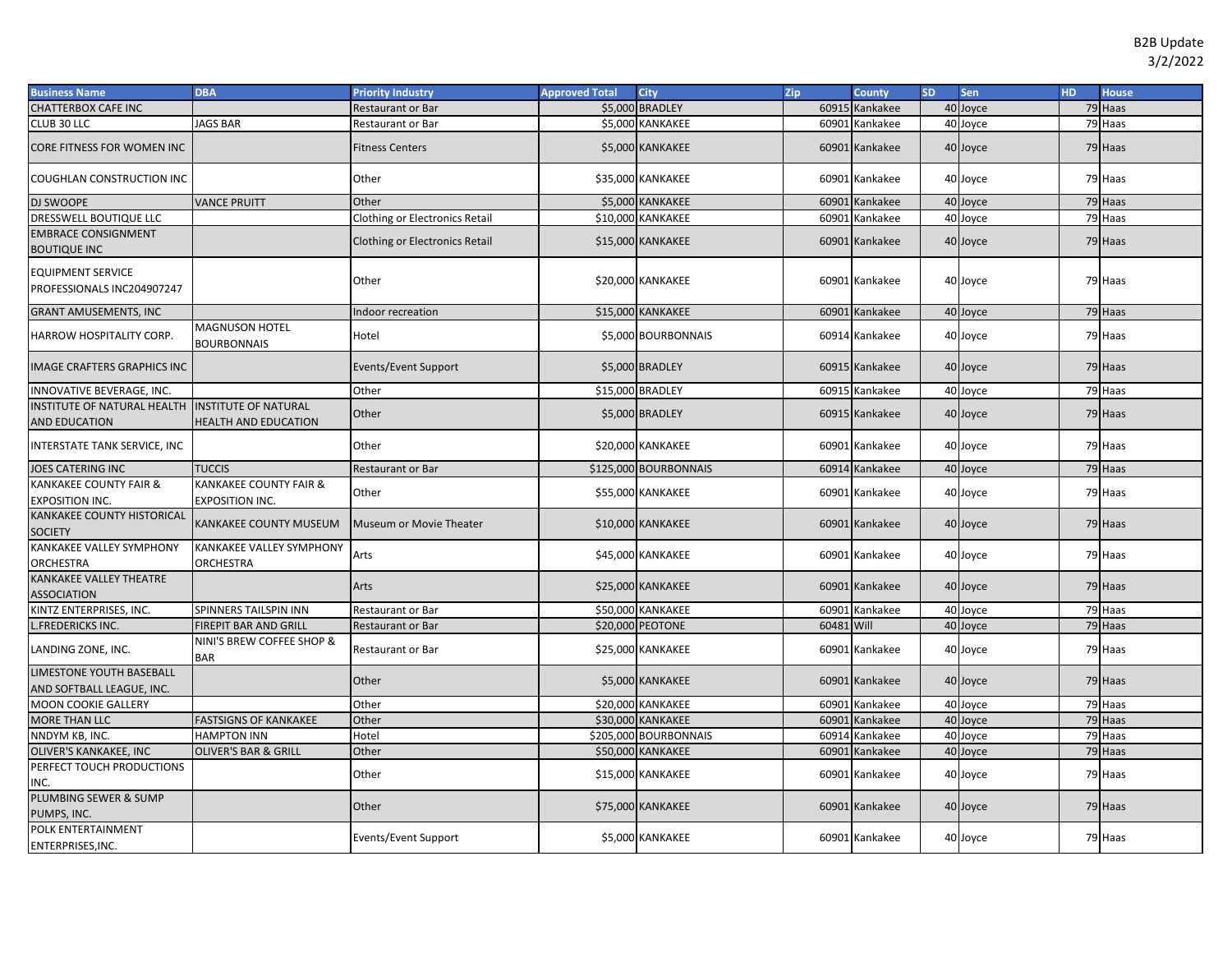B2B Update
3/2/2022

| Business Name | DBA | Priority Industry | Approved Total | City | Zip | County | SD | Sen | HD | House |
|---|---|---|---|---|---|---|---|---|---|---|
| CHATTERBOX CAFE INC | | Restaurant or Bar | $5,000 | BRADLEY | 60915 | Kankakee | 40 | Joyce | 79 | Haas |
| CLUB 30 LLC | JAGS BAR | Restaurant or Bar | $5,000 | KANKAKEE | 60901 | Kankakee | 40 | Joyce | 79 | Haas |
| CORE FITNESS FOR WOMEN INC | | Fitness Centers | $5,000 | KANKAKEE | 60901 | Kankakee | 40 | Joyce | 79 | Haas |
| COUGHLAN CONSTRUCTION INC | | Other | $35,000 | KANKAKEE | 60901 | Kankakee | 40 | Joyce | 79 | Haas |
| DJ SWOOPE | VANCE PRUITT | Other | $5,000 | KANKAKEE | 60901 | Kankakee | 40 | Joyce | 79 | Haas |
| DRESSWELL BOUTIQUE LLC | | Clothing or Electronics Retail | $10,000 | KANKAKEE | 60901 | Kankakee | 40 | Joyce | 79 | Haas |
| EMBRACE CONSIGNMENT BOUTIQUE INC | | Clothing or Electronics Retail | $15,000 | KANKAKEE | 60901 | Kankakee | 40 | Joyce | 79 | Haas |
| EQUIPMENT SERVICE PROFESSIONALS INC204907247 | | Other | $20,000 | KANKAKEE | 60901 | Kankakee | 40 | Joyce | 79 | Haas |
| GRANT AMUSEMENTS, INC | | Indoor recreation | $15,000 | KANKAKEE | 60901 | Kankakee | 40 | Joyce | 79 | Haas |
| HARROW HOSPITALITY CORP. | MAGNUSON HOTEL BOURBONNAIS | Hotel | $5,000 | BOURBONNAIS | 60914 | Kankakee | 40 | Joyce | 79 | Haas |
| IMAGE CRAFTERS GRAPHICS INC | | Events/Event Support | $5,000 | BRADLEY | 60915 | Kankakee | 40 | Joyce | 79 | Haas |
| INNOVATIVE BEVERAGE, INC. | | Other | $15,000 | BRADLEY | 60915 | Kankakee | 40 | Joyce | 79 | Haas |
| INSTITUTE OF NATURAL HEALTH AND EDUCATION | INSTITUTE OF NATURAL HEALTH AND EDUCATION | Other | $5,000 | BRADLEY | 60915 | Kankakee | 40 | Joyce | 79 | Haas |
| INTERSTATE TANK SERVICE, INC | | Other | $20,000 | KANKAKEE | 60901 | Kankakee | 40 | Joyce | 79 | Haas |
| JOES CATERING INC | TUCCIS | Restaurant or Bar | $125,000 | BOURBONNAIS | 60914 | Kankakee | 40 | Joyce | 79 | Haas |
| KANKAKEE COUNTY FAIR & EXPOSITION INC. | KANKAKEE COUNTY FAIR & EXPOSITION INC. | Other | $55,000 | KANKAKEE | 60901 | Kankakee | 40 | Joyce | 79 | Haas |
| KANKAKEE COUNTY HISTORICAL SOCIETY | KANKAKEE COUNTY MUSEUM | Museum or Movie Theater | $10,000 | KANKAKEE | 60901 | Kankakee | 40 | Joyce | 79 | Haas |
| KANKAKEE VALLEY SYMPHONY ORCHESTRA | KANKAKEE VALLEY SYMPHONY ORCHESTRA | Arts | $45,000 | KANKAKEE | 60901 | Kankakee | 40 | Joyce | 79 | Haas |
| KANKAKEE VALLEY THEATRE ASSOCIATION | | Arts | $25,000 | KANKAKEE | 60901 | Kankakee | 40 | Joyce | 79 | Haas |
| KINTZ ENTERPRISES, INC. | SPINNERS TAILSPIN INN | Restaurant or Bar | $50,000 | KANKAKEE | 60901 | Kankakee | 40 | Joyce | 79 | Haas |
| L.FREDERICKS INC. | FIREPIT BAR AND GRILL | Restaurant or Bar | $20,000 | PEOTONE | 60481 | Will | 40 | Joyce | 79 | Haas |
| LANDING ZONE, INC. | NINI'S BREW COFFEE SHOP & BAR | Restaurant or Bar | $25,000 | KANKAKEE | 60901 | Kankakee | 40 | Joyce | 79 | Haas |
| LIMESTONE YOUTH BASEBALL AND SOFTBALL LEAGUE, INC. | | Other | $5,000 | KANKAKEE | 60901 | Kankakee | 40 | Joyce | 79 | Haas |
| MOON COOKIE GALLERY | | Other | $20,000 | KANKAKEE | 60901 | Kankakee | 40 | Joyce | 79 | Haas |
| MORE THAN LLC | FASTSIGNS OF KANKAKEE | Other | $30,000 | KANKAKEE | 60901 | Kankakee | 40 | Joyce | 79 | Haas |
| NNDYM KB, INC. | HAMPTON INN | Hotel | $205,000 | BOURBONNAIS | 60914 | Kankakee | 40 | Joyce | 79 | Haas |
| OLIVER'S KANKAKEE, INC | OLIVER'S BAR & GRILL | Other | $50,000 | KANKAKEE | 60901 | Kankakee | 40 | Joyce | 79 | Haas |
| PERFECT TOUCH PRODUCTIONS INC. | | Other | $15,000 | KANKAKEE | 60901 | Kankakee | 40 | Joyce | 79 | Haas |
| PLUMBING SEWER & SUMP PUMPS, INC. | | Other | $75,000 | KANKAKEE | 60901 | Kankakee | 40 | Joyce | 79 | Haas |
| POLK ENTERTAINMENT ENTERPRISES,INC. | | Events/Event Support | $5,000 | KANKAKEE | 60901 | Kankakee | 40 | Joyce | 79 | Haas |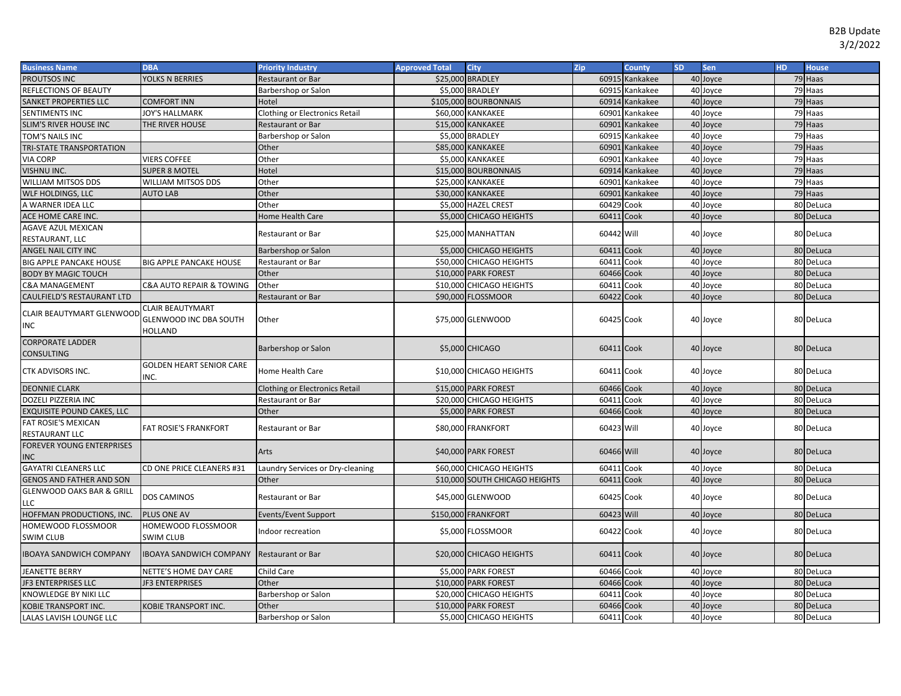B2B Update
3/2/2022

| Business Name | DBA | Priority Industry | Approved Total | City | Zip | County | SD | Sen | HD | House |
|---|---|---|---|---|---|---|---|---|---|---|
| PROUTSOS INC | YOLKS N BERRIES | Restaurant or Bar | $25,000 | BRADLEY | 60915 | Kankakee | 40 | Joyce | 79 | Haas |
| REFLECTIONS OF BEAUTY | | Barbershop or Salon | $5,000 | BRADLEY | 60915 | Kankakee | 40 | Joyce | 79 | Haas |
| SANKET PROPERTIES LLC | COMFORT INN | Hotel | $105,000 | BOURBONNAIS | 60914 | Kankakee | 40 | Joyce | 79 | Haas |
| SENTIMENTS INC | JOY'S HALLMARK | Clothing or Electronics Retail | $60,000 | KANKAKEE | 60901 | Kankakee | 40 | Joyce | 79 | Haas |
| SLIM'S RIVER HOUSE INC | THE RIVER HOUSE | Restaurant or Bar | $15,000 | KANKAKEE | 60901 | Kankakee | 40 | Joyce | 79 | Haas |
| TOM'S NAILS INC | | Barbershop or Salon | $5,000 | BRADLEY | 60915 | Kankakee | 40 | Joyce | 79 | Haas |
| TRI-STATE TRANSPORTATION | | Other | $85,000 | KANKAKEE | 60901 | Kankakee | 40 | Joyce | 79 | Haas |
| VIA CORP | VIERS COFFEE | Other | $5,000 | KANKAKEE | 60901 | Kankakee | 40 | Joyce | 79 | Haas |
| VISHNU INC. | SUPER 8 MOTEL | Hotel | $15,000 | BOURBONNAIS | 60914 | Kankakee | 40 | Joyce | 79 | Haas |
| WILLIAM MITSOS DDS | WILLIAM MITSOS DDS | Other | $25,000 | KANKAKEE | 60901 | Kankakee | 40 | Joyce | 79 | Haas |
| WLF HOLDINGS, LLC | AUTO LAB | Other | $30,000 | KANKAKEE | 60901 | Kankakee | 40 | Joyce | 79 | Haas |
| A WARNER IDEA LLC | | Other | $5,000 | HAZEL CREST | 60429 | Cook | 40 | Joyce | 80 | DeLuca |
| ACE HOME CARE INC. | | Home Health Care | $5,000 | CHICAGO HEIGHTS | 60411 | Cook | 40 | Joyce | 80 | DeLuca |
| AGAVE AZUL MEXICAN RESTAURANT, LLC | | Restaurant or Bar | $25,000 | MANHATTAN | 60442 | Will | 40 | Joyce | 80 | DeLuca |
| ANGEL NAIL CITY INC | | Barbershop or Salon | $5,000 | CHICAGO HEIGHTS | 60411 | Cook | 40 | Joyce | 80 | DeLuca |
| BIG APPLE PANCAKE HOUSE | BIG APPLE PANCAKE HOUSE | Restaurant or Bar | $50,000 | CHICAGO HEIGHTS | 60411 | Cook | 40 | Joyce | 80 | DeLuca |
| BODY BY MAGIC TOUCH | | Other | $10,000 | PARK FOREST | 60466 | Cook | 40 | Joyce | 80 | DeLuca |
| C&A MANAGEMENT | C&A AUTO REPAIR & TOWING | Other | $10,000 | CHICAGO HEIGHTS | 60411 | Cook | 40 | Joyce | 80 | DeLuca |
| CAULFIELD'S RESTAURANT LTD | | Restaurant or Bar | $90,000 | FLOSSMOOR | 60422 | Cook | 40 | Joyce | 80 | DeLuca |
| CLAIR BEAUTYMART GLENWOOD INC | CLAIR BEAUTYMART GLENWOOD INC DBA SOUTH HOLLAND | Other | $75,000 | GLENWOOD | 60425 | Cook | 40 | Joyce | 80 | DeLuca |
| CORPORATE LADDER CONSULTING | | Barbershop or Salon | $5,000 | CHICAGO | 60411 | Cook | 40 | Joyce | 80 | DeLuca |
| CTK ADVISORS INC. | GOLDEN HEART SENIOR CARE INC. | Home Health Care | $10,000 | CHICAGO HEIGHTS | 60411 | Cook | 40 | Joyce | 80 | DeLuca |
| DEONNIE CLARK | | Clothing or Electronics Retail | $15,000 | PARK FOREST | 60466 | Cook | 40 | Joyce | 80 | DeLuca |
| DOZELI PIZZERIA INC | | Restaurant or Bar | $20,000 | CHICAGO HEIGHTS | 60411 | Cook | 40 | Joyce | 80 | DeLuca |
| EXQUISITE POUND CAKES, LLC | | Other | $5,000 | PARK FOREST | 60466 | Cook | 40 | Joyce | 80 | DeLuca |
| FAT ROSIE'S MEXICAN RESTAURANT LLC | FAT ROSIE'S FRANKFORT | Restaurant or Bar | $80,000 | FRANKFORT | 60423 | Will | 40 | Joyce | 80 | DeLuca |
| FOREVER YOUNG ENTERPRISES INC | | Arts | $40,000 | PARK FOREST | 60466 | Will | 40 | Joyce | 80 | DeLuca |
| GAYATRI CLEANERS LLC | CD ONE PRICE CLEANERS #31 | Laundry Services or Dry-cleaning | $60,000 | CHICAGO HEIGHTS | 60411 | Cook | 40 | Joyce | 80 | DeLuca |
| GENOS AND FATHER AND SON | | Other | $10,000 | SOUTH CHICAGO HEIGHTS | 60411 | Cook | 40 | Joyce | 80 | DeLuca |
| GLENWOOD OAKS BAR & GRILL LLC | DOS CAMINOS | Restaurant or Bar | $45,000 | GLENWOOD | 60425 | Cook | 40 | Joyce | 80 | DeLuca |
| HOFFMAN PRODUCTIONS, INC. | PLUS ONE AV | Events/Event Support | $150,000 | FRANKFORT | 60423 | Will | 40 | Joyce | 80 | DeLuca |
| HOMEWOOD FLOSSMOOR SWIM CLUB | HOMEWOOD FLOSSMOOR SWIM CLUB | Indoor recreation | $5,000 | FLOSSMOOR | 60422 | Cook | 40 | Joyce | 80 | DeLuca |
| IBOAYA SANDWICH COMPANY | IBOAYA SANDWICH COMPANY | Restaurant or Bar | $20,000 | CHICAGO HEIGHTS | 60411 | Cook | 40 | Joyce | 80 | DeLuca |
| JEANETTE BERRY | NETTE'S HOME DAY CARE | Child Care | $5,000 | PARK FOREST | 60466 | Cook | 40 | Joyce | 80 | DeLuca |
| JF3 ENTERPRISES LLC | JF3 ENTERPRISES | Other | $10,000 | PARK FOREST | 60466 | Cook | 40 | Joyce | 80 | DeLuca |
| KNOWLEDGE BY NIKI LLC | | Barbershop or Salon | $20,000 | CHICAGO HEIGHTS | 60411 | Cook | 40 | Joyce | 80 | DeLuca |
| KOBIE TRANSPORT INC. | KOBIE TRANSPORT INC. | Other | $10,000 | PARK FOREST | 60466 | Cook | 40 | Joyce | 80 | DeLuca |
| LALAS LAVISH LOUNGE LLC | | Barbershop or Salon | $5,000 | CHICAGO HEIGHTS | 60411 | Cook | 40 | Joyce | 80 | DeLuca |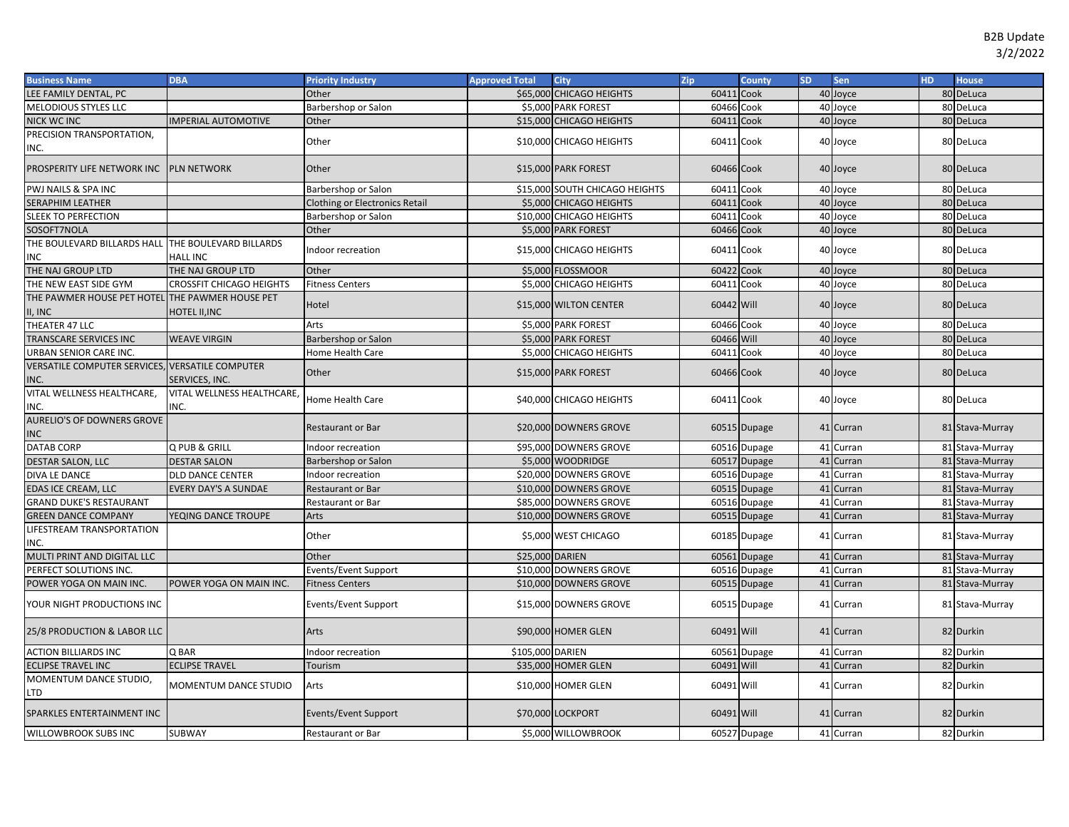B2B Update
3/2/2022

| Business Name | DBA | Priority Industry | Approved Total | City | Zip | County | SD | Sen | HD | House |
|---|---|---|---|---|---|---|---|---|---|---|
| LEE FAMILY DENTAL, PC | | Other | $65,000 | CHICAGO HEIGHTS | 60411 | Cook | 40 | Joyce | 80 | DeLuca |
| MELODIOUS STYLES LLC | | Barbershop or Salon | $5,000 | PARK FOREST | 60466 | Cook | 40 | Joyce | 80 | DeLuca |
| NICK WC INC | IMPERIAL AUTOMOTIVE | Other | $15,000 | CHICAGO HEIGHTS | 60411 | Cook | 40 | Joyce | 80 | DeLuca |
| PRECISION TRANSPORTATION, INC. | | Other | $10,000 | CHICAGO HEIGHTS | 60411 | Cook | 40 | Joyce | 80 | DeLuca |
| PROSPERITY LIFE NETWORK INC | PLN NETWORK | Other | $15,000 | PARK FOREST | 60466 | Cook | 40 | Joyce | 80 | DeLuca |
| PWJ NAILS & SPA INC | | Barbershop or Salon | $15,000 | SOUTH CHICAGO HEIGHTS | 60411 | Cook | 40 | Joyce | 80 | DeLuca |
| SERAPHIM LEATHER | | Clothing or Electronics Retail | $5,000 | CHICAGO HEIGHTS | 60411 | Cook | 40 | Joyce | 80 | DeLuca |
| SLEEK TO PERFECTION | | Barbershop or Salon | $10,000 | CHICAGO HEIGHTS | 60411 | Cook | 40 | Joyce | 80 | DeLuca |
| SOSOFT7NOLA | | Other | $5,000 | PARK FOREST | 60466 | Cook | 40 | Joyce | 80 | DeLuca |
| THE BOULEVARD BILLARDS HALL INC | THE BOULEVARD BILLARDS HALL INC | Indoor recreation | $15,000 | CHICAGO HEIGHTS | 60411 | Cook | 40 | Joyce | 80 | DeLuca |
| THE NAJ GROUP LTD | THE NAJ GROUP LTD | Other | $5,000 | FLOSSMOOR | 60422 | Cook | 40 | Joyce | 80 | DeLuca |
| THE NEW EAST SIDE GYM | CROSSFIT CHICAGO HEIGHTS | Fitness Centers | $5,000 | CHICAGO HEIGHTS | 60411 | Cook | 40 | Joyce | 80 | DeLuca |
| THE PAWMER HOUSE PET HOTEL II, INC | THE PAWMER HOUSE PET HOTEL II,INC | Hotel | $15,000 | WILTON CENTER | 60442 | Will | 40 | Joyce | 80 | DeLuca |
| THEATER 47 LLC | | Arts | $5,000 | PARK FOREST | 60466 | Cook | 40 | Joyce | 80 | DeLuca |
| TRANSCARE SERVICES INC | WEAVE VIRGIN | Barbershop or Salon | $5,000 | PARK FOREST | 60466 | Will | 40 | Joyce | 80 | DeLuca |
| URBAN SENIOR CARE INC. | | Home Health Care | $5,000 | CHICAGO HEIGHTS | 60411 | Cook | 40 | Joyce | 80 | DeLuca |
| VERSATILE COMPUTER SERVICES, INC. | VERSATILE COMPUTER SERVICES, INC. | Other | $15,000 | PARK FOREST | 60466 | Cook | 40 | Joyce | 80 | DeLuca |
| VITAL WELLNESS HEALTHCARE, INC. | VITAL WELLNESS HEALTHCARE, INC. | Home Health Care | $40,000 | CHICAGO HEIGHTS | 60411 | Cook | 40 | Joyce | 80 | DeLuca |
| AURELIO'S OF DOWNERS GROVE INC | | Restaurant or Bar | $20,000 | DOWNERS GROVE | 60515 | Dupage | 41 | Curran | 81 | Stava-Murray |
| DATAB CORP | Q PUB & GRILL | Indoor recreation | $95,000 | DOWNERS GROVE | 60516 | Dupage | 41 | Curran | 81 | Stava-Murray |
| DESTAR SALON, LLC | DESTAR SALON | Barbershop or Salon | $5,000 | WOODRIDGE | 60517 | Dupage | 41 | Curran | 81 | Stava-Murray |
| DIVA LE DANCE | DLD DANCE CENTER | Indoor recreation | $20,000 | DOWNERS GROVE | 60516 | Dupage | 41 | Curran | 81 | Stava-Murray |
| EDAS ICE CREAM, LLC | EVERY DAY'S A SUNDAE | Restaurant or Bar | $10,000 | DOWNERS GROVE | 60515 | Dupage | 41 | Curran | 81 | Stava-Murray |
| GRAND DUKE'S RESTAURANT | | Restaurant or Bar | $85,000 | DOWNERS GROVE | 60516 | Dupage | 41 | Curran | 81 | Stava-Murray |
| GREEN DANCE COMPANY | YEQING DANCE TROUPE | Arts | $10,000 | DOWNERS GROVE | 60515 | Dupage | 41 | Curran | 81 | Stava-Murray |
| LIFESTREAM TRANSPORTATION INC. | | Other | $5,000 | WEST CHICAGO | 60185 | Dupage | 41 | Curran | 81 | Stava-Murray |
| MULTI PRINT AND DIGITAL LLC | | Other | $25,000 | DARIEN | 60561 | Dupage | 41 | Curran | 81 | Stava-Murray |
| PERFECT SOLUTIONS INC. | | Events/Event Support | $10,000 | DOWNERS GROVE | 60516 | Dupage | 41 | Curran | 81 | Stava-Murray |
| POWER YOGA ON MAIN INC. | POWER YOGA ON MAIN INC. | Fitness Centers | $10,000 | DOWNERS GROVE | 60515 | Dupage | 41 | Curran | 81 | Stava-Murray |
| YOUR NIGHT PRODUCTIONS INC | | Events/Event Support | $15,000 | DOWNERS GROVE | 60515 | Dupage | 41 | Curran | 81 | Stava-Murray |
| 25/8 PRODUCTION & LABOR LLC | | Arts | $90,000 | HOMER GLEN | 60491 | Will | 41 | Curran | 82 | Durkin |
| ACTION BILLIARDS INC | Q BAR | Indoor recreation | $105,000 | DARIEN | 60561 | Dupage | 41 | Curran | 82 | Durkin |
| ECLIPSE TRAVEL INC | ECLIPSE TRAVEL | Tourism | $35,000 | HOMER GLEN | 60491 | Will | 41 | Curran | 82 | Durkin |
| MOMENTUM DANCE STUDIO, LTD | MOMENTUM DANCE STUDIO | Arts | $10,000 | HOMER GLEN | 60491 | Will | 41 | Curran | 82 | Durkin |
| SPARKLES ENTERTAINMENT INC | | Events/Event Support | $70,000 | LOCKPORT | 60491 | Will | 41 | Curran | 82 | Durkin |
| WILLOWBROOK SUBS INC | SUBWAY | Restaurant or Bar | $5,000 | WILLOWBROOK | 60527 | Dupage | 41 | Curran | 82 | Durkin |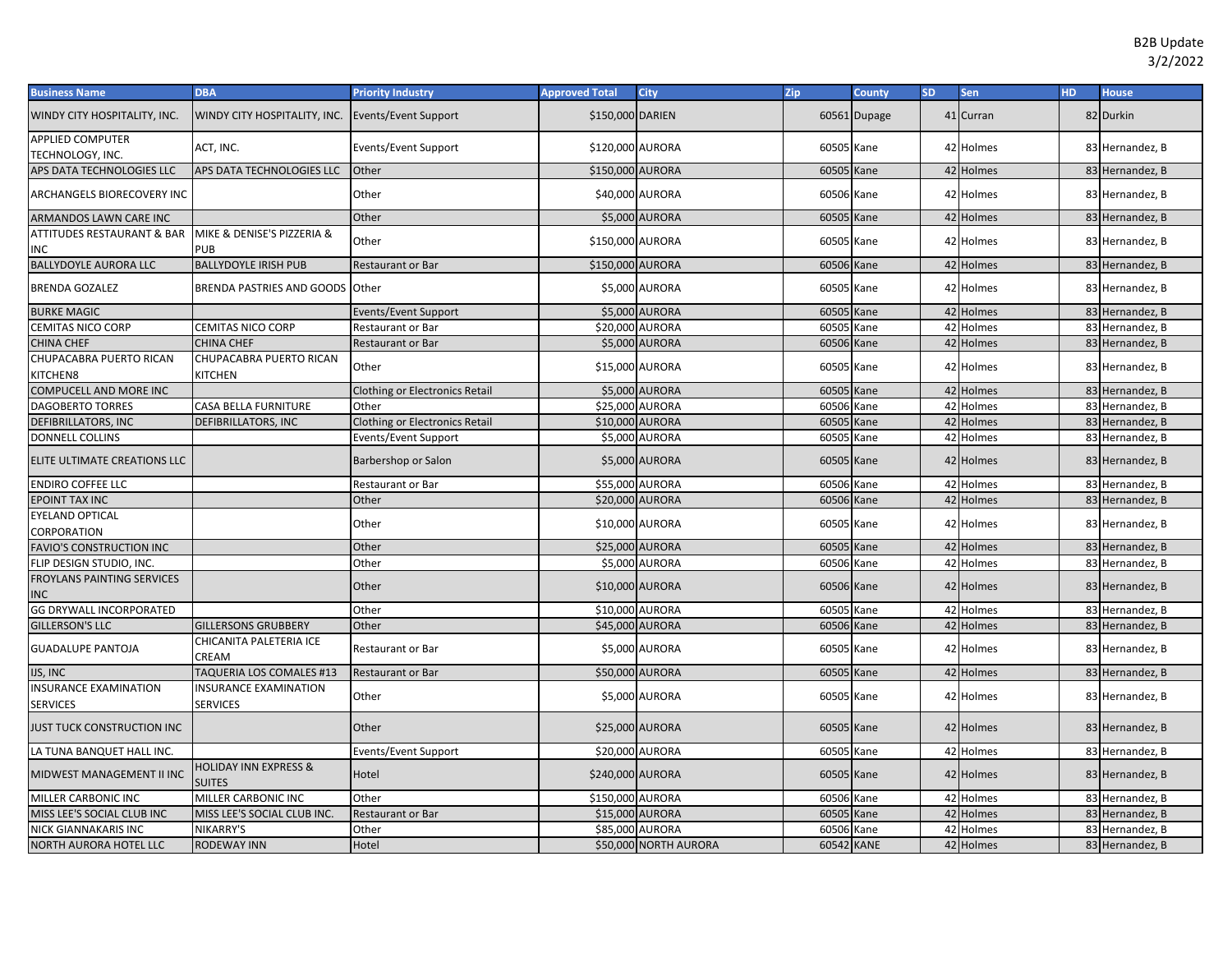B2B Update
3/2/2022

| Business Name | DBA | Priority Industry | Approved Total | City | Zip | County | SD | Sen | HD | House |
|---|---|---|---|---|---|---|---|---|---|---|
| WINDY CITY HOSPITALITY, INC. | WINDY CITY HOSPITALITY, INC. | Events/Event Support | $150,000 | DARIEN | 60561 | Dupage | 41 | Curran | 82 | Durkin |
| APPLIED COMPUTER TECHNOLOGY, INC. | ACT, INC. | Events/Event Support | $120,000 | AURORA | 60505 | Kane | 42 | Holmes | 83 | Hernandez, B |
| APS DATA TECHNOLOGIES LLC | APS DATA TECHNOLOGIES LLC | Other | $150,000 | AURORA | 60505 | Kane | 42 | Holmes | 83 | Hernandez, B |
| ARCHANGELS BIORECOVERY INC | | Other | $40,000 | AURORA | 60506 | Kane | 42 | Holmes | 83 | Hernandez, B |
| ARMANDOS LAWN CARE INC | | Other | $5,000 | AURORA | 60505 | Kane | 42 | Holmes | 83 | Hernandez, B |
| ATTITUDES RESTAURANT & BAR INC | MIKE & DENISE'S PIZZERIA & PUB | Other | $150,000 | AURORA | 60505 | Kane | 42 | Holmes | 83 | Hernandez, B |
| BALLYDOYLE AURORA LLC | BALLYDOYLE IRISH PUB | Restaurant or Bar | $150,000 | AURORA | 60506 | Kane | 42 | Holmes | 83 | Hernandez, B |
| BRENDA GOZALEZ | BRENDA PASTRIES AND GOODS | Other | $5,000 | AURORA | 60505 | Kane | 42 | Holmes | 83 | Hernandez, B |
| BURKE MAGIC | | Events/Event Support | $5,000 | AURORA | 60505 | Kane | 42 | Holmes | 83 | Hernandez, B |
| CEMITAS NICO CORP | CEMITAS NICO CORP | Restaurant or Bar | $20,000 | AURORA | 60505 | Kane | 42 | Holmes | 83 | Hernandez, B |
| CHINA CHEF | CHINA CHEF | Restaurant or Bar | $5,000 | AURORA | 60506 | Kane | 42 | Holmes | 83 | Hernandez, B |
| CHUPACABRA PUERTO RICAN KITCHEN8 | CHUPACABRA PUERTO RICAN KITCHEN | Other | $15,000 | AURORA | 60505 | Kane | 42 | Holmes | 83 | Hernandez, B |
| COMPUCELL AND MORE INC | | Clothing or Electronics Retail | $5,000 | AURORA | 60505 | Kane | 42 | Holmes | 83 | Hernandez, B |
| DAGOBERTO TORRES | CASA BELLA FURNITURE | Other | $25,000 | AURORA | 60506 | Kane | 42 | Holmes | 83 | Hernandez, B |
| DEFIBRILLATORS, INC | DEFIBRILLATORS, INC | Clothing or Electronics Retail | $10,000 | AURORA | 60505 | Kane | 42 | Holmes | 83 | Hernandez, B |
| DONNELL COLLINS | | Events/Event Support | $5,000 | AURORA | 60505 | Kane | 42 | Holmes | 83 | Hernandez, B |
| ELITE ULTIMATE CREATIONS LLC | | Barbershop or Salon | $5,000 | AURORA | 60505 | Kane | 42 | Holmes | 83 | Hernandez, B |
| ENDIRO COFFEE LLC | | Restaurant or Bar | $55,000 | AURORA | 60506 | Kane | 42 | Holmes | 83 | Hernandez, B |
| EPOINT TAX INC | | Other | $20,000 | AURORA | 60506 | Kane | 42 | Holmes | 83 | Hernandez, B |
| EYELAND OPTICAL CORPORATION | | Other | $10,000 | AURORA | 60505 | Kane | 42 | Holmes | 83 | Hernandez, B |
| FAVIO'S CONSTRUCTION INC | | Other | $25,000 | AURORA | 60505 | Kane | 42 | Holmes | 83 | Hernandez, B |
| FLIP DESIGN STUDIO, INC. | | Other | $5,000 | AURORA | 60506 | Kane | 42 | Holmes | 83 | Hernandez, B |
| FROYLANS PAINTING SERVICES INC | | Other | $10,000 | AURORA | 60506 | Kane | 42 | Holmes | 83 | Hernandez, B |
| GG DRYWALL INCORPORATED | | Other | $10,000 | AURORA | 60505 | Kane | 42 | Holmes | 83 | Hernandez, B |
| GILLERSON'S LLC | GILLERSONS GRUBBERY | Other | $45,000 | AURORA | 60506 | Kane | 42 | Holmes | 83 | Hernandez, B |
| GUADALUPE PANTOJA | CHICANITA PALETERIA ICE CREAM | Restaurant or Bar | $5,000 | AURORA | 60505 | Kane | 42 | Holmes | 83 | Hernandez, B |
| IJS, INC | TAQUERIA LOS COMALES #13 | Restaurant or Bar | $50,000 | AURORA | 60505 | Kane | 42 | Holmes | 83 | Hernandez, B |
| INSURANCE EXAMINATION SERVICES | INSURANCE EXAMINATION SERVICES | Other | $5,000 | AURORA | 60505 | Kane | 42 | Holmes | 83 | Hernandez, B |
| JUST TUCK CONSTRUCTION INC | | Other | $25,000 | AURORA | 60505 | Kane | 42 | Holmes | 83 | Hernandez, B |
| LA TUNA BANQUET HALL INC. | | Events/Event Support | $20,000 | AURORA | 60505 | Kane | 42 | Holmes | 83 | Hernandez, B |
| MIDWEST MANAGEMENT II INC | HOLIDAY INN EXPRESS & SUITES | Hotel | $240,000 | AURORA | 60505 | Kane | 42 | Holmes | 83 | Hernandez, B |
| MILLER CARBONIC INC | MILLER CARBONIC INC | Other | $150,000 | AURORA | 60506 | Kane | 42 | Holmes | 83 | Hernandez, B |
| MISS LEE'S SOCIAL CLUB INC | MISS LEE'S SOCIAL CLUB INC. | Restaurant or Bar | $15,000 | AURORA | 60505 | Kane | 42 | Holmes | 83 | Hernandez, B |
| NICK GIANNAKARIS INC | NIKARRY'S | Other | $85,000 | AURORA | 60506 | Kane | 42 | Holmes | 83 | Hernandez, B |
| NORTH AURORA HOTEL LLC | RODEWAY INN | Hotel | $50,000 | NORTH AURORA | 60542 | KANE | 42 | Holmes | 83 | Hernandez, B |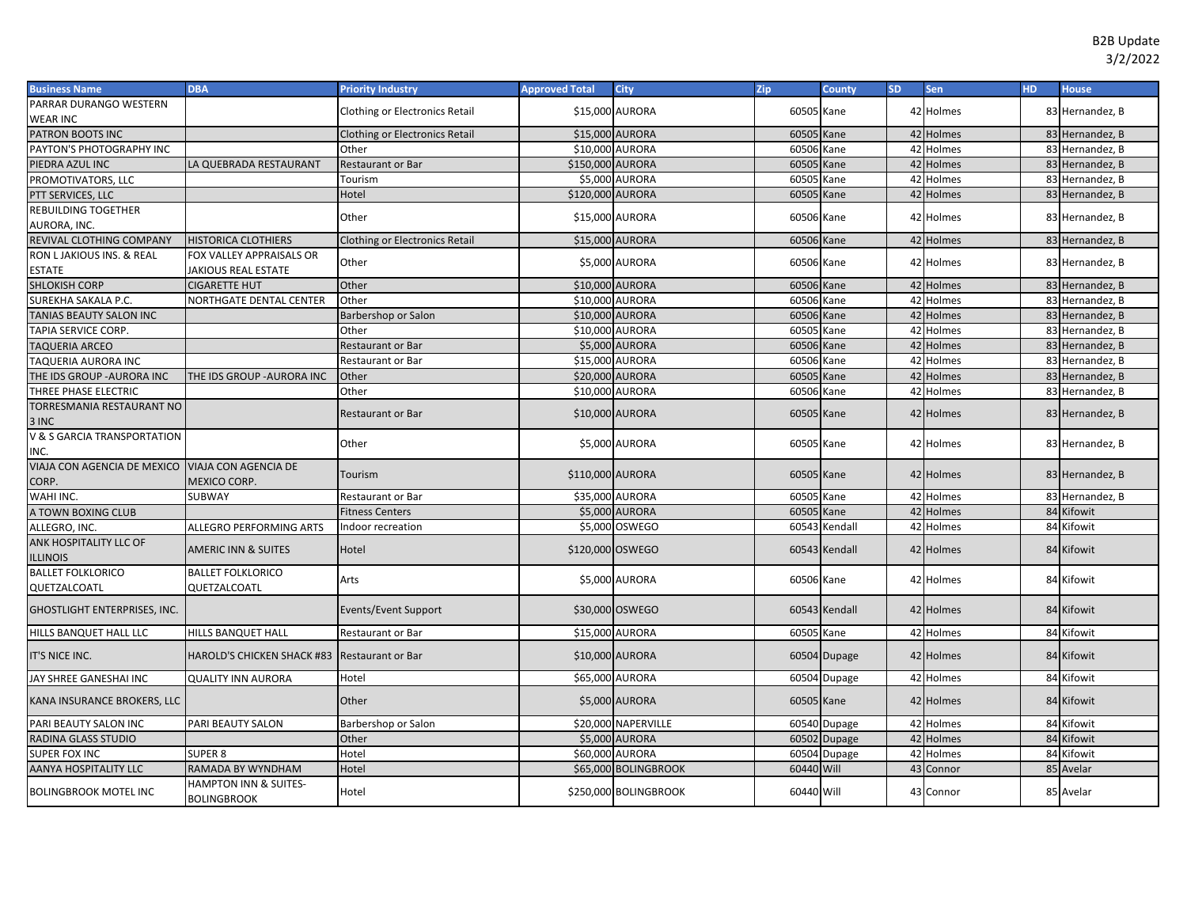B2B Update
3/2/2022

| Business Name | DBA | Priority Industry | Approved Total | City | Zip | County | SD | Sen | HD | House |
|---|---|---|---|---|---|---|---|---|---|---|
| PARRAR DURANGO WESTERN WEAR INC | | Clothing or Electronics Retail | $15,000 | AURORA | 60505 | Kane | 42 | Holmes | 83 | Hernandez, B |
| PATRON BOOTS INC | | Clothing or Electronics Retail | $15,000 | AURORA | 60505 | Kane | 42 | Holmes | 83 | Hernandez, B |
| PAYTON'S PHOTOGRAPHY INC | | Other | $10,000 | AURORA | 60506 | Kane | 42 | Holmes | 83 | Hernandez, B |
| PIEDRA AZUL INC | LA QUEBRADA RESTAURANT | Restaurant or Bar | $150,000 | AURORA | 60505 | Kane | 42 | Holmes | 83 | Hernandez, B |
| PROMOTIVATORS, LLC | | Tourism | $5,000 | AURORA | 60505 | Kane | 42 | Holmes | 83 | Hernandez, B |
| PTT SERVICES, LLC | | Hotel | $120,000 | AURORA | 60505 | Kane | 42 | Holmes | 83 | Hernandez, B |
| REBUILDING TOGETHER AURORA, INC. | | Other | $15,000 | AURORA | 60506 | Kane | 42 | Holmes | 83 | Hernandez, B |
| REVIVAL CLOTHING COMPANY | HISTORICA CLOTHIERS | Clothing or Electronics Retail | $15,000 | AURORA | 60506 | Kane | 42 | Holmes | 83 | Hernandez, B |
| RON L JAKIOUS INS. & REAL ESTATE | FOX VALLEY APPRAISALS OR JAKIOUS REAL ESTATE | Other | $5,000 | AURORA | 60506 | Kane | 42 | Holmes | 83 | Hernandez, B |
| SHLOKISH CORP | CIGARETTE HUT | Other | $10,000 | AURORA | 60506 | Kane | 42 | Holmes | 83 | Hernandez, B |
| SUREKHA SAKALA P.C. | NORTHGATE DENTAL CENTER | Other | $10,000 | AURORA | 60506 | Kane | 42 | Holmes | 83 | Hernandez, B |
| TANIAS BEAUTY SALON INC | | Barbershop or Salon | $10,000 | AURORA | 60506 | Kane | 42 | Holmes | 83 | Hernandez, B |
| TAPIA SERVICE CORP. | | Other | $10,000 | AURORA | 60505 | Kane | 42 | Holmes | 83 | Hernandez, B |
| TAQUERIA ARCEO | | Restaurant or Bar | $5,000 | AURORA | 60506 | Kane | 42 | Holmes | 83 | Hernandez, B |
| TAQUERIA AURORA INC | | Restaurant or Bar | $15,000 | AURORA | 60506 | Kane | 42 | Holmes | 83 | Hernandez, B |
| THE IDS GROUP -AURORA INC | THE IDS GROUP -AURORA INC | Other | $20,000 | AURORA | 60505 | Kane | 42 | Holmes | 83 | Hernandez, B |
| THREE PHASE ELECTRIC | | Other | $10,000 | AURORA | 60506 | Kane | 42 | Holmes | 83 | Hernandez, B |
| TORRESMANIA RESTAURANT NO 3 INC | | Restaurant or Bar | $10,000 | AURORA | 60505 | Kane | 42 | Holmes | 83 | Hernandez, B |
| V & S GARCIA TRANSPORTATION INC. | | Other | $5,000 | AURORA | 60505 | Kane | 42 | Holmes | 83 | Hernandez, B |
| VIAJA CON AGENCIA DE MEXICO CORP. | VIAJA CON AGENCIA DE MEXICO CORP. | Tourism | $110,000 | AURORA | 60505 | Kane | 42 | Holmes | 83 | Hernandez, B |
| WAHI INC. | SUBWAY | Restaurant or Bar | $35,000 | AURORA | 60505 | Kane | 42 | Holmes | 83 | Hernandez, B |
| A TOWN BOXING CLUB | | Fitness Centers | $5,000 | AURORA | 60505 | Kane | 42 | Holmes | 84 | Kifowit |
| ALLEGRO, INC. | ALLEGRO PERFORMING ARTS | Indoor recreation | $5,000 | OSWEGO | 60543 | Kendall | 42 | Holmes | 84 | Kifowit |
| ANK HOSPITALITY LLC OF ILLINOIS | AMERIC INN & SUITES | Hotel | $120,000 | OSWEGO | 60543 | Kendall | 42 | Holmes | 84 | Kifowit |
| BALLET FOLKLORICO QUETZALCOATL | BALLET FOLKLORICO QUETZALCOATL | Arts | $5,000 | AURORA | 60506 | Kane | 42 | Holmes | 84 | Kifowit |
| GHOSTLIGHT ENTERPRISES, INC. | | Events/Event Support | $30,000 | OSWEGO | 60543 | Kendall | 42 | Holmes | 84 | Kifowit |
| HILLS BANQUET HALL LLC | HILLS BANQUET HALL | Restaurant or Bar | $15,000 | AURORA | 60505 | Kane | 42 | Holmes | 84 | Kifowit |
| IT'S NICE INC. | HAROLD'S CHICKEN SHACK #83 | Restaurant or Bar | $10,000 | AURORA | 60504 | Dupage | 42 | Holmes | 84 | Kifowit |
| JAY SHREE GANESHAI INC | QUALITY INN AURORA | Hotel | $65,000 | AURORA | 60504 | Dupage | 42 | Holmes | 84 | Kifowit |
| KANA INSURANCE BROKERS, LLC | | Other | $5,000 | AURORA | 60505 | Kane | 42 | Holmes | 84 | Kifowit |
| PARI BEAUTY SALON INC | PARI BEAUTY SALON | Barbershop or Salon | $20,000 | NAPERVILLE | 60540 | Dupage | 42 | Holmes | 84 | Kifowit |
| RADINA GLASS STUDIO | | Other | $5,000 | AURORA | 60502 | Dupage | 42 | Holmes | 84 | Kifowit |
| SUPER FOX INC | SUPER 8 | Hotel | $60,000 | AURORA | 60504 | Dupage | 42 | Holmes | 84 | Kifowit |
| AANYA HOSPITALITY LLC | RAMADA BY WYNDHAM | Hotel | $65,000 | BOLINGBROOK | 60440 | Will | 43 | Connor | 85 | Avelar |
| BOLINGBROOK MOTEL INC | HAMPTON INN & SUITES-BOLINGBROOK | Hotel | $250,000 | BOLINGBROOK | 60440 | Will | 43 | Connor | 85 | Avelar |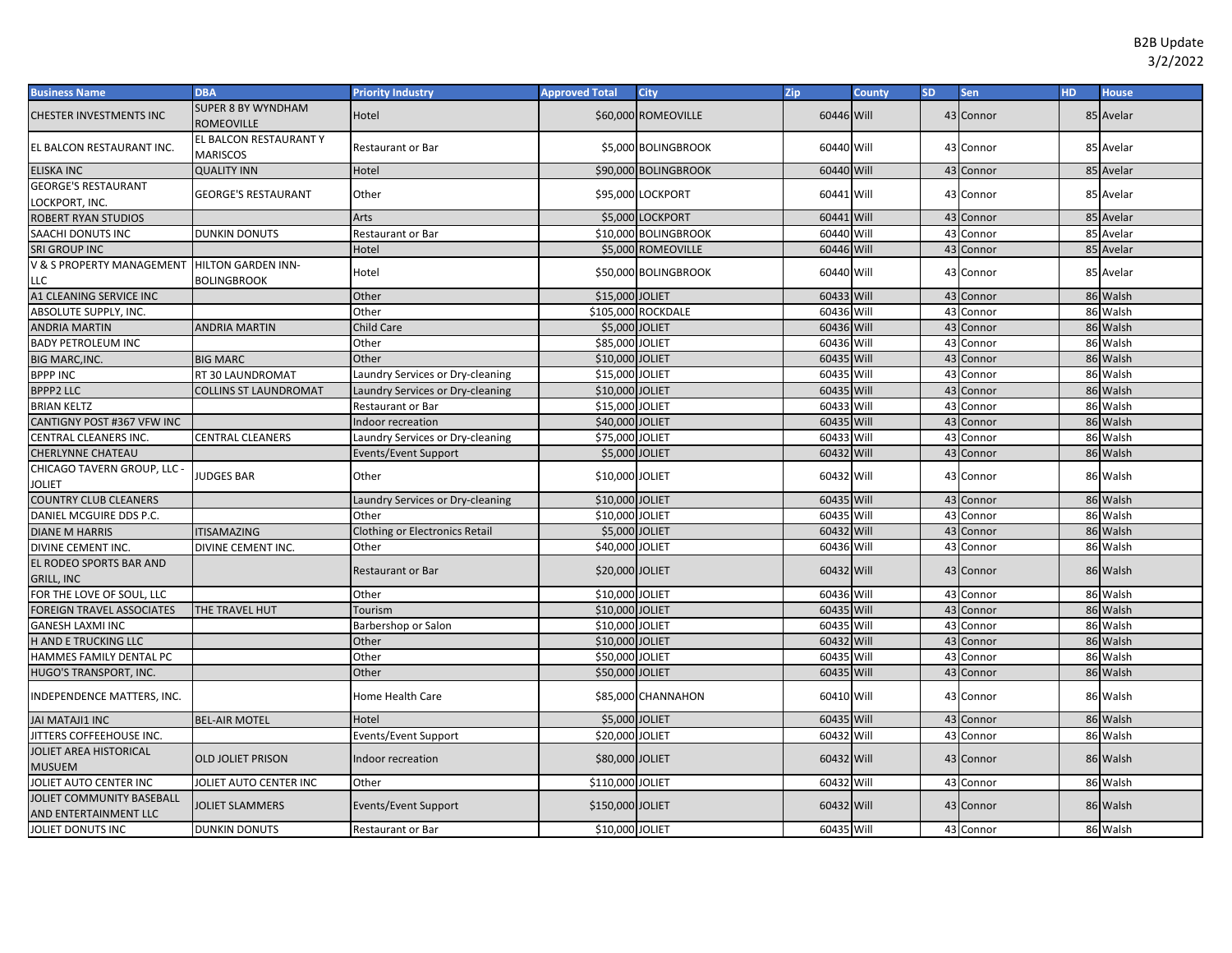B2B Update
3/2/2022

| Business Name | DBA | Priority Industry | Approved Total | City | Zip | County | SD | Sen | HD | House |
|---|---|---|---|---|---|---|---|---|---|---|
| CHESTER INVESTMENTS INC | SUPER 8 BY WYNDHAM ROMEOVILLE | Hotel | $60,000 | ROMEOVILLE | 60446 | Will | 43 | Connor | 85 | Avelar |
| EL BALCON RESTAURANT INC. | EL BALCON RESTAURANT Y MARISCOS | Restaurant or Bar | $5,000 | BOLINGBROOK | 60440 | Will | 43 | Connor | 85 | Avelar |
| ELISKA INC | QUALITY INN | Hotel | $90,000 | BOLINGBROOK | 60440 | Will | 43 | Connor | 85 | Avelar |
| GEORGE'S RESTAURANT LOCKPORT, INC. | GEORGE'S RESTAURANT | Other | $95,000 | LOCKPORT | 60441 | Will | 43 | Connor | 85 | Avelar |
| ROBERT RYAN STUDIOS | | Arts | $5,000 | LOCKPORT | 60441 | Will | 43 | Connor | 85 | Avelar |
| SAACHI DONUTS INC | DUNKIN DONUTS | Restaurant or Bar | $10,000 | BOLINGBROOK | 60440 | Will | 43 | Connor | 85 | Avelar |
| SRI GROUP INC | | Hotel | $5,000 | ROMEOVILLE | 60446 | Will | 43 | Connor | 85 | Avelar |
| V & S PROPERTY MANAGEMENT LLC | HILTON GARDEN INN-BOLINGBROOK | Hotel | $50,000 | BOLINGBROOK | 60440 | Will | 43 | Connor | 85 | Avelar |
| A1 CLEANING SERVICE INC | | Other | $15,000 | JOLIET | 60433 | Will | 43 | Connor | 86 | Walsh |
| ABSOLUTE SUPPLY, INC. | | Other | $105,000 | ROCKDALE | 60436 | Will | 43 | Connor | 86 | Walsh |
| ANDRIA MARTIN | ANDRIA MARTIN | Child Care | $5,000 | JOLIET | 60436 | Will | 43 | Connor | 86 | Walsh |
| BADY PETROLEUM INC | | Other | $85,000 | JOLIET | 60436 | Will | 43 | Connor | 86 | Walsh |
| BIG MARC,INC. | BIG MARC | Other | $10,000 | JOLIET | 60435 | Will | 43 | Connor | 86 | Walsh |
| BPPP INC | RT 30 LAUNDROMAT | Laundry Services or Dry-cleaning | $15,000 | JOLIET | 60435 | Will | 43 | Connor | 86 | Walsh |
| BPPP2 LLC | COLLINS ST LAUNDROMAT | Laundry Services or Dry-cleaning | $10,000 | JOLIET | 60435 | Will | 43 | Connor | 86 | Walsh |
| BRIAN KELTZ | | Restaurant or Bar | $15,000 | JOLIET | 60433 | Will | 43 | Connor | 86 | Walsh |
| CANTIGNY POST #367 VFW INC | | Indoor recreation | $40,000 | JOLIET | 60435 | Will | 43 | Connor | 86 | Walsh |
| CENTRAL CLEANERS INC. | CENTRAL CLEANERS | Laundry Services or Dry-cleaning | $75,000 | JOLIET | 60433 | Will | 43 | Connor | 86 | Walsh |
| CHERLYNNE CHATEAU | | Events/Event Support | $5,000 | JOLIET | 60432 | Will | 43 | Connor | 86 | Walsh |
| CHICAGO TAVERN GROUP, LLC - JOLIET | JUDGES BAR | Other | $10,000 | JOLIET | 60432 | Will | 43 | Connor | 86 | Walsh |
| COUNTRY CLUB CLEANERS | | Laundry Services or Dry-cleaning | $10,000 | JOLIET | 60435 | Will | 43 | Connor | 86 | Walsh |
| DANIEL MCGUIRE DDS P.C. | | Other | $10,000 | JOLIET | 60435 | Will | 43 | Connor | 86 | Walsh |
| DIANE M HARRIS | ITISAMAZING | Clothing or Electronics Retail | $5,000 | JOLIET | 60432 | Will | 43 | Connor | 86 | Walsh |
| DIVINE CEMENT INC. | DIVINE CEMENT INC. | Other | $40,000 | JOLIET | 60436 | Will | 43 | Connor | 86 | Walsh |
| EL RODEO SPORTS BAR AND GRILL, INC | | Restaurant or Bar | $20,000 | JOLIET | 60432 | Will | 43 | Connor | 86 | Walsh |
| FOR THE LOVE OF SOUL, LLC | | Other | $10,000 | JOLIET | 60436 | Will | 43 | Connor | 86 | Walsh |
| FOREIGN TRAVEL ASSOCIATES | THE TRAVEL HUT | Tourism | $10,000 | JOLIET | 60435 | Will | 43 | Connor | 86 | Walsh |
| GANESH LAXMI INC | | Barbershop or Salon | $10,000 | JOLIET | 60435 | Will | 43 | Connor | 86 | Walsh |
| H AND E TRUCKING LLC | | Other | $10,000 | JOLIET | 60432 | Will | 43 | Connor | 86 | Walsh |
| HAMMES FAMILY DENTAL PC | | Other | $50,000 | JOLIET | 60435 | Will | 43 | Connor | 86 | Walsh |
| HUGO'S TRANSPORT, INC. | | Other | $50,000 | JOLIET | 60435 | Will | 43 | Connor | 86 | Walsh |
| INDEPENDENCE MATTERS, INC. | | Home Health Care | $85,000 | CHANNAHON | 60410 | Will | 43 | Connor | 86 | Walsh |
| JAI MATAJI1 INC | BEL-AIR MOTEL | Hotel | $5,000 | JOLIET | 60435 | Will | 43 | Connor | 86 | Walsh |
| JITTERS COFFEEHOUSE INC. | | Events/Event Support | $20,000 | JOLIET | 60432 | Will | 43 | Connor | 86 | Walsh |
| JOLIET AREA HISTORICAL MUSUEM | OLD JOLIET PRISON | Indoor recreation | $80,000 | JOLIET | 60432 | Will | 43 | Connor | 86 | Walsh |
| JOLIET AUTO CENTER INC | JOLIET AUTO CENTER INC | Other | $110,000 | JOLIET | 60432 | Will | 43 | Connor | 86 | Walsh |
| JOLIET COMMUNITY BASEBALL AND ENTERTAINMENT LLC | JOLIET SLAMMERS | Events/Event Support | $150,000 | JOLIET | 60432 | Will | 43 | Connor | 86 | Walsh |
| JOLIET DONUTS INC | DUNKIN DONUTS | Restaurant or Bar | $10,000 | JOLIET | 60435 | Will | 43 | Connor | 86 | Walsh |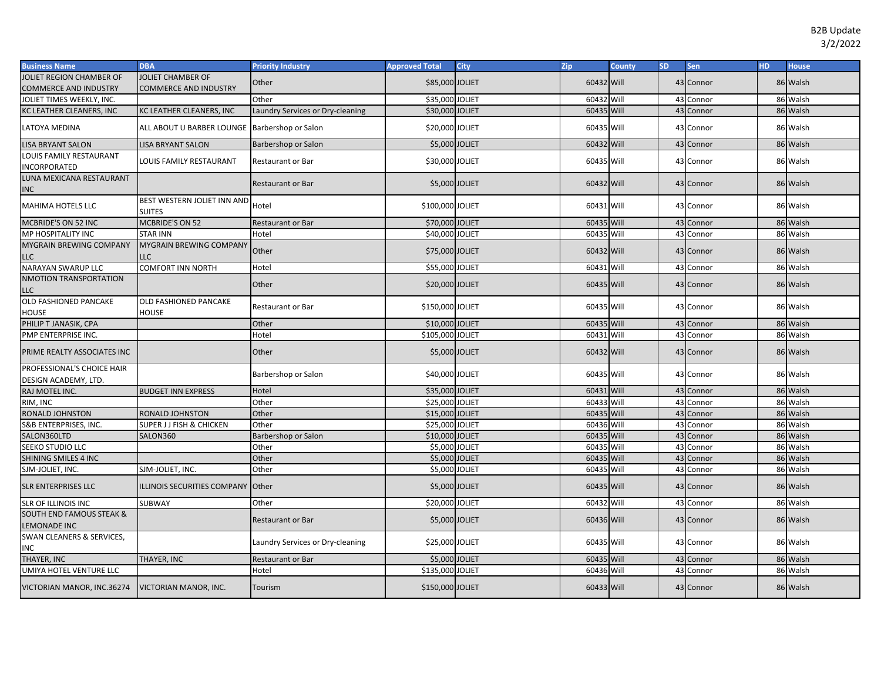B2B Update
3/2/2022

| Business Name | DBA | Priority Industry | Approved Total | City | Zip | County | SD | Sen | HD | House |
|---|---|---|---|---|---|---|---|---|---|---|
| JOLIET REGION CHAMBER OF COMMERCE AND INDUSTRY | JOLIET CHAMBER OF COMMERCE AND INDUSTRY | Other | $85,000 | JOLIET | 60432 | Will | 43 | Connor | 86 | Walsh |
| JOLIET TIMES WEEKLY, INC. | | Other | $35,000 | JOLIET | 60432 | Will | 43 | Connor | 86 | Walsh |
| KC LEATHER CLEANERS, INC | KC LEATHER CLEANERS, INC | Laundry Services or Dry-cleaning | $30,000 | JOLIET | 60435 | Will | 43 | Connor | 86 | Walsh |
| LATOYA MEDINA | ALL ABOUT U BARBER LOUNGE | Barbershop or Salon | $20,000 | JOLIET | 60435 | Will | 43 | Connor | 86 | Walsh |
| LISA BRYANT SALON | LISA BRYANT SALON | Barbershop or Salon | $5,000 | JOLIET | 60432 | Will | 43 | Connor | 86 | Walsh |
| LOUIS FAMILY RESTAURANT INCORPORATED | LOUIS FAMILY RESTAURANT | Restaurant or Bar | $30,000 | JOLIET | 60435 | Will | 43 | Connor | 86 | Walsh |
| LUNA MEXICANA RESTAURANT INC | | Restaurant or Bar | $5,000 | JOLIET | 60432 | Will | 43 | Connor | 86 | Walsh |
| MAHIMA HOTELS LLC | BEST WESTERN JOLIET INN AND SUITES | Hotel | $100,000 | JOLIET | 60431 | Will | 43 | Connor | 86 | Walsh |
| MCBRIDE'S ON 52 INC | MCBRIDE'S ON 52 | Restaurant or Bar | $70,000 | JOLIET | 60435 | Will | 43 | Connor | 86 | Walsh |
| MP HOSPITALITY INC | STAR INN | Hotel | $40,000 | JOLIET | 60435 | Will | 43 | Connor | 86 | Walsh |
| MYGRAIN BREWING COMPANY LLC | MYGRAIN BREWING COMPANY LLC | Other | $75,000 | JOLIET | 60432 | Will | 43 | Connor | 86 | Walsh |
| NARAYAN SWARUP LLC | COMFORT INN NORTH | Hotel | $55,000 | JOLIET | 60431 | Will | 43 | Connor | 86 | Walsh |
| NMOTION TRANSPORTATION LLC | | Other | $20,000 | JOLIET | 60435 | Will | 43 | Connor | 86 | Walsh |
| OLD FASHIONED PANCAKE HOUSE | OLD FASHIONED PANCAKE HOUSE | Restaurant or Bar | $150,000 | JOLIET | 60435 | Will | 43 | Connor | 86 | Walsh |
| PHILIP T JANASIK, CPA | | Other | $10,000 | JOLIET | 60435 | Will | 43 | Connor | 86 | Walsh |
| PMP ENTERPRISE INC. | | Hotel | $105,000 | JOLIET | 60431 | Will | 43 | Connor | 86 | Walsh |
| PRIME REALTY ASSOCIATES INC | | Other | $5,000 | JOLIET | 60432 | Will | 43 | Connor | 86 | Walsh |
| PROFESSIONAL'S CHOICE HAIR DESIGN ACADEMY, LTD. | | Barbershop or Salon | $40,000 | JOLIET | 60435 | Will | 43 | Connor | 86 | Walsh |
| RAJ MOTEL INC. | BUDGET INN EXPRESS | Hotel | $35,000 | JOLIET | 60431 | Will | 43 | Connor | 86 | Walsh |
| RIM, INC | | Other | $25,000 | JOLIET | 60433 | Will | 43 | Connor | 86 | Walsh |
| RONALD JOHNSTON | RONALD JOHNSTON | Other | $15,000 | JOLIET | 60435 | Will | 43 | Connor | 86 | Walsh |
| S&B ENTERPRISES, INC. | SUPER J J FISH & CHICKEN | Other | $25,000 | JOLIET | 60436 | Will | 43 | Connor | 86 | Walsh |
| SALON360LTD | SALON360 | Barbershop or Salon | $10,000 | JOLIET | 60435 | Will | 43 | Connor | 86 | Walsh |
| SEEKO STUDIO LLC | | Other | $5,000 | JOLIET | 60435 | Will | 43 | Connor | 86 | Walsh |
| SHINING SMILES 4 INC | | Other | $5,000 | JOLIET | 60435 | Will | 43 | Connor | 86 | Walsh |
| SJM-JOLIET, INC. | SJM-JOLIET, INC. | Other | $5,000 | JOLIET | 60435 | Will | 43 | Connor | 86 | Walsh |
| SLR ENTERPRISES LLC | ILLINOIS SECURITIES COMPANY | Other | $5,000 | JOLIET | 60435 | Will | 43 | Connor | 86 | Walsh |
| SLR OF ILLINOIS INC | SUBWAY | Other | $20,000 | JOLIET | 60432 | Will | 43 | Connor | 86 | Walsh |
| SOUTH END FAMOUS STEAK & LEMONADE INC | | Restaurant or Bar | $5,000 | JOLIET | 60436 | Will | 43 | Connor | 86 | Walsh |
| SWAN CLEANERS & SERVICES, INC | | Laundry Services or Dry-cleaning | $25,000 | JOLIET | 60435 | Will | 43 | Connor | 86 | Walsh |
| THAYER, INC | THAYER, INC | Restaurant or Bar | $5,000 | JOLIET | 60435 | Will | 43 | Connor | 86 | Walsh |
| UMIYA HOTEL VENTURE LLC | | Hotel | $135,000 | JOLIET | 60436 | Will | 43 | Connor | 86 | Walsh |
| VICTORIAN MANOR, INC.36274 | VICTORIAN MANOR, INC. | Tourism | $150,000 | JOLIET | 60433 | Will | 43 | Connor | 86 | Walsh |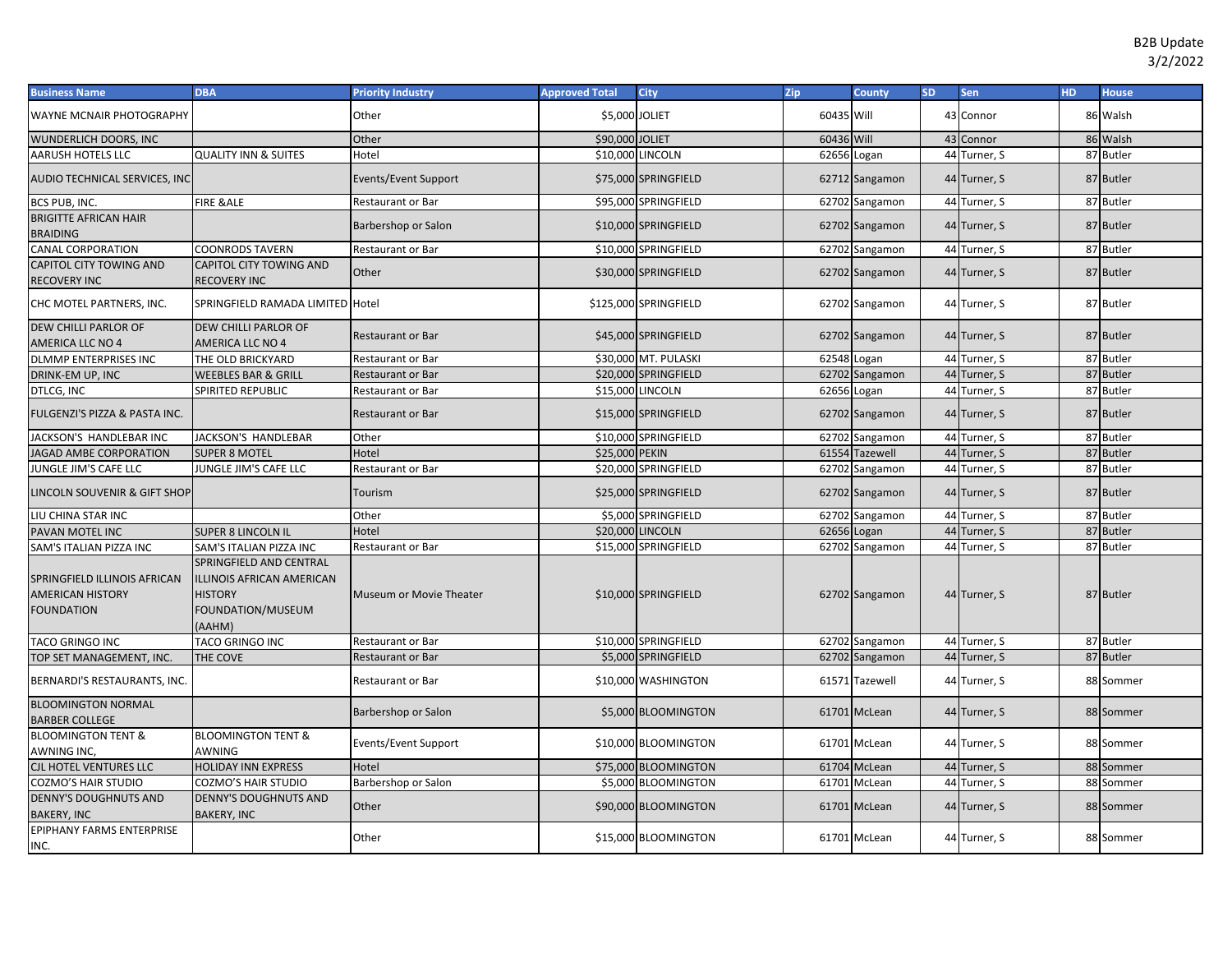B2B Update
3/2/2022

| Business Name | DBA | Priority Industry | Approved Total | City | Zip | County | SD | Sen | HD | House |
|---|---|---|---|---|---|---|---|---|---|---|
| WAYNE MCNAIR PHOTOGRAPHY | | Other | $5,000 | JOLIET | 60435 | Will | 43 | Connor | 86 | Walsh |
| WUNDERLICH DOORS, INC | | Other | $90,000 | JOLIET | 60436 | Will | 43 | Connor | 86 | Walsh |
| AARUSH HOTELS LLC | QUALITY INN & SUITES | Hotel | $10,000 | LINCOLN | 62656 | Logan | 44 | Turner, S | 87 | Butler |
| AUDIO TECHNICAL SERVICES, INC | | Events/Event Support | $75,000 | SPRINGFIELD | 62712 | Sangamon | 44 | Turner, S | 87 | Butler |
| BCS PUB, INC. | FIRE &ALE | Restaurant or Bar | $95,000 | SPRINGFIELD | 62702 | Sangamon | 44 | Turner, S | 87 | Butler |
| BRIGITTE AFRICAN HAIR BRAIDING | | Barbershop or Salon | $10,000 | SPRINGFIELD | 62702 | Sangamon | 44 | Turner, S | 87 | Butler |
| CANAL CORPORATION | COONRODS TAVERN | Restaurant or Bar | $10,000 | SPRINGFIELD | 62702 | Sangamon | 44 | Turner, S | 87 | Butler |
| CAPITOL CITY TOWING AND RECOVERY INC | CAPITOL CITY TOWING AND RECOVERY INC | Other | $30,000 | SPRINGFIELD | 62702 | Sangamon | 44 | Turner, S | 87 | Butler |
| CHC MOTEL PARTNERS, INC. | SPRINGFIELD RAMADA LIMITED | Hotel | $125,000 | SPRINGFIELD | 62702 | Sangamon | 44 | Turner, S | 87 | Butler |
| DEW CHILLI PARLOR OF AMERICA LLC NO 4 | DEW CHILLI PARLOR OF AMERICA LLC NO 4 | Restaurant or Bar | $45,000 | SPRINGFIELD | 62702 | Sangamon | 44 | Turner, S | 87 | Butler |
| DLMMP ENTERPRISES INC | THE OLD BRICKYARD | Restaurant or Bar | $30,000 | MT. PULASKI | 62548 | Logan | 44 | Turner, S | 87 | Butler |
| DRINK-EM UP, INC | WEEBLES BAR & GRILL | Restaurant or Bar | $20,000 | SPRINGFIELD | 62702 | Sangamon | 44 | Turner, S | 87 | Butler |
| DTLCG, INC | SPIRITED REPUBLIC | Restaurant or Bar | $15,000 | LINCOLN | 62656 | Logan | 44 | Turner, S | 87 | Butler |
| FULGENZI'S PIZZA & PASTA INC. | | Restaurant or Bar | $15,000 | SPRINGFIELD | 62702 | Sangamon | 44 | Turner, S | 87 | Butler |
| JACKSON'S HANDLEBAR INC | JACKSON'S HANDLEBAR | Other | $10,000 | SPRINGFIELD | 62702 | Sangamon | 44 | Turner, S | 87 | Butler |
| JAGAD AMBE CORPORATION | SUPER 8 MOTEL | Hotel | $25,000 | PEKIN | 61554 | Tazewell | 44 | Turner, S | 87 | Butler |
| JUNGLE JIM'S CAFE LLC | JUNGLE JIM'S CAFE LLC | Restaurant or Bar | $20,000 | SPRINGFIELD | 62702 | Sangamon | 44 | Turner, S | 87 | Butler |
| LINCOLN SOUVENIR & GIFT SHOP | | Tourism | $25,000 | SPRINGFIELD | 62702 | Sangamon | 44 | Turner, S | 87 | Butler |
| LIU CHINA STAR INC | | Other | $5,000 | SPRINGFIELD | 62702 | Sangamon | 44 | Turner, S | 87 | Butler |
| PAVAN MOTEL INC | SUPER 8 LINCOLN IL | Hotel | $20,000 | LINCOLN | 62656 | Logan | 44 | Turner, S | 87 | Butler |
| SAM'S ITALIAN PIZZA INC | SAM'S ITALIAN PIZZA INC | Restaurant or Bar | $15,000 | SPRINGFIELD | 62702 | Sangamon | 44 | Turner, S | 87 | Butler |
| SPRINGFIELD ILLINOIS AFRICAN AMERICAN HISTORY FOUNDATION | SPRINGFIELD AND CENTRAL ILLINOIS AFRICAN AMERICAN HISTORY FOUNDATION/MUSEUM (AAHM) | Museum or Movie Theater | $10,000 | SPRINGFIELD | 62702 | Sangamon | 44 | Turner, S | 87 | Butler |
| TACO GRINGO INC | TACO GRINGO INC | Restaurant or Bar | $10,000 | SPRINGFIELD | 62702 | Sangamon | 44 | Turner, S | 87 | Butler |
| TOP SET MANAGEMENT, INC. | THE COVE | Restaurant or Bar | $5,000 | SPRINGFIELD | 62702 | Sangamon | 44 | Turner, S | 87 | Butler |
| BERNARDI'S RESTAURANTS, INC. | | Restaurant or Bar | $10,000 | WASHINGTON | 61571 | Tazewell | 44 | Turner, S | 88 | Sommer |
| BLOOMINGTON NORMAL BARBER COLLEGE | | Barbershop or Salon | $5,000 | BLOOMINGTON | 61701 | McLean | 44 | Turner, S | 88 | Sommer |
| BLOOMINGTON TENT & AWNING INC, | BLOOMINGTON TENT & AWNING | Events/Event Support | $10,000 | BLOOMINGTON | 61701 | McLean | 44 | Turner, S | 88 | Sommer |
| CJL HOTEL VENTURES LLC | HOLIDAY INN EXPRESS | Hotel | $75,000 | BLOOMINGTON | 61704 | McLean | 44 | Turner, S | 88 | Sommer |
| COZMO'S HAIR STUDIO | COZMO'S HAIR STUDIO | Barbershop or Salon | $5,000 | BLOOMINGTON | 61701 | McLean | 44 | Turner, S | 88 | Sommer |
| DENNY'S DOUGHNUTS AND BAKERY, INC | DENNY'S DOUGHNUTS AND BAKERY, INC | Other | $90,000 | BLOOMINGTON | 61701 | McLean | 44 | Turner, S | 88 | Sommer |
| EPIPHANY FARMS ENTERPRISE INC. | | Other | $15,000 | BLOOMINGTON | 61701 | McLean | 44 | Turner, S | 88 | Sommer |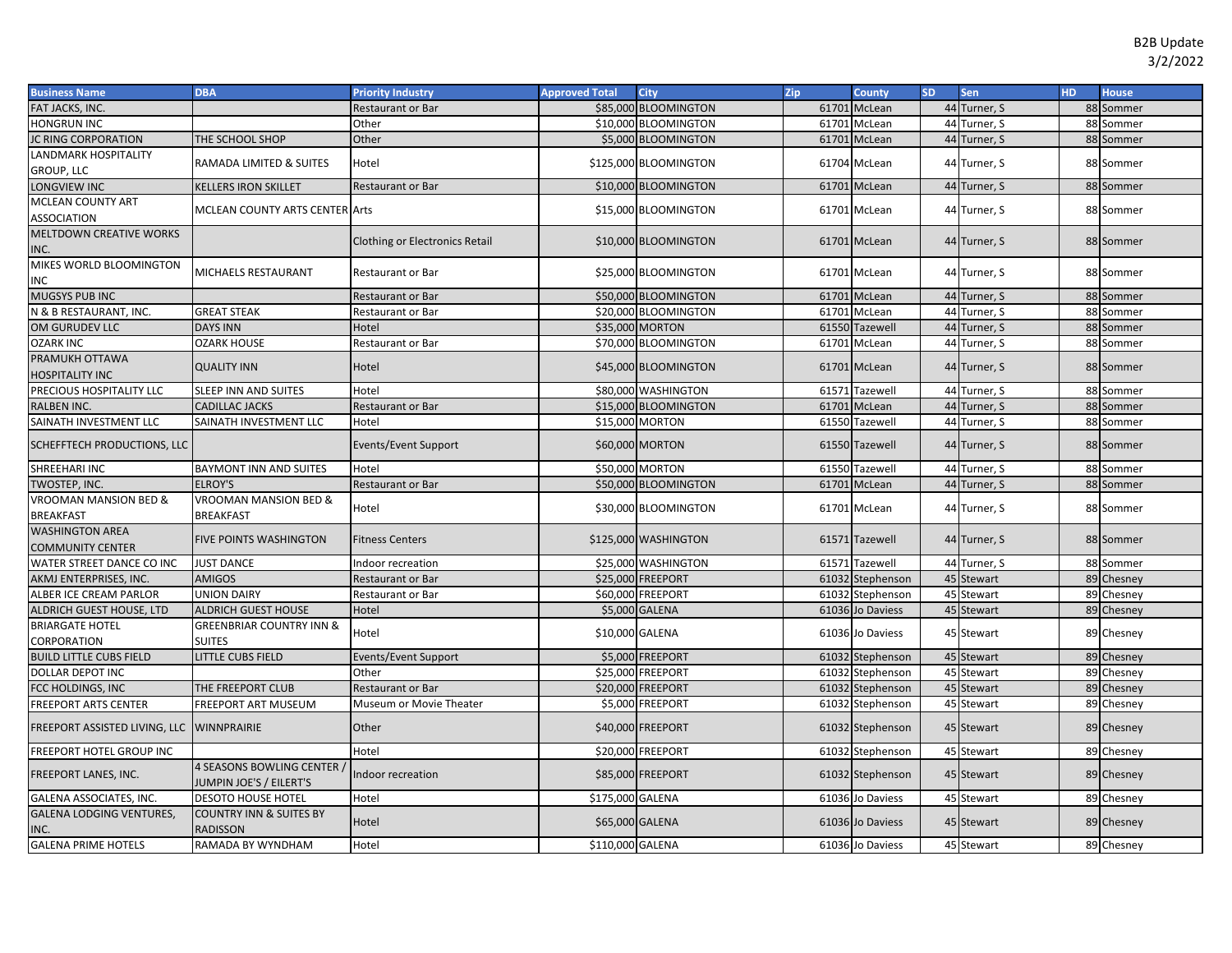B2B Update
3/2/2022

| Business Name | DBA | Priority Industry | Approved Total | City | Zip | County | SD | Sen | HD | House |
|---|---|---|---|---|---|---|---|---|---|---|
| FAT JACKS, INC. | | Restaurant or Bar | $85,000 | BLOOMINGTON | 61701 | McLean | 44 | Turner, S | 88 | Sommer |
| HONGRUN INC | | Other | $10,000 | BLOOMINGTON | 61701 | McLean | 44 | Turner, S | 88 | Sommer |
| JC RING CORPORATION | THE SCHOOL SHOP | Other | $5,000 | BLOOMINGTON | 61701 | McLean | 44 | Turner, S | 88 | Sommer |
| LANDMARK HOSPITALITY GROUP, LLC | RAMADA LIMITED & SUITES | Hotel | $125,000 | BLOOMINGTON | 61704 | McLean | 44 | Turner, S | 88 | Sommer |
| LONGVIEW INC | KELLERS IRON SKILLET | Restaurant or Bar | $10,000 | BLOOMINGTON | 61701 | McLean | 44 | Turner, S | 88 | Sommer |
| MCLEAN COUNTY ART ASSOCIATION | MCLEAN COUNTY ARTS CENTER | Arts | $15,000 | BLOOMINGTON | 61701 | McLean | 44 | Turner, S | 88 | Sommer |
| MELTDOWN CREATIVE WORKS INC. | | Clothing or Electronics Retail | $10,000 | BLOOMINGTON | 61701 | McLean | 44 | Turner, S | 88 | Sommer |
| MIKES WORLD BLOOMINGTON INC | MICHAELS RESTAURANT | Restaurant or Bar | $25,000 | BLOOMINGTON | 61701 | McLean | 44 | Turner, S | 88 | Sommer |
| MUGSYS PUB INC | | Restaurant or Bar | $50,000 | BLOOMINGTON | 61701 | McLean | 44 | Turner, S | 88 | Sommer |
| N & B RESTAURANT, INC. | GREAT STEAK | Restaurant or Bar | $20,000 | BLOOMINGTON | 61701 | McLean | 44 | Turner, S | 88 | Sommer |
| OM GURUDEV LLC | DAYS INN | Hotel | $35,000 | MORTON | 61550 | Tazewell | 44 | Turner, S | 88 | Sommer |
| OZARK INC | OZARK HOUSE | Restaurant or Bar | $70,000 | BLOOMINGTON | 61701 | McLean | 44 | Turner, S | 88 | Sommer |
| PRAMUKH OTTAWA HOSPITALITY INC | QUALITY INN | Hotel | $45,000 | BLOOMINGTON | 61701 | McLean | 44 | Turner, S | 88 | Sommer |
| PRECIOUS HOSPITALITY LLC | SLEEP INN AND SUITES | Hotel | $80,000 | WASHINGTON | 61571 | Tazewell | 44 | Turner, S | 88 | Sommer |
| RALBEN INC. | CADILLAC JACKS | Restaurant or Bar | $15,000 | BLOOMINGTON | 61701 | McLean | 44 | Turner, S | 88 | Sommer |
| SAINATH INVESTMENT LLC | SAINATH INVESTMENT LLC | Hotel | $15,000 | MORTON | 61550 | Tazewell | 44 | Turner, S | 88 | Sommer |
| SCHEFFTECH PRODUCTIONS, LLC | | Events/Event Support | $60,000 | MORTON | 61550 | Tazewell | 44 | Turner, S | 88 | Sommer |
| SHREEHARI INC | BAYMONT INN AND SUITES | Hotel | $50,000 | MORTON | 61550 | Tazewell | 44 | Turner, S | 88 | Sommer |
| TWOSTEP, INC. | ELROY'S | Restaurant or Bar | $50,000 | BLOOMINGTON | 61701 | McLean | 44 | Turner, S | 88 | Sommer |
| VROOMAN MANSION BED & BREAKFAST | VROOMAN MANSION BED & BREAKFAST | Hotel | $30,000 | BLOOMINGTON | 61701 | McLean | 44 | Turner, S | 88 | Sommer |
| WASHINGTON AREA COMMUNITY CENTER | FIVE POINTS WASHINGTON | Fitness Centers | $125,000 | WASHINGTON | 61571 | Tazewell | 44 | Turner, S | 88 | Sommer |
| WATER STREET DANCE CO INC | JUST DANCE | Indoor recreation | $25,000 | WASHINGTON | 61571 | Tazewell | 44 | Turner, S | 88 | Sommer |
| AKMJ ENTERPRISES, INC. | AMIGOS | Restaurant or Bar | $25,000 | FREEPORT | 61032 | Stephenson | 45 | Stewart | 89 | Chesney |
| ALBER ICE CREAM PARLOR | UNION DAIRY | Restaurant or Bar | $60,000 | FREEPORT | 61032 | Stephenson | 45 | Stewart | 89 | Chesney |
| ALDRICH GUEST HOUSE, LTD | ALDRICH GUEST HOUSE | Hotel | $5,000 | GALENA | 61036 | Jo Daviess | 45 | Stewart | 89 | Chesney |
| BRIARGATE HOTEL CORPORATION | GREENBRIAR COUNTRY INN & SUITES | Hotel | $10,000 | GALENA | 61036 | Jo Daviess | 45 | Stewart | 89 | Chesney |
| BUILD LITTLE CUBS FIELD | LITTLE CUBS FIELD | Events/Event Support | $5,000 | FREEPORT | 61032 | Stephenson | 45 | Stewart | 89 | Chesney |
| DOLLAR DEPOT INC | | Other | $25,000 | FREEPORT | 61032 | Stephenson | 45 | Stewart | 89 | Chesney |
| FCC HOLDINGS, INC | THE FREEPORT CLUB | Restaurant or Bar | $20,000 | FREEPORT | 61032 | Stephenson | 45 | Stewart | 89 | Chesney |
| FREEPORT ARTS CENTER | FREEPORT ART MUSEUM | Museum or Movie Theater | $5,000 | FREEPORT | 61032 | Stephenson | 45 | Stewart | 89 | Chesney |
| FREEPORT ASSISTED LIVING, LLC | WINNPRAIRIE | Other | $40,000 | FREEPORT | 61032 | Stephenson | 45 | Stewart | 89 | Chesney |
| FREEPORT HOTEL GROUP INC | | Hotel | $20,000 | FREEPORT | 61032 | Stephenson | 45 | Stewart | 89 | Chesney |
| FREEPORT LANES, INC. | 4 SEASONS BOWLING CENTER / JUMPIN JOE'S / EILERT'S | Indoor recreation | $85,000 | FREEPORT | 61032 | Stephenson | 45 | Stewart | 89 | Chesney |
| GALENA ASSOCIATES, INC. | DESOTO HOUSE HOTEL | Hotel | $175,000 | GALENA | 61036 | Jo Daviess | 45 | Stewart | 89 | Chesney |
| GALENA LODGING VENTURES, INC. | COUNTRY INN & SUITES BY RADISSON | Hotel | $65,000 | GALENA | 61036 | Jo Daviess | 45 | Stewart | 89 | Chesney |
| GALENA PRIME HOTELS | RAMADA BY WYNDHAM | Hotel | $110,000 | GALENA | 61036 | Jo Daviess | 45 | Stewart | 89 | Chesney |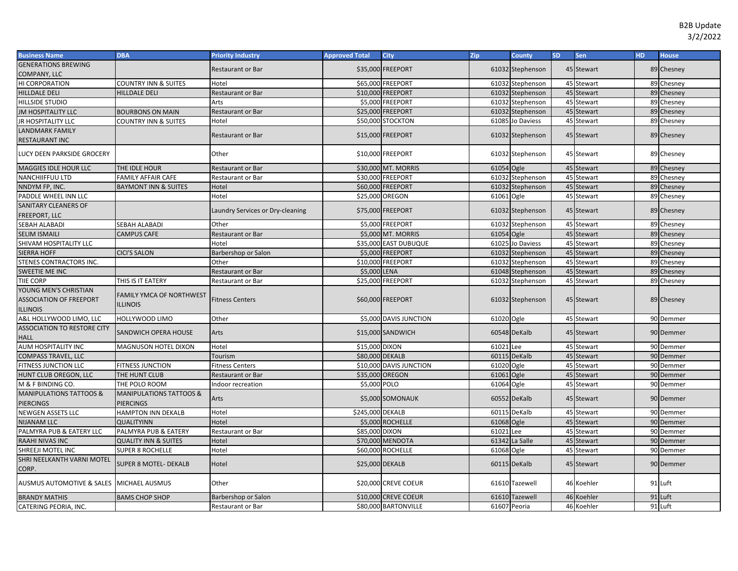B2B Update
3/2/2022

| Business Name | DBA | Priority Industry | Approved Total | City | Zip | County | SD | Sen | HD | House |
|---|---|---|---|---|---|---|---|---|---|---|
| GENERATIONS BREWING COMPANY, LLC | | Restaurant or Bar | $35,000 | FREEPORT | 61032 | Stephenson | 45 | Stewart | 89 | Chesney |
| HI CORPORATION | COUNTRY INN & SUITES | Hotel | $65,000 | FREEPORT | 61032 | Stephenson | 45 | Stewart | 89 | Chesney |
| HILLDALE DELI | HILLDALE DELI | Restaurant or Bar | $10,000 | FREEPORT | 61032 | Stephenson | 45 | Stewart | 89 | Chesney |
| HILLSIDE STUDIO | | Arts | $5,000 | FREEPORT | 61032 | Stephenson | 45 | Stewart | 89 | Chesney |
| JM HOSPITALITY LLC | BOURBONS ON MAIN | Restaurant or Bar | $25,000 | FREEPORT | 61032 | Stephenson | 45 | Stewart | 89 | Chesney |
| JR HOSPITALITY LLC | COUNTRY INN & SUITES | Hotel | $50,000 | STOCKTON | 61085 | Jo Daviess | 45 | Stewart | 89 | Chesney |
| LANDMARK FAMILY RESTAURANT INC | | Restaurant or Bar | $15,000 | FREEPORT | 61032 | Stephenson | 45 | Stewart | 89 | Chesney |
| LUCY DEEN PARKSIDE GROCERY | | Other | $10,000 | FREEPORT | 61032 | Stephenson | 45 | Stewart | 89 | Chesney |
| MAGGIES IDLE HOUR LLC | THE IDLE HOUR | Restaurant or Bar | $30,000 | MT. MORRIS | 61054 | Ogle | 45 | Stewart | 89 | Chesney |
| NANCHIIFFUU LTD | FAMILY AFFAIR CAFE | Restaurant or Bar | $30,000 | FREEPORT | 61032 | Stephenson | 45 | Stewart | 89 | Chesney |
| NNDYM FP, INC. | BAYMONT INN & SUITES | Hotel | $60,000 | FREEPORT | 61032 | Stephenson | 45 | Stewart | 89 | Chesney |
| PADDLE WHEEL INN LLC | | Hotel | $25,000 | OREGON | 61061 | Ogle | 45 | Stewart | 89 | Chesney |
| SANITARY CLEANERS OF FREEPORT, LLC | | Laundry Services or Dry-cleaning | $75,000 | FREEPORT | 61032 | Stephenson | 45 | Stewart | 89 | Chesney |
| SEBAH ALABADI | SEBAH ALABADI | Other | $5,000 | FREEPORT | 61032 | Stephenson | 45 | Stewart | 89 | Chesney |
| SELIM ISMAILI | CAMPUS CAFE | Restaurant or Bar | $5,000 | MT. MORRIS | 61054 | Ogle | 45 | Stewart | 89 | Chesney |
| SHIVAM HOSPITALITY LLC | | Hotel | $35,000 | EAST DUBUQUE | 61025 | Jo Daviess | 45 | Stewart | 89 | Chesney |
| SIERRA HOFF | CICI'S SALON | Barbershop or Salon | $5,000 | FREEPORT | 61032 | Stephenson | 45 | Stewart | 89 | Chesney |
| STENES CONTRACTORS INC. | | Other | $10,000 | FREEPORT | 61032 | Stephenson | 45 | Stewart | 89 | Chesney |
| SWEETIE ME INC | | Restaurant or Bar | $5,000 | LENA | 61048 | Stephenson | 45 | Stewart | 89 | Chesney |
| TIIE CORP | THIS IS IT EATERY | Restaurant or Bar | $25,000 | FREEPORT | 61032 | Stephenson | 45 | Stewart | 89 | Chesney |
| YOUNG MEN'S CHRISTIAN ASSOCIATION OF FREEPORT ILLINOIS | FAMILY YMCA OF NORTHWEST ILLINOIS | Fitness Centers | $60,000 | FREEPORT | 61032 | Stephenson | 45 | Stewart | 89 | Chesney |
| A&L HOLLYWOOD LIMO, LLC | HOLLYWOOD LIMO | Other | $5,000 | DAVIS JUNCTION | 61020 | Ogle | 45 | Stewart | 90 | Demmer |
| ASSOCIATION TO RESTORE CITY HALL | SANDWICH OPERA HOUSE | Arts | $15,000 | SANDWICH | 60548 | DeKalb | 45 | Stewart | 90 | Demmer |
| AUM HOSPITALITY INC | MAGNUSON HOTEL DIXON | Hotel | $15,000 | DIXON | 61021 | Lee | 45 | Stewart | 90 | Demmer |
| COMPASS TRAVEL, LLC | | Tourism | $80,000 | DEKALB | 60115 | DeKalb | 45 | Stewart | 90 | Demmer |
| FITNESS JUNCTION LLC | FITNESS JUNCTION | Fitness Centers | $10,000 | DAVIS JUNCTION | 61020 | Ogle | 45 | Stewart | 90 | Demmer |
| HUNT CLUB OREGON, LLC | THE HUNT CLUB | Restaurant or Bar | $35,000 | OREGON | 61061 | Ogle | 45 | Stewart | 90 | Demmer |
| M & F BINDING CO. | THE POLO ROOM | Indoor recreation | $5,000 | POLO | 61064 | Ogle | 45 | Stewart | 90 | Demmer |
| MANIPULATIONS TATTOOS & PIERCINGS | MANIPULATIONS TATTOOS & PIERCINGS | Arts | $5,000 | SOMONAUK | 60552 | DeKalb | 45 | Stewart | 90 | Demmer |
| NEWGEN ASSETS LLC | HAMPTON INN DEKALB | Hotel | $245,000 | DEKALB | 60115 | DeKalb | 45 | Stewart | 90 | Demmer |
| NIJANAM LLC | QUALITYINN | Hotel | $5,000 | ROCHELLE | 61068 | Ogle | 45 | Stewart | 90 | Demmer |
| PALMYRA PUB & EATERY LLC | PALMYRA PUB & EATERY | Restaurant or Bar | $85,000 | DIXON | 61021 | Lee | 45 | Stewart | 90 | Demmer |
| RAAHI NIVAS INC | QUALITY INN & SUITES | Hotel | $70,000 | MENDOTA | 61342 | La Salle | 45 | Stewart | 90 | Demmer |
| SHREEJI MOTEL INC | SUPER 8 ROCHELLE | Hotel | $60,000 | ROCHELLE | 61068 | Ogle | 45 | Stewart | 90 | Demmer |
| SHRI NEELKANTH VARNI MOTEL CORP. | SUPER 8 MOTEL- DEKALB | Hotel | $25,000 | DEKALB | 60115 | DeKalb | 45 | Stewart | 90 | Demmer |
| AUSMUS AUTOMOTIVE & SALES | MICHAEL AUSMUS | Other | $20,000 | CREVE COEUR | 61610 | Tazewell | 46 | Koehler | 91 | Luft |
| BRANDY MATHIS | BAMS CHOP SHOP | Barbershop or Salon | $10,000 | CREVE COEUR | 61610 | Tazewell | 46 | Koehler | 91 | Luft |
| CATERING PEORIA, INC. | | Restaurant or Bar | $80,000 | BARTONVILLE | 61607 | Peoria | 46 | Koehler | 91 | Luft |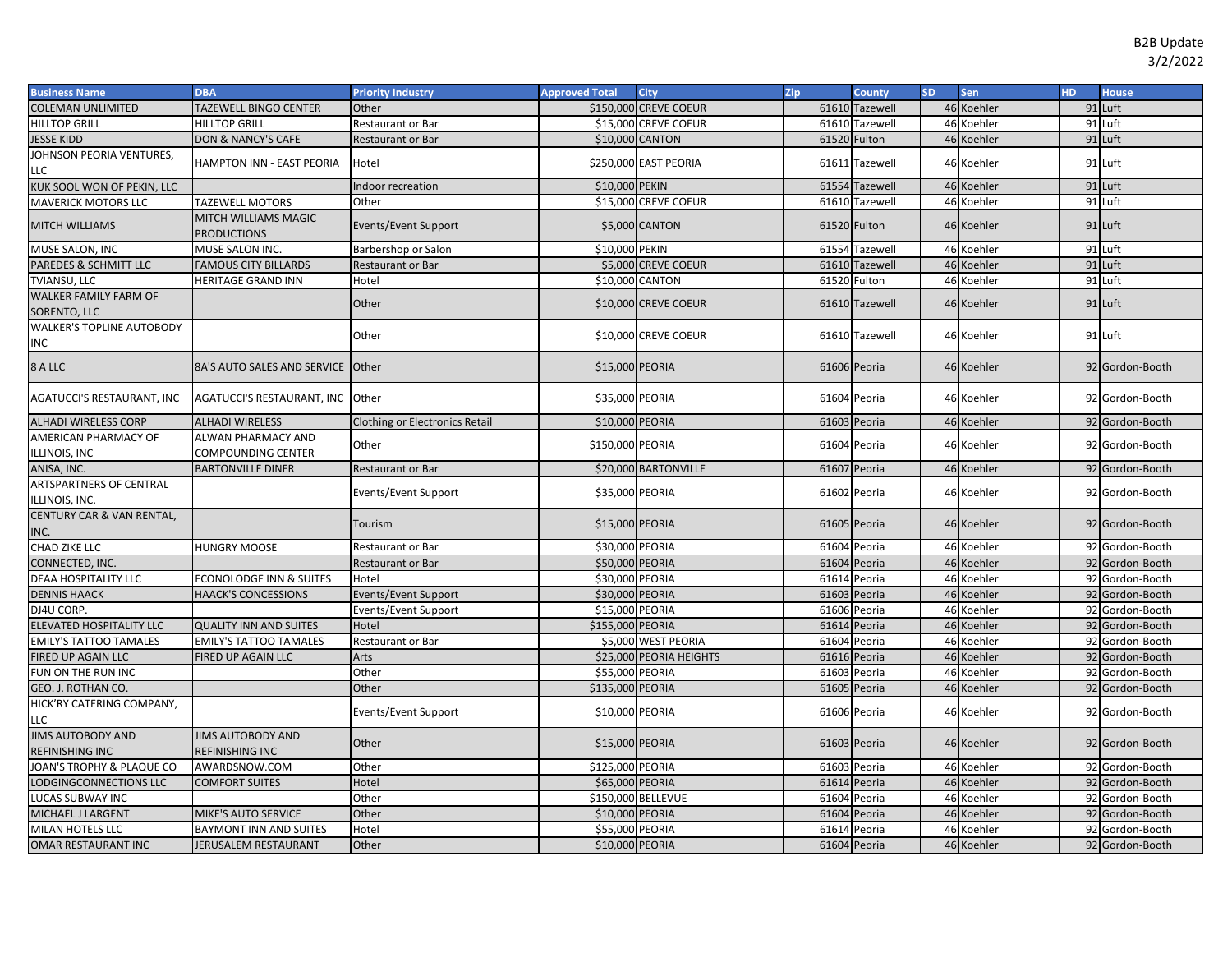B2B Update
3/2/2022

| Business Name | DBA | Priority Industry | Approved Total | City | Zip | County | SD | Sen | HD | House |
|---|---|---|---|---|---|---|---|---|---|---|
| COLEMAN UNLIMITED | TAZEWELL BINGO CENTER | Other | $150,000 | CREVE COEUR | 61610 | Tazewell | 46 | Koehler | 91 | Luft |
| HILLTOP GRILL | HILLTOP GRILL | Restaurant or Bar | $15,000 | CREVE COEUR | 61610 | Tazewell | 46 | Koehler | 91 | Luft |
| JESSE KIDD | DON & NANCY'S CAFE | Restaurant or Bar | $10,000 | CANTON | 61520 | Fulton | 46 | Koehler | 91 | Luft |
| JOHNSON PEORIA VENTURES, LLC | HAMPTON INN - EAST PEORIA | Hotel | $250,000 | EAST PEORIA | 61611 | Tazewell | 46 | Koehler | 91 | Luft |
| KUK SOOL WON OF PEKIN, LLC | | Indoor recreation | $10,000 | PEKIN | 61554 | Tazewell | 46 | Koehler | 91 | Luft |
| MAVERICK MOTORS LLC | TAZEWELL MOTORS | Other | $15,000 | CREVE COEUR | 61610 | Tazewell | 46 | Koehler | 91 | Luft |
| MITCH WILLIAMS | MITCH WILLIAMS MAGIC PRODUCTIONS | Events/Event Support | $5,000 | CANTON | 61520 | Fulton | 46 | Koehler | 91 | Luft |
| MUSE SALON, INC | MUSE SALON INC. | Barbershop or Salon | $10,000 | PEKIN | 61554 | Tazewell | 46 | Koehler | 91 | Luft |
| PAREDES & SCHMITT LLC | FAMOUS CITY BILLARDS | Restaurant or Bar | $5,000 | CREVE COEUR | 61610 | Tazewell | 46 | Koehler | 91 | Luft |
| TVIANSU, LLC | HERITAGE GRAND INN | Hotel | $10,000 | CANTON | 61520 | Fulton | 46 | Koehler | 91 | Luft |
| WALKER FAMILY FARM OF SORENTO, LLC | | Other | $10,000 | CREVE COEUR | 61610 | Tazewell | 46 | Koehler | 91 | Luft |
| WALKER'S TOPLINE AUTOBODY INC | | Other | $10,000 | CREVE COEUR | 61610 | Tazewell | 46 | Koehler | 91 | Luft |
| 8 A LLC | 8A'S AUTO SALES AND SERVICE | Other | $15,000 | PEORIA | 61606 | Peoria | 46 | Koehler | 92 | Gordon-Booth |
| AGATUCCI'S RESTAURANT, INC | AGATUCCI'S RESTAURANT, INC | Other | $35,000 | PEORIA | 61604 | Peoria | 46 | Koehler | 92 | Gordon-Booth |
| ALHADI WIRELESS CORP | ALHADI WIRELESS | Clothing or Electronics Retail | $10,000 | PEORIA | 61603 | Peoria | 46 | Koehler | 92 | Gordon-Booth |
| AMERICAN PHARMACY OF ILLINOIS, INC | ALWAN PHARMACY AND COMPOUNDING CENTER | Other | $150,000 | PEORIA | 61604 | Peoria | 46 | Koehler | 92 | Gordon-Booth |
| ANISA, INC. | BARTONVILLE DINER | Restaurant or Bar | $20,000 | BARTONVILLE | 61607 | Peoria | 46 | Koehler | 92 | Gordon-Booth |
| ARTSPARTNERS OF CENTRAL ILLINOIS, INC. | | Events/Event Support | $35,000 | PEORIA | 61602 | Peoria | 46 | Koehler | 92 | Gordon-Booth |
| CENTURY CAR & VAN RENTAL, INC. | | Tourism | $15,000 | PEORIA | 61605 | Peoria | 46 | Koehler | 92 | Gordon-Booth |
| CHAD ZIKE LLC | HUNGRY MOOSE | Restaurant or Bar | $30,000 | PEORIA | 61604 | Peoria | 46 | Koehler | 92 | Gordon-Booth |
| CONNECTED, INC. | | Restaurant or Bar | $50,000 | PEORIA | 61604 | Peoria | 46 | Koehler | 92 | Gordon-Booth |
| DEAA HOSPITALITY LLC | ECONOLODGE INN & SUITES | Hotel | $30,000 | PEORIA | 61614 | Peoria | 46 | Koehler | 92 | Gordon-Booth |
| DENNIS HAACK | HAACK'S CONCESSIONS | Events/Event Support | $30,000 | PEORIA | 61603 | Peoria | 46 | Koehler | 92 | Gordon-Booth |
| DJ4U CORP. | | Events/Event Support | $15,000 | PEORIA | 61606 | Peoria | 46 | Koehler | 92 | Gordon-Booth |
| ELEVATED HOSPITALITY LLC | QUALITY INN AND SUITES | Hotel | $155,000 | PEORIA | 61614 | Peoria | 46 | Koehler | 92 | Gordon-Booth |
| EMILY'S TATTOO TAMALES | EMILY'S TATTOO TAMALES | Restaurant or Bar | $5,000 | WEST PEORIA | 61604 | Peoria | 46 | Koehler | 92 | Gordon-Booth |
| FIRED UP AGAIN LLC | FIRED UP AGAIN LLC | Arts | $25,000 | PEORIA HEIGHTS | 61616 | Peoria | 46 | Koehler | 92 | Gordon-Booth |
| FUN ON THE RUN INC | | Other | $55,000 | PEORIA | 61603 | Peoria | 46 | Koehler | 92 | Gordon-Booth |
| GEO. J. ROTHAN CO. | | Other | $135,000 | PEORIA | 61605 | Peoria | 46 | Koehler | 92 | Gordon-Booth |
| HICK'RY CATERING COMPANY, LLC | | Events/Event Support | $10,000 | PEORIA | 61606 | Peoria | 46 | Koehler | 92 | Gordon-Booth |
| JIMS AUTOBODY AND REFINISHING INC | JIMS AUTOBODY AND REFINISHING INC | Other | $15,000 | PEORIA | 61603 | Peoria | 46 | Koehler | 92 | Gordon-Booth |
| JOAN'S TROPHY & PLAQUE CO | AWARDSNOW.COM | Other | $125,000 | PEORIA | 61603 | Peoria | 46 | Koehler | 92 | Gordon-Booth |
| LODGINGCONNECTIONS LLC | COMFORT SUITES | Hotel | $65,000 | PEORIA | 61614 | Peoria | 46 | Koehler | 92 | Gordon-Booth |
| LUCAS SUBWAY INC | | Other | $150,000 | BELLEVUE | 61604 | Peoria | 46 | Koehler | 92 | Gordon-Booth |
| MICHAEL J LARGENT | MIKE'S AUTO SERVICE | Other | $10,000 | PEORIA | 61604 | Peoria | 46 | Koehler | 92 | Gordon-Booth |
| MILAN HOTELS LLC | BAYMONT INN AND SUITES | Hotel | $55,000 | PEORIA | 61614 | Peoria | 46 | Koehler | 92 | Gordon-Booth |
| OMAR RESTAURANT INC | JERUSALEM RESTAURANT | Other | $10,000 | PEORIA | 61604 | Peoria | 46 | Koehler | 92 | Gordon-Booth |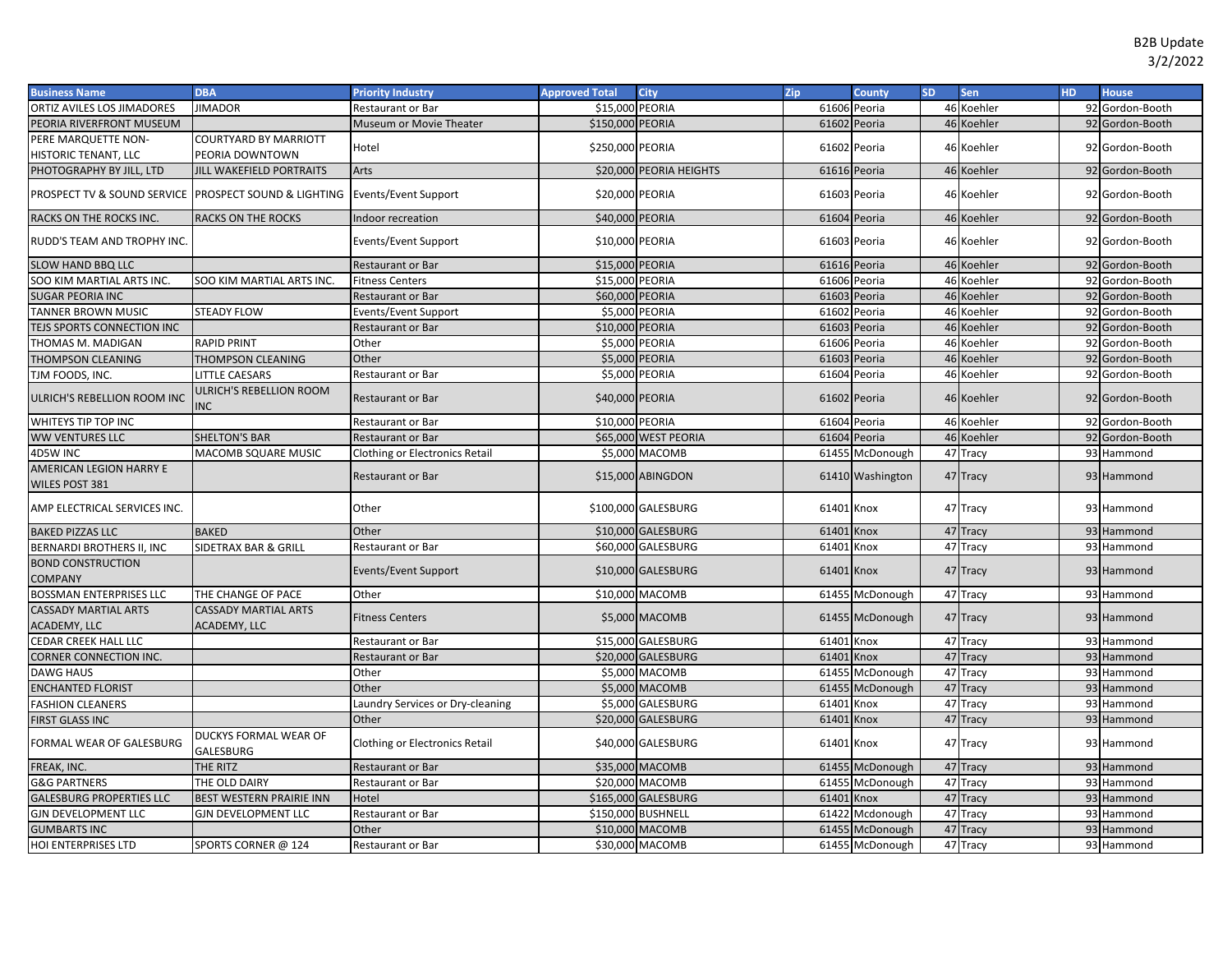B2B Update
3/2/2022

| Business Name | DBA | Priority Industry | Approved Total | City | Zip | County | SD | Sen | HD | House |
|---|---|---|---|---|---|---|---|---|---|---|
| ORTIZ AVILES LOS JIMADORES | JIMADOR | Restaurant or Bar | $15,000 | PEORIA | 61606 | Peoria | 46 | Koehler | 92 | Gordon-Booth |
| PEORIA RIVERFRONT MUSEUM | | Museum or Movie Theater | $150,000 | PEORIA | 61602 | Peoria | 46 | Koehler | 92 | Gordon-Booth |
| PERE MARQUETTE NON-HISTORIC TENANT, LLC | COURTYARD BY MARRIOTT PEORIA DOWNTOWN | Hotel | $250,000 | PEORIA | 61602 | Peoria | 46 | Koehler | 92 | Gordon-Booth |
| PHOTOGRAPHY BY JILL, LTD | JILL WAKEFIELD PORTRAITS | Arts | $20,000 | PEORIA HEIGHTS | 61616 | Peoria | 46 | Koehler | 92 | Gordon-Booth |
| PROSPECT TV & SOUND SERVICE | PROSPECT SOUND & LIGHTING | Events/Event Support | $20,000 | PEORIA | 61603 | Peoria | 46 | Koehler | 92 | Gordon-Booth |
| RACKS ON THE ROCKS INC. | RACKS ON THE ROCKS | Indoor recreation | $40,000 | PEORIA | 61604 | Peoria | 46 | Koehler | 92 | Gordon-Booth |
| RUDD'S TEAM AND TROPHY INC. | | Events/Event Support | $10,000 | PEORIA | 61603 | Peoria | 46 | Koehler | 92 | Gordon-Booth |
| SLOW HAND BBQ LLC | | Restaurant or Bar | $15,000 | PEORIA | 61616 | Peoria | 46 | Koehler | 92 | Gordon-Booth |
| SOO KIM MARTIAL ARTS INC. | SOO KIM MARTIAL ARTS INC. | Fitness Centers | $15,000 | PEORIA | 61606 | Peoria | 46 | Koehler | 92 | Gordon-Booth |
| SUGAR PEORIA INC | | Restaurant or Bar | $60,000 | PEORIA | 61603 | Peoria | 46 | Koehler | 92 | Gordon-Booth |
| TANNER BROWN MUSIC | STEADY FLOW | Events/Event Support | $5,000 | PEORIA | 61602 | Peoria | 46 | Koehler | 92 | Gordon-Booth |
| TEJS SPORTS CONNECTION INC | | Restaurant or Bar | $10,000 | PEORIA | 61603 | Peoria | 46 | Koehler | 92 | Gordon-Booth |
| THOMAS M. MADIGAN | RAPID PRINT | Other | $5,000 | PEORIA | 61606 | Peoria | 46 | Koehler | 92 | Gordon-Booth |
| THOMPSON CLEANING | THOMPSON CLEANING | Other | $5,000 | PEORIA | 61603 | Peoria | 46 | Koehler | 92 | Gordon-Booth |
| TJM FOODS, INC. | LITTLE CAESARS | Restaurant or Bar | $5,000 | PEORIA | 61604 | Peoria | 46 | Koehler | 92 | Gordon-Booth |
| ULRICH'S REBELLION ROOM INC | ULRICH'S REBELLION ROOM INC | Restaurant or Bar | $40,000 | PEORIA | 61602 | Peoria | 46 | Koehler | 92 | Gordon-Booth |
| WHITEYS TIP TOP INC | | Restaurant or Bar | $10,000 | PEORIA | 61604 | Peoria | 46 | Koehler | 92 | Gordon-Booth |
| WW VENTURES LLC | SHELTON'S BAR | Restaurant or Bar | $65,000 | WEST PEORIA | 61604 | Peoria | 46 | Koehler | 92 | Gordon-Booth |
| 4D5W INC | MACOMB SQUARE MUSIC | Clothing or Electronics Retail | $5,000 | MACOMB | 61455 | McDonough | 47 | Tracy | 93 | Hammond |
| AMERICAN LEGION HARRY E WILES POST 381 | | Restaurant or Bar | $15,000 | ABINGDON | 61410 | Washington | 47 | Tracy | 93 | Hammond |
| AMP ELECTRICAL SERVICES INC. | | Other | $100,000 | GALESBURG | 61401 | Knox | 47 | Tracy | 93 | Hammond |
| BAKED PIZZAS LLC | BAKED | Other | $10,000 | GALESBURG | 61401 | Knox | 47 | Tracy | 93 | Hammond |
| BERNARDI BROTHERS II, INC | SIDETRAX BAR & GRILL | Restaurant or Bar | $60,000 | GALESBURG | 61401 | Knox | 47 | Tracy | 93 | Hammond |
| BOND CONSTRUCTION COMPANY | | Events/Event Support | $10,000 | GALESBURG | 61401 | Knox | 47 | Tracy | 93 | Hammond |
| BOSSMAN ENTERPRISES LLC | THE CHANGE OF PACE | Other | $10,000 | MACOMB | 61455 | McDonough | 47 | Tracy | 93 | Hammond |
| CASSADY MARTIAL ARTS ACADEMY, LLC | CASSADY MARTIAL ARTS ACADEMY, LLC | Fitness Centers | $5,000 | MACOMB | 61455 | McDonough | 47 | Tracy | 93 | Hammond |
| CEDAR CREEK HALL LLC | | Restaurant or Bar | $15,000 | GALESBURG | 61401 | Knox | 47 | Tracy | 93 | Hammond |
| CORNER CONNECTION INC. | | Restaurant or Bar | $20,000 | GALESBURG | 61401 | Knox | 47 | Tracy | 93 | Hammond |
| DAWG HAUS | | Other | $5,000 | MACOMB | 61455 | McDonough | 47 | Tracy | 93 | Hammond |
| ENCHANTED FLORIST | | Other | $5,000 | MACOMB | 61455 | McDonough | 47 | Tracy | 93 | Hammond |
| FASHION CLEANERS | | Laundry Services or Dry-cleaning | $5,000 | GALESBURG | 61401 | Knox | 47 | Tracy | 93 | Hammond |
| FIRST GLASS INC | | Other | $20,000 | GALESBURG | 61401 | Knox | 47 | Tracy | 93 | Hammond |
| FORMAL WEAR OF GALESBURG | DUCKYS FORMAL WEAR OF GALESBURG | Clothing or Electronics Retail | $40,000 | GALESBURG | 61401 | Knox | 47 | Tracy | 93 | Hammond |
| FREAK, INC. | THE RITZ | Restaurant or Bar | $35,000 | MACOMB | 61455 | McDonough | 47 | Tracy | 93 | Hammond |
| G&G PARTNERS | THE OLD DAIRY | Restaurant or Bar | $20,000 | MACOMB | 61455 | McDonough | 47 | Tracy | 93 | Hammond |
| GALESBURG PROPERTIES LLC | BEST WESTERN PRAIRIE INN | Hotel | $165,000 | GALESBURG | 61401 | Knox | 47 | Tracy | 93 | Hammond |
| GJN DEVELOPMENT LLC | GJN DEVELOPMENT LLC | Restaurant or Bar | $150,000 | BUSHNELL | 61422 | Mcdonough | 47 | Tracy | 93 | Hammond |
| GUMBARTS INC | | Other | $10,000 | MACOMB | 61455 | McDonough | 47 | Tracy | 93 | Hammond |
| HOI ENTERPRISES LTD | SPORTS CORNER @ 124 | Restaurant or Bar | $30,000 | MACOMB | 61455 | McDonough | 47 | Tracy | 93 | Hammond |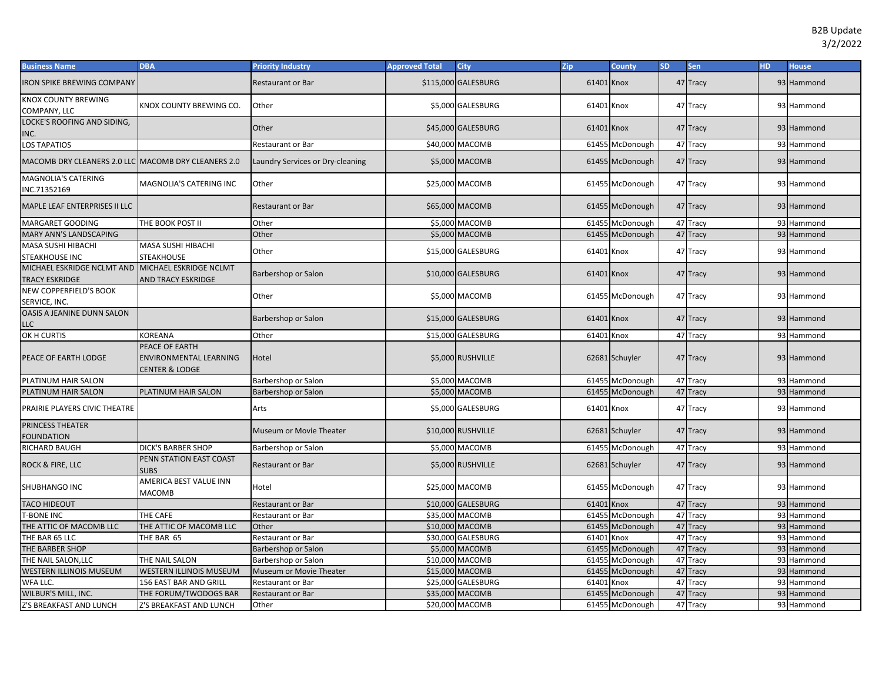B2B Update
3/2/2022

| Business Name | DBA | Priority Industry | Approved Total | City | Zip | County | SD | Sen | HD | House |
|---|---|---|---|---|---|---|---|---|---|---|
| IRON SPIKE BREWING COMPANY | | Restaurant or Bar | $115,000 | GALESBURG | 61401 | Knox | 47 | Tracy | 93 | Hammond |
| KNOX COUNTY BREWING COMPANY, LLC | KNOX COUNTY BREWING CO. | Other | $5,000 | GALESBURG | 61401 | Knox | 47 | Tracy | 93 | Hammond |
| LOCKE'S ROOFING AND SIDING, INC. | | Other | $45,000 | GALESBURG | 61401 | Knox | 47 | Tracy | 93 | Hammond |
| LOS TAPATIOS | | Restaurant or Bar | $40,000 | MACOMB | 61455 | McDonough | 47 | Tracy | 93 | Hammond |
| MACOMB DRY CLEANERS 2.0 LLC | MACOMB DRY CLEANERS 2.0 | Laundry Services or Dry-cleaning | $5,000 | MACOMB | 61455 | McDonough | 47 | Tracy | 93 | Hammond |
| MAGNOLIA'S CATERING INC.71352169 | MAGNOLIA'S CATERING INC | Other | $25,000 | MACOMB | 61455 | McDonough | 47 | Tracy | 93 | Hammond |
| MAPLE LEAF ENTERPRISES II LLC | | Restaurant or Bar | $65,000 | MACOMB | 61455 | McDonough | 47 | Tracy | 93 | Hammond |
| MARGARET GOODING | THE BOOK POST II | Other | $5,000 | MACOMB | 61455 | McDonough | 47 | Tracy | 93 | Hammond |
| MARY ANN'S LANDSCAPING | | Other | $5,000 | MACOMB | 61455 | McDonough | 47 | Tracy | 93 | Hammond |
| MASA SUSHI HIBACHI STEAKHOUSE INC | MASA SUSHI HIBACHI STEAKHOUSE | Other | $15,000 | GALESBURG | 61401 | Knox | 47 | Tracy | 93 | Hammond |
| MICHAEL ESKRIDGE NCLMT AND TRACY ESKRIDGE | MICHAEL ESKRIDGE NCLMT AND TRACY ESKRIDGE | Barbershop or Salon | $10,000 | GALESBURG | 61401 | Knox | 47 | Tracy | 93 | Hammond |
| NEW COPPERFIELD'S BOOK SERVICE, INC. | | Other | $5,000 | MACOMB | 61455 | McDonough | 47 | Tracy | 93 | Hammond |
| OASIS A JEANINE DUNN SALON LLC | | Barbershop or Salon | $15,000 | GALESBURG | 61401 | Knox | 47 | Tracy | 93 | Hammond |
| OK H CURTIS | KOREANA | Other | $15,000 | GALESBURG | 61401 | Knox | 47 | Tracy | 93 | Hammond |
| PEACE OF EARTH LODGE | PEACE OF EARTH ENVIRONMENTAL LEARNING CENTER & LODGE | Hotel | $5,000 | RUSHVILLE | 62681 | Schuyler | 47 | Tracy | 93 | Hammond |
| PLATINUM HAIR SALON | | Barbershop or Salon | $5,000 | MACOMB | 61455 | McDonough | 47 | Tracy | 93 | Hammond |
| PLATINUM HAIR SALON | PLATINUM HAIR SALON | Barbershop or Salon | $5,000 | MACOMB | 61455 | McDonough | 47 | Tracy | 93 | Hammond |
| PRAIRIE PLAYERS CIVIC THEATRE | | Arts | $5,000 | GALESBURG | 61401 | Knox | 47 | Tracy | 93 | Hammond |
| PRINCESS THEATER FOUNDATION | | Museum or Movie Theater | $10,000 | RUSHVILLE | 62681 | Schuyler | 47 | Tracy | 93 | Hammond |
| RICHARD BAUGH | DICK'S BARBER SHOP | Barbershop or Salon | $5,000 | MACOMB | 61455 | McDonough | 47 | Tracy | 93 | Hammond |
| ROCK & FIRE, LLC | PENN STATION EAST COAST SUBS | Restaurant or Bar | $5,000 | RUSHVILLE | 62681 | Schuyler | 47 | Tracy | 93 | Hammond |
| SHUBHANGO INC | AMERICA BEST VALUE INN MACOMB | Hotel | $25,000 | MACOMB | 61455 | McDonough | 47 | Tracy | 93 | Hammond |
| TACO HIDEOUT | | Restaurant or Bar | $10,000 | GALESBURG | 61401 | Knox | 47 | Tracy | 93 | Hammond |
| T-BONE INC | THE CAFE | Restaurant or Bar | $35,000 | MACOMB | 61455 | McDonough | 47 | Tracy | 93 | Hammond |
| THE ATTIC OF MACOMB LLC | THE ATTIC OF MACOMB LLC | Other | $10,000 | MACOMB | 61455 | McDonough | 47 | Tracy | 93 | Hammond |
| THE BAR 65 LLC | THE BAR 65 | Restaurant or Bar | $30,000 | GALESBURG | 61401 | Knox | 47 | Tracy | 93 | Hammond |
| THE BARBER SHOP | | Barbershop or Salon | $5,000 | MACOMB | 61455 | McDonough | 47 | Tracy | 93 | Hammond |
| THE NAIL SALON,LLC | THE NAIL SALON | Barbershop or Salon | $10,000 | MACOMB | 61455 | McDonough | 47 | Tracy | 93 | Hammond |
| WESTERN ILLINOIS MUSEUM | WESTERN ILLINOIS MUSEUM | Museum or Movie Theater | $15,000 | MACOMB | 61455 | McDonough | 47 | Tracy | 93 | Hammond |
| WFA LLC. | 156 EAST BAR AND GRILL | Restaurant or Bar | $25,000 | GALESBURG | 61401 | Knox | 47 | Tracy | 93 | Hammond |
| WILBUR'S MILL, INC. | THE FORUM/TWODOGS BAR | Restaurant or Bar | $35,000 | MACOMB | 61455 | McDonough | 47 | Tracy | 93 | Hammond |
| Z'S BREAKFAST AND LUNCH | Z'S BREAKFAST AND LUNCH | Other | $20,000 | MACOMB | 61455 | McDonough | 47 | Tracy | 93 | Hammond |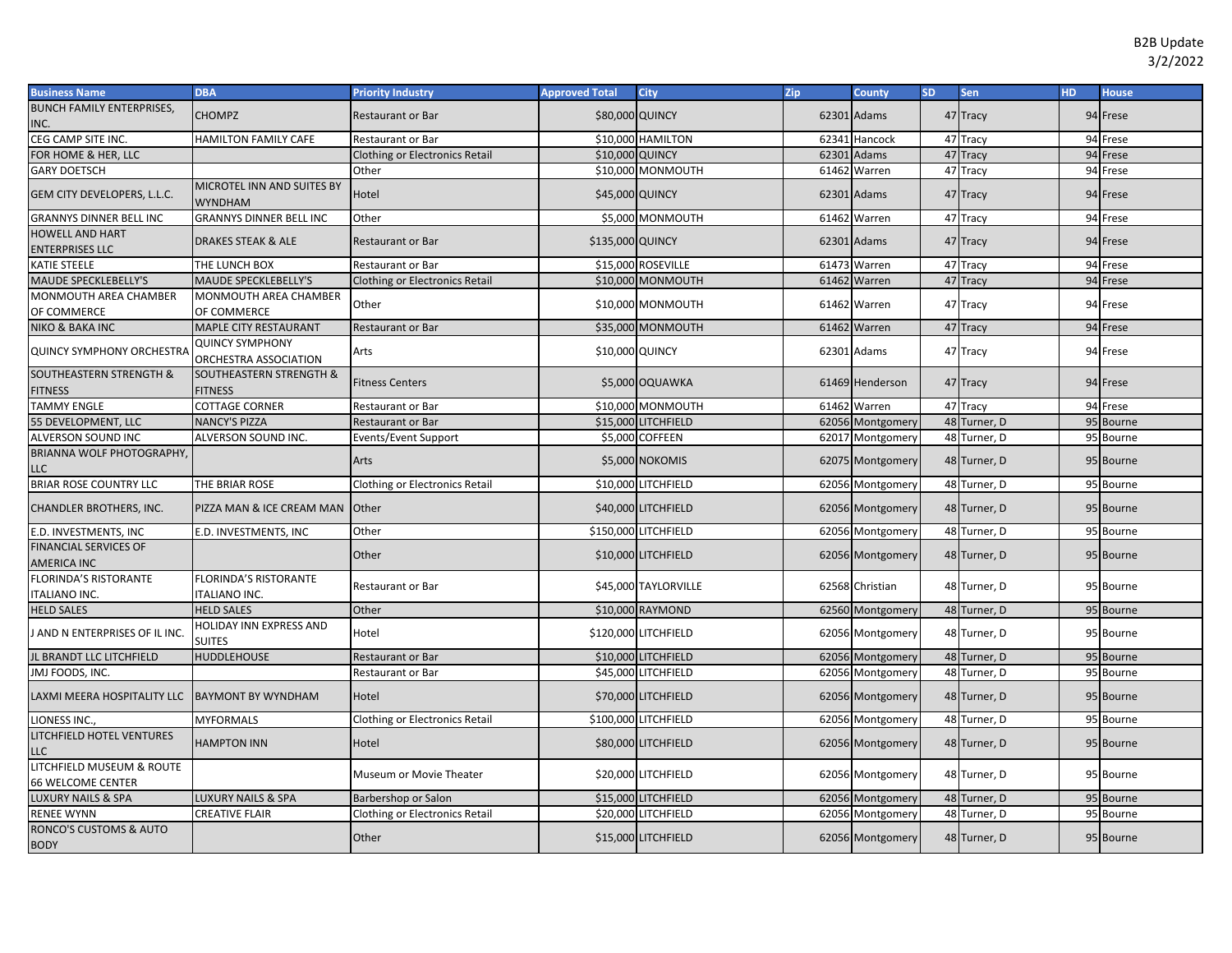B2B Update
3/2/2022

| Business Name | DBA | Priority Industry | Approved Total | City | Zip | County | SD | Sen | HD | House |
|---|---|---|---|---|---|---|---|---|---|---|
| BUNCH FAMILY ENTERPRISES, INC. | CHOMPZ | Restaurant or Bar | $80,000 | QUINCY | 62301 | Adams | 47 | Tracy | 94 | Frese |
| CEG CAMP SITE INC. | HAMILTON FAMILY CAFE | Restaurant or Bar | $10,000 | HAMILTON | 62341 | Hancock | 47 | Tracy | 94 | Frese |
| FOR HOME & HER, LLC | | Clothing or Electronics Retail | $10,000 | QUINCY | 62301 | Adams | 47 | Tracy | 94 | Frese |
| GARY DOETSCH | | Other | $10,000 | MONMOUTH | 61462 | Warren | 47 | Tracy | 94 | Frese |
| GEM CITY DEVELOPERS, L.L.C. | MICROTEL INN AND SUITES BY WYNDHAM | Hotel | $45,000 | QUINCY | 62301 | Adams | 47 | Tracy | 94 | Frese |
| GRANNYS DINNER BELL INC | GRANNYS DINNER BELL INC | Other | $5,000 | MONMOUTH | 61462 | Warren | 47 | Tracy | 94 | Frese |
| HOWELL AND HART ENTERPRISES LLC | DRAKES STEAK & ALE | Restaurant or Bar | $135,000 | QUINCY | 62301 | Adams | 47 | Tracy | 94 | Frese |
| KATIE STEELE | THE LUNCH BOX | Restaurant or Bar | $15,000 | ROSEVILLE | 61473 | Warren | 47 | Tracy | 94 | Frese |
| MAUDE SPECKLEBELLY'S | MAUDE SPECKLEBELLY'S | Clothing or Electronics Retail | $10,000 | MONMOUTH | 61462 | Warren | 47 | Tracy | 94 | Frese |
| MONMOUTH AREA CHAMBER OF COMMERCE | MONMOUTH AREA CHAMBER OF COMMERCE | Other | $10,000 | MONMOUTH | 61462 | Warren | 47 | Tracy | 94 | Frese |
| NIKO & BAKA INC | MAPLE CITY RESTAURANT | Restaurant or Bar | $35,000 | MONMOUTH | 61462 | Warren | 47 | Tracy | 94 | Frese |
| QUINCY SYMPHONY ORCHESTRA | QUINCY SYMPHONY ORCHESTRA ASSOCIATION | Arts | $10,000 | QUINCY | 62301 | Adams | 47 | Tracy | 94 | Frese |
| SOUTHEASTERN STRENGTH & FITNESS | SOUTHEASTERN STRENGTH & FITNESS | Fitness Centers | $5,000 | OQUAWKA | 61469 | Henderson | 47 | Tracy | 94 | Frese |
| TAMMY ENGLE | COTTAGE CORNER | Restaurant or Bar | $10,000 | MONMOUTH | 61462 | Warren | 47 | Tracy | 94 | Frese |
| 55 DEVELOPMENT, LLC | NANCY'S PIZZA | Restaurant or Bar | $15,000 | LITCHFIELD | 62056 | Montgomery | 48 | Turner, D | 95 | Bourne |
| ALVERSON SOUND INC | ALVERSON SOUND INC. | Events/Event Support | $5,000 | COFFEEN | 62017 | Montgomery | 48 | Turner, D | 95 | Bourne |
| BRIANNA WOLF PHOTOGRAPHY, LLC | | Arts | $5,000 | NOKOMIS | 62075 | Montgomery | 48 | Turner, D | 95 | Bourne |
| BRIAR ROSE COUNTRY LLC | THE BRIAR ROSE | Clothing or Electronics Retail | $10,000 | LITCHFIELD | 62056 | Montgomery | 48 | Turner, D | 95 | Bourne |
| CHANDLER BROTHERS, INC. | PIZZA MAN & ICE CREAM MAN | Other | $40,000 | LITCHFIELD | 62056 | Montgomery | 48 | Turner, D | 95 | Bourne |
| E.D. INVESTMENTS, INC | E.D. INVESTMENTS, INC | Other | $150,000 | LITCHFIELD | 62056 | Montgomery | 48 | Turner, D | 95 | Bourne |
| FINANCIAL SERVICES OF AMERICA INC | | Other | $10,000 | LITCHFIELD | 62056 | Montgomery | 48 | Turner, D | 95 | Bourne |
| FLORINDA'S RISTORANTE ITALIANO INC. | FLORINDA'S RISTORANTE ITALIANO INC. | Restaurant or Bar | $45,000 | TAYLORVILLE | 62568 | Christian | 48 | Turner, D | 95 | Bourne |
| HELD SALES | HELD SALES | Other | $10,000 | RAYMOND | 62560 | Montgomery | 48 | Turner, D | 95 | Bourne |
| J AND N ENTERPRISES OF IL INC. | HOLIDAY INN EXPRESS AND SUITES | Hotel | $120,000 | LITCHFIELD | 62056 | Montgomery | 48 | Turner, D | 95 | Bourne |
| JL BRANDT LLC LITCHFIELD | HUDDLEHOUSE | Restaurant or Bar | $10,000 | LITCHFIELD | 62056 | Montgomery | 48 | Turner, D | 95 | Bourne |
| JMJ FOODS, INC. | | Restaurant or Bar | $45,000 | LITCHFIELD | 62056 | Montgomery | 48 | Turner, D | 95 | Bourne |
| LAXMI MEERA HOSPITALITY LLC | BAYMONT BY WYNDHAM | Hotel | $70,000 | LITCHFIELD | 62056 | Montgomery | 48 | Turner, D | 95 | Bourne |
| LIONESS INC., | MYFORMALS | Clothing or Electronics Retail | $100,000 | LITCHFIELD | 62056 | Montgomery | 48 | Turner, D | 95 | Bourne |
| LITCHFIELD HOTEL VENTURES LLC | HAMPTON INN | Hotel | $80,000 | LITCHFIELD | 62056 | Montgomery | 48 | Turner, D | 95 | Bourne |
| LITCHFIELD MUSEUM & ROUTE 66 WELCOME CENTER | | Museum or Movie Theater | $20,000 | LITCHFIELD | 62056 | Montgomery | 48 | Turner, D | 95 | Bourne |
| LUXURY NAILS & SPA | LUXURY NAILS & SPA | Barbershop or Salon | $15,000 | LITCHFIELD | 62056 | Montgomery | 48 | Turner, D | 95 | Bourne |
| RENEE WYNN | CREATIVE FLAIR | Clothing or Electronics Retail | $20,000 | LITCHFIELD | 62056 | Montgomery | 48 | Turner, D | 95 | Bourne |
| RONCO'S CUSTOMS & AUTO BODY | | Other | $15,000 | LITCHFIELD | 62056 | Montgomery | 48 | Turner, D | 95 | Bourne |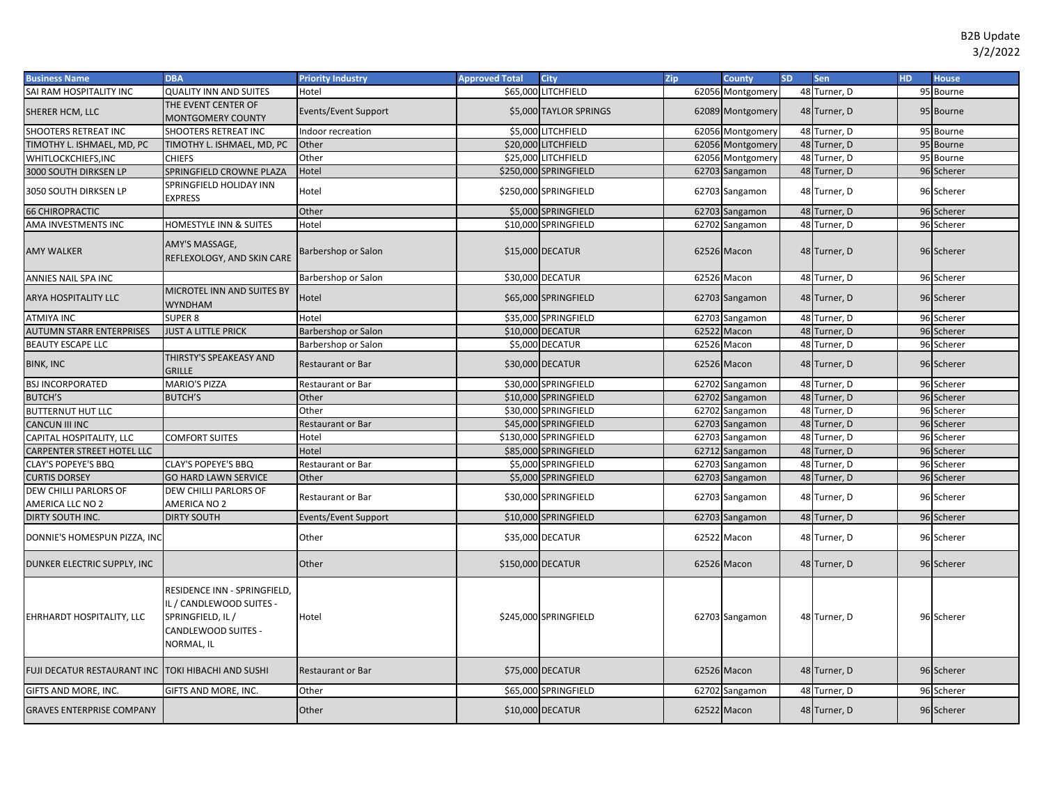B2B Update
3/2/2022

| Business Name | DBA | Priority Industry | Approved Total | City | Zip | County | SD | Sen | HD | House |
|---|---|---|---|---|---|---|---|---|---|---|
| SAI RAM HOSPITALITY INC | QUALITY INN AND SUITES | Hotel | $65,000 | LITCHFIELD | 62056 | Montgomery | 48 | Turner, D | 95 | Bourne |
| SHERER HCM, LLC | THE EVENT CENTER OF MONTGOMERY COUNTY | Events/Event Support | $5,000 | TAYLOR SPRINGS | 62089 | Montgomery | 48 | Turner, D | 95 | Bourne |
| SHOOTERS RETREAT INC | SHOOTERS RETREAT INC | Indoor recreation | $5,000 | LITCHFIELD | 62056 | Montgomery | 48 | Turner, D | 95 | Bourne |
| TIMOTHY L. ISHMAEL, MD, PC | TIMOTHY L. ISHMAEL, MD, PC | Other | $20,000 | LITCHFIELD | 62056 | Montgomery | 48 | Turner, D | 95 | Bourne |
| WHITLOCKCHIEFS,INC | CHIEFS | Other | $25,000 | LITCHFIELD | 62056 | Montgomery | 48 | Turner, D | 95 | Bourne |
| 3000 SOUTH DIRKSEN LP | SPRINGFIELD CROWNE PLAZA | Hotel | $250,000 | SPRINGFIELD | 62703 | Sangamon | 48 | Turner, D | 96 | Scherer |
| 3050 SOUTH DIRKSEN LP | SPRINGFIELD HOLIDAY INN EXPRESS | Hotel | $250,000 | SPRINGFIELD | 62703 | Sangamon | 48 | Turner, D | 96 | Scherer |
| 66 CHIROPRACTIC | | Other | $5,000 | SPRINGFIELD | 62703 | Sangamon | 48 | Turner, D | 96 | Scherer |
| AMA INVESTMENTS INC | HOMESTYLE INN & SUITES | Hotel | $10,000 | SPRINGFIELD | 62702 | Sangamon | 48 | Turner, D | 96 | Scherer |
| AMY WALKER | AMY'S MASSAGE, REFLEXOLOGY, AND SKIN CARE | Barbershop or Salon | $15,000 | DECATUR | 62526 | Macon | 48 | Turner, D | 96 | Scherer |
| ANNIES NAIL SPA INC | | Barbershop or Salon | $30,000 | DECATUR | 62526 | Macon | 48 | Turner, D | 96 | Scherer |
| ARYA HOSPITALITY LLC | MICROTEL INN AND SUITES BY WYNDHAM | Hotel | $65,000 | SPRINGFIELD | 62703 | Sangamon | 48 | Turner, D | 96 | Scherer |
| ATMIYA INC | SUPER 8 | Hotel | $35,000 | SPRINGFIELD | 62703 | Sangamon | 48 | Turner, D | 96 | Scherer |
| AUTUMN STARR ENTERPRISES | JUST A LITTLE PRICK | Barbershop or Salon | $10,000 | DECATUR | 62522 | Macon | 48 | Turner, D | 96 | Scherer |
| BEAUTY ESCAPE LLC | | Barbershop or Salon | $5,000 | DECATUR | 62526 | Macon | 48 | Turner, D | 96 | Scherer |
| BINK, INC | THIRSTY'S SPEAKEASY AND GRILLE | Restaurant or Bar | $30,000 | DECATUR | 62526 | Macon | 48 | Turner, D | 96 | Scherer |
| BSJ INCORPORATED | MARIO'S PIZZA | Restaurant or Bar | $30,000 | SPRINGFIELD | 62702 | Sangamon | 48 | Turner, D | 96 | Scherer |
| BUTCH'S | BUTCH'S | Other | $10,000 | SPRINGFIELD | 62702 | Sangamon | 48 | Turner, D | 96 | Scherer |
| BUTTERNUT HUT LLC | | Other | $30,000 | SPRINGFIELD | 62702 | Sangamon | 48 | Turner, D | 96 | Scherer |
| CANCUN III INC | | Restaurant or Bar | $45,000 | SPRINGFIELD | 62703 | Sangamon | 48 | Turner, D | 96 | Scherer |
| CAPITAL HOSPITALITY, LLC | COMFORT SUITES | Hotel | $130,000 | SPRINGFIELD | 62703 | Sangamon | 48 | Turner, D | 96 | Scherer |
| CARPENTER STREET HOTEL LLC | | Hotel | $85,000 | SPRINGFIELD | 62712 | Sangamon | 48 | Turner, D | 96 | Scherer |
| CLAY'S POPEYE'S BBQ | CLAY'S POPEYE'S BBQ | Restaurant or Bar | $5,000 | SPRINGFIELD | 62703 | Sangamon | 48 | Turner, D | 96 | Scherer |
| CURTIS DORSEY | GO HARD LAWN SERVICE | Other | $5,000 | SPRINGFIELD | 62703 | Sangamon | 48 | Turner, D | 96 | Scherer |
| DEW CHILLI PARLORS OF AMERICA LLC NO 2 | DEW CHILLI PARLORS OF AMERICA NO 2 | Restaurant or Bar | $30,000 | SPRINGFIELD | 62703 | Sangamon | 48 | Turner, D | 96 | Scherer |
| DIRTY SOUTH INC. | DIRTY SOUTH | Events/Event Support | $10,000 | SPRINGFIELD | 62703 | Sangamon | 48 | Turner, D | 96 | Scherer |
| DONNIE'S HOMESPUN PIZZA, INC | | Other | $35,000 | DECATUR | 62522 | Macon | 48 | Turner, D | 96 | Scherer |
| DUNKER ELECTRIC SUPPLY, INC | | Other | $150,000 | DECATUR | 62526 | Macon | 48 | Turner, D | 96 | Scherer |
| EHRHARDT HOSPITALITY, LLC | RESIDENCE INN - SPRINGFIELD, IL / CANDLEWOOD SUITES - SPRINGFIELD, IL / CANDLEWOOD SUITES - NORMAL, IL | Hotel | $245,000 | SPRINGFIELD | 62703 | Sangamon | 48 | Turner, D | 96 | Scherer |
| FUJI DECATUR RESTAURANT INC | TOKI HIBACHI AND SUSHI | Restaurant or Bar | $75,000 | DECATUR | 62526 | Macon | 48 | Turner, D | 96 | Scherer |
| GIFTS AND MORE, INC. | GIFTS AND MORE, INC. | Other | $65,000 | SPRINGFIELD | 62702 | Sangamon | 48 | Turner, D | 96 | Scherer |
| GRAVES ENTERPRISE COMPANY | | Other | $10,000 | DECATUR | 62522 | Macon | 48 | Turner, D | 96 | Scherer |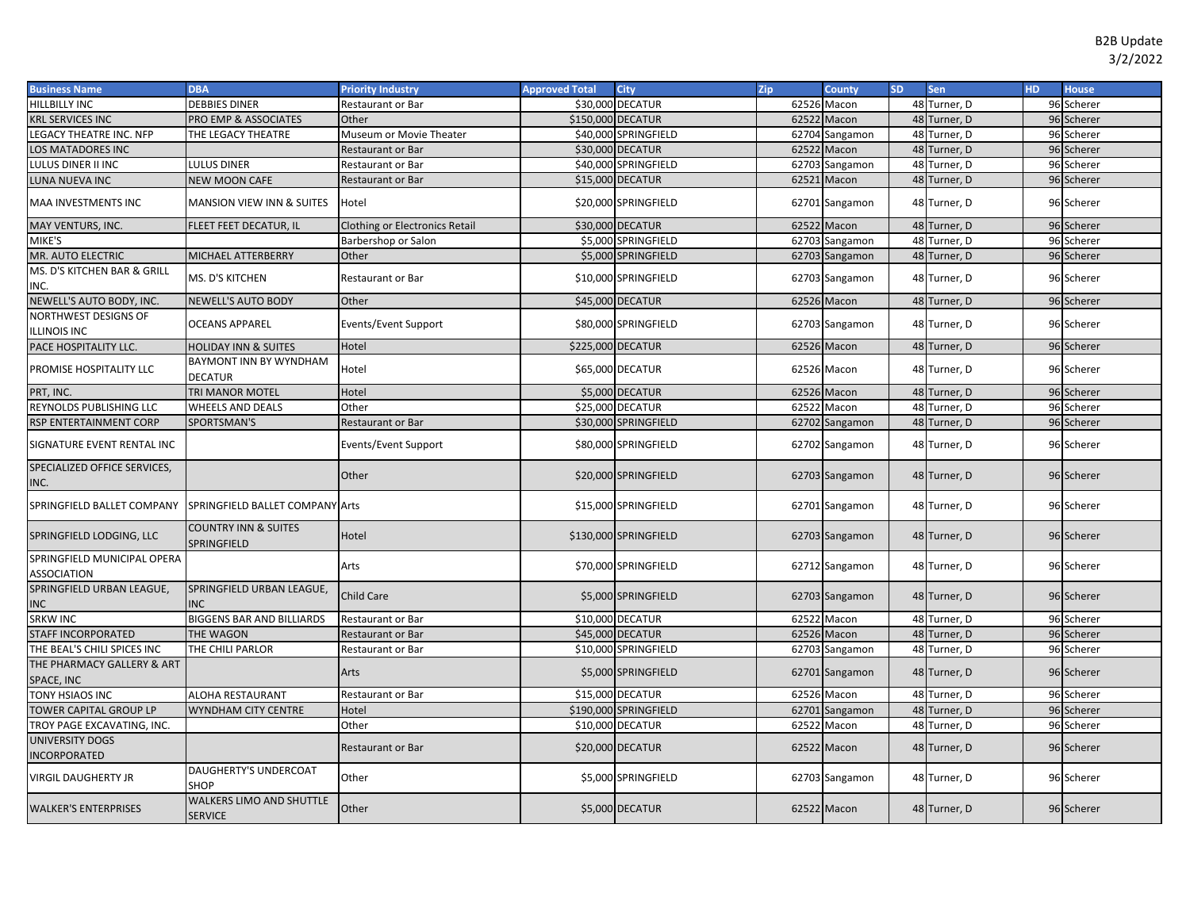B2B Update
3/2/2022

| Business Name | DBA | Priority Industry | Approved Total | City | Zip | County | SD | Sen | HD | House |
|---|---|---|---|---|---|---|---|---|---|---|
| HILLBILLY INC | DEBBIES DINER | Restaurant or Bar | $30,000 | DECATUR | 62526 | Macon | 48 | Turner, D | 96 | Scherer |
| KRL SERVICES INC | PRO EMP & ASSOCIATES | Other | $150,000 | DECATUR | 62522 | Macon | 48 | Turner, D | 96 | Scherer |
| LEGACY THEATRE INC. NFP | THE LEGACY THEATRE | Museum or Movie Theater | $40,000 | SPRINGFIELD | 62704 | Sangamon | 48 | Turner, D | 96 | Scherer |
| LOS MATADORES INC | | Restaurant or Bar | $30,000 | DECATUR | 62522 | Macon | 48 | Turner, D | 96 | Scherer |
| LULUS DINER II INC | LULUS DINER | Restaurant or Bar | $40,000 | SPRINGFIELD | 62703 | Sangamon | 48 | Turner, D | 96 | Scherer |
| LUNA NUEVA INC | NEW MOON CAFE | Restaurant or Bar | $15,000 | DECATUR | 62521 | Macon | 48 | Turner, D | 96 | Scherer |
| MAA INVESTMENTS INC | MANSION VIEW INN & SUITES | Hotel | $20,000 | SPRINGFIELD | 62701 | Sangamon | 48 | Turner, D | 96 | Scherer |
| MAY VENTURS, INC. | FLEET FEET DECATUR, IL | Clothing or Electronics Retail | $30,000 | DECATUR | 62522 | Macon | 48 | Turner, D | 96 | Scherer |
| MIKE'S | | Barbershop or Salon | $5,000 | SPRINGFIELD | 62703 | Sangamon | 48 | Turner, D | 96 | Scherer |
| MR. AUTO ELECTRIC | MICHAEL ATTERBERRY | Other | $5,000 | SPRINGFIELD | 62703 | Sangamon | 48 | Turner, D | 96 | Scherer |
| MS. D'S KITCHEN BAR & GRILL INC. | MS. D'S KITCHEN | Restaurant or Bar | $10,000 | SPRINGFIELD | 62703 | Sangamon | 48 | Turner, D | 96 | Scherer |
| NEWELL'S AUTO BODY, INC. | NEWELL'S AUTO BODY | Other | $45,000 | DECATUR | 62526 | Macon | 48 | Turner, D | 96 | Scherer |
| NORTHWEST DESIGNS OF ILLINOIS INC | OCEANS APPAREL | Events/Event Support | $80,000 | SPRINGFIELD | 62703 | Sangamon | 48 | Turner, D | 96 | Scherer |
| PACE HOSPITALITY LLC. | HOLIDAY INN & SUITES | Hotel | $225,000 | DECATUR | 62526 | Macon | 48 | Turner, D | 96 | Scherer |
| PROMISE HOSPITALITY LLC | BAYMONT INN BY WYNDHAM DECATUR | Hotel | $65,000 | DECATUR | 62526 | Macon | 48 | Turner, D | 96 | Scherer |
| PRT, INC. | TRI MANOR MOTEL | Hotel | $5,000 | DECATUR | 62526 | Macon | 48 | Turner, D | 96 | Scherer |
| REYNOLDS PUBLISHING LLC | WHEELS AND DEALS | Other | $25,000 | DECATUR | 62522 | Macon | 48 | Turner, D | 96 | Scherer |
| RSP ENTERTAINMENT CORP | SPORTSMAN'S | Restaurant or Bar | $30,000 | SPRINGFIELD | 62702 | Sangamon | 48 | Turner, D | 96 | Scherer |
| SIGNATURE EVENT RENTAL INC | | Events/Event Support | $80,000 | SPRINGFIELD | 62702 | Sangamon | 48 | Turner, D | 96 | Scherer |
| SPECIALIZED OFFICE SERVICES, INC. | | Other | $20,000 | SPRINGFIELD | 62703 | Sangamon | 48 | Turner, D | 96 | Scherer |
| SPRINGFIELD BALLET COMPANY | SPRINGFIELD BALLET COMPANY | Arts | $15,000 | SPRINGFIELD | 62701 | Sangamon | 48 | Turner, D | 96 | Scherer |
| SPRINGFIELD LODGING, LLC | COUNTRY INN & SUITES SPRINGFIELD | Hotel | $130,000 | SPRINGFIELD | 62703 | Sangamon | 48 | Turner, D | 96 | Scherer |
| SPRINGFIELD MUNICIPAL OPERA ASSOCIATION | | Arts | $70,000 | SPRINGFIELD | 62712 | Sangamon | 48 | Turner, D | 96 | Scherer |
| SPRINGFIELD URBAN LEAGUE, INC | SPRINGFIELD URBAN LEAGUE, INC | Child Care | $5,000 | SPRINGFIELD | 62703 | Sangamon | 48 | Turner, D | 96 | Scherer |
| SRKW INC | BIGGENS BAR AND BILLIARDS | Restaurant or Bar | $10,000 | DECATUR | 62522 | Macon | 48 | Turner, D | 96 | Scherer |
| STAFF INCORPORATED | THE WAGON | Restaurant or Bar | $45,000 | DECATUR | 62526 | Macon | 48 | Turner, D | 96 | Scherer |
| THE BEAL'S CHILI SPICES INC | THE CHILI PARLOR | Restaurant or Bar | $10,000 | SPRINGFIELD | 62703 | Sangamon | 48 | Turner, D | 96 | Scherer |
| THE PHARMACY GALLERY & ART SPACE, INC | | Arts | $5,000 | SPRINGFIELD | 62701 | Sangamon | 48 | Turner, D | 96 | Scherer |
| TONY HSIAOS INC | ALOHA RESTAURANT | Restaurant or Bar | $15,000 | DECATUR | 62526 | Macon | 48 | Turner, D | 96 | Scherer |
| TOWER CAPITAL GROUP LP | WYNDHAM CITY CENTRE | Hotel | $190,000 | SPRINGFIELD | 62701 | Sangamon | 48 | Turner, D | 96 | Scherer |
| TROY PAGE EXCAVATING, INC. | | Other | $10,000 | DECATUR | 62522 | Macon | 48 | Turner, D | 96 | Scherer |
| UNIVERSITY DOGS INCORPORATED | | Restaurant or Bar | $20,000 | DECATUR | 62522 | Macon | 48 | Turner, D | 96 | Scherer |
| VIRGIL DAUGHERTY JR | DAUGHERTY'S UNDERCOAT SHOP | Other | $5,000 | SPRINGFIELD | 62703 | Sangamon | 48 | Turner, D | 96 | Scherer |
| WALKER'S ENTERPRISES | WALKERS LIMO AND SHUTTLE SERVICE | Other | $5,000 | DECATUR | 62522 | Macon | 48 | Turner, D | 96 | Scherer |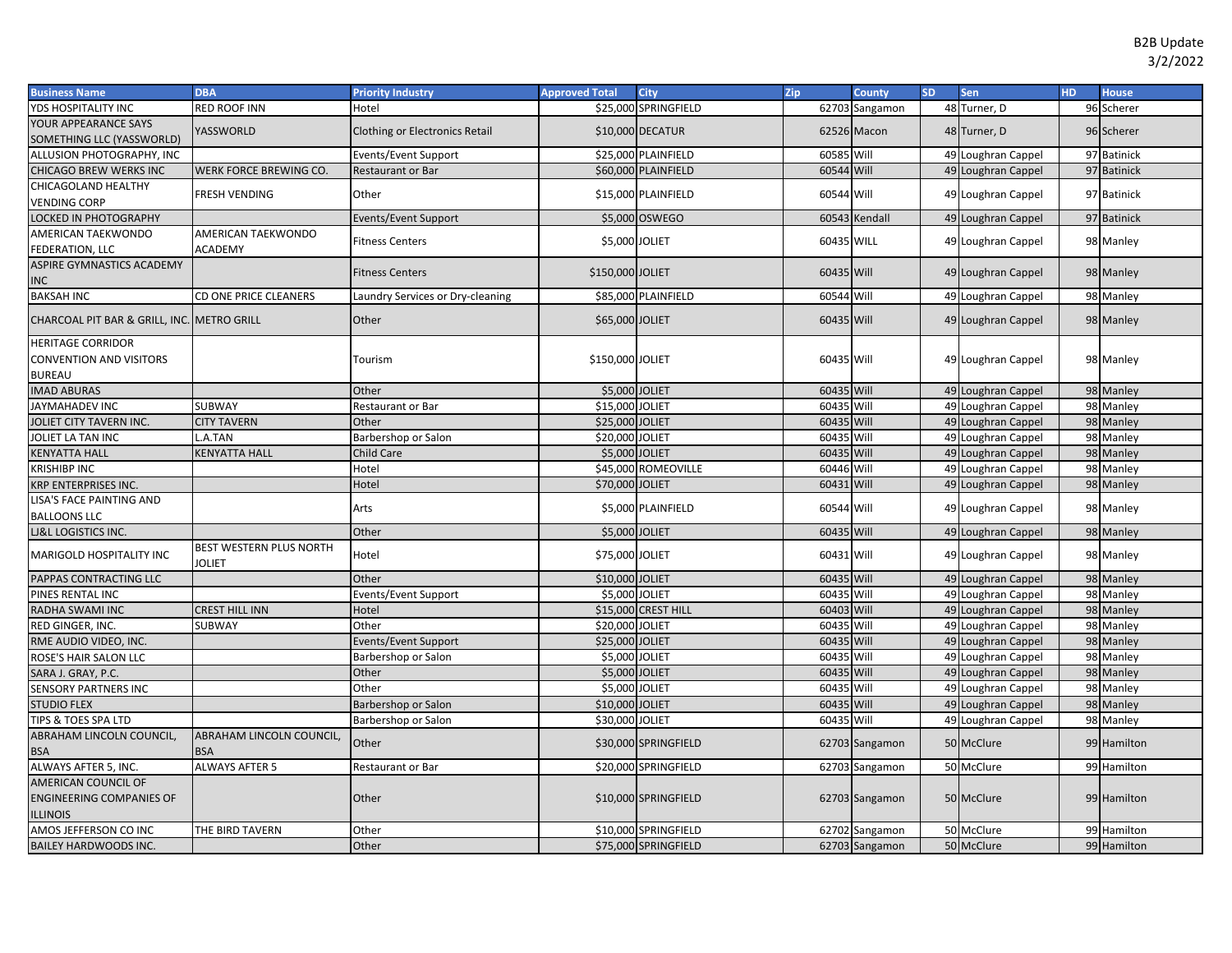B2B Update
3/2/2022

| Business Name | DBA | Priority Industry | Approved Total | City | Zip | County | SD | Sen | HD | House |
|---|---|---|---|---|---|---|---|---|---|---|
| YDS HOSPITALITY INC | RED ROOF INN | Hotel | $25,000 | SPRINGFIELD | 62703 | Sangamon | 48 | Turner, D | 96 | Scherer |
| YOUR APPEARANCE SAYS SOMETHING LLC (YASSWORLD) | YASSWORLD | Clothing or Electronics Retail | $10,000 | DECATUR | 62526 | Macon | 48 | Turner, D | 96 | Scherer |
| ALLUSION PHOTOGRAPHY, INC | | Events/Event Support | $25,000 | PLAINFIELD | 60585 | Will | 49 | Loughran Cappel | 97 | Batinick |
| CHICAGO BREW WERKS INC | WERK FORCE BREWING CO. | Restaurant or Bar | $60,000 | PLAINFIELD | 60544 | Will | 49 | Loughran Cappel | 97 | Batinick |
| CHICAGOLAND HEALTHY VENDING CORP | FRESH VENDING | Other | $15,000 | PLAINFIELD | 60544 | Will | 49 | Loughran Cappel | 97 | Batinick |
| LOCKED IN PHOTOGRAPHY | | Events/Event Support | $5,000 | OSWEGO | 60543 | Kendall | 49 | Loughran Cappel | 97 | Batinick |
| AMERICAN TAEKWONDO FEDERATION, LLC | AMERICAN TAEKWONDO ACADEMY | Fitness Centers | $5,000 | JOLIET | 60435 | WILL | 49 | Loughran Cappel | 98 | Manley |
| ASPIRE GYMNASTICS ACADEMY INC | | Fitness Centers | $150,000 | JOLIET | 60435 | Will | 49 | Loughran Cappel | 98 | Manley |
| BAKSAH INC | CD ONE PRICE CLEANERS | Laundry Services or Dry-cleaning | $85,000 | PLAINFIELD | 60544 | Will | 49 | Loughran Cappel | 98 | Manley |
| CHARCOAL PIT BAR & GRILL, INC. | METRO GRILL | Other | $65,000 | JOLIET | 60435 | Will | 49 | Loughran Cappel | 98 | Manley |
| HERITAGE CORRIDOR CONVENTION AND VISITORS BUREAU | | Tourism | $150,000 | JOLIET | 60435 | Will | 49 | Loughran Cappel | 98 | Manley |
| IMAD ABURAS | | Other | $5,000 | JOLIET | 60435 | Will | 49 | Loughran Cappel | 98 | Manley |
| JAYMAHADEV INC | SUBWAY | Restaurant or Bar | $15,000 | JOLIET | 60435 | Will | 49 | Loughran Cappel | 98 | Manley |
| JOLIET CITY TAVERN INC. | CITY TAVERN | Other | $25,000 | JOLIET | 60435 | Will | 49 | Loughran Cappel | 98 | Manley |
| JOLIET LA TAN INC | L.A.TAN | Barbershop or Salon | $20,000 | JOLIET | 60435 | Will | 49 | Loughran Cappel | 98 | Manley |
| KENYATTA HALL | KENYATTA HALL | Child Care | $5,000 | JOLIET | 60435 | Will | 49 | Loughran Cappel | 98 | Manley |
| KRISHIBP INC | | Hotel | $45,000 | ROMEOVILLE | 60446 | Will | 49 | Loughran Cappel | 98 | Manley |
| KRP ENTERPRISES INC. | | Hotel | $70,000 | JOLIET | 60431 | Will | 49 | Loughran Cappel | 98 | Manley |
| LISA'S FACE PAINTING AND BALLOONS LLC | | Arts | $5,000 | PLAINFIELD | 60544 | Will | 49 | Loughran Cappel | 98 | Manley |
| LJ&L LOGISTICS INC. | | Other | $5,000 | JOLIET | 60435 | Will | 49 | Loughran Cappel | 98 | Manley |
| MARIGOLD HOSPITALITY INC | BEST WESTERN PLUS NORTH JOLIET | Hotel | $75,000 | JOLIET | 60431 | Will | 49 | Loughran Cappel | 98 | Manley |
| PAPPAS CONTRACTING LLC | | Other | $10,000 | JOLIET | 60435 | Will | 49 | Loughran Cappel | 98 | Manley |
| PINES RENTAL INC | | Events/Event Support | $5,000 | JOLIET | 60435 | Will | 49 | Loughran Cappel | 98 | Manley |
| RADHA SWAMI INC | CREST HILL INN | Hotel | $15,000 | CREST HILL | 60403 | Will | 49 | Loughran Cappel | 98 | Manley |
| RED GINGER, INC. | SUBWAY | Other | $20,000 | JOLIET | 60435 | Will | 49 | Loughran Cappel | 98 | Manley |
| RME AUDIO VIDEO, INC. | | Events/Event Support | $25,000 | JOLIET | 60435 | Will | 49 | Loughran Cappel | 98 | Manley |
| ROSE'S HAIR SALON LLC | | Barbershop or Salon | $5,000 | JOLIET | 60435 | Will | 49 | Loughran Cappel | 98 | Manley |
| SARA J. GRAY, P.C. | | Other | $5,000 | JOLIET | 60435 | Will | 49 | Loughran Cappel | 98 | Manley |
| SENSORY PARTNERS INC | | Other | $5,000 | JOLIET | 60435 | Will | 49 | Loughran Cappel | 98 | Manley |
| STUDIO FLEX | | Barbershop or Salon | $10,000 | JOLIET | 60435 | Will | 49 | Loughran Cappel | 98 | Manley |
| TIPS & TOES SPA LTD | | Barbershop or Salon | $30,000 | JOLIET | 60435 | Will | 49 | Loughran Cappel | 98 | Manley |
| ABRAHAM LINCOLN COUNCIL, BSA | ABRAHAM LINCOLN COUNCIL, BSA | Other | $30,000 | SPRINGFIELD | 62703 | Sangamon | 50 | McClure | 99 | Hamilton |
| ALWAYS AFTER 5, INC. | ALWAYS AFTER 5 | Restaurant or Bar | $20,000 | SPRINGFIELD | 62703 | Sangamon | 50 | McClure | 99 | Hamilton |
| AMERICAN COUNCIL OF ENGINEERING COMPANIES OF ILLINOIS | | Other | $10,000 | SPRINGFIELD | 62703 | Sangamon | 50 | McClure | 99 | Hamilton |
| AMOS JEFFERSON CO INC | THE BIRD TAVERN | Other | $10,000 | SPRINGFIELD | 62702 | Sangamon | 50 | McClure | 99 | Hamilton |
| BAILEY HARDWOODS INC. | | Other | $75,000 | SPRINGFIELD | 62703 | Sangamon | 50 | McClure | 99 | Hamilton |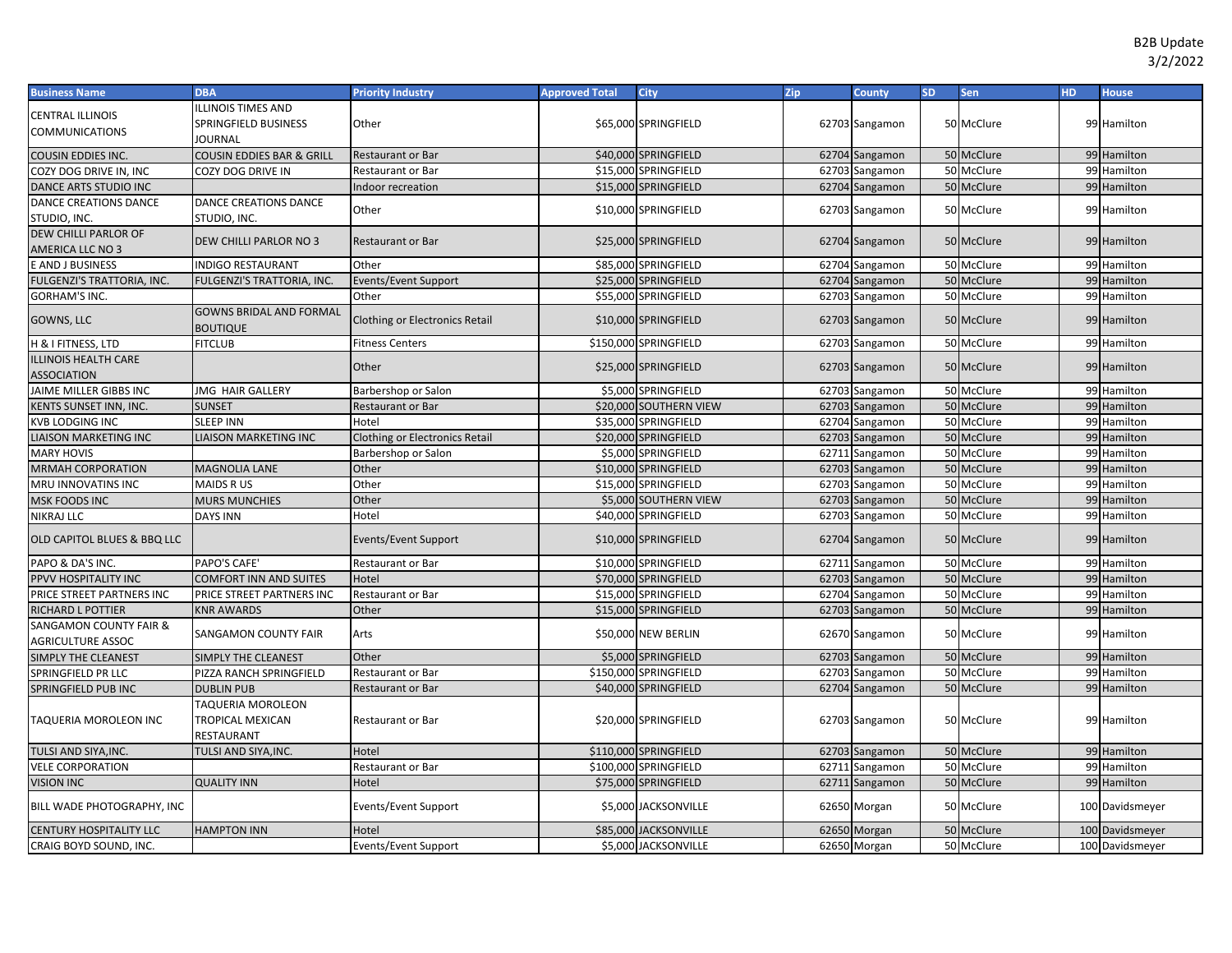B2B Update
3/2/2022

| Business Name | DBA | Priority Industry | Approved Total | City | Zip | County | SD | Sen | HD | House |
|---|---|---|---|---|---|---|---|---|---|---|
| CENTRAL ILLINOIS COMMUNICATIONS | ILLINOIS TIMES AND SPRINGFIELD BUSINESS JOURNAL | Other | $65,000 | SPRINGFIELD | 62703 | Sangamon | 50 | McClure | 99 | Hamilton |
| COUSIN EDDIES INC. | COUSIN EDDIES BAR & GRILL | Restaurant or Bar | $40,000 | SPRINGFIELD | 62704 | Sangamon | 50 | McClure | 99 | Hamilton |
| COZY DOG DRIVE IN, INC | COZY DOG DRIVE IN | Restaurant or Bar | $15,000 | SPRINGFIELD | 62703 | Sangamon | 50 | McClure | 99 | Hamilton |
| DANCE ARTS STUDIO INC | | Indoor recreation | $15,000 | SPRINGFIELD | 62704 | Sangamon | 50 | McClure | 99 | Hamilton |
| DANCE CREATIONS DANCE STUDIO, INC. | DANCE CREATIONS DANCE STUDIO, INC. | Other | $10,000 | SPRINGFIELD | 62703 | Sangamon | 50 | McClure | 99 | Hamilton |
| DEW CHILLI PARLOR OF AMERICA LLC NO 3 | DEW CHILLI PARLOR NO 3 | Restaurant or Bar | $25,000 | SPRINGFIELD | 62704 | Sangamon | 50 | McClure | 99 | Hamilton |
| E AND J BUSINESS | INDIGO RESTAURANT | Other | $85,000 | SPRINGFIELD | 62704 | Sangamon | 50 | McClure | 99 | Hamilton |
| FULGENZI'S TRATTORIA, INC. | FULGENZI'S TRATTORIA, INC. | Events/Event Support | $25,000 | SPRINGFIELD | 62704 | Sangamon | 50 | McClure | 99 | Hamilton |
| GORHAM'S INC. | | Other | $55,000 | SPRINGFIELD | 62703 | Sangamon | 50 | McClure | 99 | Hamilton |
| GOWNS, LLC | GOWNS BRIDAL AND FORMAL BOUTIQUE | Clothing or Electronics Retail | $10,000 | SPRINGFIELD | 62703 | Sangamon | 50 | McClure | 99 | Hamilton |
| H & I FITNESS, LTD | FITCLUB | Fitness Centers | $150,000 | SPRINGFIELD | 62703 | Sangamon | 50 | McClure | 99 | Hamilton |
| ILLINOIS HEALTH CARE ASSOCIATION | | Other | $25,000 | SPRINGFIELD | 62703 | Sangamon | 50 | McClure | 99 | Hamilton |
| JAIME MILLER GIBBS INC | JMG HAIR GALLERY | Barbershop or Salon | $5,000 | SPRINGFIELD | 62703 | Sangamon | 50 | McClure | 99 | Hamilton |
| KENTS SUNSET INN, INC. | SUNSET | Restaurant or Bar | $20,000 | SOUTHERN VIEW | 62703 | Sangamon | 50 | McClure | 99 | Hamilton |
| KVB LODGING INC | SLEEP INN | Hotel | $35,000 | SPRINGFIELD | 62704 | Sangamon | 50 | McClure | 99 | Hamilton |
| LIAISON MARKETING INC | LIAISON MARKETING INC | Clothing or Electronics Retail | $20,000 | SPRINGFIELD | 62703 | Sangamon | 50 | McClure | 99 | Hamilton |
| MARY HOVIS | | Barbershop or Salon | $5,000 | SPRINGFIELD | 62711 | Sangamon | 50 | McClure | 99 | Hamilton |
| MRMAH CORPORATION | MAGNOLIA LANE | Other | $10,000 | SPRINGFIELD | 62703 | Sangamon | 50 | McClure | 99 | Hamilton |
| MRU INNOVATINS INC | MAIDS R US | Other | $15,000 | SPRINGFIELD | 62703 | Sangamon | 50 | McClure | 99 | Hamilton |
| MSK FOODS INC | MURS MUNCHIES | Other | $5,000 | SOUTHERN VIEW | 62703 | Sangamon | 50 | McClure | 99 | Hamilton |
| NIKRAJ LLC | DAYS INN | Hotel | $40,000 | SPRINGFIELD | 62703 | Sangamon | 50 | McClure | 99 | Hamilton |
| OLD CAPITOL BLUES & BBQ LLC | | Events/Event Support | $10,000 | SPRINGFIELD | 62704 | Sangamon | 50 | McClure | 99 | Hamilton |
| PAPO & DA'S INC. | PAPO'S CAFE' | Restaurant or Bar | $10,000 | SPRINGFIELD | 62711 | Sangamon | 50 | McClure | 99 | Hamilton |
| PPVV HOSPITALITY INC | COMFORT INN AND SUITES | Hotel | $70,000 | SPRINGFIELD | 62703 | Sangamon | 50 | McClure | 99 | Hamilton |
| PRICE STREET PARTNERS INC | PRICE STREET PARTNERS INC | Restaurant or Bar | $15,000 | SPRINGFIELD | 62704 | Sangamon | 50 | McClure | 99 | Hamilton |
| RICHARD L POTTIER | KNR AWARDS | Other | $15,000 | SPRINGFIELD | 62703 | Sangamon | 50 | McClure | 99 | Hamilton |
| SANGAMON COUNTY FAIR & AGRICULTURE ASSOC | SANGAMON COUNTY FAIR | Arts | $50,000 | NEW BERLIN | 62670 | Sangamon | 50 | McClure | 99 | Hamilton |
| SIMPLY THE CLEANEST | SIMPLY THE CLEANEST | Other | $5,000 | SPRINGFIELD | 62703 | Sangamon | 50 | McClure | 99 | Hamilton |
| SPRINGFIELD PR LLC | PIZZA RANCH SPRINGFIELD | Restaurant or Bar | $150,000 | SPRINGFIELD | 62703 | Sangamon | 50 | McClure | 99 | Hamilton |
| SPRINGFIELD PUB INC | DUBLIN PUB | Restaurant or Bar | $40,000 | SPRINGFIELD | 62704 | Sangamon | 50 | McClure | 99 | Hamilton |
| TAQUERIA MOROLEON INC | TAQUERIA MOROLEON TROPICAL MEXICAN RESTAURANT | Restaurant or Bar | $20,000 | SPRINGFIELD | 62703 | Sangamon | 50 | McClure | 99 | Hamilton |
| TULSI AND SIYA,INC. | TULSI AND SIYA,INC. | Hotel | $110,000 | SPRINGFIELD | 62703 | Sangamon | 50 | McClure | 99 | Hamilton |
| VELE CORPORATION | | Restaurant or Bar | $100,000 | SPRINGFIELD | 62711 | Sangamon | 50 | McClure | 99 | Hamilton |
| VISION INC | QUALITY INN | Hotel | $75,000 | SPRINGFIELD | 62711 | Sangamon | 50 | McClure | 99 | Hamilton |
| BILL WADE PHOTOGRAPHY, INC | | Events/Event Support | $5,000 | JACKSONVILLE | 62650 | Morgan | 50 | McClure | 100 | Davidsmeyer |
| CENTURY HOSPITALITY LLC | HAMPTON INN | Hotel | $85,000 | JACKSONVILLE | 62650 | Morgan | 50 | McClure | 100 | Davidsmeyer |
| CRAIG BOYD SOUND, INC. | | Events/Event Support | $5,000 | JACKSONVILLE | 62650 | Morgan | 50 | McClure | 100 | Davidsmeyer |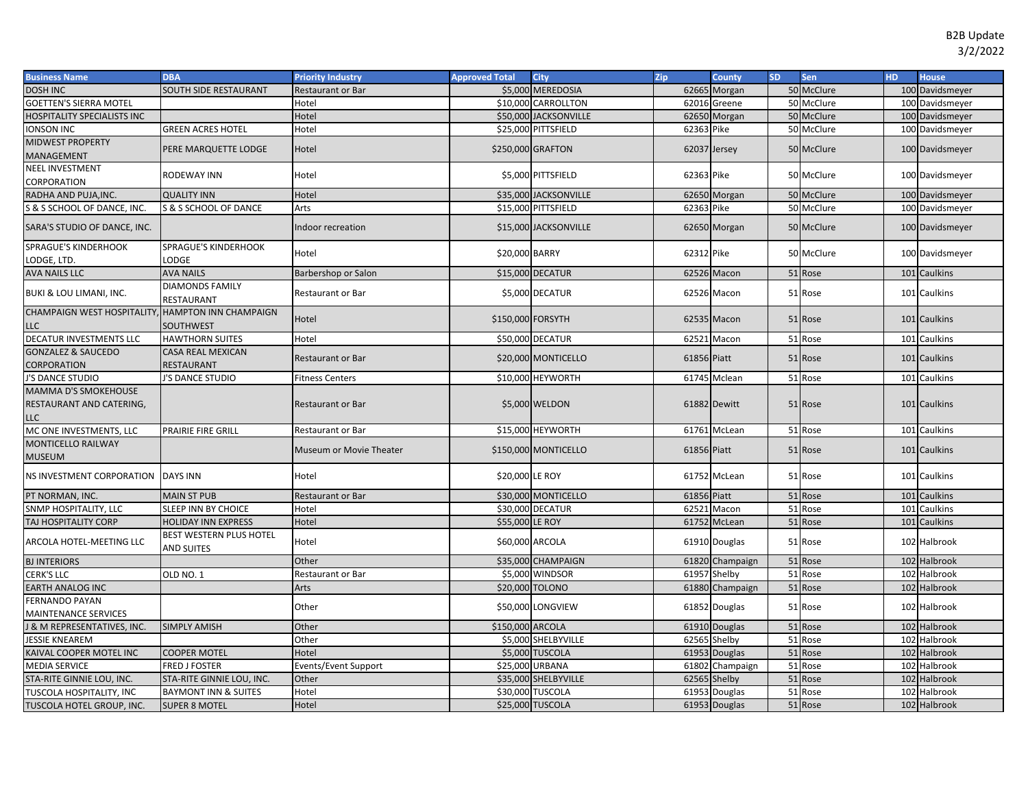B2B Update
3/2/2022

| Business Name | DBA | Priority Industry | Approved Total | City | Zip | County | SD | Sen | HD | House |
|---|---|---|---|---|---|---|---|---|---|---|
| DOSH INC | SOUTH SIDE RESTAURANT | Restaurant or Bar | $5,000 | MEREDOSIA | 62665 | Morgan | 50 | McClure | 100 | Davidsmeyer |
| GOETTEN'S SIERRA MOTEL | | Hotel | $10,000 | CARROLLTON | 62016 | Greene | 50 | McClure | 100 | Davidsmeyer |
| HOSPITALITY SPECIALISTS INC | | Hotel | $50,000 | JACKSONVILLE | 62650 | Morgan | 50 | McClure | 100 | Davidsmeyer |
| IONSON INC | GREEN ACRES HOTEL | Hotel | $25,000 | PITTSFIELD | 62363 | Pike | 50 | McClure | 100 | Davidsmeyer |
| MIDWEST PROPERTY MANAGEMENT | PERE MARQUETTE LODGE | Hotel | $250,000 | GRAFTON | 62037 | Jersey | 50 | McClure | 100 | Davidsmeyer |
| NEEL INVESTMENT CORPORATION | RODEWAY INN | Hotel | $5,000 | PITTSFIELD | 62363 | Pike | 50 | McClure | 100 | Davidsmeyer |
| RADHA AND PUJA,INC. | QUALITY INN | Hotel | $35,000 | JACKSONVILLE | 62650 | Morgan | 50 | McClure | 100 | Davidsmeyer |
| S & S SCHOOL OF DANCE, INC. | S & S SCHOOL OF DANCE | Arts | $15,000 | PITTSFIELD | 62363 | Pike | 50 | McClure | 100 | Davidsmeyer |
| SARA'S STUDIO OF DANCE, INC. | | Indoor recreation | $15,000 | JACKSONVILLE | 62650 | Morgan | 50 | McClure | 100 | Davidsmeyer |
| SPRAGUE'S KINDERHOOK LODGE, LTD. | SPRAGUE'S KINDERHOOK LODGE | Hotel | $20,000 | BARRY | 62312 | Pike | 50 | McClure | 100 | Davidsmeyer |
| AVA NAILS LLC | AVA NAILS | Barbershop or Salon | $15,000 | DECATUR | 62526 | Macon | 51 | Rose | 101 | Caulkins |
| BUKI & LOU LIMANI, INC. | DIAMONDS FAMILY RESTAURANT | Restaurant or Bar | $5,000 | DECATUR | 62526 | Macon | 51 | Rose | 101 | Caulkins |
| CHAMPAIGN WEST HOSPITALITY, LLC | HAMPTON INN CHAMPAIGN SOUTHWEST | Hotel | $150,000 | FORSYTH | 62535 | Macon | 51 | Rose | 101 | Caulkins |
| DECATUR INVESTMENTS LLC | HAWTHORN SUITES | Hotel | $50,000 | DECATUR | 62521 | Macon | 51 | Rose | 101 | Caulkins |
| GONZALEZ & SAUCEDO CORPORATION | CASA REAL MEXICAN RESTAURANT | Restaurant or Bar | $20,000 | MONTICELLO | 61856 | Piatt | 51 | Rose | 101 | Caulkins |
| J'S DANCE STUDIO | J'S DANCE STUDIO | Fitness Centers | $10,000 | HEYWORTH | 61745 | Mclean | 51 | Rose | 101 | Caulkins |
| MAMMA D'S SMOKEHOUSE RESTAURANT AND CATERING, LLC | | Restaurant or Bar | $5,000 | WELDON | 61882 | Dewitt | 51 | Rose | 101 | Caulkins |
| MC ONE INVESTMENTS, LLC | PRAIRIE FIRE GRILL | Restaurant or Bar | $15,000 | HEYWORTH | 61761 | McLean | 51 | Rose | 101 | Caulkins |
| MONTICELLO RAILWAY MUSEUM | | Museum or Movie Theater | $150,000 | MONTICELLO | 61856 | Piatt | 51 | Rose | 101 | Caulkins |
| NS INVESTMENT CORPORATION | DAYS INN | Hotel | $20,000 | LE ROY | 61752 | McLean | 51 | Rose | 101 | Caulkins |
| PT NORMAN, INC. | MAIN ST PUB | Restaurant or Bar | $30,000 | MONTICELLO | 61856 | Piatt | 51 | Rose | 101 | Caulkins |
| SNMP HOSPITALITY, LLC | SLEEP INN BY CHOICE | Hotel | $30,000 | DECATUR | 62521 | Macon | 51 | Rose | 101 | Caulkins |
| TAJ HOSPITALITY CORP | HOLIDAY INN EXPRESS | Hotel | $55,000 | LE ROY | 61752 | McLean | 51 | Rose | 101 | Caulkins |
| ARCOLA HOTEL-MEETING LLC | BEST WESTERN PLUS HOTEL AND SUITES | Hotel | $60,000 | ARCOLA | 61910 | Douglas | 51 | Rose | 102 | Halbrook |
| BJ INTERIORS | | Other | $35,000 | CHAMPAIGN | 61820 | Champaign | 51 | Rose | 102 | Halbrook |
| CERK'S LLC | OLD NO. 1 | Restaurant or Bar | $5,000 | WINDSOR | 61957 | Shelby | 51 | Rose | 102 | Halbrook |
| EARTH ANALOG INC | | Arts | $20,000 | TOLONO | 61880 | Champaign | 51 | Rose | 102 | Halbrook |
| FERNANDO PAYAN MAINTENANCE SERVICES | | Other | $50,000 | LONGVIEW | 61852 | Douglas | 51 | Rose | 102 | Halbrook |
| J & M REPRESENTATIVES, INC. | SIMPLY AMISH | Other | $150,000 | ARCOLA | 61910 | Douglas | 51 | Rose | 102 | Halbrook |
| JESSIE KNEAREM | | Other | $5,000 | SHELBYVILLE | 62565 | Shelby | 51 | Rose | 102 | Halbrook |
| KAIVAL COOPER MOTEL INC | COOPER MOTEL | Hotel | $5,000 | TUSCOLA | 61953 | Douglas | 51 | Rose | 102 | Halbrook |
| MEDIA SERVICE | FRED J FOSTER | Events/Event Support | $25,000 | URBANA | 61802 | Champaign | 51 | Rose | 102 | Halbrook |
| STA-RITE GINNIE LOU, INC. | STA-RITE GINNIE LOU, INC. | Other | $35,000 | SHELBYVILLE | 62565 | Shelby | 51 | Rose | 102 | Halbrook |
| TUSCOLA HOSPITALITY, INC | BAYMONT INN & SUITES | Hotel | $30,000 | TUSCOLA | 61953 | Douglas | 51 | Rose | 102 | Halbrook |
| TUSCOLA HOTEL GROUP, INC. | SUPER 8 MOTEL | Hotel | $25,000 | TUSCOLA | 61953 | Douglas | 51 | Rose | 102 | Halbrook |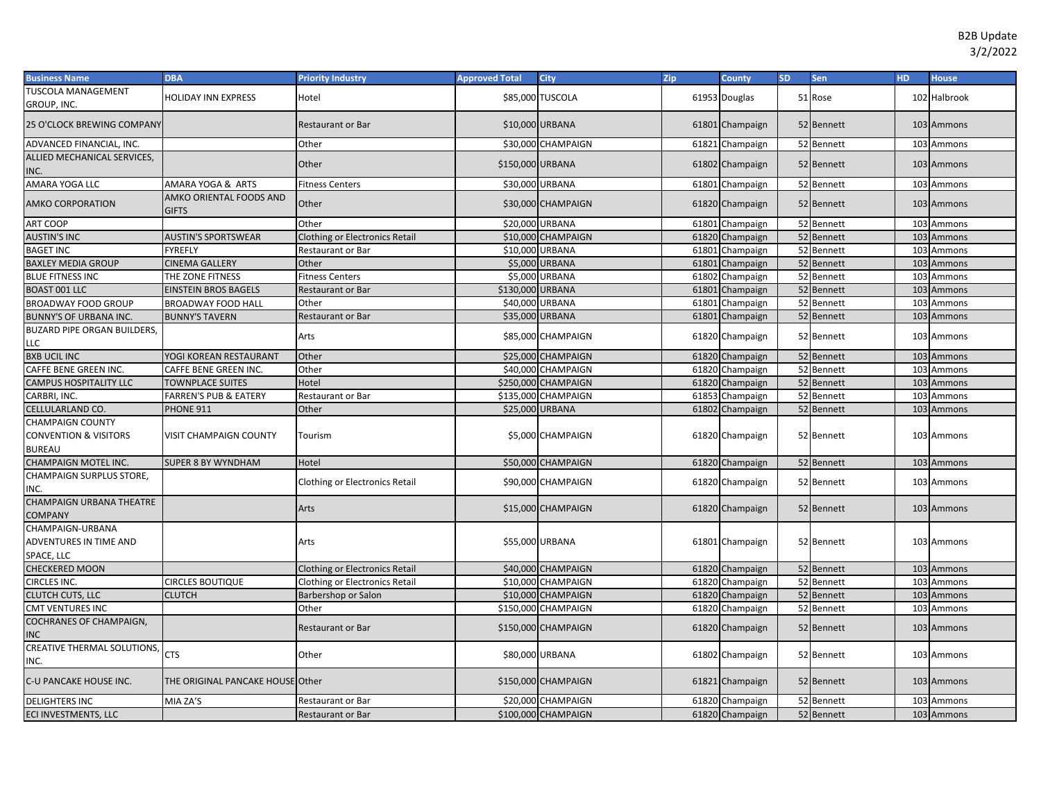B2B Update
3/2/2022

| Business Name | DBA | Priority Industry | Approved Total | City | Zip | County | SD | Sen | HD | House |
|---|---|---|---|---|---|---|---|---|---|---|
| TUSCOLA MANAGEMENT GROUP, INC. | HOLIDAY INN EXPRESS | Hotel | $85,000 | TUSCOLA | 61953 | Douglas | 51 | Rose | 102 | Halbrook |
| 25 O'CLOCK BREWING COMPANY | | Restaurant or Bar | $10,000 | URBANA | 61801 | Champaign | 52 | Bennett | 103 | Ammons |
| ADVANCED FINANCIAL, INC. | | Other | $30,000 | CHAMPAIGN | 61821 | Champaign | 52 | Bennett | 103 | Ammons |
| ALLIED MECHANICAL SERVICES, INC. | | Other | $150,000 | URBANA | 61802 | Champaign | 52 | Bennett | 103 | Ammons |
| AMARA YOGA LLC | AMARA YOGA & ARTS | Fitness Centers | $30,000 | URBANA | 61801 | Champaign | 52 | Bennett | 103 | Ammons |
| AMKO CORPORATION | AMKO ORIENTAL FOODS AND GIFTS | Other | $30,000 | CHAMPAIGN | 61820 | Champaign | 52 | Bennett | 103 | Ammons |
| ART COOP | | Other | $20,000 | URBANA | 61801 | Champaign | 52 | Bennett | 103 | Ammons |
| AUSTIN'S INC | AUSTIN'S SPORTSWEAR | Clothing or Electronics Retail | $10,000 | CHAMPAIGN | 61820 | Champaign | 52 | Bennett | 103 | Ammons |
| BAGET INC | FYREFLY | Restaurant or Bar | $10,000 | URBANA | 61801 | Champaign | 52 | Bennett | 103 | Ammons |
| BAXLEY MEDIA GROUP | CINEMA GALLERY | Other | $5,000 | URBANA | 61801 | Champaign | 52 | Bennett | 103 | Ammons |
| BLUE FITNESS INC | THE ZONE FITNESS | Fitness Centers | $5,000 | URBANA | 61802 | Champaign | 52 | Bennett | 103 | Ammons |
| BOAST 001 LLC | EINSTEIN BROS BAGELS | Restaurant or Bar | $130,000 | URBANA | 61801 | Champaign | 52 | Bennett | 103 | Ammons |
| BROADWAY FOOD GROUP | BROADWAY FOOD HALL | Other | $40,000 | URBANA | 61801 | Champaign | 52 | Bennett | 103 | Ammons |
| BUNNY'S OF URBANA INC. | BUNNY'S TAVERN | Restaurant or Bar | $35,000 | URBANA | 61801 | Champaign | 52 | Bennett | 103 | Ammons |
| BUZARD PIPE ORGAN BUILDERS, LLC | | Arts | $85,000 | CHAMPAIGN | 61820 | Champaign | 52 | Bennett | 103 | Ammons |
| BXB UCIL INC | YOGI KOREAN RESTAURANT | Other | $25,000 | CHAMPAIGN | 61820 | Champaign | 52 | Bennett | 103 | Ammons |
| CAFFE BENE GREEN INC. | CAFFE BENE GREEN INC. | Other | $40,000 | CHAMPAIGN | 61820 | Champaign | 52 | Bennett | 103 | Ammons |
| CAMPUS HOSPITALITY LLC | TOWNPLACE SUITES | Hotel | $250,000 | CHAMPAIGN | 61820 | Champaign | 52 | Bennett | 103 | Ammons |
| CARBRI, INC. | FARREN'S PUB & EATERY | Restaurant or Bar | $135,000 | CHAMPAIGN | 61853 | Champaign | 52 | Bennett | 103 | Ammons |
| CELLULARLAND CO. | PHONE 911 | Other | $25,000 | URBANA | 61802 | Champaign | 52 | Bennett | 103 | Ammons |
| CHAMPAIGN COUNTY CONVENTION & VISITORS BUREAU | VISIT CHAMPAIGN COUNTY | Tourism | $5,000 | CHAMPAIGN | 61820 | Champaign | 52 | Bennett | 103 | Ammons |
| CHAMPAIGN MOTEL INC. | SUPER 8 BY WYNDHAM | Hotel | $50,000 | CHAMPAIGN | 61820 | Champaign | 52 | Bennett | 103 | Ammons |
| CHAMPAIGN SURPLUS STORE, INC. | | Clothing or Electronics Retail | $90,000 | CHAMPAIGN | 61820 | Champaign | 52 | Bennett | 103 | Ammons |
| CHAMPAIGN URBANA THEATRE COMPANY | | Arts | $15,000 | CHAMPAIGN | 61820 | Champaign | 52 | Bennett | 103 | Ammons |
| CHAMPAIGN-URBANA ADVENTURES IN TIME AND SPACE, LLC | | Arts | $55,000 | URBANA | 61801 | Champaign | 52 | Bennett | 103 | Ammons |
| CHECKERED MOON | | Clothing or Electronics Retail | $40,000 | CHAMPAIGN | 61820 | Champaign | 52 | Bennett | 103 | Ammons |
| CIRCLES INC. | CIRCLES BOUTIQUE | Clothing or Electronics Retail | $10,000 | CHAMPAIGN | 61820 | Champaign | 52 | Bennett | 103 | Ammons |
| CLUTCH CUTS, LLC | CLUTCH | Barbershop or Salon | $10,000 | CHAMPAIGN | 61820 | Champaign | 52 | Bennett | 103 | Ammons |
| CMT VENTURES INC | | Other | $150,000 | CHAMPAIGN | 61820 | Champaign | 52 | Bennett | 103 | Ammons |
| COCHRANES OF CHAMPAIGN, INC | | Restaurant or Bar | $150,000 | CHAMPAIGN | 61820 | Champaign | 52 | Bennett | 103 | Ammons |
| CREATIVE THERMAL SOLUTIONS, INC. | CTS | Other | $80,000 | URBANA | 61802 | Champaign | 52 | Bennett | 103 | Ammons |
| C-U PANCAKE HOUSE INC. | THE ORIGINAL PANCAKE HOUSE | Other | $150,000 | CHAMPAIGN | 61821 | Champaign | 52 | Bennett | 103 | Ammons |
| DELIGHTERS INC | MIA ZA'S | Restaurant or Bar | $20,000 | CHAMPAIGN | 61820 | Champaign | 52 | Bennett | 103 | Ammons |
| ECI INVESTMENTS, LLC | | Restaurant or Bar | $100,000 | CHAMPAIGN | 61820 | Champaign | 52 | Bennett | 103 | Ammons |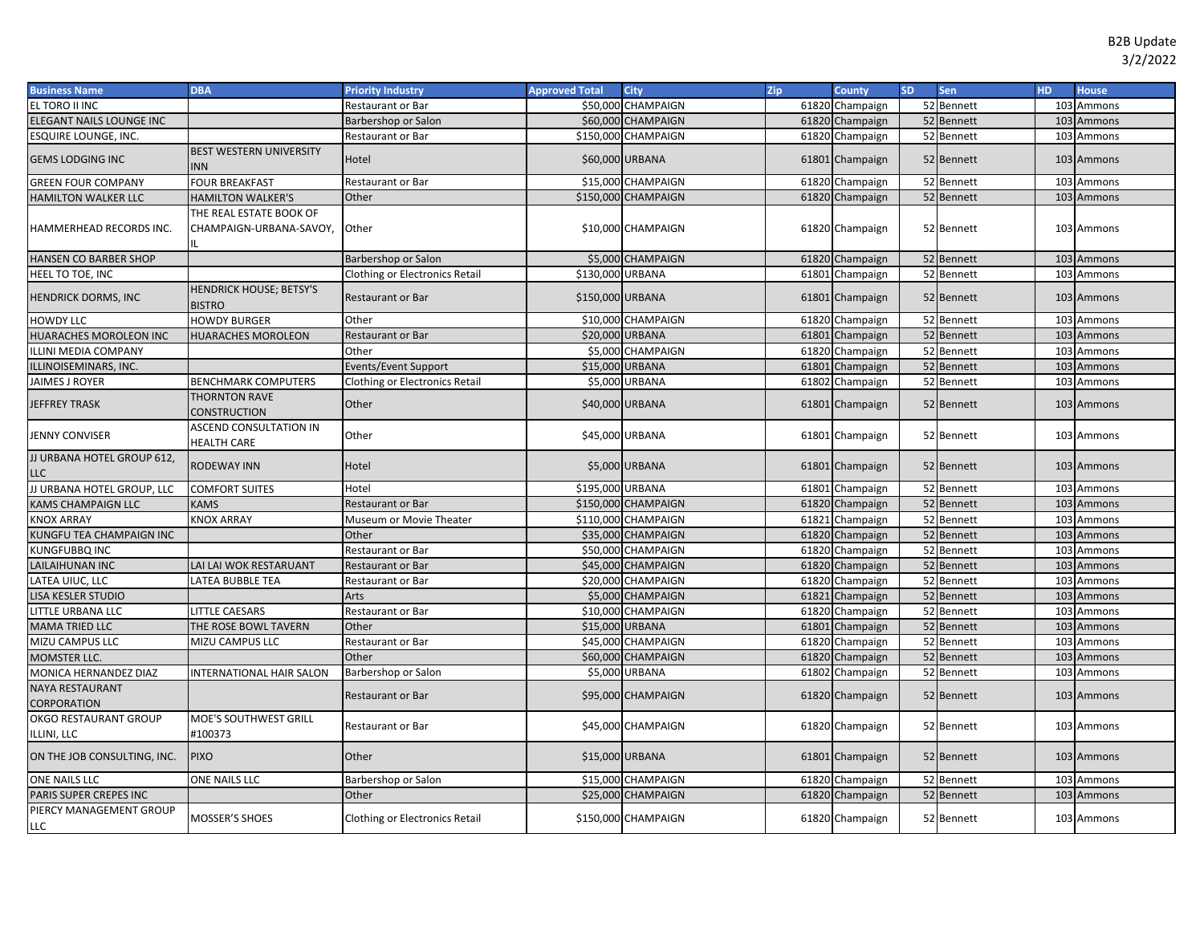B2B Update
3/2/2022

| Business Name | DBA | Priority Industry | Approved Total | City | Zip | County | SD | Sen | HD | House |
|---|---|---|---|---|---|---|---|---|---|---|
| EL TORO II INC | | Restaurant or Bar | $50,000 | CHAMPAIGN | 61820 | Champaign | 52 | Bennett | 103 | Ammons |
| ELEGANT NAILS LOUNGE INC | | Barbershop or Salon | $60,000 | CHAMPAIGN | 61820 | Champaign | 52 | Bennett | 103 | Ammons |
| ESQUIRE LOUNGE, INC. | | Restaurant or Bar | $150,000 | CHAMPAIGN | 61820 | Champaign | 52 | Bennett | 103 | Ammons |
| GEMS LODGING INC | BEST WESTERN UNIVERSITY INN | Hotel | $60,000 | URBANA | 61801 | Champaign | 52 | Bennett | 103 | Ammons |
| GREEN FOUR COMPANY | FOUR BREAKFAST | Restaurant or Bar | $15,000 | CHAMPAIGN | 61820 | Champaign | 52 | Bennett | 103 | Ammons |
| HAMILTON WALKER LLC | HAMILTON WALKER'S | Other | $150,000 | CHAMPAIGN | 61820 | Champaign | 52 | Bennett | 103 | Ammons |
| HAMMERHEAD RECORDS INC. | THE REAL ESTATE BOOK OF CHAMPAIGN-URBANA-SAVOY, IL | Other | $10,000 | CHAMPAIGN | 61820 | Champaign | 52 | Bennett | 103 | Ammons |
| HANSEN CO BARBER SHOP | | Barbershop or Salon | $5,000 | CHAMPAIGN | 61820 | Champaign | 52 | Bennett | 103 | Ammons |
| HEEL TO TOE, INC | | Clothing or Electronics Retail | $130,000 | URBANA | 61801 | Champaign | 52 | Bennett | 103 | Ammons |
| HENDRICK DORMS, INC | HENDRICK HOUSE; BETSY'S BISTRO | Restaurant or Bar | $150,000 | URBANA | 61801 | Champaign | 52 | Bennett | 103 | Ammons |
| HOWDY LLC | HOWDY BURGER | Other | $10,000 | CHAMPAIGN | 61820 | Champaign | 52 | Bennett | 103 | Ammons |
| HUARACHES MOROLEON INC | HUARACHES MOROLEON | Restaurant or Bar | $20,000 | URBANA | 61801 | Champaign | 52 | Bennett | 103 | Ammons |
| ILLINI MEDIA COMPANY | | Other | $5,000 | CHAMPAIGN | 61820 | Champaign | 52 | Bennett | 103 | Ammons |
| ILLINOISEMINARS, INC. | | Events/Event Support | $15,000 | URBANA | 61801 | Champaign | 52 | Bennett | 103 | Ammons |
| JAIMES J ROYER | BENCHMARK COMPUTERS | Clothing or Electronics Retail | $5,000 | URBANA | 61802 | Champaign | 52 | Bennett | 103 | Ammons |
| JEFFREY TRASK | THORNTON RAVE CONSTRUCTION | Other | $40,000 | URBANA | 61801 | Champaign | 52 | Bennett | 103 | Ammons |
| JENNY CONVISER | ASCEND CONSULTATION IN HEALTH CARE | Other | $45,000 | URBANA | 61801 | Champaign | 52 | Bennett | 103 | Ammons |
| JJ URBANA HOTEL GROUP 612, LLC | RODEWAY INN | Hotel | $5,000 | URBANA | 61801 | Champaign | 52 | Bennett | 103 | Ammons |
| JJ URBANA HOTEL GROUP, LLC | COMFORT SUITES | Hotel | $195,000 | URBANA | 61801 | Champaign | 52 | Bennett | 103 | Ammons |
| KAMS CHAMPAIGN LLC | KAMS | Restaurant or Bar | $150,000 | CHAMPAIGN | 61820 | Champaign | 52 | Bennett | 103 | Ammons |
| KNOX ARRAY | KNOX ARRAY | Museum or Movie Theater | $110,000 | CHAMPAIGN | 61821 | Champaign | 52 | Bennett | 103 | Ammons |
| KUNGFU TEA CHAMPAIGN INC | | Other | $35,000 | CHAMPAIGN | 61820 | Champaign | 52 | Bennett | 103 | Ammons |
| KUNGFUBBQ INC | | Restaurant or Bar | $50,000 | CHAMPAIGN | 61820 | Champaign | 52 | Bennett | 103 | Ammons |
| LAILAIHUNAN INC | LAI LAI WOK RESTARUANT | Restaurant or Bar | $45,000 | CHAMPAIGN | 61820 | Champaign | 52 | Bennett | 103 | Ammons |
| LATEA UIUC, LLC | LATEA BUBBLE TEA | Restaurant or Bar | $20,000 | CHAMPAIGN | 61820 | Champaign | 52 | Bennett | 103 | Ammons |
| LISA KESLER STUDIO | | Arts | $5,000 | CHAMPAIGN | 61821 | Champaign | 52 | Bennett | 103 | Ammons |
| LITTLE URBANA LLC | LITTLE CAESARS | Restaurant or Bar | $10,000 | CHAMPAIGN | 61820 | Champaign | 52 | Bennett | 103 | Ammons |
| MAMA TRIED LLC | THE ROSE BOWL TAVERN | Other | $15,000 | URBANA | 61801 | Champaign | 52 | Bennett | 103 | Ammons |
| MIZU CAMPUS LLC | MIZU CAMPUS LLC | Restaurant or Bar | $45,000 | CHAMPAIGN | 61820 | Champaign | 52 | Bennett | 103 | Ammons |
| MOMSTER LLC. | | Other | $60,000 | CHAMPAIGN | 61820 | Champaign | 52 | Bennett | 103 | Ammons |
| MONICA HERNANDEZ DIAZ | INTERNATIONAL HAIR SALON | Barbershop or Salon | $5,000 | URBANA | 61802 | Champaign | 52 | Bennett | 103 | Ammons |
| NAYA RESTAURANT CORPORATION | | Restaurant or Bar | $95,000 | CHAMPAIGN | 61820 | Champaign | 52 | Bennett | 103 | Ammons |
| OKGO RESTAURANT GROUP ILLINI, LLC | MOE'S SOUTHWEST GRILL #100373 | Restaurant or Bar | $45,000 | CHAMPAIGN | 61820 | Champaign | 52 | Bennett | 103 | Ammons |
| ON THE JOB CONSULTING, INC. | PIXO | Other | $15,000 | URBANA | 61801 | Champaign | 52 | Bennett | 103 | Ammons |
| ONE NAILS LLC | ONE NAILS LLC | Barbershop or Salon | $15,000 | CHAMPAIGN | 61820 | Champaign | 52 | Bennett | 103 | Ammons |
| PARIS SUPER CREPES INC | | Other | $25,000 | CHAMPAIGN | 61820 | Champaign | 52 | Bennett | 103 | Ammons |
| PIERCY MANAGEMENT GROUP LLC | MOSSER'S SHOES | Clothing or Electronics Retail | $150,000 | CHAMPAIGN | 61820 | Champaign | 52 | Bennett | 103 | Ammons |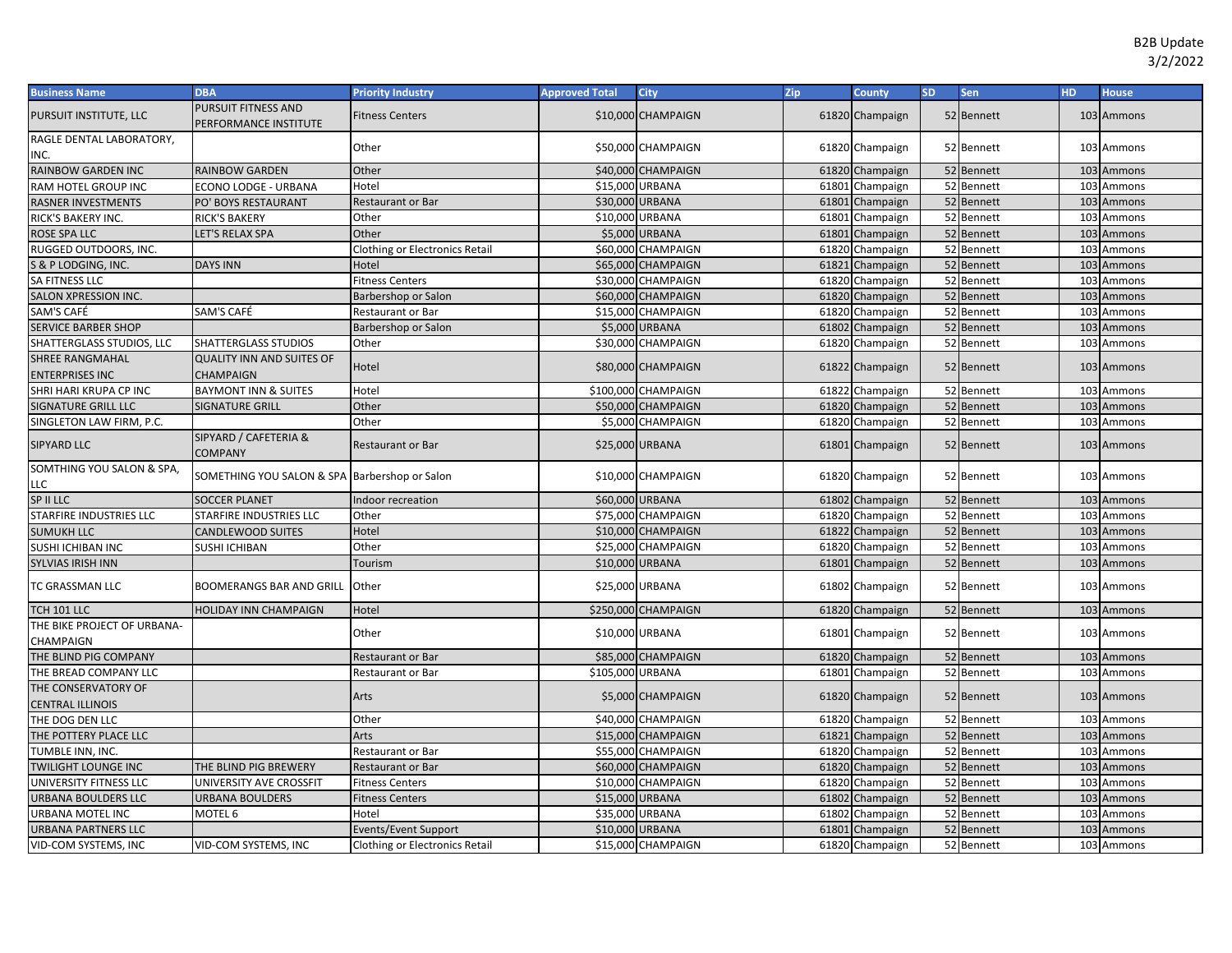B2B Update
3/2/2022

| Business Name | DBA | Priority Industry | Approved Total | City | Zip | County | SD | Sen | HD | House |
|---|---|---|---|---|---|---|---|---|---|---|
| PURSUIT INSTITUTE, LLC | PURSUIT FITNESS AND PERFORMANCE INSTITUTE | Fitness Centers | $10,000 | CHAMPAIGN | 61820 | Champaign | 52 | Bennett | 103 | Ammons |
| RAGLE DENTAL LABORATORY, INC. | | Other | $50,000 | CHAMPAIGN | 61820 | Champaign | 52 | Bennett | 103 | Ammons |
| RAINBOW GARDEN INC | RAINBOW GARDEN | Other | $40,000 | CHAMPAIGN | 61820 | Champaign | 52 | Bennett | 103 | Ammons |
| RAM HOTEL GROUP INC | ECONO LODGE - URBANA | Hotel | $15,000 | URBANA | 61801 | Champaign | 52 | Bennett | 103 | Ammons |
| RASNER INVESTMENTS | PO' BOYS RESTAURANT | Restaurant or Bar | $30,000 | URBANA | 61801 | Champaign | 52 | Bennett | 103 | Ammons |
| RICK'S BAKERY INC. | RICK'S BAKERY | Other | $10,000 | URBANA | 61801 | Champaign | 52 | Bennett | 103 | Ammons |
| ROSE SPA LLC | LET'S RELAX SPA | Other | $5,000 | URBANA | 61801 | Champaign | 52 | Bennett | 103 | Ammons |
| RUGGED OUTDOORS, INC. | | Clothing or Electronics Retail | $60,000 | CHAMPAIGN | 61820 | Champaign | 52 | Bennett | 103 | Ammons |
| S & P LODGING, INC. | DAYS INN | Hotel | $65,000 | CHAMPAIGN | 61821 | Champaign | 52 | Bennett | 103 | Ammons |
| SA FITNESS LLC | | Fitness Centers | $30,000 | CHAMPAIGN | 61820 | Champaign | 52 | Bennett | 103 | Ammons |
| SALON XPRESSION INC. | | Barbershop or Salon | $60,000 | CHAMPAIGN | 61820 | Champaign | 52 | Bennett | 103 | Ammons |
| SAM'S CAFÉ | SAM'S CAFÉ | Restaurant or Bar | $15,000 | CHAMPAIGN | 61820 | Champaign | 52 | Bennett | 103 | Ammons |
| SERVICE BARBER SHOP | | Barbershop or Salon | $5,000 | URBANA | 61802 | Champaign | 52 | Bennett | 103 | Ammons |
| SHATTERGLASS STUDIOS, LLC | SHATTERGLASS STUDIOS | Other | $30,000 | CHAMPAIGN | 61820 | Champaign | 52 | Bennett | 103 | Ammons |
| SHREE RANGMAHAL ENTERPRISES INC | QUALITY INN AND SUITES OF CHAMPAIGN | Hotel | $80,000 | CHAMPAIGN | 61822 | Champaign | 52 | Bennett | 103 | Ammons |
| SHRI HARI KRUPA CP INC | BAYMONT INN & SUITES | Hotel | $100,000 | CHAMPAIGN | 61822 | Champaign | 52 | Bennett | 103 | Ammons |
| SIGNATURE GRILL LLC | SIGNATURE GRILL | Other | $50,000 | CHAMPAIGN | 61820 | Champaign | 52 | Bennett | 103 | Ammons |
| SINGLETON LAW FIRM, P.C. | | Other | $5,000 | CHAMPAIGN | 61820 | Champaign | 52 | Bennett | 103 | Ammons |
| SIPYARD LLC | SIPYARD / CAFETERIA & COMPANY | Restaurant or Bar | $25,000 | URBANA | 61801 | Champaign | 52 | Bennett | 103 | Ammons |
| SOMTHING YOU SALON & SPA, LLC | SOMETHING YOU SALON & SPA | Barbershop or Salon | $10,000 | CHAMPAIGN | 61820 | Champaign | 52 | Bennett | 103 | Ammons |
| SP II LLC | SOCCER PLANET | Indoor recreation | $60,000 | URBANA | 61802 | Champaign | 52 | Bennett | 103 | Ammons |
| STARFIRE INDUSTRIES LLC | STARFIRE INDUSTRIES LLC | Other | $75,000 | CHAMPAIGN | 61820 | Champaign | 52 | Bennett | 103 | Ammons |
| SUMUKH LLC | CANDLEWOOD SUITES | Hotel | $10,000 | CHAMPAIGN | 61822 | Champaign | 52 | Bennett | 103 | Ammons |
| SUSHI ICHIBAN INC | SUSHI ICHIBAN | Other | $25,000 | CHAMPAIGN | 61820 | Champaign | 52 | Bennett | 103 | Ammons |
| SYLVIAS IRISH INN | | Tourism | $10,000 | URBANA | 61801 | Champaign | 52 | Bennett | 103 | Ammons |
| TC GRASSMAN LLC | BOOMERANGS BAR AND GRILL | Other | $25,000 | URBANA | 61802 | Champaign | 52 | Bennett | 103 | Ammons |
| TCH 101 LLC | HOLIDAY INN CHAMPAIGN | Hotel | $250,000 | CHAMPAIGN | 61820 | Champaign | 52 | Bennett | 103 | Ammons |
| THE BIKE PROJECT OF URBANA-CHAMPAIGN | | Other | $10,000 | URBANA | 61801 | Champaign | 52 | Bennett | 103 | Ammons |
| THE BLIND PIG COMPANY | | Restaurant or Bar | $85,000 | CHAMPAIGN | 61820 | Champaign | 52 | Bennett | 103 | Ammons |
| THE BREAD COMPANY LLC | | Restaurant or Bar | $105,000 | URBANA | 61801 | Champaign | 52 | Bennett | 103 | Ammons |
| THE CONSERVATORY OF CENTRAL ILLINOIS | | Arts | $5,000 | CHAMPAIGN | 61820 | Champaign | 52 | Bennett | 103 | Ammons |
| THE DOG DEN LLC | | Other | $40,000 | CHAMPAIGN | 61820 | Champaign | 52 | Bennett | 103 | Ammons |
| THE POTTERY PLACE LLC | | Arts | $15,000 | CHAMPAIGN | 61821 | Champaign | 52 | Bennett | 103 | Ammons |
| TUMBLE INN, INC. | | Restaurant or Bar | $55,000 | CHAMPAIGN | 61820 | Champaign | 52 | Bennett | 103 | Ammons |
| TWILIGHT LOUNGE INC | THE BLIND PIG BREWERY | Restaurant or Bar | $60,000 | CHAMPAIGN | 61820 | Champaign | 52 | Bennett | 103 | Ammons |
| UNIVERSITY FITNESS LLC | UNIVERSITY AVE CROSSFIT | Fitness Centers | $10,000 | CHAMPAIGN | 61820 | Champaign | 52 | Bennett | 103 | Ammons |
| URBANA BOULDERS LLC | URBANA BOULDERS | Fitness Centers | $15,000 | URBANA | 61802 | Champaign | 52 | Bennett | 103 | Ammons |
| URBANA MOTEL INC | MOTEL 6 | Hotel | $35,000 | URBANA | 61802 | Champaign | 52 | Bennett | 103 | Ammons |
| URBANA PARTNERS LLC | | Events/Event Support | $10,000 | URBANA | 61801 | Champaign | 52 | Bennett | 103 | Ammons |
| VID-COM SYSTEMS, INC | VID-COM SYSTEMS, INC | Clothing or Electronics Retail | $15,000 | CHAMPAIGN | 61820 | Champaign | 52 | Bennett | 103 | Ammons |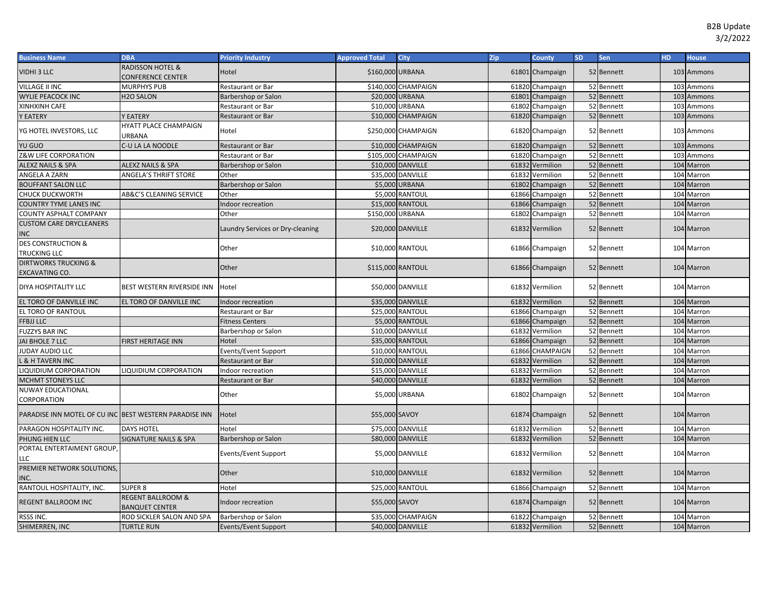B2B Update
3/2/2022

| Business Name | DBA | Priority Industry | Approved Total | City | Zip | County | SD | Sen | HD | House |
|---|---|---|---|---|---|---|---|---|---|---|
| VIDHI 3 LLC | RADISSON HOTEL & CONFERENCE CENTER | Hotel | $160,000 | URBANA | 61801 | Champaign | 52 | Bennett | 103 | Ammons |
| VILLAGE II INC | MURPHYS PUB | Restaurant or Bar | $140,000 | CHAMPAIGN | 61820 | Champaign | 52 | Bennett | 103 | Ammons |
| WYLIE PEACOCK INC | H2O SALON | Barbershop or Salon | $20,000 | URBANA | 61801 | Champaign | 52 | Bennett | 103 | Ammons |
| XINHXINH CAFE | | Restaurant or Bar | $10,000 | URBANA | 61802 | Champaign | 52 | Bennett | 103 | Ammons |
| Y EATERY | Y EATERY | Restaurant or Bar | $10,000 | CHAMPAIGN | 61820 | Champaign | 52 | Bennett | 103 | Ammons |
| YG HOTEL INVESTORS, LLC | HYATT PLACE CHAMPAIGN URBANA | Hotel | $250,000 | CHAMPAIGN | 61820 | Champaign | 52 | Bennett | 103 | Ammons |
| YU GUO | C-U LA LA NOODLE | Restaurant or Bar | $10,000 | CHAMPAIGN | 61820 | Champaign | 52 | Bennett | 103 | Ammons |
| Z&W LIFE CORPORATION | | Restaurant or Bar | $105,000 | CHAMPAIGN | 61820 | Champaign | 52 | Bennett | 103 | Ammons |
| ALEXZ NAILS & SPA | ALEXZ NAILS & SPA | Barbershop or Salon | $10,000 | DANVILLE | 61832 | Vermilion | 52 | Bennett | 104 | Marron |
| ANGELA A ZARN | ANGELA'S THRIFT STORE | Other | $35,000 | DANVILLE | 61832 | Vermilion | 52 | Bennett | 104 | Marron |
| BOUFFANT SALON LLC | | Barbershop or Salon | $5,000 | URBANA | 61802 | Champaign | 52 | Bennett | 104 | Marron |
| CHUCK DUCKWORTH | AB&C'S CLEANING SERVICE | Other | $5,000 | RANTOUL | 61866 | Champaign | 52 | Bennett | 104 | Marron |
| COUNTRY TYME LANES INC | | Indoor recreation | $15,000 | RANTOUL | 61866 | Champaign | 52 | Bennett | 104 | Marron |
| COUNTY ASPHALT COMPANY | | Other | $150,000 | URBANA | 61802 | Champaign | 52 | Bennett | 104 | Marron |
| CUSTOM CARE DRYCLEANERS INC | | Laundry Services or Dry-cleaning | $20,000 | DANVILLE | 61832 | Vermilion | 52 | Bennett | 104 | Marron |
| DES CONSTRUCTION & TRUCKING LLC | | Other | $10,000 | RANTOUL | 61866 | Champaign | 52 | Bennett | 104 | Marron |
| DIRTWORKS TRUCKING & EXCAVATING CO. | | Other | $115,000 | RANTOUL | 61866 | Champaign | 52 | Bennett | 104 | Marron |
| DIYA HOSPITALITY LLC | BEST WESTERN RIVERSIDE INN | Hotel | $50,000 | DANVILLE | 61832 | Vermilion | 52 | Bennett | 104 | Marron |
| EL TORO OF DANVILLE INC | EL TORO OF DANVILLE INC | Indoor recreation | $35,000 | DANVILLE | 61832 | Vermilion | 52 | Bennett | 104 | Marron |
| EL TORO OF RANTOUL | | Restaurant or Bar | $25,000 | RANTOUL | 61866 | Champaign | 52 | Bennett | 104 | Marron |
| FFBJJ LLC | | Fitness Centers | $5,000 | RANTOUL | 61866 | Champaign | 52 | Bennett | 104 | Marron |
| FUZZYS BAR INC | | Barbershop or Salon | $10,000 | DANVILLE | 61832 | Vermilion | 52 | Bennett | 104 | Marron |
| JAI BHOLE 7 LLC | FIRST HERITAGE INN | Hotel | $35,000 | RANTOUL | 61866 | Champaign | 52 | Bennett | 104 | Marron |
| JUDAY AUDIO LLC | | Events/Event Support | $10,000 | RANTOUL | 61866 | CHAMPAIGN | 52 | Bennett | 104 | Marron |
| L & H TAVERN INC | | Restaurant or Bar | $10,000 | DANVILLE | 61832 | Vermilion | 52 | Bennett | 104 | Marron |
| LIQUIDIUM CORPORATION | LIQUIDIUM CORPORATION | Indoor recreation | $15,000 | DANVILLE | 61832 | Vermilion | 52 | Bennett | 104 | Marron |
| MCHMT STONEYS LLC | | Restaurant or Bar | $40,000 | DANVILLE | 61832 | Vermilion | 52 | Bennett | 104 | Marron |
| NUWAY EDUCATIONAL CORPORATION | | Other | $5,000 | URBANA | 61802 | Champaign | 52 | Bennett | 104 | Marron |
| PARADISE INN MOTEL OF CU INC | BEST WESTERN PARADISE INN | Hotel | $55,000 | SAVOY | 61874 | Champaign | 52 | Bennett | 104 | Marron |
| PARAGON HOSPITALITY INC. | DAYS HOTEL | Hotel | $75,000 | DANVILLE | 61832 | Vermilion | 52 | Bennett | 104 | Marron |
| PHUNG HIEN LLC | SIGNATURE NAILS & SPA | Barbershop or Salon | $80,000 | DANVILLE | 61832 | Vermilion | 52 | Bennett | 104 | Marron |
| PORTAL ENTERTAIMENT GROUP, LLC | | Events/Event Support | $5,000 | DANVILLE | 61832 | Vermilion | 52 | Bennett | 104 | Marron |
| PREMIER NETWORK SOLUTIONS, INC. | | Other | $10,000 | DANVILLE | 61832 | Vermilion | 52 | Bennett | 104 | Marron |
| RANTOUL HOSPITALITY, INC. | SUPER 8 | Hotel | $25,000 | RANTOUL | 61866 | Champaign | 52 | Bennett | 104 | Marron |
| REGENT BALLROOM INC | REGENT BALLROOM & BANQUET CENTER | Indoor recreation | $55,000 | SAVOY | 61874 | Champaign | 52 | Bennett | 104 | Marron |
| RSSS INC. | ROD SICKLER SALON AND SPA | Barbershop or Salon | $35,000 | CHAMPAIGN | 61822 | Champaign | 52 | Bennett | 104 | Marron |
| SHIMERREN, INC | TURTLE RUN | Events/Event Support | $40,000 | DANVILLE | 61832 | Vermilion | 52 | Bennett | 104 | Marron |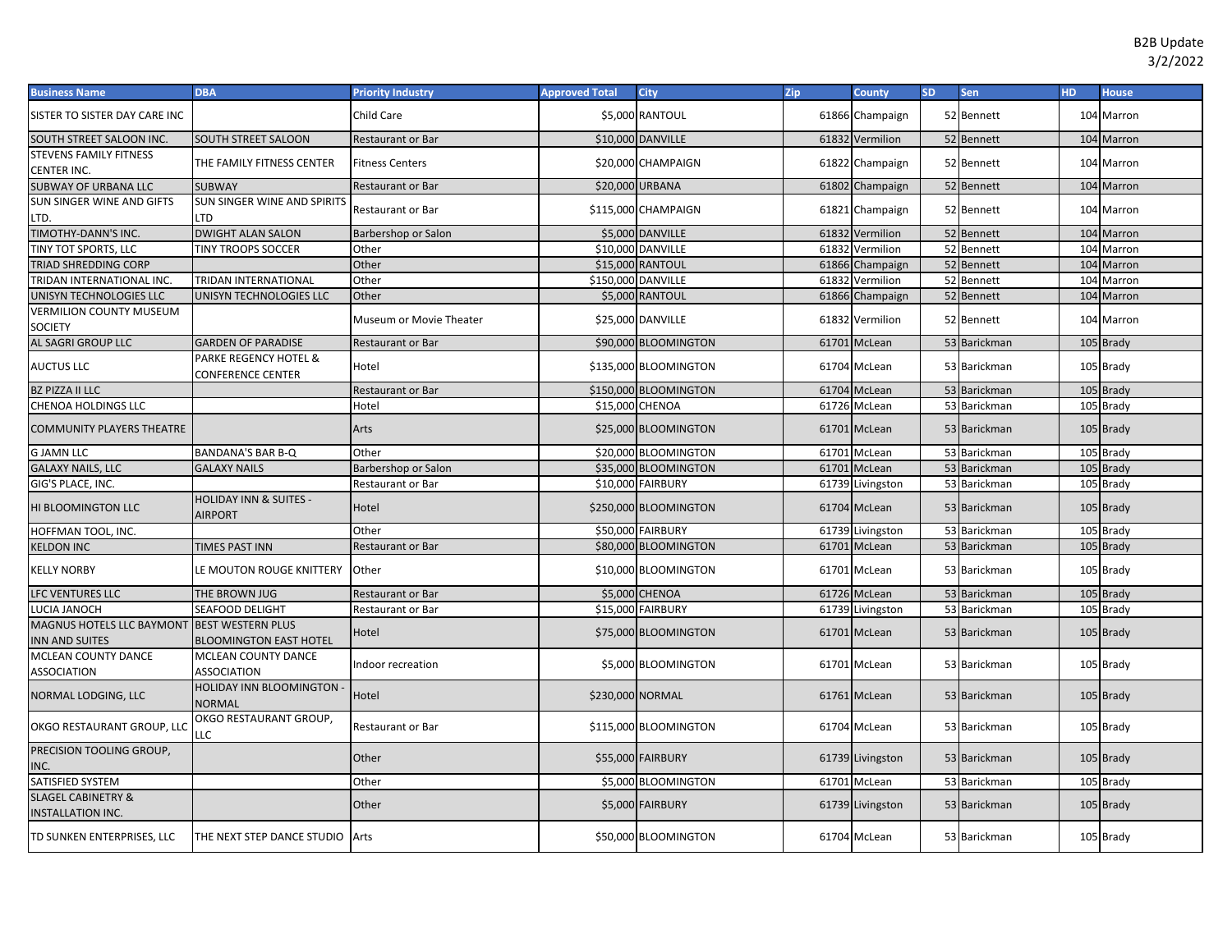B2B Update
3/2/2022

| Business Name | DBA | Priority Industry | Approved Total | City | Zip | County | SD | Sen | HD | House |
|---|---|---|---|---|---|---|---|---|---|---|
| SISTER TO SISTER DAY CARE INC | | Child Care | $5,000 | RANTOUL | 61866 | Champaign | 52 | Bennett | 104 | Marron |
| SOUTH STREET SALOON INC. | SOUTH STREET SALOON | Restaurant or Bar | $10,000 | DANVILLE | 61832 | Vermilion | 52 | Bennett | 104 | Marron |
| STEVENS FAMILY FITNESS CENTER INC. | THE FAMILY FITNESS CENTER | Fitness Centers | $20,000 | CHAMPAIGN | 61822 | Champaign | 52 | Bennett | 104 | Marron |
| SUBWAY OF URBANA LLC | SUBWAY | Restaurant or Bar | $20,000 | URBANA | 61802 | Champaign | 52 | Bennett | 104 | Marron |
| SUN SINGER WINE AND GIFTS LTD. | SUN SINGER WINE AND SPIRITS LTD | Restaurant or Bar | $115,000 | CHAMPAIGN | 61821 | Champaign | 52 | Bennett | 104 | Marron |
| TIMOTHY-DANN'S INC. | DWIGHT ALAN SALON | Barbershop or Salon | $5,000 | DANVILLE | 61832 | Vermilion | 52 | Bennett | 104 | Marron |
| TINY TOT SPORTS, LLC | TINY TROOPS SOCCER | Other | $10,000 | DANVILLE | 61832 | Vermilion | 52 | Bennett | 104 | Marron |
| TRIAD SHREDDING CORP | | Other | $15,000 | RANTOUL | 61866 | Champaign | 52 | Bennett | 104 | Marron |
| TRIDAN INTERNATIONAL INC. | TRIDAN INTERNATIONAL | Other | $150,000 | DANVILLE | 61832 | Vermilion | 52 | Bennett | 104 | Marron |
| UNISYN TECHNOLOGIES LLC | UNISYN TECHNOLOGIES LLC | Other | $5,000 | RANTOUL | 61866 | Champaign | 52 | Bennett | 104 | Marron |
| VERMILION COUNTY MUSEUM SOCIETY | | Museum or Movie Theater | $25,000 | DANVILLE | 61832 | Vermilion | 52 | Bennett | 104 | Marron |
| AL SAGRI GROUP LLC | GARDEN OF PARADISE | Restaurant or Bar | $90,000 | BLOOMINGTON | 61701 | McLean | 53 | Barickman | 105 | Brady |
| AUCTUS LLC | PARKE REGENCY HOTEL & CONFERENCE CENTER | Hotel | $135,000 | BLOOMINGTON | 61704 | McLean | 53 | Barickman | 105 | Brady |
| BZ PIZZA II LLC | | Restaurant or Bar | $150,000 | BLOOMINGTON | 61704 | McLean | 53 | Barickman | 105 | Brady |
| CHENOA HOLDINGS LLC | | Hotel | $15,000 | CHENOA | 61726 | McLean | 53 | Barickman | 105 | Brady |
| COMMUNITY PLAYERS THEATRE | | Arts | $25,000 | BLOOMINGTON | 61701 | McLean | 53 | Barickman | 105 | Brady |
| G JAMN LLC | BANDANA'S BAR B-Q | Other | $20,000 | BLOOMINGTON | 61701 | McLean | 53 | Barickman | 105 | Brady |
| GALAXY NAILS, LLC | GALAXY NAILS | Barbershop or Salon | $35,000 | BLOOMINGTON | 61701 | McLean | 53 | Barickman | 105 | Brady |
| GIG'S PLACE, INC. | | Restaurant or Bar | $10,000 | FAIRBURY | 61739 | Livingston | 53 | Barickman | 105 | Brady |
| HI BLOOMINGTON LLC | HOLIDAY INN & SUITES - AIRPORT | Hotel | $250,000 | BLOOMINGTON | 61704 | McLean | 53 | Barickman | 105 | Brady |
| HOFFMAN TOOL, INC. | | Other | $50,000 | FAIRBURY | 61739 | Livingston | 53 | Barickman | 105 | Brady |
| KELDON INC | TIMES PAST INN | Restaurant or Bar | $80,000 | BLOOMINGTON | 61701 | McLean | 53 | Barickman | 105 | Brady |
| KELLY NORBY | LE MOUTON ROUGE KNITTERY | Other | $10,000 | BLOOMINGTON | 61701 | McLean | 53 | Barickman | 105 | Brady |
| LFC VENTURES LLC | THE BROWN JUG | Restaurant or Bar | $5,000 | CHENOA | 61726 | McLean | 53 | Barickman | 105 | Brady |
| LUCIA JANOCH | SEAFOOD DELIGHT | Restaurant or Bar | $15,000 | FAIRBURY | 61739 | Livingston | 53 | Barickman | 105 | Brady |
| MAGNUS HOTELS LLC BAYMONT INN AND SUITES | BEST WESTERN PLUS BLOOMINGTON EAST HOTEL | Hotel | $75,000 | BLOOMINGTON | 61701 | McLean | 53 | Barickman | 105 | Brady |
| MCLEAN COUNTY DANCE ASSOCIATION | MCLEAN COUNTY DANCE ASSOCIATION | Indoor recreation | $5,000 | BLOOMINGTON | 61701 | McLean | 53 | Barickman | 105 | Brady |
| NORMAL LODGING, LLC | HOLIDAY INN BLOOMINGTON - NORMAL | Hotel | $230,000 | NORMAL | 61761 | McLean | 53 | Barickman | 105 | Brady |
| OKGO RESTAURANT GROUP, LLC | OKGO RESTAURANT GROUP, LLC | Restaurant or Bar | $115,000 | BLOOMINGTON | 61704 | McLean | 53 | Barickman | 105 | Brady |
| PRECISION TOOLING GROUP, INC. | | Other | $55,000 | FAIRBURY | 61739 | Livingston | 53 | Barickman | 105 | Brady |
| SATISFIED SYSTEM | | Other | $5,000 | BLOOMINGTON | 61701 | McLean | 53 | Barickman | 105 | Brady |
| SLAGEL CABINETRY & INSTALLATION INC. | | Other | $5,000 | FAIRBURY | 61739 | Livingston | 53 | Barickman | 105 | Brady |
| TD SUNKEN ENTERPRISES, LLC | THE NEXT STEP DANCE STUDIO | Arts | $50,000 | BLOOMINGTON | 61704 | McLean | 53 | Barickman | 105 | Brady |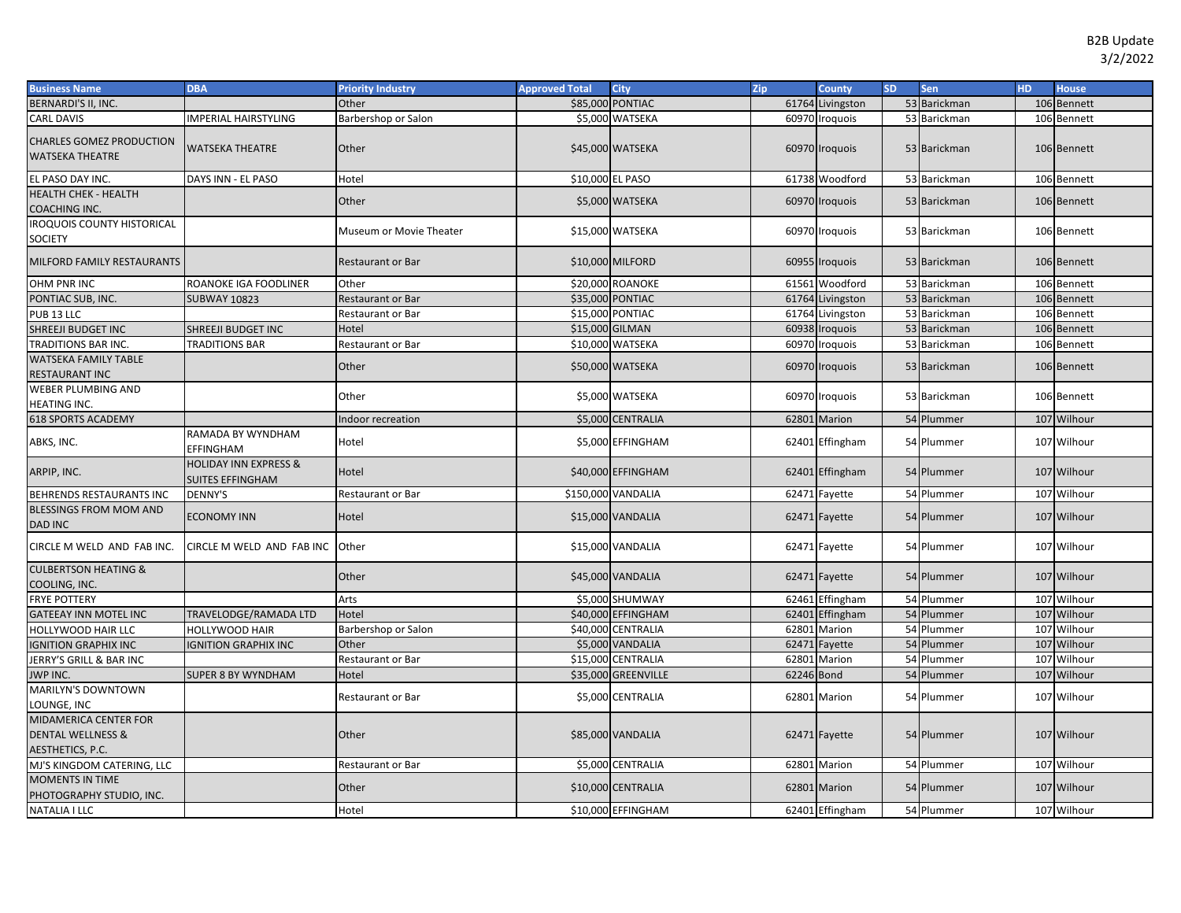B2B Update
3/2/2022

| Business Name | DBA | Priority Industry | Approved Total | City | Zip | County | SD | Sen | HD | House |
|---|---|---|---|---|---|---|---|---|---|---|
| BERNARDI'S II, INC. | | Other | $85,000 | PONTIAC | 61764 | Livingston | 53 | Barickman | 106 | Bennett |
| CARL DAVIS | IMPERIAL HAIRSTYLING | Barbershop or Salon | $5,000 | WATSEKA | 60970 | Iroquois | 53 | Barickman | 106 | Bennett |
| CHARLES GOMEZ PRODUCTION WATSEKA THEATRE | WATSEKA THEATRE | Other | $45,000 | WATSEKA | 60970 | Iroquois | 53 | Barickman | 106 | Bennett |
| EL PASO DAY INC. | DAYS INN - EL PASO | Hotel | $10,000 | EL PASO | 61738 | Woodford | 53 | Barickman | 106 | Bennett |
| HEALTH CHEK - HEALTH COACHING INC. | | Other | $5,000 | WATSEKA | 60970 | Iroquois | 53 | Barickman | 106 | Bennett |
| IROQUOIS COUNTY HISTORICAL SOCIETY | | Museum or Movie Theater | $15,000 | WATSEKA | 60970 | Iroquois | 53 | Barickman | 106 | Bennett |
| MILFORD FAMILY RESTAURANTS | | Restaurant or Bar | $10,000 | MILFORD | 60955 | Iroquois | 53 | Barickman | 106 | Bennett |
| OHM PNR INC | ROANOKE IGA FOODLINER | Other | $20,000 | ROANOKE | 61561 | Woodford | 53 | Barickman | 106 | Bennett |
| PONTIAC SUB, INC. | SUBWAY 10823 | Restaurant or Bar | $35,000 | PONTIAC | 61764 | Livingston | 53 | Barickman | 106 | Bennett |
| PUB 13 LLC | | Restaurant or Bar | $15,000 | PONTIAC | 61764 | Livingston | 53 | Barickman | 106 | Bennett |
| SHREEJI BUDGET INC | SHREEJI BUDGET INC | Hotel | $15,000 | GILMAN | 60938 | Iroquois | 53 | Barickman | 106 | Bennett |
| TRADITIONS BAR INC. | TRADITIONS BAR | Restaurant or Bar | $10,000 | WATSEKA | 60970 | Iroquois | 53 | Barickman | 106 | Bennett |
| WATSEKA FAMILY TABLE RESTAURANT INC | | Other | $50,000 | WATSEKA | 60970 | Iroquois | 53 | Barickman | 106 | Bennett |
| WEBER PLUMBING AND HEATING INC. | | Other | $5,000 | WATSEKA | 60970 | Iroquois | 53 | Barickman | 106 | Bennett |
| 618 SPORTS ACADEMY | | Indoor recreation | $5,000 | CENTRALIA | 62801 | Marion | 54 | Plummer | 107 | Wilhour |
| ABKS, INC. | RAMADA BY WYNDHAM EFFINGHAM | Hotel | $5,000 | EFFINGHAM | 62401 | Effingham | 54 | Plummer | 107 | Wilhour |
| ARPIP, INC. | HOLIDAY INN EXPRESS & SUITES EFFINGHAM | Hotel | $40,000 | EFFINGHAM | 62401 | Effingham | 54 | Plummer | 107 | Wilhour |
| BEHRENDS RESTAURANTS INC | DENNY'S | Restaurant or Bar | $150,000 | VANDALIA | 62471 | Fayette | 54 | Plummer | 107 | Wilhour |
| BLESSINGS FROM MOM AND DAD INC | ECONOMY INN | Hotel | $15,000 | VANDALIA | 62471 | Fayette | 54 | Plummer | 107 | Wilhour |
| CIRCLE M WELD AND FAB INC. | CIRCLE M WELD AND FAB INC | Other | $15,000 | VANDALIA | 62471 | Fayette | 54 | Plummer | 107 | Wilhour |
| CULBERTSON HEATING & COOLING, INC. | | Other | $45,000 | VANDALIA | 62471 | Fayette | 54 | Plummer | 107 | Wilhour |
| FRYE POTTERY | | Arts | $5,000 | SHUMWAY | 62461 | Effingham | 54 | Plummer | 107 | Wilhour |
| GATEEAY INN MOTEL INC | TRAVELODGE/RAMADA LTD | Hotel | $40,000 | EFFINGHAM | 62401 | Effingham | 54 | Plummer | 107 | Wilhour |
| HOLLYWOOD HAIR LLC | HOLLYWOOD HAIR | Barbershop or Salon | $40,000 | CENTRALIA | 62801 | Marion | 54 | Plummer | 107 | Wilhour |
| IGNITION GRAPHIX INC | IGNITION GRAPHIX INC | Other | $5,000 | VANDALIA | 62471 | Fayette | 54 | Plummer | 107 | Wilhour |
| JERRY'S GRILL & BAR INC | | Restaurant or Bar | $15,000 | CENTRALIA | 62801 | Marion | 54 | Plummer | 107 | Wilhour |
| JWP INC. | SUPER 8 BY WYNDHAM | Hotel | $35,000 | GREENVILLE | 62246 | Bond | 54 | Plummer | 107 | Wilhour |
| MARILYN'S DOWNTOWN LOUNGE, INC | | Restaurant or Bar | $5,000 | CENTRALIA | 62801 | Marion | 54 | Plummer | 107 | Wilhour |
| MIDAMERICA CENTER FOR DENTAL WELLNESS & AESTHETICS, P.C. | | Other | $85,000 | VANDALIA | 62471 | Fayette | 54 | Plummer | 107 | Wilhour |
| MJ'S KINGDOM CATERING, LLC | | Restaurant or Bar | $5,000 | CENTRALIA | 62801 | Marion | 54 | Plummer | 107 | Wilhour |
| MOMENTS IN TIME PHOTOGRAPHY STUDIO, INC. | | Other | $10,000 | CENTRALIA | 62801 | Marion | 54 | Plummer | 107 | Wilhour |
| NATALIA I LLC | | Hotel | $10,000 | EFFINGHAM | 62401 | Effingham | 54 | Plummer | 107 | Wilhour |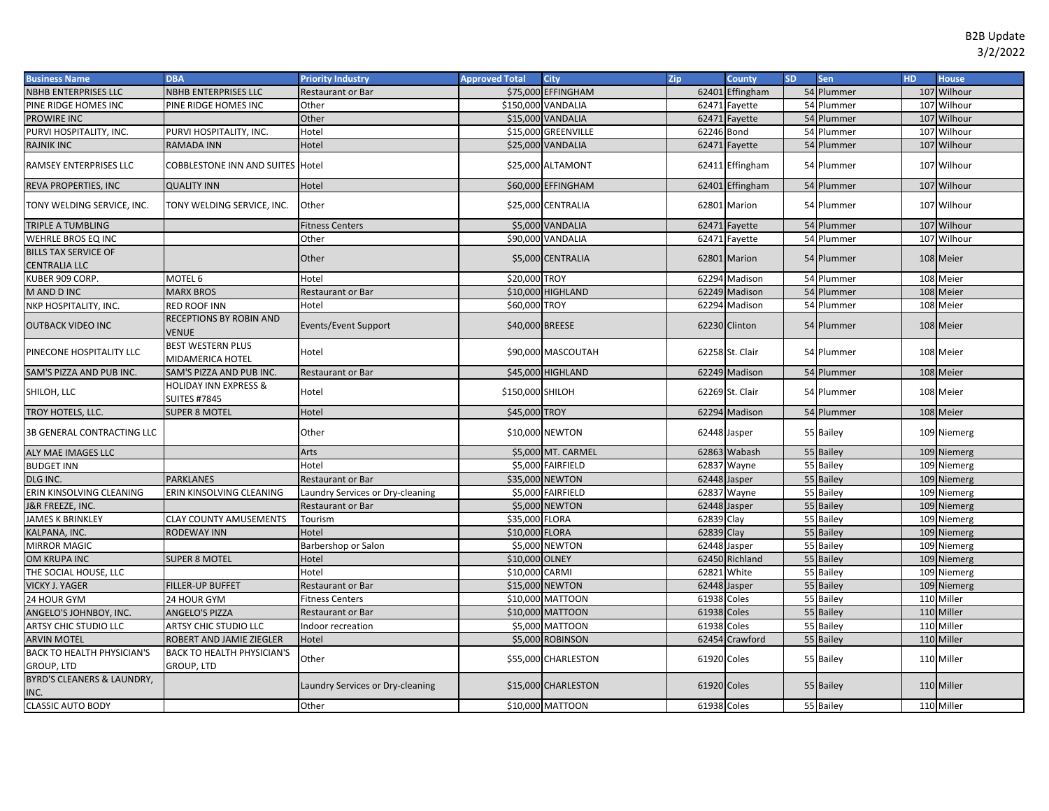B2B Update
3/2/2022

| Business Name | DBA | Priority Industry | Approved Total | City | Zip | County | SD | Sen | HD | House |
|---|---|---|---|---|---|---|---|---|---|---|
| NBHB ENTERPRISES LLC | NBHB ENTERPRISES LLC | Restaurant or Bar | $75,000 | EFFINGHAM | 62401 | Effingham | 54 | Plummer | 107 | Wilhour |
| PINE RIDGE HOMES INC | PINE RIDGE HOMES INC | Other | $150,000 | VANDALIA | 62471 | Fayette | 54 | Plummer | 107 | Wilhour |
| PROWIRE INC | | Other | $15,000 | VANDALIA | 62471 | Fayette | 54 | Plummer | 107 | Wilhour |
| PURVI HOSPITALITY, INC. | PURVI HOSPITALITY, INC. | Hotel | $15,000 | GREENVILLE | 62246 | Bond | 54 | Plummer | 107 | Wilhour |
| RAJNIK INC | RAMADA INN | Hotel | $25,000 | VANDALIA | 62471 | Fayette | 54 | Plummer | 107 | Wilhour |
| RAMSEY ENTERPRISES LLC | COBBLESTONE INN AND SUITES | Hotel | $25,000 | ALTAMONT | 62411 | Effingham | 54 | Plummer | 107 | Wilhour |
| REVA PROPERTIES, INC | QUALITY INN | Hotel | $60,000 | EFFINGHAM | 62401 | Effingham | 54 | Plummer | 107 | Wilhour |
| TONY WELDING SERVICE, INC. | TONY WELDING SERVICE, INC. | Other | $25,000 | CENTRALIA | 62801 | Marion | 54 | Plummer | 107 | Wilhour |
| TRIPLE A TUMBLING | | Fitness Centers | $5,000 | VANDALIA | 62471 | Fayette | 54 | Plummer | 107 | Wilhour |
| WEHRLE BROS EQ INC | | Other | $90,000 | VANDALIA | 62471 | Fayette | 54 | Plummer | 107 | Wilhour |
| BILLS TAX SERVICE OF CENTRALIA LLC | | Other | $5,000 | CENTRALIA | 62801 | Marion | 54 | Plummer | 108 | Meier |
| KUBER 909 CORP. | MOTEL 6 | Hotel | $20,000 | TROY | 62294 | Madison | 54 | Plummer | 108 | Meier |
| M AND D INC | MARX BROS | Restaurant or Bar | $10,000 | HIGHLAND | 62249 | Madison | 54 | Plummer | 108 | Meier |
| NKP HOSPITALITY, INC. | RED ROOF INN | Hotel | $60,000 | TROY | 62294 | Madison | 54 | Plummer | 108 | Meier |
| OUTBACK VIDEO INC | RECEPTIONS BY ROBIN AND VENUE | Events/Event Support | $40,000 | BREESE | 62230 | Clinton | 54 | Plummer | 108 | Meier |
| PINECONE HOSPITALITY LLC | BEST WESTERN PLUS MIDAMERICA HOTEL | Hotel | $90,000 | MASCOUTAH | 62258 | St. Clair | 54 | Plummer | 108 | Meier |
| SAM'S PIZZA AND PUB INC. | SAM'S PIZZA AND PUB INC. | Restaurant or Bar | $45,000 | HIGHLAND | 62249 | Madison | 54 | Plummer | 108 | Meier |
| SHILOH, LLC | HOLIDAY INN EXPRESS & SUITES #7845 | Hotel | $150,000 | SHILOH | 62269 | St. Clair | 54 | Plummer | 108 | Meier |
| TROY HOTELS, LLC. | SUPER 8 MOTEL | Hotel | $45,000 | TROY | 62294 | Madison | 54 | Plummer | 108 | Meier |
| 3B GENERAL CONTRACTING LLC | | Other | $10,000 | NEWTON | 62448 | Jasper | 55 | Bailey | 109 | Niemerg |
| ALY MAE IMAGES LLC | | Arts | $5,000 | MT. CARMEL | 62863 | Wabash | 55 | Bailey | 109 | Niemerg |
| BUDGET INN | | Hotel | $5,000 | FAIRFIELD | 62837 | Wayne | 55 | Bailey | 109 | Niemerg |
| DLG INC. | PARKLANES | Restaurant or Bar | $35,000 | NEWTON | 62448 | Jasper | 55 | Bailey | 109 | Niemerg |
| ERIN KINSOLVING CLEANING | ERIN KINSOLVING CLEANING | Laundry Services or Dry-cleaning | $5,000 | FAIRFIELD | 62837 | Wayne | 55 | Bailey | 109 | Niemerg |
| J&R FREEZE, INC. | | Restaurant or Bar | $5,000 | NEWTON | 62448 | Jasper | 55 | Bailey | 109 | Niemerg |
| JAMES K BRINKLEY | CLAY COUNTY AMUSEMENTS | Tourism | $35,000 | FLORA | 62839 | Clay | 55 | Bailey | 109 | Niemerg |
| KALPANA, INC. | RODEWAY INN | Hotel | $10,000 | FLORA | 62839 | Clay | 55 | Bailey | 109 | Niemerg |
| MIRROR MAGIC | | Barbershop or Salon | $5,000 | NEWTON | 62448 | Jasper | 55 | Bailey | 109 | Niemerg |
| OM KRUPA INC | SUPER 8 MOTEL | Hotel | $10,000 | OLNEY | 62450 | Richland | 55 | Bailey | 109 | Niemerg |
| THE SOCIAL HOUSE, LLC | | Hotel | $10,000 | CARMI | 62821 | White | 55 | Bailey | 109 | Niemerg |
| VICKY J. YAGER | FILLER-UP BUFFET | Restaurant or Bar | $15,000 | NEWTON | 62448 | Jasper | 55 | Bailey | 109 | Niemerg |
| 24 HOUR GYM | 24 HOUR GYM | Fitness Centers | $10,000 | MATTOON | 61938 | Coles | 55 | Bailey | 110 | Miller |
| ANGELO'S JOHNBOY, INC. | ANGELO'S PIZZA | Restaurant or Bar | $10,000 | MATTOON | 61938 | Coles | 55 | Bailey | 110 | Miller |
| ARTSY CHIC STUDIO LLC | ARTSY CHIC STUDIO LLC | Indoor recreation | $5,000 | MATTOON | 61938 | Coles | 55 | Bailey | 110 | Miller |
| ARVIN MOTEL | ROBERT AND JAMIE ZIEGLER | Hotel | $5,000 | ROBINSON | 62454 | Crawford | 55 | Bailey | 110 | Miller |
| BACK TO HEALTH PHYSICIAN'S GROUP, LTD | BACK TO HEALTH PHYSICIAN'S GROUP, LTD | Other | $55,000 | CHARLESTON | 61920 | Coles | 55 | Bailey | 110 | Miller |
| BYRD'S CLEANERS & LAUNDRY, INC. | | Laundry Services or Dry-cleaning | $15,000 | CHARLESTON | 61920 | Coles | 55 | Bailey | 110 | Miller |
| CLASSIC AUTO BODY | | Other | $10,000 | MATTOON | 61938 | Coles | 55 | Bailey | 110 | Miller |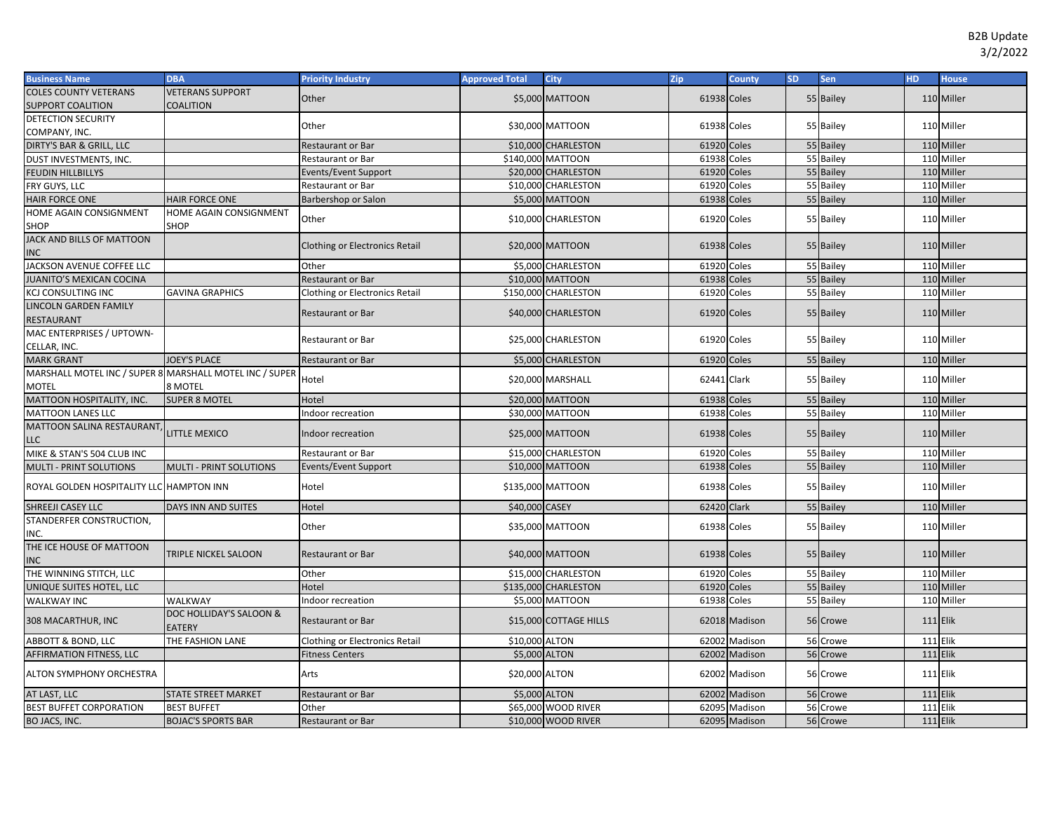B2B Update
3/2/2022

| Business Name | DBA | Priority Industry | Approved Total | City | Zip | County | SD | Sen | HD | House |
|---|---|---|---|---|---|---|---|---|---|---|
| COLES COUNTY VETERANS SUPPORT COALITION | VETERANS SUPPORT COALITION | Other | $5,000 | MATTOON | 61938 | Coles | 55 | Bailey | 110 | Miller |
| DETECTION SECURITY COMPANY, INC. | | Other | $30,000 | MATTOON | 61938 | Coles | 55 | Bailey | 110 | Miller |
| DIRTY'S BAR & GRILL, LLC | | Restaurant or Bar | $10,000 | CHARLESTON | 61920 | Coles | 55 | Bailey | 110 | Miller |
| DUST INVESTMENTS, INC. | | Restaurant or Bar | $140,000 | MATTOON | 61938 | Coles | 55 | Bailey | 110 | Miller |
| FEUDIN HILLBILLYS | | Events/Event Support | $20,000 | CHARLESTON | 61920 | Coles | 55 | Bailey | 110 | Miller |
| FRY GUYS, LLC | | Restaurant or Bar | $10,000 | CHARLESTON | 61920 | Coles | 55 | Bailey | 110 | Miller |
| HAIR FORCE ONE | HAIR FORCE ONE | Barbershop or Salon | $5,000 | MATTOON | 61938 | Coles | 55 | Bailey | 110 | Miller |
| HOME AGAIN CONSIGNMENT SHOP | HOME AGAIN CONSIGNMENT SHOP | Other | $10,000 | CHARLESTON | 61920 | Coles | 55 | Bailey | 110 | Miller |
| JACK AND BILLS OF MATTOON INC | | Clothing or Electronics Retail | $20,000 | MATTOON | 61938 | Coles | 55 | Bailey | 110 | Miller |
| JACKSON AVENUE COFFEE LLC | | Other | $5,000 | CHARLESTON | 61920 | Coles | 55 | Bailey | 110 | Miller |
| JUANITO'S MEXICAN COCINA | | Restaurant or Bar | $10,000 | MATTOON | 61938 | Coles | 55 | Bailey | 110 | Miller |
| KCJ CONSULTING INC | GAVINA GRAPHICS | Clothing or Electronics Retail | $150,000 | CHARLESTON | 61920 | Coles | 55 | Bailey | 110 | Miller |
| LINCOLN GARDEN FAMILY RESTAURANT | | Restaurant or Bar | $40,000 | CHARLESTON | 61920 | Coles | 55 | Bailey | 110 | Miller |
| MAC ENTERPRISES / UPTOWN-CELLAR, INC. | | Restaurant or Bar | $25,000 | CHARLESTON | 61920 | Coles | 55 | Bailey | 110 | Miller |
| MARK GRANT | JOEY'S PLACE | Restaurant or Bar | $5,000 | CHARLESTON | 61920 | Coles | 55 | Bailey | 110 | Miller |
| MARSHALL MOTEL INC / SUPER 8 MOTEL | MARSHALL MOTEL INC / SUPER 8 MOTEL | Hotel | $20,000 | MARSHALL | 62441 | Clark | 55 | Bailey | 110 | Miller |
| MATTOON HOSPITALITY, INC. | SUPER 8 MOTEL | Hotel | $20,000 | MATTOON | 61938 | Coles | 55 | Bailey | 110 | Miller |
| MATTOON LANES LLC | | Indoor recreation | $30,000 | MATTOON | 61938 | Coles | 55 | Bailey | 110 | Miller |
| MATTOON SALINA RESTAURANT, LLC | LITTLE MEXICO | Indoor recreation | $25,000 | MATTOON | 61938 | Coles | 55 | Bailey | 110 | Miller |
| MIKE & STAN'S 504 CLUB INC | | Restaurant or Bar | $15,000 | CHARLESTON | 61920 | Coles | 55 | Bailey | 110 | Miller |
| MULTI - PRINT SOLUTIONS | MULTI - PRINT SOLUTIONS | Events/Event Support | $10,000 | MATTOON | 61938 | Coles | 55 | Bailey | 110 | Miller |
| ROYAL GOLDEN HOSPITALITY LLC | HAMPTON INN | Hotel | $135,000 | MATTOON | 61938 | Coles | 55 | Bailey | 110 | Miller |
| SHREEJI CASEY LLC | DAYS INN AND SUITES | Hotel | $40,000 | CASEY | 62420 | Clark | 55 | Bailey | 110 | Miller |
| STANDERFER CONSTRUCTION, INC. | | Other | $35,000 | MATTOON | 61938 | Coles | 55 | Bailey | 110 | Miller |
| THE ICE HOUSE OF MATTOON INC | TRIPLE NICKEL SALOON | Restaurant or Bar | $40,000 | MATTOON | 61938 | Coles | 55 | Bailey | 110 | Miller |
| THE WINNING STITCH, LLC | | Other | $15,000 | CHARLESTON | 61920 | Coles | 55 | Bailey | 110 | Miller |
| UNIQUE SUITES HOTEL, LLC | | Hotel | $135,000 | CHARLESTON | 61920 | Coles | 55 | Bailey | 110 | Miller |
| WALKWAY INC | WALKWAY | Indoor recreation | $5,000 | MATTOON | 61938 | Coles | 55 | Bailey | 110 | Miller |
| 308 MACARTHUR, INC | DOC HOLLIDAY'S SALOON & EATERY | Restaurant or Bar | $15,000 | COTTAGE HILLS | 62018 | Madison | 56 | Crowe | 111 | Elik |
| ABBOTT & BOND, LLC | THE FASHION LANE | Clothing or Electronics Retail | $10,000 | ALTON | 62002 | Madison | 56 | Crowe | 111 | Elik |
| AFFIRMATION FITNESS, LLC | | Fitness Centers | $5,000 | ALTON | 62002 | Madison | 56 | Crowe | 111 | Elik |
| ALTON SYMPHONY ORCHESTRA | | Arts | $20,000 | ALTON | 62002 | Madison | 56 | Crowe | 111 | Elik |
| AT LAST, LLC | STATE STREET MARKET | Restaurant or Bar | $5,000 | ALTON | 62002 | Madison | 56 | Crowe | 111 | Elik |
| BEST BUFFET CORPORATION | BEST BUFFET | Other | $65,000 | WOOD RIVER | 62095 | Madison | 56 | Crowe | 111 | Elik |
| BO JACS, INC. | BOJAC'S SPORTS BAR | Restaurant or Bar | $10,000 | WOOD RIVER | 62095 | Madison | 56 | Crowe | 111 | Elik |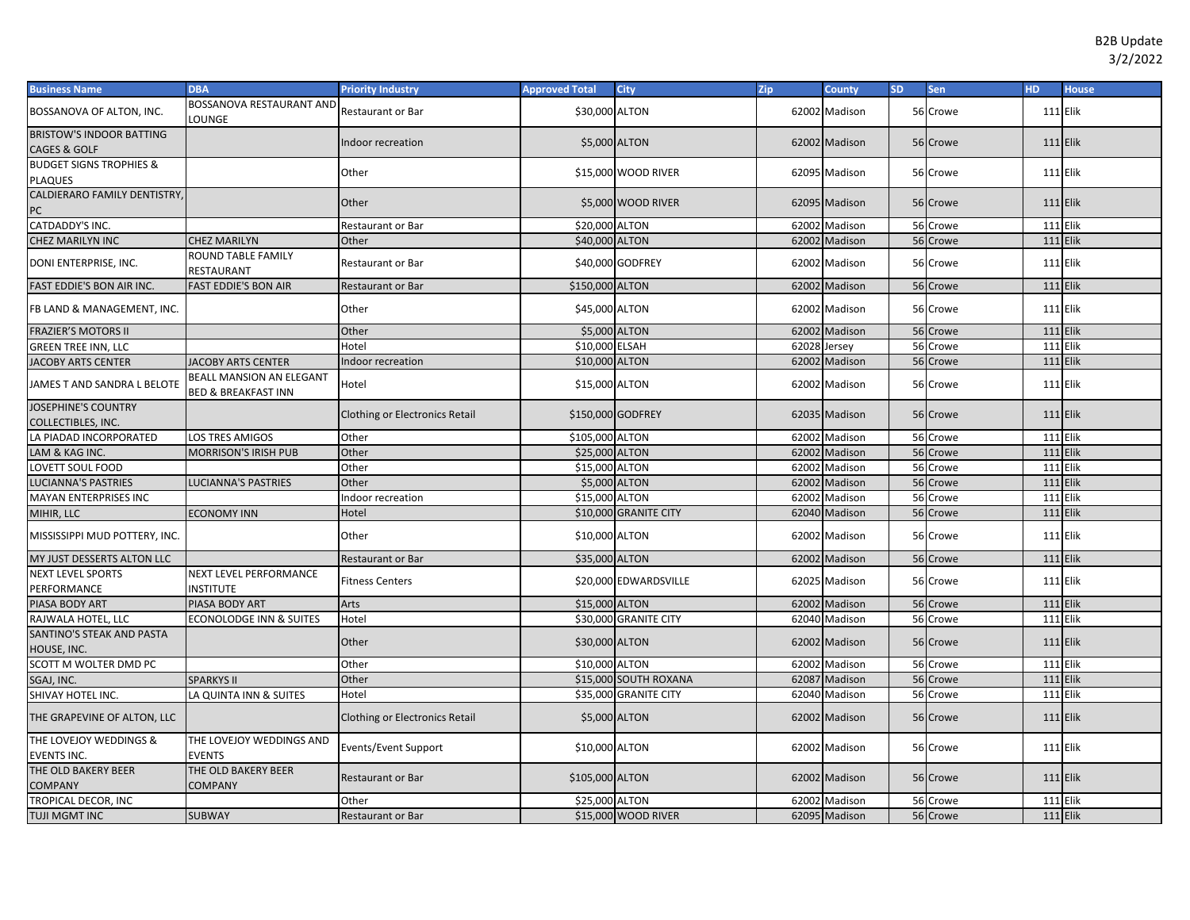B2B Update
3/2/2022

| Business Name | DBA | Priority Industry | Approved Total | City | Zip | County | SD | Sen | HD | House |
|---|---|---|---|---|---|---|---|---|---|---|
| BOSSANOVA OF ALTON, INC. | BOSSANOVA RESTAURANT AND LOUNGE | Restaurant or Bar | $30,000 | ALTON | 62002 | Madison | 56 | Crowe | 111 | Elik |
| BRISTOW'S INDOOR BATTING CAGES & GOLF | | Indoor recreation | $5,000 | ALTON | 62002 | Madison | 56 | Crowe | 111 | Elik |
| BUDGET SIGNS TROPHIES & PLAQUES | | Other | $15,000 | WOOD RIVER | 62095 | Madison | 56 | Crowe | 111 | Elik |
| CALDIERARO FAMILY DENTISTRY, PC | | Other | $5,000 | WOOD RIVER | 62095 | Madison | 56 | Crowe | 111 | Elik |
| CATDADDY'S INC. | | Restaurant or Bar | $20,000 | ALTON | 62002 | Madison | 56 | Crowe | 111 | Elik |
| CHEZ MARILYN INC | CHEZ MARILYN | Other | $40,000 | ALTON | 62002 | Madison | 56 | Crowe | 111 | Elik |
| DONI ENTERPRISE, INC. | ROUND TABLE FAMILY RESTAURANT | Restaurant or Bar | $40,000 | GODFREY | 62002 | Madison | 56 | Crowe | 111 | Elik |
| FAST EDDIE'S BON AIR INC. | FAST EDDIE'S BON AIR | Restaurant or Bar | $150,000 | ALTON | 62002 | Madison | 56 | Crowe | 111 | Elik |
| FB LAND & MANAGEMENT, INC. | | Other | $45,000 | ALTON | 62002 | Madison | 56 | Crowe | 111 | Elik |
| FRAZIER'S MOTORS II | | Other | $5,000 | ALTON | 62002 | Madison | 56 | Crowe | 111 | Elik |
| GREEN TREE INN, LLC | | Hotel | $10,000 | ELSAH | 62028 | Jersey | 56 | Crowe | 111 | Elik |
| JACOBY ARTS CENTER | JACOBY ARTS CENTER | Indoor recreation | $10,000 | ALTON | 62002 | Madison | 56 | Crowe | 111 | Elik |
| JAMES T AND SANDRA L BELOTE | BEALL MANSION AN ELEGANT BED & BREAKFAST INN | Hotel | $15,000 | ALTON | 62002 | Madison | 56 | Crowe | 111 | Elik |
| JOSEPHINE'S COUNTRY COLLECTIBLES, INC. | | Clothing or Electronics Retail | $150,000 | GODFREY | 62035 | Madison | 56 | Crowe | 111 | Elik |
| LA PIADAD INCORPORATED | LOS TRES AMIGOS | Other | $105,000 | ALTON | 62002 | Madison | 56 | Crowe | 111 | Elik |
| LAM & KAG INC. | MORRISON'S IRISH PUB | Other | $25,000 | ALTON | 62002 | Madison | 56 | Crowe | 111 | Elik |
| LOVETT SOUL FOOD | | Other | $15,000 | ALTON | 62002 | Madison | 56 | Crowe | 111 | Elik |
| LUCIANNA'S PASTRIES | LUCIANNA'S PASTRIES | Other | $5,000 | ALTON | 62002 | Madison | 56 | Crowe | 111 | Elik |
| MAYAN ENTERPRISES INC | | Indoor recreation | $15,000 | ALTON | 62002 | Madison | 56 | Crowe | 111 | Elik |
| MIHIR, LLC | ECONOMY INN | Hotel | $10,000 | GRANITE CITY | 62040 | Madison | 56 | Crowe | 111 | Elik |
| MISSISSIPPI MUD POTTERY, INC. | | Other | $10,000 | ALTON | 62002 | Madison | 56 | Crowe | 111 | Elik |
| MY JUST DESSERTS ALTON LLC | | Restaurant or Bar | $35,000 | ALTON | 62002 | Madison | 56 | Crowe | 111 | Elik |
| NEXT LEVEL SPORTS PERFORMANCE | NEXT LEVEL PERFORMANCE INSTITUTE | Fitness Centers | $20,000 | EDWARDSVILLE | 62025 | Madison | 56 | Crowe | 111 | Elik |
| PIASA BODY ART | PIASA BODY ART | Arts | $15,000 | ALTON | 62002 | Madison | 56 | Crowe | 111 | Elik |
| RAJWALA HOTEL, LLC | ECONOLODGE INN & SUITES | Hotel | $30,000 | GRANITE CITY | 62040 | Madison | 56 | Crowe | 111 | Elik |
| SANTINO'S STEAK AND PASTA HOUSE, INC. | | Other | $30,000 | ALTON | 62002 | Madison | 56 | Crowe | 111 | Elik |
| SCOTT M WOLTER DMD PC | | Other | $10,000 | ALTON | 62002 | Madison | 56 | Crowe | 111 | Elik |
| SGAJ, INC. | SPARKYS II | Other | $15,000 | SOUTH ROXANA | 62087 | Madison | 56 | Crowe | 111 | Elik |
| SHIVAY HOTEL INC. | LA QUINTA INN & SUITES | Hotel | $35,000 | GRANITE CITY | 62040 | Madison | 56 | Crowe | 111 | Elik |
| THE GRAPEVINE OF ALTON, LLC | | Clothing or Electronics Retail | $5,000 | ALTON | 62002 | Madison | 56 | Crowe | 111 | Elik |
| THE LOVEJOY WEDDINGS & EVENTS INC. | THE LOVEJOY WEDDINGS AND EVENTS | Events/Event Support | $10,000 | ALTON | 62002 | Madison | 56 | Crowe | 111 | Elik |
| THE OLD BAKERY BEER COMPANY | THE OLD BAKERY BEER COMPANY | Restaurant or Bar | $105,000 | ALTON | 62002 | Madison | 56 | Crowe | 111 | Elik |
| TROPICAL DECOR, INC | | Other | $25,000 | ALTON | 62002 | Madison | 56 | Crowe | 111 | Elik |
| TUJI MGMT INC | SUBWAY | Restaurant or Bar | $15,000 | WOOD RIVER | 62095 | Madison | 56 | Crowe | 111 | Elik |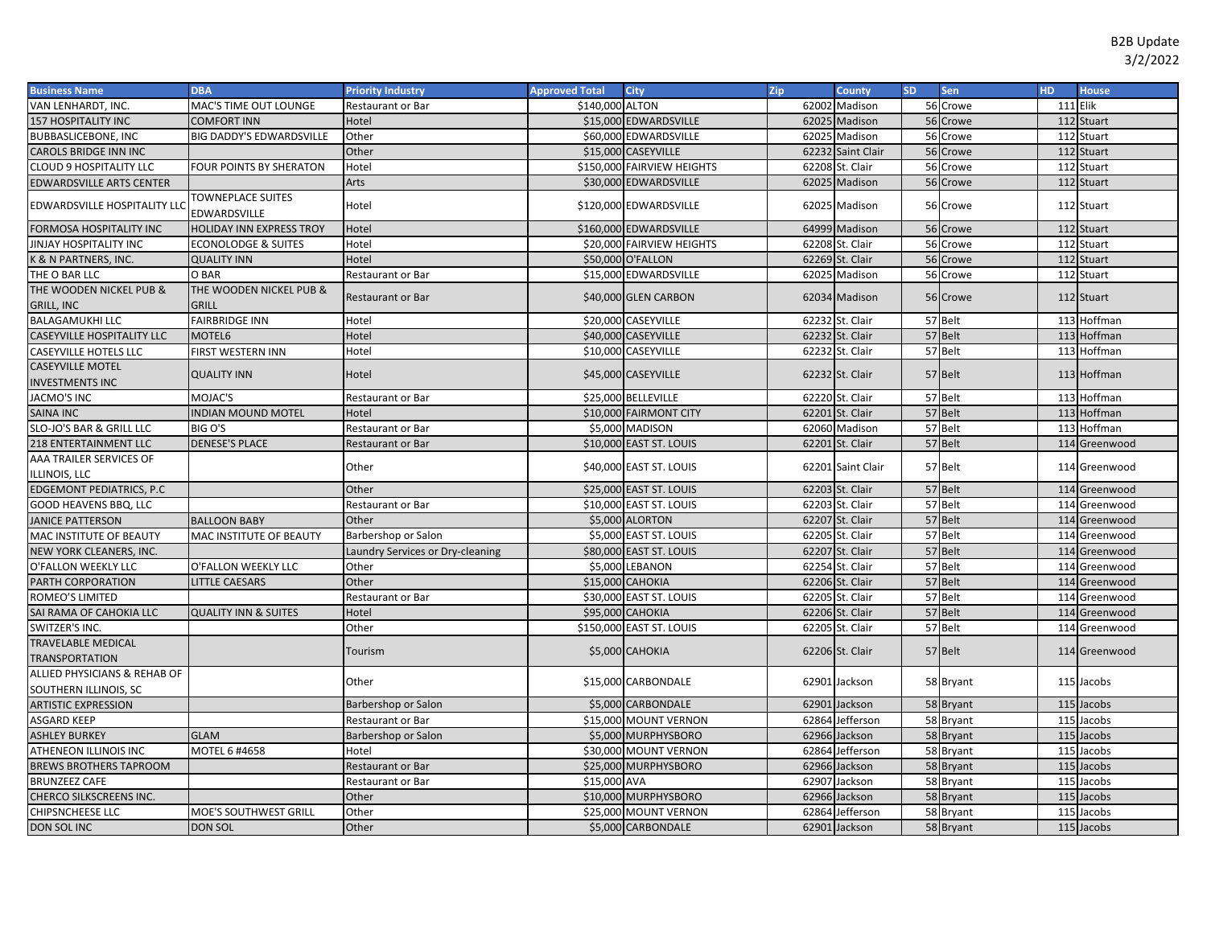B2B Update
3/2/2022

| Business Name | DBA | Priority Industry | Approved Total | City | Zip | County | SD | Sen | HD | House |
|---|---|---|---|---|---|---|---|---|---|---|
| VAN LENHARDT, INC. | MAC'S TIME OUT LOUNGE | Restaurant or Bar | $140,000 | ALTON | 62002 | Madison | 56 | Crowe | 111 | Elik |
| 157 HOSPITALITY INC | COMFORT INN | Hotel | $15,000 | EDWARDSVILLE | 62025 | Madison | 56 | Crowe | 112 | Stuart |
| BUBBASLICEBONE, INC | BIG DADDY'S EDWARDSVILLE | Other | $60,000 | EDWARDSVILLE | 62025 | Madison | 56 | Crowe | 112 | Stuart |
| CAROLS BRIDGE INN INC | | Other | $15,000 | CASEYVILLE | 62232 | Saint Clair | 56 | Crowe | 112 | Stuart |
| CLOUD 9 HOSPITALITY LLC | FOUR POINTS BY SHERATON | Hotel | $150,000 | FAIRVIEW HEIGHTS | 62208 | St. Clair | 56 | Crowe | 112 | Stuart |
| EDWARDSVILLE ARTS CENTER | | Arts | $30,000 | EDWARDSVILLE | 62025 | Madison | 56 | Crowe | 112 | Stuart |
| EDWARDSVILLE HOSPITALITY LLC | TOWNEPLACE SUITES EDWARDSVILLE | Hotel | $120,000 | EDWARDSVILLE | 62025 | Madison | 56 | Crowe | 112 | Stuart |
| FORMOSA HOSPITALITY INC | HOLIDAY INN EXPRESS TROY | Hotel | $160,000 | EDWARDSVILLE | 64999 | Madison | 56 | Crowe | 112 | Stuart |
| JINJAY HOSPITALITY INC | ECONOLODGE & SUITES | Hotel | $20,000 | FAIRVIEW HEIGHTS | 62208 | St. Clair | 56 | Crowe | 112 | Stuart |
| K & N PARTNERS, INC. | QUALITY INN | Hotel | $50,000 | O'FALLON | 62269 | St. Clair | 56 | Crowe | 112 | Stuart |
| THE O BAR LLC | O BAR | Restaurant or Bar | $15,000 | EDWARDSVILLE | 62025 | Madison | 56 | Crowe | 112 | Stuart |
| THE WOODEN NICKEL PUB & GRILL, INC | THE WOODEN NICKEL PUB & GRILL | Restaurant or Bar | $40,000 | GLEN CARBON | 62034 | Madison | 56 | Crowe | 112 | Stuart |
| BALAGAMUKHI LLC | FAIRBRIDGE INN | Hotel | $20,000 | CASEYVILLE | 62232 | St. Clair | 57 | Belt | 113 | Hoffman |
| CASEYVILLE HOSPITALITY LLC | MOTEL6 | Hotel | $40,000 | CASEYVILLE | 62232 | St. Clair | 57 | Belt | 113 | Hoffman |
| CASEYVILLE HOTELS LLC | FIRST WESTERN INN | Hotel | $10,000 | CASEYVILLE | 62232 | St. Clair | 57 | Belt | 113 | Hoffman |
| CASEYVILLE MOTEL INVESTMENTS INC | QUALITY INN | Hotel | $45,000 | CASEYVILLE | 62232 | St. Clair | 57 | Belt | 113 | Hoffman |
| JACMO'S INC | MOJAC'S | Restaurant or Bar | $25,000 | BELLEVILLE | 62220 | St. Clair | 57 | Belt | 113 | Hoffman |
| SAINA INC | INDIAN MOUND MOTEL | Hotel | $10,000 | FAIRMONT CITY | 62201 | St. Clair | 57 | Belt | 113 | Hoffman |
| SLO-JO'S BAR & GRILL LLC | BIG O'S | Restaurant or Bar | $5,000 | MADISON | 62060 | Madison | 57 | Belt | 113 | Hoffman |
| 218 ENTERTAINMENT LLC | DENESE'S PLACE | Restaurant or Bar | $10,000 | EAST ST. LOUIS | 62201 | St. Clair | 57 | Belt | 114 | Greenwood |
| AAA TRAILER SERVICES OF ILLINOIS, LLC | | Other | $40,000 | EAST ST. LOUIS | 62201 | Saint Clair | 57 | Belt | 114 | Greenwood |
| EDGEMONT PEDIATRICS, P.C | | Other | $25,000 | EAST ST. LOUIS | 62203 | St. Clair | 57 | Belt | 114 | Greenwood |
| GOOD HEAVENS BBQ, LLC | | Restaurant or Bar | $10,000 | EAST ST. LOUIS | 62203 | St. Clair | 57 | Belt | 114 | Greenwood |
| JANICE PATTERSON | BALLOON BABY | Other | $5,000 | ALORTON | 62207 | St. Clair | 57 | Belt | 114 | Greenwood |
| MAC INSTITUTE OF BEAUTY | MAC INSTITUTE OF BEAUTY | Barbershop or Salon | $5,000 | EAST ST. LOUIS | 62205 | St. Clair | 57 | Belt | 114 | Greenwood |
| NEW YORK CLEANERS, INC. | | Laundry Services or Dry-cleaning | $80,000 | EAST ST. LOUIS | 62207 | St. Clair | 57 | Belt | 114 | Greenwood |
| O'FALLON WEEKLY LLC | O'FALLON WEEKLY LLC | Other | $5,000 | LEBANON | 62254 | St. Clair | 57 | Belt | 114 | Greenwood |
| PARTH CORPORATION | LITTLE CAESARS | Other | $15,000 | CAHOKIA | 62206 | St. Clair | 57 | Belt | 114 | Greenwood |
| ROMEO'S LIMITED | | Restaurant or Bar | $30,000 | EAST ST. LOUIS | 62205 | St. Clair | 57 | Belt | 114 | Greenwood |
| SAI RAMA OF CAHOKIA LLC | QUALITY INN & SUITES | Hotel | $95,000 | CAHOKIA | 62206 | St. Clair | 57 | Belt | 114 | Greenwood |
| SWITZER'S INC. | | Other | $150,000 | EAST ST. LOUIS | 62205 | St. Clair | 57 | Belt | 114 | Greenwood |
| TRAVELABLE MEDICAL TRANSPORTATION | | Tourism | $5,000 | CAHOKIA | 62206 | St. Clair | 57 | Belt | 114 | Greenwood |
| ALLIED PHYSICIANS & REHAB OF SOUTHERN ILLINOIS, SC | | Other | $15,000 | CARBONDALE | 62901 | Jackson | 58 | Bryant | 115 | Jacobs |
| ARTISTIC EXPRESSION | | Barbershop or Salon | $5,000 | CARBONDALE | 62901 | Jackson | 58 | Bryant | 115 | Jacobs |
| ASGARD KEEP | | Restaurant or Bar | $15,000 | MOUNT VERNON | 62864 | Jefferson | 58 | Bryant | 115 | Jacobs |
| ASHLEY BURKEY | GLAM | Barbershop or Salon | $5,000 | MURPHYSBORO | 62966 | Jackson | 58 | Bryant | 115 | Jacobs |
| ATHENEON ILLINOIS INC | MOTEL 6 #4658 | Hotel | $30,000 | MOUNT VERNON | 62864 | Jefferson | 58 | Bryant | 115 | Jacobs |
| BREWS BROTHERS TAPROOM | | Restaurant or Bar | $25,000 | MURPHYSBORO | 62966 | Jackson | 58 | Bryant | 115 | Jacobs |
| BRUNZEEZ CAFE | | Restaurant or Bar | $15,000 | AVA | 62907 | Jackson | 58 | Bryant | 115 | Jacobs |
| CHERCO SILKSCREENS INC. | | Other | $10,000 | MURPHYSBORO | 62966 | Jackson | 58 | Bryant | 115 | Jacobs |
| CHIPSNCHEESE LLC | MOE'S SOUTHWEST GRILL | Other | $25,000 | MOUNT VERNON | 62864 | Jefferson | 58 | Bryant | 115 | Jacobs |
| DON SOL INC | DON SOL | Other | $5,000 | CARBONDALE | 62901 | Jackson | 58 | Bryant | 115 | Jacobs |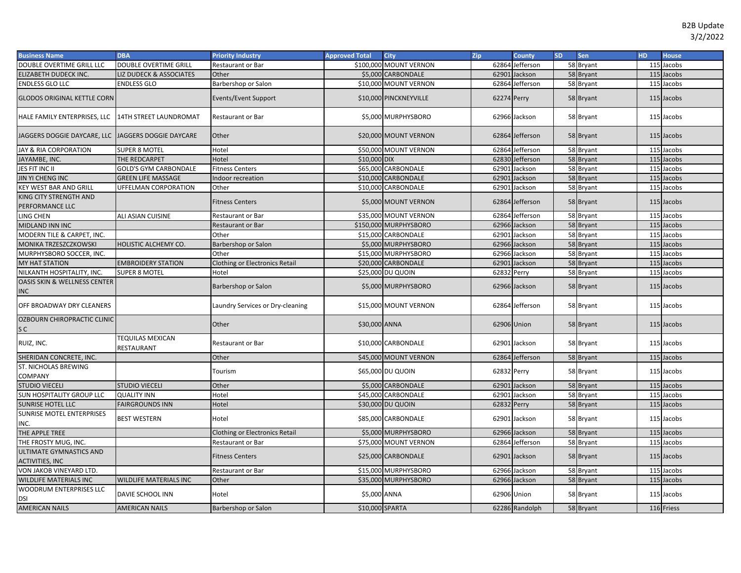B2B Update
3/2/2022

| Business Name | DBA | Priority Industry | Approved Total | City | Zip | County | SD | Sen | HD | House |
|---|---|---|---|---|---|---|---|---|---|---|
| DOUBLE OVERTIME GRILL LLC | DOUBLE OVERTIME GRILL | Restaurant or Bar | $100,000 | MOUNT VERNON | 62864 | Jefferson | 58 | Bryant | 115 | Jacobs |
| ELIZABETH DUDECK INC. | LIZ DUDECK & ASSOCIATES | Other | $5,000 | CARBONDALE | 62901 | Jackson | 58 | Bryant | 115 | Jacobs |
| ENDLESS GLO LLC | ENDLESS GLO | Barbershop or Salon | $10,000 | MOUNT VERNON | 62864 | Jefferson | 58 | Bryant | 115 | Jacobs |
| GLODOS ORIGINAL KETTLE CORN | | Events/Event Support | $10,000 | PINCKNEYVILLE | 62274 | Perry | 58 | Bryant | 115 | Jacobs |
| HALE FAMILY ENTERPRISES, LLC | 14TH STREET LAUNDROMAT | Restaurant or Bar | $5,000 | MURPHYSBORO | 62966 | Jackson | 58 | Bryant | 115 | Jacobs |
| JAGGERS DOGGIE DAYCARE, LLC | JAGGERS DOGGIE DAYCARE | Other | $20,000 | MOUNT VERNON | 62864 | Jefferson | 58 | Bryant | 115 | Jacobs |
| JAY & RIA CORPORATION | SUPER 8 MOTEL | Hotel | $50,000 | MOUNT VERNON | 62864 | Jefferson | 58 | Bryant | 115 | Jacobs |
| JAYAMBE, INC. | THE REDCARPET | Hotel | $10,000 | DIX | 62830 | Jefferson | 58 | Bryant | 115 | Jacobs |
| JES FIT INC II | GOLD'S GYM CARBONDALE | Fitness Centers | $65,000 | CARBONDALE | 62901 | Jackson | 58 | Bryant | 115 | Jacobs |
| JIN YI CHENG INC | GREEN LIFE MASSAGE | Indoor recreation | $10,000 | CARBONDALE | 62901 | Jackson | 58 | Bryant | 115 | Jacobs |
| KEY WEST BAR AND GRILL | UFFELMAN CORPORATION | Other | $10,000 | CARBONDALE | 62901 | Jackson | 58 | Bryant | 115 | Jacobs |
| KING CITY STRENGTH AND PERFORMANCE LLC | | Fitness Centers | $5,000 | MOUNT VERNON | 62864 | Jefferson | 58 | Bryant | 115 | Jacobs |
| LING CHEN | ALI ASIAN CUISINE | Restaurant or Bar | $35,000 | MOUNT VERNON | 62864 | Jefferson | 58 | Bryant | 115 | Jacobs |
| MIDLAND INN INC | | Restaurant or Bar | $150,000 | MURPHYSBORO | 62966 | Jackson | 58 | Bryant | 115 | Jacobs |
| MODERN TILE & CARPET, INC. | | Other | $15,000 | CARBONDALE | 62901 | Jackson | 58 | Bryant | 115 | Jacobs |
| MONIKA TRZESZCZKOWSKI | HOLISTIC ALCHEMY CO. | Barbershop or Salon | $5,000 | MURPHYSBORO | 62966 | Jackson | 58 | Bryant | 115 | Jacobs |
| MURPHYSBORO SOCCER, INC. | | Other | $15,000 | MURPHYSBORO | 62966 | Jackson | 58 | Bryant | 115 | Jacobs |
| MY HAT STATION | EMBROIDERY STATION | Clothing or Electronics Retail | $20,000 | CARBONDALE | 62901 | Jackson | 58 | Bryant | 115 | Jacobs |
| NILKANTH HOSPITALITY, INC. | SUPER 8 MOTEL | Hotel | $25,000 | DU QUOIN | 62832 | Perry | 58 | Bryant | 115 | Jacobs |
| OASIS SKIN & WELLNESS CENTER INC | | Barbershop or Salon | $5,000 | MURPHYSBORO | 62966 | Jackson | 58 | Bryant | 115 | Jacobs |
| OFF BROADWAY DRY CLEANERS | | Laundry Services or Dry-cleaning | $15,000 | MOUNT VERNON | 62864 | Jefferson | 58 | Bryant | 115 | Jacobs |
| OZBOURN CHIROPRACTIC CLINIC S C | | Other | $30,000 | ANNA | 62906 | Union | 58 | Bryant | 115 | Jacobs |
| RUIZ, INC. | TEQUILAS MEXICAN RESTAURANT | Restaurant or Bar | $10,000 | CARBONDALE | 62901 | Jackson | 58 | Bryant | 115 | Jacobs |
| SHERIDAN CONCRETE, INC. | | Other | $45,000 | MOUNT VERNON | 62864 | Jefferson | 58 | Bryant | 115 | Jacobs |
| ST. NICHOLAS BREWING COMPANY | | Tourism | $65,000 | DU QUOIN | 62832 | Perry | 58 | Bryant | 115 | Jacobs |
| STUDIO VIECELI | STUDIO VIECELI | Other | $5,000 | CARBONDALE | 62901 | Jackson | 58 | Bryant | 115 | Jacobs |
| SUN HOSPITALITY GROUP LLC | QUALITY INN | Hotel | $45,000 | CARBONDALE | 62901 | Jackson | 58 | Bryant | 115 | Jacobs |
| SUNRISE HOTEL LLC | FAIRGROUNDS INN | Hotel | $30,000 | DU QUOIN | 62832 | Perry | 58 | Bryant | 115 | Jacobs |
| SUNRISE MOTEL ENTERPRISES INC. | BEST WESTERN | Hotel | $85,000 | CARBONDALE | 62901 | Jackson | 58 | Bryant | 115 | Jacobs |
| THE APPLE TREE | | Clothing or Electronics Retail | $5,000 | MURPHYSBORO | 62966 | Jackson | 58 | Bryant | 115 | Jacobs |
| THE FROSTY MUG, INC. | | Restaurant or Bar | $75,000 | MOUNT VERNON | 62864 | Jefferson | 58 | Bryant | 115 | Jacobs |
| ULTIMATE GYMNASTICS AND ACTIVITIES, INC | | Fitness Centers | $25,000 | CARBONDALE | 62901 | Jackson | 58 | Bryant | 115 | Jacobs |
| VON JAKOB VINEYARD LTD. | | Restaurant or Bar | $15,000 | MURPHYSBORO | 62966 | Jackson | 58 | Bryant | 115 | Jacobs |
| WILDLIFE MATERIALS INC | WILDLIFE MATERIALS INC | Other | $35,000 | MURPHYSBORO | 62966 | Jackson | 58 | Bryant | 115 | Jacobs |
| WOODRUM ENTERPRISES LLC DSI | DAVIE SCHOOL INN | Hotel | $5,000 | ANNA | 62906 | Union | 58 | Bryant | 115 | Jacobs |
| AMERICAN NAILS | AMERICAN NAILS | Barbershop or Salon | $10,000 | SPARTA | 62286 | Randolph | 58 | Bryant | 116 | Friess |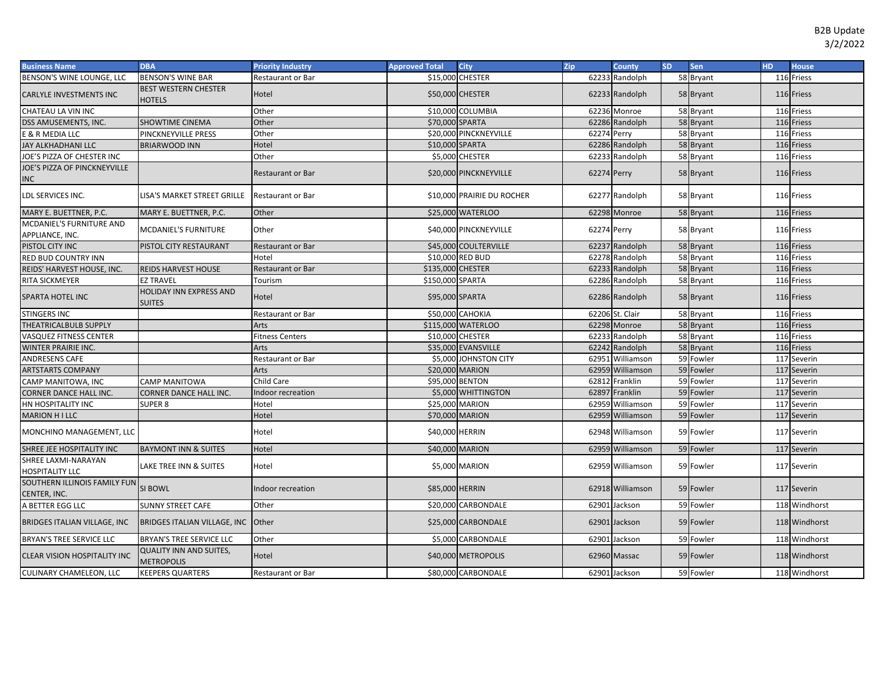B2B Update
3/2/2022

| Business Name | DBA | Priority Industry | Approved Total | City | Zip | County | SD | Sen | HD | House |
|---|---|---|---|---|---|---|---|---|---|---|
| BENSON'S WINE LOUNGE, LLC | BENSON'S WINE BAR | Restaurant or Bar | $15,000 | CHESTER | 62233 | Randolph | 58 | Bryant | 116 | Friess |
| CARLYLE INVESTMENTS INC | BEST WESTERN CHESTER HOTELS | Hotel | $50,000 | CHESTER | 62233 | Randolph | 58 | Bryant | 116 | Friess |
| CHATEAU LA VIN INC | | Other | $10,000 | COLUMBIA | 62236 | Monroe | 58 | Bryant | 116 | Friess |
| DSS AMUSEMENTS, INC. | SHOWTIME CINEMA | Other | $70,000 | SPARTA | 62286 | Randolph | 58 | Bryant | 116 | Friess |
| E & R MEDIA LLC | PINCKNEYVILLE PRESS | Other | $20,000 | PINCKNEYVILLE | 62274 | Perry | 58 | Bryant | 116 | Friess |
| JAY ALKHADHANI LLC | BRIARWOOD INN | Hotel | $10,000 | SPARTA | 62286 | Randolph | 58 | Bryant | 116 | Friess |
| JOE'S PIZZA OF CHESTER INC | | Other | $5,000 | CHESTER | 62233 | Randolph | 58 | Bryant | 116 | Friess |
| JOE'S PIZZA OF PINCKNEYVILLE INC | | Restaurant or Bar | $20,000 | PINCKNEYVILLE | 62274 | Perry | 58 | Bryant | 116 | Friess |
| LDL SERVICES INC. | LISA'S MARKET STREET GRILLE | Restaurant or Bar | $10,000 | PRAIRIE DU ROCHER | 62277 | Randolph | 58 | Bryant | 116 | Friess |
| MARY E. BUETTNER, P.C. | MARY E. BUETTNER, P.C. | Other | $25,000 | WATERLOO | 62298 | Monroe | 58 | Bryant | 116 | Friess |
| MCDANIEL'S FURNITURE AND APPLIANCE, INC. | MCDANIEL'S FURNITURE | Other | $40,000 | PINCKNEYVILLE | 62274 | Perry | 58 | Bryant | 116 | Friess |
| PISTOL CITY INC | PISTOL CITY RESTAURANT | Restaurant or Bar | $45,000 | COULTERVILLE | 62237 | Randolph | 58 | Bryant | 116 | Friess |
| RED BUD COUNTRY INN | | Hotel | $10,000 | RED BUD | 62278 | Randolph | 58 | Bryant | 116 | Friess |
| REIDS' HARVEST HOUSE, INC. | REIDS HARVEST HOUSE | Restaurant or Bar | $135,000 | CHESTER | 62233 | Randolph | 58 | Bryant | 116 | Friess |
| RITA SICKMEYER | EZ TRAVEL | Tourism | $150,000 | SPARTA | 62286 | Randolph | 58 | Bryant | 116 | Friess |
| SPARTA HOTEL INC | HOLIDAY INN EXPRESS AND SUITES | Hotel | $95,000 | SPARTA | 62286 | Randolph | 58 | Bryant | 116 | Friess |
| STINGERS INC | | Restaurant or Bar | $50,000 | CAHOKIA | 62206 | St. Clair | 58 | Bryant | 116 | Friess |
| THEATRICALBULB SUPPLY | | Arts | $115,000 | WATERLOO | 62298 | Monroe | 58 | Bryant | 116 | Friess |
| VASQUEZ FITNESS CENTER | | Fitness Centers | $10,000 | CHESTER | 62233 | Randolph | 58 | Bryant | 116 | Friess |
| WINTER PRAIRIE INC. | | Arts | $35,000 | EVANSVILLE | 62242 | Randolph | 58 | Bryant | 116 | Friess |
| ANDRESENS CAFE | | Restaurant or Bar | $5,000 | JOHNSTON CITY | 62951 | Williamson | 59 | Fowler | 117 | Severin |
| ARTSTARTS COMPANY | | Arts | $20,000 | MARION | 62959 | Williamson | 59 | Fowler | 117 | Severin |
| CAMP MANITOWA, INC | CAMP MANITOWA | Child Care | $95,000 | BENTON | 62812 | Franklin | 59 | Fowler | 117 | Severin |
| CORNER DANCE HALL INC. | CORNER DANCE HALL INC. | Indoor recreation | $5,000 | WHITTINGTON | 62897 | Franklin | 59 | Fowler | 117 | Severin |
| HN HOSPITALITY INC | SUPER 8 | Hotel | $25,000 | MARION | 62959 | Williamson | 59 | Fowler | 117 | Severin |
| MARION H I LLC | | Hotel | $70,000 | MARION | 62959 | Williamson | 59 | Fowler | 117 | Severin |
| MONCHINO MANAGEMENT, LLC | | Hotel | $40,000 | HERRIN | 62948 | Williamson | 59 | Fowler | 117 | Severin |
| SHREE JEE HOSPITALITY INC | BAYMONT INN & SUITES | Hotel | $40,000 | MARION | 62959 | Williamson | 59 | Fowler | 117 | Severin |
| SHREE LAXMI-NARAYAN HOSPITALITY LLC | LAKE TREE INN & SUITES | Hotel | $5,000 | MARION | 62959 | Williamson | 59 | Fowler | 117 | Severin |
| SOUTHERN ILLINOIS FAMILY FUN CENTER, INC. | SI BOWL | Indoor recreation | $85,000 | HERRIN | 62918 | Williamson | 59 | Fowler | 117 | Severin |
| A BETTER EGG LLC | SUNNY STREET CAFE | Other | $20,000 | CARBONDALE | 62901 | Jackson | 59 | Fowler | 118 | Windhorst |
| BRIDGES ITALIAN VILLAGE, INC | BRIDGES ITALIAN VILLAGE, INC | Other | $25,000 | CARBONDALE | 62901 | Jackson | 59 | Fowler | 118 | Windhorst |
| BRYAN'S TREE SERVICE LLC | BRYAN'S TREE SERVICE LLC | Other | $5,000 | CARBONDALE | 62901 | Jackson | 59 | Fowler | 118 | Windhorst |
| CLEAR VISION HOSPITALITY INC | QUALITY INN AND SUITES, METROPOLIS | Hotel | $40,000 | METROPOLIS | 62960 | Massac | 59 | Fowler | 118 | Windhorst |
| CULINARY CHAMELEON, LLC | KEEPERS QUARTERS | Restaurant or Bar | $80,000 | CARBONDALE | 62901 | Jackson | 59 | Fowler | 118 | Windhorst |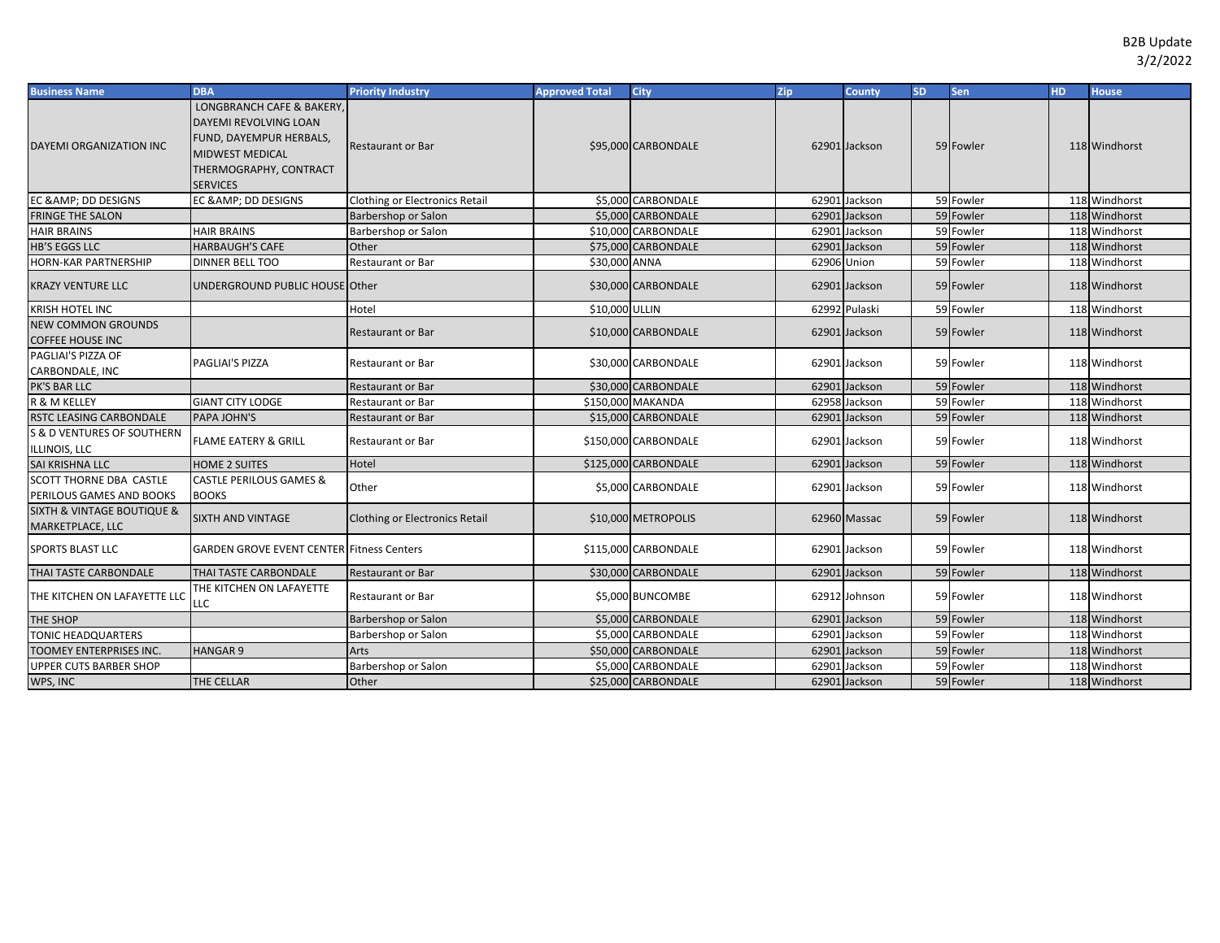B2B Update
3/2/2022

| Business Name | DBA | Priority Industry | Approved Total | City | Zip | County | SD | Sen | HD | House |
|---|---|---|---|---|---|---|---|---|---|---|
| DAYEMI ORGANIZATION INC | LONGBRANCH CAFE & BAKERY, DAYEMI REVOLVING LOAN FUND, DAYEMPUR HERBALS, MIDWEST MEDICAL THERMOGRAPHY, CONTRACT SERVICES | Restaurant or Bar | $95,000 | CARBONDALE | 62901 | Jackson | 59 | Fowler | 118 | Windhorst |
| EC &AMP; DD DESIGNS | EC &AMP; DD DESIGNS | Clothing or Electronics Retail | $5,000 | CARBONDALE | 62901 | Jackson | 59 | Fowler | 118 | Windhorst |
| FRINGE THE SALON | | Barbershop or Salon | $5,000 | CARBONDALE | 62901 | Jackson | 59 | Fowler | 118 | Windhorst |
| HAIR BRAINS | HAIR BRAINS | Barbershop or Salon | $10,000 | CARBONDALE | 62901 | Jackson | 59 | Fowler | 118 | Windhorst |
| HB'S EGGS LLC | HARBAUGH'S CAFE | Other | $75,000 | CARBONDALE | 62901 | Jackson | 59 | Fowler | 118 | Windhorst |
| HORN-KAR PARTNERSHIP | DINNER BELL TOO | Restaurant or Bar | $30,000 | ANNA | 62906 | Union | 59 | Fowler | 118 | Windhorst |
| KRAZY VENTURE LLC | UNDERGROUND PUBLIC HOUSE | Other | $30,000 | CARBONDALE | 62901 | Jackson | 59 | Fowler | 118 | Windhorst |
| KRISH HOTEL INC | | Hotel | $10,000 | ULLIN | 62992 | Pulaski | 59 | Fowler | 118 | Windhorst |
| NEW COMMON GROUNDS COFFEE HOUSE INC | | Restaurant or Bar | $10,000 | CARBONDALE | 62901 | Jackson | 59 | Fowler | 118 | Windhorst |
| PAGLIAI'S PIZZA OF CARBONDALE, INC | PAGLIAI'S PIZZA | Restaurant or Bar | $30,000 | CARBONDALE | 62901 | Jackson | 59 | Fowler | 118 | Windhorst |
| PK'S BAR LLC | | Restaurant or Bar | $30,000 | CARBONDALE | 62901 | Jackson | 59 | Fowler | 118 | Windhorst |
| R & M KELLEY | GIANT CITY LODGE | Restaurant or Bar | $150,000 | MAKANDA | 62958 | Jackson | 59 | Fowler | 118 | Windhorst |
| RSTC LEASING CARBONDALE | PAPA JOHN'S | Restaurant or Bar | $15,000 | CARBONDALE | 62901 | Jackson | 59 | Fowler | 118 | Windhorst |
| S & D VENTURES OF SOUTHERN ILLINOIS, LLC | FLAME EATERY & GRILL | Restaurant or Bar | $150,000 | CARBONDALE | 62901 | Jackson | 59 | Fowler | 118 | Windhorst |
| SAI KRISHNA LLC | HOME 2 SUITES | Hotel | $125,000 | CARBONDALE | 62901 | Jackson | 59 | Fowler | 118 | Windhorst |
| SCOTT THORNE DBA CASTLE PERILOUS GAMES AND BOOKS | CASTLE PERILOUS GAMES & BOOKS | Other | $5,000 | CARBONDALE | 62901 | Jackson | 59 | Fowler | 118 | Windhorst |
| SIXTH & VINTAGE BOUTIQUE & MARKETPLACE, LLC | SIXTH AND VINTAGE | Clothing or Electronics Retail | $10,000 | METROPOLIS | 62960 | Massac | 59 | Fowler | 118 | Windhorst |
| SPORTS BLAST LLC | GARDEN GROVE EVENT CENTER | Fitness Centers | $115,000 | CARBONDALE | 62901 | Jackson | 59 | Fowler | 118 | Windhorst |
| THAI TASTE CARBONDALE | THAI TASTE CARBONDALE | Restaurant or Bar | $30,000 | CARBONDALE | 62901 | Jackson | 59 | Fowler | 118 | Windhorst |
| THE KITCHEN ON LAFAYETTE LLC | THE KITCHEN ON LAFAYETTE LLC | Restaurant or Bar | $5,000 | BUNCOMBE | 62912 | Johnson | 59 | Fowler | 118 | Windhorst |
| THE SHOP | | Barbershop or Salon | $5,000 | CARBONDALE | 62901 | Jackson | 59 | Fowler | 118 | Windhorst |
| TONIC HEADQUARTERS | | Barbershop or Salon | $5,000 | CARBONDALE | 62901 | Jackson | 59 | Fowler | 118 | Windhorst |
| TOOMEY ENTERPRISES INC. | HANGAR 9 | Arts | $50,000 | CARBONDALE | 62901 | Jackson | 59 | Fowler | 118 | Windhorst |
| UPPER CUTS BARBER SHOP | | Barbershop or Salon | $5,000 | CARBONDALE | 62901 | Jackson | 59 | Fowler | 118 | Windhorst |
| WPS, INC | THE CELLAR | Other | $25,000 | CARBONDALE | 62901 | Jackson | 59 | Fowler | 118 | Windhorst |